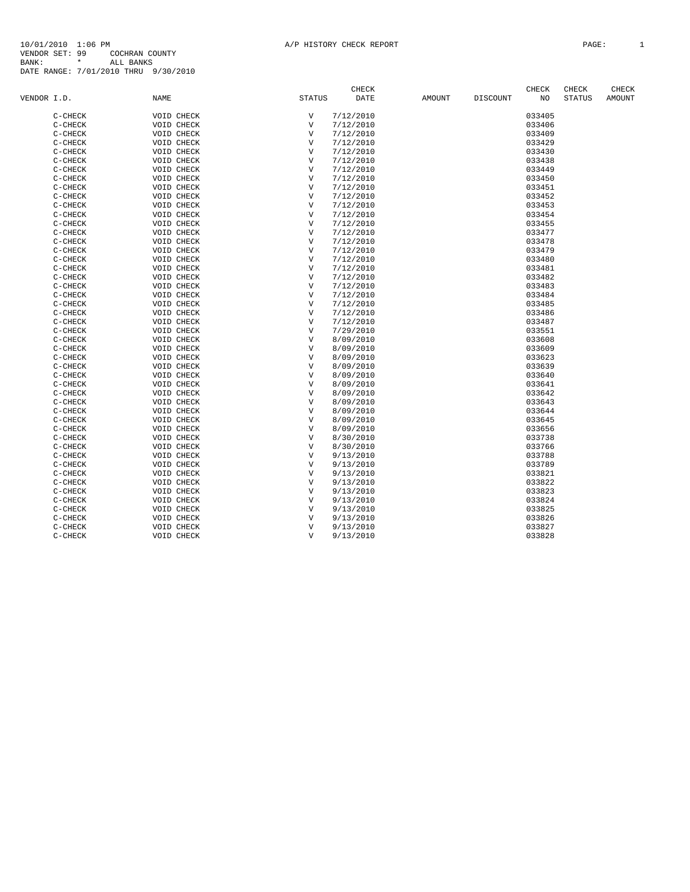10/01/2010 1:06 PM A/P HISTORY CHECK REPORT
VENDOR SET: 99 COCHRAN COUNTY
BANK: * ALL BANKS
DATE RANGE: 7/01/2010 THRU 9/30/2010

| VENDOR I.D. | NAME | STATUS | CHECK DATE | AMOUNT | DISCOUNT | CHECK NO | CHECK STATUS | CHECK AMOUNT |
|---|---|---|---|---|---|---|---|---|
| C-CHECK | VOID CHECK | V | 7/12/2010 | | | 033405 | | |
| C-CHECK | VOID CHECK | V | 7/12/2010 | | | 033406 | | |
| C-CHECK | VOID CHECK | V | 7/12/2010 | | | 033409 | | |
| C-CHECK | VOID CHECK | V | 7/12/2010 | | | 033429 | | |
| C-CHECK | VOID CHECK | V | 7/12/2010 | | | 033430 | | |
| C-CHECK | VOID CHECK | V | 7/12/2010 | | | 033438 | | |
| C-CHECK | VOID CHECK | V | 7/12/2010 | | | 033449 | | |
| C-CHECK | VOID CHECK | V | 7/12/2010 | | | 033450 | | |
| C-CHECK | VOID CHECK | V | 7/12/2010 | | | 033451 | | |
| C-CHECK | VOID CHECK | V | 7/12/2010 | | | 033452 | | |
| C-CHECK | VOID CHECK | V | 7/12/2010 | | | 033453 | | |
| C-CHECK | VOID CHECK | V | 7/12/2010 | | | 033454 | | |
| C-CHECK | VOID CHECK | V | 7/12/2010 | | | 033455 | | |
| C-CHECK | VOID CHECK | V | 7/12/2010 | | | 033477 | | |
| C-CHECK | VOID CHECK | V | 7/12/2010 | | | 033478 | | |
| C-CHECK | VOID CHECK | V | 7/12/2010 | | | 033479 | | |
| C-CHECK | VOID CHECK | V | 7/12/2010 | | | 033480 | | |
| C-CHECK | VOID CHECK | V | 7/12/2010 | | | 033481 | | |
| C-CHECK | VOID CHECK | V | 7/12/2010 | | | 033482 | | |
| C-CHECK | VOID CHECK | V | 7/12/2010 | | | 033483 | | |
| C-CHECK | VOID CHECK | V | 7/12/2010 | | | 033484 | | |
| C-CHECK | VOID CHECK | V | 7/12/2010 | | | 033485 | | |
| C-CHECK | VOID CHECK | V | 7/12/2010 | | | 033486 | | |
| C-CHECK | VOID CHECK | V | 7/12/2010 | | | 033487 | | |
| C-CHECK | VOID CHECK | V | 7/29/2010 | | | 033551 | | |
| C-CHECK | VOID CHECK | V | 8/09/2010 | | | 033608 | | |
| C-CHECK | VOID CHECK | V | 8/09/2010 | | | 033609 | | |
| C-CHECK | VOID CHECK | V | 8/09/2010 | | | 033623 | | |
| C-CHECK | VOID CHECK | V | 8/09/2010 | | | 033639 | | |
| C-CHECK | VOID CHECK | V | 8/09/2010 | | | 033640 | | |
| C-CHECK | VOID CHECK | V | 8/09/2010 | | | 033641 | | |
| C-CHECK | VOID CHECK | V | 8/09/2010 | | | 033642 | | |
| C-CHECK | VOID CHECK | V | 8/09/2010 | | | 033643 | | |
| C-CHECK | VOID CHECK | V | 8/09/2010 | | | 033644 | | |
| C-CHECK | VOID CHECK | V | 8/09/2010 | | | 033645 | | |
| C-CHECK | VOID CHECK | V | 8/09/2010 | | | 033656 | | |
| C-CHECK | VOID CHECK | V | 8/30/2010 | | | 033738 | | |
| C-CHECK | VOID CHECK | V | 8/30/2010 | | | 033766 | | |
| C-CHECK | VOID CHECK | V | 9/13/2010 | | | 033788 | | |
| C-CHECK | VOID CHECK | V | 9/13/2010 | | | 033789 | | |
| C-CHECK | VOID CHECK | V | 9/13/2010 | | | 033821 | | |
| C-CHECK | VOID CHECK | V | 9/13/2010 | | | 033822 | | |
| C-CHECK | VOID CHECK | V | 9/13/2010 | | | 033823 | | |
| C-CHECK | VOID CHECK | V | 9/13/2010 | | | 033824 | | |
| C-CHECK | VOID CHECK | V | 9/13/2010 | | | 033825 | | |
| C-CHECK | VOID CHECK | V | 9/13/2010 | | | 033826 | | |
| C-CHECK | VOID CHECK | V | 9/13/2010 | | | 033827 | | |
| C-CHECK | VOID CHECK | V | 9/13/2010 | | | 033828 | | |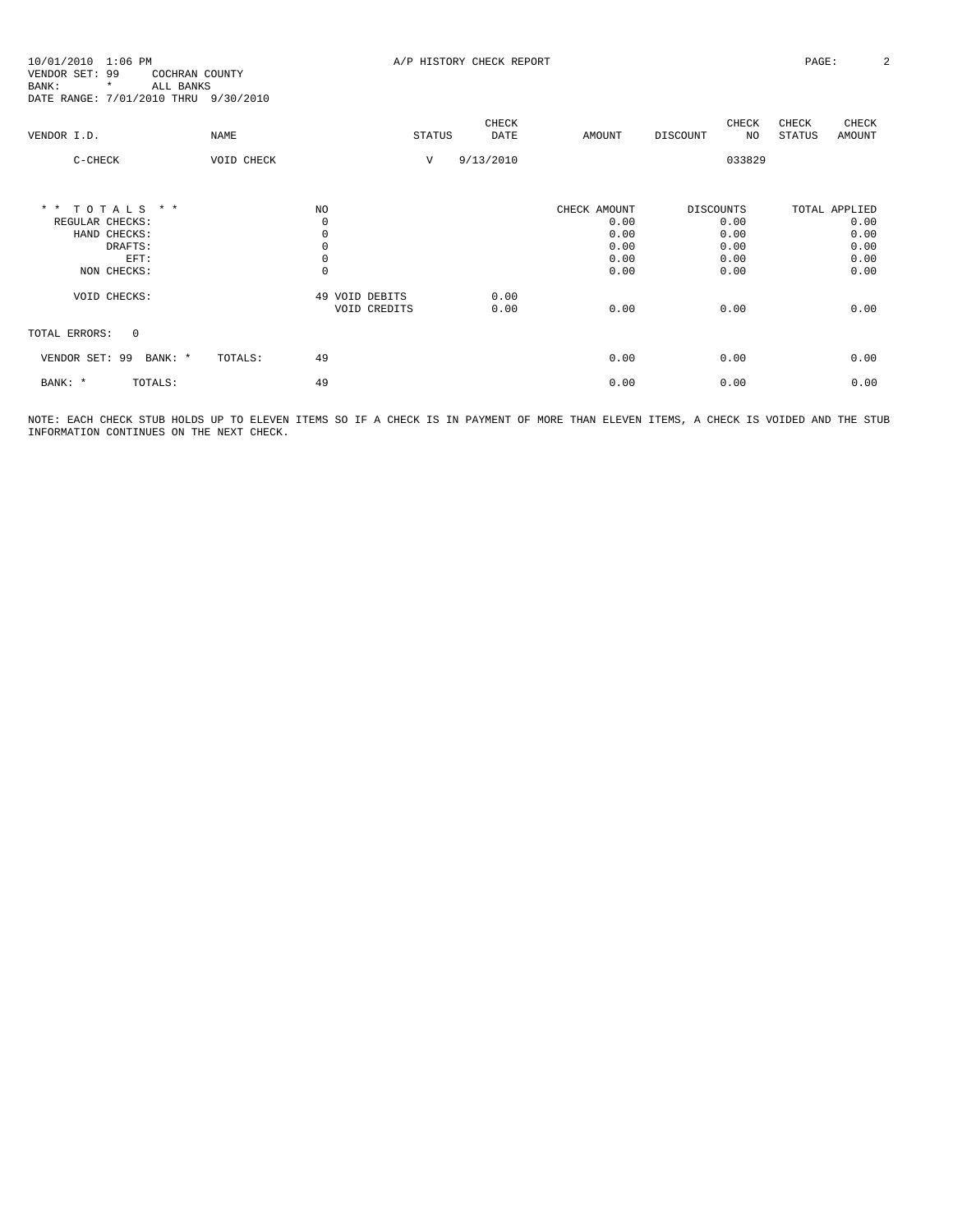10/01/2010 1:06 PM A/P HISTORY CHECK REPORT
VENDOR SET: 99 COCHRAN COUNTY
BANK: * ALL BANKS
DATE RANGE: 7/01/2010 THRU 9/30/2010

| VENDOR I.D. | NAME | STATUS | CHECK DATE | AMOUNT | DISCOUNT | CHECK NO | CHECK STATUS | CHECK AMOUNT |
|---|---|---|---|---|---|---|---|---|
| C-CHECK | VOID CHECK | V | 9/13/2010 | | | 033829 | | |

| * * T O T A L S * * | NO | | | CHECK AMOUNT | DISCOUNTS | TOTAL APPLIED |
|---|---|---|---|---|---|---|
| REGULAR CHECKS: | 0 | | | 0.00 | 0.00 | 0.00 |
| HAND CHECKS: | 0 | | | 0.00 | 0.00 | 0.00 |
| DRAFTS: | 0 | | | 0.00 | 0.00 | 0.00 |
| EFT: | 0 | | | 0.00 | 0.00 | 0.00 |
| NON CHECKS: | 0 | | | 0.00 | 0.00 | 0.00 |
| VOID CHECKS: | 49 | VOID DEBITS | 0.00 | | | |
| | | VOID CREDITS | 0.00 | 0.00 | 0.00 | 0.00 |
| TOTAL ERRORS: 0 | | | | | | |
| VENDOR SET: 99 BANK: * TOTALS: | 49 | | | 0.00 | 0.00 | 0.00 |
| BANK: * TOTALS: | 49 | | | 0.00 | 0.00 | 0.00 |

NOTE: EACH CHECK STUB HOLDS UP TO ELEVEN ITEMS SO IF A CHECK IS IN PAYMENT OF MORE THAN ELEVEN ITEMS, A CHECK IS VOIDED AND THE STUB INFORMATION CONTINUES ON THE NEXT CHECK.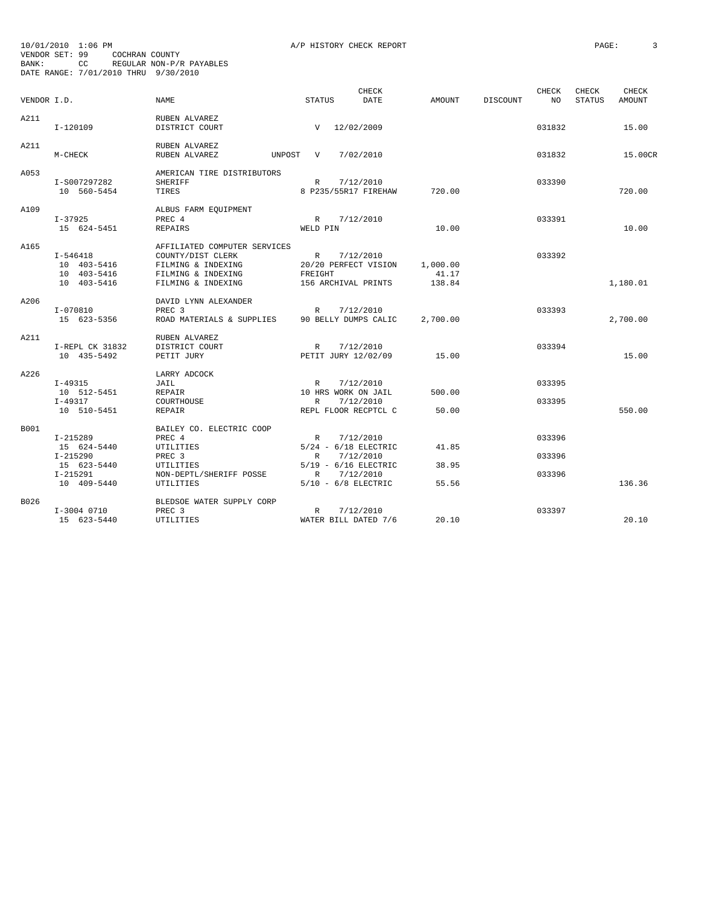10/01/2010 1:06 PM A/P HISTORY CHECK REPORT
VENDOR SET: 99 COCHRAN COUNTY
BANK: CC REGULAR NON-P/R PAYABLES
DATE RANGE: 7/01/2010 THRU 9/30/2010

| VENDOR I.D. | NAME | STATUS | CHECK DATE | AMOUNT | DISCOUNT | CHECK NO | CHECK STATUS | CHECK AMOUNT |
|---|---|---|---|---|---|---|---|---|
| A211 | RUBEN ALVAREZ | | | | | | | |
| I-120109 | DISTRICT COURT | V | 12/02/2009 | | | 031832 | | 15.00 |
| A211 | RUBEN ALVAREZ | | | | | | | |
| M-CHECK | RUBEN ALVAREZ UNPOST | V | 7/02/2010 | | | 031832 | | 15.00CR |
| A053 | AMERICAN TIRE DISTRIBUTORS | | | | | | | |
| I-S007297282 | SHERIFF | R | 7/12/2010 | | | 033390 | | |
| 10 560-5454 | TIRES | 8 P235/55R17 FIREHAW | | 720.00 | | | | 720.00 |
| A109 | ALBUS FARM EQUIPMENT | | | | | | | |
| I-37925 | PREC 4 | R | 7/12/2010 | | | 033391 | | |
| 15 624-5451 | REPAIRS | WELD PIN | | 10.00 | | | | 10.00 |
| A165 | AFFILIATED COMPUTER SERVICES | | | | | | | |
| I-546418 | COUNTY/DIST CLERK | R | 7/12/2010 | | | 033392 | | |
| 10 403-5416 | FILMING & INDEXING | 20/20 PERFECT VISION | | 1,000.00 | | | | |
| 10 403-5416 | FILMING & INDEXING | FREIGHT | | 41.17 | | | | |
| 10 403-5416 | FILMING & INDEXING | 156 ARCHIVAL PRINTS | | 138.84 | | | | 1,180.01 |
| A206 | DAVID LYNN ALEXANDER | | | | | | | |
| I-070810 | PREC 3 | R | 7/12/2010 | | | 033393 | | |
| 15 623-5356 | ROAD MATERIALS & SUPPLIES | 90 BELLY DUMPS CALIC | | 2,700.00 | | | | 2,700.00 |
| A211 | RUBEN ALVAREZ | | | | | | | |
| I-REPL CK 31832 | DISTRICT COURT | R | 7/12/2010 | | | 033394 | | |
| 10 435-5492 | PETIT JURY | PETIT JURY 12/02/09 | | 15.00 | | | | 15.00 |
| A226 | LARRY ADCOCK | | | | | | | |
| I-49315 | JAIL | R | 7/12/2010 | | | 033395 | | |
| 10 512-5451 | REPAIR | 10 HRS WORK ON JAIL | | 500.00 | | | | |
| I-49317 | COURTHOUSE | R | 7/12/2010 | | | 033395 | | |
| 10 510-5451 | REPAIR | REPL FLOOR RECPTCL C | | 50.00 | | | | 550.00 |
| B001 | BAILEY CO. ELECTRIC COOP | | | | | | | |
| I-215289 | PREC 4 | R | 7/12/2010 | | | 033396 | | |
| 15 624-5440 | UTILITIES | 5/24 - 6/18 ELECTRIC | | 41.85 | | | | |
| I-215290 | PREC 3 | R | 7/12/2010 | | | 033396 | | |
| 15 623-5440 | UTILITIES | 5/19 - 6/16 ELECTRIC | | 38.95 | | | | |
| I-215291 | NON-DEPTL/SHERIFF POSSE | R | 7/12/2010 | | | 033396 | | |
| 10 409-5440 | UTILITIES | 5/10 - 6/8 ELECTRIC | | 55.56 | | | | 136.36 |
| B026 | BLEDSOE WATER SUPPLY CORP | | | | | | | |
| I-3004 0710 | PREC 3 | R | 7/12/2010 | | | 033397 | | |
| 15 623-5440 | UTILITIES | WATER BILL DATED 7/6 | | 20.10 | | | | 20.10 |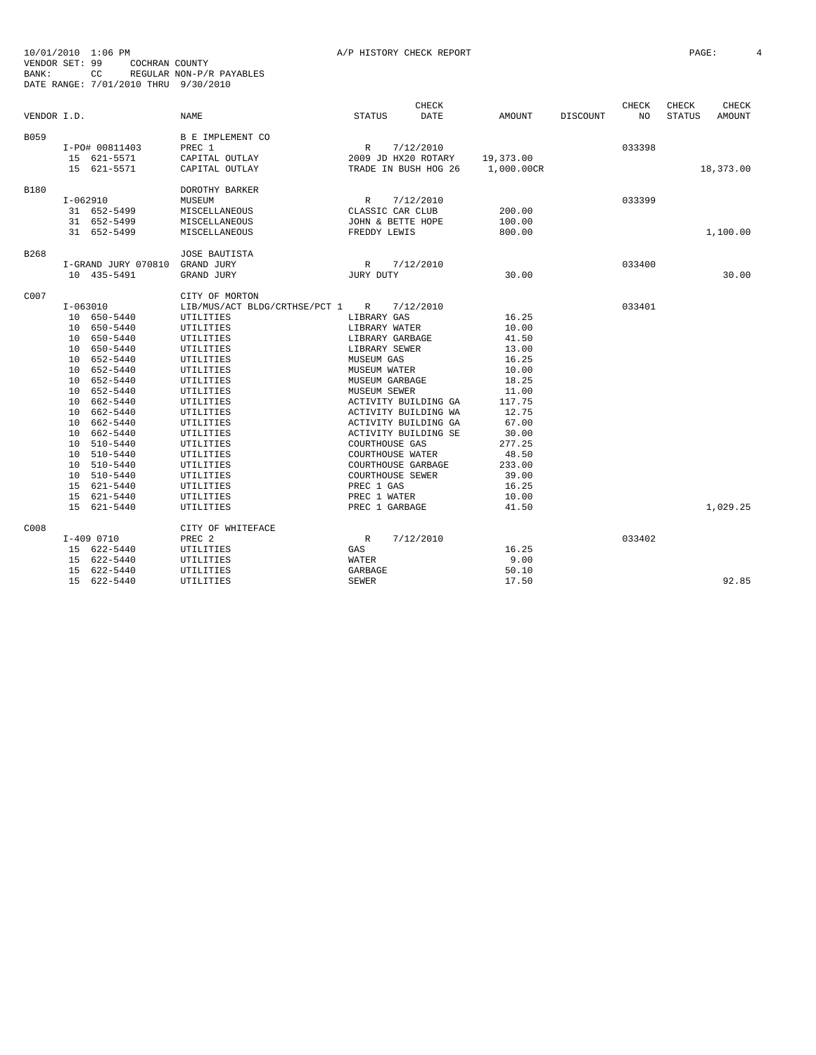10/01/2010 1:06 PM A/P HISTORY CHECK REPORT
VENDOR SET: 99 COCHRAN COUNTY
BANK: CC REGULAR NON-P/R PAYABLES
DATE RANGE: 7/01/2010 THRU 9/30/2010

| VENDOR I.D. | NAME | STATUS | CHECK DATE | AMOUNT | DISCOUNT | CHECK NO | CHECK STATUS | CHECK AMOUNT |
|---|---|---|---|---|---|---|---|---|
| B059 | B E IMPLEMENT CO | | | | | | | |
| I-PO# 00811403 | PREC 1 | R | 7/12/2010 | | | 033398 | | |
| 15 621-5571 | CAPITAL OUTLAY | 2009 JD HX20 ROTARY | | 19,373.00 | | | | |
| 15 621-5571 | CAPITAL OUTLAY | TRADE IN BUSH HOG 26 | | 1,000.00CR | | | | 18,373.00 |
| B180 | DOROTHY BARKER | | | | | | | |
| I-062910 | MUSEUM | R | 7/12/2010 | | | 033399 | | |
| 31 652-5499 | MISCELLANEOUS | CLASSIC CAR CLUB | | 200.00 | | | | |
| 31 652-5499 | MISCELLANEOUS | JOHN & BETTE HOPE | | 100.00 | | | | |
| 31 652-5499 | MISCELLANEOUS | FREDDY LEWIS | | 800.00 | | | | 1,100.00 |
| B268 | JOSE BAUTISTA | | | | | | | |
| I-GRAND JURY 070810 | GRAND JURY | R | 7/12/2010 | | | 033400 | | |
| 10 435-5491 | GRAND JURY | JURY DUTY | | 30.00 | | | | 30.00 |
| C007 | CITY OF MORTON | | | | | | | |
| I-063010 | LIB/MUS/ACT BLDG/CRTHSE/PCT 1 | R | 7/12/2010 | | | 033401 | | |
| 10 650-5440 | UTILITIES | LIBRARY GAS | | 16.25 | | | | |
| 10 650-5440 | UTILITIES | LIBRARY WATER | | 10.00 | | | | |
| 10 650-5440 | UTILITIES | LIBRARY GARBAGE | | 41.50 | | | | |
| 10 650-5440 | UTILITIES | LIBRARY SEWER | | 13.00 | | | | |
| 10 652-5440 | UTILITIES | MUSEUM GAS | | 16.25 | | | | |
| 10 652-5440 | UTILITIES | MUSEUM WATER | | 10.00 | | | | |
| 10 652-5440 | UTILITIES | MUSEUM GARBAGE | | 18.25 | | | | |
| 10 652-5440 | UTILITIES | MUSEUM SEWER | | 11.00 | | | | |
| 10 662-5440 | UTILITIES | ACTIVITY BUILDING GA | | 117.75 | | | | |
| 10 662-5440 | UTILITIES | ACTIVITY BUILDING WA | | 12.75 | | | | |
| 10 662-5440 | UTILITIES | ACTIVITY BUILDING GA | | 67.00 | | | | |
| 10 662-5440 | UTILITIES | ACTIVITY BUILDING SE | | 30.00 | | | | |
| 10 510-5440 | UTILITIES | COURTHOUSE GAS | | 277.25 | | | | |
| 10 510-5440 | UTILITIES | COURTHOUSE WATER | | 48.50 | | | | |
| 10 510-5440 | UTILITIES | COURTHOUSE GARBAGE | | 233.00 | | | | |
| 10 510-5440 | UTILITIES | COURTHOUSE SEWER | | 39.00 | | | | |
| 15 621-5440 | UTILITIES | PREC 1 GAS | | 16.25 | | | | |
| 15 621-5440 | UTILITIES | PREC 1 WATER | | 10.00 | | | | |
| 15 621-5440 | UTILITIES | PREC 1 GARBAGE | | 41.50 | | | | 1,029.25 |
| C008 | CITY OF WHITEFACE | | | | | | | |
| I-409 0710 | PREC 2 | R | 7/12/2010 | | | 033402 | | |
| 15 622-5440 | UTILITIES | GAS | | 16.25 | | | | |
| 15 622-5440 | UTILITIES | WATER | | 9.00 | | | | |
| 15 622-5440 | UTILITIES | GARBAGE | | 50.10 | | | | |
| 15 622-5440 | UTILITIES | SEWER | | 17.50 | | | | 92.85 |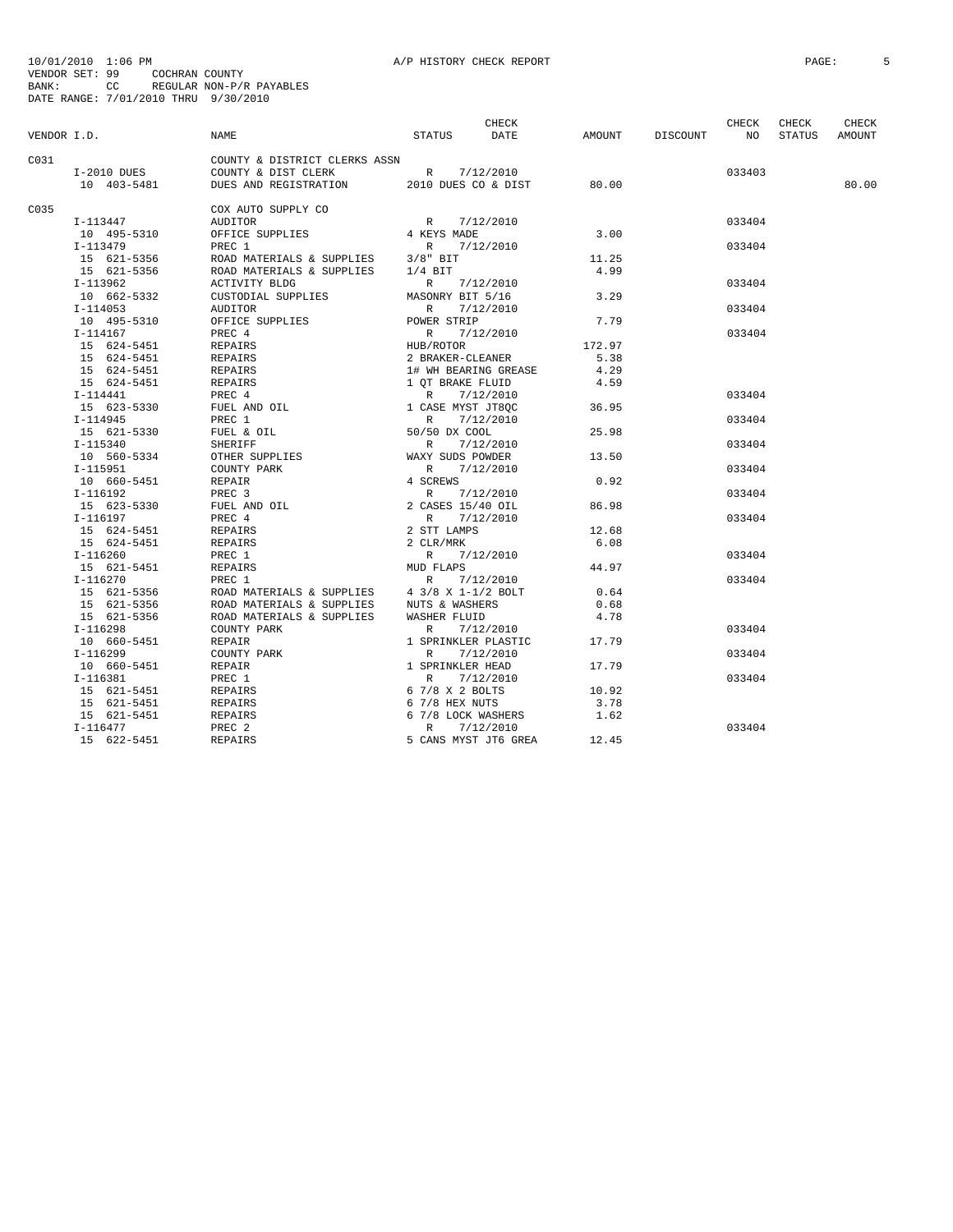10/01/2010 1:06 PM A/P HISTORY CHECK REPORT
VENDOR SET: 99 COCHRAN COUNTY
BANK: CC REGULAR NON-P/R PAYABLES
DATE RANGE: 7/01/2010 THRU 9/30/2010

| VENDOR I.D. | NAME | STATUS | CHECK DATE | AMOUNT | DISCOUNT | CHECK NO | CHECK STATUS | CHECK AMOUNT |
|---|---|---|---|---|---|---|---|---|
| C031 | COUNTY & DISTRICT CLERKS ASSN | | | | | | | |
| I-2010 DUES | COUNTY & DIST CLERK | R | 7/12/2010 | | | 033403 | | |
| 10 403-5481 | DUES AND REGISTRATION | 2010 DUES CO & DIST | | 80.00 | | | | 80.00 |
| C035 | COX AUTO SUPPLY CO | | | | | | | |
| I-113447 | AUDITOR | R | 7/12/2010 | | | 033404 | | |
| 10 495-5310 | OFFICE SUPPLIES | 4 KEYS MADE | | 3.00 | | | | |
| I-113479 | PREC 1 | R | 7/12/2010 | | | 033404 | | |
| 15 621-5356 | ROAD MATERIALS & SUPPLIES | 3/8" BIT | | 11.25 | | | | |
| 15 621-5356 | ROAD MATERIALS & SUPPLIES | 1/4 BIT | | 4.99 | | | | |
| I-113962 | ACTIVITY BLDG | R | 7/12/2010 | | | 033404 | | |
| 10 662-5332 | CUSTODIAL SUPPLIES | MASONRY BIT 5/16 | | 3.29 | | | | |
| I-114053 | AUDITOR | R | 7/12/2010 | | | 033404 | | |
| 10 495-5310 | OFFICE SUPPLIES | POWER STRIP | | 7.79 | | | | |
| I-114167 | PREC 4 | R | 7/12/2010 | | | 033404 | | |
| 15 624-5451 | REPAIRS | HUB/ROTOR | | 172.97 | | | | |
| 15 624-5451 | REPAIRS | 2 BRAKER-CLEANER | | 5.38 | | | | |
| 15 624-5451 | REPAIRS | 1# WH BEARING GREASE | | 4.29 | | | | |
| 15 624-5451 | REPAIRS | 1 QT BRAKE FLUID | | 4.59 | | | | |
| I-114441 | PREC 4 | R | 7/12/2010 | | | 033404 | | |
| 15 623-5330 | FUEL AND OIL | 1 CASE MYST JT8QC | | 36.95 | | | | |
| I-114945 | PREC 1 | R | 7/12/2010 | | | 033404 | | |
| 15 621-5330 | FUEL & OIL | 50/50 DX COOL | | 25.98 | | | | |
| I-115340 | SHERIFF | R | 7/12/2010 | | | 033404 | | |
| 10 560-5334 | OTHER SUPPLIES | WAXY SUDS POWDER | | 13.50 | | | | |
| I-115951 | COUNTY PARK | R | 7/12/2010 | | | 033404 | | |
| 10 660-5451 | REPAIR | 4 SCREWS | | 0.92 | | | | |
| I-116192 | PREC 3 | R | 7/12/2010 | | | 033404 | | |
| 15 623-5330 | FUEL AND OIL | 2 CASES 15/40 OIL | | 86.98 | | | | |
| I-116197 | PREC 4 | R | 7/12/2010 | | | 033404 | | |
| 15 624-5451 | REPAIRS | 2 STT LAMPS | | 12.68 | | | | |
| 15 624-5451 | REPAIRS | 2 CLR/MRK | | 6.08 | | | | |
| I-116260 | PREC 1 | R | 7/12/2010 | | | 033404 | | |
| 15 621-5451 | REPAIRS | MUD FLAPS | | 44.97 | | | | |
| I-116270 | PREC 1 | R | 7/12/2010 | | | 033404 | | |
| 15 621-5356 | ROAD MATERIALS & SUPPLIES | 4 3/8 X 1-1/2 BOLT | | 0.64 | | | | |
| 15 621-5356 | ROAD MATERIALS & SUPPLIES | NUTS & WASHERS | | 0.68 | | | | |
| 15 621-5356 | ROAD MATERIALS & SUPPLIES | WASHER FLUID | | 4.78 | | | | |
| I-116298 | COUNTY PARK | R | 7/12/2010 | | | 033404 | | |
| 10 660-5451 | REPAIR | 1 SPRINKLER PLASTIC | | 17.79 | | | | |
| I-116299 | COUNTY PARK | R | 7/12/2010 | | | 033404 | | |
| 10 660-5451 | REPAIR | 1 SPRINKLER HEAD | | 17.79 | | | | |
| I-116381 | PREC 1 | R | 7/12/2010 | | | 033404 | | |
| 15 621-5451 | REPAIRS | 6 7/8 X 2 BOLTS | | 10.92 | | | | |
| 15 621-5451 | REPAIRS | 6 7/8 HEX NUTS | | 3.78 | | | | |
| 15 621-5451 | REPAIRS | 6 7/8 LOCK WASHERS | | 1.62 | | | | |
| I-116477 | PREC 2 | R | 7/12/2010 | | | 033404 | | |
| 15 622-5451 | REPAIRS | 5 CANS MYST JT6 GREA | | 12.45 | | | | |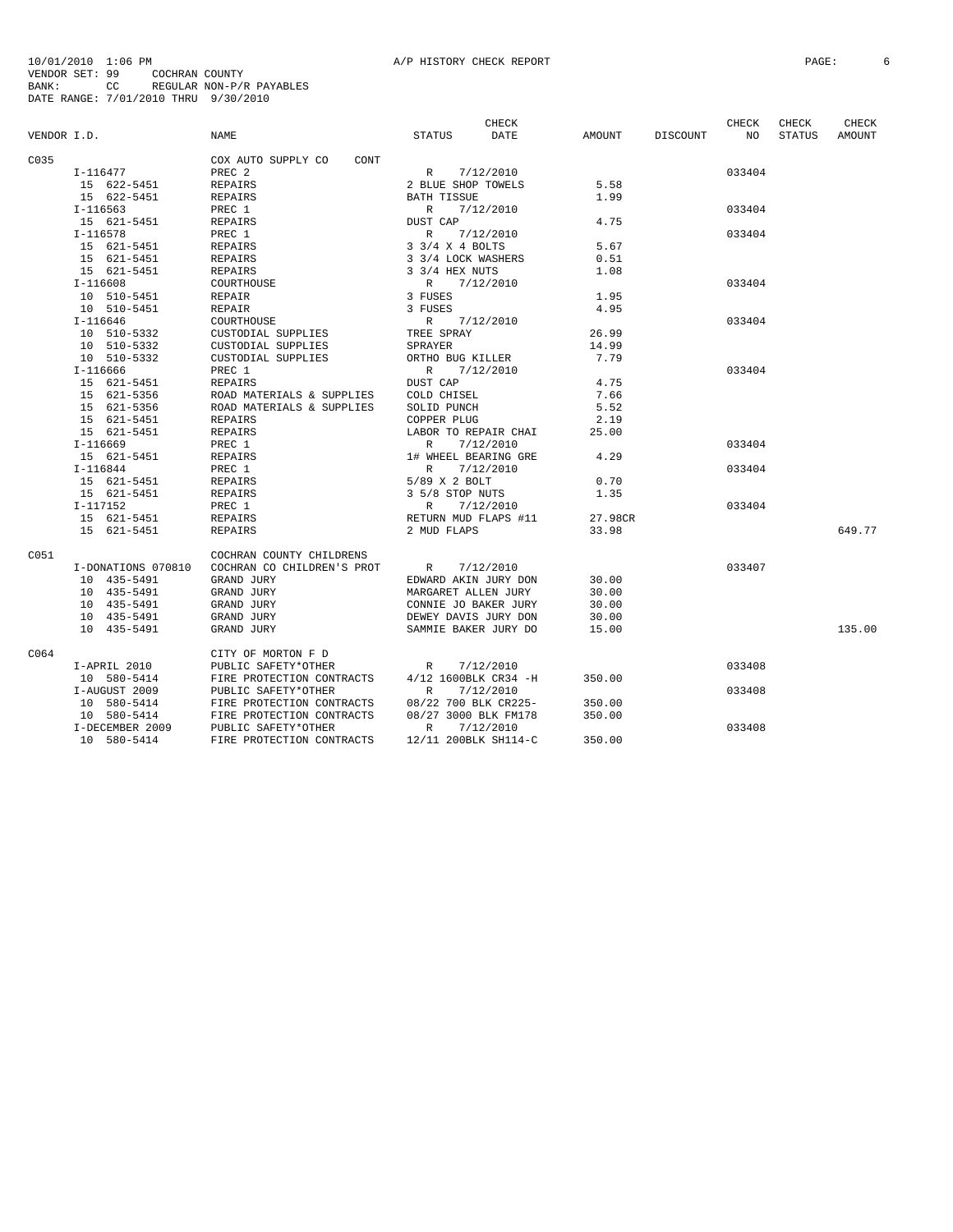10/01/2010 1:06 PM A/P HISTORY CHECK REPORT
VENDOR SET: 99 COCHRAN COUNTY
BANK: CC REGULAR NON-P/R PAYABLES
DATE RANGE: 7/01/2010 THRU 9/30/2010

| VENDOR I.D. | NAME | STATUS | CHECK DATE | AMOUNT | DISCOUNT | CHECK NO | CHECK STATUS | CHECK AMOUNT |
|---|---|---|---|---|---|---|---|---|
| C035 | COX AUTO SUPPLY CO CONT | | | | | | | |
| I-116477 | PREC 2 | R | 7/12/2010 | | | 033404 | | |
| 15 622-5451 | REPAIRS | 2 BLUE SHOP TOWELS | | 5.58 | | | | |
| 15 622-5451 | REPAIRS | BATH TISSUE | | 1.99 | | | | |
| I-116563 | PREC 1 | R | 7/12/2010 | | | 033404 | | |
| 15 621-5451 | REPAIRS | DUST CAP | | 4.75 | | | | |
| I-116578 | PREC 1 | R | 7/12/2010 | | | 033404 | | |
| 15 621-5451 | REPAIRS | 3 3/4 X 4 BOLTS | | 5.67 | | | | |
| 15 621-5451 | REPAIRS | 3 3/4 LOCK WASHERS | | 0.51 | | | | |
| 15 621-5451 | REPAIRS | 3 3/4 HEX NUTS | | 1.08 | | | | |
| I-116608 | COURTHOUSE | R | 7/12/2010 | | | 033404 | | |
| 10 510-5451 | REPAIR | 3 FUSES | | 1.95 | | | | |
| 10 510-5451 | REPAIR | 3 FUSES | | 4.95 | | | | |
| I-116646 | COURTHOUSE | R | 7/12/2010 | | | 033404 | | |
| 10 510-5332 | CUSTODIAL SUPPLIES | TREE SPRAY | | 26.99 | | | | |
| 10 510-5332 | CUSTODIAL SUPPLIES | SPRAYER | | 14.99 | | | | |
| 10 510-5332 | CUSTODIAL SUPPLIES | ORTHO BUG KILLER | | 7.79 | | | | |
| I-116666 | PREC 1 | R | 7/12/2010 | | | 033404 | | |
| 15 621-5451 | REPAIRS | DUST CAP | | 4.75 | | | | |
| 15 621-5356 | ROAD MATERIALS & SUPPLIES | COLD CHISEL | | 7.66 | | | | |
| 15 621-5356 | ROAD MATERIALS & SUPPLIES | SOLID PUNCH | | 5.52 | | | | |
| 15 621-5451 | REPAIRS | COPPER PLUG | | 2.19 | | | | |
| 15 621-5451 | REPAIRS | LABOR TO REPAIR CHAI | | 25.00 | | | | |
| I-116669 | PREC 1 | R | 7/12/2010 | | | 033404 | | |
| 15 621-5451 | REPAIRS | 1# WHEEL BEARING GRE | | 4.29 | | | | |
| I-116844 | PREC 1 | R | 7/12/2010 | | | 033404 | | |
| 15 621-5451 | REPAIRS | 5/89 X 2 BOLT | | 0.70 | | | | |
| 15 621-5451 | REPAIRS | 3 5/8 STOP NUTS | | 1.35 | | | | |
| I-117152 | PREC 1 | R | 7/12/2010 | | | 033404 | | |
| 15 621-5451 | REPAIRS | RETURN MUD FLAPS #11 | | 27.98CR | | | | |
| 15 621-5451 | REPAIRS | 2 MUD FLAPS | | 33.98 | | | | 649.77 |
| C051 | COCHRAN COUNTY CHILDRENS | | | | | | | |
| I-DONATIONS 070810 | COCHRAN CO CHILDREN'S PROT | R | 7/12/2010 | | | 033407 | | |
| 10 435-5491 | GRAND JURY | EDWARD AKIN JURY DON | | 30.00 | | | | |
| 10 435-5491 | GRAND JURY | MARGARET ALLEN JURY | | 30.00 | | | | |
| 10 435-5491 | GRAND JURY | CONNIE JO BAKER JURY | | 30.00 | | | | |
| 10 435-5491 | GRAND JURY | DEWEY DAVIS JURY DON | | 30.00 | | | | |
| 10 435-5491 | GRAND JURY | SAMMIE BAKER JURY DO | | 15.00 | | | | 135.00 |
| C064 | CITY OF MORTON F D | | | | | | | |
| I-APRIL 2010 | PUBLIC SAFETY*OTHER | R | 7/12/2010 | | | 033408 | | |
| 10 580-5414 | FIRE PROTECTION CONTRACTS | 4/12 1600BLK CR34 -H | | 350.00 | | | | |
| I-AUGUST 2009 | PUBLIC SAFETY*OTHER | R | 7/12/2010 | | | 033408 | | |
| 10 580-5414 | FIRE PROTECTION CONTRACTS | 08/22 700 BLK CR225- | | 350.00 | | | | |
| 10 580-5414 | FIRE PROTECTION CONTRACTS | 08/27 3000 BLK FM178 | | 350.00 | | | | |
| I-DECEMBER 2009 | PUBLIC SAFETY*OTHER | R | 7/12/2010 | | | 033408 | | |
| 10 580-5414 | FIRE PROTECTION CONTRACTS | 12/11 200BLK SH114-C | | 350.00 | | | | |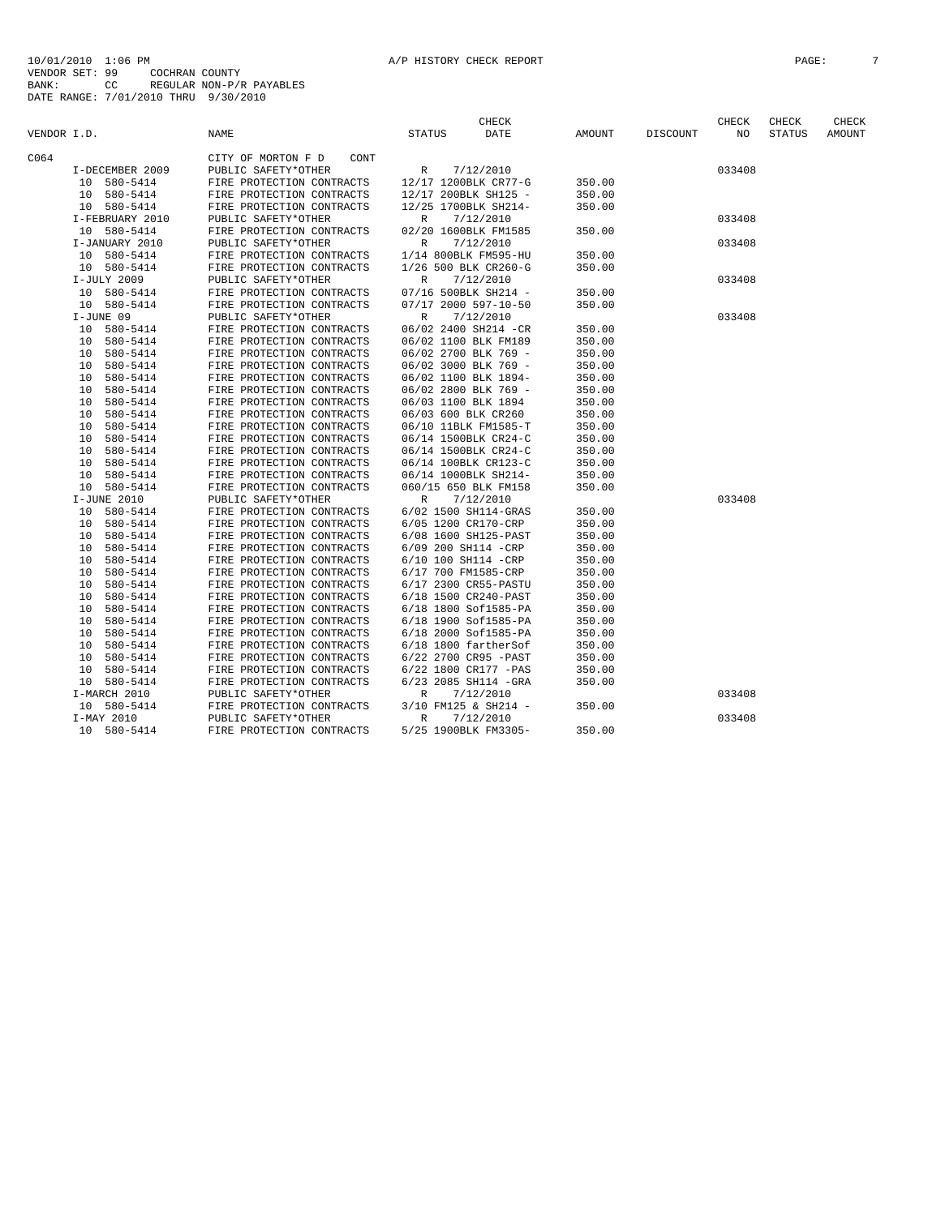10/01/2010 1:06 PM A/P HISTORY CHECK REPORT
VENDOR SET: 99 COCHRAN COUNTY
BANK: CC REGULAR NON-P/R PAYABLES
DATE RANGE: 7/01/2010 THRU 9/30/2010

| VENDOR I.D. | NAME | STATUS | CHECK DATE | AMOUNT | DISCOUNT | CHECK NO | CHECK STATUS | CHECK AMOUNT |
|---|---|---|---|---|---|---|---|---|
| C064 | CITY OF MORTON F D CONT | | | | | | | |
| I-DECEMBER 2009 | PUBLIC SAFETY*OTHER | R | 7/12/2010 | | | 033408 | | |
| 10 580-5414 | FIRE PROTECTION CONTRACTS | 12/17 1200BLK CR77-G | | 350.00 | | | | |
| 10 580-5414 | FIRE PROTECTION CONTRACTS | 12/17 200BLK SH125 - | | 350.00 | | | | |
| 10 580-5414 | FIRE PROTECTION CONTRACTS | 12/25 1700BLK SH214- | | 350.00 | | | | |
| I-FEBRUARY 2010 | PUBLIC SAFETY*OTHER | R | 7/12/2010 | | | 033408 | | |
| 10 580-5414 | FIRE PROTECTION CONTRACTS | 02/20 1600BLK FM1585 | | 350.00 | | | | |
| I-JANUARY 2010 | PUBLIC SAFETY*OTHER | R | 7/12/2010 | | | 033408 | | |
| 10 580-5414 | FIRE PROTECTION CONTRACTS | 1/14 800BLK FM595-HU | | 350.00 | | | | |
| 10 580-5414 | FIRE PROTECTION CONTRACTS | 1/26 500 BLK CR260-G | | 350.00 | | | | |
| I-JULY 2009 | PUBLIC SAFETY*OTHER | R | 7/12/2010 | | | 033408 | | |
| 10 580-5414 | FIRE PROTECTION CONTRACTS | 07/16 500BLK SH214 - | | 350.00 | | | | |
| 10 580-5414 | FIRE PROTECTION CONTRACTS | 07/17 2000 597-10-50 | | 350.00 | | | | |
| I-JUNE 09 | PUBLIC SAFETY*OTHER | R | 7/12/2010 | | | 033408 | | |
| 10 580-5414 | FIRE PROTECTION CONTRACTS | 06/02 2400 SH214 -CR | | 350.00 | | | | |
| 10 580-5414 | FIRE PROTECTION CONTRACTS | 06/02 1100 BLK FM189 | | 350.00 | | | | |
| 10 580-5414 | FIRE PROTECTION CONTRACTS | 06/02 2700 BLK 769 - | | 350.00 | | | | |
| 10 580-5414 | FIRE PROTECTION CONTRACTS | 06/02 3000 BLK 769 - | | 350.00 | | | | |
| 10 580-5414 | FIRE PROTECTION CONTRACTS | 06/02 1100 BLK 1894- | | 350.00 | | | | |
| 10 580-5414 | FIRE PROTECTION CONTRACTS | 06/02 2800 BLK 769 - | | 350.00 | | | | |
| 10 580-5414 | FIRE PROTECTION CONTRACTS | 06/03 1100 BLK 1894 | | 350.00 | | | | |
| 10 580-5414 | FIRE PROTECTION CONTRACTS | 06/03 600 BLK CR260 | | 350.00 | | | | |
| 10 580-5414 | FIRE PROTECTION CONTRACTS | 06/10 11BLK FM1585-T | | 350.00 | | | | |
| 10 580-5414 | FIRE PROTECTION CONTRACTS | 06/14 1500BLK CR24-C | | 350.00 | | | | |
| 10 580-5414 | FIRE PROTECTION CONTRACTS | 06/14 1500BLK CR24-C | | 350.00 | | | | |
| 10 580-5414 | FIRE PROTECTION CONTRACTS | 06/14 100BLK CR123-C | | 350.00 | | | | |
| 10 580-5414 | FIRE PROTECTION CONTRACTS | 06/14 1000BLK SH214- | | 350.00 | | | | |
| 10 580-5414 | FIRE PROTECTION CONTRACTS | 060/15 650 BLK FM158 | | 350.00 | | | | |
| I-JUNE 2010 | PUBLIC SAFETY*OTHER | R | 7/12/2010 | | | 033408 | | |
| 10 580-5414 | FIRE PROTECTION CONTRACTS | 6/02 1500 SH114-GRAS | | 350.00 | | | | |
| 10 580-5414 | FIRE PROTECTION CONTRACTS | 6/05 1200 CR170-CRP | | 350.00 | | | | |
| 10 580-5414 | FIRE PROTECTION CONTRACTS | 6/08 1600 SH125-PAST | | 350.00 | | | | |
| 10 580-5414 | FIRE PROTECTION CONTRACTS | 6/09 200 SH114 -CRP | | 350.00 | | | | |
| 10 580-5414 | FIRE PROTECTION CONTRACTS | 6/10 100 SH114 -CRP | | 350.00 | | | | |
| 10 580-5414 | FIRE PROTECTION CONTRACTS | 6/17 700 FM1585-CRP | | 350.00 | | | | |
| 10 580-5414 | FIRE PROTECTION CONTRACTS | 6/17 2300 CR55-PASTU | | 350.00 | | | | |
| 10 580-5414 | FIRE PROTECTION CONTRACTS | 6/18 1500 CR240-PAST | | 350.00 | | | | |
| 10 580-5414 | FIRE PROTECTION CONTRACTS | 6/18 1800 Sof1585-PA | | 350.00 | | | | |
| 10 580-5414 | FIRE PROTECTION CONTRACTS | 6/18 1900 Sof1585-PA | | 350.00 | | | | |
| 10 580-5414 | FIRE PROTECTION CONTRACTS | 6/18 2000 Sof1585-PA | | 350.00 | | | | |
| 10 580-5414 | FIRE PROTECTION CONTRACTS | 6/18 1800 fartherSof | | 350.00 | | | | |
| 10 580-5414 | FIRE PROTECTION CONTRACTS | 6/22 2700 CR95 -PAST | | 350.00 | | | | |
| 10 580-5414 | FIRE PROTECTION CONTRACTS | 6/22 1800 CR177 -PAS | | 350.00 | | | | |
| 10 580-5414 | FIRE PROTECTION CONTRACTS | 6/23 2085 SH114 -GRA | | 350.00 | | | | |
| I-MARCH 2010 | PUBLIC SAFETY*OTHER | R | 7/12/2010 | | | 033408 | | |
| 10 580-5414 | FIRE PROTECTION CONTRACTS | 3/10 FM125 & SH214 - | | 350.00 | | | | |
| I-MAY 2010 | PUBLIC SAFETY*OTHER | R | 7/12/2010 | | | 033408 | | |
| 10 580-5414 | FIRE PROTECTION CONTRACTS | 5/25 1900BLK FM3305- | | 350.00 | | | | |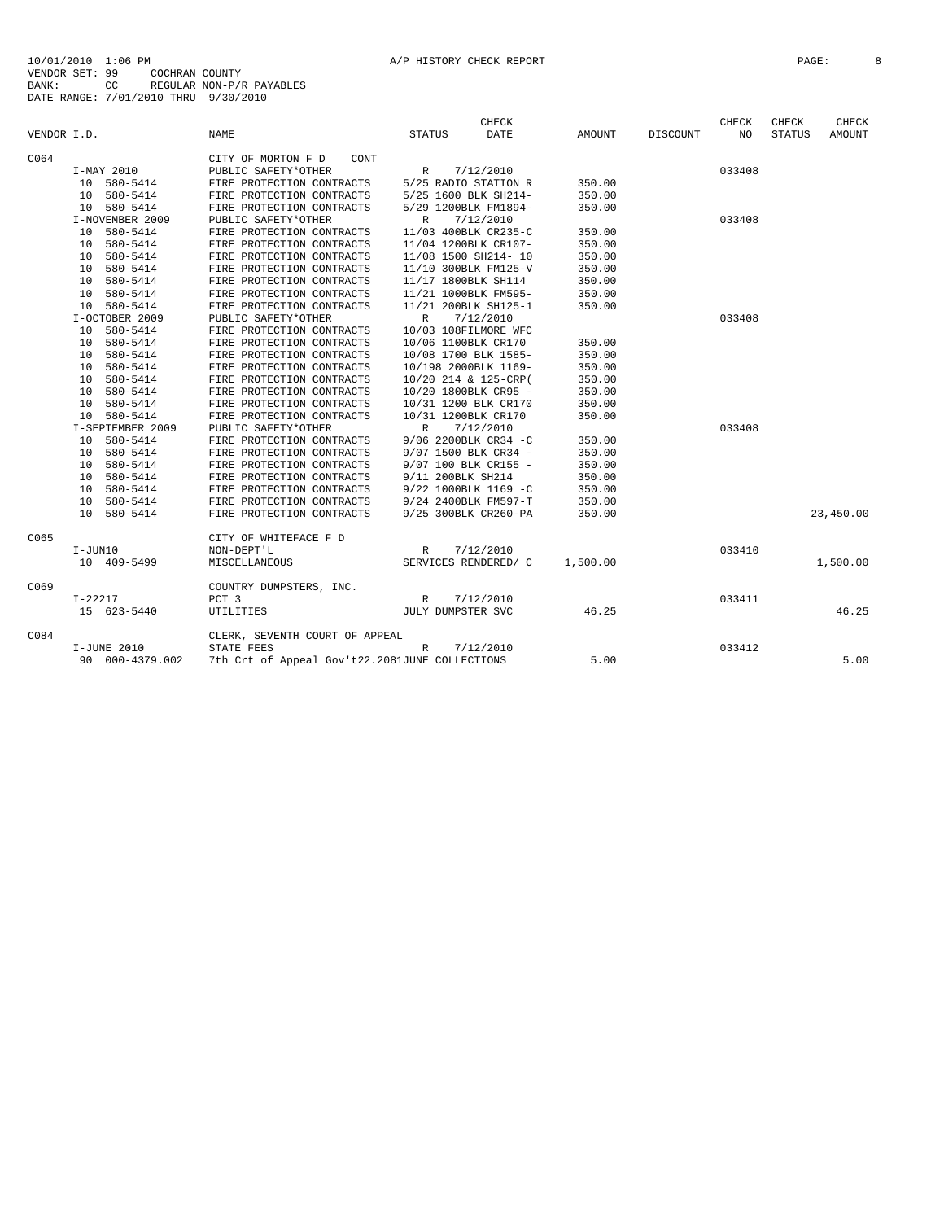10/01/2010 1:06 PM A/P HISTORY CHECK REPORT
VENDOR SET: 99 COCHRAN COUNTY
BANK: CC REGULAR NON-P/R PAYABLES
DATE RANGE: 7/01/2010 THRU 9/30/2010

| VENDOR I.D. | NAME | STATUS | CHECK DATE | AMOUNT | DISCOUNT | CHECK NO | CHECK STATUS | CHECK AMOUNT |
|---|---|---|---|---|---|---|---|---|
| C064 | CITY OF MORTON F D CONT | | | | | | | |
| I-MAY 2010 | PUBLIC SAFETY*OTHER | R | 7/12/2010 | | | 033408 | | |
| 10 580-5414 | FIRE PROTECTION CONTRACTS | 5/25 RADIO STATION R | | 350.00 | | | | |
| 10 580-5414 | FIRE PROTECTION CONTRACTS | 5/25 1600 BLK SH214- | | 350.00 | | | | |
| 10 580-5414 | FIRE PROTECTION CONTRACTS | 5/29 1200BLK FM1894- | | 350.00 | | | | |
| I-NOVEMBER 2009 | PUBLIC SAFETY*OTHER | R | 7/12/2010 | | | 033408 | | |
| 10 580-5414 | FIRE PROTECTION CONTRACTS | 11/03 400BLK CR235-C | | 350.00 | | | | |
| 10 580-5414 | FIRE PROTECTION CONTRACTS | 11/04 1200BLK CR107- | | 350.00 | | | | |
| 10 580-5414 | FIRE PROTECTION CONTRACTS | 11/08 1500 SH214- 10 | | 350.00 | | | | |
| 10 580-5414 | FIRE PROTECTION CONTRACTS | 11/10 300BLK FM125-V | | 350.00 | | | | |
| 10 580-5414 | FIRE PROTECTION CONTRACTS | 11/17 1800BLK SH114 | | 350.00 | | | | |
| 10 580-5414 | FIRE PROTECTION CONTRACTS | 11/21 1000BLK FM595- | | 350.00 | | | | |
| 10 580-5414 | FIRE PROTECTION CONTRACTS | 11/21 200BLK SH125-1 | | 350.00 | | | | |
| I-OCTOBER 2009 | PUBLIC SAFETY*OTHER | R | 7/12/2010 | | | 033408 | | |
| 10 580-5414 | FIRE PROTECTION CONTRACTS | 10/03 108FILMORE WFC | | | | | | |
| 10 580-5414 | FIRE PROTECTION CONTRACTS | 10/06 1100BLK CR170 | | 350.00 | | | | |
| 10 580-5414 | FIRE PROTECTION CONTRACTS | 10/08 1700 BLK 1585- | | 350.00 | | | | |
| 10 580-5414 | FIRE PROTECTION CONTRACTS | 10/198 2000BLK 1169- | | 350.00 | | | | |
| 10 580-5414 | FIRE PROTECTION CONTRACTS | 10/20 214 & 125-CRP( | | 350.00 | | | | |
| 10 580-5414 | FIRE PROTECTION CONTRACTS | 10/20 1800BLK CR95 - | | 350.00 | | | | |
| 10 580-5414 | FIRE PROTECTION CONTRACTS | 10/31 1200 BLK CR170 | | 350.00 | | | | |
| 10 580-5414 | FIRE PROTECTION CONTRACTS | 10/31 1200BLK CR170 | | 350.00 | | | | |
| I-SEPTEMBER 2009 | PUBLIC SAFETY*OTHER | R | 7/12/2010 | | | 033408 | | |
| 10 580-5414 | FIRE PROTECTION CONTRACTS | 9/06 2200BLK CR34 -C | | 350.00 | | | | |
| 10 580-5414 | FIRE PROTECTION CONTRACTS | 9/07 1500 BLK CR34 - | | 350.00 | | | | |
| 10 580-5414 | FIRE PROTECTION CONTRACTS | 9/07 100 BLK CR155 - | | 350.00 | | | | |
| 10 580-5414 | FIRE PROTECTION CONTRACTS | 9/11 200BLK SH214 | | 350.00 | | | | |
| 10 580-5414 | FIRE PROTECTION CONTRACTS | 9/22 1000BLK 1169 -C | | 350.00 | | | | |
| 10 580-5414 | FIRE PROTECTION CONTRACTS | 9/24 2400BLK FM597-T | | 350.00 | | | | |
| 10 580-5414 | FIRE PROTECTION CONTRACTS | 9/25 300BLK CR260-PA | | 350.00 | | | | 23,450.00 |
| C065 | CITY OF WHITEFACE F D | | | | | | | |
| I-JUN10 | NON-DEPT'L | R | 7/12/2010 | | | 033410 | | |
| 10 409-5499 | MISCELLANEOUS | SERVICES RENDERED/ C | | 1,500.00 | | | | 1,500.00 |
| C069 | COUNTRY DUMPSTERS, INC. | | | | | | | |
| I-22217 | PCT 3 | R | 7/12/2010 | | | 033411 | | |
| 15 623-5440 | UTILITIES | JULY DUMPSTER SVC | | 46.25 | | | | 46.25 |
| C084 | CLERK, SEVENTH COURT OF APPEAL | | | | | | | |
| I-JUNE 2010 | STATE FEES | R | 7/12/2010 | | | 033412 | | |
| 90 000-4379.002 | 7th Crt of Appeal Gov't22.2081 | JUNE COLLECTIONS | | 5.00 | | | | 5.00 |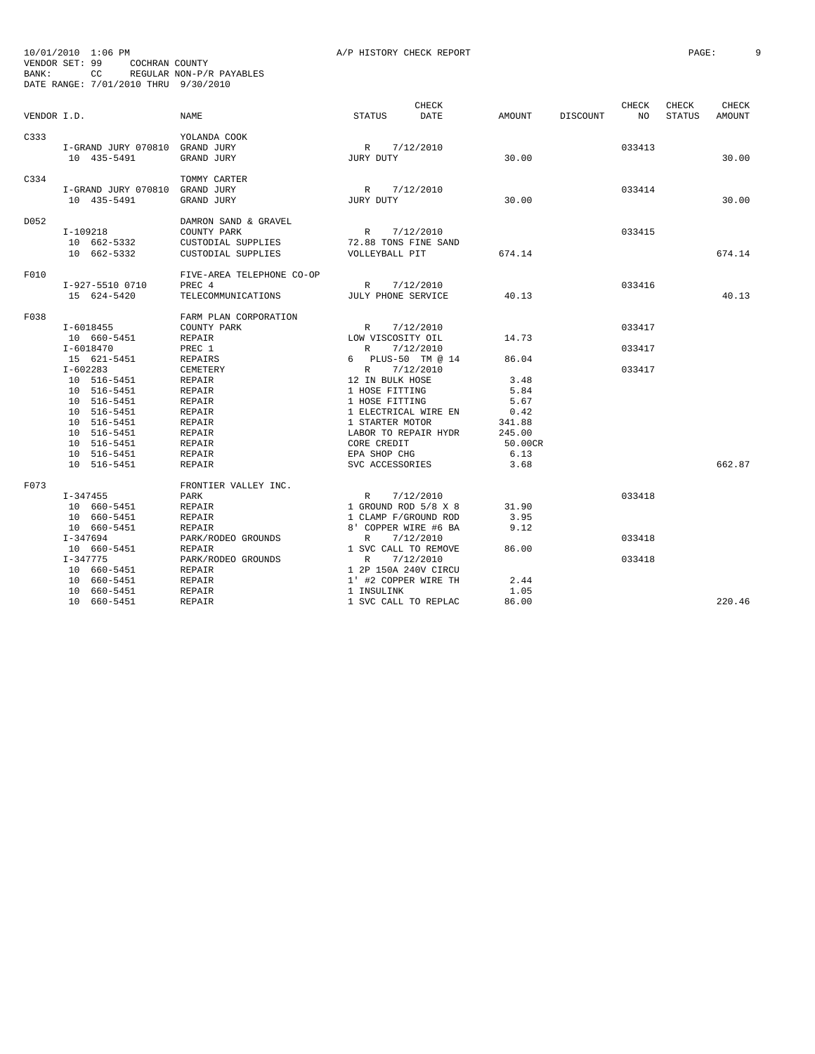10/01/2010 1:06 PM
VENDOR SET: 99 COCHRAN COUNTY
BANK: CC REGULAR NON-P/R PAYABLES
DATE RANGE: 7/01/2010 THRU 9/30/2010

A/P HISTORY CHECK REPORT

| VENDOR I.D. | | NAME | STATUS | CHECK DATE | AMOUNT | DISCOUNT | CHECK NO | CHECK STATUS | CHECK AMOUNT |
|---|---|---|---|---|---|---|---|---|---|
| C333 | | YOLANDA COOK | | | | | | | |
| | I-GRAND JURY 070810 | GRAND JURY | R | 7/12/2010 | | | 033413 | | |
| | 10 435-5491 | GRAND JURY | JURY DUTY | | 30.00 | | | | 30.00 |
| C334 | | TOMMY CARTER | | | | | | | |
| | I-GRAND JURY 070810 | GRAND JURY | R | 7/12/2010 | | | 033414 | | |
| | 10 435-5491 | GRAND JURY | JURY DUTY | | 30.00 | | | | 30.00 |
| D052 | | DAMRON SAND & GRAVEL | | | | | | | |
| | I-109218 | COUNTY PARK | R | 7/12/2010 | | | 033415 | | |
| | 10 662-5332 | CUSTODIAL SUPPLIES | 72.88 TONS FINE SAND | | | | | | |
| | 10 662-5332 | CUSTODIAL SUPPLIES | VOLLEYBALL PIT | | 674.14 | | | | 674.14 |
| F010 | | FIVE-AREA TELEPHONE CO-OP | | | | | | | |
| | I-927-5510 0710 | PREC 4 | R | 7/12/2010 | | | 033416 | | |
| | 15 624-5420 | TELECOMMUNICATIONS | JULY PHONE SERVICE | | 40.13 | | | | 40.13 |
| F038 | | FARM PLAN CORPORATION | | | | | | | |
| | I-6018455 | COUNTY PARK | R | 7/12/2010 | | | 033417 | | |
| | 10 660-5451 | REPAIR | LOW VISCOSITY OIL | | 14.73 | | | | |
| | I-6018470 | PREC 1 | R | 7/12/2010 | | | 033417 | | |
| | 15 621-5451 | REPAIRS | 6 PLUS-50 TM @ 14 | | 86.04 | | | | |
| | I-602283 | CEMETERY | R | 7/12/2010 | | | 033417 | | |
| | 10 516-5451 | REPAIR | 12 IN BULK HOSE | | 3.48 | | | | |
| | 10 516-5451 | REPAIR | 1 HOSE FITTING | | 5.84 | | | | |
| | 10 516-5451 | REPAIR | 1 HOSE FITTING | | 5.67 | | | | |
| | 10 516-5451 | REPAIR | 1 ELECTRICAL WIRE EN | | 0.42 | | | | |
| | 10 516-5451 | REPAIR | 1 STARTER MOTOR | | 341.88 | | | | |
| | 10 516-5451 | REPAIR | LABOR TO REPAIR HYDR | | 245.00 | | | | |
| | 10 516-5451 | REPAIR | CORE CREDIT | | 50.00CR | | | | |
| | 10 516-5451 | REPAIR | EPA SHOP CHG | | 6.13 | | | | |
| | 10 516-5451 | REPAIR | SVC ACCESSORIES | | 3.68 | | | | 662.87 |
| F073 | | FRONTIER VALLEY INC. | | | | | | | |
| | I-347455 | PARK | R | 7/12/2010 | | | 033418 | | |
| | 10 660-5451 | REPAIR | 1 GROUND ROD 5/8 X 8 | | 31.90 | | | | |
| | 10 660-5451 | REPAIR | 1 CLAMP F/GROUND ROD | | 3.95 | | | | |
| | 10 660-5451 | REPAIR | 8' COPPER WIRE #6 BA | | 9.12 | | | | |
| | I-347694 | PARK/RODEO GROUNDS | R | 7/12/2010 | | | 033418 | | |
| | 10 660-5451 | REPAIR | 1 SVC CALL TO REMOVE | | 86.00 | | | | |
| | I-347775 | PARK/RODEO GROUNDS | R | 7/12/2010 | | | 033418 | | |
| | 10 660-5451 | REPAIR | 1 2P 150A 240V CIRCU | | | | | | |
| | 10 660-5451 | REPAIR | 1' #2 COPPER WIRE TH | | 2.44 | | | | |
| | 10 660-5451 | REPAIR | 1 INSULINK | | 1.05 | | | | |
| | 10 660-5451 | REPAIR | 1 SVC CALL TO REPLAC | | 86.00 | | | | 220.46 |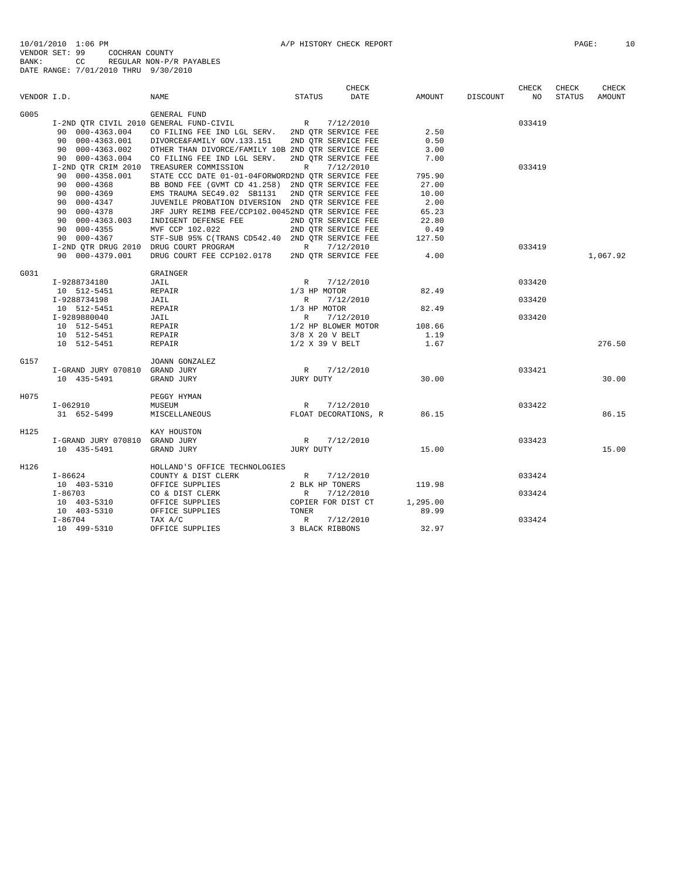10/01/2010 1:06 PM A/P HISTORY CHECK REPORT
VENDOR SET: 99 COCHRAN COUNTY
BANK: CC REGULAR NON-P/R PAYABLES
DATE RANGE: 7/01/2010 THRU 9/30/2010

| VENDOR I.D. | NAME | STATUS | CHECK DATE | AMOUNT | DISCOUNT | CHECK NO | CHECK STATUS | CHECK AMOUNT |
|---|---|---|---|---|---|---|---|---|
| G005 | GENERAL FUND | | | | | | | |
| I-2ND QTR CIVIL 2010 | GENERAL FUND-CIVIL | R | 7/12/2010 | | | 033419 | | |
| 90 000-4363.004 | CO FILING FEE IND LGL SERV. | 2ND QTR SERVICE FEE | | 2.50 | | | | |
| 90 000-4363.001 | DIVORCE&FAMILY GOV.133.151 | 2ND QTR SERVICE FEE | | 0.50 | | | | |
| 90 000-4363.002 | OTHER THAN DIVORCE/FAMILY 10B | 2ND QTR SERVICE FEE | | 3.00 | | | | |
| 90 000-4363.004 | CO FILING FEE IND LGL SERV. | 2ND QTR SERVICE FEE | | 7.00 | | | | |
| I-2ND QTR CRIM 2010 | TREASURER COMMISSION | R | 7/12/2010 | | | 033419 | | |
| 90 000-4358.001 | STATE CCC DATE 01-01-04FORWORD | 2ND QTR SERVICE FEE | | 795.90 | | | | |
| 90 000-4368 | BB BOND FEE (GVMT CD 41.258) | 2ND QTR SERVICE FEE | | 27.00 | | | | |
| 90 000-4369 | EMS TRAUMA SEC49.02 SB1131 | 2ND QTR SERVICE FEE | | 10.00 | | | | |
| 90 000-4347 | JUVENILE PROBATION DIVERSION | 2ND QTR SERVICE FEE | | 2.00 | | | | |
| 90 000-4378 | JRF JURY REIMB FEE/CCP102.0045 | 2ND QTR SERVICE FEE | | 65.23 | | | | |
| 90 000-4363.003 | INDIGENT DEFENSE FEE | 2ND QTR SERVICE FEE | | 22.80 | | | | |
| 90 000-4355 | MVF CCP 102.022 | 2ND QTR SERVICE FEE | | 0.49 | | | | |
| 90 000-4367 | STF-SUB 95% C(TRANS CD542.40 | 2ND QTR SERVICE FEE | | 127.50 | | | | |
| I-2ND QTR DRUG 2010 | DRUG COURT PROGRAM | R | 7/12/2010 | | | 033419 | | |
| 90 000-4379.001 | DRUG COURT FEE CCP102.0178 | 2ND QTR SERVICE FEE | | 4.00 | | | | 1,067.92 |
| G031 | GRAINGER | | | | | | | |
| I-9288734180 | JAIL | R | 7/12/2010 | | | 033420 | | |
| 10 512-5451 | REPAIR | 1/3 HP MOTOR | | 82.49 | | | | |
| I-9288734198 | JAIL | R | 7/12/2010 | | | 033420 | | |
| 10 512-5451 | REPAIR | 1/3 HP MOTOR | | 82.49 | | | | |
| I-9289880040 | JAIL | R | 7/12/2010 | | | 033420 | | |
| 10 512-5451 | REPAIR | 1/2 HP BLOWER MOTOR | | 108.66 | | | | |
| 10 512-5451 | REPAIR | 3/8 X 20 V BELT | | 1.19 | | | | |
| 10 512-5451 | REPAIR | 1/2 X 39 V BELT | | 1.67 | | | | 276.50 |
| G157 | JOANN GONZALEZ | | | | | | | |
| I-GRAND JURY 070810 | GRAND JURY | R | 7/12/2010 | | | 033421 | | |
| 10 435-5491 | GRAND JURY | JURY DUTY | | 30.00 | | | | 30.00 |
| H075 | PEGGY HYMAN | | | | | | | |
| I-062910 | MUSEUM | R | 7/12/2010 | | | 033422 | | |
| 31 652-5499 | MISCELLANEOUS | FLOAT DECORATIONS, R | | 86.15 | | | | 86.15 |
| H125 | KAY HOUSTON | | | | | | | |
| I-GRAND JURY 070810 | GRAND JURY | R | 7/12/2010 | | | 033423 | | |
| 10 435-5491 | GRAND JURY | JURY DUTY | | 15.00 | | | | 15.00 |
| H126 | HOLLAND'S OFFICE TECHNOLOGIES | | | | | | | |
| I-86624 | COUNTY & DIST CLERK | R | 7/12/2010 | | | 033424 | | |
| 10 403-5310 | OFFICE SUPPLIES | 2 BLK HP TONERS | | 119.98 | | | | |
| I-86703 | CO & DIST CLERK | R | 7/12/2010 | | | 033424 | | |
| 10 403-5310 | OFFICE SUPPLIES | COPIER FOR DIST CT | | 1,295.00 | | | | |
| 10 403-5310 | OFFICE SUPPLIES | TONER | | 89.99 | | | | |
| I-86704 | TAX A/C | R | 7/12/2010 | | | 033424 | | |
| 10 499-5310 | OFFICE SUPPLIES | 3 BLACK RIBBONS | | 32.97 | | | | |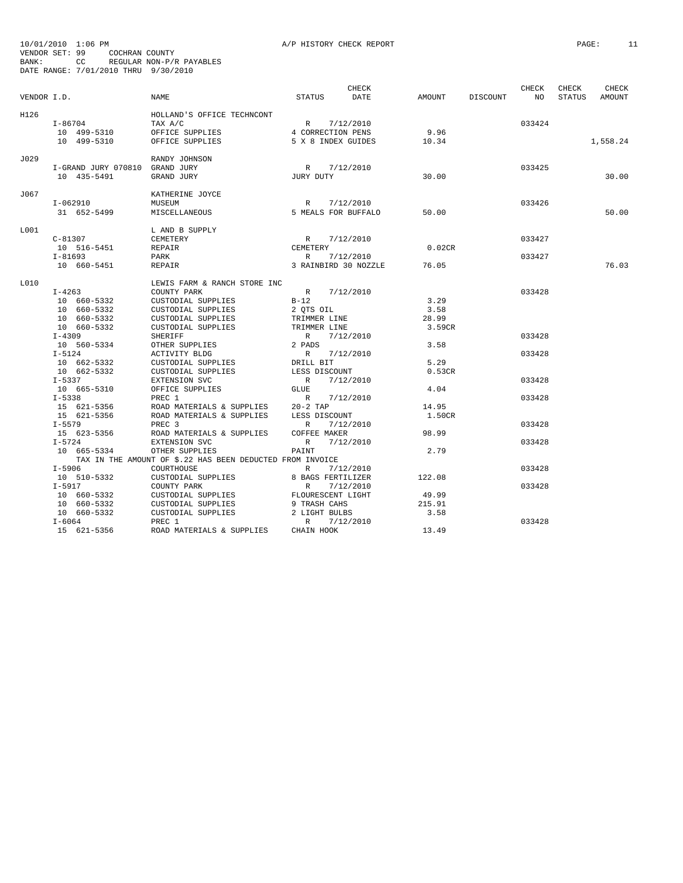10/01/2010 1:06 PM A/P HISTORY CHECK REPORT

VENDOR SET: 99 COCHRAN COUNTY
BANK: CC REGULAR NON-P/R PAYABLES
DATE RANGE: 7/01/2010 THRU 9/30/2010

| VENDOR I.D. | | NAME | STATUS | CHECK DATE | AMOUNT | DISCOUNT | CHECK NO | CHECK STATUS | CHECK AMOUNT |
|---|---|---|---|---|---|---|---|---|---|
| H126 | | HOLLAND'S OFFICE TECHNCONT | | | | | | | |
| | I-86704 | TAX A/C | R | 7/12/2010 | | | 033424 | | |
| | 10 499-5310 | OFFICE SUPPLIES | 4 CORRECTION PENS | | 9.96 | | | | |
| | 10 499-5310 | OFFICE SUPPLIES | 5 X 8 INDEX GUIDES | | 10.34 | | | | 1,558.24 |
| J029 | | RANDY JOHNSON | | | | | | | |
| | I-GRAND JURY 070810 | GRAND JURY | R | 7/12/2010 | | | 033425 | | |
| | 10 435-5491 | GRAND JURY | JURY DUTY | | 30.00 | | | | 30.00 |
| J067 | | KATHERINE JOYCE | | | | | | | |
| | I-062910 | MUSEUM | R | 7/12/2010 | | | 033426 | | |
| | 31 652-5499 | MISCELLANEOUS | 5 MEALS FOR BUFFALO | | 50.00 | | | | 50.00 |
| L001 | | L AND B SUPPLY | | | | | | | |
| | C-81307 | CEMETERY | R | 7/12/2010 | | | 033427 | | |
| | 10 516-5451 | REPAIR | CEMETERY | | 0.02CR | | | | |
| | I-81693 | PARK | R | 7/12/2010 | | | 033427 | | |
| | 10 660-5451 | REPAIR | 3 RAINBIRD 30 NOZZLE | | 76.05 | | | | 76.03 |
| L010 | | LEWIS FARM & RANCH STORE INC | | | | | | | |
| | I-4263 | COUNTY PARK | R | 7/12/2010 | | | 033428 | | |
| | 10 660-5332 | CUSTODIAL SUPPLIES | B-12 | | 3.29 | | | | |
| | 10 660-5332 | CUSTODIAL SUPPLIES | 2 QTS OIL | | 3.58 | | | | |
| | 10 660-5332 | CUSTODIAL SUPPLIES | TRIMMER LINE | | 28.99 | | | | |
| | 10 660-5332 | CUSTODIAL SUPPLIES | TRIMMER LINE | | 3.59CR | | | | |
| | I-4309 | SHERIFF | R | 7/12/2010 | | | 033428 | | |
| | 10 560-5334 | OTHER SUPPLIES | 2 PADS | | 3.58 | | | | |
| | I-5124 | ACTIVITY BLDG | R | 7/12/2010 | | | 033428 | | |
| | 10 662-5332 | CUSTODIAL SUPPLIES | DRILL BIT | | 5.29 | | | | |
| | 10 662-5332 | CUSTODIAL SUPPLIES | LESS DISCOUNT | | 0.53CR | | | | |
| | I-5337 | EXTENSION SVC | R | 7/12/2010 | | | 033428 | | |
| | 10 665-5310 | OFFICE SUPPLIES | GLUE | | 4.04 | | | | |
| | I-5338 | PREC 1 | R | 7/12/2010 | | | 033428 | | |
| | 15 621-5356 | ROAD MATERIALS & SUPPLIES | 20-2 TAP | | 14.95 | | | | |
| | 15 621-5356 | ROAD MATERIALS & SUPPLIES | LESS DISCOUNT | | 1.50CR | | | | |
| | I-5579 | PREC 3 | R | 7/12/2010 | | | 033428 | | |
| | 15 623-5356 | ROAD MATERIALS & SUPPLIES | COFFEE MAKER | | 98.99 | | | | |
| | I-5724 | EXTENSION SVC | R | 7/12/2010 | | | 033428 | | |
| | 10 665-5334 | OTHER SUPPLIES | PAINT | | 2.79 | | | | |
| | | TAX IN THE AMOUNT OF $.22 HAS BEEN DEDUCTED FROM INVOICE | | | | | | | |
| | I-5906 | COURTHOUSE | R | 7/12/2010 | | | 033428 | | |
| | 10 510-5332 | CUSTODIAL SUPPLIES | 8 BAGS FERTILIZER | | 122.08 | | | | |
| | I-5917 | COUNTY PARK | R | 7/12/2010 | | | 033428 | | |
| | 10 660-5332 | CUSTODIAL SUPPLIES | FLOURESCENT LIGHT | | 49.99 | | | | |
| | 10 660-5332 | CUSTODIAL SUPPLIES | 9 TRASH CAHS | | 215.91 | | | | |
| | 10 660-5332 | CUSTODIAL SUPPLIES | 2 LIGHT BULBS | | 3.58 | | | | |
| | I-6064 | PREC 1 | R | 7/12/2010 | | | 033428 | | |
| | 15 621-5356 | ROAD MATERIALS & SUPPLIES | CHAIN HOOK | | 13.49 | | | | |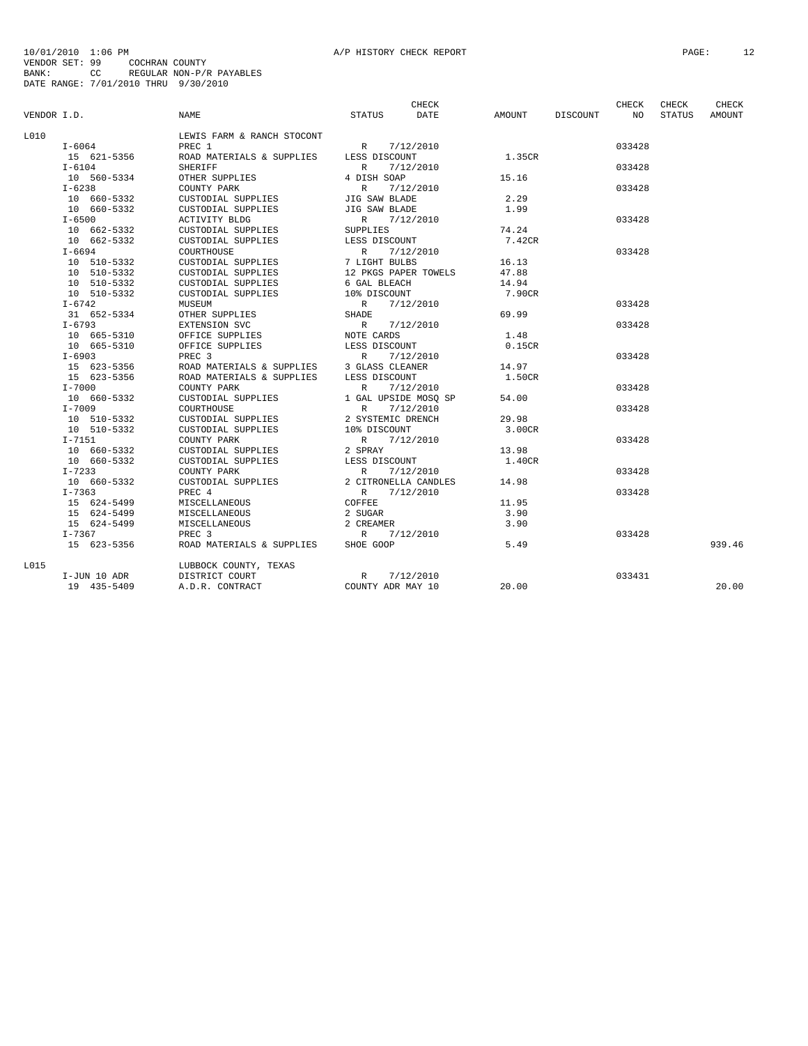10/01/2010 1:06 PM A/P HISTORY CHECK REPORT
VENDOR SET: 99 COCHRAN COUNTY
BANK: CC REGULAR NON-P/R PAYABLES
DATE RANGE: 7/01/2010 THRU 9/30/2010

| VENDOR I.D. | NAME | STATUS | CHECK DATE | AMOUNT | DISCOUNT | CHECK NO | CHECK STATUS | CHECK AMOUNT |
|---|---|---|---|---|---|---|---|---|
| L010 | LEWIS FARM & RANCH STOCONT | | | | | | | |
| I-6064 | PREC 1 | R | 7/12/2010 | | | 033428 | | |
| 15 621-5356 | ROAD MATERIALS & SUPPLIES | LESS DISCOUNT | | 1.35CR | | | | |
| I-6104 | SHERIFF | R | 7/12/2010 | | | 033428 | | |
| 10 560-5334 | OTHER SUPPLIES | 4 DISH SOAP | | 15.16 | | | | |
| I-6238 | COUNTY PARK | R | 7/12/2010 | | | 033428 | | |
| 10 660-5332 | CUSTODIAL SUPPLIES | JIG SAW BLADE | | 2.29 | | | | |
| 10 660-5332 | CUSTODIAL SUPPLIES | JIG SAW BLADE | | 1.99 | | | | |
| I-6500 | ACTIVITY BLDG | R | 7/12/2010 | | | 033428 | | |
| 10 662-5332 | CUSTODIAL SUPPLIES | SUPPLIES | | 74.24 | | | | |
| 10 662-5332 | CUSTODIAL SUPPLIES | LESS DISCOUNT | | 7.42CR | | | | |
| I-6694 | COURTHOUSE | R | 7/12/2010 | | | 033428 | | |
| 10 510-5332 | CUSTODIAL SUPPLIES | 7 LIGHT BULBS | | 16.13 | | | | |
| 10 510-5332 | CUSTODIAL SUPPLIES | 12 PKGS PAPER TOWELS | | 47.88 | | | | |
| 10 510-5332 | CUSTODIAL SUPPLIES | 6 GAL BLEACH | | 14.94 | | | | |
| 10 510-5332 | CUSTODIAL SUPPLIES | 10% DISCOUNT | | 7.90CR | | | | |
| I-6742 | MUSEUM | R | 7/12/2010 | | | 033428 | | |
| 31 652-5334 | OTHER SUPPLIES | SHADE | | 69.99 | | | | |
| I-6793 | EXTENSION SVC | R | 7/12/2010 | | | 033428 | | |
| 10 665-5310 | OFFICE SUPPLIES | NOTE CARDS | | 1.48 | | | | |
| 10 665-5310 | OFFICE SUPPLIES | LESS DISCOUNT | | 0.15CR | | | | |
| I-6903 | PREC 3 | R | 7/12/2010 | | | 033428 | | |
| 15 623-5356 | ROAD MATERIALS & SUPPLIES | 3 GLASS CLEANER | | 14.97 | | | | |
| 15 623-5356 | ROAD MATERIALS & SUPPLIES | LESS DISCOUNT | | 1.50CR | | | | |
| I-7000 | COUNTY PARK | R | 7/12/2010 | | | 033428 | | |
| 10 660-5332 | CUSTODIAL SUPPLIES | 1 GAL UPSIDE MOSQ SP | | 54.00 | | | | |
| I-7009 | COURTHOUSE | R | 7/12/2010 | | | 033428 | | |
| 10 510-5332 | CUSTODIAL SUPPLIES | 2 SYSTEMIC DRENCH | | 29.98 | | | | |
| 10 510-5332 | CUSTODIAL SUPPLIES | 10% DISCOUNT | | 3.00CR | | | | |
| I-7151 | COUNTY PARK | R | 7/12/2010 | | | 033428 | | |
| 10 660-5332 | CUSTODIAL SUPPLIES | 2 SPRAY | | 13.98 | | | | |
| 10 660-5332 | CUSTODIAL SUPPLIES | LESS DISCOUNT | | 1.40CR | | | | |
| I-7233 | COUNTY PARK | R | 7/12/2010 | | | 033428 | | |
| 10 660-5332 | CUSTODIAL SUPPLIES | 2 CITRONELLA CANDLES | | 14.98 | | | | |
| I-7363 | PREC 4 | R | 7/12/2010 | | | 033428 | | |
| 15 624-5499 | MISCELLANEOUS | COFFEE | | 11.95 | | | | |
| 15 624-5499 | MISCELLANEOUS | 2 SUGAR | | 3.90 | | | | |
| 15 624-5499 | MISCELLANEOUS | 2 CREAMER | | 3.90 | | | | |
| I-7367 | PREC 3 | R | 7/12/2010 | | | 033428 | | |
| 15 623-5356 | ROAD MATERIALS & SUPPLIES | SHOE GOOP | | 5.49 | | | | 939.46 |
| L015 | LUBBOCK COUNTY, TEXAS | | | | | | | |
| I-JUN 10 ADR | DISTRICT COURT | R | 7/12/2010 | | | 033431 | | |
| 19 435-5409 | A.D.R. CONTRACT | COUNTY ADR MAY 10 | | 20.00 | | | | 20.00 |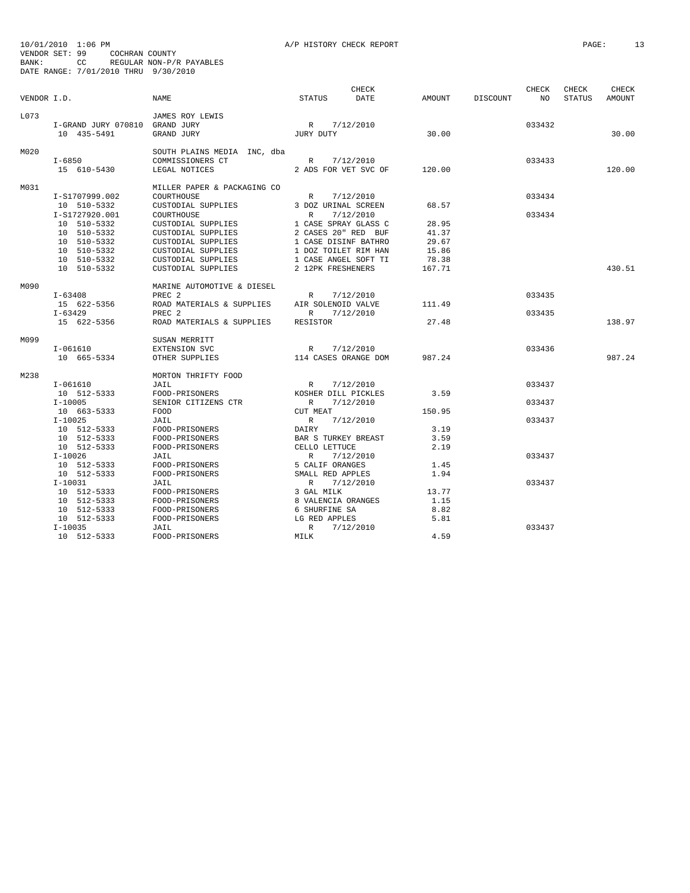10/01/2010 1:06 PM A/P HISTORY CHECK REPORT
VENDOR SET: 99 COCHRAN COUNTY
BANK: CC REGULAR NON-P/R PAYABLES
DATE RANGE: 7/01/2010 THRU 9/30/2010

| VENDOR I.D. | NAME | STATUS | CHECK DATE | AMOUNT | DISCOUNT | CHECK NO | CHECK STATUS | CHECK AMOUNT |
|---|---|---|---|---|---|---|---|---|
| L073 | JAMES ROY LEWIS | | | | | | | |
| I-GRAND JURY 070810 | GRAND JURY | R | 7/12/2010 | | | 033432 | | |
| 10 435-5491 | GRAND JURY | JURY DUTY | | 30.00 | | | | 30.00 |
| M020 | SOUTH PLAINS MEDIA INC, dba | | | | | | | |
| I-6850 | COMMISSIONERS CT | R | 7/12/2010 | | | 033433 | | |
| 15 610-5430 | LEGAL NOTICES | 2 ADS FOR VET SVC OF | | 120.00 | | | | 120.00 |
| M031 | MILLER PAPER & PACKAGING CO | | | | | | | |
| I-S1707999.002 | COURTHOUSE | R | 7/12/2010 | | | 033434 | | |
| 10 510-5332 | CUSTODIAL SUPPLIES | 3 DOZ URINAL SCREEN | | 68.57 | | | | |
| I-S1727920.001 | COURTHOUSE | R | 7/12/2010 | | | 033434 | | |
| 10 510-5332 | CUSTODIAL SUPPLIES | 1 CASE SPRAY GLASS C | | 28.95 | | | | |
| 10 510-5332 | CUSTODIAL SUPPLIES | 2 CASES 20" RED BUF | | 41.37 | | | | |
| 10 510-5332 | CUSTODIAL SUPPLIES | 1 CASE DISINF BATHRO | | 29.67 | | | | |
| 10 510-5332 | CUSTODIAL SUPPLIES | 1 DOZ TOILET RIM HAN | | 15.86 | | | | |
| 10 510-5332 | CUSTODIAL SUPPLIES | 1 CASE ANGEL SOFT TI | | 78.38 | | | | |
| 10 510-5332 | CUSTODIAL SUPPLIES | 2 12PK FRESHENERS | | 167.71 | | | | 430.51 |
| M090 | MARINE AUTOMOTIVE & DIESEL | | | | | | | |
| I-63408 | PREC 2 | R | 7/12/2010 | | | 033435 | | |
| 15 622-5356 | ROAD MATERIALS & SUPPLIES | AIR SOLENOID VALVE | | 111.49 | | | | |
| I-63429 | PREC 2 | R | 7/12/2010 | | | 033435 | | |
| 15 622-5356 | ROAD MATERIALS & SUPPLIES | RESISTOR | | 27.48 | | | | 138.97 |
| M099 | SUSAN MERRITT | | | | | | | |
| I-061610 | EXTENSION SVC | R | 7/12/2010 | | | 033436 | | |
| 10 665-5334 | OTHER SUPPLIES | 114 CASES ORANGE DOM | | 987.24 | | | | 987.24 |
| M238 | MORTON THRIFTY FOOD | | | | | | | |
| I-061610 | JAIL | R | 7/12/2010 | | | 033437 | | |
| 10 512-5333 | FOOD-PRISONERS | KOSHER DILL PICKLES | | 3.59 | | | | |
| I-10005 | SENIOR CITIZENS CTR | R | 7/12/2010 | | | 033437 | | |
| 10 663-5333 | FOOD | CUT MEAT | | 150.95 | | | | |
| I-10025 | JAIL | R | 7/12/2010 | | | 033437 | | |
| 10 512-5333 | FOOD-PRISONERS | DAIRY | | 3.19 | | | | |
| 10 512-5333 | FOOD-PRISONERS | BAR S TURKEY BREAST | | 3.59 | | | | |
| 10 512-5333 | FOOD-PRISONERS | CELLO LETTUCE | | 2.19 | | | | |
| I-10026 | JAIL | R | 7/12/2010 | | | 033437 | | |
| 10 512-5333 | FOOD-PRISONERS | 5 CALIF ORANGES | | 1.45 | | | | |
| 10 512-5333 | FOOD-PRISONERS | SMALL RED APPLES | | 1.94 | | | | |
| I-10031 | JAIL | R | 7/12/2010 | | | 033437 | | |
| 10 512-5333 | FOOD-PRISONERS | 3 GAL MILK | | 13.77 | | | | |
| 10 512-5333 | FOOD-PRISONERS | 8 VALENCIA ORANGES | | 1.15 | | | | |
| 10 512-5333 | FOOD-PRISONERS | 6 SHURFINE SA | | 8.82 | | | | |
| 10 512-5333 | FOOD-PRISONERS | LG RED APPLES | | 5.81 | | | | |
| I-10035 | JAIL | R | 7/12/2010 | | | 033437 | | |
| 10 512-5333 | FOOD-PRISONERS | MILK | | 4.59 | | | | |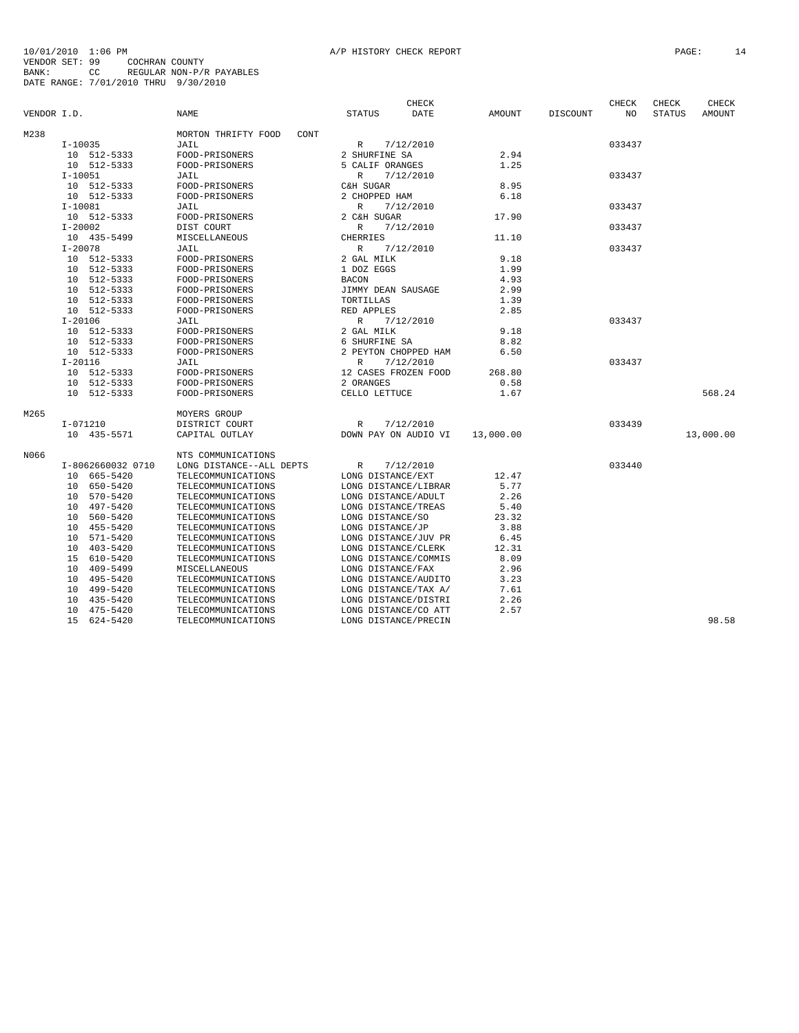10/01/2010 1:06 PM A/P HISTORY CHECK REPORT
VENDOR SET: 99 COCHRAN COUNTY
BANK: CC REGULAR NON-P/R PAYABLES
DATE RANGE: 7/01/2010 THRU 9/30/2010

| VENDOR I.D. | NAME | STATUS | CHECK DATE | AMOUNT | DISCOUNT | CHECK NO | CHECK STATUS | CHECK AMOUNT |
|---|---|---|---|---|---|---|---|---|
| M238 | MORTON THRIFTY FOOD CONT | | | | | | | |
| I-10035 | JAIL | R | 7/12/2010 | | | 033437 | | |
| 10 512-5333 | FOOD-PRISONERS | 2 SHURFINE SA | | 2.94 | | | | |
| 10 512-5333 | FOOD-PRISONERS | 5 CALIF ORANGES | | 1.25 | | | | |
| I-10051 | JAIL | R | 7/12/2010 | | | 033437 | | |
| 10 512-5333 | FOOD-PRISONERS | C&H SUGAR | | 8.95 | | | | |
| 10 512-5333 | FOOD-PRISONERS | 2 CHOPPED HAM | | 6.18 | | | | |
| I-10081 | JAIL | R | 7/12/2010 | | | 033437 | | |
| 10 512-5333 | FOOD-PRISONERS | 2 C&H SUGAR | | 17.90 | | | | |
| I-20002 | DIST COURT | R | 7/12/2010 | | | 033437 | | |
| 10 435-5499 | MISCELLANEOUS | CHERRIES | | 11.10 | | | | |
| I-20078 | JAIL | R | 7/12/2010 | | | 033437 | | |
| 10 512-5333 | FOOD-PRISONERS | 2 GAL MILK | | 9.18 | | | | |
| 10 512-5333 | FOOD-PRISONERS | 1 DOZ EGGS | | 1.99 | | | | |
| 10 512-5333 | FOOD-PRISONERS | BACON | | 4.93 | | | | |
| 10 512-5333 | FOOD-PRISONERS | JIMMY DEAN SAUSAGE | | 2.99 | | | | |
| 10 512-5333 | FOOD-PRISONERS | TORTILLAS | | 1.39 | | | | |
| 10 512-5333 | FOOD-PRISONERS | RED APPLES | | 2.85 | | | | |
| I-20106 | JAIL | R | 7/12/2010 | | | 033437 | | |
| 10 512-5333 | FOOD-PRISONERS | 2 GAL MILK | | 9.18 | | | | |
| 10 512-5333 | FOOD-PRISONERS | 6 SHURFINE SA | | 8.82 | | | | |
| 10 512-5333 | FOOD-PRISONERS | 2 PEYTON CHOPPED HAM | | 6.50 | | | | |
| I-20116 | JAIL | R | 7/12/2010 | | | 033437 | | |
| 10 512-5333 | FOOD-PRISONERS | 12 CASES FROZEN FOOD | | 268.80 | | | | |
| 10 512-5333 | FOOD-PRISONERS | 2 ORANGES | | 0.58 | | | | |
| 10 512-5333 | FOOD-PRISONERS | CELLO LETTUCE | | 1.67 | | | | 568.24 |
| M265 | MOYERS GROUP | | | | | | | |
| I-071210 | DISTRICT COURT | R | 7/12/2010 | | | 033439 | | |
| 10 435-5571 | CAPITAL OUTLAY | DOWN PAY ON AUDIO VI | | 13,000.00 | | | | 13,000.00 |
| N066 | NTS COMMUNICATIONS | | | | | | | |
| I-8062660032 0710 | LONG DISTANCE--ALL DEPTS | R | 7/12/2010 | | | 033440 | | |
| 10 665-5420 | TELECOMMUNICATIONS | LONG DISTANCE/EXT | | 12.47 | | | | |
| 10 650-5420 | TELECOMMUNICATIONS | LONG DISTANCE/LIBRAR | | 5.77 | | | | |
| 10 570-5420 | TELECOMMUNICATIONS | LONG DISTANCE/ADULT | | 2.26 | | | | |
| 10 497-5420 | TELECOMMUNICATIONS | LONG DISTANCE/TREAS | | 5.40 | | | | |
| 10 560-5420 | TELECOMMUNICATIONS | LONG DISTANCE/SO | | 23.32 | | | | |
| 10 455-5420 | TELECOMMUNICATIONS | LONG DISTANCE/JP | | 3.88 | | | | |
| 10 571-5420 | TELECOMMUNICATIONS | LONG DISTANCE/JUV PR | | 6.45 | | | | |
| 10 403-5420 | TELECOMMUNICATIONS | LONG DISTANCE/CLERK | | 12.31 | | | | |
| 15 610-5420 | TELECOMMUNICATIONS | LONG DISTANCE/COMMIS | | 8.09 | | | | |
| 10 409-5499 | MISCELLANEOUS | LONG DISTANCE/FAX | | 2.96 | | | | |
| 10 495-5420 | TELECOMMUNICATIONS | LONG DISTANCE/AUDITO | | 3.23 | | | | |
| 10 499-5420 | TELECOMMUNICATIONS | LONG DISTANCE/TAX A/ | | 7.61 | | | | |
| 10 435-5420 | TELECOMMUNICATIONS | LONG DISTANCE/DISTRI | | 2.26 | | | | |
| 10 475-5420 | TELECOMMUNICATIONS | LONG DISTANCE/CO ATT | | 2.57 | | | | |
| 15 624-5420 | TELECOMMUNICATIONS | LONG DISTANCE/PRECIN | | | | | | 98.58 |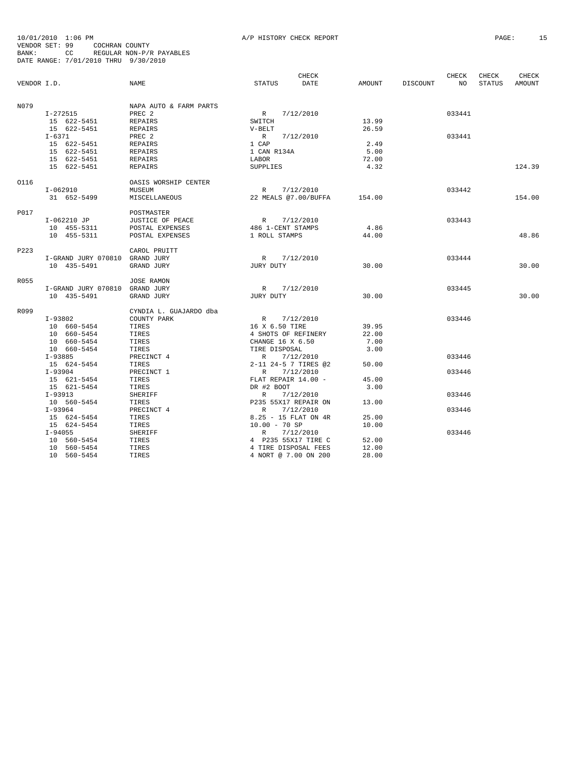10/01/2010 1:06 PM A/P HISTORY CHECK REPORT
VENDOR SET: 99 COCHRAN COUNTY
BANK: CC REGULAR NON-P/R PAYABLES
DATE RANGE: 7/01/2010 THRU 9/30/2010

| VENDOR I.D. | NAME | STATUS | CHECK DATE | AMOUNT | DISCOUNT | CHECK NO | CHECK STATUS | CHECK AMOUNT |
|---|---|---|---|---|---|---|---|---|
| N079 | NAPA AUTO & FARM PARTS | | | | | | | |
| I-272515 | PREC 2 | R | 7/12/2010 | | | 033441 | | |
| 15 622-5451 | REPAIRS | SWITCH | | 13.99 | | | | |
| 15 622-5451 | REPAIRS | V-BELT | | 26.59 | | | | |
| I-6371 | PREC 2 | R | 7/12/2010 | | | 033441 | | |
| 15 622-5451 | REPAIRS | 1 CAP | | 2.49 | | | | |
| 15 622-5451 | REPAIRS | 1 CAN R134A | | 5.00 | | | | |
| 15 622-5451 | REPAIRS | LABOR | | 72.00 | | | | |
| 15 622-5451 | REPAIRS | SUPPLIES | | 4.32 | | | | 124.39 |
| O116 | OASIS WORSHIP CENTER | | | | | | | |
| I-062910 | MUSEUM | R | 7/12/2010 | | | 033442 | | |
| 31 652-5499 | MISCELLANEOUS | 22 MEALS @7.00/BUFFA | | 154.00 | | | | 154.00 |
| P017 | POSTMASTER | | | | | | | |
| I-062210 JP | JUSTICE OF PEACE | R | 7/12/2010 | | | 033443 | | |
| 10 455-5311 | POSTAL EXPENSES | 486 1-CENT STAMPS | | 4.86 | | | | |
| 10 455-5311 | POSTAL EXPENSES | 1 ROLL STAMPS | | 44.00 | | | | 48.86 |
| P223 | CAROL PRUITT | | | | | | | |
| I-GRAND JURY 070810 | GRAND JURY | R | 7/12/2010 | | | 033444 | | |
| 10 435-5491 | GRAND JURY | JURY DUTY | | 30.00 | | | | 30.00 |
| R055 | JOSE RAMON | | | | | | | |
| I-GRAND JURY 070810 | GRAND JURY | R | 7/12/2010 | | | 033445 | | |
| 10 435-5491 | GRAND JURY | JURY DUTY | | 30.00 | | | | 30.00 |
| R099 | CYNDIA L. GUAJARDO dba | | | | | | | |
| I-93802 | COUNTY PARK | R | 7/12/2010 | | | 033446 | | |
| 10 660-5454 | TIRES | 16 X 6.50 TIRE | | 39.95 | | | | |
| 10 660-5454 | TIRES | 4 SHOTS OF REFINERY | | 22.00 | | | | |
| 10 660-5454 | TIRES | CHANGE 16 X 6.50 | | 7.00 | | | | |
| 10 660-5454 | TIRES | TIRE DISPOSAL | | 3.00 | | | | |
| I-93885 | PRECINCT 4 | R | 7/12/2010 | | | 033446 | | |
| 15 624-5454 | TIRES | 2-11 24-5 7 TIRES @2 | | 50.00 | | | | |
| I-93904 | PRECINCT 1 | R | 7/12/2010 | | | 033446 | | |
| 15 621-5454 | TIRES | FLAT REPAIR 14.00 - | | 45.00 | | | | |
| 15 621-5454 | TIRES | DR #2 BOOT | | 3.00 | | | | |
| I-93913 | SHERIFF | R | 7/12/2010 | | | 033446 | | |
| 10 560-5454 | TIRES | P235 55X17 REPAIR ON | | 13.00 | | | | |
| I-93964 | PRECINCT 4 | R | 7/12/2010 | | | 033446 | | |
| 15 624-5454 | TIRES | 8.25 - 15 FLAT ON 4R | | 25.00 | | | | |
| 15 624-5454 | TIRES | 10.00 - 70 SP | | 10.00 | | | | |
| I-94055 | SHERIFF | R | 7/12/2010 | | | 033446 | | |
| 10 560-5454 | TIRES | 4 P235 55X17 TIRE C | | 52.00 | | | | |
| 10 560-5454 | TIRES | 4 TIRE DISPOSAL FEES | | 12.00 | | | | |
| 10 560-5454 | TIRES | 4 NORT @ 7.00 ON 200 | | 28.00 | | | | |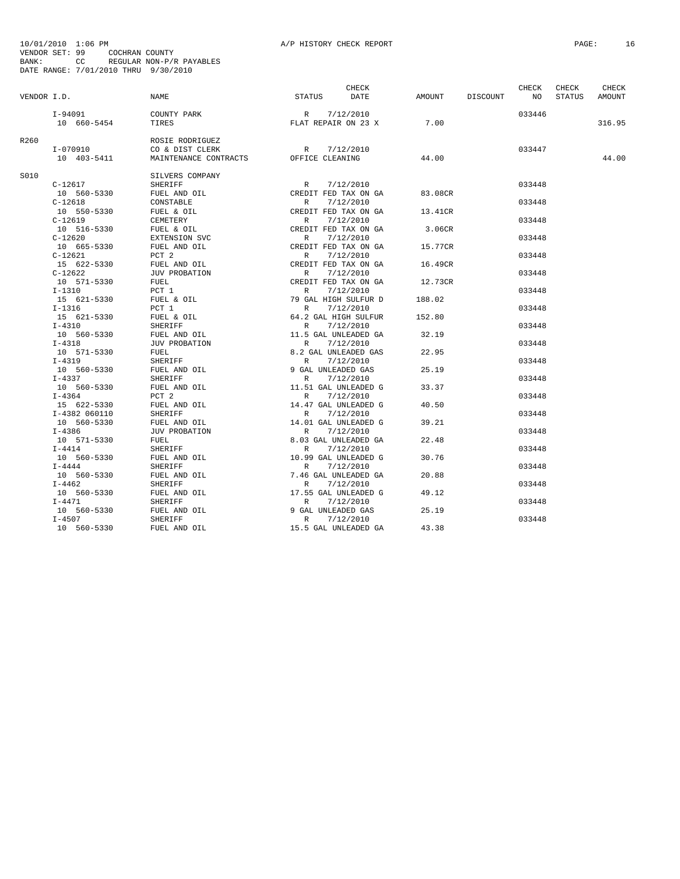10/01/2010 1:06 PM A/P HISTORY CHECK REPORT
VENDOR SET: 99 COCHRAN COUNTY
BANK: CC REGULAR NON-P/R PAYABLES
DATE RANGE: 7/01/2010 THRU 9/30/2010

| VENDOR I.D. | NAME | STATUS | CHECK DATE | AMOUNT | DISCOUNT | CHECK NO | CHECK STATUS | CHECK AMOUNT |
|---|---|---|---|---|---|---|---|---|
| I-94091 | COUNTY PARK | R | 7/12/2010 | | | 033446 | | |
| 10 660-5454 | TIRES | FLAT REPAIR ON 23 X | | 7.00 | | | | 316.95 |
| R260 | ROSIE RODRIGUEZ | | | | | | | |
| I-070910 | CO & DIST CLERK | R | 7/12/2010 | | | 033447 | | |
| 10 403-5411 | MAINTENANCE CONTRACTS | OFFICE CLEANING | | 44.00 | | | | 44.00 |
| S010 | SILVERS COMPANY | | | | | | | |
| C-12617 | SHERIFF | R | 7/12/2010 | | | 033448 | | |
| 10 560-5330 | FUEL AND OIL | CREDIT FED TAX ON GA | | 83.08CR | | | | |
| C-12618 | CONSTABLE | R | 7/12/2010 | | | 033448 | | |
| 10 550-5330 | FUEL & OIL | CREDIT FED TAX ON GA | | 13.41CR | | | | |
| C-12619 | CEMETERY | R | 7/12/2010 | | | 033448 | | |
| 10 516-5330 | FUEL & OIL | CREDIT FED TAX ON GA | | 3.06CR | | | | |
| C-12620 | EXTENSION SVC | R | 7/12/2010 | | | 033448 | | |
| 10 665-5330 | FUEL AND OIL | CREDIT FED TAX ON GA | | 15.77CR | | | | |
| C-12621 | PCT 2 | R | 7/12/2010 | | | 033448 | | |
| 15 622-5330 | FUEL AND OIL | CREDIT FED TAX ON GA | | 16.49CR | | | | |
| C-12622 | JUV PROBATION | R | 7/12/2010 | | | 033448 | | |
| 10 571-5330 | FUEL | CREDIT FED TAX ON GA | | 12.73CR | | | | |
| I-1310 | PCT 1 | R | 7/12/2010 | | | 033448 | | |
| 15 621-5330 | FUEL & OIL | 79 GAL HIGH SULFUR D | | 188.02 | | | | |
| I-1316 | PCT 1 | R | 7/12/2010 | | | 033448 | | |
| 15 621-5330 | FUEL & OIL | 64.2 GAL HIGH SULFUR | | 152.80 | | | | |
| I-4310 | SHERIFF | R | 7/12/2010 | | | 033448 | | |
| 10 560-5330 | FUEL AND OIL | 11.5 GAL UNLEADED GA | | 32.19 | | | | |
| I-4318 | JUV PROBATION | R | 7/12/2010 | | | 033448 | | |
| 10 571-5330 | FUEL | 8.2 GAL UNLEADED GAS | | 22.95 | | | | |
| I-4319 | SHERIFF | R | 7/12/2010 | | | 033448 | | |
| 10 560-5330 | FUEL AND OIL | 9 GAL UNLEADED GAS | | 25.19 | | | | |
| I-4337 | SHERIFF | R | 7/12/2010 | | | 033448 | | |
| 10 560-5330 | FUEL AND OIL | 11.51 GAL UNLEADED G | | 33.37 | | | | |
| I-4364 | PCT 2 | R | 7/12/2010 | | | 033448 | | |
| 15 622-5330 | FUEL AND OIL | 14.47 GAL UNLEADED G | | 40.50 | | | | |
| I-4382 060110 | SHERIFF | R | 7/12/2010 | | | 033448 | | |
| 10 560-5330 | FUEL AND OIL | 14.01 GAL UNLEADED G | | 39.21 | | | | |
| I-4386 | JUV PROBATION | R | 7/12/2010 | | | 033448 | | |
| 10 571-5330 | FUEL | 8.03 GAL UNLEADED GA | | 22.48 | | | | |
| I-4414 | SHERIFF | R | 7/12/2010 | | | 033448 | | |
| 10 560-5330 | FUEL AND OIL | 10.99 GAL UNLEADED G | | 30.76 | | | | |
| I-4444 | SHERIFF | R | 7/12/2010 | | | 033448 | | |
| 10 560-5330 | FUEL AND OIL | 7.46 GAL UNLEADED GA | | 20.88 | | | | |
| I-4462 | SHERIFF | R | 7/12/2010 | | | 033448 | | |
| 10 560-5330 | FUEL AND OIL | 17.55 GAL UNLEADED G | | 49.12 | | | | |
| I-4471 | SHERIFF | R | 7/12/2010 | | | 033448 | | |
| 10 560-5330 | FUEL AND OIL | 9 GAL UNLEADED GAS | | 25.19 | | | | |
| I-4507 | SHERIFF | R | 7/12/2010 | | | 033448 | | |
| 10 560-5330 | FUEL AND OIL | 15.5 GAL UNLEADED GA | | 43.38 | | | | |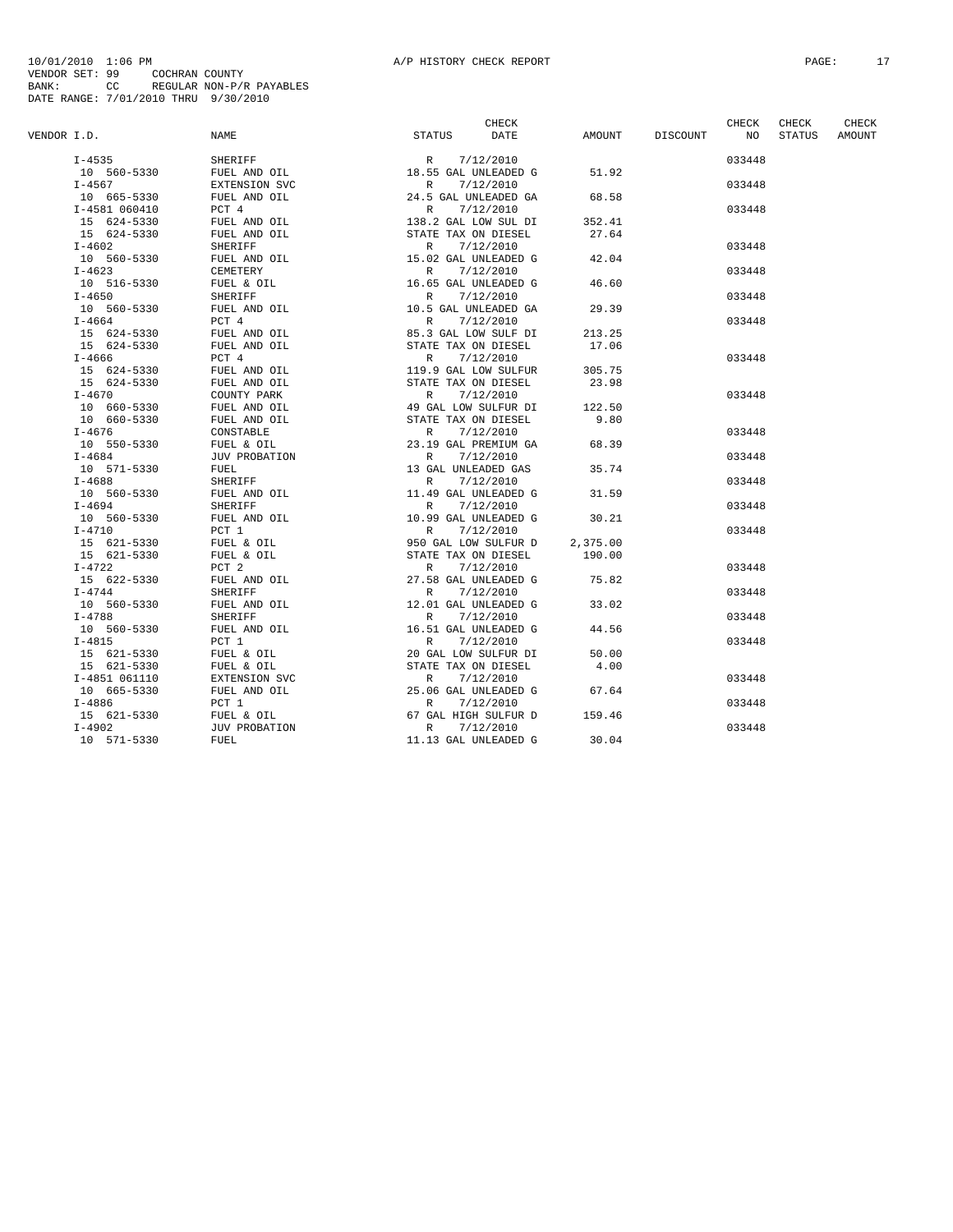10/01/2010 1:06 PM A/P HISTORY CHECK REPORT
VENDOR SET: 99 COCHRAN COUNTY
BANK: CC REGULAR NON-P/R PAYABLES
DATE RANGE: 7/01/2010 THRU 9/30/2010

| VENDOR I.D. | NAME | STATUS | CHECK DATE | AMOUNT | DISCOUNT | CHECK NO | CHECK STATUS | CHECK AMOUNT |
|---|---|---|---|---|---|---|---|---|
| I-4535 | SHERIFF | R | 7/12/2010 | | | 033448 | | |
| 10 560-5330 | FUEL AND OIL | 18.55 GAL UNLEADED G | | 51.92 | | | | |
| I-4567 | EXTENSION SVC | R | 7/12/2010 | | | 033448 | | |
| 10 665-5330 | FUEL AND OIL | 24.5 GAL UNLEADED GA | | 68.58 | | | | |
| I-4581 060410 | PCT 4 | R | 7/12/2010 | | | 033448 | | |
| 15 624-5330 | FUEL AND OIL | 138.2 GAL LOW SUL DI | | 352.41 | | | | |
| 15 624-5330 | FUEL AND OIL | STATE TAX ON DIESEL | | 27.64 | | | | |
| I-4602 | SHERIFF | R | 7/12/2010 | | | 033448 | | |
| 10 560-5330 | FUEL AND OIL | 15.02 GAL UNLEADED G | | 42.04 | | | | |
| I-4623 | CEMETERY | R | 7/12/2010 | | | 033448 | | |
| 10 516-5330 | FUEL & OIL | 16.65 GAL UNLEADED G | | 46.60 | | | | |
| I-4650 | SHERIFF | R | 7/12/2010 | | | 033448 | | |
| 10 560-5330 | FUEL AND OIL | 10.5 GAL UNLEADED GA | | 29.39 | | | | |
| I-4664 | PCT 4 | R | 7/12/2010 | | | 033448 | | |
| 15 624-5330 | FUEL AND OIL | 85.3 GAL LOW SULF DI | | 213.25 | | | | |
| 15 624-5330 | FUEL AND OIL | STATE TAX ON DIESEL | | 17.06 | | | | |
| I-4666 | PCT 4 | R | 7/12/2010 | | | 033448 | | |
| 15 624-5330 | FUEL AND OIL | 119.9 GAL LOW SULFUR | | 305.75 | | | | |
| 15 624-5330 | FUEL AND OIL | STATE TAX ON DIESEL | | 23.98 | | | | |
| I-4670 | COUNTY PARK | R | 7/12/2010 | | | 033448 | | |
| 10 660-5330 | FUEL AND OIL | 49 GAL LOW SULFUR DI | | 122.50 | | | | |
| 10 660-5330 | FUEL AND OIL | STATE TAX ON DIESEL | | 9.80 | | | | |
| I-4676 | CONSTABLE | R | 7/12/2010 | | | 033448 | | |
| 10 550-5330 | FUEL & OIL | 23.19 GAL PREMIUM GA | | 68.39 | | | | |
| I-4684 | JUV PROBATION | R | 7/12/2010 | | | 033448 | | |
| 10 571-5330 | FUEL | 13 GAL UNLEADED GAS | | 35.74 | | | | |
| I-4688 | SHERIFF | R | 7/12/2010 | | | 033448 | | |
| 10 560-5330 | FUEL AND OIL | 11.49 GAL UNLEADED G | | 31.59 | | | | |
| I-4694 | SHERIFF | R | 7/12/2010 | | | 033448 | | |
| 10 560-5330 | FUEL AND OIL | 10.99 GAL UNLEADED G | | 30.21 | | | | |
| I-4710 | PCT 1 | R | 7/12/2010 | | | 033448 | | |
| 15 621-5330 | FUEL & OIL | 950 GAL LOW SULFUR D | | 2,375.00 | | | | |
| 15 621-5330 | FUEL & OIL | STATE TAX ON DIESEL | | 190.00 | | | | |
| I-4722 | PCT 2 | R | 7/12/2010 | | | 033448 | | |
| 15 622-5330 | FUEL AND OIL | 27.58 GAL UNLEADED G | | 75.82 | | | | |
| I-4744 | SHERIFF | R | 7/12/2010 | | | 033448 | | |
| 10 560-5330 | FUEL AND OIL | 12.01 GAL UNLEADED G | | 33.02 | | | | |
| I-4788 | SHERIFF | R | 7/12/2010 | | | 033448 | | |
| 10 560-5330 | FUEL AND OIL | 16.51 GAL UNLEADED G | | 44.56 | | | | |
| I-4815 | PCT 1 | R | 7/12/2010 | | | 033448 | | |
| 15 621-5330 | FUEL & OIL | 20 GAL LOW SULFUR DI | | 50.00 | | | | |
| 15 621-5330 | FUEL & OIL | STATE TAX ON DIESEL | | 4.00 | | | | |
| I-4851 061110 | EXTENSION SVC | R | 7/12/2010 | | | 033448 | | |
| 10 665-5330 | FUEL AND OIL | 25.06 GAL UNLEADED G | | 67.64 | | | | |
| I-4886 | PCT 1 | R | 7/12/2010 | | | 033448 | | |
| 15 621-5330 | FUEL & OIL | 67 GAL HIGH SULFUR D | | 159.46 | | | | |
| I-4902 | JUV PROBATION | R | 7/12/2010 | | | 033448 | | |
| 10 571-5330 | FUEL | 11.13 GAL UNLEADED G | | 30.04 | | | | |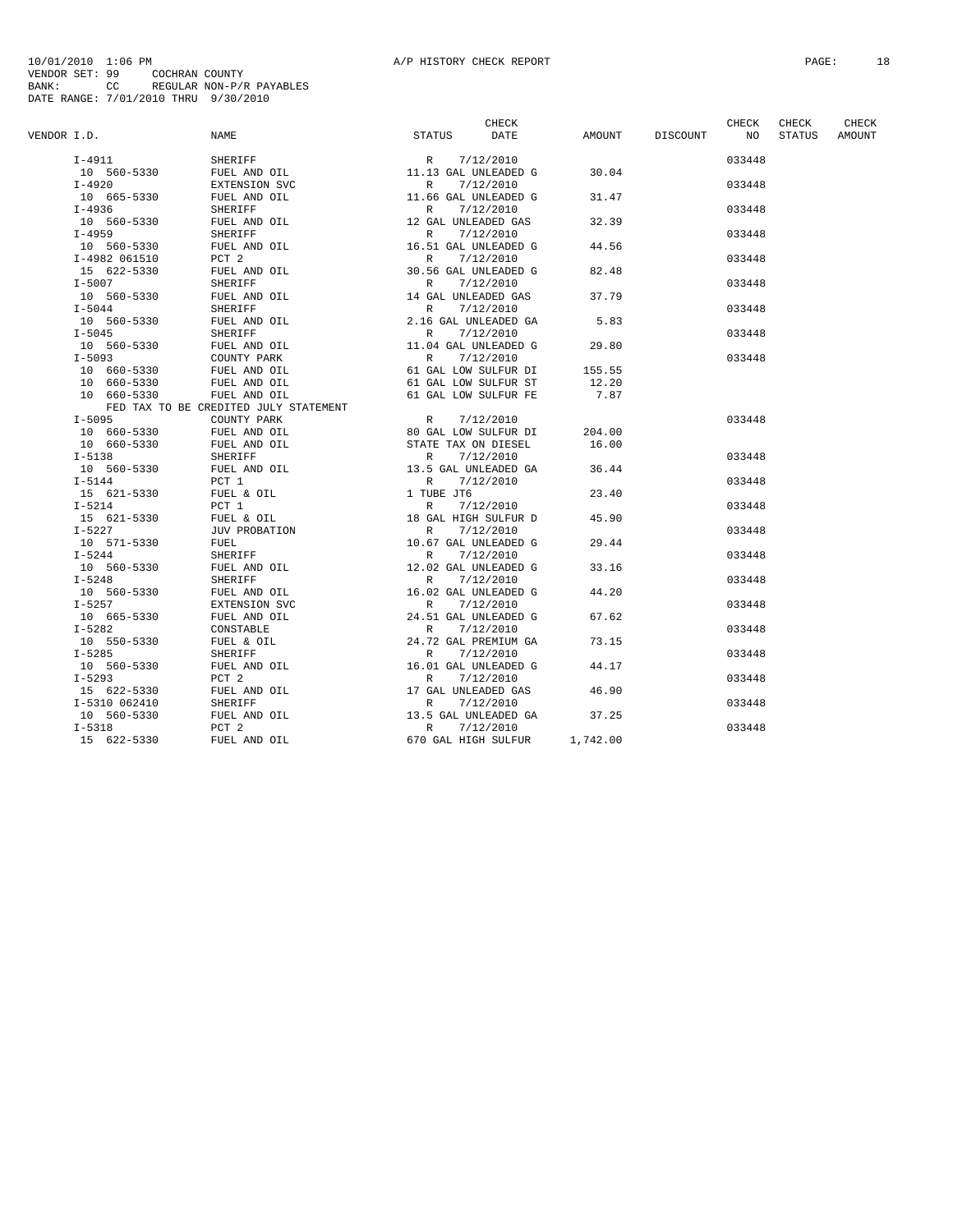10/01/2010 1:06 PM A/P HISTORY CHECK REPORT
VENDOR SET: 99 COCHRAN COUNTY
BANK: CC REGULAR NON-P/R PAYABLES
DATE RANGE: 7/01/2010 THRU 9/30/2010

| VENDOR I.D. | NAME | STATUS | CHECK DATE | AMOUNT | DISCOUNT | CHECK NO | CHECK STATUS | CHECK AMOUNT |
|---|---|---|---|---|---|---|---|---|
| I-4911 | SHERIFF | R | 7/12/2010 | | | 033448 | | |
| 10 560-5330 | FUEL AND OIL | 11.13 GAL UNLEADED G | | 30.04 | | | | |
| I-4920 | EXTENSION SVC | R | 7/12/2010 | | | 033448 | | |
| 10 665-5330 | FUEL AND OIL | 11.66 GAL UNLEADED G | | 31.47 | | | | |
| I-4936 | SHERIFF | R | 7/12/2010 | | | 033448 | | |
| 10 560-5330 | FUEL AND OIL | 12 GAL UNLEADED GAS | | 32.39 | | | | |
| I-4959 | SHERIFF | R | 7/12/2010 | | | 033448 | | |
| 10 560-5330 | FUEL AND OIL | 16.51 GAL UNLEADED G | | 44.56 | | | | |
| I-4982 061510 | PCT 2 | R | 7/12/2010 | | | 033448 | | |
| 15 622-5330 | FUEL AND OIL | 30.56 GAL UNLEADED G | | 82.48 | | | | |
| I-5007 | SHERIFF | R | 7/12/2010 | | | 033448 | | |
| 10 560-5330 | FUEL AND OIL | 14 GAL UNLEADED GAS | | 37.79 | | | | |
| I-5044 | SHERIFF | R | 7/12/2010 | | | 033448 | | |
| 10 560-5330 | FUEL AND OIL | 2.16 GAL UNLEADED GA | | 5.83 | | | | |
| I-5045 | SHERIFF | R | 7/12/2010 | | | 033448 | | |
| 10 560-5330 | FUEL AND OIL | 11.04 GAL UNLEADED G | | 29.80 | | | | |
| I-5093 | COUNTY PARK | R | 7/12/2010 | | | 033448 | | |
| 10 660-5330 | FUEL AND OIL | 61 GAL LOW SULFUR DI | | 155.55 | | | | |
| 10 660-5330 | FUEL AND OIL | 61 GAL LOW SULFUR ST | | 12.20 | | | | |
| 10 660-5330 | FUEL AND OIL | 61 GAL LOW SULFUR FE | | 7.87 | | | | |
| | FED TAX TO BE CREDITED JULY STATEMENT | | | | | | | |
| I-5095 | COUNTY PARK | R | 7/12/2010 | | | 033448 | | |
| 10 660-5330 | FUEL AND OIL | 80 GAL LOW SULFUR DI | | 204.00 | | | | |
| 10 660-5330 | FUEL AND OIL | STATE TAX ON DIESEL | | 16.00 | | | | |
| I-5138 | SHERIFF | R | 7/12/2010 | | | 033448 | | |
| 10 560-5330 | FUEL AND OIL | 13.5 GAL UNLEADED GA | | 36.44 | | | | |
| I-5144 | PCT 1 | R | 7/12/2010 | | | 033448 | | |
| 15 621-5330 | FUEL & OIL | 1 TUBE JT6 | | 23.40 | | | | |
| I-5214 | PCT 1 | R | 7/12/2010 | | | 033448 | | |
| 15 621-5330 | FUEL & OIL | 18 GAL HIGH SULFUR D | | 45.90 | | | | |
| I-5227 | JUV PROBATION | R | 7/12/2010 | | | 033448 | | |
| 10 571-5330 | FUEL | 10.67 GAL UNLEADED G | | 29.44 | | | | |
| I-5244 | SHERIFF | R | 7/12/2010 | | | 033448 | | |
| 10 560-5330 | FUEL AND OIL | 12.02 GAL UNLEADED G | | 33.16 | | | | |
| I-5248 | SHERIFF | R | 7/12/2010 | | | 033448 | | |
| 10 560-5330 | FUEL AND OIL | 16.02 GAL UNLEADED G | | 44.20 | | | | |
| I-5257 | EXTENSION SVC | R | 7/12/2010 | | | 033448 | | |
| 10 665-5330 | FUEL AND OIL | 24.51 GAL UNLEADED G | | 67.62 | | | | |
| I-5282 | CONSTABLE | R | 7/12/2010 | | | 033448 | | |
| 10 550-5330 | FUEL & OIL | 24.72 GAL PREMIUM GA | | 73.15 | | | | |
| I-5285 | SHERIFF | R | 7/12/2010 | | | 033448 | | |
| 10 560-5330 | FUEL AND OIL | 16.01 GAL UNLEADED G | | 44.17 | | | | |
| I-5293 | PCT 2 | R | 7/12/2010 | | | 033448 | | |
| 15 622-5330 | FUEL AND OIL | 17 GAL UNLEADED GAS | | 46.90 | | | | |
| I-5310 062410 | SHERIFF | R | 7/12/2010 | | | 033448 | | |
| 10 560-5330 | FUEL AND OIL | 13.5 GAL UNLEADED GA | | 37.25 | | | | |
| I-5318 | PCT 2 | R | 7/12/2010 | | | 033448 | | |
| 15 622-5330 | FUEL AND OIL | 670 GAL HIGH SULFUR | | 1,742.00 | | | | |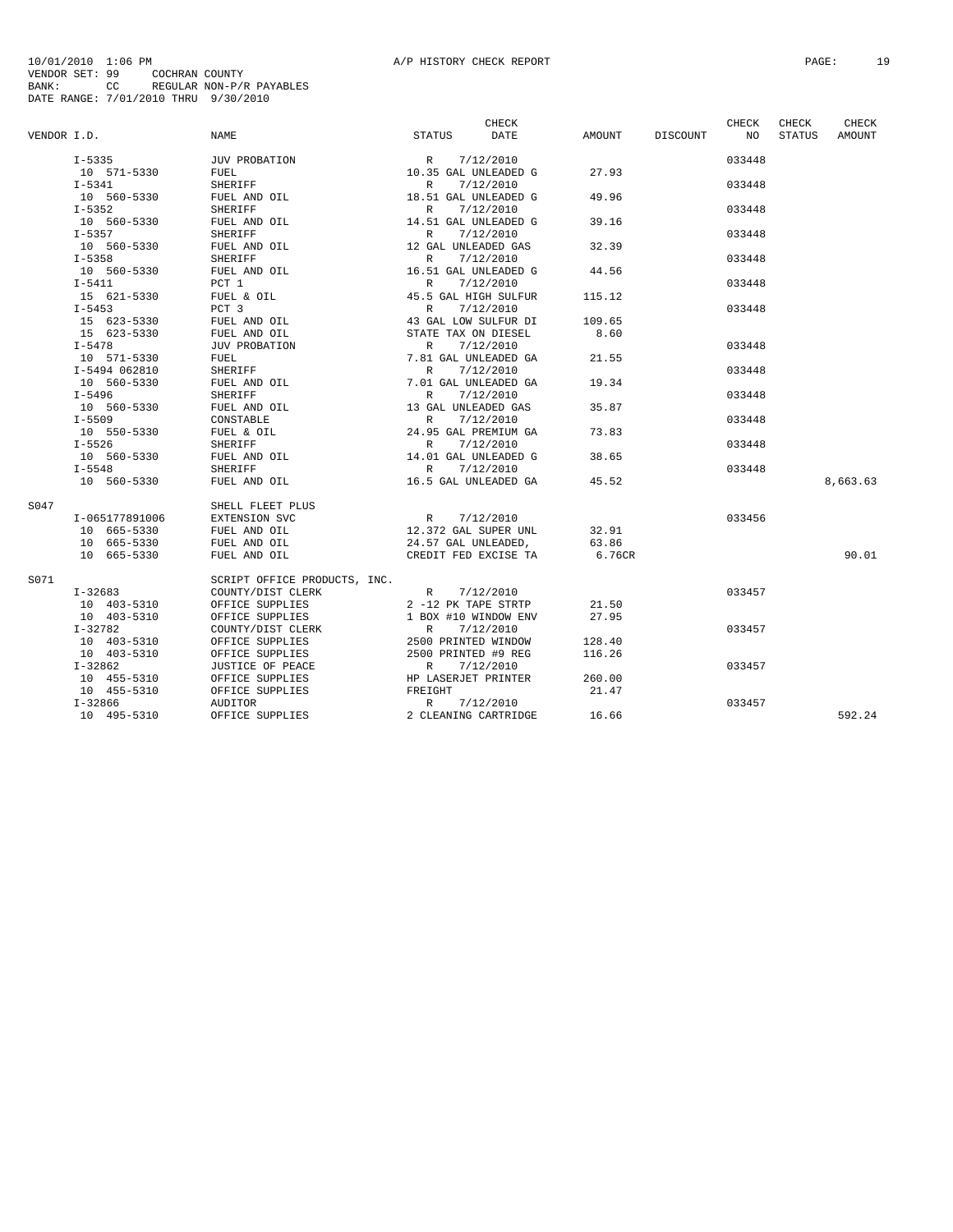10/01/2010 1:06 PM A/P HISTORY CHECK REPORT
VENDOR SET: 99 COCHRAN COUNTY
BANK: CC REGULAR NON-P/R PAYABLES
DATE RANGE: 7/01/2010 THRU 9/30/2010

| VENDOR I.D. | NAME | STATUS | CHECK DATE | AMOUNT | DISCOUNT | CHECK NO | CHECK STATUS | CHECK AMOUNT |
|---|---|---|---|---|---|---|---|---|
| I-5335 | JUV PROBATION | R | 7/12/2010 | | | 033448 | | |
| 10 571-5330 | FUEL | 10.35 GAL UNLEADED G | | 27.93 | | | | |
| I-5341 | SHERIFF | R | 7/12/2010 | | | 033448 | | |
| 10 560-5330 | FUEL AND OIL | 18.51 GAL UNLEADED G | | 49.96 | | | | |
| I-5352 | SHERIFF | R | 7/12/2010 | | | 033448 | | |
| 10 560-5330 | FUEL AND OIL | 14.51 GAL UNLEADED G | | 39.16 | | | | |
| I-5357 | SHERIFF | R | 7/12/2010 | | | 033448 | | |
| 10 560-5330 | FUEL AND OIL | 12 GAL UNLEADED GAS | | 32.39 | | | | |
| I-5358 | SHERIFF | R | 7/12/2010 | | | 033448 | | |
| 10 560-5330 | FUEL AND OIL | 16.51 GAL UNLEADED G | | 44.56 | | | | |
| I-5411 | PCT 1 | R | 7/12/2010 | | | 033448 | | |
| 15 621-5330 | FUEL & OIL | 45.5 GAL HIGH SULFUR | | 115.12 | | | | |
| I-5453 | PCT 3 | R | 7/12/2010 | | | 033448 | | |
| 15 623-5330 | FUEL AND OIL | 43 GAL LOW SULFUR DI | | 109.65 | | | | |
| 15 623-5330 | FUEL AND OIL | STATE TAX ON DIESEL | | 8.60 | | | | |
| I-5478 | JUV PROBATION | R | 7/12/2010 | | | 033448 | | |
| 10 571-5330 | FUEL | 7.81 GAL UNLEADED GA | | 21.55 | | | | |
| I-5494 062810 | SHERIFF | R | 7/12/2010 | | | 033448 | | |
| 10 560-5330 | FUEL AND OIL | 7.01 GAL UNLEADED GA | | 19.34 | | | | |
| I-5496 | SHERIFF | R | 7/12/2010 | | | 033448 | | |
| 10 560-5330 | FUEL AND OIL | 13 GAL UNLEADED GAS | | 35.87 | | | | |
| I-5509 | CONSTABLE | R | 7/12/2010 | | | 033448 | | |
| 10 550-5330 | FUEL & OIL | 24.95 GAL PREMIUM GA | | 73.83 | | | | |
| I-5526 | SHERIFF | R | 7/12/2010 | | | 033448 | | |
| 10 560-5330 | FUEL AND OIL | 14.01 GAL UNLEADED G | | 38.65 | | | | |
| I-5548 | SHERIFF | R | 7/12/2010 | | | 033448 | | |
| 10 560-5330 | FUEL AND OIL | 16.5 GAL UNLEADED GA | | 45.52 | | | | 8,663.63 |
| S047 | SHELL FLEET PLUS | | | | | | | |
| I-065177891006 | EXTENSION SVC | R | 7/12/2010 | | | 033456 | | |
| 10 665-5330 | FUEL AND OIL | 12.372 GAL SUPER UNL | | 32.91 | | | | |
| 10 665-5330 | FUEL AND OIL | 24.57 GAL UNLEADED, | | 63.86 | | | | |
| 10 665-5330 | FUEL AND OIL | CREDIT FED EXCISE TA | | 6.76CR | | | | 90.01 |
| S071 | SCRIPT OFFICE PRODUCTS, INC. | | | | | | | |
| I-32683 | COUNTY/DIST CLERK | R | 7/12/2010 | | | 033457 | | |
| 10 403-5310 | OFFICE SUPPLIES | 2 -12 PK TAPE STRTP | | 21.50 | | | | |
| 10 403-5310 | OFFICE SUPPLIES | 1 BOX #10 WINDOW ENV | | 27.95 | | | | |
| I-32782 | COUNTY/DIST CLERK | R | 7/12/2010 | | | 033457 | | |
| 10 403-5310 | OFFICE SUPPLIES | 2500 PRINTED WINDOW | | 128.40 | | | | |
| 10 403-5310 | OFFICE SUPPLIES | 2500 PRINTED #9 REG | | 116.26 | | | | |
| I-32862 | JUSTICE OF PEACE | R | 7/12/2010 | | | 033457 | | |
| 10 455-5310 | OFFICE SUPPLIES | HP LASERJET PRINTER | | 260.00 | | | | |
| 10 455-5310 | OFFICE SUPPLIES | FREIGHT | | 21.47 | | | | |
| I-32866 | AUDITOR | R | 7/12/2010 | | | 033457 | | |
| 10 495-5310 | OFFICE SUPPLIES | 2 CLEANING CARTRIDGE | | 16.66 | | | | 592.24 |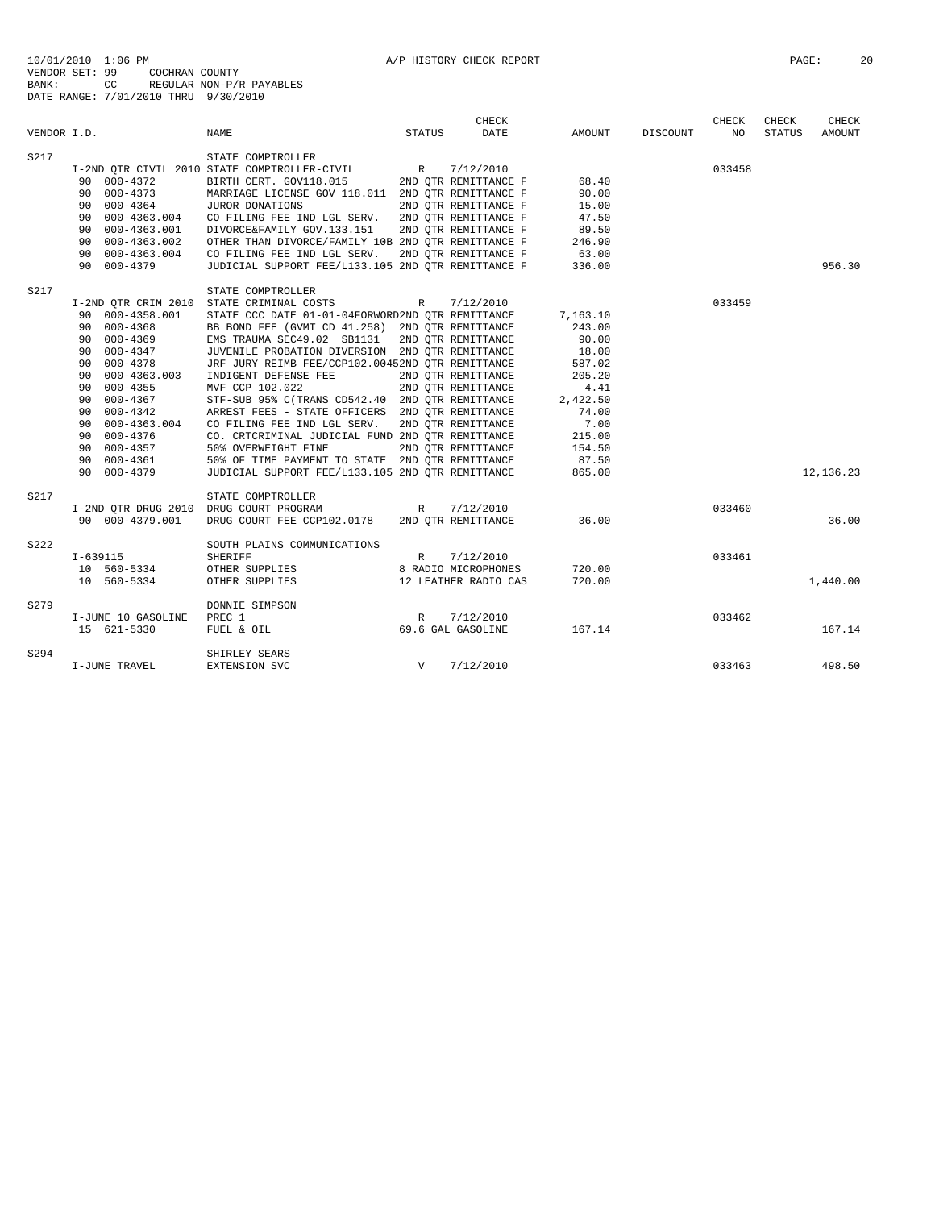10/01/2010 1:06 PM A/P HISTORY CHECK REPORT
VENDOR SET: 99 COCHRAN COUNTY
BANK: CC REGULAR NON-P/R PAYABLES
DATE RANGE: 7/01/2010 THRU 9/30/2010

| VENDOR I.D. | NAME | STATUS | CHECK DATE | AMOUNT | DISCOUNT | CHECK NO | CHECK STATUS | CHECK AMOUNT |
|---|---|---|---|---|---|---|---|---|
| S217 | STATE COMPTROLLER | | | | | | | |
| I-2ND QTR CIVIL 2010 | STATE COMPTROLLER-CIVIL | R | 7/12/2010 | | | 033458 | | |
| 90 000-4372 | BIRTH CERT. GOV118.015 | | 2ND QTR REMITTANCE F | 68.40 | | | | |
| 90 000-4373 | MARRIAGE LICENSE GOV 118.011 | | 2ND QTR REMITTANCE F | 90.00 | | | | |
| 90 000-4364 | JUROR DONATIONS | | 2ND QTR REMITTANCE F | 15.00 | | | | |
| 90 000-4363.004 | CO FILING FEE IND LGL SERV. | | 2ND QTR REMITTANCE F | 47.50 | | | | |
| 90 000-4363.001 | DIVORCE&FAMILY GOV.133.151 | | 2ND QTR REMITTANCE F | 89.50 | | | | |
| 90 000-4363.002 | OTHER THAN DIVORCE/FAMILY 10B | | 2ND QTR REMITTANCE F | 246.90 | | | | |
| 90 000-4363.004 | CO FILING FEE IND LGL SERV. | | 2ND QTR REMITTANCE F | 63.00 | | | | |
| 90 000-4379 | JUDICIAL SUPPORT FEE/L133.105 | | 2ND QTR REMITTANCE F | 336.00 | | | | 956.30 |
| S217 | STATE COMPTROLLER | | | | | | | |
| I-2ND QTR CRIM 2010 | STATE CRIMINAL COSTS | R | 7/12/2010 | | | 033459 | | |
| 90 000-4358.001 | STATE CCC DATE 01-01-04FORWORD | | 2ND QTR REMITTANCE | 7,163.10 | | | | |
| 90 000-4368 | BB BOND FEE (GVMT CD 41.258) | | 2ND QTR REMITTANCE | 243.00 | | | | |
| 90 000-4369 | EMS TRAUMA SEC49.02 SB1131 | | 2ND QTR REMITTANCE | 90.00 | | | | |
| 90 000-4347 | JUVENILE PROBATION DIVERSION | | 2ND QTR REMITTANCE | 18.00 | | | | |
| 90 000-4378 | JRF JURY REIMB FEE/CCP102.0045 | | 2ND QTR REMITTANCE | 587.02 | | | | |
| 90 000-4363.003 | INDIGENT DEFENSE FEE | | 2ND QTR REMITTANCE | 205.20 | | | | |
| 90 000-4355 | MVF CCP 102.022 | | 2ND QTR REMITTANCE | 4.41 | | | | |
| 90 000-4367 | STF-SUB 95% C(TRANS CD542.40 | | 2ND QTR REMITTANCE | 2,422.50 | | | | |
| 90 000-4342 | ARREST FEES - STATE OFFICERS | | 2ND QTR REMITTANCE | 74.00 | | | | |
| 90 000-4363.004 | CO FILING FEE IND LGL SERV. | | 2ND QTR REMITTANCE | 7.00 | | | | |
| 90 000-4376 | CO. CRTCRIMINAL JUDICIAL FUND | | 2ND QTR REMITTANCE | 215.00 | | | | |
| 90 000-4357 | 50% OVERWEIGHT FINE | | 2ND QTR REMITTANCE | 154.50 | | | | |
| 90 000-4361 | 50% OF TIME PAYMENT TO STATE | | 2ND QTR REMITTANCE | 87.50 | | | | |
| 90 000-4379 | JUDICIAL SUPPORT FEE/L133.105 | | 2ND QTR REMITTANCE | 865.00 | | | | 12,136.23 |
| S217 | STATE COMPTROLLER | | | | | | | |
| I-2ND QTR DRUG 2010 | DRUG COURT PROGRAM | R | 7/12/2010 | | | 033460 | | |
| 90 000-4379.001 | DRUG COURT FEE CCP102.0178 | | 2ND QTR REMITTANCE | 36.00 | | | | 36.00 |
| S222 | SOUTH PLAINS COMMUNICATIONS | | | | | | | |
| I-639115 | SHERIFF | R | 7/12/2010 | | | 033461 | | |
| 10 560-5334 | OTHER SUPPLIES | | 8 RADIO MICROPHONES | 720.00 | | | | |
| 10 560-5334 | OTHER SUPPLIES | | 12 LEATHER RADIO CAS | 720.00 | | | | 1,440.00 |
| S279 | DONNIE SIMPSON | | | | | | | |
| I-JUNE 10 GASOLINE | PREC 1 | R | 7/12/2010 | | | 033462 | | |
| 15 621-5330 | FUEL & OIL | | 69.6 GAL GASOLINE | 167.14 | | | | 167.14 |
| S294 | SHIRLEY SEARS | | | | | | | |
| I-JUNE TRAVEL | EXTENSION SVC | V | 7/12/2010 | | | 033463 | | 498.50 |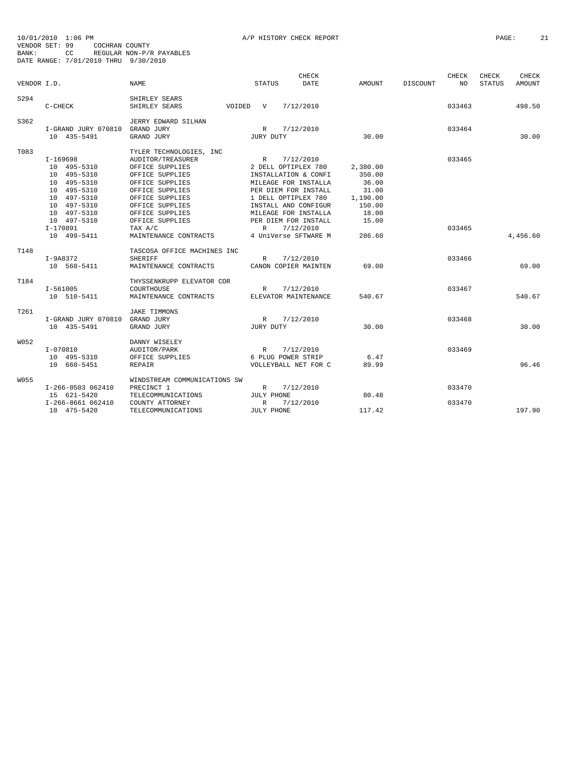10/01/2010 1:06 PM A/P HISTORY CHECK REPORT

VENDOR SET: 99 COCHRAN COUNTY
BANK: CC REGULAR NON-P/R PAYABLES
DATE RANGE: 7/01/2010 THRU 9/30/2010

| VENDOR I.D. | | NAME | STATUS | CHECK DATE | AMOUNT | DISCOUNT | CHECK NO | CHECK STATUS | CHECK AMOUNT |
|---|---|---|---|---|---|---|---|---|---|
| S294 | | SHIRLEY SEARS | | | | | | | |
| | C-CHECK | SHIRLEY SEARS VOIDED | V | 7/12/2010 | | | 033463 | | 498.50 |
| S362 | | JERRY EDWARD SILHAN | | | | | | | |
| | I-GRAND JURY 070810 | GRAND JURY | R | 7/12/2010 | | | 033464 | | |
| | 10 435-5491 | GRAND JURY | JURY DUTY | | 30.00 | | | | 30.00 |
| T083 | | TYLER TECHNOLOGIES, INC | | | | | | | |
| | I-169698 | AUDITOR/TREASURER | R | 7/12/2010 | | | 033465 | | |
| | 10 495-5310 | OFFICE SUPPLIES | 2 DELL OPTIPLEX 780 | | 2,380.00 | | | | |
| | 10 495-5310 | OFFICE SUPPLIES | INSTALLATION & CONFI | | 350.00 | | | | |
| | 10 495-5310 | OFFICE SUPPLIES | MILEAGE FOR INSTALLA | | 36.00 | | | | |
| | 10 495-5310 | OFFICE SUPPLIES | PER DIEM FOR INSTALL | | 31.00 | | | | |
| | 10 497-5310 | OFFICE SUPPLIES | 1 DELL OPTIPLEX 780 | | 1,190.00 | | | | |
| | 10 497-5310 | OFFICE SUPPLIES | INSTALL AND CONFIGUR | | 150.00 | | | | |
| | 10 497-5310 | OFFICE SUPPLIES | MILEAGE FOR INSTALLA | | 18.00 | | | | |
| | 10 497-5310 | OFFICE SUPPLIES | PER DIEM FOR INSTALL | | 15.00 | | | | |
| | I-170891 | TAX A/C | R | 7/12/2010 | | | 033465 | | |
| | 10 499-5411 | MAINTENANCE CONTRACTS | 4 UniVerse SFTWARE M | | 286.60 | | | | 4,456.60 |
| T148 | | TASCOSA OFFICE MACHINES INC | | | | | | | |
| | I-9A8372 | SHERIFF | R | 7/12/2010 | | | 033466 | | |
| | 10 560-5411 | MAINTENANCE CONTRACTS | CANON COPIER MAINTEN | | 69.00 | | | | 69.00 |
| T184 | | THYSSENKRUPP ELEVATOR COR | | | | | | | |
| | I-561005 | COURTHOUSE | R | 7/12/2010 | | | 033467 | | |
| | 10 510-5411 | MAINTENANCE CONTRACTS | ELEVATOR MAINTENANCE | | 540.67 | | | | 540.67 |
| T261 | | JAKE TIMMONS | | | | | | | |
| | I-GRAND JURY 070810 | GRAND JURY | R | 7/12/2010 | | | 033468 | | |
| | 10 435-5491 | GRAND JURY | JURY DUTY | | 30.00 | | | | 30.00 |
| W052 | | DANNY WISELEY | | | | | | | |
| | I-070810 | AUDITOR/PARK | R | 7/12/2010 | | | 033469 | | |
| | 10 495-5310 | OFFICE SUPPLIES | 6 PLUG POWER STRIP | | 6.47 | | | | |
| | 10 660-5451 | REPAIR | VOLLEYBALL NET FOR C | | 89.99 | | | | 96.46 |
| W055 | | WINDSTREAM COMMUNICATIONS SW | | | | | | | |
| | I-266-0503 062410 | PRECINCT 1 | R | 7/12/2010 | | | 033470 | | |
| | 15 621-5420 | TELECOMMUNICATIONS | JULY PHONE | | 80.48 | | | | |
| | I-266-8661 062410 | COUNTY ATTORNEY | R | 7/12/2010 | | | 033470 | | |
| | 10 475-5420 | TELECOMMUNICATIONS | JULY PHONE | | 117.42 | | | | 197.90 |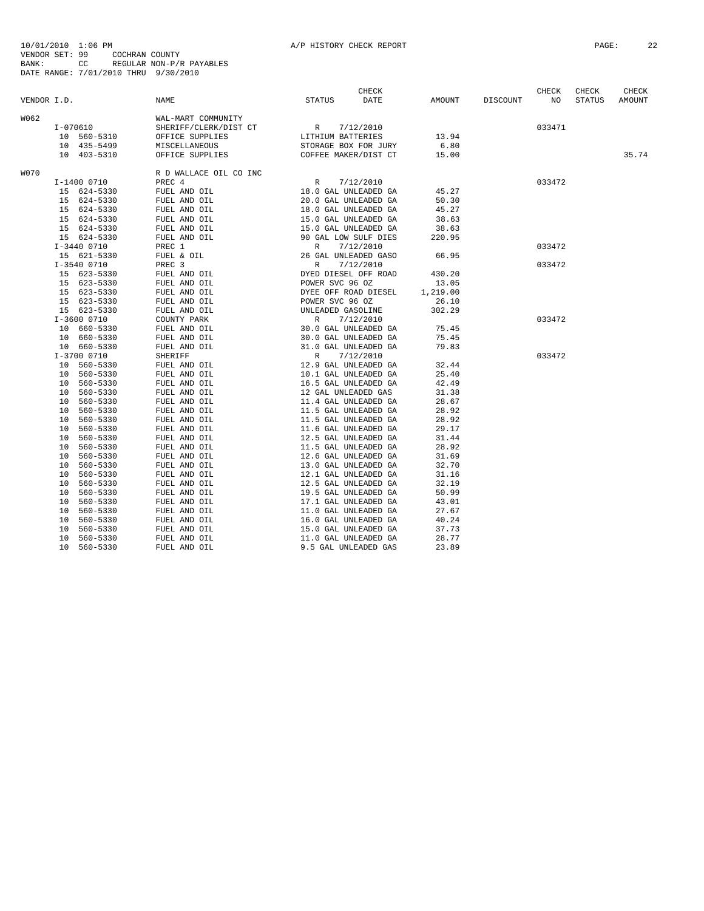10/01/2010 1:06 PM A/P HISTORY CHECK REPORT
VENDOR SET: 99 COCHRAN COUNTY
BANK: CC REGULAR NON-P/R PAYABLES
DATE RANGE: 7/01/2010 THRU 9/30/2010

| VENDOR I.D. | NAME | STATUS | CHECK DATE | AMOUNT | DISCOUNT | CHECK NO | CHECK STATUS | CHECK AMOUNT |
|---|---|---|---|---|---|---|---|---|
| W062 | WAL-MART COMMUNITY | | | | | | | |
| I-070610 | SHERIFF/CLERK/DIST CT | R | 7/12/2010 | | | 033471 | | |
| 10 560-5310 | OFFICE SUPPLIES | LITHIUM BATTERIES | | 13.94 | | | | |
| 10 435-5499 | MISCELLANEOUS | STORAGE BOX FOR JURY | | 6.80 | | | | |
| 10 403-5310 | OFFICE SUPPLIES | COFFEE MAKER/DIST CT | | 15.00 | | | | 35.74 |
| W070 | R D WALLACE OIL CO INC | | | | | | | |
| I-1400 0710 | PREC 4 | R | 7/12/2010 | | | 033472 | | |
| 15 624-5330 | FUEL AND OIL | 18.0 GAL UNLEADED GA | | 45.27 | | | | |
| 15 624-5330 | FUEL AND OIL | 20.0 GAL UNLEADED GA | | 50.30 | | | | |
| 15 624-5330 | FUEL AND OIL | 18.0 GAL UNLEADED GA | | 45.27 | | | | |
| 15 624-5330 | FUEL AND OIL | 15.0 GAL UNLEADED GA | | 38.63 | | | | |
| 15 624-5330 | FUEL AND OIL | 15.0 GAL UNLEADED GA | | 38.63 | | | | |
| 15 624-5330 | FUEL AND OIL | 90 GAL LOW SULF DIES | | 220.95 | | | | |
| I-3440 0710 | PREC 1 | R | 7/12/2010 | | | 033472 | | |
| 15 621-5330 | FUEL & OIL | 26 GAL UNLEADED GASO | | 66.95 | | | | |
| I-3540 0710 | PREC 3 | R | 7/12/2010 | | | 033472 | | |
| 15 623-5330 | FUEL AND OIL | DYED DIESEL OFF ROAD | | 430.20 | | | | |
| 15 623-5330 | FUEL AND OIL | POWER SVC 96 OZ | | 13.05 | | | | |
| 15 623-5330 | FUEL AND OIL | DYEE OFF ROAD DIESEL | | 1,219.00 | | | | |
| 15 623-5330 | FUEL AND OIL | POWER SVC 96 OZ | | 26.10 | | | | |
| 15 623-5330 | FUEL AND OIL | UNLEADED GASOLINE | | 302.29 | | | | |
| I-3600 0710 | COUNTY PARK | R | 7/12/2010 | | | 033472 | | |
| 10 660-5330 | FUEL AND OIL | 30.0 GAL UNLEADED GA | | 75.45 | | | | |
| 10 660-5330 | FUEL AND OIL | 30.0 GAL UNLEADED GA | | 75.45 | | | | |
| 10 660-5330 | FUEL AND OIL | 31.0 GAL UNLEADED GA | | 79.83 | | | | |
| I-3700 0710 | SHERIFF | R | 7/12/2010 | | | 033472 | | |
| 10 560-5330 | FUEL AND OIL | 12.9 GAL UNLEADED GA | | 32.44 | | | | |
| 10 560-5330 | FUEL AND OIL | 10.1 GAL UNLEADED GA | | 25.40 | | | | |
| 10 560-5330 | FUEL AND OIL | 16.5 GAL UNLEADED GA | | 42.49 | | | | |
| 10 560-5330 | FUEL AND OIL | 12 GAL UNLEADED GAS | | 31.38 | | | | |
| 10 560-5330 | FUEL AND OIL | 11.4 GAL UNLEADED GA | | 28.67 | | | | |
| 10 560-5330 | FUEL AND OIL | 11.5 GAL UNLEADED GA | | 28.92 | | | | |
| 10 560-5330 | FUEL AND OIL | 11.5 GAL UNLEADED GA | | 28.92 | | | | |
| 10 560-5330 | FUEL AND OIL | 11.6 GAL UNLEADED GA | | 29.17 | | | | |
| 10 560-5330 | FUEL AND OIL | 12.5 GAL UNLEADED GA | | 31.44 | | | | |
| 10 560-5330 | FUEL AND OIL | 11.5 GAL UNLEADED GA | | 28.92 | | | | |
| 10 560-5330 | FUEL AND OIL | 12.6 GAL UNLEADED GA | | 31.69 | | | | |
| 10 560-5330 | FUEL AND OIL | 13.0 GAL UNLEADED GA | | 32.70 | | | | |
| 10 560-5330 | FUEL AND OIL | 12.1 GAL UNLEADED GA | | 31.16 | | | | |
| 10 560-5330 | FUEL AND OIL | 12.5 GAL UNLEADED GA | | 32.19 | | | | |
| 10 560-5330 | FUEL AND OIL | 19.5 GAL UNLEADED GA | | 50.99 | | | | |
| 10 560-5330 | FUEL AND OIL | 17.1 GAL UNLEADED GA | | 43.01 | | | | |
| 10 560-5330 | FUEL AND OIL | 11.0 GAL UNLEADED GA | | 27.67 | | | | |
| 10 560-5330 | FUEL AND OIL | 16.0 GAL UNLEADED GA | | 40.24 | | | | |
| 10 560-5330 | FUEL AND OIL | 15.0 GAL UNLEADED GA | | 37.73 | | | | |
| 10 560-5330 | FUEL AND OIL | 11.0 GAL UNLEADED GA | | 28.77 | | | | |
| 10 560-5330 | FUEL AND OIL | 9.5 GAL UNLEADED GAS | | 23.89 | | | | |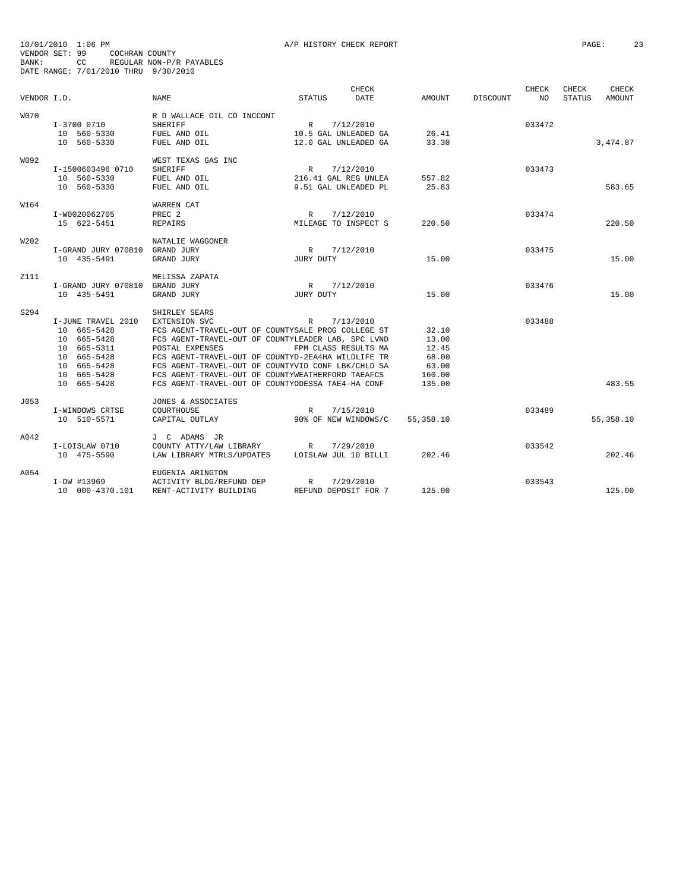10/01/2010 1:06 PM — A/P HISTORY CHECK REPORT

VENDOR SET: 99 COCHRAN COUNTY
BANK: CC REGULAR NON-P/R PAYABLES
DATE RANGE: 7/01/2010 THRU 9/30/2010

| VENDOR I.D. | | NAME | STATUS | CHECK DATE | AMOUNT | DISCOUNT | CHECK NO | CHECK STATUS | CHECK AMOUNT |
|---|---|---|---|---|---|---|---|---|---|
| W070 | | R D WALLACE OIL CO INCCONT | | | | | | | |
| | I-3700 0710 | SHERIFF | R | 7/12/2010 | | | 033472 | | |
| | 10 560-5330 | FUEL AND OIL | 10.5 GAL UNLEADED GA | | 26.41 | | | | |
| | 10 560-5330 | FUEL AND OIL | 12.0 GAL UNLEADED GA | | 33.30 | | | | 3,474.87 |
| W092 | | WEST TEXAS GAS INC | | | | | | | |
| | I-1500603496 0710 | SHERIFF | R | 7/12/2010 | | | 033473 | | |
| | 10 560-5330 | FUEL AND OIL | 216.41 GAL REG UNLEA | | 557.82 | | | | |
| | 10 560-5330 | FUEL AND OIL | 9.51 GAL UNLEADED PL | | 25.83 | | | | 583.65 |
| W164 | | WARREN CAT | | | | | | | |
| | I-W0020062705 | PREC 2 | R | 7/12/2010 | | | 033474 | | |
| | 15 622-5451 | REPAIRS | MILEAGE TO INSPECT S | | 220.50 | | | | 220.50 |
| W202 | | NATALIE WAGGONER | | | | | | | |
| | I-GRAND JURY 070810 | GRAND JURY | R | 7/12/2010 | | | 033475 | | |
| | 10 435-5491 | GRAND JURY | JURY DUTY | | 15.00 | | | | 15.00 |
| Z111 | | MELISSA ZAPATA | | | | | | | |
| | I-GRAND JURY 070810 | GRAND JURY | R | 7/12/2010 | | | 033476 | | |
| | 10 435-5491 | GRAND JURY | JURY DUTY | | 15.00 | | | | 15.00 |
| S294 | | SHIRLEY SEARS | | | | | | | |
| | I-JUNE TRAVEL 2010 | EXTENSION SVC | R | 7/13/2010 | | | 033488 | | |
| | 10 665-5428 | FCS AGENT-TRAVEL-OUT OF COUNTY | SALE PROG COLLEGE ST | | 32.10 | | | | |
| | 10 665-5428 | FCS AGENT-TRAVEL-OUT OF COUNTY | LEADER LAB, SPC LVND | | 13.00 | | | | |
| | 10 665-5311 | POSTAL EXPENSES | FPM CLASS RESULTS MA | | 12.45 | | | | |
| | 10 665-5428 | FCS AGENT-TRAVEL-OUT OF COUNTY | D-2EA4HA WILDLIFE TR | | 68.00 | | | | |
| | 10 665-5428 | FCS AGENT-TRAVEL-OUT OF COUNTY | VID CONF LBK/CHLD SA | | 63.00 | | | | |
| | 10 665-5428 | FCS AGENT-TRAVEL-OUT OF COUNTY | WEATHERFORD TAEAFCS | | 160.00 | | | | |
| | 10 665-5428 | FCS AGENT-TRAVEL-OUT OF COUNTY | ODESSA TAE4-HA CONF | | 135.00 | | | | 483.55 |
| J053 | | JONES & ASSOCIATES | | | | | | | |
| | I-WINDOWS CRTSE | COURTHOUSE | R | 7/15/2010 | | | 033489 | | |
| | 10 510-5571 | CAPITAL OUTLAY | 90% OF NEW WINDOWS/C | | 55,358.10 | | | | 55,358.10 |
| A042 | | J C ADAMS JR | | | | | | | |
| | I-LOISLAW 0710 | COUNTY ATTY/LAW LIBRARY | R | 7/29/2010 | | | 033542 | | |
| | 10 475-5590 | LAW LIBRARY MTRLS/UPDATES | LOISLAW JUL 10 BILLI | | 202.46 | | | | 202.46 |
| A054 | | EUGENIA ARINGTON | | | | | | | |
| | I-DW #13969 | ACTIVITY BLDG/REFUND DEP | R | 7/29/2010 | | | 033543 | | |
| | 10 000-4370.101 | RENT-ACTIVITY BUILDING | REFUND DEPOSIT FOR 7 | | 125.00 | | | | 125.00 |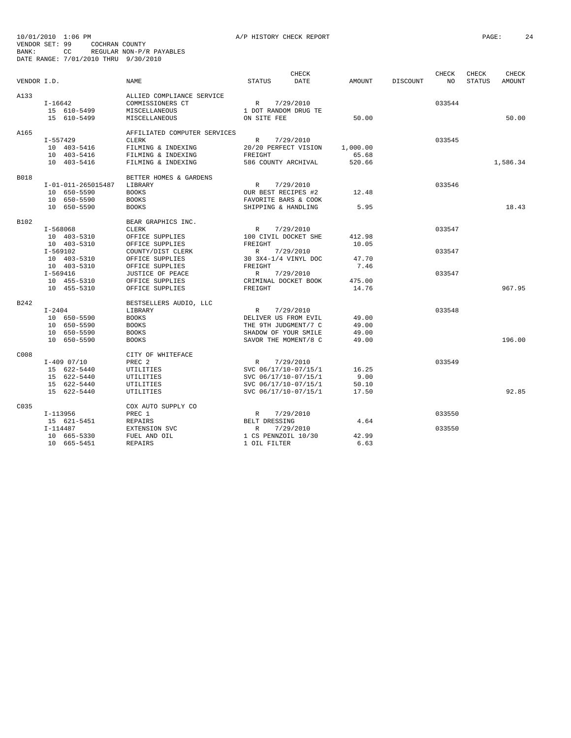10/01/2010 1:06 PM A/P HISTORY CHECK REPORT
VENDOR SET: 99 COCHRAN COUNTY
BANK: CC REGULAR NON-P/R PAYABLES
DATE RANGE: 7/01/2010 THRU 9/30/2010

| VENDOR I.D. | | NAME | STATUS | CHECK DATE | AMOUNT | DISCOUNT | CHECK NO | CHECK STATUS | CHECK AMOUNT |
|---|---|---|---|---|---|---|---|---|---|
| A133 | | ALLIED COMPLIANCE SERVICE | | | | | | | |
| | I-16642 | COMMISSIONERS CT | R | 7/29/2010 | | | 033544 | | |
| | 15 610-5499 | MISCELLANEOUS | 1 DOT RANDOM DRUG TE | | | | | | |
| | 15 610-5499 | MISCELLANEOUS | ON SITE FEE | | 50.00 | | | | 50.00 |
| A165 | | AFFILIATED COMPUTER SERVICES | | | | | | | |
| | I-557429 | CLERK | R | 7/29/2010 | | | 033545 | | |
| | 10 403-5416 | FILMING & INDEXING | 20/20 PERFECT VISION | | 1,000.00 | | | | |
| | 10 403-5416 | FILMING & INDEXING | FREIGHT | | 65.68 | | | | |
| | 10 403-5416 | FILMING & INDEXING | 586 COUNTY ARCHIVAL | | 520.66 | | | | 1,586.34 |
| B018 | | BETTER HOMES & GARDENS | | | | | | | |
| | I-01-011-265015487 | LIBRARY | R | 7/29/2010 | | | 033546 | | |
| | 10 650-5590 | BOOKS | OUR BEST RECIPES #2 | | 12.48 | | | | |
| | 10 650-5590 | BOOKS | FAVORITE BARS & COOK | | | | | | |
| | 10 650-5590 | BOOKS | SHIPPING & HANDLING | | 5.95 | | | | 18.43 |
| B102 | | BEAR GRAPHICS INC. | | | | | | | |
| | I-568068 | CLERK | R | 7/29/2010 | | | 033547 | | |
| | 10 403-5310 | OFFICE SUPPLIES | 100 CIVIL DOCKET SHE | | 412.98 | | | | |
| | 10 403-5310 | OFFICE SUPPLIES | FREIGHT | | 10.05 | | | | |
| | I-569102 | COUNTY/DIST CLERK | R | 7/29/2010 | | | 033547 | | |
| | 10 403-5310 | OFFICE SUPPLIES | 30 3X4-1/4 VINYL DOC | | 47.70 | | | | |
| | 10 403-5310 | OFFICE SUPPLIES | FREIGHT | | 7.46 | | | | |
| | I-569416 | JUSTICE OF PEACE | R | 7/29/2010 | | | 033547 | | |
| | 10 455-5310 | OFFICE SUPPLIES | CRIMINAL DOCKET BOOK | | 475.00 | | | | |
| | 10 455-5310 | OFFICE SUPPLIES | FREIGHT | | 14.76 | | | | 967.95 |
| B242 | | BESTSELLERS AUDIO, LLC | | | | | | | |
| | I-2404 | LIBRARY | R | 7/29/2010 | | | 033548 | | |
| | 10 650-5590 | BOOKS | DELIVER US FROM EVIL | | 49.00 | | | | |
| | 10 650-5590 | BOOKS | THE 9TH JUDGMENT/7 C | | 49.00 | | | | |
| | 10 650-5590 | BOOKS | SHADOW OF YOUR SMILE | | 49.00 | | | | |
| | 10 650-5590 | BOOKS | SAVOR THE MOMENT/8 C | | 49.00 | | | | 196.00 |
| C008 | | CITY OF WHITEFACE | | | | | | | |
| | I-409 07/10 | PREC 2 | R | 7/29/2010 | | | 033549 | | |
| | 15 622-5440 | UTILITIES | SVC 06/17/10-07/15/1 | | 16.25 | | | | |
| | 15 622-5440 | UTILITIES | SVC 06/17/10-07/15/1 | | 9.00 | | | | |
| | 15 622-5440 | UTILITIES | SVC 06/17/10-07/15/1 | | 50.10 | | | | |
| | 15 622-5440 | UTILITIES | SVC 06/17/10-07/15/1 | | 17.50 | | | | 92.85 |
| C035 | | COX AUTO SUPPLY CO | | | | | | | |
| | I-113956 | PREC 1 | R | 7/29/2010 | | | 033550 | | |
| | 15 621-5451 | REPAIRS | BELT DRESSING | | 4.64 | | | | |
| | I-114487 | EXTENSION SVC | R | 7/29/2010 | | | 033550 | | |
| | 10 665-5330 | FUEL AND OIL | 1 CS PENNZOIL 10/30 | | 42.99 | | | | |
| | 10 665-5451 | REPAIRS | 1 OIL FILTER | | 6.63 | | | | |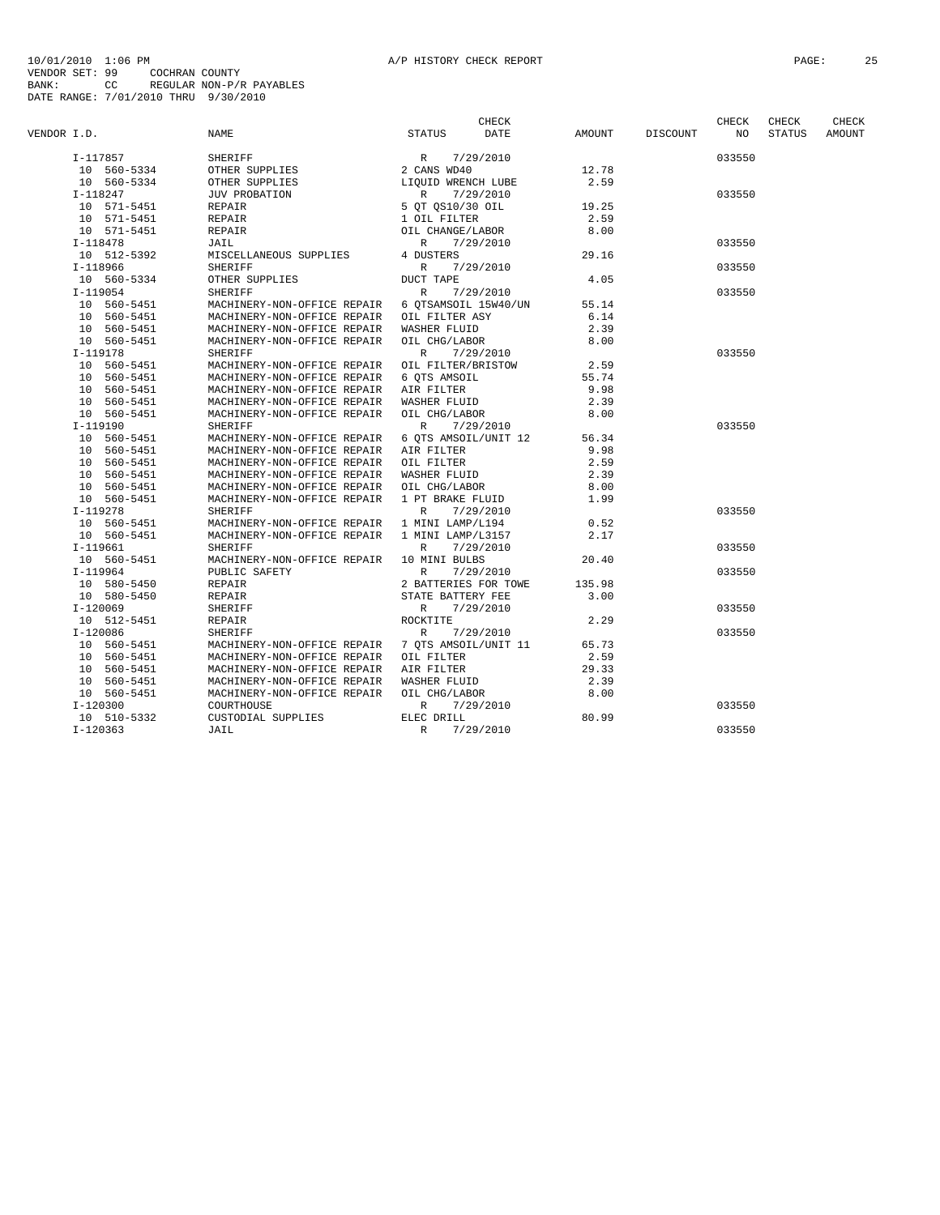10/01/2010 1:06 PM A/P HISTORY CHECK REPORT PAGE: 25
VENDOR SET: 99 COCHRAN COUNTY
BANK: CC REGULAR NON-P/R PAYABLES
DATE RANGE: 7/01/2010 THRU 9/30/2010

| VENDOR I.D. | NAME | STATUS | CHECK DATE | AMOUNT | DISCOUNT | CHECK NO | CHECK STATUS | CHECK AMOUNT |
|---|---|---|---|---|---|---|---|---|
| I-117857 | SHERIFF | R | 7/29/2010 | | | 033550 | | |
| 10 560-5334 | OTHER SUPPLIES | 2 CANS WD40 | | 12.78 | | | | |
| 10 560-5334 | OTHER SUPPLIES | LIQUID WRENCH LUBE | | 2.59 | | | | |
| I-118247 | JUV PROBATION | R | 7/29/2010 | | | 033550 | | |
| 10 571-5451 | REPAIR | 5 QT QS10/30 OIL | | 19.25 | | | | |
| 10 571-5451 | REPAIR | 1 OIL FILTER | | 2.59 | | | | |
| 10 571-5451 | REPAIR | OIL CHANGE/LABOR | | 8.00 | | | | |
| I-118478 | JAIL | R | 7/29/2010 | | | 033550 | | |
| 10 512-5392 | MISCELLANEOUS SUPPLIES | 4 DUSTERS | | 29.16 | | | | |
| I-118966 | SHERIFF | R | 7/29/2010 | | | 033550 | | |
| 10 560-5334 | OTHER SUPPLIES | DUCT TAPE | | 4.05 | | | | |
| I-119054 | SHERIFF | R | 7/29/2010 | | | 033550 | | |
| 10 560-5451 | MACHINERY-NON-OFFICE REPAIR | 6 QTSAMSOIL 15W40/UN | | 55.14 | | | | |
| 10 560-5451 | MACHINERY-NON-OFFICE REPAIR | OIL FILTER ASY | | 6.14 | | | | |
| 10 560-5451 | MACHINERY-NON-OFFICE REPAIR | WASHER FLUID | | 2.39 | | | | |
| 10 560-5451 | MACHINERY-NON-OFFICE REPAIR | OIL CHG/LABOR | | 8.00 | | | | |
| I-119178 | SHERIFF | R | 7/29/2010 | | | 033550 | | |
| 10 560-5451 | MACHINERY-NON-OFFICE REPAIR | OIL FILTER/BRISTOW | | 2.59 | | | | |
| 10 560-5451 | MACHINERY-NON-OFFICE REPAIR | 6 QTS AMSOIL | | 55.74 | | | | |
| 10 560-5451 | MACHINERY-NON-OFFICE REPAIR | AIR FILTER | | 9.98 | | | | |
| 10 560-5451 | MACHINERY-NON-OFFICE REPAIR | WASHER FLUID | | 2.39 | | | | |
| 10 560-5451 | MACHINERY-NON-OFFICE REPAIR | OIL CHG/LABOR | | 8.00 | | | | |
| I-119190 | SHERIFF | R | 7/29/2010 | | | 033550 | | |
| 10 560-5451 | MACHINERY-NON-OFFICE REPAIR | 6 QTS AMSOIL/UNIT 12 | | 56.34 | | | | |
| 10 560-5451 | MACHINERY-NON-OFFICE REPAIR | AIR FILTER | | 9.98 | | | | |
| 10 560-5451 | MACHINERY-NON-OFFICE REPAIR | OIL FILTER | | 2.59 | | | | |
| 10 560-5451 | MACHINERY-NON-OFFICE REPAIR | WASHER FLUID | | 2.39 | | | | |
| 10 560-5451 | MACHINERY-NON-OFFICE REPAIR | OIL CHG/LABOR | | 8.00 | | | | |
| 10 560-5451 | MACHINERY-NON-OFFICE REPAIR | 1 PT BRAKE FLUID | | 1.99 | | | | |
| I-119278 | SHERIFF | R | 7/29/2010 | | | 033550 | | |
| 10 560-5451 | MACHINERY-NON-OFFICE REPAIR | 1 MINI LAMP/L194 | | 0.52 | | | | |
| 10 560-5451 | MACHINERY-NON-OFFICE REPAIR | 1 MINI LAMP/L3157 | | 2.17 | | | | |
| I-119661 | SHERIFF | R | 7/29/2010 | | | 033550 | | |
| 10 560-5451 | MACHINERY-NON-OFFICE REPAIR | 10 MINI BULBS | | 20.40 | | | | |
| I-119964 | PUBLIC SAFETY | R | 7/29/2010 | | | 033550 | | |
| 10 580-5450 | REPAIR | 2 BATTERIES FOR TOWE | | 135.98 | | | | |
| 10 580-5450 | REPAIR | STATE BATTERY FEE | | 3.00 | | | | |
| I-120069 | SHERIFF | R | 7/29/2010 | | | 033550 | | |
| 10 512-5451 | REPAIR | ROCKTITE | | 2.29 | | | | |
| I-120086 | SHERIFF | R | 7/29/2010 | | | 033550 | | |
| 10 560-5451 | MACHINERY-NON-OFFICE REPAIR | 7 QTS AMSOIL/UNIT 11 | | 65.73 | | | | |
| 10 560-5451 | MACHINERY-NON-OFFICE REPAIR | OIL FILTER | | 2.59 | | | | |
| 10 560-5451 | MACHINERY-NON-OFFICE REPAIR | AIR FILTER | | 29.33 | | | | |
| 10 560-5451 | MACHINERY-NON-OFFICE REPAIR | WASHER FLUID | | 2.39 | | | | |
| 10 560-5451 | MACHINERY-NON-OFFICE REPAIR | OIL CHG/LABOR | | 8.00 | | | | |
| I-120300 | COURTHOUSE | R | 7/29/2010 | | | 033550 | | |
| 10 510-5332 | CUSTODIAL SUPPLIES | ELEC DRILL | | 80.99 | | | | |
| I-120363 | JAIL | R | 7/29/2010 | | | 033550 | | |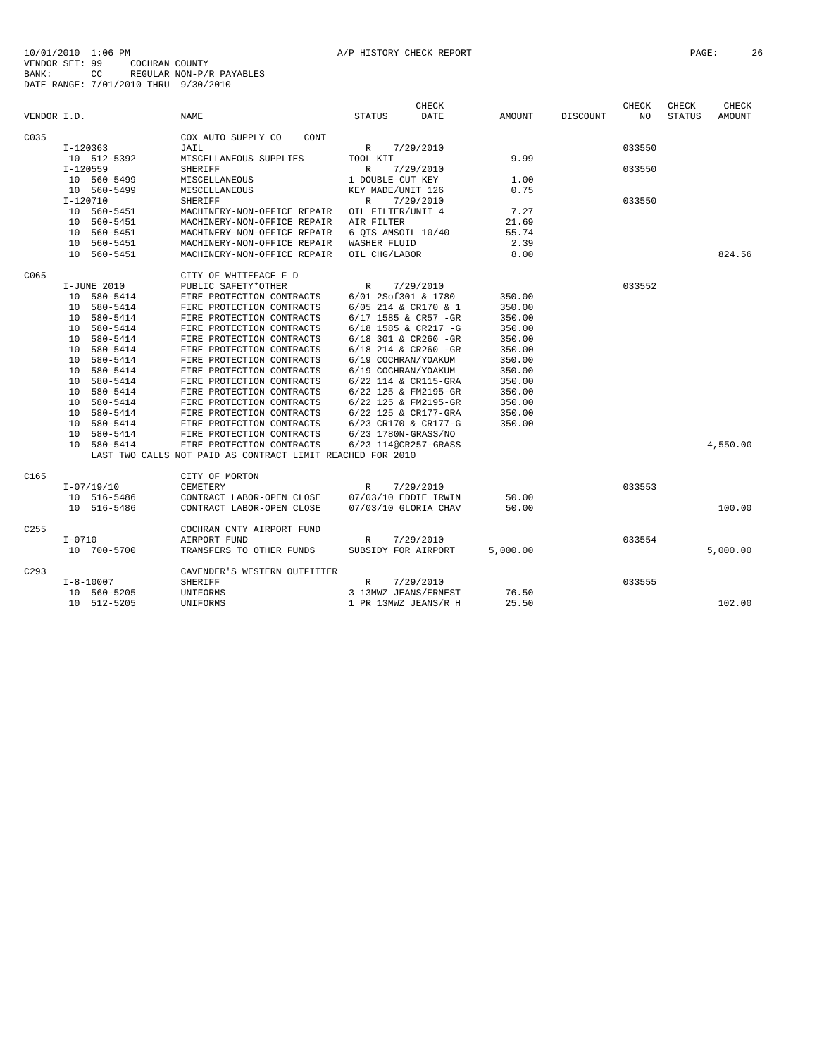10/01/2010 1:06 PM A/P HISTORY CHECK REPORT

VENDOR SET: 99 COCHRAN COUNTY
BANK: CC REGULAR NON-P/R PAYABLES
DATE RANGE: 7/01/2010 THRU 9/30/2010

| VENDOR I.D. | NAME | STATUS | CHECK DATE | AMOUNT | DISCOUNT | CHECK NO | CHECK STATUS | CHECK AMOUNT |
|---|---|---|---|---|---|---|---|---|
| C035 | COX AUTO SUPPLY CO CONT | | | | | | | |
| I-120363 | JAIL | R | 7/29/2010 | | | 033550 | | |
| 10 512-5392 | MISCELLANEOUS SUPPLIES | TOOL KIT | | 9.99 | | | | |
| I-120559 | SHERIFF | R | 7/29/2010 | | | 033550 | | |
| 10 560-5499 | MISCELLANEOUS | 1 DOUBLE-CUT KEY | | 1.00 | | | | |
| 10 560-5499 | MISCELLANEOUS | KEY MADE/UNIT 126 | | 0.75 | | | | |
| I-120710 | SHERIFF | R | 7/29/2010 | | | 033550 | | |
| 10 560-5451 | MACHINERY-NON-OFFICE REPAIR | OIL FILTER/UNIT 4 | | 7.27 | | | | |
| 10 560-5451 | MACHINERY-NON-OFFICE REPAIR | AIR FILTER | | 21.69 | | | | |
| 10 560-5451 | MACHINERY-NON-OFFICE REPAIR | 6 QTS AMSOIL 10/40 | | 55.74 | | | | |
| 10 560-5451 | MACHINERY-NON-OFFICE REPAIR | WASHER FLUID | | 2.39 | | | | |
| 10 560-5451 | MACHINERY-NON-OFFICE REPAIR | OIL CHG/LABOR | | 8.00 | | | | 824.56 |
| C065 | CITY OF WHITEFACE F D | | | | | | | |
| I-JUNE 2010 | PUBLIC SAFETY*OTHER | R | 7/29/2010 | | | 033552 | | |
| 10 580-5414 | FIRE PROTECTION CONTRACTS | 6/01 2Sof301 & 1780 | | 350.00 | | | | |
| 10 580-5414 | FIRE PROTECTION CONTRACTS | 6/05 214 & CR170 & 1 | | 350.00 | | | | |
| 10 580-5414 | FIRE PROTECTION CONTRACTS | 6/17 1585 & CR57 -GR | | 350.00 | | | | |
| 10 580-5414 | FIRE PROTECTION CONTRACTS | 6/18 1585 & CR217 -G | | 350.00 | | | | |
| 10 580-5414 | FIRE PROTECTION CONTRACTS | 6/18 301 & CR260 -GR | | 350.00 | | | | |
| 10 580-5414 | FIRE PROTECTION CONTRACTS | 6/18 214 & CR260 -GR | | 350.00 | | | | |
| 10 580-5414 | FIRE PROTECTION CONTRACTS | 6/19 COCHRAN/YOAKUM | | 350.00 | | | | |
| 10 580-5414 | FIRE PROTECTION CONTRACTS | 6/19 COCHRAN/YOAKUM | | 350.00 | | | | |
| 10 580-5414 | FIRE PROTECTION CONTRACTS | 6/22 114 & CR115-GRA | | 350.00 | | | | |
| 10 580-5414 | FIRE PROTECTION CONTRACTS | 6/22 125 & FM2195-GR | | 350.00 | | | | |
| 10 580-5414 | FIRE PROTECTION CONTRACTS | 6/22 125 & FM2195-GR | | 350.00 | | | | |
| 10 580-5414 | FIRE PROTECTION CONTRACTS | 6/22 125 & CR177-GRA | | 350.00 | | | | |
| 10 580-5414 | FIRE PROTECTION CONTRACTS | 6/23 CR170 & CR177-G | | 350.00 | | | | |
| 10 580-5414 | FIRE PROTECTION CONTRACTS | 6/23 1780N-GRASS/NO | | | | | | |
| 10 580-5414 | FIRE PROTECTION CONTRACTS | 6/23 114@CR257-GRASS | | | | | | 4,550.00 |
| | LAST TWO CALLS NOT PAID AS CONTRACT LIMIT REACHED FOR 2010 | | | | | | | |
| C165 | CITY OF MORTON | | | | | | | |
| I-07/19/10 | CEMETERY | R | 7/29/2010 | | | 033553 | | |
| 10 516-5486 | CONTRACT LABOR-OPEN CLOSE | 07/03/10 EDDIE IRWIN | | 50.00 | | | | |
| 10 516-5486 | CONTRACT LABOR-OPEN CLOSE | 07/03/10 GLORIA CHAV | | 50.00 | | | | 100.00 |
| C255 | COCHRAN CNTY AIRPORT FUND | | | | | | | |
| I-0710 | AIRPORT FUND | R | 7/29/2010 | | | 033554 | | |
| 10 700-5700 | TRANSFERS TO OTHER FUNDS | SUBSIDY FOR AIRPORT | | 5,000.00 | | | | 5,000.00 |
| C293 | CAVENDER'S WESTERN OUTFITTER | | | | | | | |
| I-8-10007 | SHERIFF | R | 7/29/2010 | | | 033555 | | |
| 10 560-5205 | UNIFORMS | 3 13MWZ JEANS/ERNEST | | 76.50 | | | | |
| 10 512-5205 | UNIFORMS | 1 PR 13MWZ JEANS/R H | | 25.50 | | | | 102.00 |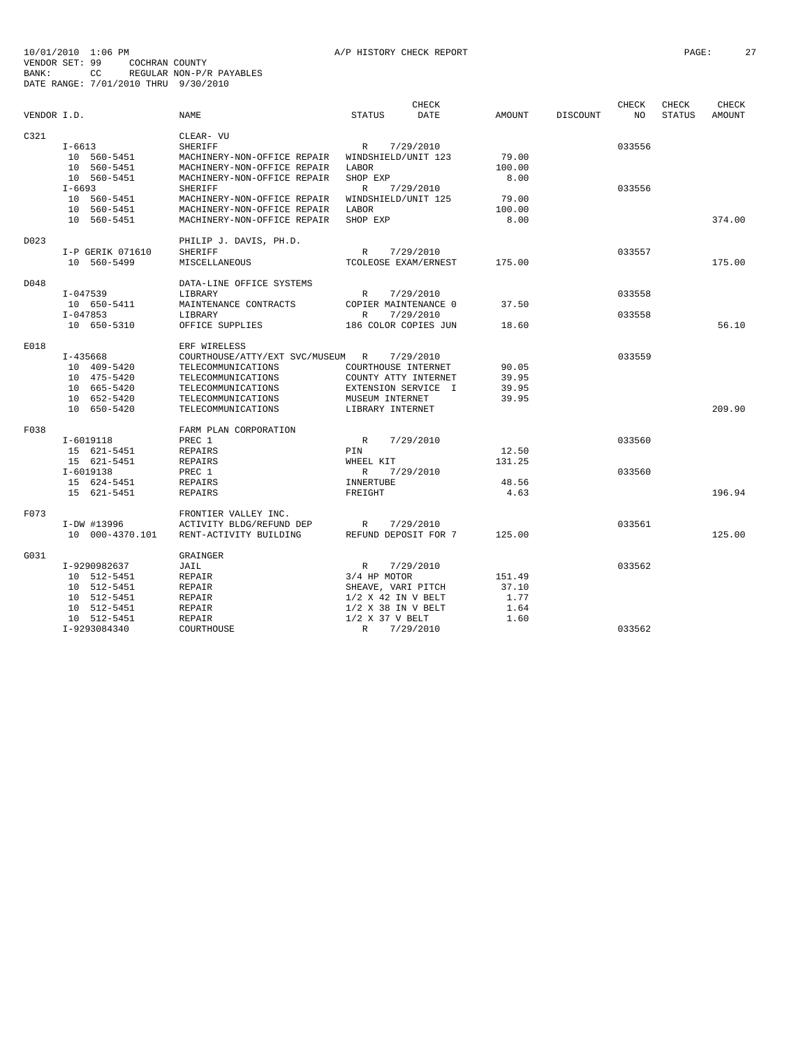10/01/2010 1:06 PM A/P HISTORY CHECK REPORT
VENDOR SET: 99 COCHRAN COUNTY
BANK: CC REGULAR NON-P/R PAYABLES
DATE RANGE: 7/01/2010 THRU 9/30/2010

| VENDOR I.D. | NAME | STATUS | CHECK DATE | AMOUNT | DISCOUNT | CHECK NO | CHECK STATUS | CHECK AMOUNT |
|---|---|---|---|---|---|---|---|---|
| C321 | CLEAR- VU | | | | | | | |
| I-6613 | SHERIFF | R | 7/29/2010 | | | 033556 | | |
| 10 560-5451 | MACHINERY-NON-OFFICE REPAIR | WINDSHIELD/UNIT 123 | | 79.00 | | | | |
| 10 560-5451 | MACHINERY-NON-OFFICE REPAIR | LABOR | | 100.00 | | | | |
| 10 560-5451 | MACHINERY-NON-OFFICE REPAIR | SHOP EXP | | 8.00 | | | | |
| I-6693 | SHERIFF | R | 7/29/2010 | | | 033556 | | |
| 10 560-5451 | MACHINERY-NON-OFFICE REPAIR | WINDSHIELD/UNIT 125 | | 79.00 | | | | |
| 10 560-5451 | MACHINERY-NON-OFFICE REPAIR | LABOR | | 100.00 | | | | |
| 10 560-5451 | MACHINERY-NON-OFFICE REPAIR | SHOP EXP | | 8.00 | | | | 374.00 |
| D023 | PHILIP J. DAVIS, PH.D. | | | | | | | |
| I-P GERIK 071610 | SHERIFF | R | 7/29/2010 | | | 033557 | | |
| 10 560-5499 | MISCELLANEOUS | TCOLEOSE EXAM/ERNEST | | 175.00 | | | | 175.00 |
| D048 | DATA-LINE OFFICE SYSTEMS | | | | | | | |
| I-047539 | LIBRARY | R | 7/29/2010 | | | 033558 | | |
| 10 650-5411 | MAINTENANCE CONTRACTS | COPIER MAINTENANCE 0 | | 37.50 | | | | |
| I-047853 | LIBRARY | R | 7/29/2010 | | | 033558 | | |
| 10 650-5310 | OFFICE SUPPLIES | 186 COLOR COPIES JUN | | 18.60 | | | | 56.10 |
| E018 | ERF WIRELESS | | | | | | | |
| I-435668 | COURTHOUSE/ATTY/EXT SVC/MUSEUM | R | 7/29/2010 | | | 033559 | | |
| 10 409-5420 | TELECOMMUNICATIONS | COURTHOUSE INTERNET | | 90.05 | | | | |
| 10 475-5420 | TELECOMMUNICATIONS | COUNTY ATTY INTERNET | | 39.95 | | | | |
| 10 665-5420 | TELECOMMUNICATIONS | EXTENSION SERVICE I | | 39.95 | | | | |
| 10 652-5420 | TELECOMMUNICATIONS | MUSEUM INTERNET | | 39.95 | | | | |
| 10 650-5420 | TELECOMMUNICATIONS | LIBRARY INTERNET | | | | | | 209.90 |
| F038 | FARM PLAN CORPORATION | | | | | | | |
| I-6019118 | PREC 1 | R | 7/29/2010 | | | 033560 | | |
| 15 621-5451 | REPAIRS | PIN | | 12.50 | | | | |
| 15 621-5451 | REPAIRS | WHEEL KIT | | 131.25 | | | | |
| I-6019138 | PREC 1 | R | 7/29/2010 | | | 033560 | | |
| 15 624-5451 | REPAIRS | INNERTUBE | | 48.56 | | | | |
| 15 621-5451 | REPAIRS | FREIGHT | | 4.63 | | | | 196.94 |
| F073 | FRONTIER VALLEY INC. | | | | | | | |
| I-DW #13996 | ACTIVITY BLDG/REFUND DEP | R | 7/29/2010 | | | 033561 | | |
| 10 000-4370.101 | RENT-ACTIVITY BUILDING | REFUND DEPOSIT FOR 7 | | 125.00 | | | | 125.00 |
| G031 | GRAINGER | | | | | | | |
| I-9290982637 | JAIL | R | 7/29/2010 | | | 033562 | | |
| 10 512-5451 | REPAIR | 3/4 HP MOTOR | | 151.49 | | | | |
| 10 512-5451 | REPAIR | SHEAVE, VARI PITCH | | 37.10 | | | | |
| 10 512-5451 | REPAIR | 1/2 X 42 IN V BELT | | 1.77 | | | | |
| 10 512-5451 | REPAIR | 1/2 X 38 IN V BELT | | 1.64 | | | | |
| 10 512-5451 | REPAIR | 1/2 X 37 V BELT | | 1.60 | | | | |
| I-9293084340 | COURTHOUSE | R | 7/29/2010 | | | 033562 | | |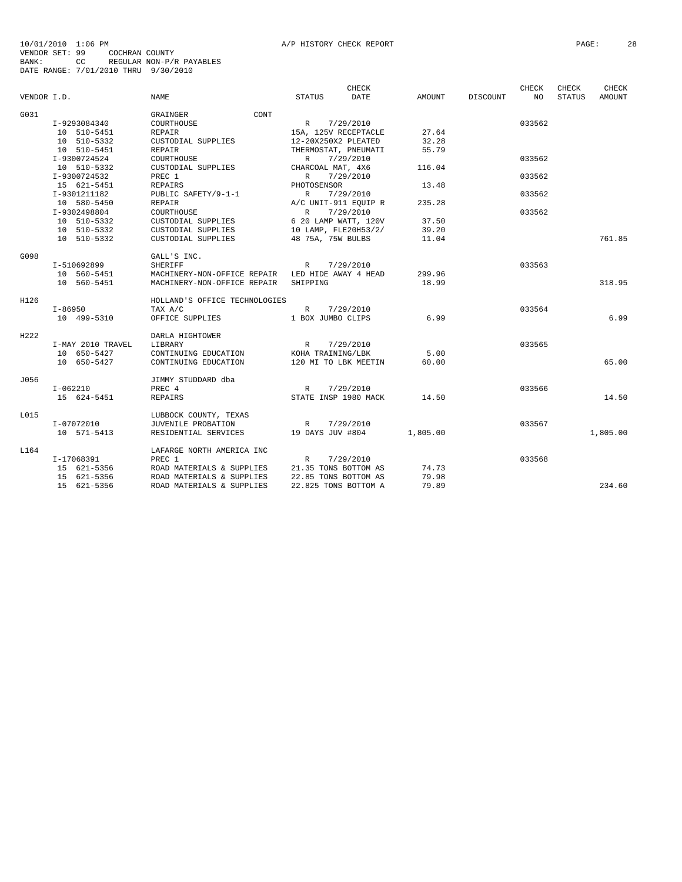10/01/2010 1:06 PM A/P HISTORY CHECK REPORT
VENDOR SET: 99 COCHRAN COUNTY
BANK: CC REGULAR NON-P/R PAYABLES
DATE RANGE: 7/01/2010 THRU 9/30/2010

| VENDOR I.D. | | NAME | STATUS | CHECK DATE | AMOUNT | DISCOUNT | CHECK NO | CHECK STATUS | CHECK AMOUNT |
|---|---|---|---|---|---|---|---|---|---|
| G031 | | GRAINGER CONT | | | | | | | |
| | I-9293084340 | COURTHOUSE | R | 7/29/2010 | | | 033562 | | |
| | 10 510-5451 | REPAIR | 15A, 125V RECEPTACLE | | 27.64 | | | | |
| | 10 510-5332 | CUSTODIAL SUPPLIES | 12-20X250X2 PLEATED | | 32.28 | | | | |
| | 10 510-5451 | REPAIR | THERMOSTAT, PNEUMATI | | 55.79 | | | | |
| | I-9300724524 | COURTHOUSE | R | 7/29/2010 | | | 033562 | | |
| | 10 510-5332 | CUSTODIAL SUPPLIES | CHARCOAL MAT, 4X6 | | 116.04 | | | | |
| | I-9300724532 | PREC 1 | R | 7/29/2010 | | | 033562 | | |
| | 15 621-5451 | REPAIRS | PHOTOSENSOR | | 13.48 | | | | |
| | I-9301211182 | PUBLIC SAFETY/9-1-1 | R | 7/29/2010 | | | 033562 | | |
| | 10 580-5450 | REPAIR | A/C UNIT-911 EQUIP R | | 235.28 | | | | |
| | I-9302498804 | COURTHOUSE | R | 7/29/2010 | | | 033562 | | |
| | 10 510-5332 | CUSTODIAL SUPPLIES | 6 20 LAMP WATT, 120V | | 37.50 | | | | |
| | 10 510-5332 | CUSTODIAL SUPPLIES | 10 LAMP, FLE20H53/2/ | | 39.20 | | | | |
| | 10 510-5332 | CUSTODIAL SUPPLIES | 48 75A, 75W BULBS | | 11.04 | | | | 761.85 |
| G098 | | GALL'S INC. | | | | | | | |
| | I-510692899 | SHERIFF | R | 7/29/2010 | | | 033563 | | |
| | 10 560-5451 | MACHINERY-NON-OFFICE REPAIR | LED HIDE AWAY 4 HEAD | | 299.96 | | | | |
| | 10 560-5451 | MACHINERY-NON-OFFICE REPAIR | SHIPPING | | 18.99 | | | | 318.95 |
| H126 | | HOLLAND'S OFFICE TECHNOLOGIES | | | | | | | |
| | I-86950 | TAX A/C | R | 7/29/2010 | | | 033564 | | |
| | 10 499-5310 | OFFICE SUPPLIES | 1 BOX JUMBO CLIPS | | 6.99 | | | | 6.99 |
| H222 | | DARLA HIGHTOWER | | | | | | | |
| | I-MAY 2010 TRAVEL | LIBRARY | R | 7/29/2010 | | | 033565 | | |
| | 10 650-5427 | CONTINUING EDUCATION | KOHA TRAINING/LBK | | 5.00 | | | | |
| | 10 650-5427 | CONTINUING EDUCATION | 120 MI TO LBK MEETIN | | 60.00 | | | | 65.00 |
| J056 | | JIMMY STUDDARD dba | | | | | | | |
| | I-062210 | PREC 4 | R | 7/29/2010 | | | 033566 | | |
| | 15 624-5451 | REPAIRS | STATE INSP 1980 MACK | | 14.50 | | | | 14.50 |
| L015 | | LUBBOCK COUNTY, TEXAS | | | | | | | |
| | I-07072010 | JUVENILE PROBATION | R | 7/29/2010 | | | 033567 | | |
| | 10 571-5413 | RESIDENTIAL SERVICES | 19 DAYS JUV #804 | | 1,805.00 | | | | 1,805.00 |
| L164 | | LAFARGE NORTH AMERICA INC | | | | | | | |
| | I-17068391 | PREC 1 | R | 7/29/2010 | | | 033568 | | |
| | 15 621-5356 | ROAD MATERIALS & SUPPLIES | 21.35 TONS BOTTOM AS | | 74.73 | | | | |
| | 15 621-5356 | ROAD MATERIALS & SUPPLIES | 22.85 TONS BOTTOM AS | | 79.98 | | | | |
| | 15 621-5356 | ROAD MATERIALS & SUPPLIES | 22.825 TONS BOTTOM A | | 79.89 | | | | 234.60 |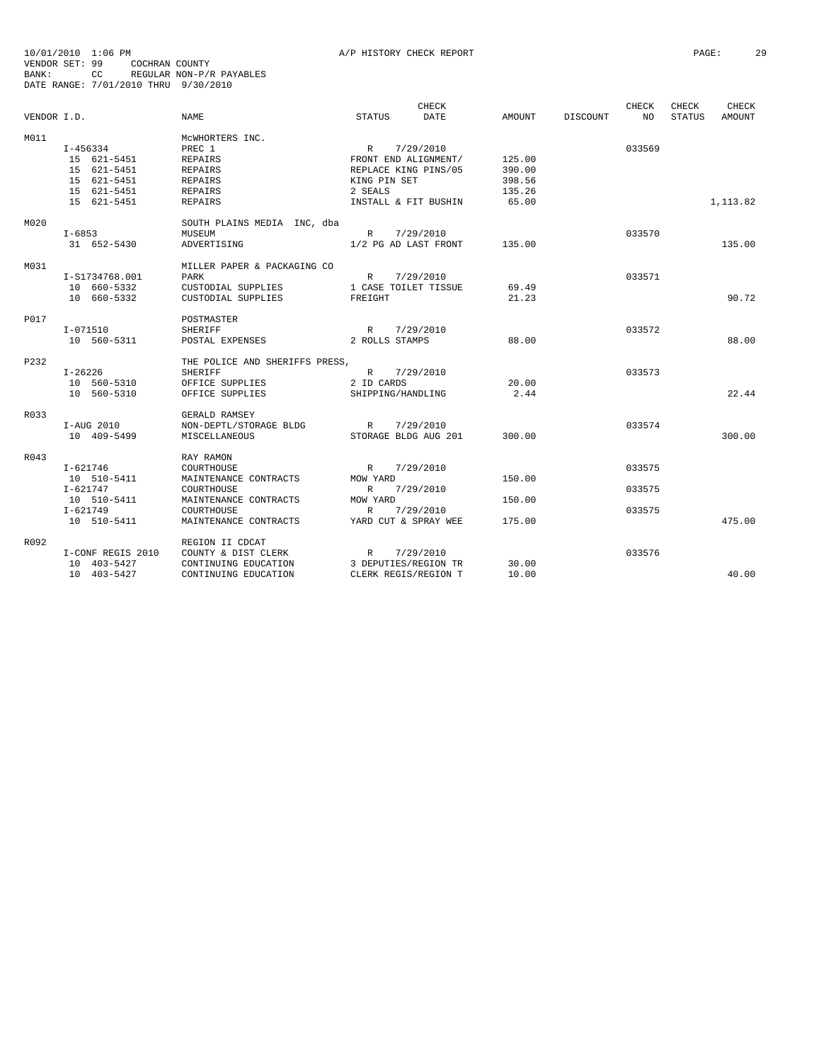10/01/2010 1:06 PM A/P HISTORY CHECK REPORT

VENDOR SET: 99 COCHRAN COUNTY
BANK: CC REGULAR NON-P/R PAYABLES
DATE RANGE: 7/01/2010 THRU 9/30/2010

| VENDOR I.D. | NAME | STATUS | CHECK DATE | AMOUNT | DISCOUNT | CHECK NO | CHECK STATUS | CHECK AMOUNT |
|---|---|---|---|---|---|---|---|---|
| M011 | McWHORTERS INC. | | | | | | | |
| I-456334 | PREC 1 | R | 7/29/2010 | | | 033569 | | |
| 15 621-5451 | REPAIRS | FRONT END ALIGNMENT/ | | 125.00 | | | | |
| 15 621-5451 | REPAIRS | REPLACE KING PINS/05 | | 390.00 | | | | |
| 15 621-5451 | REPAIRS | KING PIN SET | | 398.56 | | | | |
| 15 621-5451 | REPAIRS | 2 SEALS | | 135.26 | | | | |
| 15 621-5451 | REPAIRS | INSTALL & FIT BUSHIN | | 65.00 | | | | 1,113.82 |
| M020 | SOUTH PLAINS MEDIA INC, dba | | | | | | | |
| I-6853 | MUSEUM | R | 7/29/2010 | | | 033570 | | |
| 31 652-5430 | ADVERTISING | 1/2 PG AD LAST FRONT | | 135.00 | | | | 135.00 |
| M031 | MILLER PAPER & PACKAGING CO | | | | | | | |
| I-S1734768.001 | PARK | R | 7/29/2010 | | | 033571 | | |
| 10 660-5332 | CUSTODIAL SUPPLIES | 1 CASE TOILET TISSUE | | 69.49 | | | | |
| 10 660-5332 | CUSTODIAL SUPPLIES | FREIGHT | | 21.23 | | | | 90.72 |
| P017 | POSTMASTER | | | | | | | |
| I-071510 | SHERIFF | R | 7/29/2010 | | | 033572 | | |
| 10 560-5311 | POSTAL EXPENSES | 2 ROLLS STAMPS | | 88.00 | | | | 88.00 |
| P232 | THE POLICE AND SHERIFFS PRESS, | | | | | | | |
| I-26226 | SHERIFF | R | 7/29/2010 | | | 033573 | | |
| 10 560-5310 | OFFICE SUPPLIES | 2 ID CARDS | | 20.00 | | | | |
| 10 560-5310 | OFFICE SUPPLIES | SHIPPING/HANDLING | | 2.44 | | | | 22.44 |
| R033 | GERALD RAMSEY | | | | | | | |
| I-AUG 2010 | NON-DEPTL/STORAGE BLDG | R | 7/29/2010 | | | 033574 | | |
| 10 409-5499 | MISCELLANEOUS | STORAGE BLDG AUG 201 | | 300.00 | | | | 300.00 |
| R043 | RAY RAMON | | | | | | | |
| I-621746 | COURTHOUSE | R | 7/29/2010 | | | 033575 | | |
| 10 510-5411 | MAINTENANCE CONTRACTS | MOW YARD | | 150.00 | | | | |
| I-621747 | COURTHOUSE | R | 7/29/2010 | | | 033575 | | |
| 10 510-5411 | MAINTENANCE CONTRACTS | MOW YARD | | 150.00 | | | | |
| I-621749 | COURTHOUSE | R | 7/29/2010 | | | 033575 | | |
| 10 510-5411 | MAINTENANCE CONTRACTS | YARD CUT & SPRAY WEE | | 175.00 | | | | 475.00 |
| R092 | REGION II CDCAT | | | | | | | |
| I-CONF REGIS 2010 | COUNTY & DIST CLERK | R | 7/29/2010 | | | 033576 | | |
| 10 403-5427 | CONTINUING EDUCATION | 3 DEPUTIES/REGION TR | | 30.00 | | | | |
| 10 403-5427 | CONTINUING EDUCATION | CLERK REGIS/REGION T | | 10.00 | | | | 40.00 |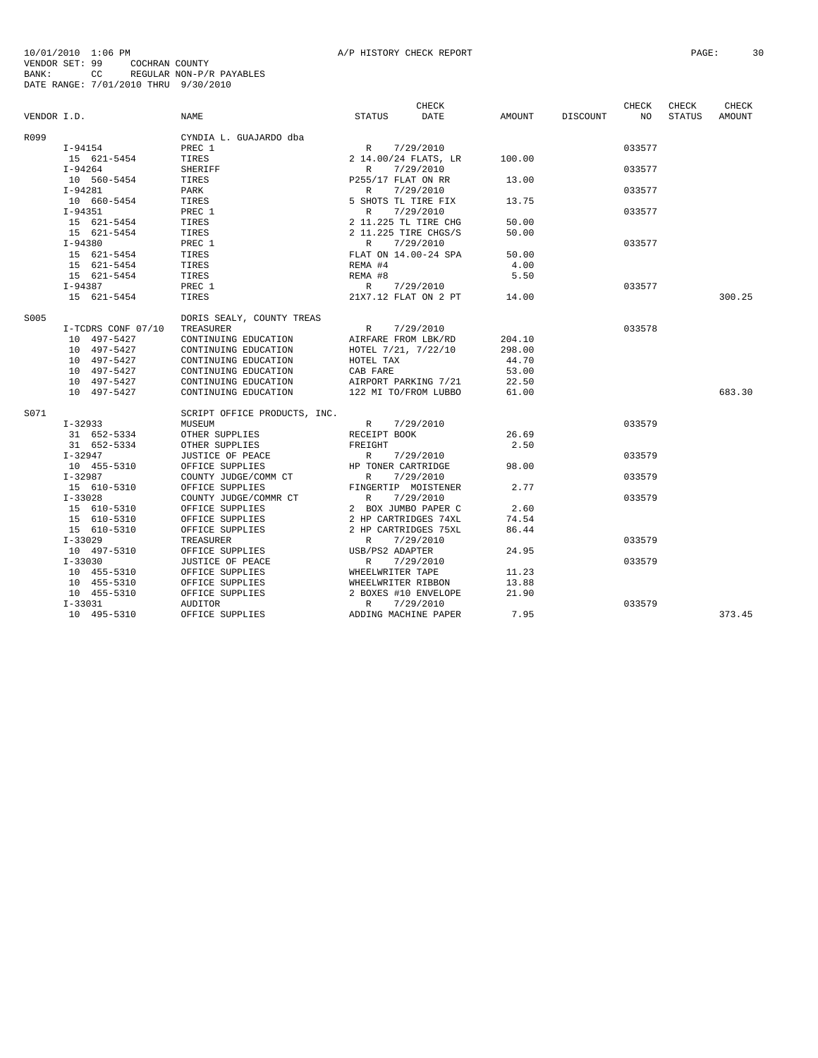10/01/2010 1:06 PM A/P HISTORY CHECK REPORT

VENDOR SET: 99 COCHRAN COUNTY
BANK: CC REGULAR NON-P/R PAYABLES
DATE RANGE: 7/01/2010 THRU 9/30/2010

| VENDOR I.D. | NAME | STATUS | CHECK DATE | AMOUNT | DISCOUNT | CHECK NO | CHECK STATUS | CHECK AMOUNT |
|---|---|---|---|---|---|---|---|---|
| R099 | CYNDIA L. GUAJARDO dba | | | | | | | |
| I-94154 | PREC 1 | R | 7/29/2010 | | | 033577 | | |
| 15 621-5454 | TIRES | 2 14.00/24 FLATS, LR | | 100.00 | | | | |
| I-94264 | SHERIFF | R | 7/29/2010 | | | 033577 | | |
| 10 560-5454 | TIRES | P255/17 FLAT ON RR | | 13.00 | | | | |
| I-94281 | PARK | R | 7/29/2010 | | | 033577 | | |
| 10 660-5454 | TIRES | 5 SHOTS TL TIRE FIX | | 13.75 | | | | |
| I-94351 | PREC 1 | R | 7/29/2010 | | | 033577 | | |
| 15 621-5454 | TIRES | 2 11.225 TL TIRE CHG | | 50.00 | | | | |
| 15 621-5454 | TIRES | 2 11.225 TIRE CHGS/S | | 50.00 | | | | |
| I-94380 | PREC 1 | R | 7/29/2010 | | | 033577 | | |
| 15 621-5454 | TIRES | FLAT ON 14.00-24 SPA | | 50.00 | | | | |
| 15 621-5454 | TIRES | REMA #4 | | 4.00 | | | | |
| 15 621-5454 | TIRES | REMA #8 | | 5.50 | | | | |
| I-94387 | PREC 1 | R | 7/29/2010 | | | 033577 | | |
| 15 621-5454 | TIRES | 21X7.12 FLAT ON 2 PT | | 14.00 | | | | 300.25 |
| S005 | DORIS SEALY, COUNTY TREAS | | | | | | | |
| I-TCDRS CONF 07/10 | TREASURER | R | 7/29/2010 | | | 033578 | | |
| 10 497-5427 | CONTINUING EDUCATION | AIRFARE FROM LBK/RD | | 204.10 | | | | |
| 10 497-5427 | CONTINUING EDUCATION | HOTEL 7/21, 7/22/10 | | 298.00 | | | | |
| 10 497-5427 | CONTINUING EDUCATION | HOTEL TAX | | 44.70 | | | | |
| 10 497-5427 | CONTINUING EDUCATION | CAB FARE | | 53.00 | | | | |
| 10 497-5427 | CONTINUING EDUCATION | AIRPORT PARKING 7/21 | | 22.50 | | | | |
| 10 497-5427 | CONTINUING EDUCATION | 122 MI TO/FROM LUBBO | | 61.00 | | | | 683.30 |
| S071 | SCRIPT OFFICE PRODUCTS, INC. | | | | | | | |
| I-32933 | MUSEUM | R | 7/29/2010 | | | 033579 | | |
| 31 652-5334 | OTHER SUPPLIES | RECEIPT BOOK | | 26.69 | | | | |
| 31 652-5334 | OTHER SUPPLIES | FREIGHT | | 2.50 | | | | |
| I-32947 | JUSTICE OF PEACE | R | 7/29/2010 | | | 033579 | | |
| 10 455-5310 | OFFICE SUPPLIES | HP TONER CARTRIDGE | | 98.00 | | | | |
| I-32987 | COUNTY JUDGE/COMM CT | R | 7/29/2010 | | | 033579 | | |
| 15 610-5310 | OFFICE SUPPLIES | FINGERTIP MOISTENER | | 2.77 | | | | |
| I-33028 | COUNTY JUDGE/COMMR CT | R | 7/29/2010 | | | 033579 | | |
| 15 610-5310 | OFFICE SUPPLIES | 2 BOX JUMBO PAPER C | | 2.60 | | | | |
| 15 610-5310 | OFFICE SUPPLIES | 2 HP CARTRIDGES 74XL | | 74.54 | | | | |
| 15 610-5310 | OFFICE SUPPLIES | 2 HP CARTRIDGES 75XL | | 86.44 | | | | |
| I-33029 | TREASURER | R | 7/29/2010 | | | 033579 | | |
| 10 497-5310 | OFFICE SUPPLIES | USB/PS2 ADAPTER | | 24.95 | | | | |
| I-33030 | JUSTICE OF PEACE | R | 7/29/2010 | | | 033579 | | |
| 10 455-5310 | OFFICE SUPPLIES | WHEELWRITER TAPE | | 11.23 | | | | |
| 10 455-5310 | OFFICE SUPPLIES | WHEELWRITER RIBBON | | 13.88 | | | | |
| 10 455-5310 | OFFICE SUPPLIES | 2 BOXES #10 ENVELOPE | | 21.90 | | | | |
| I-33031 | AUDITOR | R | 7/29/2010 | | | 033579 | | |
| 10 495-5310 | OFFICE SUPPLIES | ADDING MACHINE PAPER | | 7.95 | | | | 373.45 |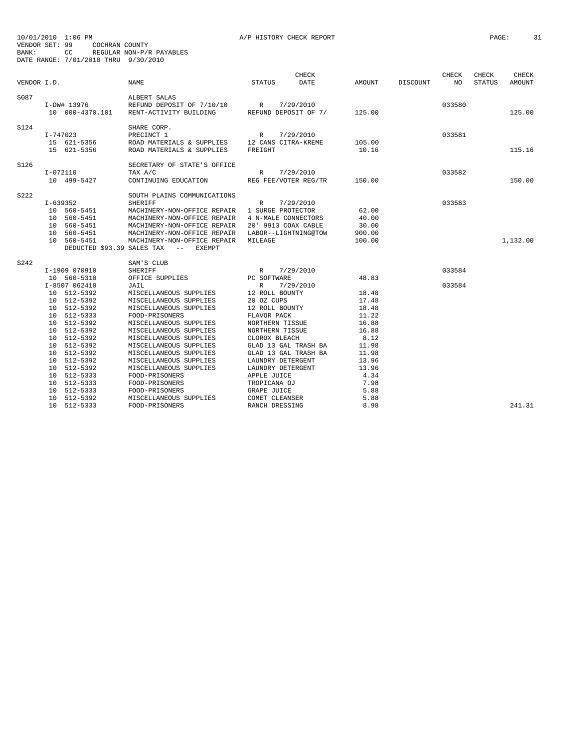10/01/2010 1:06 PM A/P HISTORY CHECK REPORT

VENDOR SET: 99 COCHRAN COUNTY
BANK: CC REGULAR NON-P/R PAYABLES
DATE RANGE: 7/01/2010 THRU 9/30/2010

| VENDOR I.D. | | NAME | STATUS | CHECK DATE | AMOUNT | DISCOUNT | CHECK NO | CHECK STATUS | CHECK AMOUNT |
|---|---|---|---|---|---|---|---|---|---|
| S087 | | ALBERT SALAS | | | | | | | |
| | I-DW# 13976 | REFUND DEPOSIT OF 7/10/10 | R | 7/29/2010 | | | 033580 | | |
| | 10 000-4370.101 | RENT-ACTIVITY BUILDING | REFUND DEPOSIT OF 7/ | | 125.00 | | | | 125.00 |
| S124 | | SHARE CORP. | | | | | | | |
| | I-747023 | PRECINCT 1 | R | 7/29/2010 | | | 033581 | | |
| | 15 621-5356 | ROAD MATERIALS & SUPPLIES | 12 CANS CITRA-KREME | | 105.00 | | | | |
| | 15 621-5356 | ROAD MATERIALS & SUPPLIES | FREIGHT | | 10.16 | | | | 115.16 |
| S126 | | SECRETARY OF STATE'S OFFICE | | | | | | | |
| | I-072110 | TAX A/C | R | 7/29/2010 | | | 033582 | | |
| | 10 499-5427 | CONTINUING EDUCATION | REG FEE/VOTER REG/TR | | 150.00 | | | | 150.00 |
| S222 | | SOUTH PLAINS COMMUNICATIONS | | | | | | | |
| | I-639352 | SHERIFF | R | 7/29/2010 | | | 033583 | | |
| | 10 560-5451 | MACHINERY-NON-OFFICE REPAIR | 1 SURGE PROTECTOR | | 62.00 | | | | |
| | 10 560-5451 | MACHINERY-NON-OFFICE REPAIR | 4 N-MALE CONNECTORS | | 40.00 | | | | |
| | 10 560-5451 | MACHINERY-NON-OFFICE REPAIR | 20' 9913 COAX CABLE | | 30.00 | | | | |
| | 10 560-5451 | MACHINERY-NON-OFFICE REPAIR | LABOR--LIGHTNING@TOW | | 900.00 | | | | |
| | 10 560-5451 | MACHINERY-NON-OFFICE REPAIR | MILEAGE | | 100.00 | | | | 1,132.00 |
| | DEDUCTED $93.39 SALES TAX -- EXEMPT | | | | | | | | |
| S242 | | SAM'S CLUB | | | | | | | |
| | I-1909 070910 | SHERIFF | R | 7/29/2010 | | | 033584 | | |
| | 10 560-5310 | OFFICE SUPPLIES | PC SOFTWARE | | 48.83 | | | | |
| | I-8507 062410 | JAIL | R | 7/29/2010 | | | 033584 | | |
| | 10 512-5392 | MISCELLANEOUS SUPPLIES | 12 ROLL BOUNTY | | 18.48 | | | | |
| | 10 512-5392 | MISCELLANEOUS SUPPLIES | 20 OZ CUPS | | 17.48 | | | | |
| | 10 512-5392 | MISCELLANEOUS SUPPLIES | 12 ROLL BOUNTY | | 18.48 | | | | |
| | 10 512-5333 | FOOD-PRISONERS | FLAVOR PACK | | 11.22 | | | | |
| | 10 512-5392 | MISCELLANEOUS SUPPLIES | NORTHERN TISSUE | | 16.88 | | | | |
| | 10 512-5392 | MISCELLANEOUS SUPPLIES | NORTHERN TISSUE | | 16.88 | | | | |
| | 10 512-5392 | MISCELLANEOUS SUPPLIES | CLOROX BLEACH | | 8.12 | | | | |
| | 10 512-5392 | MISCELLANEOUS SUPPLIES | GLAD 13 GAL TRASH BA | | 11.98 | | | | |
| | 10 512-5392 | MISCELLANEOUS SUPPLIES | GLAD 13 GAL TRASH BA | | 11.98 | | | | |
| | 10 512-5392 | MISCELLANEOUS SUPPLIES | LAUNDRY DETERGENT | | 13.96 | | | | |
| | 10 512-5392 | MISCELLANEOUS SUPPLIES | LAUNDRY DETERGENT | | 13.96 | | | | |
| | 10 512-5333 | FOOD-PRISONERS | APPLE JUICE | | 4.34 | | | | |
| | 10 512-5333 | FOOD-PRISONERS | TROPICANA OJ | | 7.98 | | | | |
| | 10 512-5333 | FOOD-PRISONERS | GRAPE JUICE | | 5.88 | | | | |
| | 10 512-5392 | MISCELLANEOUS SUPPLIES | COMET CLEANSER | | 5.88 | | | | |
| | 10 512-5333 | FOOD-PRISONERS | RANCH DRESSING | | 8.98 | | | | 241.31 |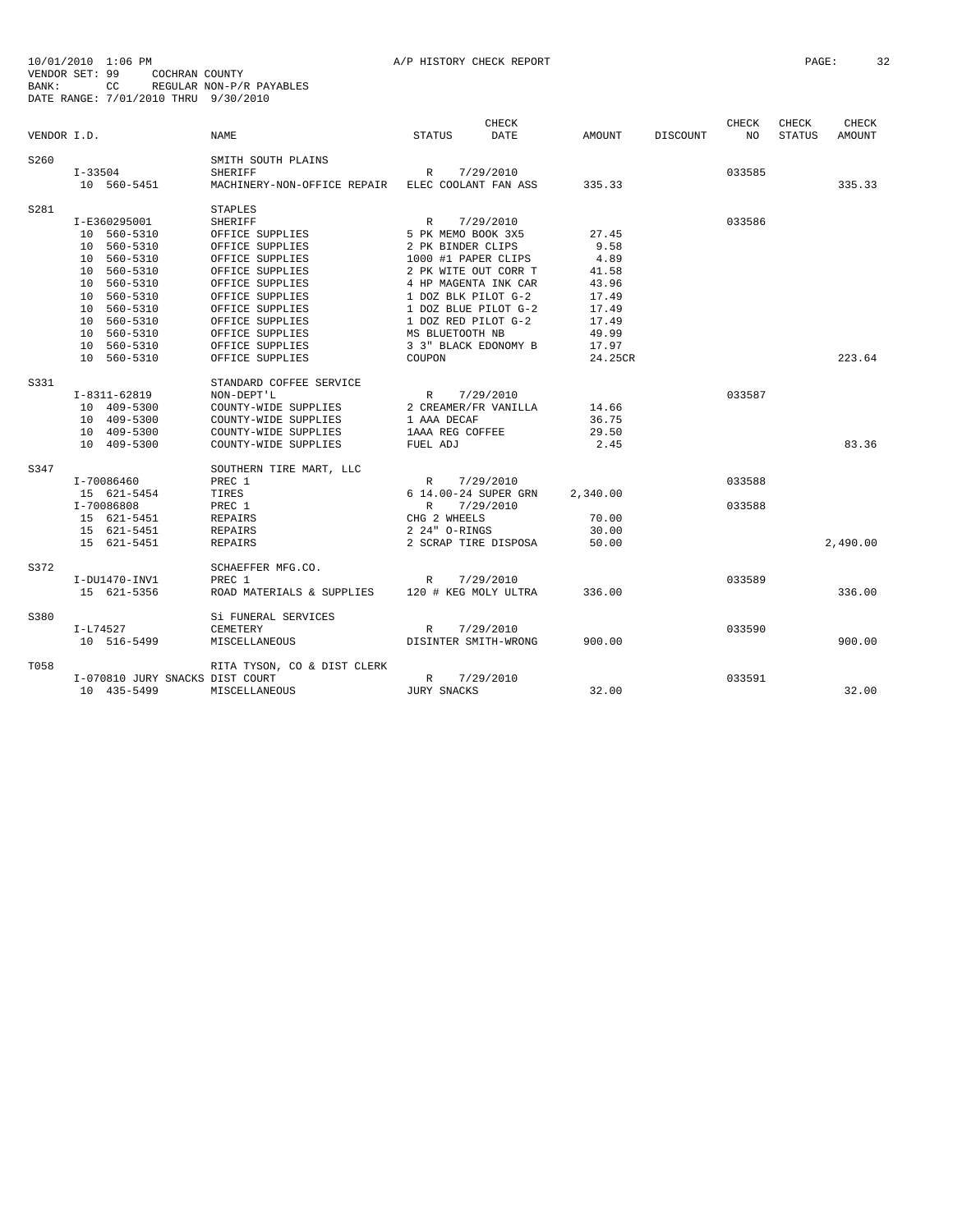10/01/2010 1:06 PM A/P HISTORY CHECK REPORT PAGE: 32
VENDOR SET: 99 COCHRAN COUNTY
BANK: CC REGULAR NON-P/R PAYABLES
DATE RANGE: 7/01/2010 THRU 9/30/2010

| VENDOR I.D. | NAME | STATUS | CHECK DATE | AMOUNT | DISCOUNT | CHECK NO | CHECK STATUS | CHECK AMOUNT |
|---|---|---|---|---|---|---|---|---|
| S260 | SMITH SOUTH PLAINS | | | | | | | |
| I-33504 | SHERIFF | R | 7/29/2010 | | | 033585 | | |
| 10 560-5451 | MACHINERY-NON-OFFICE REPAIR | ELEC COOLANT FAN ASS | | 335.33 | | | | 335.33 |
| S281 | STAPLES | | | | | | | |
| I-E360295001 | SHERIFF | R | 7/29/2010 | | | 033586 | | |
| 10 560-5310 | OFFICE SUPPLIES | 5 PK MEMO BOOK 3X5 | | 27.45 | | | | |
| 10 560-5310 | OFFICE SUPPLIES | 2 PK BINDER CLIPS | | 9.58 | | | | |
| 10 560-5310 | OFFICE SUPPLIES | 1000 #1 PAPER CLIPS | | 4.89 | | | | |
| 10 560-5310 | OFFICE SUPPLIES | 2 PK WITE OUT CORR T | | 41.58 | | | | |
| 10 560-5310 | OFFICE SUPPLIES | 4 HP MAGENTA INK CAR | | 43.96 | | | | |
| 10 560-5310 | OFFICE SUPPLIES | 1 DOZ BLK PILOT G-2 | | 17.49 | | | | |
| 10 560-5310 | OFFICE SUPPLIES | 1 DOZ BLUE PILOT G-2 | | 17.49 | | | | |
| 10 560-5310 | OFFICE SUPPLIES | 1 DOZ RED PILOT G-2 | | 17.49 | | | | |
| 10 560-5310 | OFFICE SUPPLIES | MS BLUETOOTH NB | | 49.99 | | | | |
| 10 560-5310 | OFFICE SUPPLIES | 3 3" BLACK EDONOMY B | | 17.97 | | | | |
| 10 560-5310 | OFFICE SUPPLIES | COUPON | | 24.25CR | | | | 223.64 |
| S331 | STANDARD COFFEE SERVICE | | | | | | | |
| I-8311-62819 | NON-DEPT'L | R | 7/29/2010 | | | 033587 | | |
| 10 409-5300 | COUNTY-WIDE SUPPLIES | 2 CREAMER/FR VANILLA | | 14.66 | | | | |
| 10 409-5300 | COUNTY-WIDE SUPPLIES | 1 AAA DECAF | | 36.75 | | | | |
| 10 409-5300 | COUNTY-WIDE SUPPLIES | 1AAA REG COFFEE | | 29.50 | | | | |
| 10 409-5300 | COUNTY-WIDE SUPPLIES | FUEL ADJ | | 2.45 | | | | 83.36 |
| S347 | SOUTHERN TIRE MART, LLC | | | | | | | |
| I-70086460 | PREC 1 | R | 7/29/2010 | | | 033588 | | |
| 15 621-5454 | TIRES | 6 14.00-24 SUPER GRN | | 2,340.00 | | | | |
| I-70086808 | PREC 1 | R | 7/29/2010 | | | 033588 | | |
| 15 621-5451 | REPAIRS | CHG 2 WHEELS | | 70.00 | | | | |
| 15 621-5451 | REPAIRS | 2 24" O-RINGS | | 30.00 | | | | |
| 15 621-5451 | REPAIRS | 2 SCRAP TIRE DISPOSA | | 50.00 | | | | 2,490.00 |
| S372 | SCHAEFFER MFG.CO. | | | | | | | |
| I-DU1470-INV1 | PREC 1 | R | 7/29/2010 | | | 033589 | | |
| 15 621-5356 | ROAD MATERIALS & SUPPLIES | 120 # KEG MOLY ULTRA | | 336.00 | | | | 336.00 |
| S380 | Si FUNERAL SERVICES | | | | | | | |
| I-L74527 | CEMETERY | R | 7/29/2010 | | | 033590 | | |
| 10 516-5499 | MISCELLANEOUS | DISINTER SMITH-WRONG | | 900.00 | | | | 900.00 |
| T058 | RITA TYSON, CO & DIST CLERK | | | | | | | |
| I-070810 JURY SNACKS | DIST COURT | R | 7/29/2010 | | | 033591 | | |
| 10 435-5499 | MISCELLANEOUS | JURY SNACKS | | 32.00 | | | | 32.00 |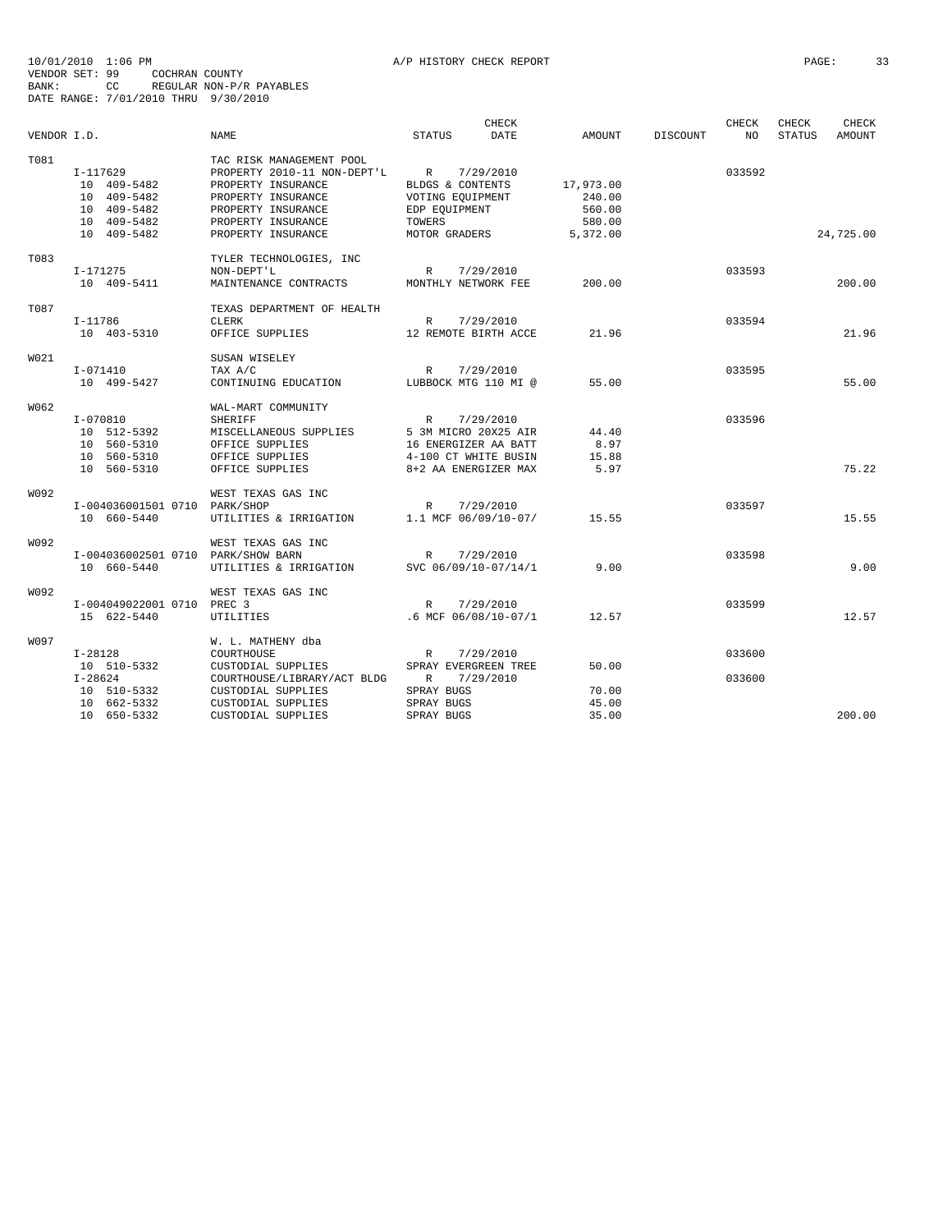10/01/2010 1:06 PM A/P HISTORY CHECK REPORT
VENDOR SET: 99 COCHRAN COUNTY
BANK: CC REGULAR NON-P/R PAYABLES
DATE RANGE: 7/01/2010 THRU 9/30/2010

| VENDOR I.D. | | NAME | STATUS | CHECK DATE | AMOUNT | DISCOUNT | CHECK NO | CHECK STATUS | CHECK AMOUNT |
|---|---|---|---|---|---|---|---|---|---|
| T081 | | TAC RISK MANAGEMENT POOL | | | | | | | |
| | I-117629 | PROPERTY 2010-11 NON-DEPT'L | R | 7/29/2010 | | | 033592 | | |
| | 10 409-5482 | PROPERTY INSURANCE | BLDGS & CONTENTS | | 17,973.00 | | | | |
| | 10 409-5482 | PROPERTY INSURANCE | VOTING EQUIPMENT | | 240.00 | | | | |
| | 10 409-5482 | PROPERTY INSURANCE | EDP EQUIPMENT | | 560.00 | | | | |
| | 10 409-5482 | PROPERTY INSURANCE | TOWERS | | 580.00 | | | | |
| | 10 409-5482 | PROPERTY INSURANCE | MOTOR GRADERS | | 5,372.00 | | | | 24,725.00 |
| T083 | | TYLER TECHNOLOGIES, INC | | | | | | | |
| | I-171275 | NON-DEPT'L | R | 7/29/2010 | | | 033593 | | |
| | 10 409-5411 | MAINTENANCE CONTRACTS | MONTHLY NETWORK FEE | | 200.00 | | | | 200.00 |
| T087 | | TEXAS DEPARTMENT OF HEALTH | | | | | | | |
| | I-11786 | CLERK | R | 7/29/2010 | | | 033594 | | |
| | 10 403-5310 | OFFICE SUPPLIES | 12 REMOTE BIRTH ACCE | | 21.96 | | | | 21.96 |
| W021 | | SUSAN WISELEY | | | | | | | |
| | I-071410 | TAX A/C | R | 7/29/2010 | | | 033595 | | |
| | 10 499-5427 | CONTINUING EDUCATION | LUBBOCK MTG 110 MI @ | | 55.00 | | | | 55.00 |
| W062 | | WAL-MART COMMUNITY | | | | | | | |
| | I-070810 | SHERIFF | R | 7/29/2010 | | | 033596 | | |
| | 10 512-5392 | MISCELLANEOUS SUPPLIES | 5 3M MICRO 20X25 AIR | | 44.40 | | | | |
| | 10 560-5310 | OFFICE SUPPLIES | 16 ENERGIZER AA BATT | | 8.97 | | | | |
| | 10 560-5310 | OFFICE SUPPLIES | 4-100 CT WHITE BUSIN | | 15.88 | | | | |
| | 10 560-5310 | OFFICE SUPPLIES | 8+2 AA ENERGIZER MAX | | 5.97 | | | | 75.22 |
| W092 | | WEST TEXAS GAS INC | | | | | | | |
| | I-004036001501 0710 | PARK/SHOP | R | 7/29/2010 | | | 033597 | | |
| | 10 660-5440 | UTILITIES & IRRIGATION | 1.1 MCF 06/09/10-07/ | | 15.55 | | | | 15.55 |
| W092 | | WEST TEXAS GAS INC | | | | | | | |
| | I-004036002501 0710 | PARK/SHOW BARN | R | 7/29/2010 | | | 033598 | | |
| | 10 660-5440 | UTILITIES & IRRIGATION | SVC 06/09/10-07/14/1 | | 9.00 | | | | 9.00 |
| W092 | | WEST TEXAS GAS INC | | | | | | | |
| | I-004049022001 0710 | PREC 3 | R | 7/29/2010 | | | 033599 | | |
| | 15 622-5440 | UTILITIES | .6 MCF 06/08/10-07/1 | | 12.57 | | | | 12.57 |
| W097 | | W. L. MATHENY dba | | | | | | | |
| | I-28128 | COURTHOUSE | R | 7/29/2010 | | | 033600 | | |
| | 10 510-5332 | CUSTODIAL SUPPLIES | SPRAY EVERGREEN TREE | | 50.00 | | | | |
| | I-28624 | COURTHOUSE/LIBRARY/ACT BLDG | R | 7/29/2010 | | | 033600 | | |
| | 10 510-5332 | CUSTODIAL SUPPLIES | SPRAY BUGS | | 70.00 | | | | |
| | 10 662-5332 | CUSTODIAL SUPPLIES | SPRAY BUGS | | 45.00 | | | | |
| | 10 650-5332 | CUSTODIAL SUPPLIES | SPRAY BUGS | | 35.00 | | | | 200.00 |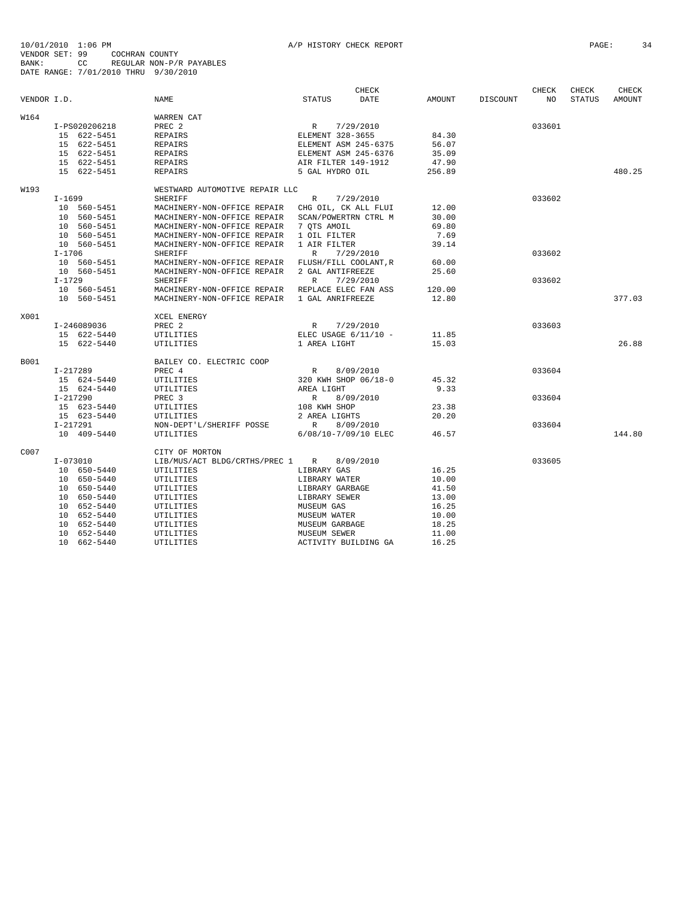10/01/2010 1:06 PM A/P HISTORY CHECK REPORT
VENDOR SET: 99 COCHRAN COUNTY
BANK: CC REGULAR NON-P/R PAYABLES
DATE RANGE: 7/01/2010 THRU 9/30/2010

| VENDOR I.D. | NAME | STATUS | CHECK DATE | AMOUNT | DISCOUNT | CHECK NO | CHECK STATUS | CHECK AMOUNT |
|---|---|---|---|---|---|---|---|---|
| W164 | WARREN CAT | | | | | | | |
| I-PS020206218 | PREC 2 | R | 7/29/2010 | | | 033601 | | |
| 15 622-5451 | REPAIRS | ELEMENT 328-3655 | | 84.30 | | | | |
| 15 622-5451 | REPAIRS | ELEMENT ASM 245-6375 | | 56.07 | | | | |
| 15 622-5451 | REPAIRS | ELEMENT ASM 245-6376 | | 35.09 | | | | |
| 15 622-5451 | REPAIRS | AIR FILTER 149-1912 | | 47.90 | | | | |
| 15 622-5451 | REPAIRS | 5 GAL HYDRO OIL | | 256.89 | | | | 480.25 |
| W193 | WESTWARD AUTOMOTIVE REPAIR LLC | | | | | | | |
| I-1699 | SHERIFF | R | 7/29/2010 | | | 033602 | | |
| 10 560-5451 | MACHINERY-NON-OFFICE REPAIR | CHG OIL, CK ALL FLUI | | 12.00 | | | | |
| 10 560-5451 | MACHINERY-NON-OFFICE REPAIR | SCAN/POWERTRN CTRL M | | 30.00 | | | | |
| 10 560-5451 | MACHINERY-NON-OFFICE REPAIR | 7 QTS AMOIL | | 69.80 | | | | |
| 10 560-5451 | MACHINERY-NON-OFFICE REPAIR | 1 OIL FILTER | | 7.69 | | | | |
| 10 560-5451 | MACHINERY-NON-OFFICE REPAIR | 1 AIR FILTER | | 39.14 | | | | |
| I-1706 | SHERIFF | R | 7/29/2010 | | | 033602 | | |
| 10 560-5451 | MACHINERY-NON-OFFICE REPAIR | FLUSH/FILL COOLANT,R | | 60.00 | | | | |
| 10 560-5451 | MACHINERY-NON-OFFICE REPAIR | 2 GAL ANTIFREEZE | | 25.60 | | | | |
| I-1729 | SHERIFF | R | 7/29/2010 | | | 033602 | | |
| 10 560-5451 | MACHINERY-NON-OFFICE REPAIR | REPLACE ELEC FAN ASS | | 120.00 | | | | |
| 10 560-5451 | MACHINERY-NON-OFFICE REPAIR | 1 GAL ANRIFREEZE | | 12.80 | | | | 377.03 |
| X001 | XCEL ENERGY | | | | | | | |
| I-246089036 | PREC 2 | R | 7/29/2010 | | | 033603 | | |
| 15 622-5440 | UTILITIES | ELEC USAGE 6/11/10 - | | 11.85 | | | | |
| 15 622-5440 | UTILITIES | 1 AREA LIGHT | | 15.03 | | | | 26.88 |
| B001 | BAILEY CO. ELECTRIC COOP | | | | | | | |
| I-217289 | PREC 4 | R | 8/09/2010 | | | 033604 | | |
| 15 624-5440 | UTILITIES | 320 KWH SHOP 06/18-0 | | 45.32 | | | | |
| 15 624-5440 | UTILITIES | AREA LIGHT | | 9.33 | | | | |
| I-217290 | PREC 3 | R | 8/09/2010 | | | 033604 | | |
| 15 623-5440 | UTILITIES | 108 KWH SHOP | | 23.38 | | | | |
| 15 623-5440 | UTILITIES | 2 AREA LIGHTS | | 20.20 | | | | |
| I-217291 | NON-DEPT'L/SHERIFF POSSE | R | 8/09/2010 | | | 033604 | | |
| 10 409-5440 | UTILITIES | 6/08/10-7/09/10 ELEC | | 46.57 | | | | 144.80 |
| C007 | CITY OF MORTON | | | | | | | |
| I-073010 | LIB/MUS/ACT BLDG/CRTHS/PREC 1 | R | 8/09/2010 | | | 033605 | | |
| 10 650-5440 | UTILITIES | LIBRARY GAS | | 16.25 | | | | |
| 10 650-5440 | UTILITIES | LIBRARY WATER | | 10.00 | | | | |
| 10 650-5440 | UTILITIES | LIBRARY GARBAGE | | 41.50 | | | | |
| 10 650-5440 | UTILITIES | LIBRARY SEWER | | 13.00 | | | | |
| 10 652-5440 | UTILITIES | MUSEUM GAS | | 16.25 | | | | |
| 10 652-5440 | UTILITIES | MUSEUM WATER | | 10.00 | | | | |
| 10 652-5440 | UTILITIES | MUSEUM GARBAGE | | 18.25 | | | | |
| 10 652-5440 | UTILITIES | MUSEUM SEWER | | 11.00 | | | | |
| 10 662-5440 | UTILITIES | ACTIVITY BUILDING GA | | 16.25 | | | | |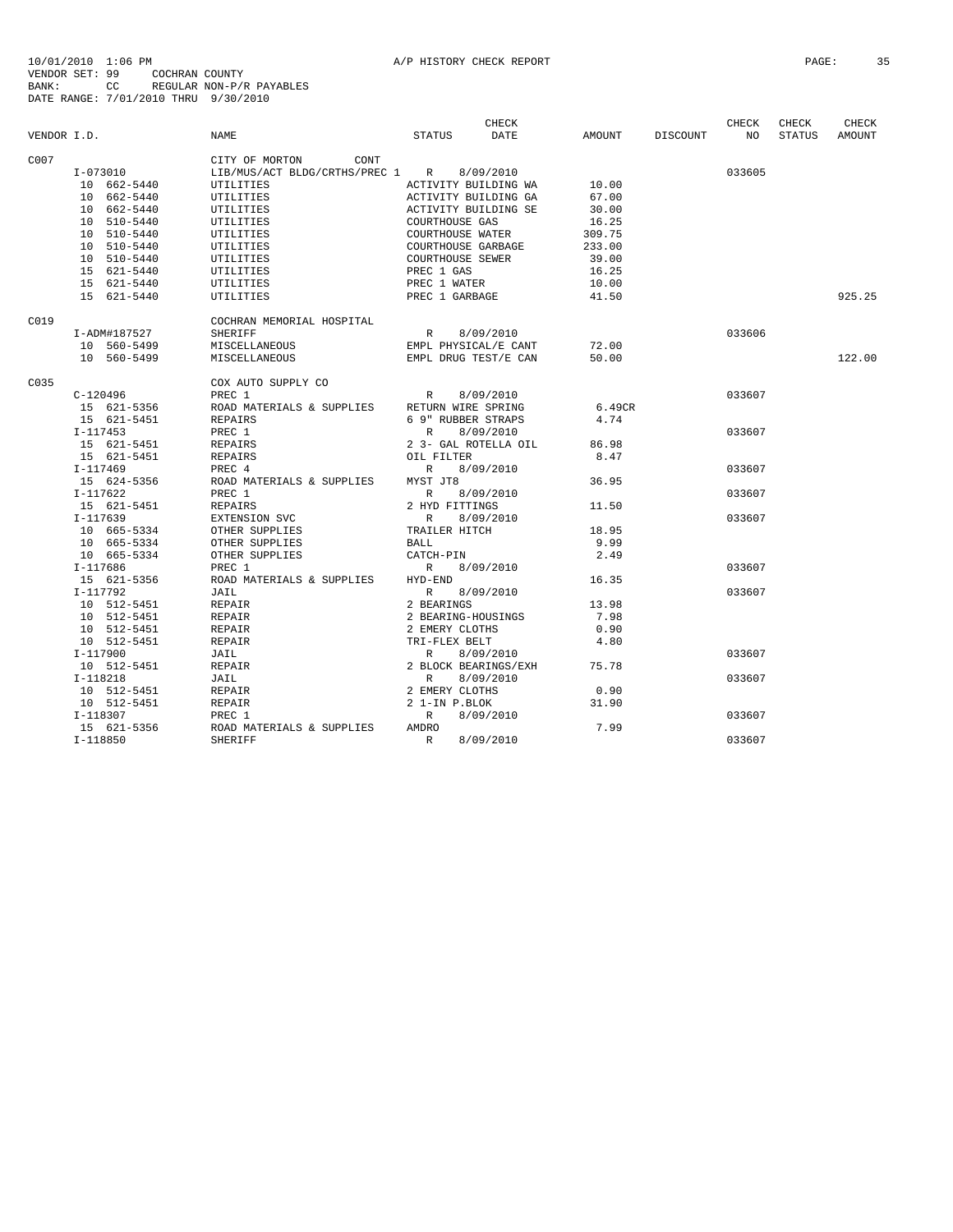10/01/2010 1:06 PM A/P HISTORY CHECK REPORT
VENDOR SET: 99 COCHRAN COUNTY
BANK: CC REGULAR NON-P/R PAYABLES
DATE RANGE: 7/01/2010 THRU 9/30/2010

| VENDOR I.D. | NAME | STATUS | CHECK DATE | AMOUNT | DISCOUNT | CHECK NO | CHECK STATUS | CHECK AMOUNT |
|---|---|---|---|---|---|---|---|---|
| C007 | CITY OF MORTON CONT | | | | | | | |
| I-073010 | LIB/MUS/ACT BLDG/CRTHS/PREC 1 | R | 8/09/2010 | | | 033605 | | |
| 10 662-5440 | UTILITIES | ACTIVITY BUILDING WA | | 10.00 | | | | |
| 10 662-5440 | UTILITIES | ACTIVITY BUILDING GA | | 67.00 | | | | |
| 10 662-5440 | UTILITIES | ACTIVITY BUILDING SE | | 30.00 | | | | |
| 10 510-5440 | UTILITIES | COURTHOUSE GAS | | 16.25 | | | | |
| 10 510-5440 | UTILITIES | COURTHOUSE WATER | | 309.75 | | | | |
| 10 510-5440 | UTILITIES | COURTHOUSE GARBAGE | | 233.00 | | | | |
| 10 510-5440 | UTILITIES | COURTHOUSE SEWER | | 39.00 | | | | |
| 15 621-5440 | UTILITIES | PREC 1 GAS | | 16.25 | | | | |
| 15 621-5440 | UTILITIES | PREC 1 WATER | | 10.00 | | | | |
| 15 621-5440 | UTILITIES | PREC 1 GARBAGE | | 41.50 | | | | 925.25 |
| C019 | COCHRAN MEMORIAL HOSPITAL | | | | | | | |
| I-ADM#187527 | SHERIFF | R | 8/09/2010 | | | 033606 | | |
| 10 560-5499 | MISCELLANEOUS | EMPL PHYSICAL/E CANT | | 72.00 | | | | |
| 10 560-5499 | MISCELLANEOUS | EMPL DRUG TEST/E CAN | | 50.00 | | | | 122.00 |
| C035 | COX AUTO SUPPLY CO | | | | | | | |
| C-120496 | PREC 1 | R | 8/09/2010 | | | 033607 | | |
| 15 621-5356 | ROAD MATERIALS & SUPPLIES | RETURN WIRE SPRING | | 6.49CR | | | | |
| 15 621-5451 | REPAIRS | 6 9" RUBBER STRAPS | | 4.74 | | | | |
| I-117453 | PREC 1 | R | 8/09/2010 | | | 033607 | | |
| 15 621-5451 | REPAIRS | 2 3- GAL ROTELLA OIL | | 86.98 | | | | |
| 15 621-5451 | REPAIRS | OIL FILTER | | 8.47 | | | | |
| I-117469 | PREC 4 | R | 8/09/2010 | | | 033607 | | |
| 15 624-5356 | ROAD MATERIALS & SUPPLIES | MYST JT8 | | 36.95 | | | | |
| I-117622 | PREC 1 | R | 8/09/2010 | | | 033607 | | |
| 15 621-5451 | REPAIRS | 2 HYD FITTINGS | | 11.50 | | | | |
| I-117639 | EXTENSION SVC | R | 8/09/2010 | | | 033607 | | |
| 10 665-5334 | OTHER SUPPLIES | TRAILER HITCH | | 18.95 | | | | |
| 10 665-5334 | OTHER SUPPLIES | BALL | | 9.99 | | | | |
| 10 665-5334 | OTHER SUPPLIES | CATCH-PIN | | 2.49 | | | | |
| I-117686 | PREC 1 | R | 8/09/2010 | | | 033607 | | |
| 15 621-5356 | ROAD MATERIALS & SUPPLIES | HYD-END | | 16.35 | | | | |
| I-117792 | JAIL | R | 8/09/2010 | | | 033607 | | |
| 10 512-5451 | REPAIR | 2 BEARINGS | | 13.98 | | | | |
| 10 512-5451 | REPAIR | 2 BEARING-HOUSINGS | | 7.98 | | | | |
| 10 512-5451 | REPAIR | 2 EMERY CLOTHS | | 0.90 | | | | |
| 10 512-5451 | REPAIR | TRI-FLEX BELT | | 4.80 | | | | |
| I-117900 | JAIL | R | 8/09/2010 | | | 033607 | | |
| 10 512-5451 | REPAIR | 2 BLOCK BEARINGS/EXH | | 75.78 | | | | |
| I-118218 | JAIL | R | 8/09/2010 | | | 033607 | | |
| 10 512-5451 | REPAIR | 2 EMERY CLOTHS | | 0.90 | | | | |
| 10 512-5451 | REPAIR | 2 1-IN P.BLOK | | 31.90 | | | | |
| I-118307 | PREC 1 | R | 8/09/2010 | | | 033607 | | |
| 15 621-5356 | ROAD MATERIALS & SUPPLIES | AMDRO | | 7.99 | | | | |
| I-118850 | SHERIFF | R | 8/09/2010 | | | 033607 | | |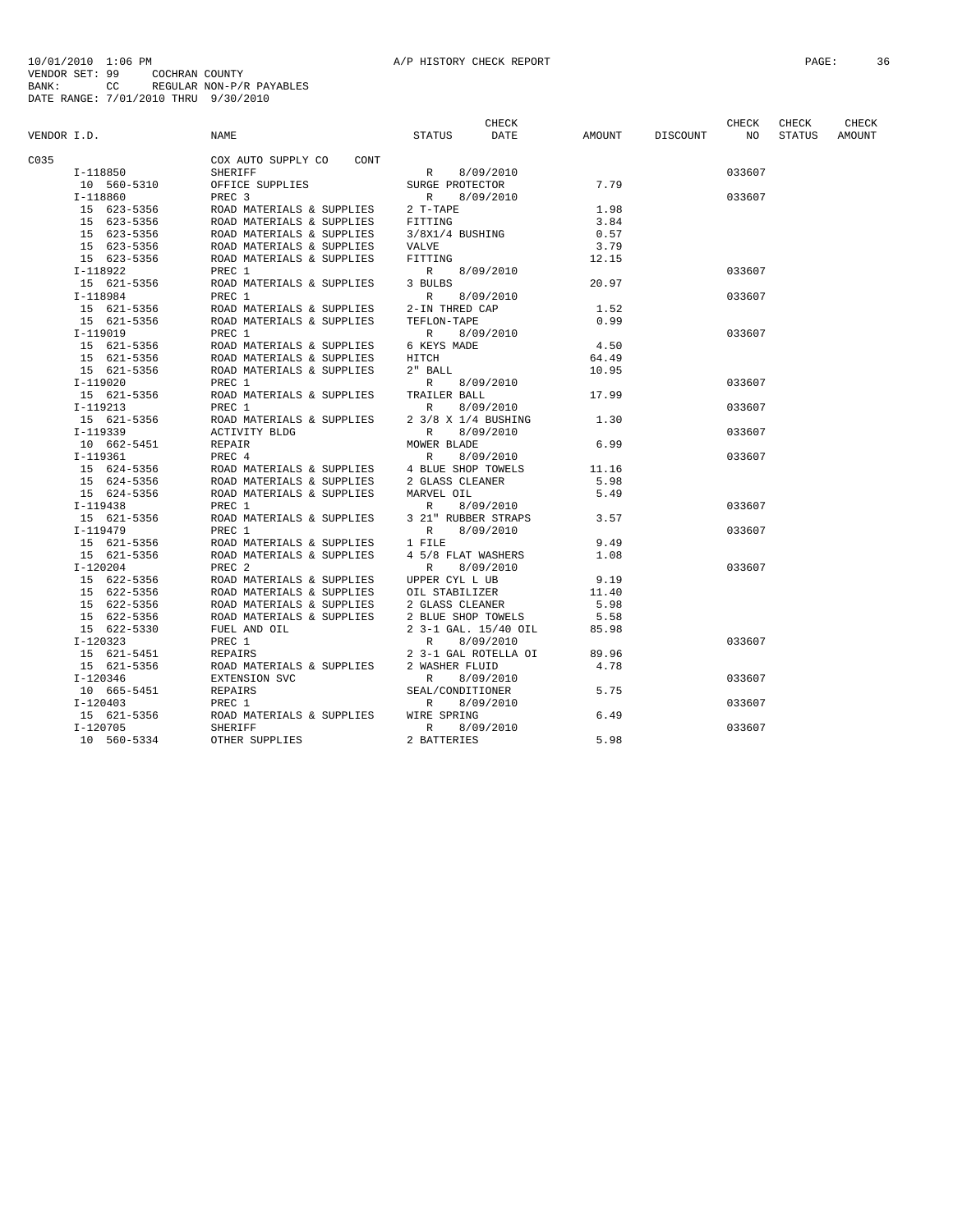10/01/2010 1:06 PM A/P HISTORY CHECK REPORT

VENDOR SET: 99 COCHRAN COUNTY
BANK: CC REGULAR NON-P/R PAYABLES
DATE RANGE: 7/01/2010 THRU 9/30/2010

| VENDOR I.D. | NAME | STATUS | CHECK DATE | AMOUNT | DISCOUNT | CHECK NO | CHECK STATUS | CHECK AMOUNT |
|---|---|---|---|---|---|---|---|---|
| C035 | COX AUTO SUPPLY CO CONT | | | | | | | |
| I-118850 | SHERIFF | R | 8/09/2010 | | | 033607 | | |
| 10 560-5310 | OFFICE SUPPLIES | SURGE PROTECTOR | | 7.79 | | | | |
| I-118860 | PREC 3 | R | 8/09/2010 | | | 033607 | | |
| 15 623-5356 | ROAD MATERIALS & SUPPLIES | 2 T-TAPE | | 1.98 | | | | |
| 15 623-5356 | ROAD MATERIALS & SUPPLIES | FITTING | | 3.84 | | | | |
| 15 623-5356 | ROAD MATERIALS & SUPPLIES | 3/8X1/4 BUSHING | | 0.57 | | | | |
| 15 623-5356 | ROAD MATERIALS & SUPPLIES | VALVE | | 3.79 | | | | |
| 15 623-5356 | ROAD MATERIALS & SUPPLIES | FITTING | | 12.15 | | | | |
| I-118922 | PREC 1 | R | 8/09/2010 | | | 033607 | | |
| 15 621-5356 | ROAD MATERIALS & SUPPLIES | 3 BULBS | | 20.97 | | | | |
| I-118984 | PREC 1 | R | 8/09/2010 | | | 033607 | | |
| 15 621-5356 | ROAD MATERIALS & SUPPLIES | 2-IN THRED CAP | | 1.52 | | | | |
| 15 621-5356 | ROAD MATERIALS & SUPPLIES | TEFLON-TAPE | | 0.99 | | | | |
| I-119019 | PREC 1 | R | 8/09/2010 | | | 033607 | | |
| 15 621-5356 | ROAD MATERIALS & SUPPLIES | 6 KEYS MADE | | 4.50 | | | | |
| 15 621-5356 | ROAD MATERIALS & SUPPLIES | HITCH | | 64.49 | | | | |
| 15 621-5356 | ROAD MATERIALS & SUPPLIES | 2" BALL | | 10.95 | | | | |
| I-119020 | PREC 1 | R | 8/09/2010 | | | 033607 | | |
| 15 621-5356 | ROAD MATERIALS & SUPPLIES | TRAILER BALL | | 17.99 | | | | |
| I-119213 | PREC 1 | R | 8/09/2010 | | | 033607 | | |
| 15 621-5356 | ROAD MATERIALS & SUPPLIES | 2 3/8 X 1/4 BUSHING | | 1.30 | | | | |
| I-119339 | ACTIVITY BLDG | R | 8/09/2010 | | | 033607 | | |
| 10 662-5451 | REPAIR | MOWER BLADE | | 6.99 | | | | |
| I-119361 | PREC 4 | R | 8/09/2010 | | | 033607 | | |
| 15 624-5356 | ROAD MATERIALS & SUPPLIES | 4 BLUE SHOP TOWELS | | 11.16 | | | | |
| 15 624-5356 | ROAD MATERIALS & SUPPLIES | 2 GLASS CLEANER | | 5.98 | | | | |
| 15 624-5356 | ROAD MATERIALS & SUPPLIES | MARVEL OIL | | 5.49 | | | | |
| I-119438 | PREC 1 | R | 8/09/2010 | | | 033607 | | |
| 15 621-5356 | ROAD MATERIALS & SUPPLIES | 3 21" RUBBER STRAPS | | 3.57 | | | | |
| I-119479 | PREC 1 | R | 8/09/2010 | | | 033607 | | |
| 15 621-5356 | ROAD MATERIALS & SUPPLIES | 1 FILE | | 9.49 | | | | |
| 15 621-5356 | ROAD MATERIALS & SUPPLIES | 4 5/8 FLAT WASHERS | | 1.08 | | | | |
| I-120204 | PREC 2 | R | 8/09/2010 | | | 033607 | | |
| 15 622-5356 | ROAD MATERIALS & SUPPLIES | UPPER CYL L UB | | 9.19 | | | | |
| 15 622-5356 | ROAD MATERIALS & SUPPLIES | OIL STABILIZER | | 11.40 | | | | |
| 15 622-5356 | ROAD MATERIALS & SUPPLIES | 2 GLASS CLEANER | | 5.98 | | | | |
| 15 622-5356 | ROAD MATERIALS & SUPPLIES | 2 BLUE SHOP TOWELS | | 5.58 | | | | |
| 15 622-5330 | FUEL AND OIL | 2 3-1 GAL. 15/40 OIL | | 85.98 | | | | |
| I-120323 | PREC 1 | R | 8/09/2010 | | | 033607 | | |
| 15 621-5451 | REPAIRS | 2 3-1 GAL ROTELLA OI | | 89.96 | | | | |
| 15 621-5356 | ROAD MATERIALS & SUPPLIES | 2 WASHER FLUID | | 4.78 | | | | |
| I-120346 | EXTENSION SVC | R | 8/09/2010 | | | 033607 | | |
| 10 665-5451 | REPAIRS | SEAL/CONDITIONER | | 5.75 | | | | |
| I-120403 | PREC 1 | R | 8/09/2010 | | | 033607 | | |
| 15 621-5356 | ROAD MATERIALS & SUPPLIES | WIRE SPRING | | 6.49 | | | | |
| I-120705 | SHERIFF | R | 8/09/2010 | | | 033607 | | |
| 10 560-5334 | OTHER SUPPLIES | 2 BATTERIES | | 5.98 | | | | |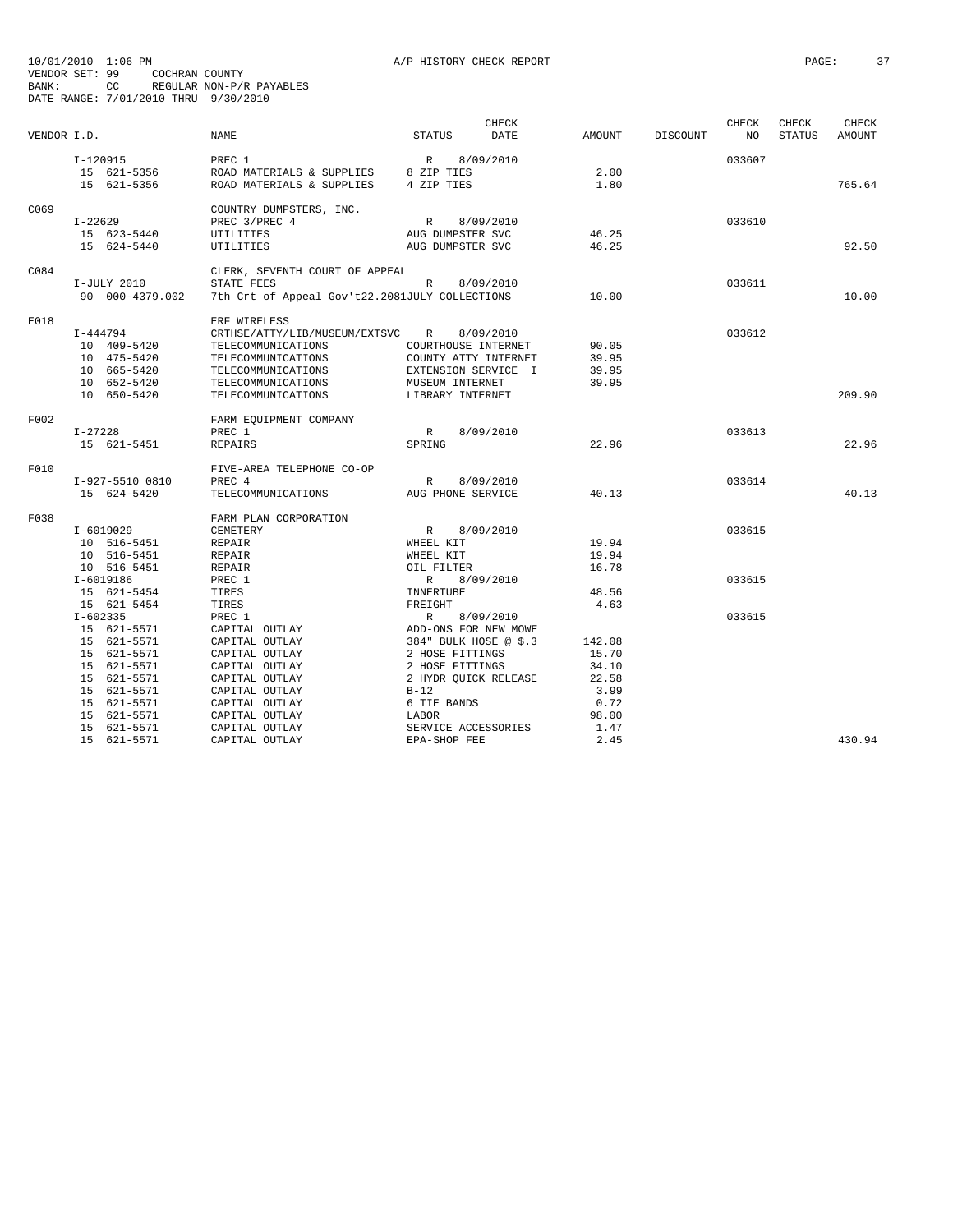10/01/2010 1:06 PM A/P HISTORY CHECK REPORT
VENDOR SET: 99 COCHRAN COUNTY
BANK: CC REGULAR NON-P/R PAYABLES
DATE RANGE: 7/01/2010 THRU 9/30/2010

| VENDOR I.D. | NAME | STATUS | CHECK DATE | AMOUNT | DISCOUNT | CHECK NO | CHECK STATUS | CHECK AMOUNT |
|---|---|---|---|---|---|---|---|---|
| I-120915 | PREC 1 | R | 8/09/2010 | | | 033607 | | |
| 15 621-5356 | ROAD MATERIALS & SUPPLIES | 8 ZIP TIES | | 2.00 | | | | |
| 15 621-5356 | ROAD MATERIALS & SUPPLIES | 4 ZIP TIES | | 1.80 | | | | 765.64 |
| C069 | COUNTRY DUMPSTERS, INC. | | | | | | | |
| I-22629 | PREC 3/PREC 4 | R | 8/09/2010 | | | 033610 | | |
| 15 623-5440 | UTILITIES | AUG DUMPSTER SVC | | 46.25 | | | | |
| 15 624-5440 | UTILITIES | AUG DUMPSTER SVC | | 46.25 | | | | 92.50 |
| C084 | CLERK, SEVENTH COURT OF APPEAL | | | | | | | |
| I-JULY 2010 | STATE FEES | R | 8/09/2010 | | | 033611 | | |
| 90 000-4379.002 | 7th Crt of Appeal Gov't22.2081 | JULY COLLECTIONS | | 10.00 | | | | 10.00 |
| E018 | ERF WIRELESS | | | | | | | |
| I-444794 | CRTHSE/ATTY/LIB/MUSEUM/EXTSVC | R | 8/09/2010 | | | 033612 | | |
| 10 409-5420 | TELECOMMUNICATIONS | COURTHOUSE INTERNET | | 90.05 | | | | |
| 10 475-5420 | TELECOMMUNICATIONS | COUNTY ATTY INTERNET | | 39.95 | | | | |
| 10 665-5420 | TELECOMMUNICATIONS | EXTENSION SERVICE I | | 39.95 | | | | |
| 10 652-5420 | TELECOMMUNICATIONS | MUSEUM INTERNET | | 39.95 | | | | |
| 10 650-5420 | TELECOMMUNICATIONS | LIBRARY INTERNET | | | | | | 209.90 |
| F002 | FARM EQUIPMENT COMPANY | | | | | | | |
| I-27228 | PREC 1 | R | 8/09/2010 | | | 033613 | | |
| 15 621-5451 | REPAIRS | SPRING | | 22.96 | | | | 22.96 |
| F010 | FIVE-AREA TELEPHONE CO-OP | | | | | | | |
| I-927-5510 0810 | PREC 4 | R | 8/09/2010 | | | 033614 | | |
| 15 624-5420 | TELECOMMUNICATIONS | AUG PHONE SERVICE | | 40.13 | | | | 40.13 |
| F038 | FARM PLAN CORPORATION | | | | | | | |
| I-6019029 | CEMETERY | R | 8/09/2010 | | | 033615 | | |
| 10 516-5451 | REPAIR | WHEEL KIT | | 19.94 | | | | |
| 10 516-5451 | REPAIR | WHEEL KIT | | 19.94 | | | | |
| 10 516-5451 | REPAIR | OIL FILTER | | 16.78 | | | | |
| I-6019186 | PREC 1 | R | 8/09/2010 | | | 033615 | | |
| 15 621-5454 | TIRES | INNERTUBE | | 48.56 | | | | |
| 15 621-5454 | TIRES | FREIGHT | | 4.63 | | | | |
| I-602335 | PREC 1 | R | 8/09/2010 | | | 033615 | | |
| 15 621-5571 | CAPITAL OUTLAY | ADD-ONS FOR NEW MOWE | | | | | | |
| 15 621-5571 | CAPITAL OUTLAY | 384" BULK HOSE @ $.3 | | 142.08 | | | | |
| 15 621-5571 | CAPITAL OUTLAY | 2 HOSE FITTINGS | | 15.70 | | | | |
| 15 621-5571 | CAPITAL OUTLAY | 2 HOSE FITTINGS | | 34.10 | | | | |
| 15 621-5571 | CAPITAL OUTLAY | 2 HYDR QUICK RELEASE | | 22.58 | | | | |
| 15 621-5571 | CAPITAL OUTLAY | B-12 | | 3.99 | | | | |
| 15 621-5571 | CAPITAL OUTLAY | 6 TIE BANDS | | 0.72 | | | | |
| 15 621-5571 | CAPITAL OUTLAY | LABOR | | 98.00 | | | | |
| 15 621-5571 | CAPITAL OUTLAY | SERVICE ACCESSORIES | | 1.47 | | | | |
| 15 621-5571 | CAPITAL OUTLAY | EPA-SHOP FEE | | 2.45 | | | | 430.94 |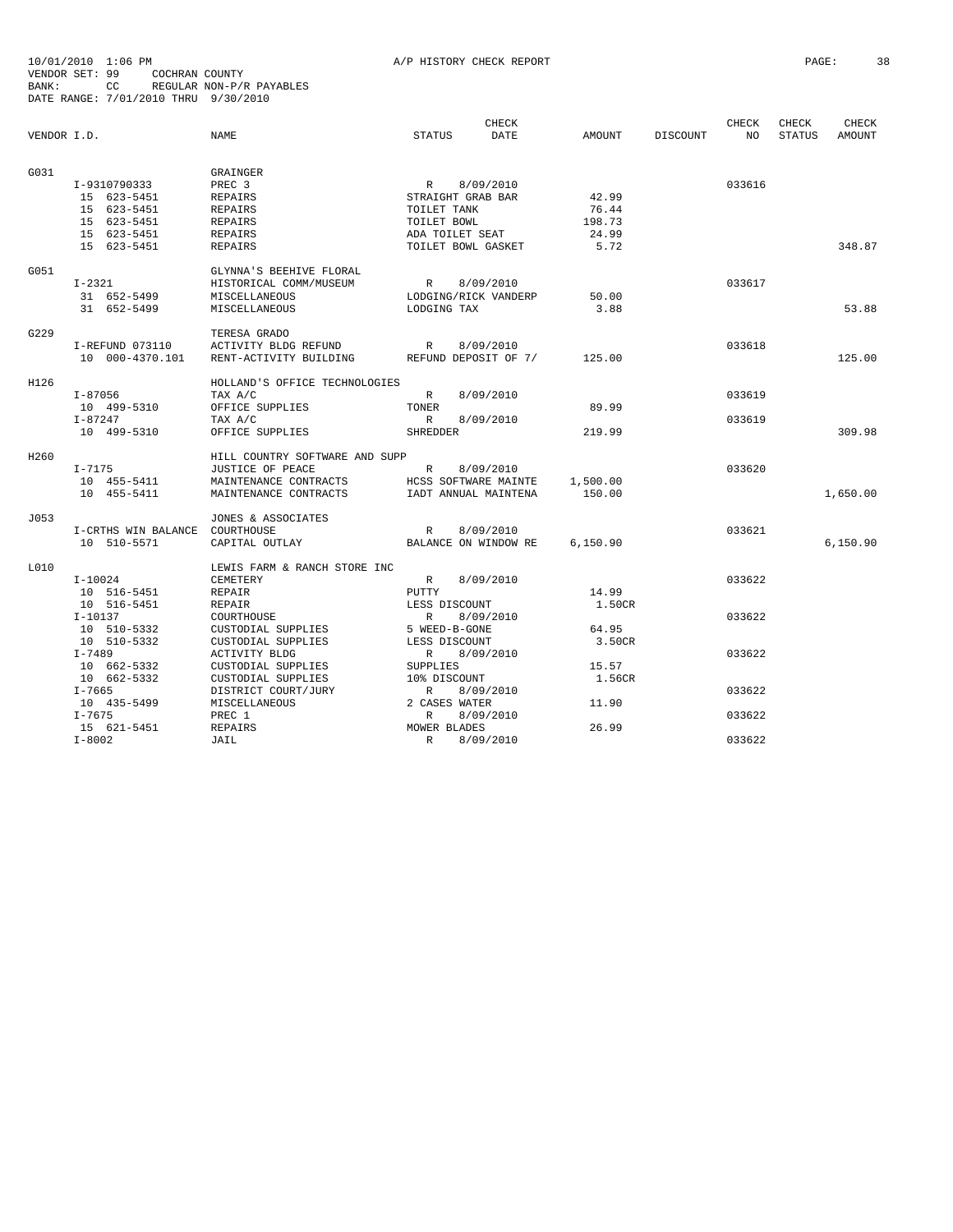10/01/2010 1:06 PM A/P HISTORY CHECK REPORT
VENDOR SET: 99 COCHRAN COUNTY
BANK: CC REGULAR NON-P/R PAYABLES
DATE RANGE: 7/01/2010 THRU 9/30/2010

| VENDOR I.D. | NAME | STATUS | CHECK DATE | AMOUNT | DISCOUNT | CHECK NO | CHECK STATUS | CHECK AMOUNT |
|---|---|---|---|---|---|---|---|---|
| G031 | GRAINGER | | | | | | | |
| I-9310790333 | PREC 3 | R | 8/09/2010 | | | 033616 | | |
| 15 623-5451 | REPAIRS | STRAIGHT GRAB BAR | | 42.99 | | | | |
| 15 623-5451 | REPAIRS | TOILET TANK | | 76.44 | | | | |
| 15 623-5451 | REPAIRS | TOILET BOWL | | 198.73 | | | | |
| 15 623-5451 | REPAIRS | ADA TOILET SEAT | | 24.99 | | | | |
| 15 623-5451 | REPAIRS | TOILET BOWL GASKET | | 5.72 | | | | 348.87 |
| G051 | GLYNNA'S BEEHIVE FLORAL | | | | | | | |
| I-2321 | HISTORICAL COMM/MUSEUM | R | 8/09/2010 | | | 033617 | | |
| 31 652-5499 | MISCELLANEOUS | LODGING/RICK VANDERP | | 50.00 | | | | |
| 31 652-5499 | MISCELLANEOUS | LODGING TAX | | 3.88 | | | | 53.88 |
| G229 | TERESA GRADO | | | | | | | |
| I-REFUND 073110 | ACTIVITY BLDG REFUND | R | 8/09/2010 | | | 033618 | | |
| 10 000-4370.101 | RENT-ACTIVITY BUILDING | REFUND DEPOSIT OF 7/ | | 125.00 | | | | 125.00 |
| H126 | HOLLAND'S OFFICE TECHNOLOGIES | | | | | | | |
| I-87056 | TAX A/C | R | 8/09/2010 | | | 033619 | | |
| 10 499-5310 | OFFICE SUPPLIES | TONER | | 89.99 | | | | |
| I-87247 | TAX A/C | R | 8/09/2010 | | | 033619 | | |
| 10 499-5310 | OFFICE SUPPLIES | SHREDDER | | 219.99 | | | | 309.98 |
| H260 | HILL COUNTRY SOFTWARE AND SUPP | | | | | | | |
| I-7175 | JUSTICE OF PEACE | R | 8/09/2010 | | | 033620 | | |
| 10 455-5411 | MAINTENANCE CONTRACTS | HCSS SOFTWARE MAINTE | | 1,500.00 | | | | |
| 10 455-5411 | MAINTENANCE CONTRACTS | IADT ANNUAL MAINTENA | | 150.00 | | | | 1,650.00 |
| J053 | JONES & ASSOCIATES | | | | | | | |
| I-CRTHS WIN BALANCE | COURTHOUSE | R | 8/09/2010 | | | 033621 | | |
| 10 510-5571 | CAPITAL OUTLAY | BALANCE ON WINDOW RE | | 6,150.90 | | | | 6,150.90 |
| L010 | LEWIS FARM & RANCH STORE INC | | | | | | | |
| I-10024 | CEMETERY | R | 8/09/2010 | | | 033622 | | |
| 10 516-5451 | REPAIR | PUTTY | | 14.99 | | | | |
| 10 516-5451 | REPAIR | LESS DISCOUNT | | 1.50CR | | | | |
| I-10137 | COURTHOUSE | R | 8/09/2010 | | | 033622 | | |
| 10 510-5332 | CUSTODIAL SUPPLIES | 5 WEED-B-GONE | | 64.95 | | | | |
| 10 510-5332 | CUSTODIAL SUPPLIES | LESS DISCOUNT | | 3.50CR | | | | |
| I-7489 | ACTIVITY BLDG | R | 8/09/2010 | | | 033622 | | |
| 10 662-5332 | CUSTODIAL SUPPLIES | SUPPLIES | | 15.57 | | | | |
| 10 662-5332 | CUSTODIAL SUPPLIES | 10% DISCOUNT | | 1.56CR | | | | |
| I-7665 | DISTRICT COURT/JURY | R | 8/09/2010 | | | 033622 | | |
| 10 435-5499 | MISCELLANEOUS | 2 CASES WATER | | 11.90 | | | | |
| I-7675 | PREC 1 | R | 8/09/2010 | | | 033622 | | |
| 15 621-5451 | REPAIRS | MOWER BLADES | | 26.99 | | | | |
| I-8002 | JAIL | R | 8/09/2010 | | | 033622 | | |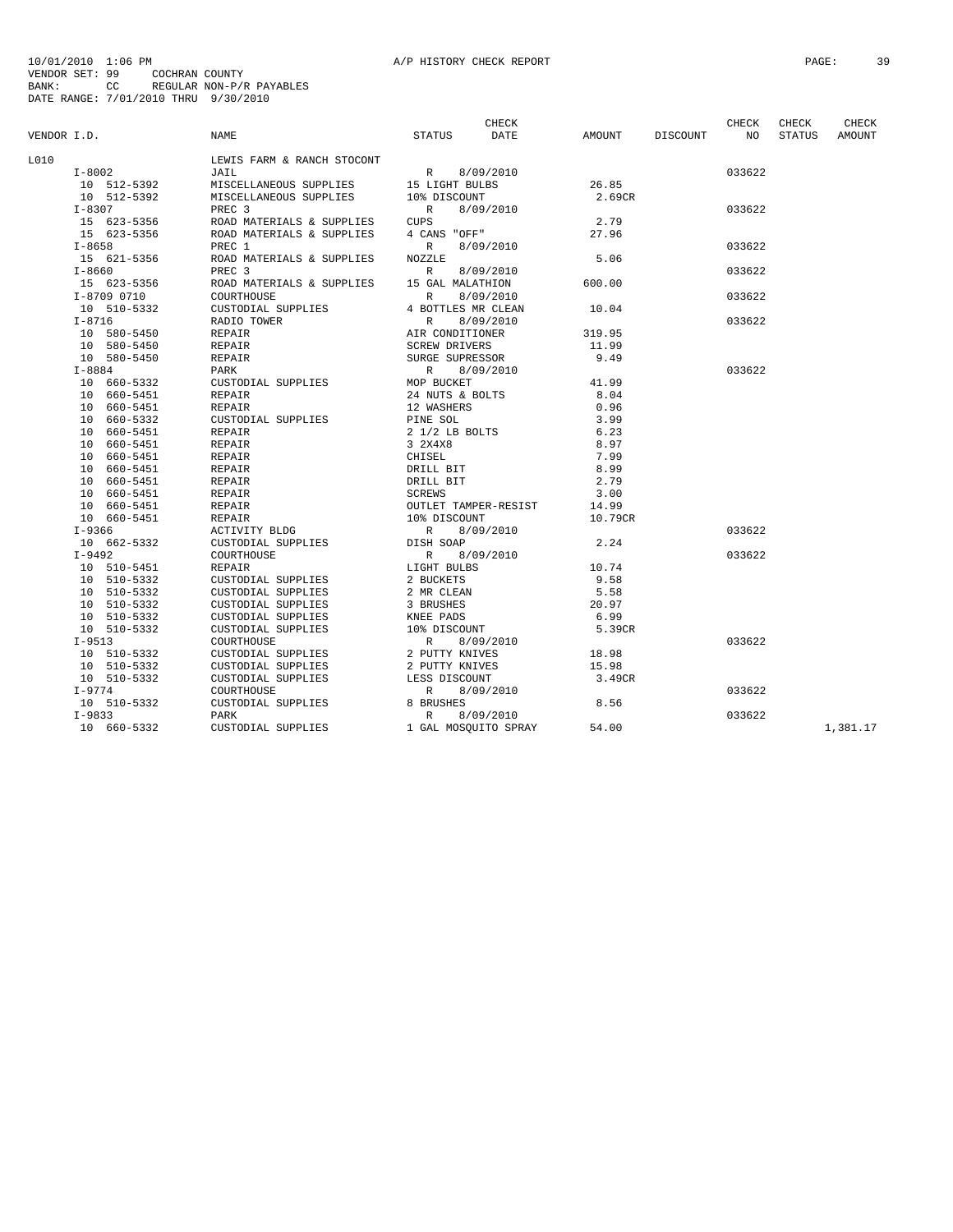10/01/2010 1:06 PM A/P HISTORY CHECK REPORT

VENDOR SET: 99 COCHRAN COUNTY
BANK: CC REGULAR NON-P/R PAYABLES
DATE RANGE: 7/01/2010 THRU 9/30/2010

| VENDOR I.D. | NAME | STATUS | CHECK DATE | AMOUNT | DISCOUNT | CHECK NO | CHECK STATUS | CHECK AMOUNT |
|---|---|---|---|---|---|---|---|---|
| L010 | LEWIS FARM & RANCH STOCONT | | | | | | | |
| I-8002 | JAIL | R | 8/09/2010 | | | 033622 | | |
| 10 512-5392 | MISCELLANEOUS SUPPLIES | 15 LIGHT BULBS | | 26.85 | | | | |
| 10 512-5392 | MISCELLANEOUS SUPPLIES | 10% DISCOUNT | | 2.69CR | | | | |
| I-8307 | PREC 3 | R | 8/09/2010 | | | 033622 | | |
| 15 623-5356 | ROAD MATERIALS & SUPPLIES | CUPS | | 2.79 | | | | |
| 15 623-5356 | ROAD MATERIALS & SUPPLIES | 4 CANS "OFF" | | 27.96 | | | | |
| I-8658 | PREC 1 | R | 8/09/2010 | | | 033622 | | |
| 15 621-5356 | ROAD MATERIALS & SUPPLIES | NOZZLE | | 5.06 | | | | |
| I-8660 | PREC 3 | R | 8/09/2010 | | | 033622 | | |
| 15 623-5356 | ROAD MATERIALS & SUPPLIES | 15 GAL MALATHION | | 600.00 | | | | |
| I-8709 0710 | COURTHOUSE | R | 8/09/2010 | | | 033622 | | |
| 10 510-5332 | CUSTODIAL SUPPLIES | 4 BOTTLES MR CLEAN | | 10.04 | | | | |
| I-8716 | RADIO TOWER | R | 8/09/2010 | | | 033622 | | |
| 10 580-5450 | REPAIR | AIR CONDITIONER | | 319.95 | | | | |
| 10 580-5450 | REPAIR | SCREW DRIVERS | | 11.99 | | | | |
| 10 580-5450 | REPAIR | SURGE SUPRESSOR | | 9.49 | | | | |
| I-8884 | PARK | R | 8/09/2010 | | | 033622 | | |
| 10 660-5332 | CUSTODIAL SUPPLIES | MOP BUCKET | | 41.99 | | | | |
| 10 660-5451 | REPAIR | 24 NUTS & BOLTS | | 8.04 | | | | |
| 10 660-5451 | REPAIR | 12 WASHERS | | 0.96 | | | | |
| 10 660-5332 | CUSTODIAL SUPPLIES | PINE SOL | | 3.99 | | | | |
| 10 660-5451 | REPAIR | 2 1/2 LB BOLTS | | 6.23 | | | | |
| 10 660-5451 | REPAIR | 3 2X4X8 | | 8.97 | | | | |
| 10 660-5451 | REPAIR | CHISEL | | 7.99 | | | | |
| 10 660-5451 | REPAIR | DRILL BIT | | 8.99 | | | | |
| 10 660-5451 | REPAIR | DRILL BIT | | 2.79 | | | | |
| 10 660-5451 | REPAIR | SCREWS | | 3.00 | | | | |
| 10 660-5451 | REPAIR | OUTLET TAMPER-RESIST | | 14.99 | | | | |
| 10 660-5451 | REPAIR | 10% DISCOUNT | | 10.79CR | | | | |
| I-9366 | ACTIVITY BLDG | R | 8/09/2010 | | | 033622 | | |
| 10 662-5332 | CUSTODIAL SUPPLIES | DISH SOAP | | 2.24 | | | | |
| I-9492 | COURTHOUSE | R | 8/09/2010 | | | 033622 | | |
| 10 510-5451 | REPAIR | LIGHT BULBS | | 10.74 | | | | |
| 10 510-5332 | CUSTODIAL SUPPLIES | 2 BUCKETS | | 9.58 | | | | |
| 10 510-5332 | CUSTODIAL SUPPLIES | 2 MR CLEAN | | 5.58 | | | | |
| 10 510-5332 | CUSTODIAL SUPPLIES | 3 BRUSHES | | 20.97 | | | | |
| 10 510-5332 | CUSTODIAL SUPPLIES | KNEE PADS | | 6.99 | | | | |
| 10 510-5332 | CUSTODIAL SUPPLIES | 10% DISCOUNT | | 5.39CR | | | | |
| I-9513 | COURTHOUSE | R | 8/09/2010 | | | 033622 | | |
| 10 510-5332 | CUSTODIAL SUPPLIES | 2 PUTTY KNIVES | | 18.98 | | | | |
| 10 510-5332 | CUSTODIAL SUPPLIES | 2 PUTTY KNIVES | | 15.98 | | | | |
| 10 510-5332 | CUSTODIAL SUPPLIES | LESS DISCOUNT | | 3.49CR | | | | |
| I-9774 | COURTHOUSE | R | 8/09/2010 | | | 033622 | | |
| 10 510-5332 | CUSTODIAL SUPPLIES | 8 BRUSHES | | 8.56 | | | | |
| I-9833 | PARK | R | 8/09/2010 | | | 033622 | | |
| 10 660-5332 | CUSTODIAL SUPPLIES | 1 GAL MOSQUITO SPRAY | | 54.00 | | | | 1,381.17 |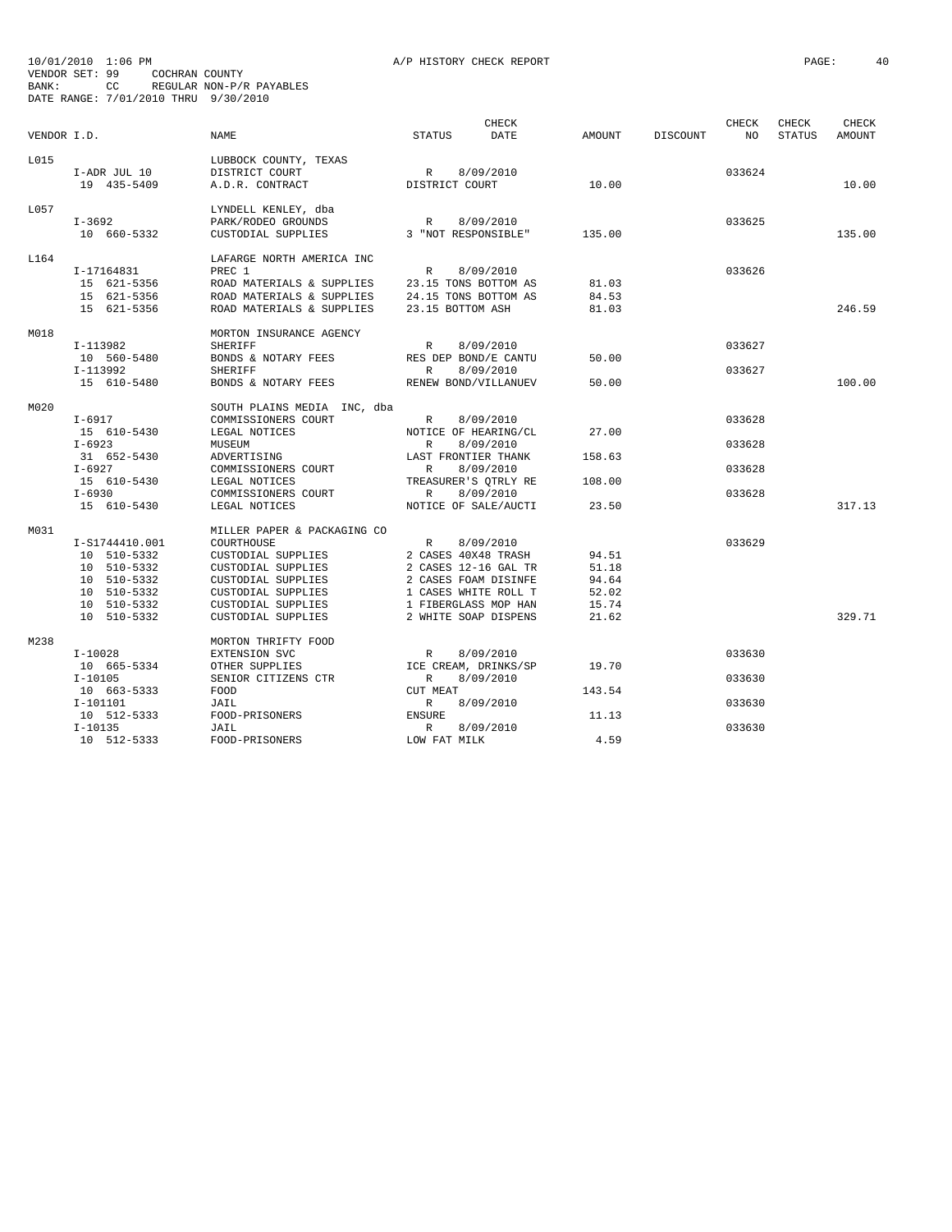10/01/2010 1:06 PM A/P HISTORY CHECK REPORT

VENDOR SET: 99 COCHRAN COUNTY
BANK: CC REGULAR NON-P/R PAYABLES
DATE RANGE: 7/01/2010 THRU 9/30/2010

| VENDOR I.D. | NAME | STATUS | CHECK DATE | AMOUNT | DISCOUNT | CHECK NO | CHECK STATUS | CHECK AMOUNT |
|---|---|---|---|---|---|---|---|---|
| L015 | LUBBOCK COUNTY, TEXAS | | | | | | | |
| I-ADR JUL 10 | DISTRICT COURT | R | 8/09/2010 | | | 033624 | | |
| 19 435-5409 | A.D.R. CONTRACT | DISTRICT COURT | | 10.00 | | | | 10.00 |
| L057 | LYNDELL KENLEY, dba | | | | | | | |
| I-3692 | PARK/RODEO GROUNDS | R | 8/09/2010 | | | 033625 | | |
| 10 660-5332 | CUSTODIAL SUPPLIES | 3 "NOT RESPONSIBLE" | | 135.00 | | | | 135.00 |
| L164 | LAFARGE NORTH AMERICA INC | | | | | | | |
| I-17164831 | PREC 1 | R | 8/09/2010 | | | 033626 | | |
| 15 621-5356 | ROAD MATERIALS & SUPPLIES | 23.15 TONS BOTTOM AS | | 81.03 | | | | |
| 15 621-5356 | ROAD MATERIALS & SUPPLIES | 24.15 TONS BOTTOM AS | | 84.53 | | | | |
| 15 621-5356 | ROAD MATERIALS & SUPPLIES | 23.15 BOTTOM ASH | | 81.03 | | | | 246.59 |
| M018 | MORTON INSURANCE AGENCY | | | | | | | |
| I-113982 | SHERIFF | R | 8/09/2010 | | | 033627 | | |
| 10 560-5480 | BONDS & NOTARY FEES | RES DEP BOND/E CANTU | | 50.00 | | | | |
| I-113992 | SHERIFF | R | 8/09/2010 | | | 033627 | | |
| 15 610-5480 | BONDS & NOTARY FEES | RENEW BOND/VILLANUEV | | 50.00 | | | | 100.00 |
| M020 | SOUTH PLAINS MEDIA INC, dba | | | | | | | |
| I-6917 | COMMISSIONERS COURT | R | 8/09/2010 | | | 033628 | | |
| 15 610-5430 | LEGAL NOTICES | NOTICE OF HEARING/CL | | 27.00 | | | | |
| I-6923 | MUSEUM | R | 8/09/2010 | | | 033628 | | |
| 31 652-5430 | ADVERTISING | LAST FRONTIER THANK | | 158.63 | | | | |
| I-6927 | COMMISSIONERS COURT | R | 8/09/2010 | | | 033628 | | |
| 15 610-5430 | LEGAL NOTICES | TREASURER'S QTRLY RE | | 108.00 | | | | |
| I-6930 | COMMISSIONERS COURT | R | 8/09/2010 | | | 033628 | | |
| 15 610-5430 | LEGAL NOTICES | NOTICE OF SALE/AUCTI | | 23.50 | | | | 317.13 |
| M031 | MILLER PAPER & PACKAGING CO | | | | | | | |
| I-S1744410.001 | COURTHOUSE | R | 8/09/2010 | | | 033629 | | |
| 10 510-5332 | CUSTODIAL SUPPLIES | 2 CASES 40X48 TRASH | | 94.51 | | | | |
| 10 510-5332 | CUSTODIAL SUPPLIES | 2 CASES 12-16 GAL TR | | 51.18 | | | | |
| 10 510-5332 | CUSTODIAL SUPPLIES | 2 CASES FOAM DISINFE | | 94.64 | | | | |
| 10 510-5332 | CUSTODIAL SUPPLIES | 1 CASES WHITE ROLL T | | 52.02 | | | | |
| 10 510-5332 | CUSTODIAL SUPPLIES | 1 FIBERGLASS MOP HAN | | 15.74 | | | | |
| 10 510-5332 | CUSTODIAL SUPPLIES | 2 WHITE SOAP DISPENS | | 21.62 | | | | 329.71 |
| M238 | MORTON THRIFTY FOOD | | | | | | | |
| I-10028 | EXTENSION SVC | R | 8/09/2010 | | | 033630 | | |
| 10 665-5334 | OTHER SUPPLIES | ICE CREAM, DRINKS/SP | | 19.70 | | | | |
| I-10105 | SENIOR CITIZENS CTR | R | 8/09/2010 | | | 033630 | | |
| 10 663-5333 | FOOD | CUT MEAT | | 143.54 | | | | |
| I-101101 | JAIL | R | 8/09/2010 | | | 033630 | | |
| 10 512-5333 | FOOD-PRISONERS | ENSURE | | 11.13 | | | | |
| I-10135 | JAIL | R | 8/09/2010 | | | 033630 | | |
| 10 512-5333 | FOOD-PRISONERS | LOW FAT MILK | | 4.59 | | | | |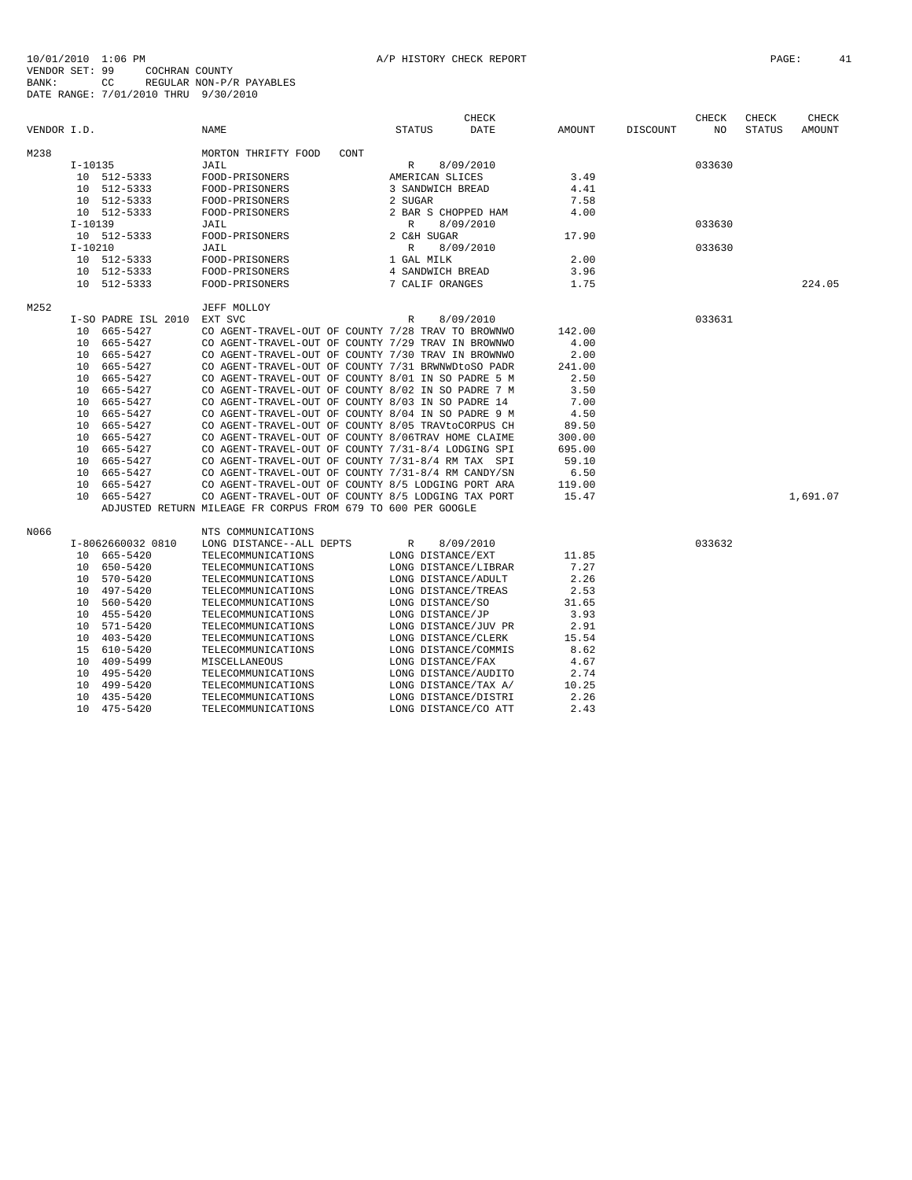10/01/2010 1:06 PM A/P HISTORY CHECK REPORT
VENDOR SET: 99 COCHRAN COUNTY
BANK: CC REGULAR NON-P/R PAYABLES
DATE RANGE: 7/01/2010 THRU 9/30/2010

| VENDOR I.D. | | NAME | STATUS | CHECK DATE | AMOUNT | DISCOUNT | CHECK NO | CHECK STATUS | CHECK AMOUNT |
|---|---|---|---|---|---|---|---|---|---|
| M238 | | MORTON THRIFTY FOOD CONT | | | | | | | |
| | I-10135 | JAIL | R | 8/09/2010 | | | 033630 | | |
| | 10 512-5333 | FOOD-PRISONERS | AMERICAN SLICES | | 3.49 | | | | |
| | 10 512-5333 | FOOD-PRISONERS | 3 SANDWICH BREAD | | 4.41 | | | | |
| | 10 512-5333 | FOOD-PRISONERS | 2 SUGAR | | 7.58 | | | | |
| | 10 512-5333 | FOOD-PRISONERS | 2 BAR S CHOPPED HAM | | 4.00 | | | | |
| | I-10139 | JAIL | R | 8/09/2010 | | | 033630 | | |
| | 10 512-5333 | FOOD-PRISONERS | 2 C&H SUGAR | | 17.90 | | | | |
| | I-10210 | JAIL | R | 8/09/2010 | | | 033630 | | |
| | 10 512-5333 | FOOD-PRISONERS | 1 GAL MILK | | 2.00 | | | | |
| | 10 512-5333 | FOOD-PRISONERS | 4 SANDWICH BREAD | | 3.96 | | | | |
| | 10 512-5333 | FOOD-PRISONERS | 7 CALIF ORANGES | | 1.75 | | | | 224.05 |
| M252 | | JEFF MOLLOY | | | | | | | |
| | I-SO PADRE ISL 2010 | EXT SVC | R | 8/09/2010 | | | 033631 | | |
| | 10 665-5427 | CO AGENT-TRAVEL-OUT OF COUNTY | 7/28 TRAV TO BROWNWO | | 142.00 | | | | |
| | 10 665-5427 | CO AGENT-TRAVEL-OUT OF COUNTY | 7/29 TRAV IN BROWNWO | | 4.00 | | | | |
| | 10 665-5427 | CO AGENT-TRAVEL-OUT OF COUNTY | 7/30 TRAV IN BROWNWO | | 2.00 | | | | |
| | 10 665-5427 | CO AGENT-TRAVEL-OUT OF COUNTY | 7/31 BRWNWDtoSO PADR | | 241.00 | | | | |
| | 10 665-5427 | CO AGENT-TRAVEL-OUT OF COUNTY | 8/01 IN SO PADRE 5 M | | 2.50 | | | | |
| | 10 665-5427 | CO AGENT-TRAVEL-OUT OF COUNTY | 8/02 IN SO PADRE 7 M | | 3.50 | | | | |
| | 10 665-5427 | CO AGENT-TRAVEL-OUT OF COUNTY | 8/03 IN SO PADRE 14 | | 7.00 | | | | |
| | 10 665-5427 | CO AGENT-TRAVEL-OUT OF COUNTY | 8/04 IN SO PADRE 9 M | | 4.50 | | | | |
| | 10 665-5427 | CO AGENT-TRAVEL-OUT OF COUNTY | 8/05 TRAVtoCORPUS CH | | 89.50 | | | | |
| | 10 665-5427 | CO AGENT-TRAVEL-OUT OF COUNTY | 8/06TRAV HOME CLAIME | | 300.00 | | | | |
| | 10 665-5427 | CO AGENT-TRAVEL-OUT OF COUNTY | 7/31-8/4 LODGING SPI | | 695.00 | | | | |
| | 10 665-5427 | CO AGENT-TRAVEL-OUT OF COUNTY | 7/31-8/4 RM TAX SPI | | 59.10 | | | | |
| | 10 665-5427 | CO AGENT-TRAVEL-OUT OF COUNTY | 7/31-8/4 RM CANDY/SN | | 6.50 | | | | |
| | 10 665-5427 | CO AGENT-TRAVEL-OUT OF COUNTY | 8/5 LODGING PORT ARA | | 119.00 | | | | |
| | 10 665-5427 | CO AGENT-TRAVEL-OUT OF COUNTY | 8/5 LODGING TAX PORT | | 15.47 | | | | 1,691.07 |
| | | ADJUSTED RETURN MILEAGE FR CORPUS FROM 679 TO 600 PER GOOGLE | | | | | | | |
| N066 | | NTS COMMUNICATIONS | | | | | | | |
| | I-8062660032 0810 | LONG DISTANCE--ALL DEPTS | R | 8/09/2010 | | | 033632 | | |
| | 10 665-5420 | TELECOMMUNICATIONS | LONG DISTANCE/EXT | | 11.85 | | | | |
| | 10 650-5420 | TELECOMMUNICATIONS | LONG DISTANCE/LIBRAR | | 7.27 | | | | |
| | 10 570-5420 | TELECOMMUNICATIONS | LONG DISTANCE/ADULT | | 2.26 | | | | |
| | 10 497-5420 | TELECOMMUNICATIONS | LONG DISTANCE/TREAS | | 2.53 | | | | |
| | 10 560-5420 | TELECOMMUNICATIONS | LONG DISTANCE/SO | | 31.65 | | | | |
| | 10 455-5420 | TELECOMMUNICATIONS | LONG DISTANCE/JP | | 3.93 | | | | |
| | 10 571-5420 | TELECOMMUNICATIONS | LONG DISTANCE/JUV PR | | 2.91 | | | | |
| | 10 403-5420 | TELECOMMUNICATIONS | LONG DISTANCE/CLERK | | 15.54 | | | | |
| | 15 610-5420 | TELECOMMUNICATIONS | LONG DISTANCE/COMMIS | | 8.62 | | | | |
| | 10 409-5499 | MISCELLANEOUS | LONG DISTANCE/FAX | | 4.67 | | | | |
| | 10 495-5420 | TELECOMMUNICATIONS | LONG DISTANCE/AUDITO | | 2.74 | | | | |
| | 10 499-5420 | TELECOMMUNICATIONS | LONG DISTANCE/TAX A/ | | 10.25 | | | | |
| | 10 435-5420 | TELECOMMUNICATIONS | LONG DISTANCE/DISTRI | | 2.26 | | | | |
| | 10 475-5420 | TELECOMMUNICATIONS | LONG DISTANCE/CO ATT | | 2.43 | | | | |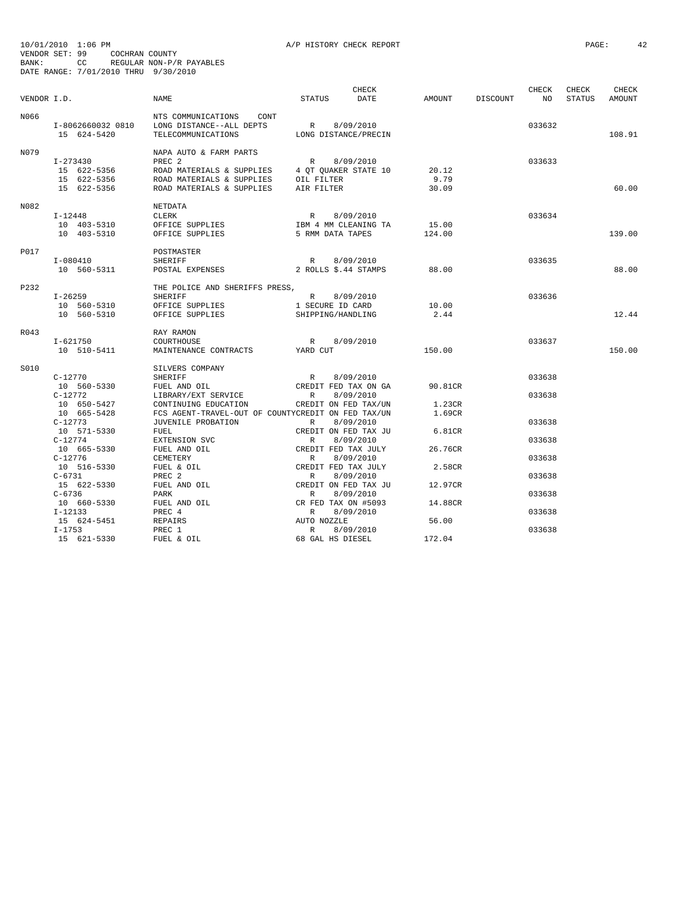10/01/2010 1:06 PM A/P HISTORY CHECK REPORT
VENDOR SET: 99 COCHRAN COUNTY
BANK: CC REGULAR NON-P/R PAYABLES
DATE RANGE: 7/01/2010 THRU 9/30/2010

| VENDOR I.D. | NAME | STATUS | CHECK DATE | AMOUNT | DISCOUNT | CHECK NO | CHECK STATUS | CHECK AMOUNT |
|---|---|---|---|---|---|---|---|---|
| N066 | NTS COMMUNICATIONS CONT | | | | | | | |
| I-8062660032 0810 | LONG DISTANCE--ALL DEPTS | R | 8/09/2010 | | | 033632 | | |
| 15 624-5420 | TELECOMMUNICATIONS | LONG DISTANCE/PRECIN | | | | | | 108.91 |
| N079 | NAPA AUTO & FARM PARTS | | | | | | | |
| I-273430 | PREC 2 | R | 8/09/2010 | | | 033633 | | |
| 15 622-5356 | ROAD MATERIALS & SUPPLIES | 4 QT QUAKER STATE 10 | | 20.12 | | | | |
| 15 622-5356 | ROAD MATERIALS & SUPPLIES | OIL FILTER | | 9.79 | | | | |
| 15 622-5356 | ROAD MATERIALS & SUPPLIES | AIR FILTER | | 30.09 | | | | 60.00 |
| N082 | NETDATA | | | | | | | |
| I-12448 | CLERK | R | 8/09/2010 | | | 033634 | | |
| 10 403-5310 | OFFICE SUPPLIES | IBM 4 MM CLEANING TA | | 15.00 | | | | |
| 10 403-5310 | OFFICE SUPPLIES | 5 RMM DATA TAPES | | 124.00 | | | | 139.00 |
| P017 | POSTMASTER | | | | | | | |
| I-080410 | SHERIFF | R | 8/09/2010 | | | 033635 | | |
| 10 560-5311 | POSTAL EXPENSES | 2 ROLLS $.44 STAMPS | | 88.00 | | | | 88.00 |
| P232 | THE POLICE AND SHERIFFS PRESS, | | | | | | | |
| I-26259 | SHERIFF | R | 8/09/2010 | | | 033636 | | |
| 10 560-5310 | OFFICE SUPPLIES | 1 SECURE ID CARD | | 10.00 | | | | |
| 10 560-5310 | OFFICE SUPPLIES | SHIPPING/HANDLING | | 2.44 | | | | 12.44 |
| R043 | RAY RAMON | | | | | | | |
| I-621750 | COURTHOUSE | R | 8/09/2010 | | | 033637 | | |
| 10 510-5411 | MAINTENANCE CONTRACTS | YARD CUT | | 150.00 | | | | 150.00 |
| S010 | SILVERS COMPANY | | | | | | | |
| C-12770 | SHERIFF | R | 8/09/2010 | | | 033638 | | |
| 10 560-5330 | FUEL AND OIL | CREDIT FED TAX ON GA | | 90.81CR | | | | |
| C-12772 | LIBRARY/EXT SERVICE | R | 8/09/2010 | | | 033638 | | |
| 10 650-5427 | CONTINUING EDUCATION | CREDIT ON FED TAX/UN | | 1.23CR | | | | |
| 10 665-5428 | FCS AGENT-TRAVEL-OUT OF COUNTY | CREDIT ON FED TAX/UN | | 1.69CR | | | | |
| C-12773 | JUVENILE PROBATION | R | 8/09/2010 | | | 033638 | | |
| 10 571-5330 | FUEL | CREDIT ON FED TAX JU | | 6.81CR | | | | |
| C-12774 | EXTENSION SVC | R | 8/09/2010 | | | 033638 | | |
| 10 665-5330 | FUEL AND OIL | CREDIT FED TAX JULY | | 26.76CR | | | | |
| C-12776 | CEMETERY | R | 8/09/2010 | | | 033638 | | |
| 10 516-5330 | FUEL & OIL | CREDIT FED TAX JULY | | 2.58CR | | | | |
| C-6731 | PREC 2 | R | 8/09/2010 | | | 033638 | | |
| 15 622-5330 | FUEL AND OIL | CREDIT ON FED TAX JU | | 12.97CR | | | | |
| C-6736 | PARK | R | 8/09/2010 | | | 033638 | | |
| 10 660-5330 | FUEL AND OIL | CR FED TAX ON #5093 | | 14.88CR | | | | |
| I-12133 | PREC 4 | R | 8/09/2010 | | | 033638 | | |
| 15 624-5451 | REPAIRS | AUTO NOZZLE | | 56.00 | | | | |
| I-1753 | PREC 1 | R | 8/09/2010 | | | 033638 | | |
| 15 621-5330 | FUEL & OIL | 68 GAL HS DIESEL | | 172.04 | | | | |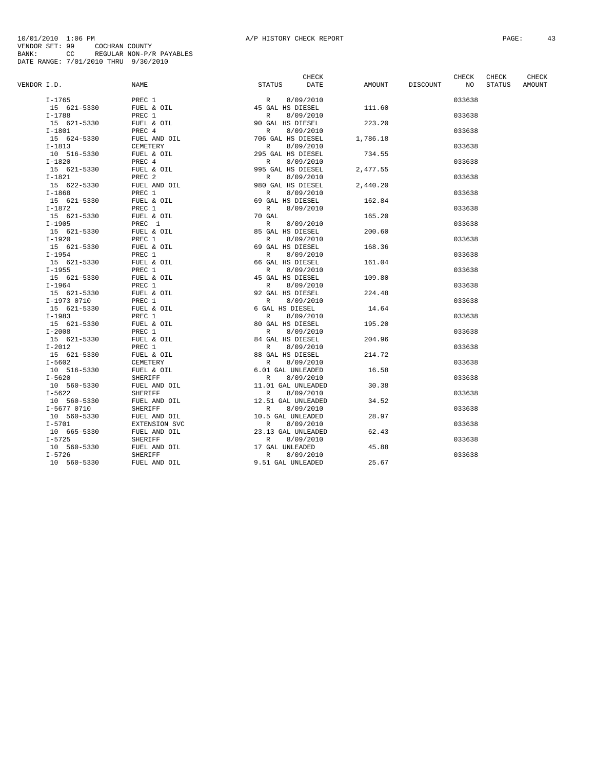10/01/2010 1:06 PM A/P HISTORY CHECK REPORT

VENDOR SET: 99 COCHRAN COUNTY
BANK: CC REGULAR NON-P/R PAYABLES
DATE RANGE: 7/01/2010 THRU 9/30/2010

| VENDOR I.D. | NAME | STATUS | CHECK DATE | AMOUNT | DISCOUNT | CHECK NO | CHECK STATUS | CHECK AMOUNT |
|---|---|---|---|---|---|---|---|---|
| I-1765 | PREC 1 | R | 8/09/2010 | | | 033638 | | |
| 15 621-5330 | FUEL & OIL | 45 GAL HS DIESEL | | 111.60 | | | | |
| I-1788 | PREC 1 | R | 8/09/2010 | | | 033638 | | |
| 15 621-5330 | FUEL & OIL | 90 GAL HS DIESEL | | 223.20 | | | | |
| I-1801 | PREC 4 | R | 8/09/2010 | | | 033638 | | |
| 15 624-5330 | FUEL AND OIL | 706 GAL HS DIESEL | | 1,786.18 | | | | |
| I-1813 | CEMETERY | R | 8/09/2010 | | | 033638 | | |
| 10 516-5330 | FUEL & OIL | 295 GAL HS DIESEL | | 734.55 | | | | |
| I-1820 | PREC 4 | R | 8/09/2010 | | | 033638 | | |
| 15 621-5330 | FUEL & OIL | 995 GAL HS DIESEL | | 2,477.55 | | | | |
| I-1821 | PREC 2 | R | 8/09/2010 | | | 033638 | | |
| 15 622-5330 | FUEL AND OIL | 980 GAL HS DIESEL | | 2,440.20 | | | | |
| I-1868 | PREC 1 | R | 8/09/2010 | | | 033638 | | |
| 15 621-5330 | FUEL & OIL | 69 GAL HS DIESEL | | 162.84 | | | | |
| I-1872 | PREC 1 | R | 8/09/2010 | | | 033638 | | |
| 15 621-5330 | FUEL & OIL | 70 GAL | | 165.20 | | | | |
| I-1905 | PREC 1 | R | 8/09/2010 | | | 033638 | | |
| 15 621-5330 | FUEL & OIL | 85 GAL HS DIESEL | | 200.60 | | | | |
| I-1920 | PREC 1 | R | 8/09/2010 | | | 033638 | | |
| 15 621-5330 | FUEL & OIL | 69 GAL HS DIESEL | | 168.36 | | | | |
| I-1954 | PREC 1 | R | 8/09/2010 | | | 033638 | | |
| 15 621-5330 | FUEL & OIL | 66 GAL HS DIESEL | | 161.04 | | | | |
| I-1955 | PREC 1 | R | 8/09/2010 | | | 033638 | | |
| 15 621-5330 | FUEL & OIL | 45 GAL HS DIESEL | | 109.80 | | | | |
| I-1964 | PREC 1 | R | 8/09/2010 | | | 033638 | | |
| 15 621-5330 | FUEL & OIL | 92 GAL HS DIESEL | | 224.48 | | | | |
| I-1973 0710 | PREC 1 | R | 8/09/2010 | | | 033638 | | |
| 15 621-5330 | FUEL & OIL | 6 GAL HS DIESEL | | 14.64 | | | | |
| I-1983 | PREC 1 | R | 8/09/2010 | | | 033638 | | |
| 15 621-5330 | FUEL & OIL | 80 GAL HS DIESEL | | 195.20 | | | | |
| I-2008 | PREC 1 | R | 8/09/2010 | | | 033638 | | |
| 15 621-5330 | FUEL & OIL | 84 GAL HS DIESEL | | 204.96 | | | | |
| I-2012 | PREC 1 | R | 8/09/2010 | | | 033638 | | |
| 15 621-5330 | FUEL & OIL | 88 GAL HS DIESEL | | 214.72 | | | | |
| I-5602 | CEMETERY | R | 8/09/2010 | | | 033638 | | |
| 10 516-5330 | FUEL & OIL | 6.01 GAL UNLEADED | | 16.58 | | | | |
| I-5620 | SHERIFF | R | 8/09/2010 | | | 033638 | | |
| 10 560-5330 | FUEL AND OIL | 11.01 GAL UNLEADED | | 30.38 | | | | |
| I-5622 | SHERIFF | R | 8/09/2010 | | | 033638 | | |
| 10 560-5330 | FUEL AND OIL | 12.51 GAL UNLEADED | | 34.52 | | | | |
| I-5677 0710 | SHERIFF | R | 8/09/2010 | | | 033638 | | |
| 10 560-5330 | FUEL AND OIL | 10.5 GAL UNLEADED | | 28.97 | | | | |
| I-5701 | EXTENSION SVC | R | 8/09/2010 | | | 033638 | | |
| 10 665-5330 | FUEL AND OIL | 23.13 GAL UNLEADED | | 62.43 | | | | |
| I-5725 | SHERIFF | R | 8/09/2010 | | | 033638 | | |
| 10 560-5330 | FUEL AND OIL | 17 GAL UNLEADED | | 45.88 | | | | |
| I-5726 | SHERIFF | R | 8/09/2010 | | | 033638 | | |
| 10 560-5330 | FUEL AND OIL | 9.51 GAL UNLEADED | | 25.67 | | | | |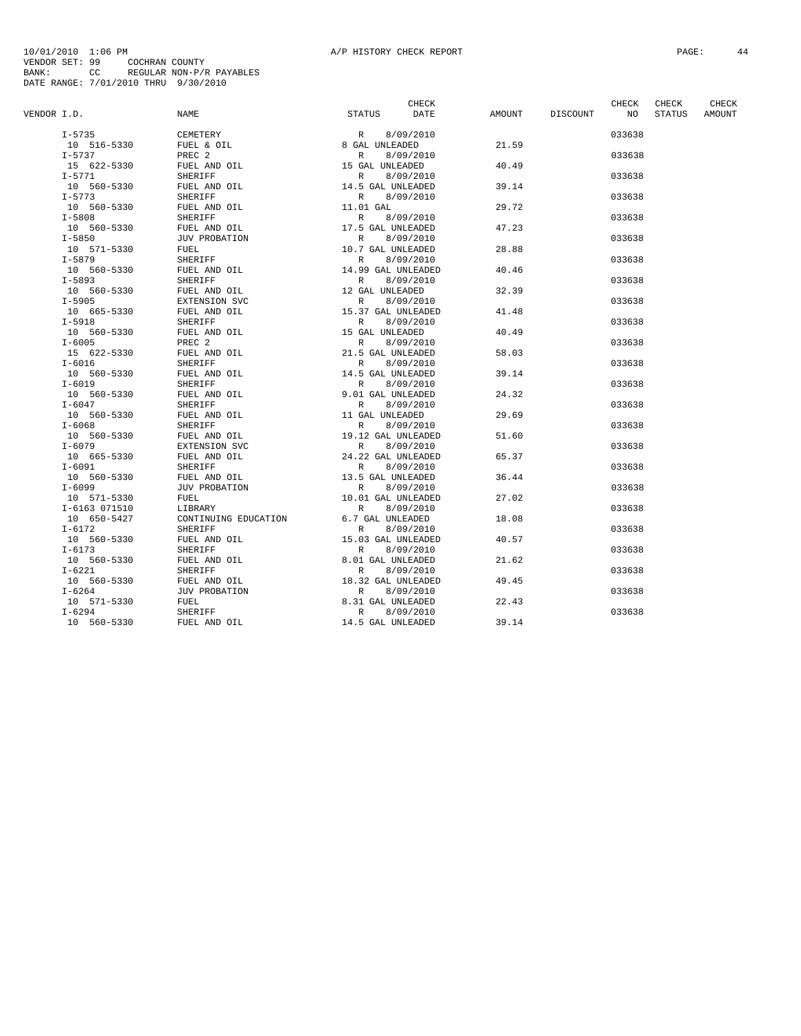10/01/2010 1:06 PM A/P HISTORY CHECK REPORT
VENDOR SET: 99 COCHRAN COUNTY
BANK: CC REGULAR NON-P/R PAYABLES
DATE RANGE: 7/01/2010 THRU 9/30/2010

| VENDOR I.D. | NAME | STATUS | CHECK DATE | AMOUNT | DISCOUNT | CHECK NO | CHECK STATUS | CHECK AMOUNT |
|---|---|---|---|---|---|---|---|---|
| I-5735 | CEMETERY | R | 8/09/2010 | | | 033638 | | |
| 10 516-5330 | FUEL & OIL | 8 GAL UNLEADED | | 21.59 | | | | |
| I-5737 | PREC 2 | R | 8/09/2010 | | | 033638 | | |
| 15 622-5330 | FUEL AND OIL | 15 GAL UNLEADED | | 40.49 | | | | |
| I-5771 | SHERIFF | R | 8/09/2010 | | | 033638 | | |
| 10 560-5330 | FUEL AND OIL | 14.5 GAL UNLEADED | | 39.14 | | | | |
| I-5773 | SHERIFF | R | 8/09/2010 | | | 033638 | | |
| 10 560-5330 | FUEL AND OIL | 11.01 GAL | | 29.72 | | | | |
| I-5808 | SHERIFF | R | 8/09/2010 | | | 033638 | | |
| 10 560-5330 | FUEL AND OIL | 17.5 GAL UNLEADED | | 47.23 | | | | |
| I-5850 | JUV PROBATION | R | 8/09/2010 | | | 033638 | | |
| 10 571-5330 | FUEL | 10.7 GAL UNLEADED | | 28.88 | | | | |
| I-5879 | SHERIFF | R | 8/09/2010 | | | 033638 | | |
| 10 560-5330 | FUEL AND OIL | 14.99 GAL UNLEADED | | 40.46 | | | | |
| I-5893 | SHERIFF | R | 8/09/2010 | | | 033638 | | |
| 10 560-5330 | FUEL AND OIL | 12 GAL UNLEADED | | 32.39 | | | | |
| I-5905 | EXTENSION SVC | R | 8/09/2010 | | | 033638 | | |
| 10 665-5330 | FUEL AND OIL | 15.37 GAL UNLEADED | | 41.48 | | | | |
| I-5918 | SHERIFF | R | 8/09/2010 | | | 033638 | | |
| 10 560-5330 | FUEL AND OIL | 15 GAL UNLEADED | | 40.49 | | | | |
| I-6005 | PREC 2 | R | 8/09/2010 | | | 033638 | | |
| 15 622-5330 | FUEL AND OIL | 21.5 GAL UNLEADED | | 58.03 | | | | |
| I-6016 | SHERIFF | R | 8/09/2010 | | | 033638 | | |
| 10 560-5330 | FUEL AND OIL | 14.5 GAL UNLEADED | | 39.14 | | | | |
| I-6019 | SHERIFF | R | 8/09/2010 | | | 033638 | | |
| 10 560-5330 | FUEL AND OIL | 9.01 GAL UNLEADED | | 24.32 | | | | |
| I-6047 | SHERIFF | R | 8/09/2010 | | | 033638 | | |
| 10 560-5330 | FUEL AND OIL | 11 GAL UNLEADED | | 29.69 | | | | |
| I-6068 | SHERIFF | R | 8/09/2010 | | | 033638 | | |
| 10 560-5330 | FUEL AND OIL | 19.12 GAL UNLEADED | | 51.60 | | | | |
| I-6079 | EXTENSION SVC | R | 8/09/2010 | | | 033638 | | |
| 10 665-5330 | FUEL AND OIL | 24.22 GAL UNLEADED | | 65.37 | | | | |
| I-6091 | SHERIFF | R | 8/09/2010 | | | 033638 | | |
| 10 560-5330 | FUEL AND OIL | 13.5 GAL UNLEADED | | 36.44 | | | | |
| I-6099 | JUV PROBATION | R | 8/09/2010 | | | 033638 | | |
| 10 571-5330 | FUEL | 10.01 GAL UNLEADED | | 27.02 | | | | |
| I-6163 071510 | LIBRARY | R | 8/09/2010 | | | 033638 | | |
| 10 650-5427 | CONTINUING EDUCATION | 6.7 GAL UNLEADED | | 18.08 | | | | |
| I-6172 | SHERIFF | R | 8/09/2010 | | | 033638 | | |
| 10 560-5330 | FUEL AND OIL | 15.03 GAL UNLEADED | | 40.57 | | | | |
| I-6173 | SHERIFF | R | 8/09/2010 | | | 033638 | | |
| 10 560-5330 | FUEL AND OIL | 8.01 GAL UNLEADED | | 21.62 | | | | |
| I-6221 | SHERIFF | R | 8/09/2010 | | | 033638 | | |
| 10 560-5330 | FUEL AND OIL | 18.32 GAL UNLEADED | | 49.45 | | | | |
| I-6264 | JUV PROBATION | R | 8/09/2010 | | | 033638 | | |
| 10 571-5330 | FUEL | 8.31 GAL UNLEADED | | 22.43 | | | | |
| I-6294 | SHERIFF | R | 8/09/2010 | | | 033638 | | |
| 10 560-5330 | FUEL AND OIL | 14.5 GAL UNLEADED | | 39.14 | | | | |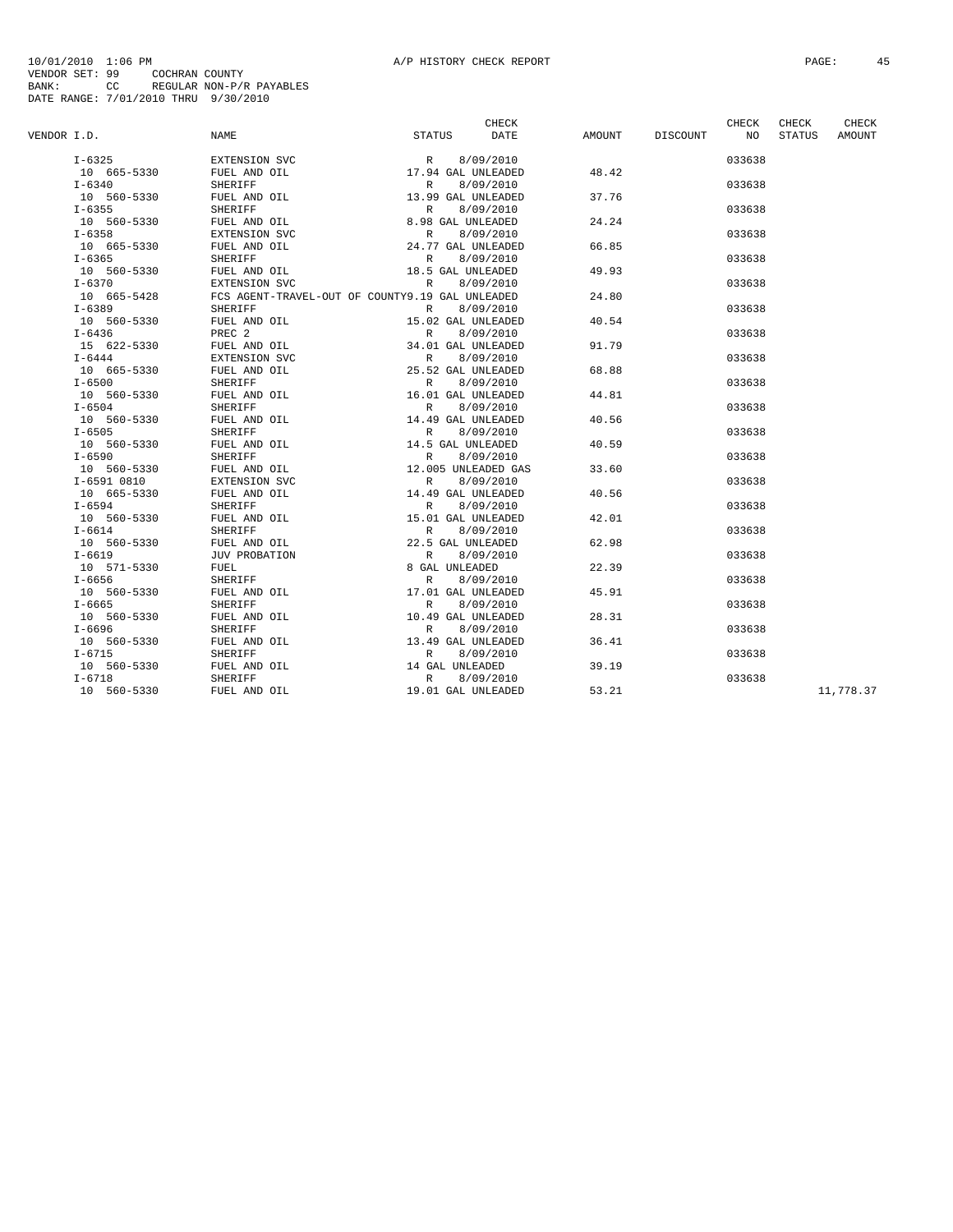10/01/2010 1:06 PM A/P HISTORY CHECK REPORT

VENDOR SET: 99 COCHRAN COUNTY
BANK: CC REGULAR NON-P/R PAYABLES
DATE RANGE: 7/01/2010 THRU 9/30/2010

| VENDOR I.D. | NAME | STATUS | CHECK DATE | AMOUNT | DISCOUNT | CHECK NO | CHECK STATUS | CHECK AMOUNT |
|---|---|---|---|---|---|---|---|---|
| I-6325 | EXTENSION SVC | R | 8/09/2010 | | | 033638 | | |
| 10 665-5330 | FUEL AND OIL | 17.94 GAL UNLEADED | | 48.42 | | | | |
| I-6340 | SHERIFF | R | 8/09/2010 | | | 033638 | | |
| 10 560-5330 | FUEL AND OIL | 13.99 GAL UNLEADED | | 37.76 | | | | |
| I-6355 | SHERIFF | R | 8/09/2010 | | | 033638 | | |
| 10 560-5330 | FUEL AND OIL | 8.98 GAL UNLEADED | | 24.24 | | | | |
| I-6358 | EXTENSION SVC | R | 8/09/2010 | | | 033638 | | |
| 10 665-5330 | FUEL AND OIL | 24.77 GAL UNLEADED | | 66.85 | | | | |
| I-6365 | SHERIFF | R | 8/09/2010 | | | 033638 | | |
| 10 560-5330 | FUEL AND OIL | 18.5 GAL UNLEADED | | 49.93 | | | | |
| I-6370 | EXTENSION SVC | R | 8/09/2010 | | | 033638 | | |
| 10 665-5428 | FCS AGENT-TRAVEL-OUT OF COUNTY | 9.19 GAL UNLEADED | | 24.80 | | | | |
| I-6389 | SHERIFF | R | 8/09/2010 | | | 033638 | | |
| 10 560-5330 | FUEL AND OIL | 15.02 GAL UNLEADED | | 40.54 | | | | |
| I-6436 | PREC 2 | R | 8/09/2010 | | | 033638 | | |
| 15 622-5330 | FUEL AND OIL | 34.01 GAL UNLEADED | | 91.79 | | | | |
| I-6444 | EXTENSION SVC | R | 8/09/2010 | | | 033638 | | |
| 10 665-5330 | FUEL AND OIL | 25.52 GAL UNLEADED | | 68.88 | | | | |
| I-6500 | SHERIFF | R | 8/09/2010 | | | 033638 | | |
| 10 560-5330 | FUEL AND OIL | 16.01 GAL UNLEADED | | 44.81 | | | | |
| I-6504 | SHERIFF | R | 8/09/2010 | | | 033638 | | |
| 10 560-5330 | FUEL AND OIL | 14.49 GAL UNLEADED | | 40.56 | | | | |
| I-6505 | SHERIFF | R | 8/09/2010 | | | 033638 | | |
| 10 560-5330 | FUEL AND OIL | 14.5 GAL UNLEADED | | 40.59 | | | | |
| I-6590 | SHERIFF | R | 8/09/2010 | | | 033638 | | |
| 10 560-5330 | FUEL AND OIL | 12.005 UNLEADED GAS | | 33.60 | | | | |
| I-6591 0810 | EXTENSION SVC | R | 8/09/2010 | | | 033638 | | |
| 10 665-5330 | FUEL AND OIL | 14.49 GAL UNLEADED | | 40.56 | | | | |
| I-6594 | SHERIFF | R | 8/09/2010 | | | 033638 | | |
| 10 560-5330 | FUEL AND OIL | 15.01 GAL UNLEADED | | 42.01 | | | | |
| I-6614 | SHERIFF | R | 8/09/2010 | | | 033638 | | |
| 10 560-5330 | FUEL AND OIL | 22.5 GAL UNLEADED | | 62.98 | | | | |
| I-6619 | JUV PROBATION | R | 8/09/2010 | | | 033638 | | |
| 10 571-5330 | FUEL | 8 GAL UNLEADED | | 22.39 | | | | |
| I-6656 | SHERIFF | R | 8/09/2010 | | | 033638 | | |
| 10 560-5330 | FUEL AND OIL | 17.01 GAL UNLEADED | | 45.91 | | | | |
| I-6665 | SHERIFF | R | 8/09/2010 | | | 033638 | | |
| 10 560-5330 | FUEL AND OIL | 10.49 GAL UNLEADED | | 28.31 | | | | |
| I-6696 | SHERIFF | R | 8/09/2010 | | | 033638 | | |
| 10 560-5330 | FUEL AND OIL | 13.49 GAL UNLEADED | | 36.41 | | | | |
| I-6715 | SHERIFF | R | 8/09/2010 | | | 033638 | | |
| 10 560-5330 | FUEL AND OIL | 14 GAL UNLEADED | | 39.19 | | | | |
| I-6718 | SHERIFF | R | 8/09/2010 | | | 033638 | | |
| 10 560-5330 | FUEL AND OIL | 19.01 GAL UNLEADED | | 53.21 | | | | 11,778.37 |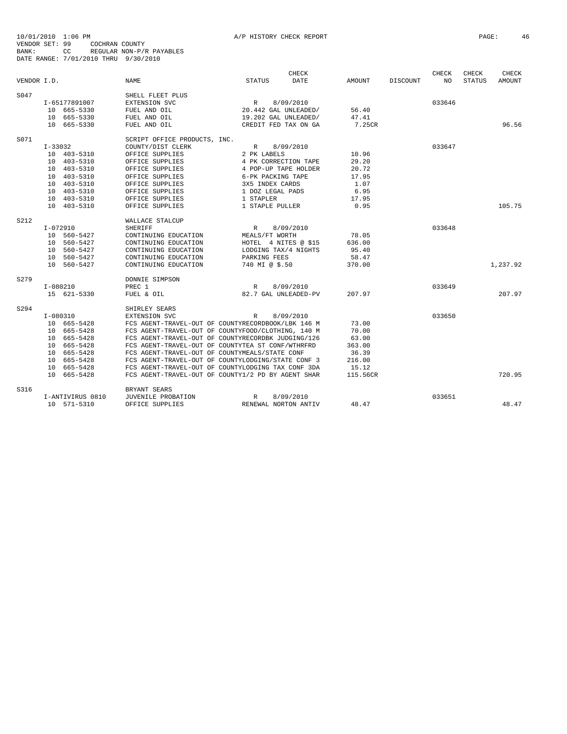10/01/2010 1:06 PM A/P HISTORY CHECK REPORT
VENDOR SET: 99 COCHRAN COUNTY
BANK: CC REGULAR NON-P/R PAYABLES
DATE RANGE: 7/01/2010 THRU 9/30/2010

| VENDOR I.D. | NAME | STATUS | CHECK DATE | AMOUNT | DISCOUNT | CHECK NO | CHECK STATUS | CHECK AMOUNT |
|---|---|---|---|---|---|---|---|---|
| S047 | SHELL FLEET PLUS | | | | | | | |
| I-65177891007 | EXTENSION SVC | R | 8/09/2010 | | | 033646 | | |
| 10 665-5330 | FUEL AND OIL | 20.442 GAL UNLEADED/ | | 56.40 | | | | |
| 10 665-5330 | FUEL AND OIL | 19.202 GAL UNLEADED/ | | 47.41 | | | | |
| 10 665-5330 | FUEL AND OIL | CREDIT FED TAX ON GA | | 7.25CR | | | | 96.56 |
| S071 | SCRIPT OFFICE PRODUCTS, INC. | | | | | | | |
| I-33032 | COUNTY/DIST CLERK | R | 8/09/2010 | | | 033647 | | |
| 10 403-5310 | OFFICE SUPPLIES | 2 PK LABELS | | 10.96 | | | | |
| 10 403-5310 | OFFICE SUPPLIES | 4 PK CORRECTION TAPE | | 29.20 | | | | |
| 10 403-5310 | OFFICE SUPPLIES | 4 POP-UP TAPE HOLDER | | 20.72 | | | | |
| 10 403-5310 | OFFICE SUPPLIES | 6-PK PACKING TAPE | | 17.95 | | | | |
| 10 403-5310 | OFFICE SUPPLIES | 3X5 INDEX CARDS | | 1.07 | | | | |
| 10 403-5310 | OFFICE SUPPLIES | 1 DOZ LEGAL PADS | | 6.95 | | | | |
| 10 403-5310 | OFFICE SUPPLIES | 1 STAPLER | | 17.95 | | | | |
| 10 403-5310 | OFFICE SUPPLIES | 1 STAPLE PULLER | | 0.95 | | | | 105.75 |
| S212 | WALLACE STALCUP | | | | | | | |
| I-072910 | SHERIFF | R | 8/09/2010 | | | 033648 | | |
| 10 560-5427 | CONTINUING EDUCATION | MEALS/FT WORTH | | 78.05 | | | | |
| 10 560-5427 | CONTINUING EDUCATION | HOTEL 4 NITES @ $15 | | 636.00 | | | | |
| 10 560-5427 | CONTINUING EDUCATION | LODGING TAX/4 NIGHTS | | 95.40 | | | | |
| 10 560-5427 | CONTINUING EDUCATION | PARKING FEES | | 58.47 | | | | |
| 10 560-5427 | CONTINUING EDUCATION | 740 MI @ $.50 | | 370.00 | | | | 1,237.92 |
| S279 | DONNIE SIMPSON | | | | | | | |
| I-080210 | PREC 1 | R | 8/09/2010 | | | 033649 | | |
| 15 621-5330 | FUEL & OIL | 82.7 GAL UNLEADED-PV | | 207.97 | | | | 207.97 |
| S294 | SHIRLEY SEARS | | | | | | | |
| I-080310 | EXTENSION SVC | R | 8/09/2010 | | | 033650 | | |
| 10 665-5428 | FCS AGENT-TRAVEL-OUT OF COUNTY | RECORDBOOK/LBK 146 M | | 73.00 | | | | |
| 10 665-5428 | FCS AGENT-TRAVEL-OUT OF COUNTY | FOOD/CLOTHING, 140 M | | 70.00 | | | | |
| 10 665-5428 | FCS AGENT-TRAVEL-OUT OF COUNTY | RECORDBK JUDGING/126 | | 63.00 | | | | |
| 10 665-5428 | FCS AGENT-TRAVEL-OUT OF COUNTY | TEA ST CONF/WTHRFRD | | 363.00 | | | | |
| 10 665-5428 | FCS AGENT-TRAVEL-OUT OF COUNTY | MEALS/STATE CONF | | 36.39 | | | | |
| 10 665-5428 | FCS AGENT-TRAVEL-OUT OF COUNTY | LODGING/STATE CONF 3 | | 216.00 | | | | |
| 10 665-5428 | FCS AGENT-TRAVEL-OUT OF COUNTY | LODGING TAX CONF 3DA | | 15.12 | | | | |
| 10 665-5428 | FCS AGENT-TRAVEL-OUT OF COUNTY | 1/2 PD BY AGENT SHAR | | 115.56CR | | | | 720.95 |
| S316 | BRYANT SEARS | | | | | | | |
| I-ANTIVIRUS 0810 | JUVENILE PROBATION | R | 8/09/2010 | | | 033651 | | |
| 10 571-5310 | OFFICE SUPPLIES | RENEWAL NORTON ANTIV | | 48.47 | | | | 48.47 |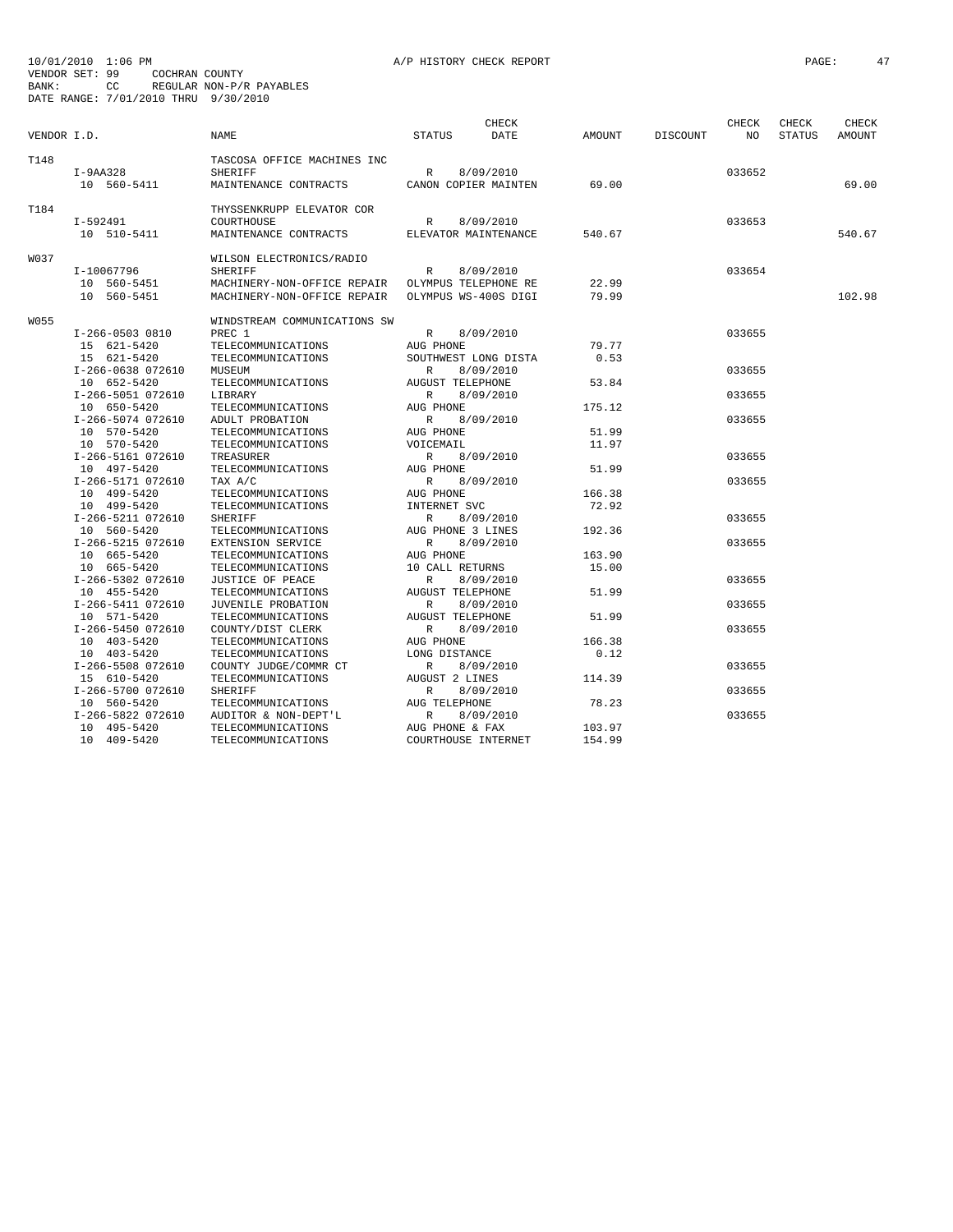10/01/2010 1:06 PM A/P HISTORY CHECK REPORT
VENDOR SET: 99 COCHRAN COUNTY
BANK: CC REGULAR NON-P/R PAYABLES
DATE RANGE: 7/01/2010 THRU 9/30/2010

| VENDOR I.D. | | NAME | STATUS | CHECK DATE | AMOUNT | DISCOUNT | CHECK NO | CHECK STATUS | CHECK AMOUNT |
|---|---|---|---|---|---|---|---|---|---|
| T148 | | TASCOSA OFFICE MACHINES INC | | | | | | | |
| | I-9AA328 | SHERIFF | R | 8/09/2010 | | | 033652 | | |
| | 10 560-5411 | MAINTENANCE CONTRACTS | CANON COPIER MAINTEN | | 69.00 | | | | 69.00 |
| T184 | | THYSSENKRUPP ELEVATOR COR | | | | | | | |
| | I-592491 | COURTHOUSE | R | 8/09/2010 | | | 033653 | | |
| | 10 510-5411 | MAINTENANCE CONTRACTS | ELEVATOR MAINTENANCE | | 540.67 | | | | 540.67 |
| W037 | | WILSON ELECTRONICS/RADIO | | | | | | | |
| | I-10067796 | SHERIFF | R | 8/09/2010 | | | 033654 | | |
| | 10 560-5451 | MACHINERY-NON-OFFICE REPAIR | OLYMPUS TELEPHONE RE | | 22.99 | | | | |
| | 10 560-5451 | MACHINERY-NON-OFFICE REPAIR | OLYMPUS WS-400S DIGI | | 79.99 | | | | 102.98 |
| W055 | | WINDSTREAM COMMUNICATIONS SW | | | | | | | |
| | I-266-0503 0810 | PREC 1 | R | 8/09/2010 | | | 033655 | | |
| | 15 621-5420 | TELECOMMUNICATIONS | AUG PHONE | | 79.77 | | | | |
| | 15 621-5420 | TELECOMMUNICATIONS | SOUTHWEST LONG DISTA | | 0.53 | | | | |
| | I-266-0638 072610 | MUSEUM | R | 8/09/2010 | | | 033655 | | |
| | 10 652-5420 | TELECOMMUNICATIONS | AUGUST TELEPHONE | | 53.84 | | | | |
| | I-266-5051 072610 | LIBRARY | R | 8/09/2010 | | | 033655 | | |
| | 10 650-5420 | TELECOMMUNICATIONS | AUG PHONE | | 175.12 | | | | |
| | I-266-5074 072610 | ADULT PROBATION | R | 8/09/2010 | | | 033655 | | |
| | 10 570-5420 | TELECOMMUNICATIONS | AUG PHONE | | 51.99 | | | | |
| | 10 570-5420 | TELECOMMUNICATIONS | VOICEMAIL | | 11.97 | | | | |
| | I-266-5161 072610 | TREASURER | R | 8/09/2010 | | | 033655 | | |
| | 10 497-5420 | TELECOMMUNICATIONS | AUG PHONE | | 51.99 | | | | |
| | I-266-5171 072610 | TAX A/C | R | 8/09/2010 | | | 033655 | | |
| | 10 499-5420 | TELECOMMUNICATIONS | AUG PHONE | | 166.38 | | | | |
| | 10 499-5420 | TELECOMMUNICATIONS | INTERNET SVC | | 72.92 | | | | |
| | I-266-5211 072610 | SHERIFF | R | 8/09/2010 | | | 033655 | | |
| | 10 560-5420 | TELECOMMUNICATIONS | AUG PHONE 3 LINES | | 192.36 | | | | |
| | I-266-5215 072610 | EXTENSION SERVICE | R | 8/09/2010 | | | 033655 | | |
| | 10 665-5420 | TELECOMMUNICATIONS | AUG PHONE | | 163.90 | | | | |
| | 10 665-5420 | TELECOMMUNICATIONS | 10 CALL RETURNS | | 15.00 | | | | |
| | I-266-5302 072610 | JUSTICE OF PEACE | R | 8/09/2010 | | | 033655 | | |
| | 10 455-5420 | TELECOMMUNICATIONS | AUGUST TELEPHONE | | 51.99 | | | | |
| | I-266-5411 072610 | JUVENILE PROBATION | R | 8/09/2010 | | | 033655 | | |
| | 10 571-5420 | TELECOMMUNICATIONS | AUGUST TELEPHONE | | 51.99 | | | | |
| | I-266-5450 072610 | COUNTY/DIST CLERK | R | 8/09/2010 | | | 033655 | | |
| | 10 403-5420 | TELECOMMUNICATIONS | AUG PHONE | | 166.38 | | | | |
| | 10 403-5420 | TELECOMMUNICATIONS | LONG DISTANCE | | 0.12 | | | | |
| | I-266-5508 072610 | COUNTY JUDGE/COMMR CT | R | 8/09/2010 | | | 033655 | | |
| | 15 610-5420 | TELECOMMUNICATIONS | AUGUST 2 LINES | | 114.39 | | | | |
| | I-266-5700 072610 | SHERIFF | R | 8/09/2010 | | | 033655 | | |
| | 10 560-5420 | TELECOMMUNICATIONS | AUG TELEPHONE | | 78.23 | | | | |
| | I-266-5822 072610 | AUDITOR & NON-DEPT'L | R | 8/09/2010 | | | 033655 | | |
| | 10 495-5420 | TELECOMMUNICATIONS | AUG PHONE & FAX | | 103.97 | | | | |
| | 10 409-5420 | TELECOMMUNICATIONS | COURTHOUSE INTERNET | | 154.99 | | | | |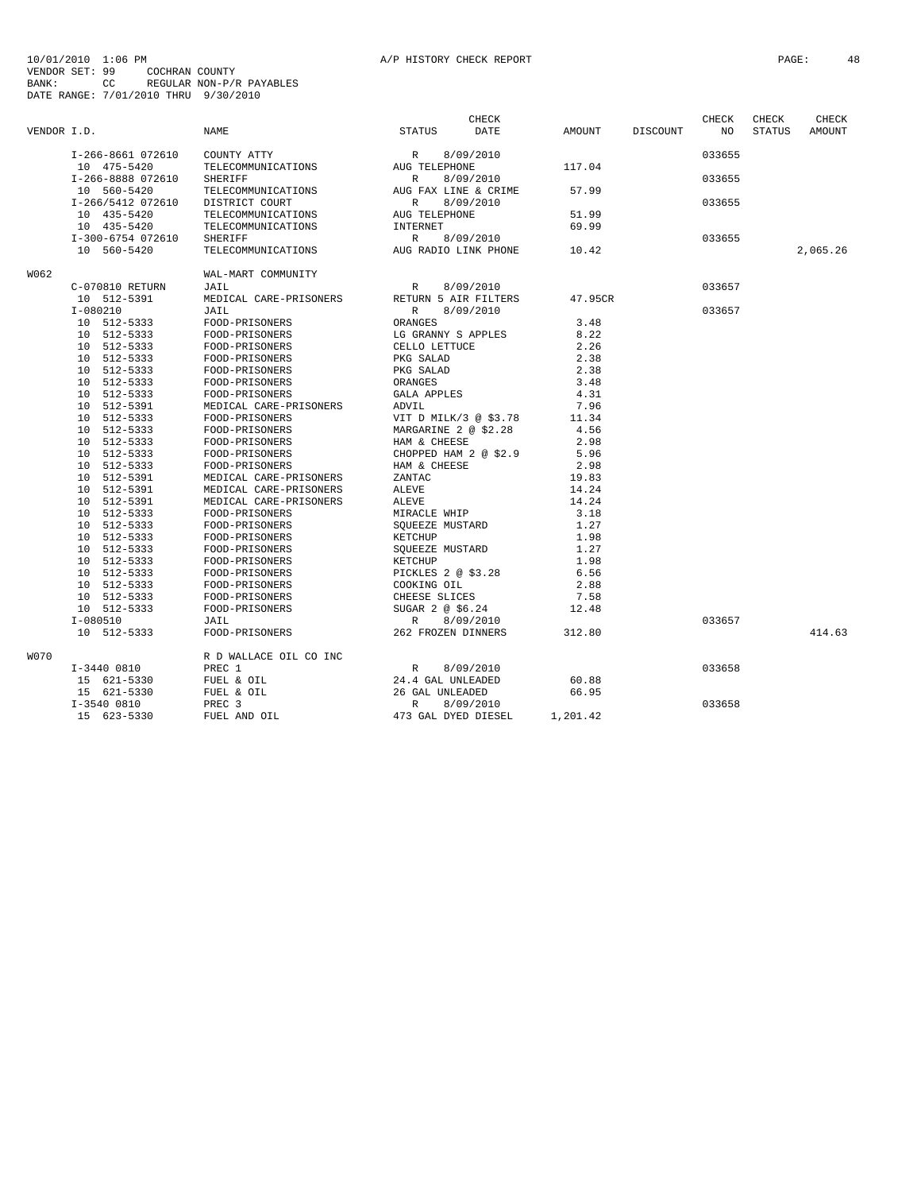10/01/2010 1:06 PM A/P HISTORY CHECK REPORT
VENDOR SET: 99 COCHRAN COUNTY
BANK: CC REGULAR NON-P/R PAYABLES
DATE RANGE: 7/01/2010 THRU 9/30/2010

| VENDOR I.D. | NAME | STATUS | CHECK DATE | AMOUNT | DISCOUNT | CHECK NO | CHECK STATUS | CHECK AMOUNT |
|---|---|---|---|---|---|---|---|---|
| I-266-8661 072610 | COUNTY ATTY | R | 8/09/2010 | | | 033655 | | |
| 10 475-5420 | TELECOMMUNICATIONS | AUG TELEPHONE | | 117.04 | | | | |
| I-266-8888 072610 | SHERIFF | R | 8/09/2010 | | | 033655 | | |
| 10 560-5420 | TELECOMMUNICATIONS | AUG FAX LINE & CRIME | | 57.99 | | | | |
| I-266/5412 072610 | DISTRICT COURT | R | 8/09/2010 | | | 033655 | | |
| 10 435-5420 | TELECOMMUNICATIONS | AUG TELEPHONE | | 51.99 | | | | |
| 10 435-5420 | TELECOMMUNICATIONS | INTERNET | | 69.99 | | | | |
| I-300-6754 072610 | SHERIFF | R | 8/09/2010 | | | 033655 | | |
| 10 560-5420 | TELECOMMUNICATIONS | AUG RADIO LINK PHONE | | 10.42 | | | | 2,065.26 |
| W062 | WAL-MART COMMUNITY | | | | | | | |
| C-070810 RETURN | JAIL | R | 8/09/2010 | | | 033657 | | |
| 10 512-5391 | MEDICAL CARE-PRISONERS | RETURN 5 AIR FILTERS | | 47.95CR | | | | |
| I-080210 | JAIL | R | 8/09/2010 | | | 033657 | | |
| 10 512-5333 | FOOD-PRISONERS | ORANGES | | 3.48 | | | | |
| 10 512-5333 | FOOD-PRISONERS | LG GRANNY S APPLES | | 8.22 | | | | |
| 10 512-5333 | FOOD-PRISONERS | CELLO LETTUCE | | 2.26 | | | | |
| 10 512-5333 | FOOD-PRISONERS | PKG SALAD | | 2.38 | | | | |
| 10 512-5333 | FOOD-PRISONERS | PKG SALAD | | 2.38 | | | | |
| 10 512-5333 | FOOD-PRISONERS | ORANGES | | 3.48 | | | | |
| 10 512-5333 | FOOD-PRISONERS | GALA APPLES | | 4.31 | | | | |
| 10 512-5391 | MEDICAL CARE-PRISONERS | ADVIL | | 7.96 | | | | |
| 10 512-5333 | FOOD-PRISONERS | VIT D MILK/3 @ $3.78 | | 11.34 | | | | |
| 10 512-5333 | FOOD-PRISONERS | MARGARINE 2 @ $2.28 | | 4.56 | | | | |
| 10 512-5333 | FOOD-PRISONERS | HAM & CHEESE | | 2.98 | | | | |
| 10 512-5333 | FOOD-PRISONERS | CHOPPED HAM 2 @ $2.9 | | 5.96 | | | | |
| 10 512-5333 | FOOD-PRISONERS | HAM & CHEESE | | 2.98 | | | | |
| 10 512-5391 | MEDICAL CARE-PRISONERS | ZANTAC | | 19.83 | | | | |
| 10 512-5391 | MEDICAL CARE-PRISONERS | ALEVE | | 14.24 | | | | |
| 10 512-5391 | MEDICAL CARE-PRISONERS | ALEVE | | 14.24 | | | | |
| 10 512-5333 | FOOD-PRISONERS | MIRACLE WHIP | | 3.18 | | | | |
| 10 512-5333 | FOOD-PRISONERS | SQUEEZE MUSTARD | | 1.27 | | | | |
| 10 512-5333 | FOOD-PRISONERS | KETCHUP | | 1.98 | | | | |
| 10 512-5333 | FOOD-PRISONERS | SQUEEZE MUSTARD | | 1.27 | | | | |
| 10 512-5333 | FOOD-PRISONERS | KETCHUP | | 1.98 | | | | |
| 10 512-5333 | FOOD-PRISONERS | PICKLES 2 @ $3.28 | | 6.56 | | | | |
| 10 512-5333 | FOOD-PRISONERS | COOKING OIL | | 2.88 | | | | |
| 10 512-5333 | FOOD-PRISONERS | CHEESE SLICES | | 7.58 | | | | |
| 10 512-5333 | FOOD-PRISONERS | SUGAR 2 @ $6.24 | | 12.48 | | | | |
| I-080510 | JAIL | R | 8/09/2010 | | | 033657 | | |
| 10 512-5333 | FOOD-PRISONERS | 262 FROZEN DINNERS | | 312.80 | | | | 414.63 |
| W070 | R D WALLACE OIL CO INC | | | | | | | |
| I-3440 0810 | PREC 1 | R | 8/09/2010 | | | 033658 | | |
| 15 621-5330 | FUEL & OIL | 24.4 GAL UNLEADED | | 60.88 | | | | |
| 15 621-5330 | FUEL & OIL | 26 GAL UNLEADED | | 66.95 | | | | |
| I-3540 0810 | PREC 3 | R | 8/09/2010 | | | 033658 | | |
| 15 623-5330 | FUEL AND OIL | 473 GAL DYED DIESEL | | 1,201.42 | | | | |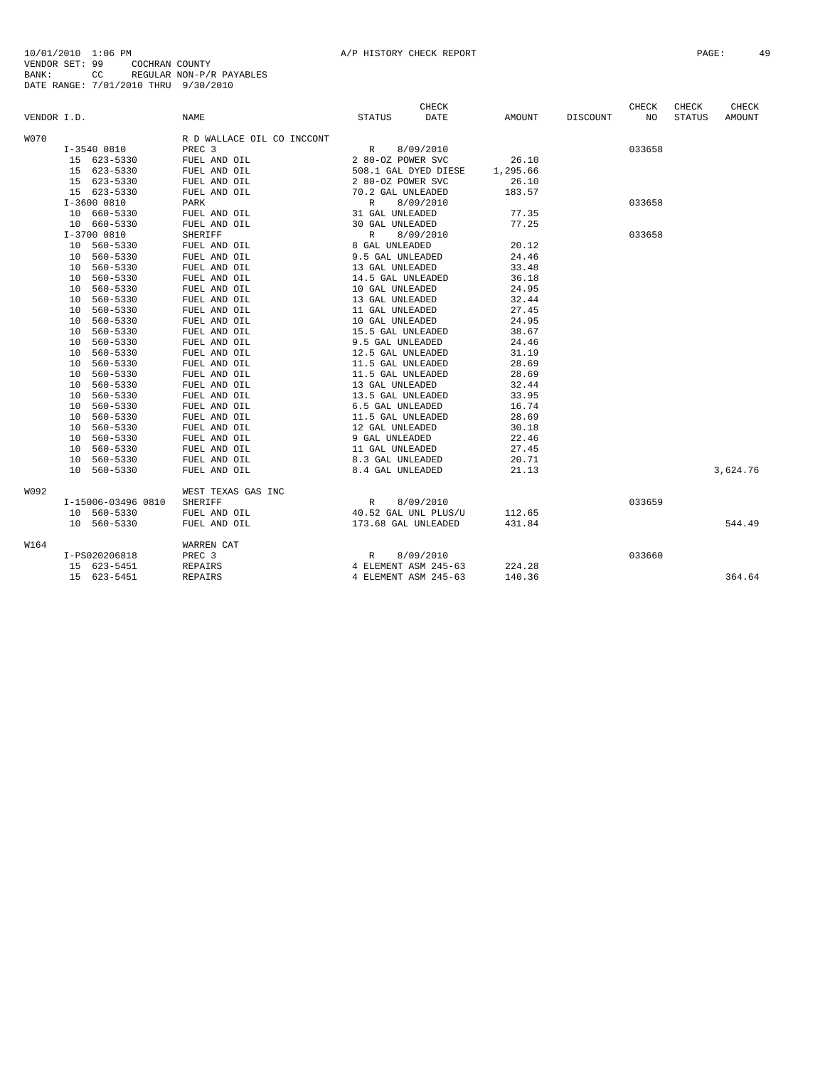10/01/2010 1:06 PM A/P HISTORY CHECK REPORT
VENDOR SET: 99 COCHRAN COUNTY
BANK: CC REGULAR NON-P/R PAYABLES
DATE RANGE: 7/01/2010 THRU 9/30/2010

| VENDOR I.D. | NAME | STATUS | CHECK DATE | AMOUNT | DISCOUNT | CHECK NO | CHECK STATUS | CHECK AMOUNT |
|---|---|---|---|---|---|---|---|---|
| W070 | R D WALLACE OIL CO INCCONT | | | | | | | |
| I-3540 0810 | PREC 3 | R | 8/09/2010 | | | 033658 | | |
| 15 623-5330 | FUEL AND OIL | 2 80-OZ POWER SVC | | 26.10 | | | | |
| 15 623-5330 | FUEL AND OIL | 508.1 GAL DYED DIESE | | 1,295.66 | | | | |
| 15 623-5330 | FUEL AND OIL | 2 80-OZ POWER SVC | | 26.10 | | | | |
| 15 623-5330 | FUEL AND OIL | 70.2 GAL UNLEADED | | 183.57 | | | | |
| I-3600 0810 | PARK | R | 8/09/2010 | | | 033658 | | |
| 10 660-5330 | FUEL AND OIL | 31 GAL UNLEADED | | 77.35 | | | | |
| 10 660-5330 | FUEL AND OIL | 30 GAL UNLEADED | | 77.25 | | | | |
| I-3700 0810 | SHERIFF | R | 8/09/2010 | | | 033658 | | |
| 10 560-5330 | FUEL AND OIL | 8 GAL UNLEADED | | 20.12 | | | | |
| 10 560-5330 | FUEL AND OIL | 9.5 GAL UNLEADED | | 24.46 | | | | |
| 10 560-5330 | FUEL AND OIL | 13 GAL UNLEADED | | 33.48 | | | | |
| 10 560-5330 | FUEL AND OIL | 14.5 GAL UNLEADED | | 36.18 | | | | |
| 10 560-5330 | FUEL AND OIL | 10 GAL UNLEADED | | 24.95 | | | | |
| 10 560-5330 | FUEL AND OIL | 13 GAL UNLEADED | | 32.44 | | | | |
| 10 560-5330 | FUEL AND OIL | 11 GAL UNLEADED | | 27.45 | | | | |
| 10 560-5330 | FUEL AND OIL | 10 GAL UNLEADED | | 24.95 | | | | |
| 10 560-5330 | FUEL AND OIL | 15.5 GAL UNLEADED | | 38.67 | | | | |
| 10 560-5330 | FUEL AND OIL | 9.5 GAL UNLEADED | | 24.46 | | | | |
| 10 560-5330 | FUEL AND OIL | 12.5 GAL UNLEADED | | 31.19 | | | | |
| 10 560-5330 | FUEL AND OIL | 11.5 GAL UNLEADED | | 28.69 | | | | |
| 10 560-5330 | FUEL AND OIL | 11.5 GAL UNLEADED | | 28.69 | | | | |
| 10 560-5330 | FUEL AND OIL | 13 GAL UNLEADED | | 32.44 | | | | |
| 10 560-5330 | FUEL AND OIL | 13.5 GAL UNLEADED | | 33.95 | | | | |
| 10 560-5330 | FUEL AND OIL | 6.5 GAL UNLEADED | | 16.74 | | | | |
| 10 560-5330 | FUEL AND OIL | 11.5 GAL UNLEADED | | 28.69 | | | | |
| 10 560-5330 | FUEL AND OIL | 12 GAL UNLEADED | | 30.18 | | | | |
| 10 560-5330 | FUEL AND OIL | 9 GAL UNLEADED | | 22.46 | | | | |
| 10 560-5330 | FUEL AND OIL | 11 GAL UNLEADED | | 27.45 | | | | |
| 10 560-5330 | FUEL AND OIL | 8.3 GAL UNLEADED | | 20.71 | | | | |
| 10 560-5330 | FUEL AND OIL | 8.4 GAL UNLEADED | | 21.13 | | | | 3,624.76 |
| W092 | WEST TEXAS GAS INC | | | | | | | |
| I-15006-03496 0810 | SHERIFF | R | 8/09/2010 | | | 033659 | | |
| 10 560-5330 | FUEL AND OIL | 40.52 GAL UNL PLUS/U | | 112.65 | | | | |
| 10 560-5330 | FUEL AND OIL | 173.68 GAL UNLEADED | | 431.84 | | | | 544.49 |
| W164 | WARREN CAT | | | | | | | |
| I-PS020206818 | PREC 3 | R | 8/09/2010 | | | 033660 | | |
| 15 623-5451 | REPAIRS | 4 ELEMENT ASM 245-63 | | 224.28 | | | | |
| 15 623-5451 | REPAIRS | 4 ELEMENT ASM 245-63 | | 140.36 | | | | 364.64 |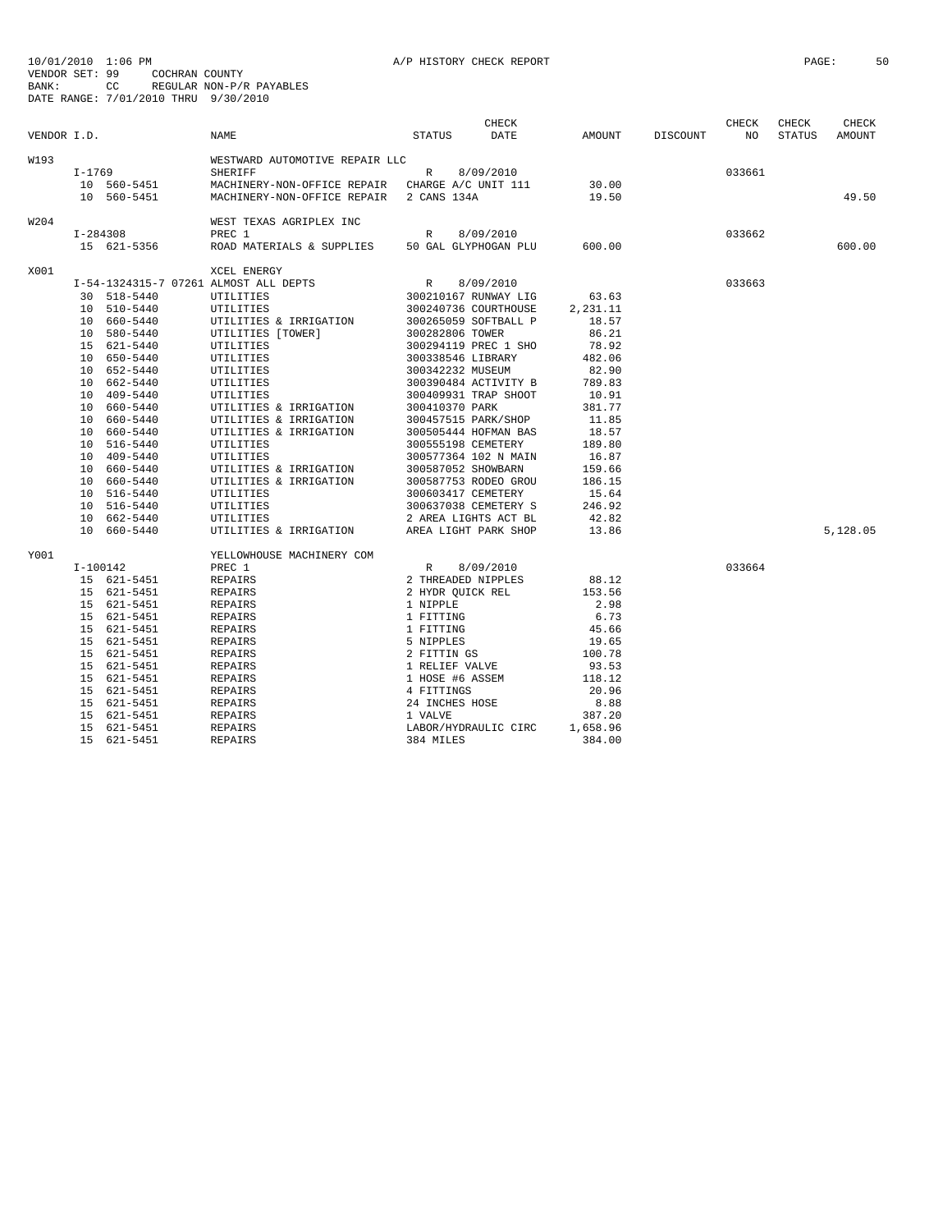10/01/2010 1:06 PM A/P HISTORY CHECK REPORT
VENDOR SET: 99 COCHRAN COUNTY
BANK: CC REGULAR NON-P/R PAYABLES
DATE RANGE: 7/01/2010 THRU 9/30/2010

| VENDOR I.D. | | NAME | STATUS | CHECK DATE | AMOUNT | DISCOUNT | CHECK NO | CHECK STATUS | CHECK AMOUNT |
|---|---|---|---|---|---|---|---|---|---|
| W193 | | WESTWARD AUTOMOTIVE REPAIR LLC | | | | | | | |
| | I-1769 | SHERIFF | R | 8/09/2010 | | | 033661 | | |
| | 10 560-5451 | MACHINERY-NON-OFFICE REPAIR | CHARGE A/C UNIT 111 | | 30.00 | | | | |
| | 10 560-5451 | MACHINERY-NON-OFFICE REPAIR | 2 CANS 134A | | 19.50 | | | | 49.50 |
| W204 | | WEST TEXAS AGRIPLEX INC | | | | | | | |
| | I-284308 | PREC 1 | R | 8/09/2010 | | | 033662 | | |
| | 15 621-5356 | ROAD MATERIALS & SUPPLIES | 50 GAL GLYPHOGAN PLU | | 600.00 | | | | 600.00 |
| X001 | | XCEL ENERGY | | | | | | | |
| | I-54-1324315-7 07261 | ALMOST ALL DEPTS | R | 8/09/2010 | | | 033663 | | |
| | 30 518-5440 | UTILITIES | 300210167 RUNWAY LIG | | 63.63 | | | | |
| | 10 510-5440 | UTILITIES | 300240736 COURTHOUSE | | 2,231.11 | | | | |
| | 10 660-5440 | UTILITIES & IRRIGATION | 300265059 SOFTBALL P | | 18.57 | | | | |
| | 10 580-5440 | UTILITIES [TOWER] | 300282806 TOWER | | 86.21 | | | | |
| | 15 621-5440 | UTILITIES | 300294119 PREC 1 SHO | | 78.92 | | | | |
| | 10 650-5440 | UTILITIES | 300338546 LIBRARY | | 482.06 | | | | |
| | 10 652-5440 | UTILITIES | 300342232 MUSEUM | | 82.90 | | | | |
| | 10 662-5440 | UTILITIES | 300390484 ACTIVITY B | | 789.83 | | | | |
| | 10 409-5440 | UTILITIES | 300409931 TRAP SHOOT | | 10.91 | | | | |
| | 10 660-5440 | UTILITIES & IRRIGATION | 300410370 PARK | | 381.77 | | | | |
| | 10 660-5440 | UTILITIES & IRRIGATION | 300457515 PARK/SHOP | | 11.85 | | | | |
| | 10 660-5440 | UTILITIES & IRRIGATION | 300505444 HOFMAN BAS | | 18.57 | | | | |
| | 10 516-5440 | UTILITIES | 300555198 CEMETERY | | 189.80 | | | | |
| | 10 409-5440 | UTILITIES | 300577364 102 N MAIN | | 16.87 | | | | |
| | 10 660-5440 | UTILITIES & IRRIGATION | 300587052 SHOWBARN | | 159.66 | | | | |
| | 10 660-5440 | UTILITIES & IRRIGATION | 300587753 RODEO GROU | | 186.15 | | | | |
| | 10 516-5440 | UTILITIES | 300603417 CEMETERY | | 15.64 | | | | |
| | 10 516-5440 | UTILITIES | 300637038 CEMETERY S | | 246.92 | | | | |
| | 10 662-5440 | UTILITIES | 2 AREA LIGHTS ACT BL | | 42.82 | | | | |
| | 10 660-5440 | UTILITIES & IRRIGATION | AREA LIGHT PARK SHOP | | 13.86 | | | | 5,128.05 |
| Y001 | | YELLOWHOUSE MACHINERY COM | | | | | | | |
| | I-100142 | PREC 1 | R | 8/09/2010 | | | 033664 | | |
| | 15 621-5451 | REPAIRS | 2 THREADED NIPPLES | | 88.12 | | | | |
| | 15 621-5451 | REPAIRS | 2 HYDR QUICK REL | | 153.56 | | | | |
| | 15 621-5451 | REPAIRS | 1 NIPPLE | | 2.98 | | | | |
| | 15 621-5451 | REPAIRS | 1 FITTING | | 6.73 | | | | |
| | 15 621-5451 | REPAIRS | 1 FITTING | | 45.66 | | | | |
| | 15 621-5451 | REPAIRS | 5 NIPPLES | | 19.65 | | | | |
| | 15 621-5451 | REPAIRS | 2 FITTIN GS | | 100.78 | | | | |
| | 15 621-5451 | REPAIRS | 1 RELIEF VALVE | | 93.53 | | | | |
| | 15 621-5451 | REPAIRS | 1 HOSE #6 ASSEM | | 118.12 | | | | |
| | 15 621-5451 | REPAIRS | 4 FITTINGS | | 20.96 | | | | |
| | 15 621-5451 | REPAIRS | 24 INCHES HOSE | | 8.88 | | | | |
| | 15 621-5451 | REPAIRS | 1 VALVE | | 387.20 | | | | |
| | 15 621-5451 | REPAIRS | LABOR/HYDRAULIC CIRC | | 1,658.96 | | | | |
| | 15 621-5451 | REPAIRS | 384 MILES | | 384.00 | | | | |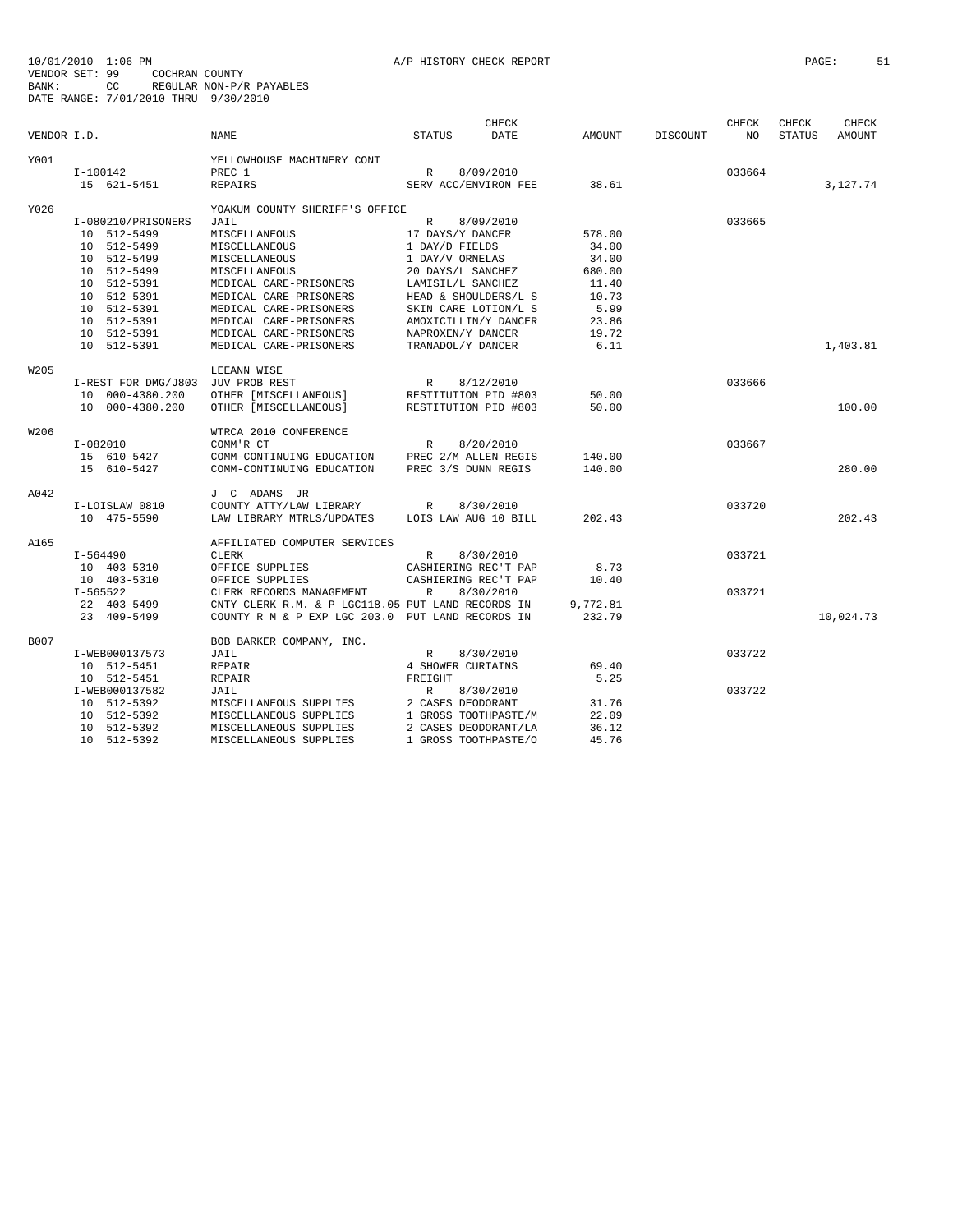10/01/2010 1:06 PM A/P HISTORY CHECK REPORT
VENDOR SET: 99 COCHRAN COUNTY
BANK: CC REGULAR NON-P/R PAYABLES
DATE RANGE: 7/01/2010 THRU 9/30/2010

| VENDOR I.D. | | NAME | STATUS | CHECK DATE | AMOUNT | DISCOUNT | CHECK NO | CHECK STATUS | CHECK AMOUNT |
|---|---|---|---|---|---|---|---|---|---|
| Y001 | | YELLOWHOUSE MACHINERY CONT | | | | | | | |
| | I-100142 | PREC 1 | R | 8/09/2010 | | | 033664 | | |
| | 15 621-5451 | REPAIRS | SERV ACC/ENVIRON FEE | | 38.61 | | | | 3,127.74 |
| Y026 | | YOAKUM COUNTY SHERIFF'S OFFICE | | | | | | | |
| | I-080210/PRISONERS | JAIL | R | 8/09/2010 | | | 033665 | | |
| | 10 512-5499 | MISCELLANEOUS | 17 DAYS/Y DANCER | | 578.00 | | | | |
| | 10 512-5499 | MISCELLANEOUS | 1 DAY/D FIELDS | | 34.00 | | | | |
| | 10 512-5499 | MISCELLANEOUS | 1 DAY/V ORNELAS | | 34.00 | | | | |
| | 10 512-5499 | MISCELLANEOUS | 20 DAYS/L SANCHEZ | | 680.00 | | | | |
| | 10 512-5391 | MEDICAL CARE-PRISONERS | LAMISIL/L SANCHEZ | | 11.40 | | | | |
| | 10 512-5391 | MEDICAL CARE-PRISONERS | HEAD & SHOULDERS/L S | | 10.73 | | | | |
| | 10 512-5391 | MEDICAL CARE-PRISONERS | SKIN CARE LOTION/L S | | 5.99 | | | | |
| | 10 512-5391 | MEDICAL CARE-PRISONERS | AMOXICILLIN/Y DANCER | | 23.86 | | | | |
| | 10 512-5391 | MEDICAL CARE-PRISONERS | NAPROXEN/Y DANCER | | 19.72 | | | | |
| | 10 512-5391 | MEDICAL CARE-PRISONERS | TRANADOL/Y DANCER | | 6.11 | | | | 1,403.81 |
| W205 | | LEEANN WISE | | | | | | | |
| | I-REST FOR DMG/J803 | JUV PROB REST | R | 8/12/2010 | | | 033666 | | |
| | 10 000-4380.200 | OTHER [MISCELLANEOUS] | RESTITUTION PID #803 | | 50.00 | | | | |
| | 10 000-4380.200 | OTHER [MISCELLANEOUS] | RESTITUTION PID #803 | | 50.00 | | | | 100.00 |
| W206 | | WTRCA 2010 CONFERENCE | | | | | | | |
| | I-082010 | COMM'R CT | R | 8/20/2010 | | | 033667 | | |
| | 15 610-5427 | COMM-CONTINUING EDUCATION | PREC 2/M ALLEN REGIS | | 140.00 | | | | |
| | 15 610-5427 | COMM-CONTINUING EDUCATION | PREC 3/S DUNN REGIS | | 140.00 | | | | 280.00 |
| A042 | | J C ADAMS JR | | | | | | | |
| | I-LOISLAW 0810 | COUNTY ATTY/LAW LIBRARY | R | 8/30/2010 | | | 033720 | | |
| | 10 475-5590 | LAW LIBRARY MTRLS/UPDATES | LOIS LAW AUG 10 BILL | | 202.43 | | | | 202.43 |
| A165 | | AFFILIATED COMPUTER SERVICES | | | | | | | |
| | I-564490 | CLERK | R | 8/30/2010 | | | 033721 | | |
| | 10 403-5310 | OFFICE SUPPLIES | CASHIERING REC'T PAP | | 8.73 | | | | |
| | 10 403-5310 | OFFICE SUPPLIES | CASHIERING REC'T PAP | | 10.40 | | | | |
| | I-565522 | CLERK RECORDS MANAGEMENT | R | 8/30/2010 | | | 033721 | | |
| | 22 403-5499 | CNTY CLERK R.M. & P LGC118.05 | PUT LAND RECORDS IN | | 9,772.81 | | | | |
| | 23 409-5499 | COUNTY R M & P EXP LGC 203.0 | PUT LAND RECORDS IN | | 232.79 | | | | 10,024.73 |
| B007 | | BOB BARKER COMPANY, INC. | | | | | | | |
| | I-WEB000137573 | JAIL | R | 8/30/2010 | | | 033722 | | |
| | 10 512-5451 | REPAIR | 4 SHOWER CURTAINS | | 69.40 | | | | |
| | 10 512-5451 | REPAIR | FREIGHT | | 5.25 | | | | |
| | I-WEB000137582 | JAIL | R | 8/30/2010 | | | 033722 | | |
| | 10 512-5392 | MISCELLANEOUS SUPPLIES | 2 CASES DEODORANT | | 31.76 | | | | |
| | 10 512-5392 | MISCELLANEOUS SUPPLIES | 1 GROSS TOOTHPASTE/M | | 22.09 | | | | |
| | 10 512-5392 | MISCELLANEOUS SUPPLIES | 2 CASES DEODORANT/LA | | 36.12 | | | | |
| | 10 512-5392 | MISCELLANEOUS SUPPLIES | 1 GROSS TOOTHPASTE/O | | 45.76 | | | | |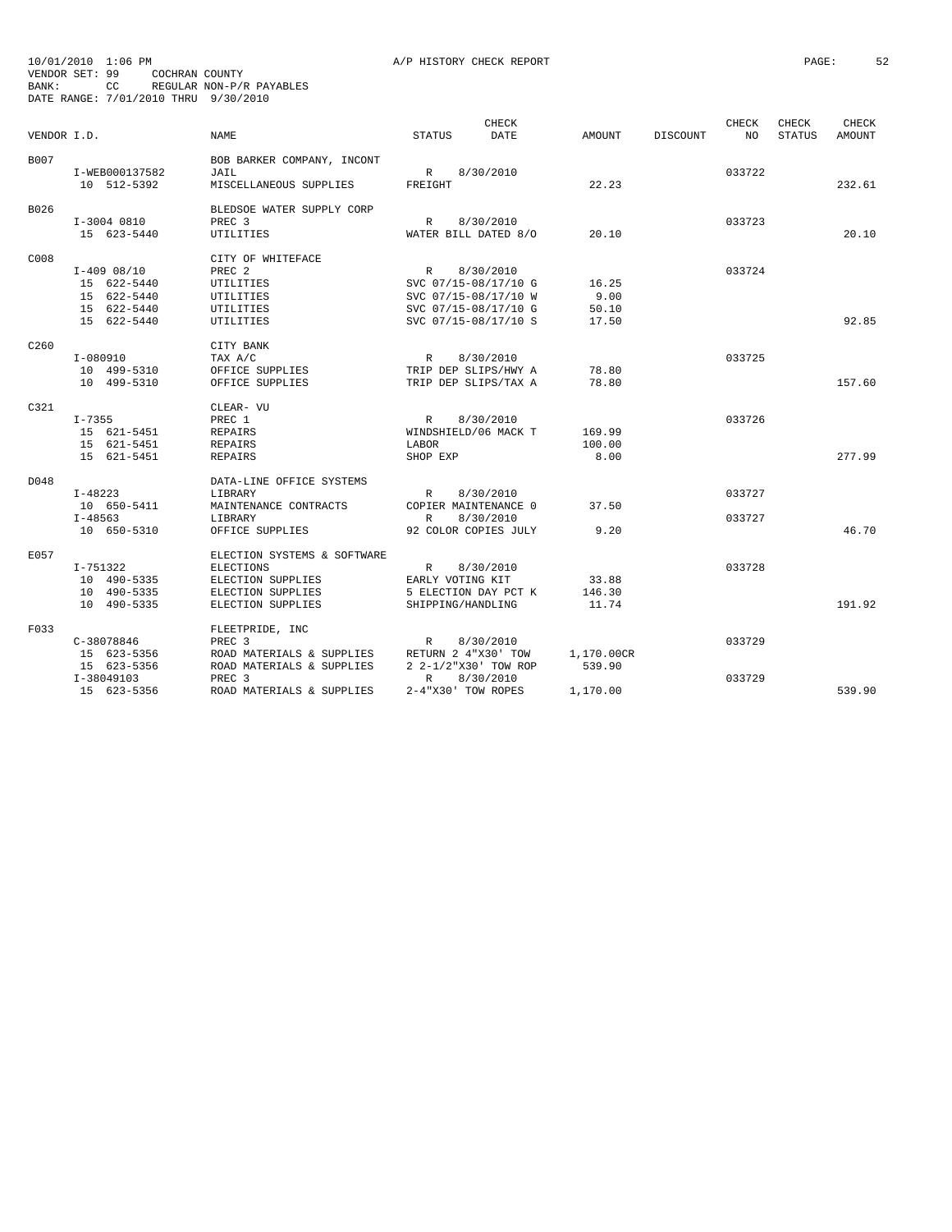10/01/2010 1:06 PM A/P HISTORY CHECK REPORT

VENDOR SET: 99 COCHRAN COUNTY
BANK: CC REGULAR NON-P/R PAYABLES
DATE RANGE: 7/01/2010 THRU 9/30/2010

| VENDOR I.D. | NAME | STATUS | CHECK DATE | AMOUNT | DISCOUNT | CHECK NO | CHECK STATUS | CHECK AMOUNT |
|---|---|---|---|---|---|---|---|---|
| B007 | BOB BARKER COMPANY, INCONT | | | | | | | |
| I-WEB000137582 | JAIL | R | 8/30/2010 | | | 033722 | | |
| 10 512-5392 | MISCELLANEOUS SUPPLIES | FREIGHT | | 22.23 | | | | 232.61 |
| B026 | BLEDSOE WATER SUPPLY CORP | | | | | | | |
| I-3004 0810 | PREC 3 | R | 8/30/2010 | | | 033723 | | |
| 15 623-5440 | UTILITIES | WATER BILL DATED 8/O | | 20.10 | | | | 20.10 |
| C008 | CITY OF WHITEFACE | | | | | | | |
| I-409 08/10 | PREC 2 | R | 8/30/2010 | | | 033724 | | |
| 15 622-5440 | UTILITIES | SVC 07/15-08/17/10 G | | 16.25 | | | | |
| 15 622-5440 | UTILITIES | SVC 07/15-08/17/10 W | | 9.00 | | | | |
| 15 622-5440 | UTILITIES | SVC 07/15-08/17/10 G | | 50.10 | | | | |
| 15 622-5440 | UTILITIES | SVC 07/15-08/17/10 S | | 17.50 | | | | 92.85 |
| C260 | CITY BANK | | | | | | | |
| I-080910 | TAX A/C | R | 8/30/2010 | | | 033725 | | |
| 10 499-5310 | OFFICE SUPPLIES | TRIP DEP SLIPS/HWY A | | 78.80 | | | | |
| 10 499-5310 | OFFICE SUPPLIES | TRIP DEP SLIPS/TAX A | | 78.80 | | | | 157.60 |
| C321 | CLEAR- VU | | | | | | | |
| I-7355 | PREC 1 | R | 8/30/2010 | | | 033726 | | |
| 15 621-5451 | REPAIRS | WINDSHIELD/06 MACK T | | 169.99 | | | | |
| 15 621-5451 | REPAIRS | LABOR | | 100.00 | | | | |
| 15 621-5451 | REPAIRS | SHOP EXP | | 8.00 | | | | 277.99 |
| D048 | DATA-LINE OFFICE SYSTEMS | | | | | | | |
| I-48223 | LIBRARY | R | 8/30/2010 | | | 033727 | | |
| 10 650-5411 | MAINTENANCE CONTRACTS | COPIER MAINTENANCE 0 | | 37.50 | | | | |
| I-48563 | LIBRARY | R | 8/30/2010 | | | 033727 | | |
| 10 650-5310 | OFFICE SUPPLIES | 92 COLOR COPIES JULY | | 9.20 | | | | 46.70 |
| E057 | ELECTION SYSTEMS & SOFTWARE | | | | | | | |
| I-751322 | ELECTIONS | R | 8/30/2010 | | | 033728 | | |
| 10 490-5335 | ELECTION SUPPLIES | EARLY VOTING KIT | | 33.88 | | | | |
| 10 490-5335 | ELECTION SUPPLIES | 5 ELECTION DAY PCT K | | 146.30 | | | | |
| 10 490-5335 | ELECTION SUPPLIES | SHIPPING/HANDLING | | 11.74 | | | | 191.92 |
| F033 | FLEETPRIDE, INC | | | | | | | |
| C-38078846 | PREC 3 | R | 8/30/2010 | | | 033729 | | |
| 15 623-5356 | ROAD MATERIALS & SUPPLIES | RETURN 2 4"X30' TOW | | 1,170.00CR | | | | |
| 15 623-5356 | ROAD MATERIALS & SUPPLIES | 2 2-1/2"X30' TOW ROP | | 539.90 | | | | |
| I-38049103 | PREC 3 | R | 8/30/2010 | | | 033729 | | |
| 15 623-5356 | ROAD MATERIALS & SUPPLIES | 2-4"X30' TOW ROPES | | 1,170.00 | | | | 539.90 |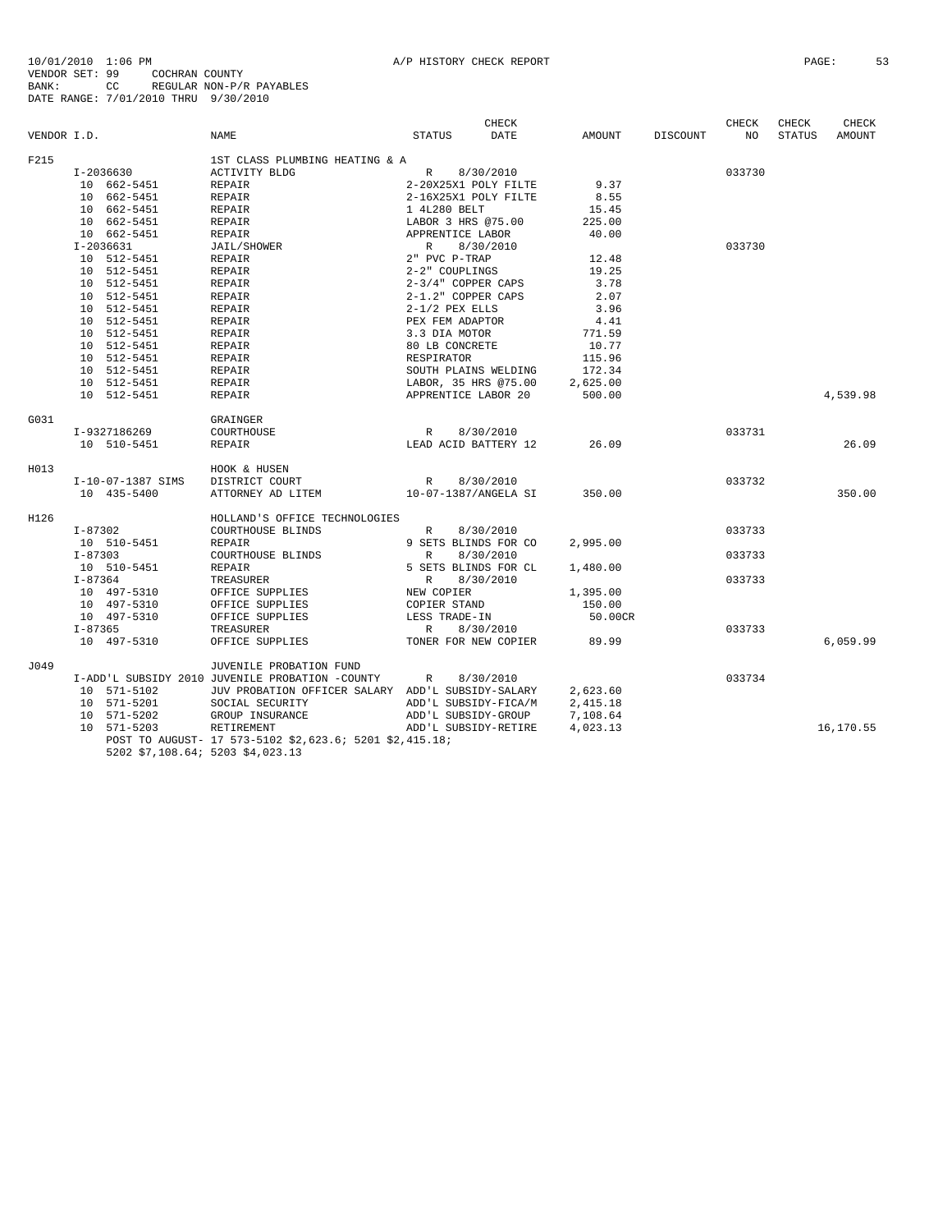10/01/2010 1:06 PM A/P HISTORY CHECK REPORT

VENDOR SET: 99 COCHRAN COUNTY
BANK: CC REGULAR NON-P/R PAYABLES
DATE RANGE: 7/01/2010 THRU 9/30/2010

| VENDOR I.D. | NAME | STATUS | CHECK DATE | AMOUNT | DISCOUNT | CHECK NO | CHECK STATUS | CHECK AMOUNT |
|---|---|---|---|---|---|---|---|---|
| F215 | 1ST CLASS PLUMBING HEATING & A | | | | | | | |
| I-2036630 | ACTIVITY BLDG | R | 8/30/2010 | | | 033730 | | |
| 10 662-5451 | REPAIR | 2-20X25X1 POLY FILTE | | 9.37 | | | | |
| 10 662-5451 | REPAIR | 2-16X25X1 POLY FILTE | | 8.55 | | | | |
| 10 662-5451 | REPAIR | 1 4L280 BELT | | 15.45 | | | | |
| 10 662-5451 | REPAIR | LABOR 3 HRS @75.00 | | 225.00 | | | | |
| 10 662-5451 | REPAIR | APPRENTICE LABOR | | 40.00 | | | | |
| I-2036631 | JAIL/SHOWER | R | 8/30/2010 | | | 033730 | | |
| 10 512-5451 | REPAIR | 2" PVC P-TRAP | | 12.48 | | | | |
| 10 512-5451 | REPAIR | 2-2" COUPLINGS | | 19.25 | | | | |
| 10 512-5451 | REPAIR | 2-3/4" COPPER CAPS | | 3.78 | | | | |
| 10 512-5451 | REPAIR | 2-1.2" COPPER CAPS | | 2.07 | | | | |
| 10 512-5451 | REPAIR | 2-1/2 PEX ELLS | | 3.96 | | | | |
| 10 512-5451 | REPAIR | PEX FEM ADAPTOR | | 4.41 | | | | |
| 10 512-5451 | REPAIR | 3.3 DIA MOTOR | | 771.59 | | | | |
| 10 512-5451 | REPAIR | 80 LB CONCRETE | | 10.77 | | | | |
| 10 512-5451 | REPAIR | RESPIRATOR | | 115.96 | | | | |
| 10 512-5451 | REPAIR | SOUTH PLAINS WELDING | | 172.34 | | | | |
| 10 512-5451 | REPAIR | LABOR, 35 HRS @75.00 | | 2,625.00 | | | | |
| 10 512-5451 | REPAIR | APPRENTICE LABOR 20 | | 500.00 | | | | 4,539.98 |
| G031 | GRAINGER | | | | | | | |
| I-9327186269 | COURTHOUSE | R | 8/30/2010 | | | 033731 | | |
| 10 510-5451 | REPAIR | LEAD ACID BATTERY 12 | | 26.09 | | | | 26.09 |
| H013 | HOOK & HUSEN | | | | | | | |
| I-10-07-1387 SIMS | DISTRICT COURT | R | 8/30/2010 | | | 033732 | | |
| 10 435-5400 | ATTORNEY AD LITEM | 10-07-1387/ANGELA SI | | 350.00 | | | | 350.00 |
| H126 | HOLLAND'S OFFICE TECHNOLOGIES | | | | | | | |
| I-87302 | COURTHOUSE BLINDS | R | 8/30/2010 | | | 033733 | | |
| 10 510-5451 | REPAIR | 9 SETS BLINDS FOR CO | | 2,995.00 | | | | |
| I-87303 | COURTHOUSE BLINDS | R | 8/30/2010 | | | 033733 | | |
| 10 510-5451 | REPAIR | 5 SETS BLINDS FOR CL | | 1,480.00 | | | | |
| I-87364 | TREASURER | R | 8/30/2010 | | | 033733 | | |
| 10 497-5310 | OFFICE SUPPLIES | NEW COPIER | | 1,395.00 | | | | |
| 10 497-5310 | OFFICE SUPPLIES | COPIER STAND | | 150.00 | | | | |
| 10 497-5310 | OFFICE SUPPLIES | LESS TRADE-IN | | 50.00CR | | | | |
| I-87365 | TREASURER | R | 8/30/2010 | | | 033733 | | |
| 10 497-5310 | OFFICE SUPPLIES | TONER FOR NEW COPIER | | 89.99 | | | | 6,059.99 |
| J049 | JUVENILE PROBATION FUND | | | | | | | |
| I-ADD'L SUBSIDY 2010 | JUVENILE PROBATION -COUNTY | R | 8/30/2010 | | | 033734 | | |
| 10 571-5102 | JUV PROBATION OFFICER SALARY | ADD'L SUBSIDY-SALARY | | 2,623.60 | | | | |
| 10 571-5201 | SOCIAL SECURITY | ADD'L SUBSIDY-FICA/M | | 2,415.18 | | | | |
| 10 571-5202 | GROUP INSURANCE | ADD'L SUBSIDY-GROUP | | 7,108.64 | | | | |
| 10 571-5203 | RETIREMENT | ADD'L SUBSIDY-RETIRE | | 4,023.13 | | | | 16,170.55 |

POST TO AUGUST- 17 573-5102 $2,623.6; 5201 $2,415.18;
5202 $7,108.64; 5203 $4,023.13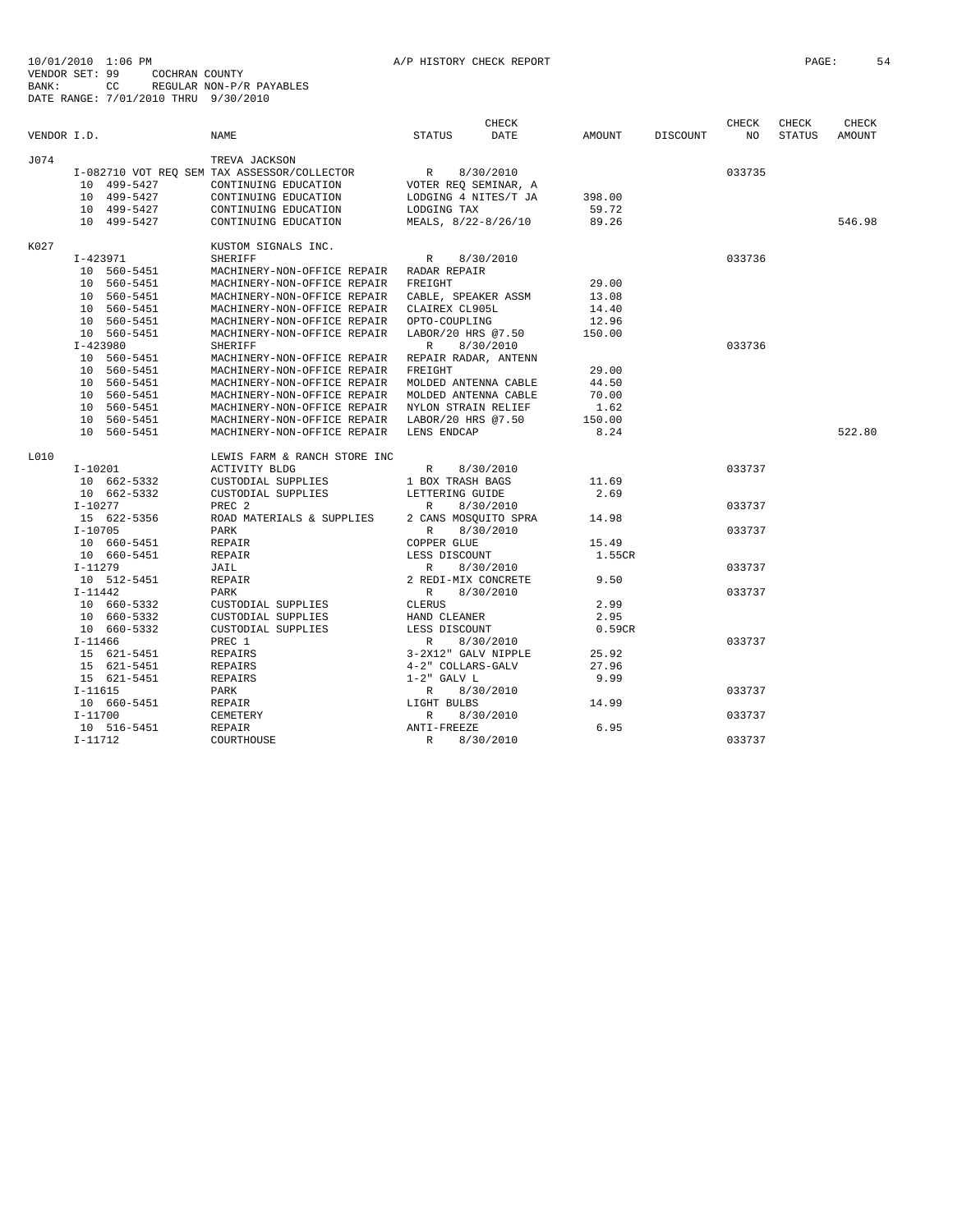10/01/2010 1:06 PM A/P HISTORY CHECK REPORT
VENDOR SET: 99 COCHRAN COUNTY
BANK: CC REGULAR NON-P/R PAYABLES
DATE RANGE: 7/01/2010 THRU 9/30/2010

| VENDOR I.D. | NAME | STATUS | CHECK DATE | AMOUNT | DISCOUNT | CHECK NO | CHECK STATUS | CHECK AMOUNT |
|---|---|---|---|---|---|---|---|---|
| J074 | TREVA JACKSON | | | | | | | |
| I-082710 VOT REQ SEM | TAX ASSESSOR/COLLECTOR | R | 8/30/2010 | | | 033735 | | |
| 10 499-5427 | CONTINUING EDUCATION | VOTER REQ SEMINAR, A | | | | | | |
| 10 499-5427 | CONTINUING EDUCATION | LODGING 4 NITES/T JA | | 398.00 | | | | |
| 10 499-5427 | CONTINUING EDUCATION | LODGING TAX | | 59.72 | | | | |
| 10 499-5427 | CONTINUING EDUCATION | MEALS, 8/22-8/26/10 | | 89.26 | | | | 546.98 |
| K027 | KUSTOM SIGNALS INC. | | | | | | | |
| I-423971 | SHERIFF | R | 8/30/2010 | | | 033736 | | |
| 10 560-5451 | MACHINERY-NON-OFFICE REPAIR | RADAR REPAIR | | | | | | |
| 10 560-5451 | MACHINERY-NON-OFFICE REPAIR | FREIGHT | | 29.00 | | | | |
| 10 560-5451 | MACHINERY-NON-OFFICE REPAIR | CABLE, SPEAKER ASSM | | 13.08 | | | | |
| 10 560-5451 | MACHINERY-NON-OFFICE REPAIR | CLAIREX CL905L | | 14.40 | | | | |
| 10 560-5451 | MACHINERY-NON-OFFICE REPAIR | OPTO-COUPLING | | 12.96 | | | | |
| 10 560-5451 | MACHINERY-NON-OFFICE REPAIR | LABOR/20 HRS @7.50 | | 150.00 | | | | |
| I-423980 | SHERIFF | R | 8/30/2010 | | | 033736 | | |
| 10 560-5451 | MACHINERY-NON-OFFICE REPAIR | REPAIR RADAR, ANTENN | | | | | | |
| 10 560-5451 | MACHINERY-NON-OFFICE REPAIR | FREIGHT | | 29.00 | | | | |
| 10 560-5451 | MACHINERY-NON-OFFICE REPAIR | MOLDED ANTENNA CABLE | | 44.50 | | | | |
| 10 560-5451 | MACHINERY-NON-OFFICE REPAIR | MOLDED ANTENNA CABLE | | 70.00 | | | | |
| 10 560-5451 | MACHINERY-NON-OFFICE REPAIR | NYLON STRAIN RELIEF | | 1.62 | | | | |
| 10 560-5451 | MACHINERY-NON-OFFICE REPAIR | LABOR/20 HRS @7.50 | | 150.00 | | | | |
| 10 560-5451 | MACHINERY-NON-OFFICE REPAIR | LENS ENDCAP | | 8.24 | | | | 522.80 |
| L010 | LEWIS FARM & RANCH STORE INC | | | | | | | |
| I-10201 | ACTIVITY BLDG | R | 8/30/2010 | | | 033737 | | |
| 10 662-5332 | CUSTODIAL SUPPLIES | 1 BOX TRASH BAGS | | 11.69 | | | | |
| 10 662-5332 | CUSTODIAL SUPPLIES | LETTERING GUIDE | | 2.69 | | | | |
| I-10277 | PREC 2 | R | 8/30/2010 | | | 033737 | | |
| 15 622-5356 | ROAD MATERIALS & SUPPLIES | 2 CANS MOSQUITO SPRA | | 14.98 | | | | |
| I-10705 | PARK | R | 8/30/2010 | | | 033737 | | |
| 10 660-5451 | REPAIR | COPPER GLUE | | 15.49 | | | | |
| 10 660-5451 | REPAIR | LESS DISCOUNT | | 1.55CR | | | | |
| I-11279 | JAIL | R | 8/30/2010 | | | 033737 | | |
| 10 512-5451 | REPAIR | 2 REDI-MIX CONCRETE | | 9.50 | | | | |
| I-11442 | PARK | R | 8/30/2010 | | | 033737 | | |
| 10 660-5332 | CUSTODIAL SUPPLIES | CLERUS | | 2.99 | | | | |
| 10 660-5332 | CUSTODIAL SUPPLIES | HAND CLEANER | | 2.95 | | | | |
| 10 660-5332 | CUSTODIAL SUPPLIES | LESS DISCOUNT | | 0.59CR | | | | |
| I-11466 | PREC 1 | R | 8/30/2010 | | | 033737 | | |
| 15 621-5451 | REPAIRS | 3-2X12" GALV NIPPLE | | 25.92 | | | | |
| 15 621-5451 | REPAIRS | 4-2" COLLARS-GALV | | 27.96 | | | | |
| 15 621-5451 | REPAIRS | 1-2" GALV L | | 9.99 | | | | |
| I-11615 | PARK | R | 8/30/2010 | | | 033737 | | |
| 10 660-5451 | REPAIR | LIGHT BULBS | | 14.99 | | | | |
| I-11700 | CEMETERY | R | 8/30/2010 | | | 033737 | | |
| 10 516-5451 | REPAIR | ANTI-FREEZE | | 6.95 | | | | |
| I-11712 | COURTHOUSE | R | 8/30/2010 | | | 033737 | | |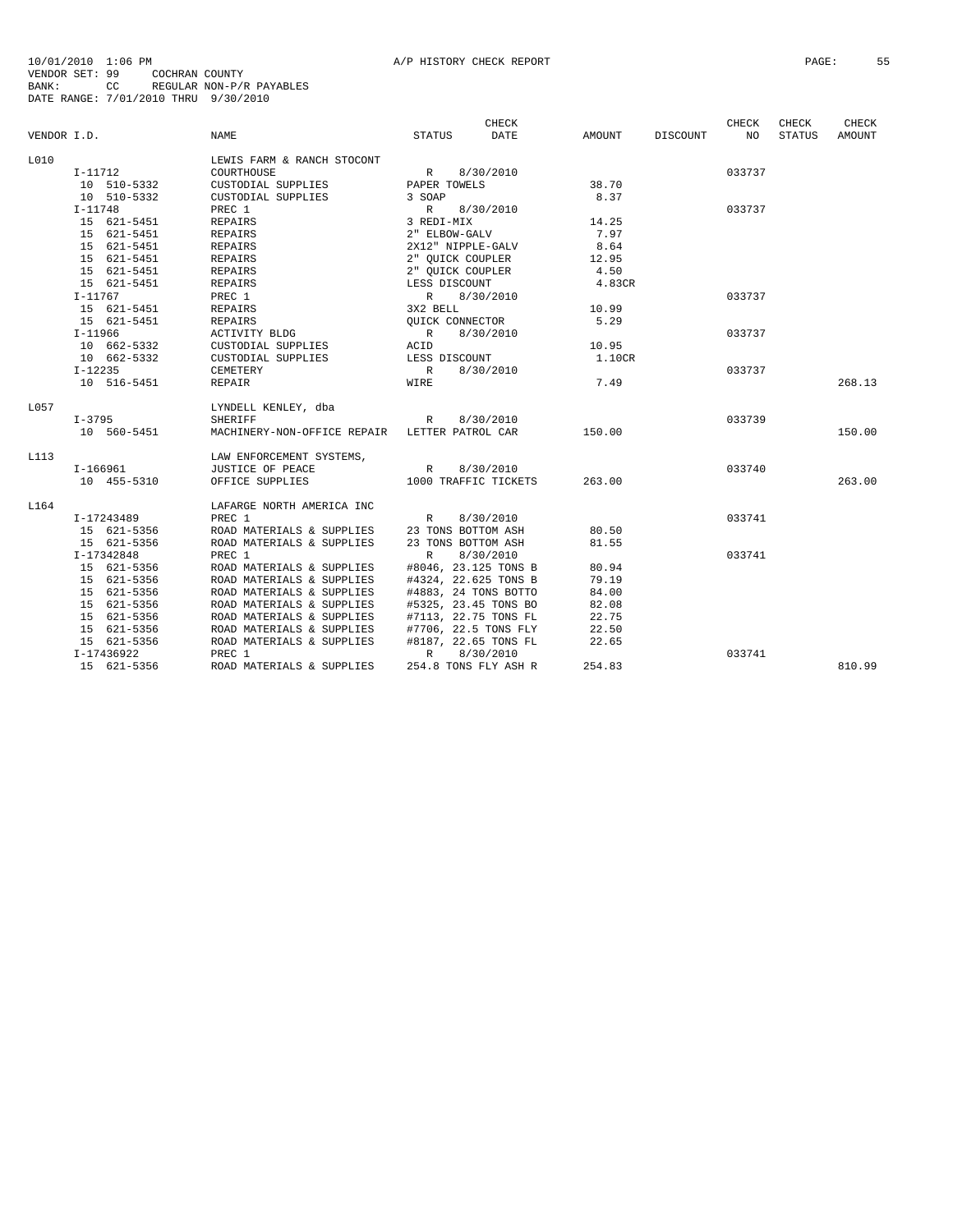10/01/2010 1:06 PM A/P HISTORY CHECK REPORT
VENDOR SET: 99 COCHRAN COUNTY
BANK: CC REGULAR NON-P/R PAYABLES
DATE RANGE: 7/01/2010 THRU 9/30/2010

| VENDOR I.D. | | NAME | STATUS | CHECK DATE | AMOUNT | DISCOUNT | CHECK NO | CHECK STATUS | CHECK AMOUNT |
|---|---|---|---|---|---|---|---|---|---|
| L010 | | LEWIS FARM & RANCH STOCONT | | | | | | | |
| | I-11712 | COURTHOUSE | R | 8/30/2010 | | | 033737 | | |
| | 10 510-5332 | CUSTODIAL SUPPLIES | PAPER TOWELS | | 38.70 | | | | |
| | 10 510-5332 | CUSTODIAL SUPPLIES | 3 SOAP | | 8.37 | | | | |
| | I-11748 | PREC 1 | R | 8/30/2010 | | | 033737 | | |
| | 15 621-5451 | REPAIRS | 3 REDI-MIX | | 14.25 | | | | |
| | 15 621-5451 | REPAIRS | 2" ELBOW-GALV | | 7.97 | | | | |
| | 15 621-5451 | REPAIRS | 2X12" NIPPLE-GALV | | 8.64 | | | | |
| | 15 621-5451 | REPAIRS | 2" QUICK COUPLER | | 12.95 | | | | |
| | 15 621-5451 | REPAIRS | 2" QUICK COUPLER | | 4.50 | | | | |
| | 15 621-5451 | REPAIRS | LESS DISCOUNT | | 4.83CR | | | | |
| | I-11767 | PREC 1 | R | 8/30/2010 | | | 033737 | | |
| | 15 621-5451 | REPAIRS | 3X2 BELL | | 10.99 | | | | |
| | 15 621-5451 | REPAIRS | QUICK CONNECTOR | | 5.29 | | | | |
| | I-11966 | ACTIVITY BLDG | R | 8/30/2010 | | | 033737 | | |
| | 10 662-5332 | CUSTODIAL SUPPLIES | ACID | | 10.95 | | | | |
| | 10 662-5332 | CUSTODIAL SUPPLIES | LESS DISCOUNT | | 1.10CR | | | | |
| | I-12235 | CEMETERY | R | 8/30/2010 | | | 033737 | | |
| | 10 516-5451 | REPAIR | WIRE | | 7.49 | | | | 268.13 |
| L057 | | LYNDELL KENLEY, dba | | | | | | | |
| | I-3795 | SHERIFF | R | 8/30/2010 | | | 033739 | | |
| | 10 560-5451 | MACHINERY-NON-OFFICE REPAIR | LETTER PATROL CAR | | 150.00 | | | | 150.00 |
| L113 | | LAW ENFORCEMENT SYSTEMS, | | | | | | | |
| | I-166961 | JUSTICE OF PEACE | R | 8/30/2010 | | | 033740 | | |
| | 10 455-5310 | OFFICE SUPPLIES | 1000 TRAFFIC TICKETS | | 263.00 | | | | 263.00 |
| L164 | | LAFARGE NORTH AMERICA INC | | | | | | | |
| | I-17243489 | PREC 1 | R | 8/30/2010 | | | 033741 | | |
| | 15 621-5356 | ROAD MATERIALS & SUPPLIES | 23 TONS BOTTOM ASH | | 80.50 | | | | |
| | 15 621-5356 | ROAD MATERIALS & SUPPLIES | 23 TONS BOTTOM ASH | | 81.55 | | | | |
| | I-17342848 | PREC 1 | R | 8/30/2010 | | | 033741 | | |
| | 15 621-5356 | ROAD MATERIALS & SUPPLIES | #8046, 23.125 TONS B | | 80.94 | | | | |
| | 15 621-5356 | ROAD MATERIALS & SUPPLIES | #4324, 22.625 TONS B | | 79.19 | | | | |
| | 15 621-5356 | ROAD MATERIALS & SUPPLIES | #4883, 24 TONS BOTTO | | 84.00 | | | | |
| | 15 621-5356 | ROAD MATERIALS & SUPPLIES | #5325, 23.45 TONS BO | | 82.08 | | | | |
| | 15 621-5356 | ROAD MATERIALS & SUPPLIES | #7113, 22.75 TONS FL | | 22.75 | | | | |
| | 15 621-5356 | ROAD MATERIALS & SUPPLIES | #7706, 22.5 TONS FLY | | 22.50 | | | | |
| | 15 621-5356 | ROAD MATERIALS & SUPPLIES | #8187, 22.65 TONS FL | | 22.65 | | | | |
| | I-17436922 | PREC 1 | R | 8/30/2010 | | | 033741 | | |
| | 15 621-5356 | ROAD MATERIALS & SUPPLIES | 254.8 TONS FLY ASH R | | 254.83 | | | | 810.99 |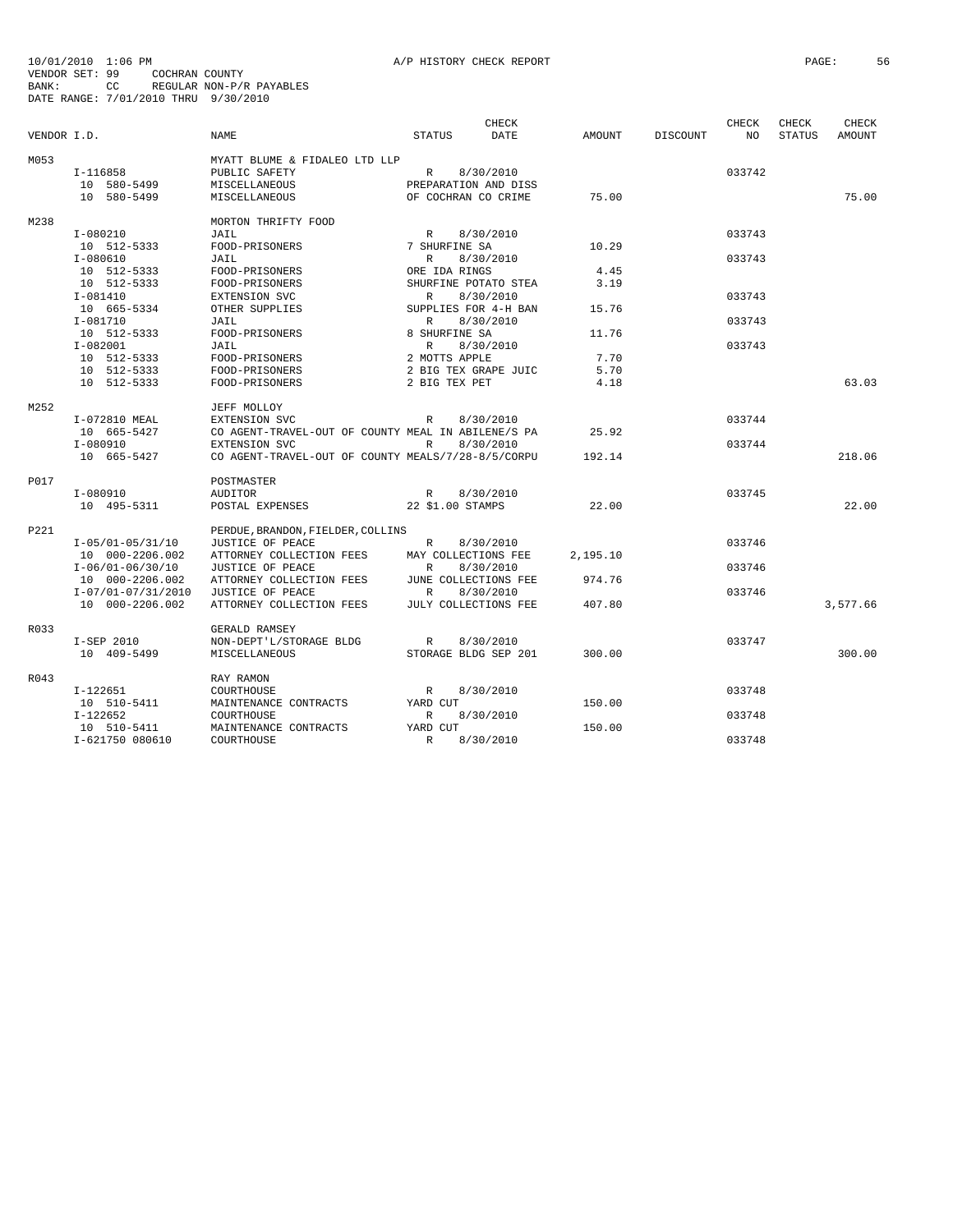10/01/2010 1:06 PM A/P HISTORY CHECK REPORT
VENDOR SET: 99 COCHRAN COUNTY
BANK: CC REGULAR NON-P/R PAYABLES
DATE RANGE: 7/01/2010 THRU 9/30/2010

| VENDOR I.D. | | NAME | STATUS | CHECK DATE | AMOUNT | DISCOUNT | CHECK NO | CHECK STATUS | CHECK AMOUNT |
|---|---|---|---|---|---|---|---|---|---|
| M053 | | MYATT BLUME & FIDALEO LTD LLP | | | | | | | |
| | I-116858 | PUBLIC SAFETY | R | 8/30/2010 | | | 033742 | | |
| | 10 580-5499 | MISCELLANEOUS | PREPARATION AND DISS | | | | | | |
| | 10 580-5499 | MISCELLANEOUS | OF COCHRAN CO CRIME | | 75.00 | | | | 75.00 |
| M238 | | MORTON THRIFTY FOOD | | | | | | | |
| | I-080210 | JAIL | R | 8/30/2010 | | | 033743 | | |
| | 10 512-5333 | FOOD-PRISONERS | 7 SHURFINE SA | | 10.29 | | | | |
| | I-080610 | JAIL | R | 8/30/2010 | | | 033743 | | |
| | 10 512-5333 | FOOD-PRISONERS | ORE IDA RINGS | | 4.45 | | | | |
| | 10 512-5333 | FOOD-PRISONERS | SHURFINE POTATO STEA | | 3.19 | | | | |
| | I-081410 | EXTENSION SVC | R | 8/30/2010 | | | 033743 | | |
| | 10 665-5334 | OTHER SUPPLIES | SUPPLIES FOR 4-H BAN | | 15.76 | | | | |
| | I-081710 | JAIL | R | 8/30/2010 | | | 033743 | | |
| | 10 512-5333 | FOOD-PRISONERS | 8 SHURFINE SA | | 11.76 | | | | |
| | I-082001 | JAIL | R | 8/30/2010 | | | 033743 | | |
| | 10 512-5333 | FOOD-PRISONERS | 2 MOTTS APPLE | | 7.70 | | | | |
| | 10 512-5333 | FOOD-PRISONERS | 2 BIG TEX GRAPE JUIC | | 5.70 | | | | |
| | 10 512-5333 | FOOD-PRISONERS | 2 BIG TEX PET | | 4.18 | | | | 63.03 |
| M252 | | JEFF MOLLOY | | | | | | | |
| | I-072810 MEAL | EXTENSION SVC | R | 8/30/2010 | | | 033744 | | |
| | 10 665-5427 | CO AGENT-TRAVEL-OUT OF COUNTY | MEAL IN ABILENE/S PA | | 25.92 | | | | |
| | I-080910 | EXTENSION SVC | R | 8/30/2010 | | | 033744 | | |
| | 10 665-5427 | CO AGENT-TRAVEL-OUT OF COUNTY | MEALS/7/28-8/5/CORPU | | 192.14 | | | | 218.06 |
| P017 | | POSTMASTER | | | | | | | |
| | I-080910 | AUDITOR | R | 8/30/2010 | | | 033745 | | |
| | 10 495-5311 | POSTAL EXPENSES | 22 $1.00 STAMPS | | 22.00 | | | | 22.00 |
| P221 | | PERDUE, BRANDON, FIELDER, COLLINS | | | | | | | |
| | I-05/01-05/31/10 | JUSTICE OF PEACE | R | 8/30/2010 | | | 033746 | | |
| | 10 000-2206.002 | ATTORNEY COLLECTION FEES | MAY COLLECTIONS FEE | | 2,195.10 | | | | |
| | I-06/01-06/30/10 | JUSTICE OF PEACE | R | 8/30/2010 | | | 033746 | | |
| | 10 000-2206.002 | ATTORNEY COLLECTION FEES | JUNE COLLECTIONS FEE | | 974.76 | | | | |
| | I-07/01-07/31/2010 | JUSTICE OF PEACE | R | 8/30/2010 | | | 033746 | | |
| | 10 000-2206.002 | ATTORNEY COLLECTION FEES | JULY COLLECTIONS FEE | | 407.80 | | | | 3,577.66 |
| R033 | | GERALD RAMSEY | | | | | | | |
| | I-SEP 2010 | NON-DEPT'L/STORAGE BLDG | R | 8/30/2010 | | | 033747 | | |
| | 10 409-5499 | MISCELLANEOUS | STORAGE BLDG SEP 201 | | 300.00 | | | | 300.00 |
| R043 | | RAY RAMON | | | | | | | |
| | I-122651 | COURTHOUSE | R | 8/30/2010 | | | 033748 | | |
| | 10 510-5411 | MAINTENANCE CONTRACTS | YARD CUT | | 150.00 | | | | |
| | I-122652 | COURTHOUSE | R | 8/30/2010 | | | 033748 | | |
| | 10 510-5411 | MAINTENANCE CONTRACTS | YARD CUT | | 150.00 | | | | |
| | I-621750 080610 | COURTHOUSE | R | 8/30/2010 | | | 033748 | | |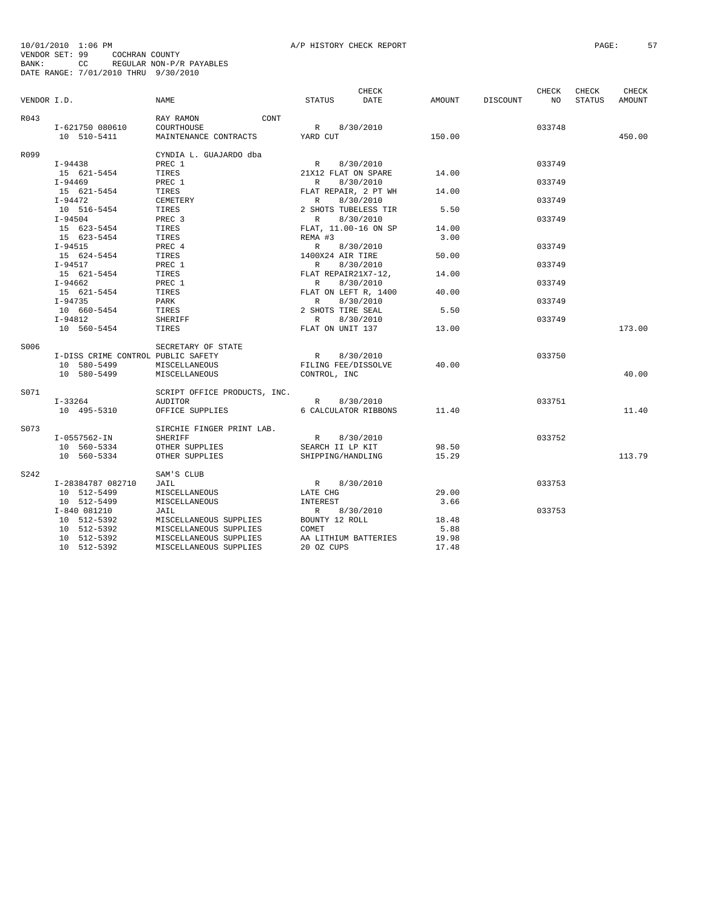10/01/2010 1:06 PM A/P HISTORY CHECK REPORT

VENDOR SET: 99 COCHRAN COUNTY
BANK: CC REGULAR NON-P/R PAYABLES
DATE RANGE: 7/01/2010 THRU 9/30/2010

| VENDOR I.D. | NAME | STATUS | CHECK DATE | AMOUNT | DISCOUNT | CHECK NO | CHECK STATUS | CHECK AMOUNT |
|---|---|---|---|---|---|---|---|---|
| R043 | RAY RAMON CONT | | | | | | | |
| I-621750 080610 | COURTHOUSE | R | 8/30/2010 | | | 033748 | | |
| 10 510-5411 | MAINTENANCE CONTRACTS | YARD CUT | | 150.00 | | | | 450.00 |
| R099 | CYNDIA L. GUAJARDO dba | | | | | | | |
| I-94438 | PREC 1 | R | 8/30/2010 | | | 033749 | | |
| 15 621-5454 | TIRES | 21X12 FLAT ON SPARE | | 14.00 | | | | |
| I-94469 | PREC 1 | R | 8/30/2010 | | | 033749 | | |
| 15 621-5454 | TIRES | FLAT REPAIR, 2 PT WH | | 14.00 | | | | |
| I-94472 | CEMETERY | R | 8/30/2010 | | | 033749 | | |
| 10 516-5454 | TIRES | 2 SHOTS TUBELESS TIR | | 5.50 | | | | |
| I-94504 | PREC 3 | R | 8/30/2010 | | | 033749 | | |
| 15 623-5454 | TIRES | FLAT, 11.00-16 ON SP | | 14.00 | | | | |
| 15 623-5454 | TIRES | REMA #3 | | 3.00 | | | | |
| I-94515 | PREC 4 | R | 8/30/2010 | | | 033749 | | |
| 15 624-5454 | TIRES | 1400X24 AIR TIRE | | 50.00 | | | | |
| I-94517 | PREC 1 | R | 8/30/2010 | | | 033749 | | |
| 15 621-5454 | TIRES | FLAT REPAIR21X7-12, | | 14.00 | | | | |
| I-94662 | PREC 1 | R | 8/30/2010 | | | 033749 | | |
| 15 621-5454 | TIRES | FLAT ON LEFT R, 1400 | | 40.00 | | | | |
| I-94735 | PARK | R | 8/30/2010 | | | 033749 | | |
| 10 660-5454 | TIRES | 2 SHOTS TIRE SEAL | | 5.50 | | | | |
| I-94812 | SHERIFF | R | 8/30/2010 | | | 033749 | | |
| 10 560-5454 | TIRES | FLAT ON UNIT 137 | | 13.00 | | | | 173.00 |
| S006 | SECRETARY OF STATE | | | | | | | |
| I-DISS CRIME CONTROL | PUBLIC SAFETY | R | 8/30/2010 | | | 033750 | | |
| 10 580-5499 | MISCELLANEOUS | FILING FEE/DISSOLVE | | 40.00 | | | | |
| 10 580-5499 | MISCELLANEOUS | CONTROL, INC | | | | | | 40.00 |
| S071 | SCRIPT OFFICE PRODUCTS, INC. | | | | | | | |
| I-33264 | AUDITOR | R | 8/30/2010 | | | 033751 | | |
| 10 495-5310 | OFFICE SUPPLIES | 6 CALCULATOR RIBBONS | | 11.40 | | | | 11.40 |
| S073 | SIRCHIE FINGER PRINT LAB. | | | | | | | |
| I-0557562-IN | SHERIFF | R | 8/30/2010 | | | 033752 | | |
| 10 560-5334 | OTHER SUPPLIES | SEARCH II LP KIT | | 98.50 | | | | |
| 10 560-5334 | OTHER SUPPLIES | SHIPPING/HANDLING | | 15.29 | | | | 113.79 |
| S242 | SAM'S CLUB | | | | | | | |
| I-28384787 082710 | JAIL | R | 8/30/2010 | | | 033753 | | |
| 10 512-5499 | MISCELLANEOUS | LATE CHG | | 29.00 | | | | |
| 10 512-5499 | MISCELLANEOUS | INTEREST | | 3.66 | | | | |
| I-840 081210 | JAIL | R | 8/30/2010 | | | 033753 | | |
| 10 512-5392 | MISCELLANEOUS SUPPLIES | BOUNTY 12 ROLL | | 18.48 | | | | |
| 10 512-5392 | MISCELLANEOUS SUPPLIES | COMET | | 5.88 | | | | |
| 10 512-5392 | MISCELLANEOUS SUPPLIES | AA LITHIUM BATTERIES | | 19.98 | | | | |
| 10 512-5392 | MISCELLANEOUS SUPPLIES | 20 OZ CUPS | | 17.48 | | | | |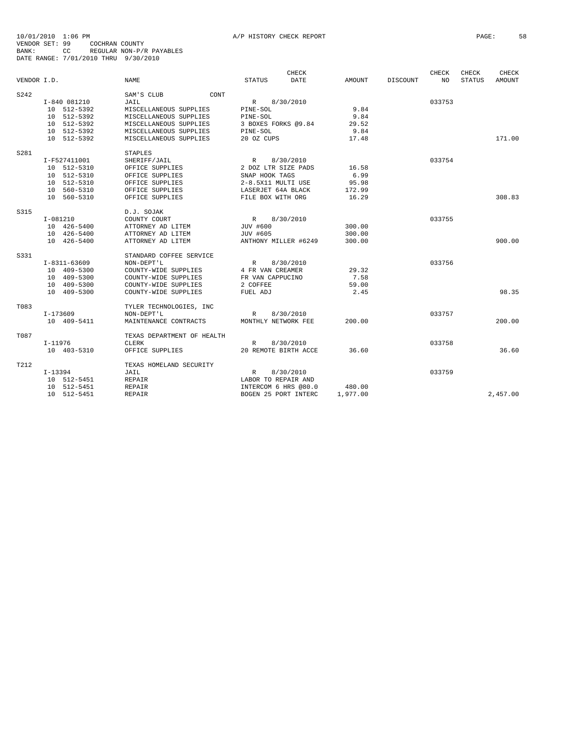10/01/2010 1:06 PM A/P HISTORY CHECK REPORT
VENDOR SET: 99 COCHRAN COUNTY
BANK: CC REGULAR NON-P/R PAYABLES
DATE RANGE: 7/01/2010 THRU 9/30/2010

| VENDOR I.D. | NAME | STATUS | CHECK DATE | AMOUNT | DISCOUNT | CHECK NO | CHECK STATUS | CHECK AMOUNT |
|---|---|---|---|---|---|---|---|---|
| S242 | SAM'S CLUB CONT | | | | | | | |
| I-840 081210 | JAIL | R | 8/30/2010 | | | 033753 | | |
| 10 512-5392 | MISCELLANEOUS SUPPLIES | PINE-SOL | | 9.84 | | | | |
| 10 512-5392 | MISCELLANEOUS SUPPLIES | PINE-SOL | | 9.84 | | | | |
| 10 512-5392 | MISCELLANEOUS SUPPLIES | 3 BOXES FORKS @9.84 | | 29.52 | | | | |
| 10 512-5392 | MISCELLANEOUS SUPPLIES | PINE-SOL | | 9.84 | | | | |
| 10 512-5392 | MISCELLANEOUS SUPPLIES | 20 OZ CUPS | | 17.48 | | | | 171.00 |
| S281 | STAPLES | | | | | | | |
| I-F527411001 | SHERIFF/JAIL | R | 8/30/2010 | | | 033754 | | |
| 10 512-5310 | OFFICE SUPPLIES | 2 DOZ LTR SIZE PADS | | 16.58 | | | | |
| 10 512-5310 | OFFICE SUPPLIES | SNAP HOOK TAGS | | 6.99 | | | | |
| 10 512-5310 | OFFICE SUPPLIES | 2-8.5X11 MULTI USE | | 95.98 | | | | |
| 10 560-5310 | OFFICE SUPPLIES | LASERJET 64A BLACK | | 172.99 | | | | |
| 10 560-5310 | OFFICE SUPPLIES | FILE BOX WITH ORG | | 16.29 | | | | 308.83 |
| S315 | D.J. SOJAK | | | | | | | |
| I-081210 | COUNTY COURT | R | 8/30/2010 | | | 033755 | | |
| 10 426-5400 | ATTORNEY AD LITEM | JUV #600 | | 300.00 | | | | |
| 10 426-5400 | ATTORNEY AD LITEM | JUV #605 | | 300.00 | | | | |
| 10 426-5400 | ATTORNEY AD LITEM | ANTHONY MILLER #6249 | | 300.00 | | | | 900.00 |
| S331 | STANDARD COFFEE SERVICE | | | | | | | |
| I-8311-63609 | NON-DEPT'L | R | 8/30/2010 | | | 033756 | | |
| 10 409-5300 | COUNTY-WIDE SUPPLIES | 4 FR VAN CREAMER | | 29.32 | | | | |
| 10 409-5300 | COUNTY-WIDE SUPPLIES | FR VAN CAPPUCINO | | 7.58 | | | | |
| 10 409-5300 | COUNTY-WIDE SUPPLIES | 2 COFFEE | | 59.00 | | | | |
| 10 409-5300 | COUNTY-WIDE SUPPLIES | FUEL ADJ | | 2.45 | | | | 98.35 |
| T083 | TYLER TECHNOLOGIES, INC | | | | | | | |
| I-173609 | NON-DEPT'L | R | 8/30/2010 | | | 033757 | | |
| 10 409-5411 | MAINTENANCE CONTRACTS | MONTHLY NETWORK FEE | | 200.00 | | | | 200.00 |
| T087 | TEXAS DEPARTMENT OF HEALTH | | | | | | | |
| I-11976 | CLERK | R | 8/30/2010 | | | 033758 | | |
| 10 403-5310 | OFFICE SUPPLIES | 20 REMOTE BIRTH ACCE | | 36.60 | | | | 36.60 |
| T212 | TEXAS HOMELAND SECURITY | | | | | | | |
| I-13394 | JAIL | R | 8/30/2010 | | | 033759 | | |
| 10 512-5451 | REPAIR | LABOR TO REPAIR AND | | | | | | |
| 10 512-5451 | REPAIR | INTERCOM 6 HRS @80.0 | | 480.00 | | | | |
| 10 512-5451 | REPAIR | BOGEN 25 PORT INTERC | | 1,977.00 | | | | 2,457.00 |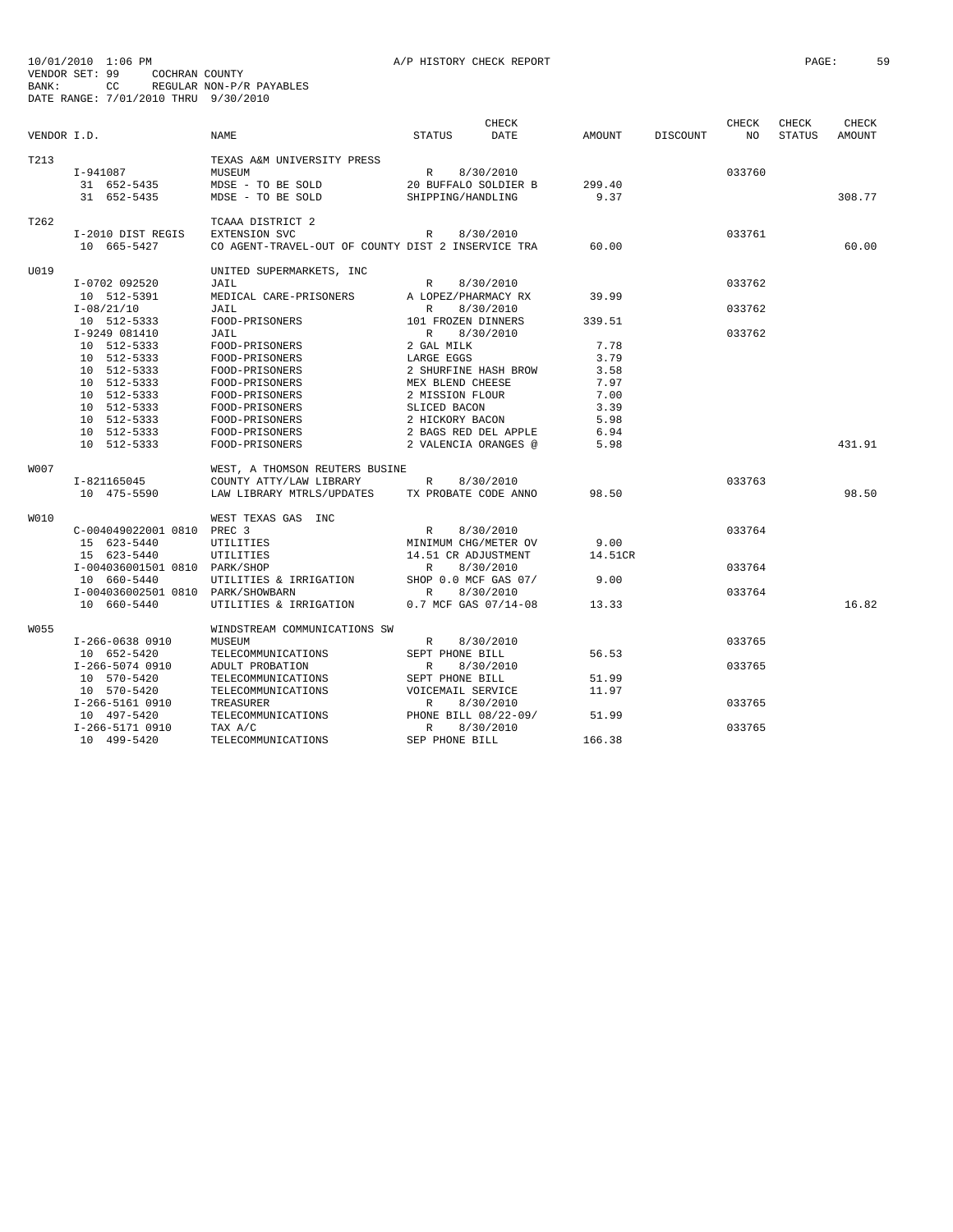10/01/2010 1:06 PM A/P HISTORY CHECK REPORT

VENDOR SET: 99 COCHRAN COUNTY
BANK: CC REGULAR NON-P/R PAYABLES
DATE RANGE: 7/01/2010 THRU 9/30/2010

| VENDOR I.D. | NAME | STATUS | CHECK DATE | AMOUNT | DISCOUNT | CHECK NO | CHECK STATUS | CHECK AMOUNT |
|---|---|---|---|---|---|---|---|---|
| T213 | TEXAS A&M UNIVERSITY PRESS | | | | | | | |
| I-941087 | MUSEUM | R | 8/30/2010 | | | 033760 | | |
| 31 652-5435 | MDSE - TO BE SOLD | 20 BUFFALO SOLDIER B | | 299.40 | | | | |
| 31 652-5435 | MDSE - TO BE SOLD | SHIPPING/HANDLING | | 9.37 | | | | 308.77 |
| T262 | TCAAA DISTRICT 2 | | | | | | | |
| I-2010 DIST REGIS | EXTENSION SVC | R | 8/30/2010 | | | 033761 | | |
| 10 665-5427 | CO AGENT-TRAVEL-OUT OF COUNTY DIST 2 INSERVICE TRA | | | 60.00 | | | | 60.00 |
| U019 | UNITED SUPERMARKETS, INC | | | | | | | |
| I-0702 092520 | JAIL | R | 8/30/2010 | | | 033762 | | |
| 10 512-5391 | MEDICAL CARE-PRISONERS | A LOPEZ/PHARMACY RX | | 39.99 | | | | |
| I-08/21/10 | JAIL | R | 8/30/2010 | | | 033762 | | |
| 10 512-5333 | FOOD-PRISONERS | 101 FROZEN DINNERS | | 339.51 | | | | |
| I-9249 081410 | JAIL | R | 8/30/2010 | | | 033762 | | |
| 10 512-5333 | FOOD-PRISONERS | 2 GAL MILK | | 7.78 | | | | |
| 10 512-5333 | FOOD-PRISONERS | LARGE EGGS | | 3.79 | | | | |
| 10 512-5333 | FOOD-PRISONERS | 2 SHURFINE HASH BROW | | 3.58 | | | | |
| 10 512-5333 | FOOD-PRISONERS | MEX BLEND CHEESE | | 7.97 | | | | |
| 10 512-5333 | FOOD-PRISONERS | 2 MISSION FLOUR | | 7.00 | | | | |
| 10 512-5333 | FOOD-PRISONERS | SLICED BACON | | 3.39 | | | | |
| 10 512-5333 | FOOD-PRISONERS | 2 HICKORY BACON | | 5.98 | | | | |
| 10 512-5333 | FOOD-PRISONERS | 2 BAGS RED DEL APPLE | | 6.94 | | | | |
| 10 512-5333 | FOOD-PRISONERS | 2 VALENCIA ORANGES @ | | 5.98 | | | | 431.91 |
| W007 | WEST, A THOMSON REUTERS BUSINE | | | | | | | |
| I-821165045 | COUNTY ATTY/LAW LIBRARY | R | 8/30/2010 | | | 033763 | | |
| 10 475-5590 | LAW LIBRARY MTRLS/UPDATES | TX PROBATE CODE ANNO | | 98.50 | | | | 98.50 |
| W010 | WEST TEXAS GAS INC | | | | | | | |
| C-004049022001 0810 | PREC 3 | R | 8/30/2010 | | | 033764 | | |
| 15 623-5440 | UTILITIES | MINIMUM CHG/METER OV | | 9.00 | | | | |
| 15 623-5440 | UTILITIES | 14.51 CR ADJUSTMENT | | 14.51CR | | | | |
| I-004036001501 0810 | PARK/SHOP | R | 8/30/2010 | | | 033764 | | |
| 10 660-5440 | UTILITIES & IRRIGATION | SHOP 0.0 MCF GAS 07/ | | 9.00 | | | | |
| I-004036002501 0810 | PARK/SHOWBARN | R | 8/30/2010 | | | 033764 | | |
| 10 660-5440 | UTILITIES & IRRIGATION | 0.7 MCF GAS 07/14-08 | | 13.33 | | | | 16.82 |
| W055 | WINDSTREAM COMMUNICATIONS SW | | | | | | | |
| I-266-0638 0910 | MUSEUM | R | 8/30/2010 | | | 033765 | | |
| 10 652-5420 | TELECOMMUNICATIONS | SEPT PHONE BILL | | 56.53 | | | | |
| I-266-5074 0910 | ADULT PROBATION | R | 8/30/2010 | | | 033765 | | |
| 10 570-5420 | TELECOMMUNICATIONS | SEPT PHONE BILL | | 51.99 | | | | |
| 10 570-5420 | TELECOMMUNICATIONS | VOICEMAIL SERVICE | | 11.97 | | | | |
| I-266-5161 0910 | TREASURER | R | 8/30/2010 | | | 033765 | | |
| 10 497-5420 | TELECOMMUNICATIONS | PHONE BILL 08/22-09/ | | 51.99 | | | | |
| I-266-5171 0910 | TAX A/C | R | 8/30/2010 | | | 033765 | | |
| 10 499-5420 | TELECOMMUNICATIONS | SEP PHONE BILL | | 166.38 | | | | |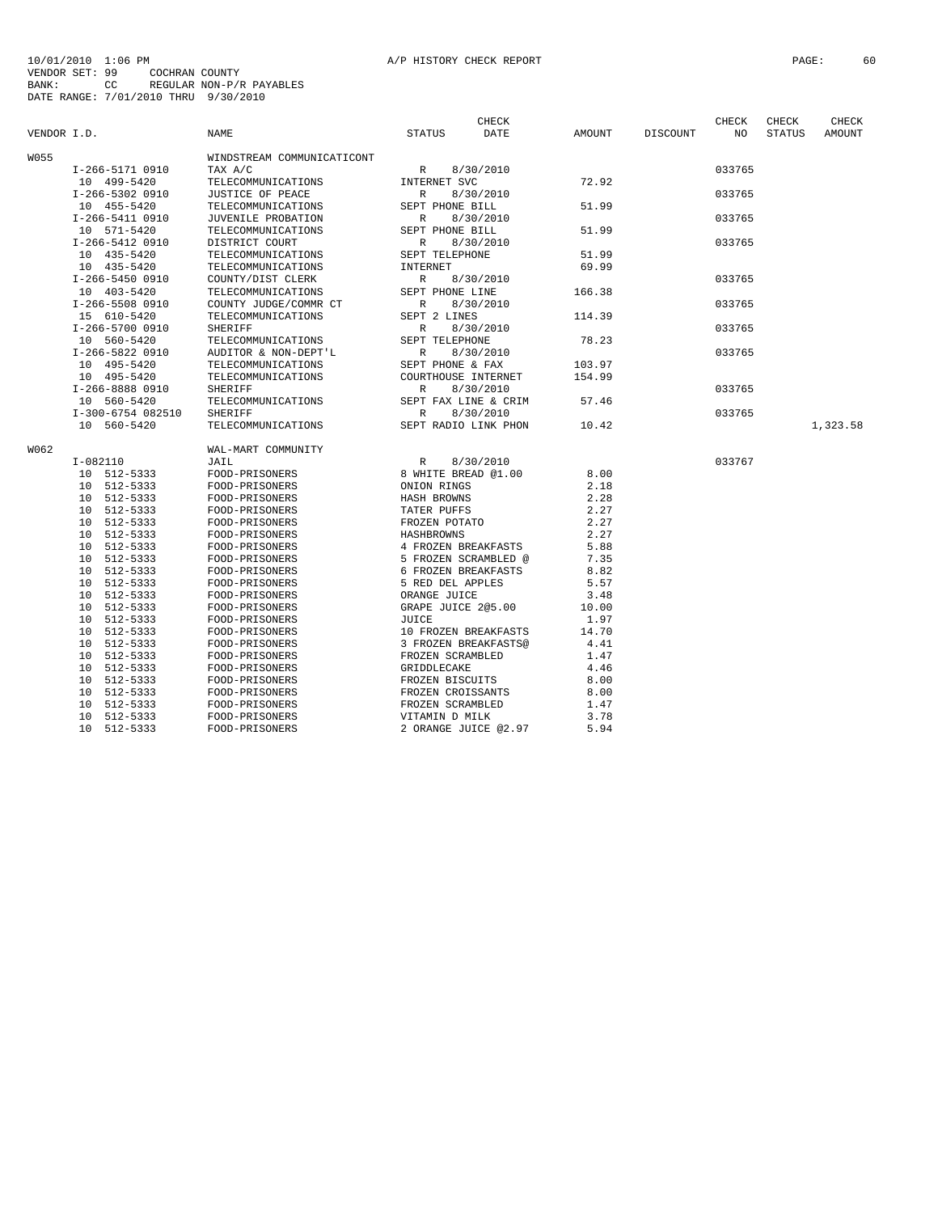10/01/2010 1:06 PM A/P HISTORY CHECK REPORT
VENDOR SET: 99 COCHRAN COUNTY
BANK: CC REGULAR NON-P/R PAYABLES
DATE RANGE: 7/01/2010 THRU 9/30/2010

| VENDOR I.D. | NAME | STATUS | CHECK DATE | AMOUNT | DISCOUNT | CHECK NO | CHECK STATUS | CHECK AMOUNT |
|---|---|---|---|---|---|---|---|---|
| W055 | WINDSTREAM COMMUNICATICONT | | | | | | | |
| I-266-5171 0910 | TAX A/C | R | 8/30/2010 | | | 033765 | | |
| 10 499-5420 | TELECOMMUNICATIONS | INTERNET SVC | | 72.92 | | | | |
| I-266-5302 0910 | JUSTICE OF PEACE | R | 8/30/2010 | | | 033765 | | |
| 10 455-5420 | TELECOMMUNICATIONS | SEPT PHONE BILL | | 51.99 | | | | |
| I-266-5411 0910 | JUVENILE PROBATION | R | 8/30/2010 | | | 033765 | | |
| 10 571-5420 | TELECOMMUNICATIONS | SEPT PHONE BILL | | 51.99 | | | | |
| I-266-5412 0910 | DISTRICT COURT | R | 8/30/2010 | | | 033765 | | |
| 10 435-5420 | TELECOMMUNICATIONS | SEPT TELEPHONE | | 51.99 | | | | |
| 10 435-5420 | TELECOMMUNICATIONS | INTERNET | | 69.99 | | | | |
| I-266-5450 0910 | COUNTY/DIST CLERK | R | 8/30/2010 | | | 033765 | | |
| 10 403-5420 | TELECOMMUNICATIONS | SEPT PHONE LINE | | 166.38 | | | | |
| I-266-5508 0910 | COUNTY JUDGE/COMMR CT | R | 8/30/2010 | | | 033765 | | |
| 15 610-5420 | TELECOMMUNICATIONS | SEPT 2 LINES | | 114.39 | | | | |
| I-266-5700 0910 | SHERIFF | R | 8/30/2010 | | | 033765 | | |
| 10 560-5420 | TELECOMMUNICATIONS | SEPT TELEPHONE | | 78.23 | | | | |
| I-266-5822 0910 | AUDITOR & NON-DEPT'L | R | 8/30/2010 | | | 033765 | | |
| 10 495-5420 | TELECOMMUNICATIONS | SEPT PHONE & FAX | | 103.97 | | | | |
| 10 495-5420 | TELECOMMUNICATIONS | COURTHOUSE INTERNET | | 154.99 | | | | |
| I-266-8888 0910 | SHERIFF | R | 8/30/2010 | | | 033765 | | |
| 10 560-5420 | TELECOMMUNICATIONS | SEPT FAX LINE & CRIM | | 57.46 | | | | |
| I-300-6754 082510 | SHERIFF | R | 8/30/2010 | | | 033765 | | |
| 10 560-5420 | TELECOMMUNICATIONS | SEPT RADIO LINK PHON | | 10.42 | | | | 1,323.58 |
| W062 | WAL-MART COMMUNITY | | | | | | | |
| I-082110 | JAIL | R | 8/30/2010 | | | 033767 | | |
| 10 512-5333 | FOOD-PRISONERS | 8 WHITE BREAD @1.00 | | 8.00 | | | | |
| 10 512-5333 | FOOD-PRISONERS | ONION RINGS | | 2.18 | | | | |
| 10 512-5333 | FOOD-PRISONERS | HASH BROWNS | | 2.28 | | | | |
| 10 512-5333 | FOOD-PRISONERS | TATER PUFFS | | 2.27 | | | | |
| 10 512-5333 | FOOD-PRISONERS | FROZEN POTATO | | 2.27 | | | | |
| 10 512-5333 | FOOD-PRISONERS | HASHBROWNS | | 2.27 | | | | |
| 10 512-5333 | FOOD-PRISONERS | 4 FROZEN BREAKFASTS | | 5.88 | | | | |
| 10 512-5333 | FOOD-PRISONERS | 5 FROZEN SCRAMBLED @ | | 7.35 | | | | |
| 10 512-5333 | FOOD-PRISONERS | 6 FROZEN BREAKFASTS | | 8.82 | | | | |
| 10 512-5333 | FOOD-PRISONERS | 5 RED DEL APPLES | | 5.57 | | | | |
| 10 512-5333 | FOOD-PRISONERS | ORANGE JUICE | | 3.48 | | | | |
| 10 512-5333 | FOOD-PRISONERS | GRAPE JUICE 2@5.00 | | 10.00 | | | | |
| 10 512-5333 | FOOD-PRISONERS | JUICE | | 1.97 | | | | |
| 10 512-5333 | FOOD-PRISONERS | 10 FROZEN BREAKFASTS | | 14.70 | | | | |
| 10 512-5333 | FOOD-PRISONERS | 3 FROZEN BREAKFASTS@ | | 4.41 | | | | |
| 10 512-5333 | FOOD-PRISONERS | FROZEN SCRAMBLED | | 1.47 | | | | |
| 10 512-5333 | FOOD-PRISONERS | GRIDDLECAKE | | 4.46 | | | | |
| 10 512-5333 | FOOD-PRISONERS | FROZEN BISCUITS | | 8.00 | | | | |
| 10 512-5333 | FOOD-PRISONERS | FROZEN CROISSANTS | | 8.00 | | | | |
| 10 512-5333 | FOOD-PRISONERS | FROZEN SCRAMBLED | | 1.47 | | | | |
| 10 512-5333 | FOOD-PRISONERS | VITAMIN D MILK | | 3.78 | | | | |
| 10 512-5333 | FOOD-PRISONERS | 2 ORANGE JUICE @2.97 | | 5.94 | | | | |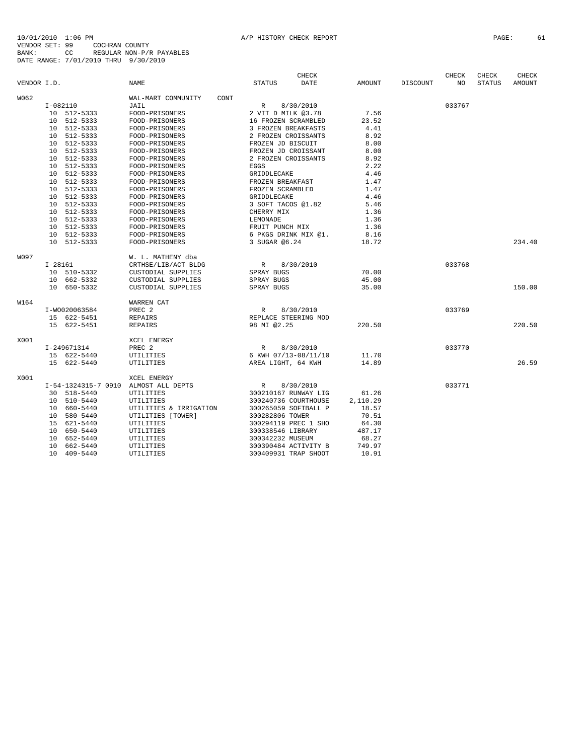10/01/2010 1:06 PM A/P HISTORY CHECK REPORT
VENDOR SET: 99 COCHRAN COUNTY
BANK: CC REGULAR NON-P/R PAYABLES
DATE RANGE: 7/01/2010 THRU 9/30/2010

| VENDOR I.D. | | NAME | STATUS | CHECK DATE | AMOUNT | DISCOUNT | CHECK NO | CHECK STATUS | CHECK AMOUNT |
|---|---|---|---|---|---|---|---|---|---|
| W062 | | WAL-MART COMMUNITY CONT | | | | | | | |
| | I-082110 | JAIL | R | 8/30/2010 | | | 033767 | | |
| | 10 512-5333 | FOOD-PRISONERS | 2 VIT D MILK @3.78 | | 7.56 | | | | |
| | 10 512-5333 | FOOD-PRISONERS | 16 FROZEN SCRAMBLED | | 23.52 | | | | |
| | 10 512-5333 | FOOD-PRISONERS | 3 FROZEN BREAKFASTS | | 4.41 | | | | |
| | 10 512-5333 | FOOD-PRISONERS | 2 FROZEN CROISSANTS | | 8.92 | | | | |
| | 10 512-5333 | FOOD-PRISONERS | FROZEN JD BISCUIT | | 8.00 | | | | |
| | 10 512-5333 | FOOD-PRISONERS | FROZEN JD CROISSANT | | 8.00 | | | | |
| | 10 512-5333 | FOOD-PRISONERS | 2 FROZEN CROISSANTS | | 8.92 | | | | |
| | 10 512-5333 | FOOD-PRISONERS | EGGS | | 2.22 | | | | |
| | 10 512-5333 | FOOD-PRISONERS | GRIDDLECAKE | | 4.46 | | | | |
| | 10 512-5333 | FOOD-PRISONERS | FROZEN BREAKFAST | | 1.47 | | | | |
| | 10 512-5333 | FOOD-PRISONERS | FROZEN SCRAMBLED | | 1.47 | | | | |
| | 10 512-5333 | FOOD-PRISONERS | GRIDDLECAKE | | 4.46 | | | | |
| | 10 512-5333 | FOOD-PRISONERS | 3 SOFT TACOS @1.82 | | 5.46 | | | | |
| | 10 512-5333 | FOOD-PRISONERS | CHERRY MIX | | 1.36 | | | | |
| | 10 512-5333 | FOOD-PRISONERS | LEMONADE | | 1.36 | | | | |
| | 10 512-5333 | FOOD-PRISONERS | FRUIT PUNCH MIX | | 1.36 | | | | |
| | 10 512-5333 | FOOD-PRISONERS | 6 PKGS DRINK MIX @1. | | 8.16 | | | | |
| | 10 512-5333 | FOOD-PRISONERS | 3 SUGAR @6.24 | | 18.72 | | | | 234.40 |
| W097 | | W. L. MATHENY dba | | | | | | | |
| | I-28161 | CRTHSE/LIB/ACT BLDG | R | 8/30/2010 | | | 033768 | | |
| | 10 510-5332 | CUSTODIAL SUPPLIES | SPRAY BUGS | | 70.00 | | | | |
| | 10 662-5332 | CUSTODIAL SUPPLIES | SPRAY BUGS | | 45.00 | | | | |
| | 10 650-5332 | CUSTODIAL SUPPLIES | SPRAY BUGS | | 35.00 | | | | 150.00 |
| W164 | | WARREN CAT | | | | | | | |
| | I-WO020063584 | PREC 2 | R | 8/30/2010 | | | 033769 | | |
| | 15 622-5451 | REPAIRS | REPLACE STEERING MOD | | | | | | |
| | 15 622-5451 | REPAIRS | 98 MI @2.25 | | 220.50 | | | | 220.50 |
| X001 | | XCEL ENERGY | | | | | | | |
| | I-249671314 | PREC 2 | R | 8/30/2010 | | | 033770 | | |
| | 15 622-5440 | UTILITIES | 6 KWH 07/13-08/11/10 | | 11.70 | | | | |
| | 15 622-5440 | UTILITIES | AREA LIGHT, 64 KWH | | 14.89 | | | | 26.59 |
| X001 | | XCEL ENERGY | | | | | | | |
| | I-54-1324315-7 0910 | ALMOST ALL DEPTS | R | 8/30/2010 | | | 033771 | | |
| | 30 518-5440 | UTILITIES | 300210167 RUNWAY LIG | | 61.26 | | | | |
| | 10 510-5440 | UTILITIES | 300240736 COURTHOUSE | | 2,110.29 | | | | |
| | 10 660-5440 | UTILITIES & IRRIGATION | 300265059 SOFTBALL P | | 18.57 | | | | |
| | 10 580-5440 | UTILITIES [TOWER] | 300282806 TOWER | | 70.51 | | | | |
| | 15 621-5440 | UTILITIES | 300294119 PREC 1 SHO | | 64.30 | | | | |
| | 10 650-5440 | UTILITIES | 300338546 LIBRARY | | 487.17 | | | | |
| | 10 652-5440 | UTILITIES | 300342232 MUSEUM | | 68.27 | | | | |
| | 10 662-5440 | UTILITIES | 300390484 ACTIVITY B | | 749.97 | | | | |
| | 10 409-5440 | UTILITIES | 300409931 TRAP SHOOT | | 10.91 | | | | |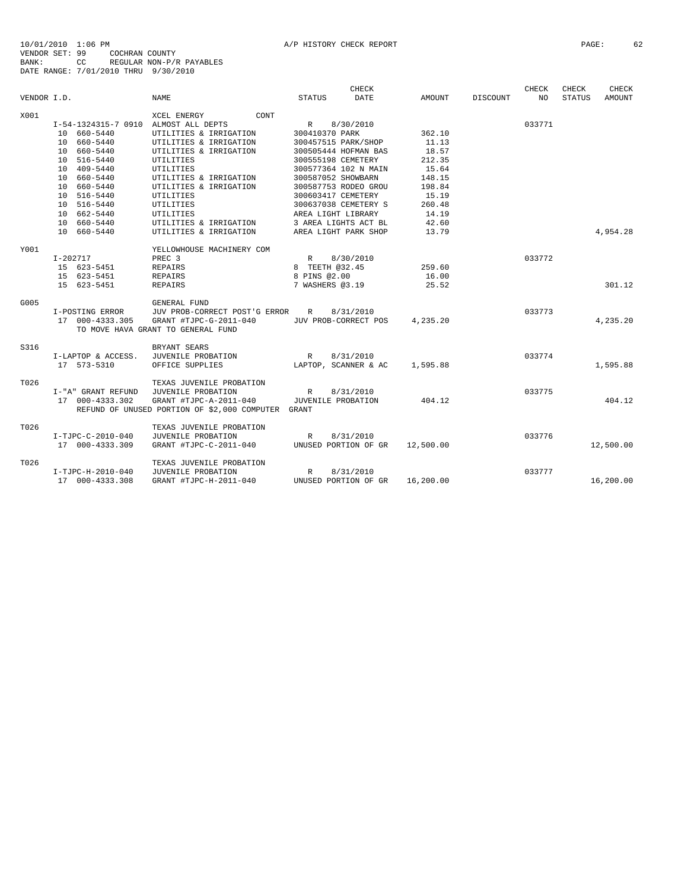10/01/2010 1:06 PM A/P HISTORY CHECK REPORT

VENDOR SET: 99 COCHRAN COUNTY
BANK: CC REGULAR NON-P/R PAYABLES
DATE RANGE: 7/01/2010 THRU 9/30/2010

| VENDOR I.D. | NAME | STATUS | CHECK DATE | AMOUNT | DISCOUNT | CHECK NO | CHECK STATUS | CHECK AMOUNT |
|---|---|---|---|---|---|---|---|---|
| X001 | XCEL ENERGY CONT | | | | | | | |
| I-54-1324315-7 0910 | ALMOST ALL DEPTS | R | 8/30/2010 | | | 033771 | | |
| 10 660-5440 | UTILITIES & IRRIGATION | 300410370 PARK | | 362.10 | | | | |
| 10 660-5440 | UTILITIES & IRRIGATION | 300457515 PARK/SHOP | | 11.13 | | | | |
| 10 660-5440 | UTILITIES & IRRIGATION | 300505444 HOFMAN BAS | | 18.57 | | | | |
| 10 516-5440 | UTILITIES | 300555198 CEMETERY | | 212.35 | | | | |
| 10 409-5440 | UTILITIES | 300577364 102 N MAIN | | 15.64 | | | | |
| 10 660-5440 | UTILITIES & IRRIGATION | 300587052 SHOWBARN | | 148.15 | | | | |
| 10 660-5440 | UTILITIES & IRRIGATION | 300587753 RODEO GROU | | 198.84 | | | | |
| 10 516-5440 | UTILITIES | 300603417 CEMETERY | | 15.19 | | | | |
| 10 516-5440 | UTILITIES | 300637038 CEMETERY S | | 260.48 | | | | |
| 10 662-5440 | UTILITIES | AREA LIGHT LIBRARY | | 14.19 | | | | |
| 10 660-5440 | UTILITIES & IRRIGATION | 3 AREA LIGHTS ACT BL | | 42.60 | | | | |
| 10 660-5440 | UTILITIES & IRRIGATION | AREA LIGHT PARK SHOP | | 13.79 | | | | 4,954.28 |
| Y001 | YELLOWHOUSE MACHINERY COM | | | | | | | |
| I-202717 | PREC 3 | R | 8/30/2010 | | | 033772 | | |
| 15 623-5451 | REPAIRS | 8 TEETH @32.45 | | 259.60 | | | | |
| 15 623-5451 | REPAIRS | 8 PINS @2.00 | | 16.00 | | | | |
| 15 623-5451 | REPAIRS | 7 WASHERS @3.19 | | 25.52 | | | | 301.12 |
| G005 | GENERAL FUND | | | | | | | |
| I-POSTING ERROR | JUV PROB-CORRECT POST'G ERROR | R | 8/31/2010 | | | 033773 | | |
| 17 000-4333.305 | GRANT #TJPC-G-2011-040 | JUV PROB-CORRECT POS | | 4,235.20 | | | | 4,235.20 |
| | TO MOVE HAVA GRANT TO GENERAL FUND | | | | | | | |
| S316 | BRYANT SEARS | | | | | | | |
| I-LAPTOP & ACCESS. | JUVENILE PROBATION | R | 8/31/2010 | | | 033774 | | |
| 17 573-5310 | OFFICE SUPPLIES | LAPTOP, SCANNER & AC | | 1,595.88 | | | | 1,595.88 |
| T026 | TEXAS JUVENILE PROBATION | | | | | | | |
| I-"A" GRANT REFUND | JUVENILE PROBATION | R | 8/31/2010 | | | 033775 | | |
| 17 000-4333.302 | GRANT #TJPC-A-2011-040 | JUVENILE PROBATION | | 404.12 | | | | 404.12 |
| | REFUND OF UNUSED PORTION OF $2,000 COMPUTER GRANT | | | | | | | |
| T026 | TEXAS JUVENILE PROBATION | | | | | | | |
| I-TJPC-C-2010-040 | JUVENILE PROBATION | R | 8/31/2010 | | | 033776 | | |
| 17 000-4333.309 | GRANT #TJPC-C-2011-040 | UNUSED PORTION OF GR | | 12,500.00 | | | | 12,500.00 |
| T026 | TEXAS JUVENILE PROBATION | | | | | | | |
| I-TJPC-H-2010-040 | JUVENILE PROBATION | R | 8/31/2010 | | | 033777 | | |
| 17 000-4333.308 | GRANT #TJPC-H-2011-040 | UNUSED PORTION OF GR | | 16,200.00 | | | | 16,200.00 |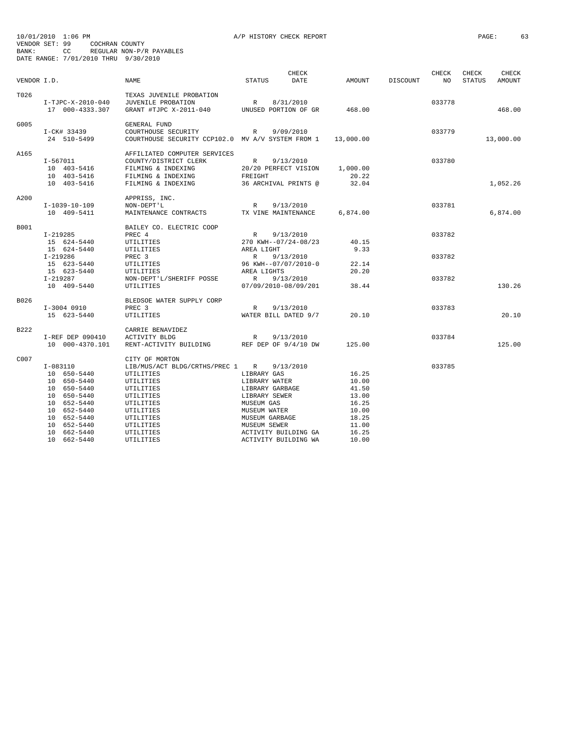10/01/2010 1:06 PM A/P HISTORY CHECK REPORT

VENDOR SET: 99 COCHRAN COUNTY
BANK: CC REGULAR NON-P/R PAYABLES
DATE RANGE: 7/01/2010 THRU 9/30/2010

| VENDOR I.D. | NAME | STATUS | CHECK DATE | AMOUNT | DISCOUNT | CHECK NO | CHECK STATUS | CHECK AMOUNT |
|---|---|---|---|---|---|---|---|---|
| T026 | TEXAS JUVENILE PROBATION | | | | | | | |
| I-TJPC-X-2010-040 | JUVENILE PROBATION | R | 8/31/2010 | | | 033778 | | |
| 17 000-4333.307 | GRANT #TJPC X-2011-040 | UNUSED PORTION OF GR | | 468.00 | | | | 468.00 |
| G005 | GENERAL FUND | | | | | | | |
| I-CK# 33439 | COURTHOUSE SECURITY | R | 9/09/2010 | | | 033779 | | |
| 24 510-5499 | COURTHOUSE SECURITY CCP102.0 | MV A/V SYSTEM FROM 1 | | 13,000.00 | | | | 13,000.00 |
| A165 | AFFILIATED COMPUTER SERVICES | | | | | | | |
| I-567011 | COUNTY/DISTRICT CLERK | R | 9/13/2010 | | | 033780 | | |
| 10 403-5416 | FILMING & INDEXING | 20/20 PERFECT VISION | | 1,000.00 | | | | |
| 10 403-5416 | FILMING & INDEXING | FREIGHT | | 20.22 | | | | |
| 10 403-5416 | FILMING & INDEXING | 36 ARCHIVAL PRINTS @ | | 32.04 | | | | 1,052.26 |
| A200 | APPRISS, INC. | | | | | | | |
| I-1039-10-109 | NON-DEPT'L | R | 9/13/2010 | | | 033781 | | |
| 10 409-5411 | MAINTENANCE CONTRACTS | TX VINE MAINTENANCE | | 6,874.00 | | | | 6,874.00 |
| B001 | BAILEY CO. ELECTRIC COOP | | | | | | | |
| I-219285 | PREC 4 | R | 9/13/2010 | | | 033782 | | |
| 15 624-5440 | UTILITIES | 270 KWH--07/24-08/23 | | 40.15 | | | | |
| 15 624-5440 | UTILITIES | AREA LIGHT | | 9.33 | | | | |
| I-219286 | PREC 3 | R | 9/13/2010 | | | 033782 | | |
| 15 623-5440 | UTILITIES | 96 KWH--07/07/2010-0 | | 22.14 | | | | |
| 15 623-5440 | UTILITIES | AREA LIGHTS | | 20.20 | | | | |
| I-219287 | NON-DEPT'L/SHERIFF POSSE | R | 9/13/2010 | | | 033782 | | |
| 10 409-5440 | UTILITIES | 07/09/2010-08/09/201 | | 38.44 | | | | 130.26 |
| B026 | BLEDSOE WATER SUPPLY CORP | | | | | | | |
| I-3004 0910 | PREC 3 | R | 9/13/2010 | | | 033783 | | |
| 15 623-5440 | UTILITIES | WATER BILL DATED 9/7 | | 20.10 | | | | 20.10 |
| B222 | CARRIE BENAVIDEZ | | | | | | | |
| I-REF DEP 090410 | ACTIVITY BLDG | R | 9/13/2010 | | | 033784 | | |
| 10 000-4370.101 | RENT-ACTIVITY BUILDING | REF DEP OF 9/4/10 DW | | 125.00 | | | | 125.00 |
| C007 | CITY OF MORTON | | | | | | | |
| I-083110 | LIB/MUS/ACT BLDG/CRTHS/PREC 1 | R | 9/13/2010 | | | 033785 | | |
| 10 650-5440 | UTILITIES | LIBRARY GAS | | 16.25 | | | | |
| 10 650-5440 | UTILITIES | LIBRARY WATER | | 10.00 | | | | |
| 10 650-5440 | UTILITIES | LIBRARY GARBAGE | | 41.50 | | | | |
| 10 650-5440 | UTILITIES | LIBRARY SEWER | | 13.00 | | | | |
| 10 652-5440 | UTILITIES | MUSEUM GAS | | 16.25 | | | | |
| 10 652-5440 | UTILITIES | MUSEUM WATER | | 10.00 | | | | |
| 10 652-5440 | UTILITIES | MUSEUM GARBAGE | | 18.25 | | | | |
| 10 652-5440 | UTILITIES | MUSEUM SEWER | | 11.00 | | | | |
| 10 662-5440 | UTILITIES | ACTIVITY BUILDING GA | | 16.25 | | | | |
| 10 662-5440 | UTILITIES | ACTIVITY BUILDING WA | | 10.00 | | | | |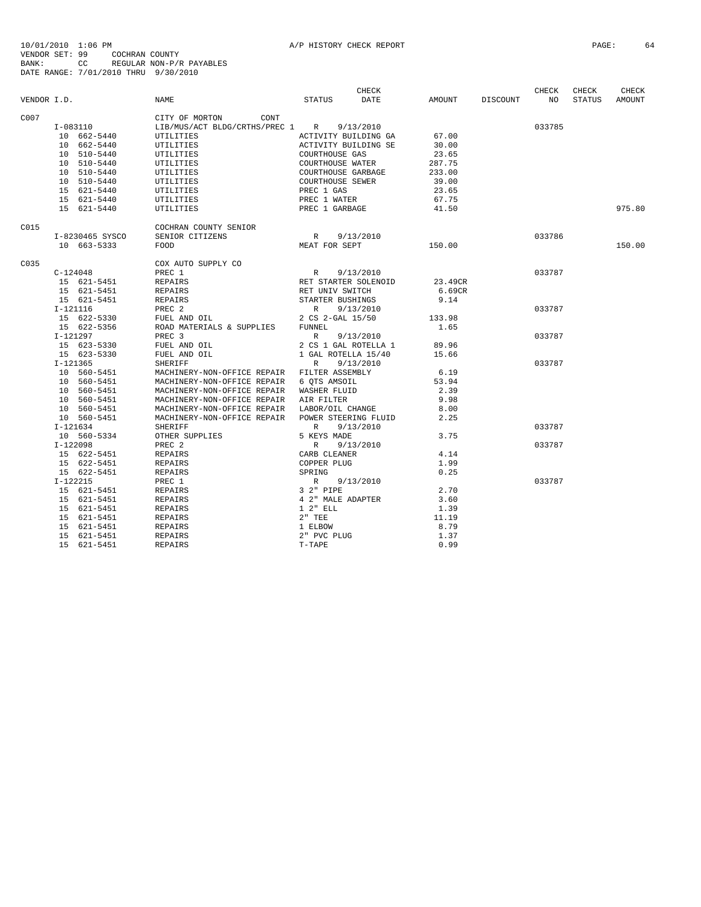10/01/2010 1:06 PM A/P HISTORY CHECK REPORT
VENDOR SET: 99 COCHRAN COUNTY
BANK: CC REGULAR NON-P/R PAYABLES
DATE RANGE: 7/01/2010 THRU 9/30/2010

| VENDOR I.D. | NAME | STATUS | CHECK DATE | AMOUNT | DISCOUNT | CHECK NO | CHECK STATUS | CHECK AMOUNT |
|---|---|---|---|---|---|---|---|---|
| C007 | CITY OF MORTON CONT | | | | | | | |
| I-083110 | LIB/MUS/ACT BLDG/CRTHS/PREC 1 | R | 9/13/2010 | | | 033785 | | |
| 10 662-5440 | UTILITIES | ACTIVITY BUILDING GA | | 67.00 | | | | |
| 10 662-5440 | UTILITIES | ACTIVITY BUILDING SE | | 30.00 | | | | |
| 10 510-5440 | UTILITIES | COURTHOUSE GAS | | 23.65 | | | | |
| 10 510-5440 | UTILITIES | COURTHOUSE WATER | | 287.75 | | | | |
| 10 510-5440 | UTILITIES | COURTHOUSE GARBAGE | | 233.00 | | | | |
| 10 510-5440 | UTILITIES | COURTHOUSE SEWER | | 39.00 | | | | |
| 15 621-5440 | UTILITIES | PREC 1 GAS | | 23.65 | | | | |
| 15 621-5440 | UTILITIES | PREC 1 WATER | | 67.75 | | | | |
| 15 621-5440 | UTILITIES | PREC 1 GARBAGE | | 41.50 | | | | 975.80 |
| C015 | COCHRAN COUNTY SENIOR | | | | | | | |
| I-8230465 SYSCO | SENIOR CITIZENS | R | 9/13/2010 | | | 033786 | | |
| 10 663-5333 | FOOD | MEAT FOR SEPT | | 150.00 | | | | 150.00 |
| C035 | COX AUTO SUPPLY CO | | | | | | | |
| C-124048 | PREC 1 | R | 9/13/2010 | | | 033787 | | |
| 15 621-5451 | REPAIRS | RET STARTER SOLENOID | | 23.49CR | | | | |
| 15 621-5451 | REPAIRS | RET UNIV SWITCH | | 6.69CR | | | | |
| 15 621-5451 | REPAIRS | STARTER BUSHINGS | | 9.14 | | | | |
| I-121116 | PREC 2 | R | 9/13/2010 | | | 033787 | | |
| 15 622-5330 | FUEL AND OIL | 2 CS 2-GAL 15/50 | | 133.98 | | | | |
| 15 622-5356 | ROAD MATERIALS & SUPPLIES | FUNNEL | | 1.65 | | | | |
| I-121297 | PREC 3 | R | 9/13/2010 | | | 033787 | | |
| 15 623-5330 | FUEL AND OIL | 2 CS 1 GAL ROTELLA 1 | | 89.96 | | | | |
| 15 623-5330 | FUEL AND OIL | 1 GAL ROTELLA 15/40 | | 15.66 | | | | |
| I-121365 | SHERIFF | R | 9/13/2010 | | | 033787 | | |
| 10 560-5451 | MACHINERY-NON-OFFICE REPAIR | FILTER ASSEMBLY | | 6.19 | | | | |
| 10 560-5451 | MACHINERY-NON-OFFICE REPAIR | 6 QTS AMSOIL | | 53.94 | | | | |
| 10 560-5451 | MACHINERY-NON-OFFICE REPAIR | WASHER FLUID | | 2.39 | | | | |
| 10 560-5451 | MACHINERY-NON-OFFICE REPAIR | AIR FILTER | | 9.98 | | | | |
| 10 560-5451 | MACHINERY-NON-OFFICE REPAIR | LABOR/OIL CHANGE | | 8.00 | | | | |
| 10 560-5451 | MACHINERY-NON-OFFICE REPAIR | POWER STEERING FLUID | | 2.25 | | | | |
| I-121634 | SHERIFF | R | 9/13/2010 | | | 033787 | | |
| 10 560-5334 | OTHER SUPPLIES | 5 KEYS MADE | | 3.75 | | | | |
| I-122098 | PREC 2 | R | 9/13/2010 | | | 033787 | | |
| 15 622-5451 | REPAIRS | CARB CLEANER | | 4.14 | | | | |
| 15 622-5451 | REPAIRS | COPPER PLUG | | 1.99 | | | | |
| 15 622-5451 | REPAIRS | SPRING | | 0.25 | | | | |
| I-122215 | PREC 1 | R | 9/13/2010 | | | 033787 | | |
| 15 621-5451 | REPAIRS | 3 2" PIPE | | 2.70 | | | | |
| 15 621-5451 | REPAIRS | 4 2" MALE ADAPTER | | 3.60 | | | | |
| 15 621-5451 | REPAIRS | 1 2" ELL | | 1.39 | | | | |
| 15 621-5451 | REPAIRS | 2" TEE | | 11.19 | | | | |
| 15 621-5451 | REPAIRS | 1 ELBOW | | 8.79 | | | | |
| 15 621-5451 | REPAIRS | 2" PVC PLUG | | 1.37 | | | | |
| 15 621-5451 | REPAIRS | T-TAPE | | 0.99 | | | | |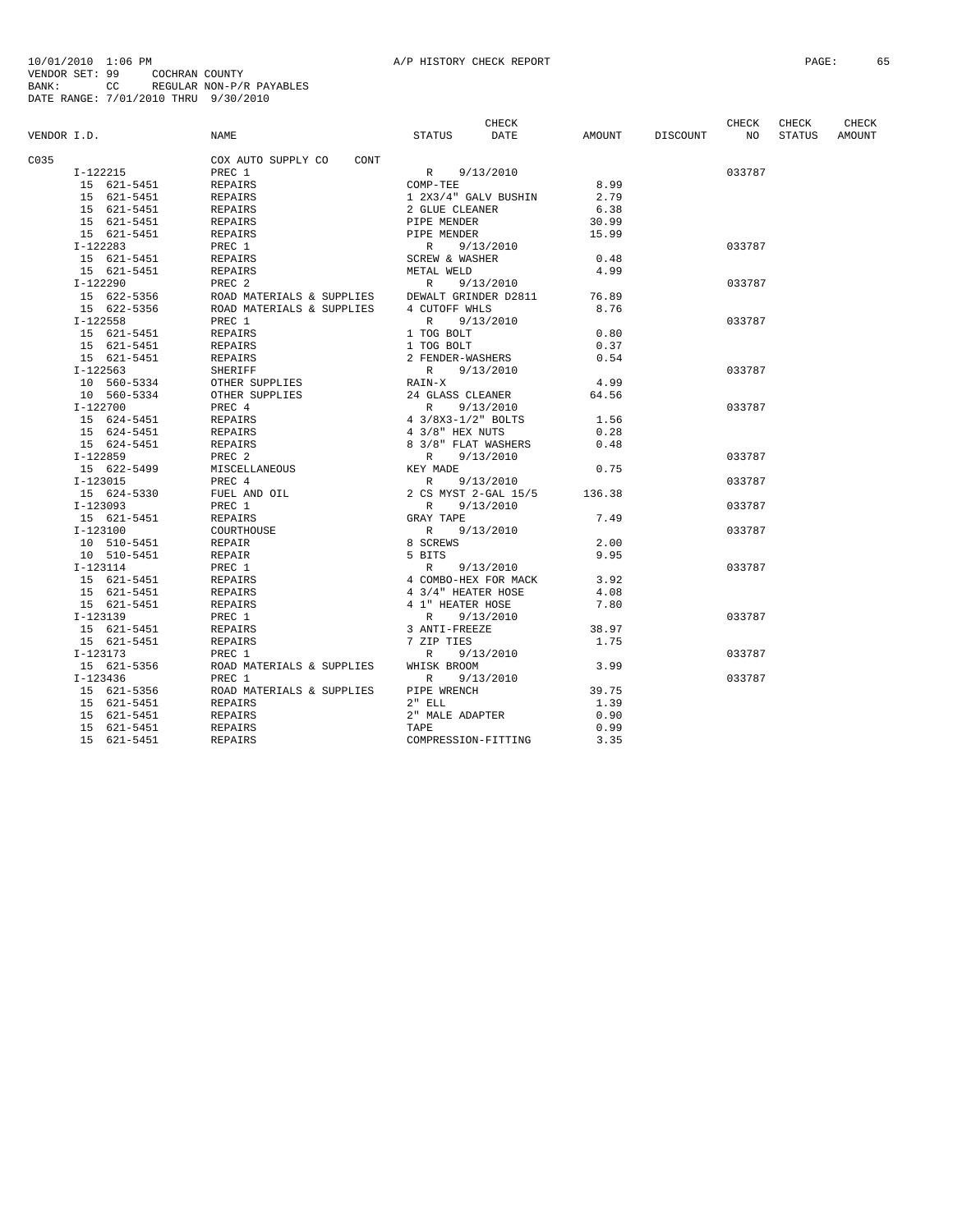10/01/2010 1:06 PM A/P HISTORY CHECK REPORT

VENDOR SET: 99 COCHRAN COUNTY
BANK: CC REGULAR NON-P/R PAYABLES
DATE RANGE: 7/01/2010 THRU 9/30/2010

| VENDOR I.D. | NAME | STATUS | CHECK DATE | AMOUNT | DISCOUNT | CHECK NO | CHECK STATUS | CHECK AMOUNT |
|---|---|---|---|---|---|---|---|---|
| C035 | COX AUTO SUPPLY CO CONT | | | | | | | |
| I-122215 | PREC 1 | R | 9/13/2010 | | | 033787 | | |
| 15 621-5451 | REPAIRS | COMP-TEE | | 8.99 | | | | |
| 15 621-5451 | REPAIRS | 1 2X3/4" GALV BUSHIN | | 2.79 | | | | |
| 15 621-5451 | REPAIRS | 2 GLUE CLEANER | | 6.38 | | | | |
| 15 621-5451 | REPAIRS | PIPE MENDER | | 30.99 | | | | |
| 15 621-5451 | REPAIRS | PIPE MENDER | | 15.99 | | | | |
| I-122283 | PREC 1 | R | 9/13/2010 | | | 033787 | | |
| 15 621-5451 | REPAIRS | SCREW & WASHER | | 0.48 | | | | |
| 15 621-5451 | REPAIRS | METAL WELD | | 4.99 | | | | |
| I-122290 | PREC 2 | R | 9/13/2010 | | | 033787 | | |
| 15 622-5356 | ROAD MATERIALS & SUPPLIES | DEWALT GRINDER D2811 | | 76.89 | | | | |
| 15 622-5356 | ROAD MATERIALS & SUPPLIES | 4 CUTOFF WHLS | | 8.76 | | | | |
| I-122558 | PREC 1 | R | 9/13/2010 | | | 033787 | | |
| 15 621-5451 | REPAIRS | 1 TOG BOLT | | 0.80 | | | | |
| 15 621-5451 | REPAIRS | 1 TOG BOLT | | 0.37 | | | | |
| 15 621-5451 | REPAIRS | 2 FENDER-WASHERS | | 0.54 | | | | |
| I-122563 | SHERIFF | R | 9/13/2010 | | | 033787 | | |
| 10 560-5334 | OTHER SUPPLIES | RAIN-X | | 4.99 | | | | |
| 10 560-5334 | OTHER SUPPLIES | 24 GLASS CLEANER | | 64.56 | | | | |
| I-122700 | PREC 4 | R | 9/13/2010 | | | 033787 | | |
| 15 624-5451 | REPAIRS | 4 3/8X3-1/2" BOLTS | | 1.56 | | | | |
| 15 624-5451 | REPAIRS | 4 3/8" HEX NUTS | | 0.28 | | | | |
| 15 624-5451 | REPAIRS | 8 3/8" FLAT WASHERS | | 0.48 | | | | |
| I-122859 | PREC 2 | R | 9/13/2010 | | | 033787 | | |
| 15 622-5499 | MISCELLANEOUS | KEY MADE | | 0.75 | | | | |
| I-123015 | PREC 4 | R | 9/13/2010 | | | 033787 | | |
| 15 624-5330 | FUEL AND OIL | 2 CS MYST 2-GAL 15/5 | | 136.38 | | | | |
| I-123093 | PREC 1 | R | 9/13/2010 | | | 033787 | | |
| 15 621-5451 | REPAIRS | GRAY TAPE | | 7.49 | | | | |
| I-123100 | COURTHOUSE | R | 9/13/2010 | | | 033787 | | |
| 10 510-5451 | REPAIR | 8 SCREWS | | 2.00 | | | | |
| 10 510-5451 | REPAIR | 5 BITS | | 9.95 | | | | |
| I-123114 | PREC 1 | R | 9/13/2010 | | | 033787 | | |
| 15 621-5451 | REPAIRS | 4 COMBO-HEX FOR MACK | | 3.92 | | | | |
| 15 621-5451 | REPAIRS | 4 3/4" HEATER HOSE | | 4.08 | | | | |
| 15 621-5451 | REPAIRS | 4 1" HEATER HOSE | | 7.80 | | | | |
| I-123139 | PREC 1 | R | 9/13/2010 | | | 033787 | | |
| 15 621-5451 | REPAIRS | 3 ANTI-FREEZE | | 38.97 | | | | |
| 15 621-5451 | REPAIRS | 7 ZIP TIES | | 1.75 | | | | |
| I-123173 | PREC 1 | R | 9/13/2010 | | | 033787 | | |
| 15 621-5356 | ROAD MATERIALS & SUPPLIES | WHISK BROOM | | 3.99 | | | | |
| I-123436 | PREC 1 | R | 9/13/2010 | | | 033787 | | |
| 15 621-5356 | ROAD MATERIALS & SUPPLIES | PIPE WRENCH | | 39.75 | | | | |
| 15 621-5451 | REPAIRS | 2" ELL | | 1.39 | | | | |
| 15 621-5451 | REPAIRS | 2" MALE ADAPTER | | 0.90 | | | | |
| 15 621-5451 | REPAIRS | TAPE | | 0.99 | | | | |
| 15 621-5451 | REPAIRS | COMPRESSION-FITTING | | 3.35 | | | | |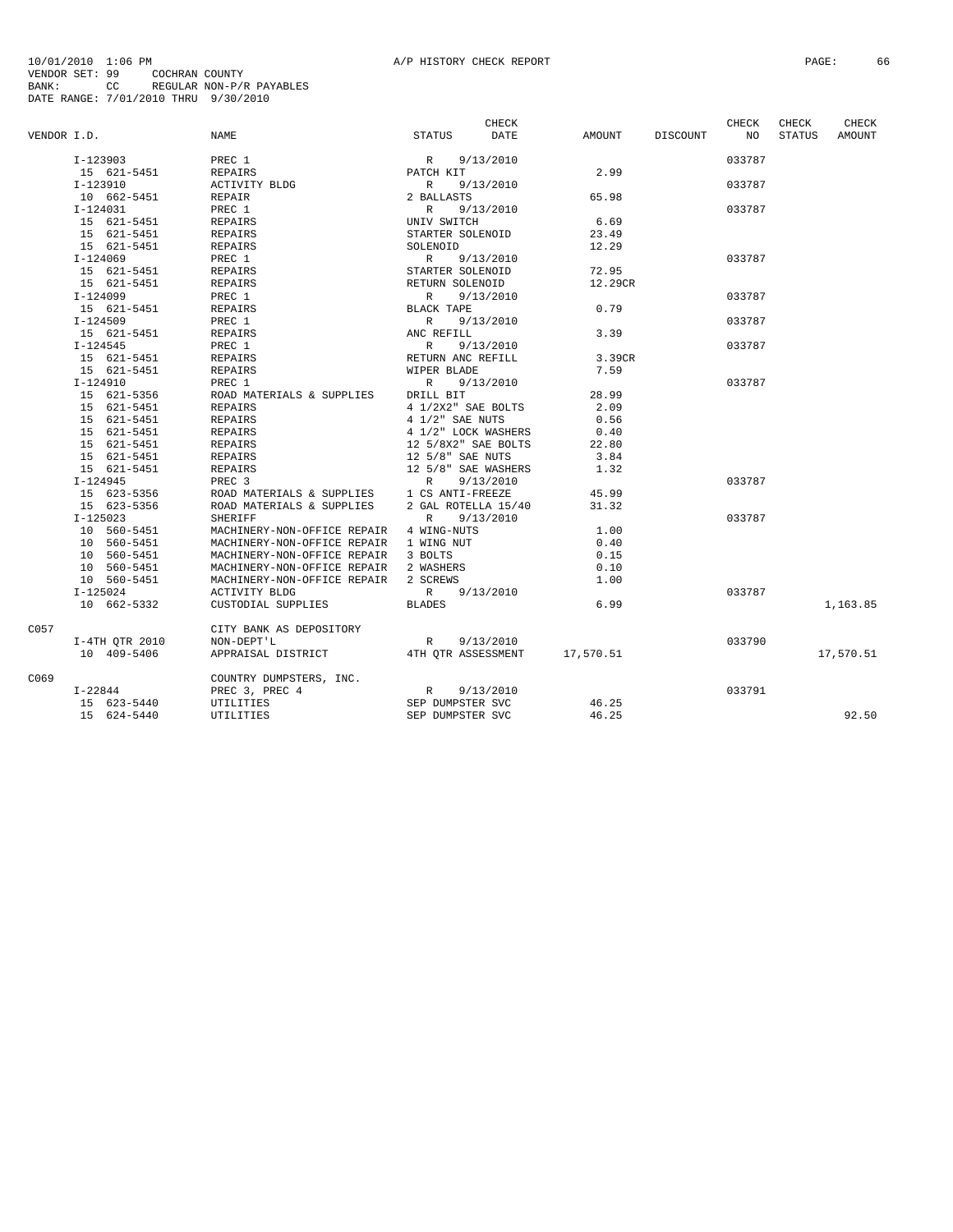10/01/2010 1:06 PM A/P HISTORY CHECK REPORT
VENDOR SET: 99 COCHRAN COUNTY
BANK: CC REGULAR NON-P/R PAYABLES
DATE RANGE: 7/01/2010 THRU 9/30/2010

| VENDOR I.D. | NAME | STATUS | CHECK DATE | AMOUNT | DISCOUNT | CHECK NO | CHECK STATUS | CHECK AMOUNT |
|---|---|---|---|---|---|---|---|---|
| I-123903 | PREC 1 | R | 9/13/2010 | | | 033787 | | |
| 15 621-5451 | REPAIRS | PATCH KIT | | 2.99 | | | | |
| I-123910 | ACTIVITY BLDG | R | 9/13/2010 | | | 033787 | | |
| 10 662-5451 | REPAIR | 2 BALLASTS | | 65.98 | | | | |
| I-124031 | PREC 1 | R | 9/13/2010 | | | 033787 | | |
| 15 621-5451 | REPAIRS | UNIV SWITCH | | 6.69 | | | | |
| 15 621-5451 | REPAIRS | STARTER SOLENOID | | 23.49 | | | | |
| 15 621-5451 | REPAIRS | SOLENOID | | 12.29 | | | | |
| I-124069 | PREC 1 | R | 9/13/2010 | | | 033787 | | |
| 15 621-5451 | REPAIRS | STARTER SOLENOID | | 72.95 | | | | |
| 15 621-5451 | REPAIRS | RETURN SOLENOID | | 12.29CR | | | | |
| I-124099 | PREC 1 | R | 9/13/2010 | | | 033787 | | |
| 15 621-5451 | REPAIRS | BLACK TAPE | | 0.79 | | | | |
| I-124509 | PREC 1 | R | 9/13/2010 | | | 033787 | | |
| 15 621-5451 | REPAIRS | ANC REFILL | | 3.39 | | | | |
| I-124545 | PREC 1 | R | 9/13/2010 | | | 033787 | | |
| 15 621-5451 | REPAIRS | RETURN ANC REFILL | | 3.39CR | | | | |
| 15 621-5451 | REPAIRS | WIPER BLADE | | 7.59 | | | | |
| I-124910 | PREC 1 | R | 9/13/2010 | | | 033787 | | |
| 15 621-5356 | ROAD MATERIALS & SUPPLIES | DRILL BIT | | 28.99 | | | | |
| 15 621-5451 | REPAIRS | 4 1/2X2" SAE BOLTS | | 2.09 | | | | |
| 15 621-5451 | REPAIRS | 4 1/2" SAE NUTS | | 0.56 | | | | |
| 15 621-5451 | REPAIRS | 4 1/2" LOCK WASHERS | | 0.40 | | | | |
| 15 621-5451 | REPAIRS | 12 5/8X2" SAE BOLTS | | 22.80 | | | | |
| 15 621-5451 | REPAIRS | 12 5/8" SAE NUTS | | 3.84 | | | | |
| 15 621-5451 | REPAIRS | 12 5/8" SAE WASHERS | | 1.32 | | | | |
| I-124945 | PREC 3 | R | 9/13/2010 | | | 033787 | | |
| 15 623-5356 | ROAD MATERIALS & SUPPLIES | 1 CS ANTI-FREEZE | | 45.99 | | | | |
| 15 623-5356 | ROAD MATERIALS & SUPPLIES | 2 GAL ROTELLA 15/40 | | 31.32 | | | | |
| I-125023 | SHERIFF | R | 9/13/2010 | | | 033787 | | |
| 10 560-5451 | MACHINERY-NON-OFFICE REPAIR | 4 WING-NUTS | | 1.00 | | | | |
| 10 560-5451 | MACHINERY-NON-OFFICE REPAIR | 1 WING NUT | | 0.40 | | | | |
| 10 560-5451 | MACHINERY-NON-OFFICE REPAIR | 3 BOLTS | | 0.15 | | | | |
| 10 560-5451 | MACHINERY-NON-OFFICE REPAIR | 2 WASHERS | | 0.10 | | | | |
| 10 560-5451 | MACHINERY-NON-OFFICE REPAIR | 2 SCREWS | | 1.00 | | | | |
| I-125024 | ACTIVITY BLDG | R | 9/13/2010 | | | 033787 | | |
| 10 662-5332 | CUSTODIAL SUPPLIES | BLADES | | 6.99 | | | | 1,163.85 |
| C057 | CITY BANK AS DEPOSITORY | | | | | | | |
| I-4TH QTR 2010 | NON-DEPT'L | R | 9/13/2010 | | | 033790 | | |
| 10 409-5406 | APPRAISAL DISTRICT | 4TH QTR ASSESSMENT | | 17,570.51 | | | | 17,570.51 |
| C069 | COUNTRY DUMPSTERS, INC. | | | | | | | |
| I-22844 | PREC 3, PREC 4 | R | 9/13/2010 | | | 033791 | | |
| 15 623-5440 | UTILITIES | SEP DUMPSTER SVC | | 46.25 | | | | |
| 15 624-5440 | UTILITIES | SEP DUMPSTER SVC | | 46.25 | | | | 92.50 |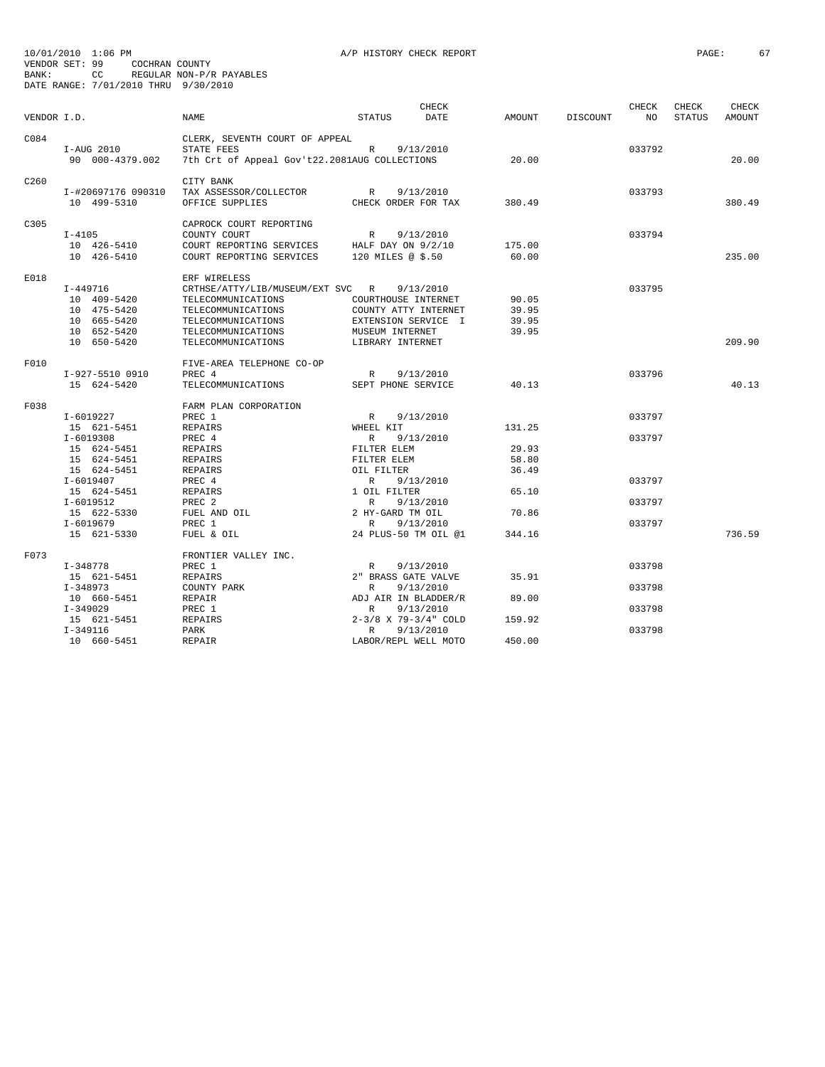10/01/2010 1:06 PM A/P HISTORY CHECK REPORT
VENDOR SET: 99 COCHRAN COUNTY
BANK: CC REGULAR NON-P/R PAYABLES
DATE RANGE: 7/01/2010 THRU 9/30/2010

| VENDOR I.D. | NAME | STATUS | CHECK DATE | AMOUNT | DISCOUNT | CHECK NO | CHECK STATUS | CHECK AMOUNT |
|---|---|---|---|---|---|---|---|---|
| C084 | CLERK, SEVENTH COURT OF APPEAL | | | | | | | |
| I-AUG 2010 | STATE FEES | R | 9/13/2010 | | | 033792 | | |
| 90 000-4379.002 | 7th Crt of Appeal Gov't22.2081AUG COLLECTIONS | | | 20.00 | | | | 20.00 |
| C260 | CITY BANK | | | | | | | |
| I-#20697176 090310 | TAX ASSESSOR/COLLECTOR | R | 9/13/2010 | | | 033793 | | |
| 10 499-5310 | OFFICE SUPPLIES | CHECK ORDER FOR TAX | | 380.49 | | | | 380.49 |
| C305 | CAPROCK COURT REPORTING | | | | | | | |
| I-4105 | COUNTY COURT | R | 9/13/2010 | | | 033794 | | |
| 10 426-5410 | COURT REPORTING SERVICES | HALF DAY ON 9/2/10 | | 175.00 | | | | |
| 10 426-5410 | COURT REPORTING SERVICES | 120 MILES @ $.50 | | 60.00 | | | | 235.00 |
| E018 | ERF WIRELESS | | | | | | | |
| I-449716 | CRTHSE/ATTY/LIB/MUSEUM/EXT SVC | R | 9/13/2010 | | | 033795 | | |
| 10 409-5420 | TELECOMMUNICATIONS | COURTHOUSE INTERNET | | 90.05 | | | | |
| 10 475-5420 | TELECOMMUNICATIONS | COUNTY ATTY INTERNET | | 39.95 | | | | |
| 10 665-5420 | TELECOMMUNICATIONS | EXTENSION SERVICE I | | 39.95 | | | | |
| 10 652-5420 | TELECOMMUNICATIONS | MUSEUM INTERNET | | 39.95 | | | | |
| 10 650-5420 | TELECOMMUNICATIONS | LIBRARY INTERNET | | | | | | 209.90 |
| F010 | FIVE-AREA TELEPHONE CO-OP | | | | | | | |
| I-927-5510 0910 | PREC 4 | R | 9/13/2010 | | | 033796 | | |
| 15 624-5420 | TELECOMMUNICATIONS | SEPT PHONE SERVICE | | 40.13 | | | | 40.13 |
| F038 | FARM PLAN CORPORATION | | | | | | | |
| I-6019227 | PREC 1 | R | 9/13/2010 | | | 033797 | | |
| 15 621-5451 | REPAIRS | WHEEL KIT | | 131.25 | | | | |
| I-6019308 | PREC 4 | R | 9/13/2010 | | | 033797 | | |
| 15 624-5451 | REPAIRS | FILTER ELEM | | 29.93 | | | | |
| 15 624-5451 | REPAIRS | FILTER ELEM | | 58.80 | | | | |
| 15 624-5451 | REPAIRS | OIL FILTER | | 36.49 | | | | |
| I-6019407 | PREC 4 | R | 9/13/2010 | | | 033797 | | |
| 15 624-5451 | REPAIRS | 1 OIL FILTER | | 65.10 | | | | |
| I-6019512 | PREC 2 | R | 9/13/2010 | | | 033797 | | |
| 15 622-5330 | FUEL AND OIL | 2 HY-GARD TM OIL | | 70.86 | | | | |
| I-6019679 | PREC 1 | R | 9/13/2010 | | | 033797 | | |
| 15 621-5330 | FUEL & OIL | 24 PLUS-50 TM OIL @1 | | 344.16 | | | | 736.59 |
| F073 | FRONTIER VALLEY INC. | | | | | | | |
| I-348778 | PREC 1 | R | 9/13/2010 | | | 033798 | | |
| 15 621-5451 | REPAIRS | 2" BRASS GATE VALVE | | 35.91 | | | | |
| I-348973 | COUNTY PARK | R | 9/13/2010 | | | 033798 | | |
| 10 660-5451 | REPAIR | ADJ AIR IN BLADDER/R | | 89.00 | | | | |
| I-349029 | PREC 1 | R | 9/13/2010 | | | 033798 | | |
| 15 621-5451 | REPAIRS | 2-3/8 X 79-3/4" COLD | | 159.92 | | | | |
| I-349116 | PARK | R | 9/13/2010 | | | 033798 | | |
| 10 660-5451 | REPAIR | LABOR/REPL WELL MOTO | | 450.00 | | | | |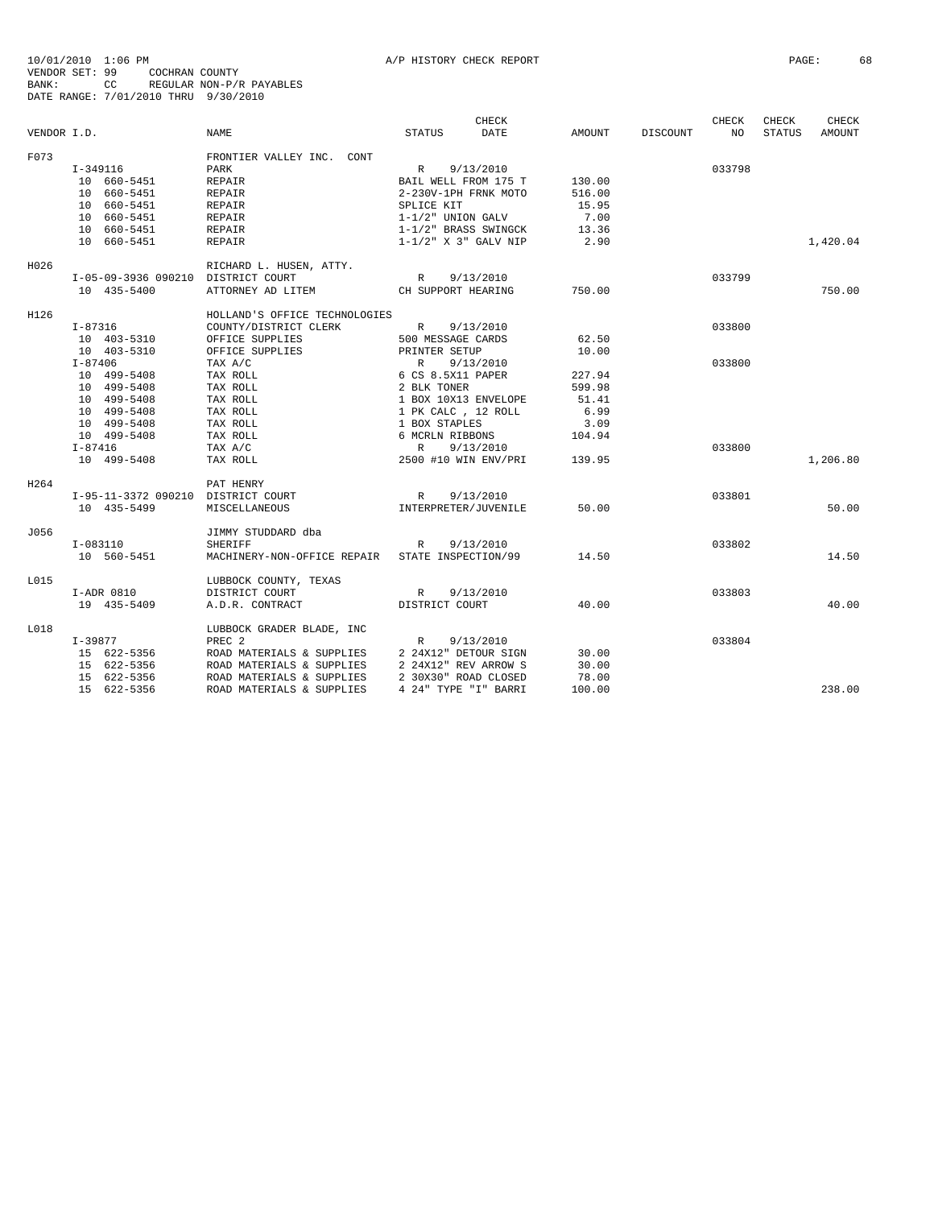10/01/2010 1:06 PM A/P HISTORY CHECK REPORT
VENDOR SET: 99 COCHRAN COUNTY
BANK: CC REGULAR NON-P/R PAYABLES
DATE RANGE: 7/01/2010 THRU 9/30/2010

| VENDOR I.D. | NAME | STATUS | CHECK DATE | AMOUNT | DISCOUNT | CHECK NO | CHECK STATUS | CHECK AMOUNT |
|---|---|---|---|---|---|---|---|---|
| F073 | FRONTIER VALLEY INC. CONT | | | | | | | |
| I-349116 | PARK | R | 9/13/2010 | | | 033798 | | |
| 10 660-5451 | REPAIR | BAIL WELL FROM 175 T | | 130.00 | | | | |
| 10 660-5451 | REPAIR | 2-230V-1PH FRNK MOTO | | 516.00 | | | | |
| 10 660-5451 | REPAIR | SPLICE KIT | | 15.95 | | | | |
| 10 660-5451 | REPAIR | 1-1/2" UNION GALV | | 7.00 | | | | |
| 10 660-5451 | REPAIR | 1-1/2" BRASS SWINGCK | | 13.36 | | | | |
| 10 660-5451 | REPAIR | 1-1/2" X 3" GALV NIP | | 2.90 | | | | 1,420.04 |
| H026 | RICHARD L. HUSEN, ATTY. | | | | | | | |
| I-05-09-3936 090210 | DISTRICT COURT | R | 9/13/2010 | | | 033799 | | |
| 10 435-5400 | ATTORNEY AD LITEM | CH SUPPORT HEARING | | 750.00 | | | | 750.00 |
| H126 | HOLLAND'S OFFICE TECHNOLOGIES | | | | | | | |
| I-87316 | COUNTY/DISTRICT CLERK | R | 9/13/2010 | | | 033800 | | |
| 10 403-5310 | OFFICE SUPPLIES | 500 MESSAGE CARDS | | 62.50 | | | | |
| 10 403-5310 | OFFICE SUPPLIES | PRINTER SETUP | | 10.00 | | | | |
| I-87406 | TAX A/C | R | 9/13/2010 | | | 033800 | | |
| 10 499-5408 | TAX ROLL | 6 CS 8.5X11 PAPER | | 227.94 | | | | |
| 10 499-5408 | TAX ROLL | 2 BLK TONER | | 599.98 | | | | |
| 10 499-5408 | TAX ROLL | 1 BOX 10X13 ENVELOPE | | 51.41 | | | | |
| 10 499-5408 | TAX ROLL | 1 PK CALC , 12 ROLL | | 6.99 | | | | |
| 10 499-5408 | TAX ROLL | 1 BOX STAPLES | | 3.09 | | | | |
| 10 499-5408 | TAX ROLL | 6 MCRLN RIBBONS | | 104.94 | | | | |
| I-87416 | TAX A/C | R | 9/13/2010 | | | 033800 | | |
| 10 499-5408 | TAX ROLL | 2500 #10 WIN ENV/PRI | | 139.95 | | | | 1,206.80 |
| H264 | PAT HENRY | | | | | | | |
| I-95-11-3372 090210 | DISTRICT COURT | R | 9/13/2010 | | | 033801 | | |
| 10 435-5499 | MISCELLANEOUS | INTERPRETER/JUVENILE | | 50.00 | | | | 50.00 |
| J056 | JIMMY STUDDARD dba | | | | | | | |
| I-083110 | SHERIFF | R | 9/13/2010 | | | 033802 | | |
| 10 560-5451 | MACHINERY-NON-OFFICE REPAIR | STATE INSPECTION/99 | | 14.50 | | | | 14.50 |
| L015 | LUBBOCK COUNTY, TEXAS | | | | | | | |
| I-ADR 0810 | DISTRICT COURT | R | 9/13/2010 | | | 033803 | | |
| 19 435-5409 | A.D.R. CONTRACT | DISTRICT COURT | | 40.00 | | | | 40.00 |
| L018 | LUBBOCK GRADER BLADE, INC | | | | | | | |
| I-39877 | PREC 2 | R | 9/13/2010 | | | 033804 | | |
| 15 622-5356 | ROAD MATERIALS & SUPPLIES | 2 24X12" DETOUR SIGN | | 30.00 | | | | |
| 15 622-5356 | ROAD MATERIALS & SUPPLIES | 2 24X12" REV ARROW S | | 30.00 | | | | |
| 15 622-5356 | ROAD MATERIALS & SUPPLIES | 2 30X30" ROAD CLOSED | | 78.00 | | | | |
| 15 622-5356 | ROAD MATERIALS & SUPPLIES | 4 24" TYPE "I" BARRI | | 100.00 | | | | 238.00 |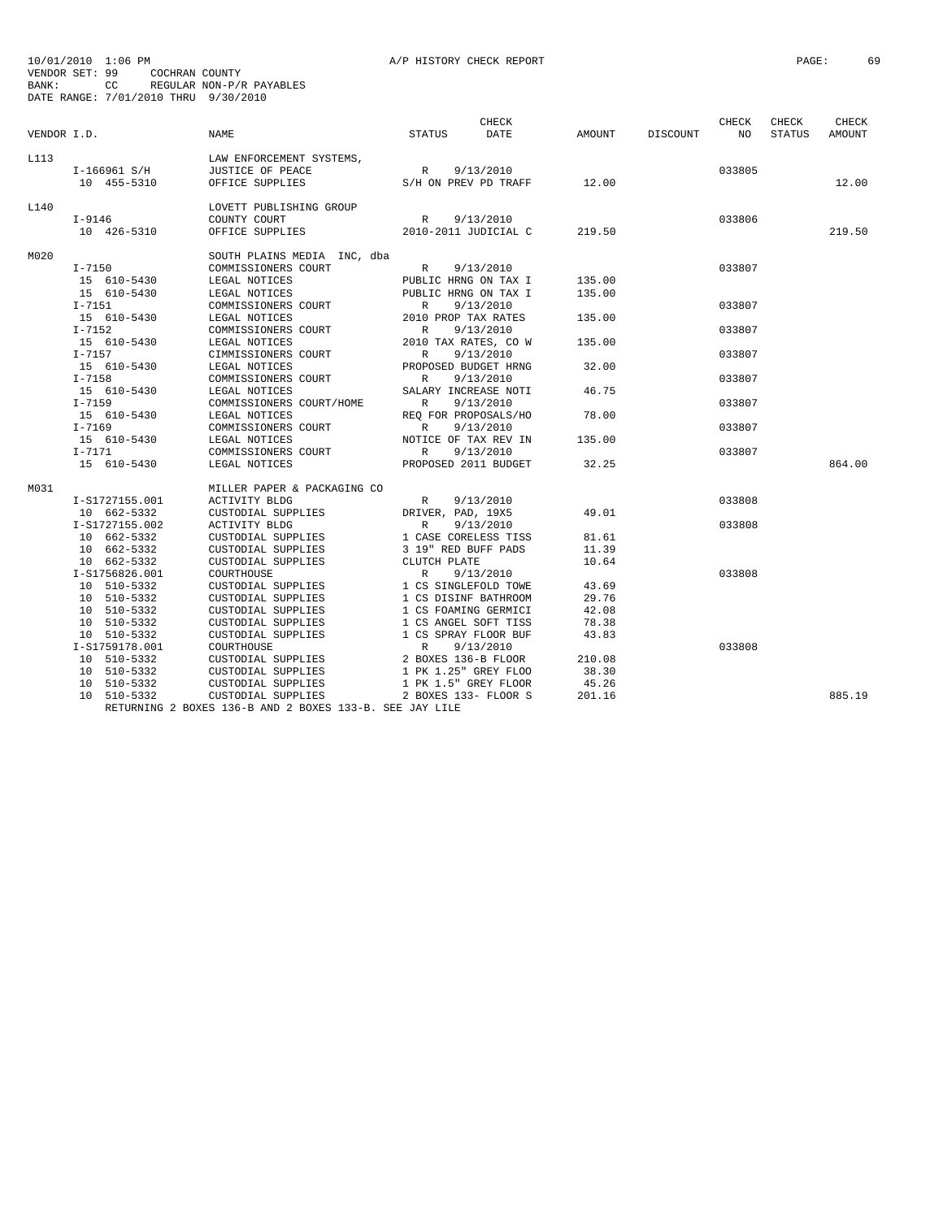10/01/2010 1:06 PM A/P HISTORY CHECK REPORT
VENDOR SET: 99 COCHRAN COUNTY
BANK: CC REGULAR NON-P/R PAYABLES
DATE RANGE: 7/01/2010 THRU 9/30/2010

| VENDOR I.D. | NAME | STATUS | CHECK DATE | AMOUNT | DISCOUNT | CHECK NO | CHECK STATUS | CHECK AMOUNT |
|---|---|---|---|---|---|---|---|---|
| L113 | LAW ENFORCEMENT SYSTEMS, | | | | | | | |
| I-166961 S/H | JUSTICE OF PEACE | R | 9/13/2010 | | | 033805 | | |
| 10 455-5310 | OFFICE SUPPLIES | S/H ON PREV PD TRAFF | | 12.00 | | | | 12.00 |
| L140 | LOVETT PUBLISHING GROUP | | | | | | | |
| I-9146 | COUNTY COURT | R | 9/13/2010 | | | 033806 | | |
| 10 426-5310 | OFFICE SUPPLIES | 2010-2011 JUDICIAL C | | 219.50 | | | | 219.50 |
| M020 | SOUTH PLAINS MEDIA INC, dba | | | | | | | |
| I-7150 | COMMISSIONERS COURT | R | 9/13/2010 | | | 033807 | | |
| 15 610-5430 | LEGAL NOTICES | PUBLIC HRNG ON TAX I | | 135.00 | | | | |
| 15 610-5430 | LEGAL NOTICES | PUBLIC HRNG ON TAX I | | 135.00 | | | | |
| I-7151 | COMMISSIONERS COURT | R | 9/13/2010 | | | 033807 | | |
| 15 610-5430 | LEGAL NOTICES | 2010 PROP TAX RATES | | 135.00 | | | | |
| I-7152 | COMMISSIONERS COURT | R | 9/13/2010 | | | 033807 | | |
| 15 610-5430 | LEGAL NOTICES | 2010 TAX RATES, CO W | | 135.00 | | | | |
| I-7157 | CIMMISSIONERS COURT | R | 9/13/2010 | | | 033807 | | |
| 15 610-5430 | LEGAL NOTICES | PROPOSED BUDGET HRNG | | 32.00 | | | | |
| I-7158 | COMMISSIONERS COURT | R | 9/13/2010 | | | 033807 | | |
| 15 610-5430 | LEGAL NOTICES | SALARY INCREASE NOTI | | 46.75 | | | | |
| I-7159 | COMMISSIONERS COURT/HOME | R | 9/13/2010 | | | 033807 | | |
| 15 610-5430 | LEGAL NOTICES | REQ FOR PROPOSALS/HO | | 78.00 | | | | |
| I-7169 | COMMISSIONERS COURT | R | 9/13/2010 | | | 033807 | | |
| 15 610-5430 | LEGAL NOTICES | NOTICE OF TAX REV IN | | 135.00 | | | | |
| I-7171 | COMMISSIONERS COURT | R | 9/13/2010 | | | 033807 | | |
| 15 610-5430 | LEGAL NOTICES | PROPOSED 2011 BUDGET | | 32.25 | | | | 864.00 |
| M031 | MILLER PAPER & PACKAGING CO | | | | | | | |
| I-S1727155.001 | ACTIVITY BLDG | R | 9/13/2010 | | | 033808 | | |
| 10 662-5332 | CUSTODIAL SUPPLIES | DRIVER, PAD, 19X5 | | 49.01 | | | | |
| I-S1727155.002 | ACTIVITY BLDG | R | 9/13/2010 | | | 033808 | | |
| 10 662-5332 | CUSTODIAL SUPPLIES | 1 CASE CORELESS TISS | | 81.61 | | | | |
| 10 662-5332 | CUSTODIAL SUPPLIES | 3 19" RED BUFF PADS | | 11.39 | | | | |
| 10 662-5332 | CUSTODIAL SUPPLIES | CLUTCH PLATE | | 10.64 | | | | |
| I-S1756826.001 | COURTHOUSE | R | 9/13/2010 | | | 033808 | | |
| 10 510-5332 | CUSTODIAL SUPPLIES | 1 CS SINGLEFOLD TOWE | | 43.69 | | | | |
| 10 510-5332 | CUSTODIAL SUPPLIES | 1 CS DISINF BATHROOM | | 29.76 | | | | |
| 10 510-5332 | CUSTODIAL SUPPLIES | 1 CS FOAMING GERMICI | | 42.08 | | | | |
| 10 510-5332 | CUSTODIAL SUPPLIES | 1 CS ANGEL SOFT TISS | | 78.38 | | | | |
| 10 510-5332 | CUSTODIAL SUPPLIES | 1 CS SPRAY FLOOR BUF | | 43.83 | | | | |
| I-S1759178.001 | COURTHOUSE | R | 9/13/2010 | | | 033808 | | |
| 10 510-5332 | CUSTODIAL SUPPLIES | 2 BOXES 136-B FLOOR | | 210.08 | | | | |
| 10 510-5332 | CUSTODIAL SUPPLIES | 1 PK 1.25" GREY FLOO | | 38.30 | | | | |
| 10 510-5332 | CUSTODIAL SUPPLIES | 1 PK 1.5" GREY FLOOR | | 45.26 | | | | |
| 10 510-5332 | CUSTODIAL SUPPLIES | 2 BOXES 133- FLOOR S | | 201.16 | | | | 885.19 |

RETURNING 2 BOXES 136-B AND 2 BOXES 133-B. SEE JAY LILE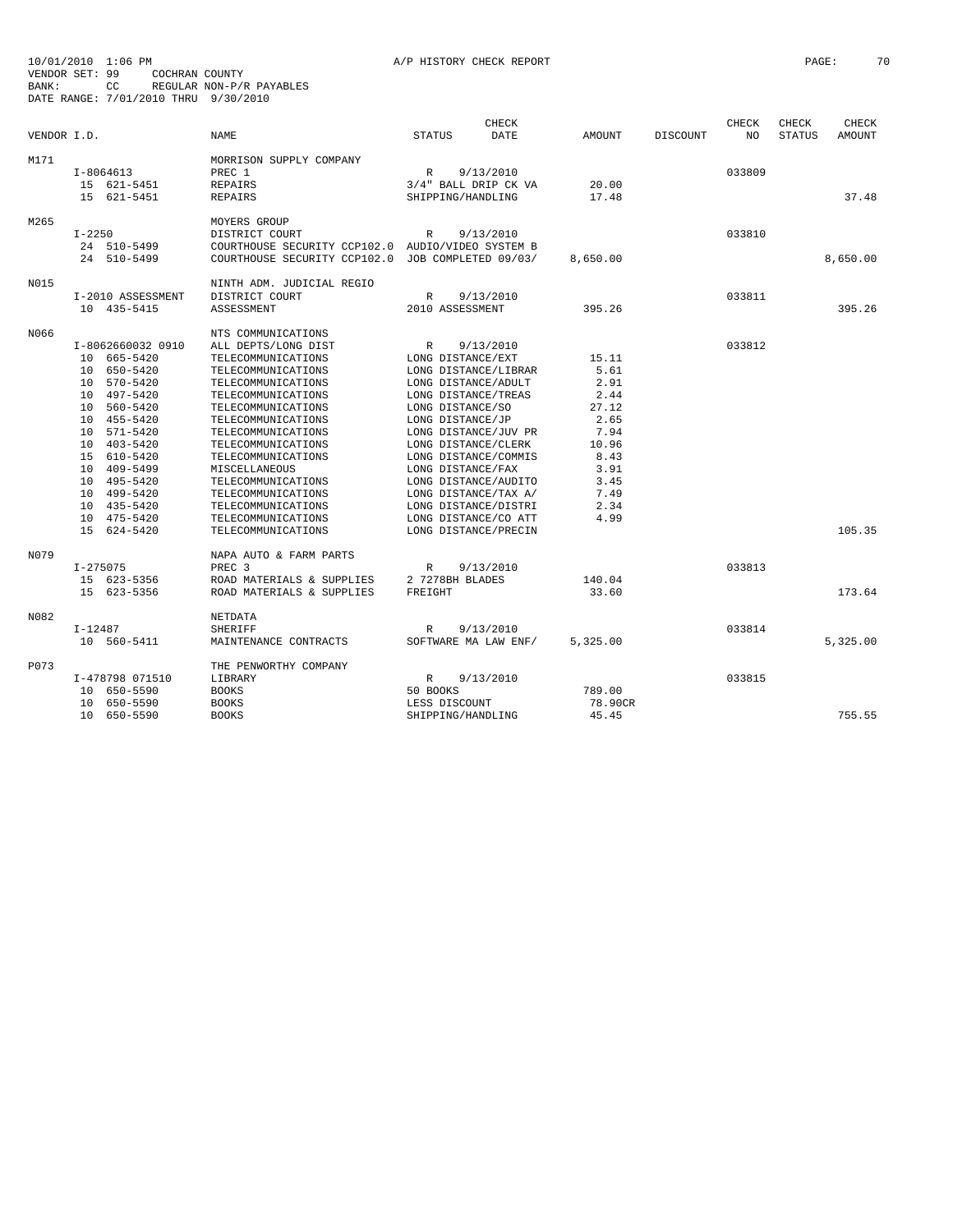10/01/2010 1:06 PM A/P HISTORY CHECK REPORT

VENDOR SET: 99 COCHRAN COUNTY
BANK: CC REGULAR NON-P/R PAYABLES
DATE RANGE: 7/01/2010 THRU 9/30/2010

| VENDOR I.D. | NAME | STATUS | CHECK DATE | AMOUNT | DISCOUNT | CHECK NO | CHECK STATUS | CHECK AMOUNT |
|---|---|---|---|---|---|---|---|---|
| M171 | MORRISON SUPPLY COMPANY | | | | | | | |
| I-8064613 | PREC 1 | R | 9/13/2010 | | | 033809 | | |
| 15 621-5451 | REPAIRS | 3/4" BALL DRIP CK VA | | 20.00 | | | | |
| 15 621-5451 | REPAIRS | SHIPPING/HANDLING | | 17.48 | | | | 37.48 |
| M265 | MOYERS GROUP | | | | | | | |
| I-2250 | DISTRICT COURT | R | 9/13/2010 | | | 033810 | | |
| 24 510-5499 | COURTHOUSE SECURITY CCP102.0 | AUDIO/VIDEO SYSTEM B | | | | | | |
| 24 510-5499 | COURTHOUSE SECURITY CCP102.0 | JOB COMPLETED 09/03/ | | 8,650.00 | | | | 8,650.00 |
| N015 | NINTH ADM. JUDICIAL REGIO | | | | | | | |
| I-2010 ASSESSMENT | DISTRICT COURT | R | 9/13/2010 | | | 033811 | | |
| 10 435-5415 | ASSESSMENT | 2010 ASSESSMENT | | 395.26 | | | | 395.26 |
| N066 | NTS COMMUNICATIONS | | | | | | | |
| I-8062660032 0910 | ALL DEPTS/LONG DIST | R | 9/13/2010 | | | 033812 | | |
| 10 665-5420 | TELECOMMUNICATIONS | LONG DISTANCE/EXT | | 15.11 | | | | |
| 10 650-5420 | TELECOMMUNICATIONS | LONG DISTANCE/LIBRAR | | 5.61 | | | | |
| 10 570-5420 | TELECOMMUNICATIONS | LONG DISTANCE/ADULT | | 2.91 | | | | |
| 10 497-5420 | TELECOMMUNICATIONS | LONG DISTANCE/TREAS | | 2.44 | | | | |
| 10 560-5420 | TELECOMMUNICATIONS | LONG DISTANCE/SO | | 27.12 | | | | |
| 10 455-5420 | TELECOMMUNICATIONS | LONG DISTANCE/JP | | 2.65 | | | | |
| 10 571-5420 | TELECOMMUNICATIONS | LONG DISTANCE/JUV PR | | 7.94 | | | | |
| 10 403-5420 | TELECOMMUNICATIONS | LONG DISTANCE/CLERK | | 10.96 | | | | |
| 15 610-5420 | TELECOMMUNICATIONS | LONG DISTANCE/COMMIS | | 8.43 | | | | |
| 10 409-5499 | MISCELLANEOUS | LONG DISTANCE/FAX | | 3.91 | | | | |
| 10 495-5420 | TELECOMMUNICATIONS | LONG DISTANCE/AUDITO | | 3.45 | | | | |
| 10 499-5420 | TELECOMMUNICATIONS | LONG DISTANCE/TAX A/ | | 7.49 | | | | |
| 10 435-5420 | TELECOMMUNICATIONS | LONG DISTANCE/DISTRI | | 2.34 | | | | |
| 10 475-5420 | TELECOMMUNICATIONS | LONG DISTANCE/CO ATT | | 4.99 | | | | |
| 15 624-5420 | TELECOMMUNICATIONS | LONG DISTANCE/PRECIN | | | | | | 105.35 |
| N079 | NAPA AUTO & FARM PARTS | | | | | | | |
| I-275075 | PREC 3 | R | 9/13/2010 | | | 033813 | | |
| 15 623-5356 | ROAD MATERIALS & SUPPLIES | 2 7278BH BLADES | | 140.04 | | | | |
| 15 623-5356 | ROAD MATERIALS & SUPPLIES | FREIGHT | | 33.60 | | | | 173.64 |
| N082 | NETDATA | | | | | | | |
| I-12487 | SHERIFF | R | 9/13/2010 | | | 033814 | | |
| 10 560-5411 | MAINTENANCE CONTRACTS | SOFTWARE MA LAW ENF/ | | 5,325.00 | | | | 5,325.00 |
| P073 | THE PENWORTHY COMPANY | | | | | | | |
| I-478798 071510 | LIBRARY | R | 9/13/2010 | | | 033815 | | |
| 10 650-5590 | BOOKS | 50 BOOKS | | 789.00 | | | | |
| 10 650-5590 | BOOKS | LESS DISCOUNT | | 78.90CR | | | | |
| 10 650-5590 | BOOKS | SHIPPING/HANDLING | | 45.45 | | | | 755.55 |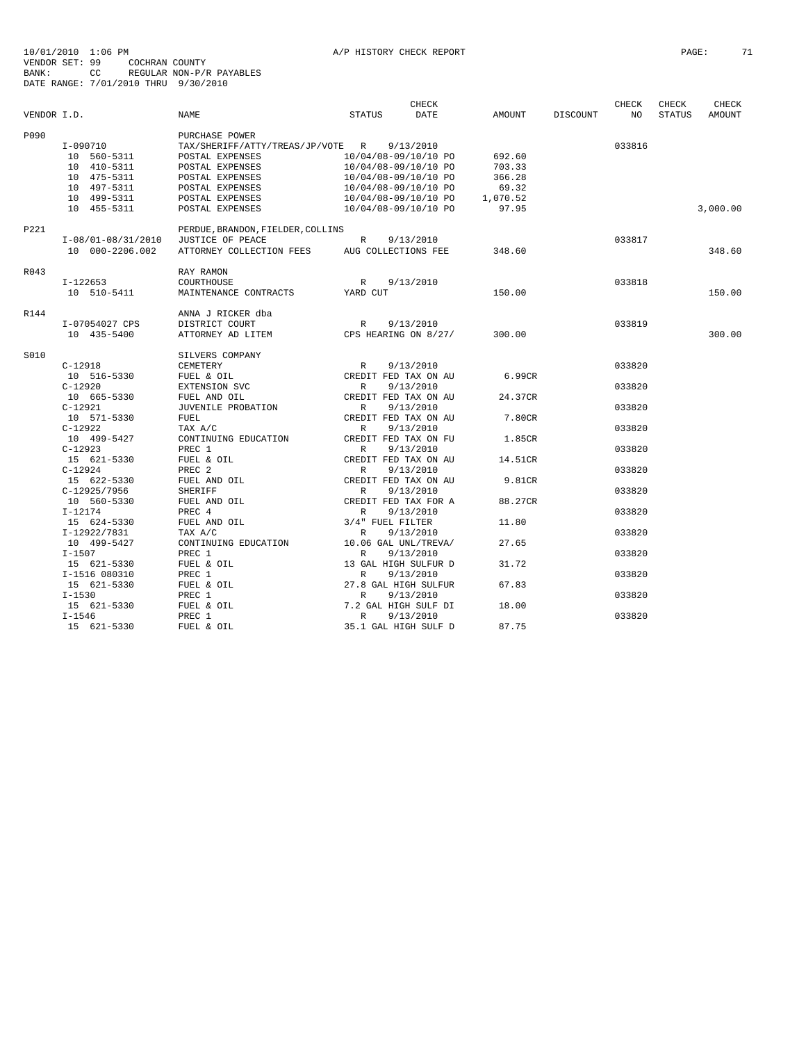10/01/2010 1:06 PM A/P HISTORY CHECK REPORT

VENDOR SET: 99 COCHRAN COUNTY
BANK: CC REGULAR NON-P/R PAYABLES
DATE RANGE: 7/01/2010 THRU 9/30/2010

| VENDOR I.D. | NAME | STATUS | CHECK DATE | AMOUNT | DISCOUNT | CHECK NO | CHECK STATUS | CHECK AMOUNT |
|---|---|---|---|---|---|---|---|---|
| P090 | PURCHASE POWER | | | | | | | |
| I-090710 | TAX/SHERIFF/ATTY/TREAS/JP/VOTE | R | 9/13/2010 | | | 033816 | | |
| 10 560-5311 | POSTAL EXPENSES | 10/04/08-09/10/10 PO | | 692.60 | | | | |
| 10 410-5311 | POSTAL EXPENSES | 10/04/08-09/10/10 PO | | 703.33 | | | | |
| 10 475-5311 | POSTAL EXPENSES | 10/04/08-09/10/10 PO | | 366.28 | | | | |
| 10 497-5311 | POSTAL EXPENSES | 10/04/08-09/10/10 PO | | 69.32 | | | | |
| 10 499-5311 | POSTAL EXPENSES | 10/04/08-09/10/10 PO | | 1,070.52 | | | | |
| 10 455-5311 | POSTAL EXPENSES | 10/04/08-09/10/10 PO | | 97.95 | | | | 3,000.00 |
| P221 | PERDUE, BRANDON, FIELDER, COLLINS | | | | | | | |
| I-08/01-08/31/2010 | JUSTICE OF PEACE | R | 9/13/2010 | | | 033817 | | |
| 10 000-2206.002 | ATTORNEY COLLECTION FEES | AUG COLLECTIONS FEE | | 348.60 | | | | 348.60 |
| R043 | RAY RAMON | | | | | | | |
| I-122653 | COURTHOUSE | R | 9/13/2010 | | | 033818 | | |
| 10 510-5411 | MAINTENANCE CONTRACTS | YARD CUT | | 150.00 | | | | 150.00 |
| R144 | ANNA J RICKER dba | | | | | | | |
| I-07054027 CPS | DISTRICT COURT | R | 9/13/2010 | | | 033819 | | |
| 10 435-5400 | ATTORNEY AD LITEM | CPS HEARING ON 8/27/ | | 300.00 | | | | 300.00 |
| S010 | SILVERS COMPANY | | | | | | | |
| C-12918 | CEMETERY | R | 9/13/2010 | | | 033820 | | |
| 10 516-5330 | FUEL & OIL | CREDIT FED TAX ON AU | | 6.99CR | | | | |
| C-12920 | EXTENSION SVC | R | 9/13/2010 | | | 033820 | | |
| 10 665-5330 | FUEL AND OIL | CREDIT FED TAX ON AU | | 24.37CR | | | | |
| C-12921 | JUVENILE PROBATION | R | 9/13/2010 | | | 033820 | | |
| 10 571-5330 | FUEL | CREDIT FED TAX ON AU | | 7.80CR | | | | |
| C-12922 | TAX A/C | R | 9/13/2010 | | | 033820 | | |
| 10 499-5427 | CONTINUING EDUCATION | CREDIT FED TAX ON FU | | 1.85CR | | | | |
| C-12923 | PREC 1 | R | 9/13/2010 | | | 033820 | | |
| 15 621-5330 | FUEL & OIL | CREDIT FED TAX ON AU | | 14.51CR | | | | |
| C-12924 | PREC 2 | R | 9/13/2010 | | | 033820 | | |
| 15 622-5330 | FUEL AND OIL | CREDIT FED TAX ON AU | | 9.81CR | | | | |
| C-12925/7956 | SHERIFF | R | 9/13/2010 | | | 033820 | | |
| 10 560-5330 | FUEL AND OIL | CREDIT FED TAX FOR A | | 88.27CR | | | | |
| I-12174 | PREC 4 | R | 9/13/2010 | | | 033820 | | |
| 15 624-5330 | FUEL AND OIL | 3/4" FUEL FILTER | | 11.80 | | | | |
| I-12922/7831 | TAX A/C | R | 9/13/2010 | | | 033820 | | |
| 10 499-5427 | CONTINUING EDUCATION | 10.06 GAL UNL/TREVA/ | | 27.65 | | | | |
| I-1507 | PREC 1 | R | 9/13/2010 | | | 033820 | | |
| 15 621-5330 | FUEL & OIL | 13 GAL HIGH SULFUR D | | 31.72 | | | | |
| I-1516 080310 | PREC 1 | R | 9/13/2010 | | | 033820 | | |
| 15 621-5330 | FUEL & OIL | 27.8 GAL HIGH SULFUR | | 67.83 | | | | |
| I-1530 | PREC 1 | R | 9/13/2010 | | | 033820 | | |
| 15 621-5330 | FUEL & OIL | 7.2 GAL HIGH SULF DI | | 18.00 | | | | |
| I-1546 | PREC 1 | R | 9/13/2010 | | | 033820 | | |
| 15 621-5330 | FUEL & OIL | 35.1 GAL HIGH SULF D | | 87.75 | | | | |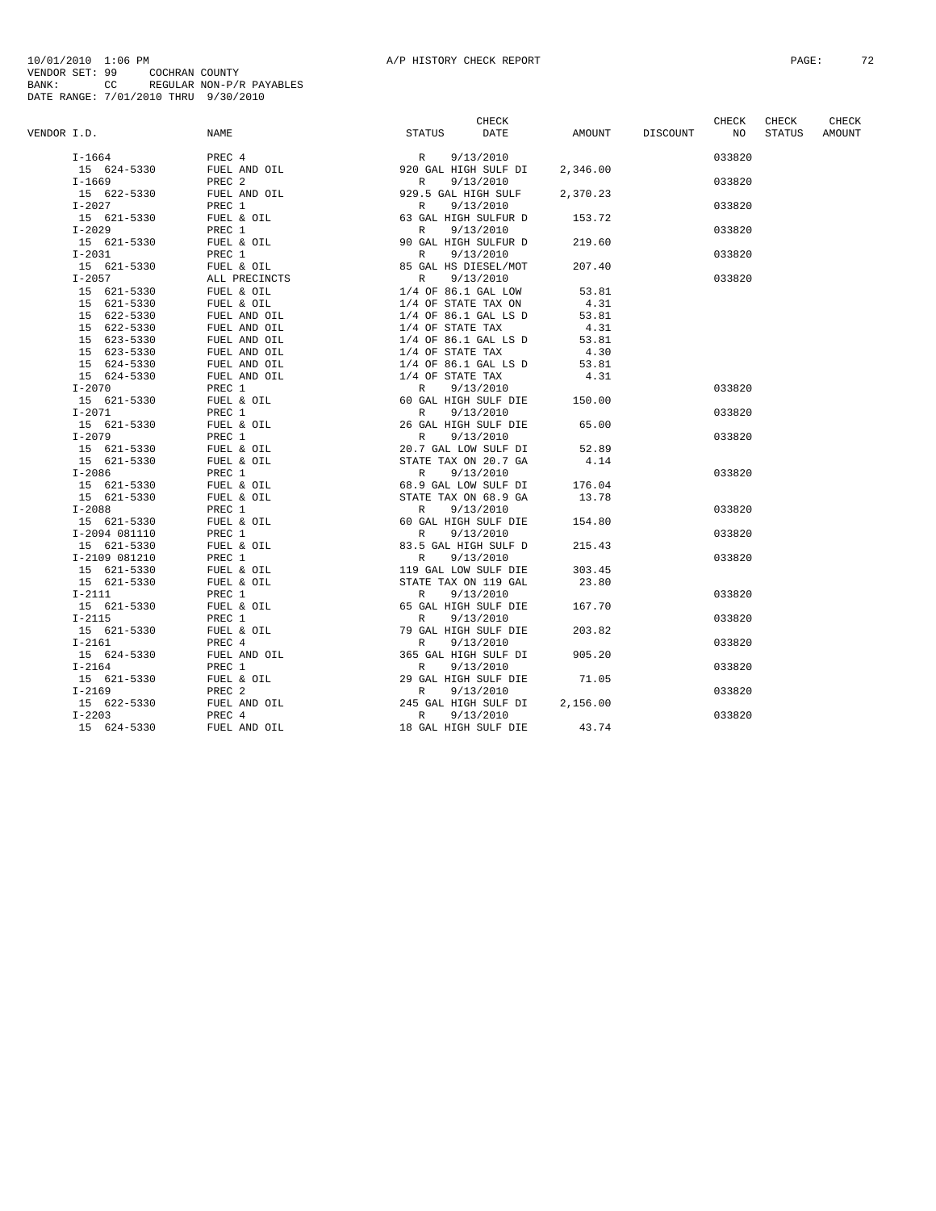10/01/2010 1:06 PM A/P HISTORY CHECK REPORT

VENDOR SET: 99 COCHRAN COUNTY
BANK: CC REGULAR NON-P/R PAYABLES
DATE RANGE: 7/01/2010 THRU 9/30/2010

| VENDOR I.D. | NAME | STATUS | CHECK DATE | AMOUNT | DISCOUNT | CHECK NO | CHECK STATUS | CHECK AMOUNT |
|---|---|---|---|---|---|---|---|---|
| I-1664 | PREC 4 | R | 9/13/2010 | | | 033820 | | |
| 15 624-5330 | FUEL AND OIL | 920 GAL HIGH SULF DI | | 2,346.00 | | | | |
| I-1669 | PREC 2 | R | 9/13/2010 | | | 033820 | | |
| 15 622-5330 | FUEL AND OIL | 929.5 GAL HIGH SULF | | 2,370.23 | | | | |
| I-2027 | PREC 1 | R | 9/13/2010 | | | 033820 | | |
| 15 621-5330 | FUEL & OIL | 63 GAL HIGH SULFUR D | | 153.72 | | | | |
| I-2029 | PREC 1 | R | 9/13/2010 | | | 033820 | | |
| 15 621-5330 | FUEL & OIL | 90 GAL HIGH SULFUR D | | 219.60 | | | | |
| I-2031 | PREC 1 | R | 9/13/2010 | | | 033820 | | |
| 15 621-5330 | FUEL & OIL | 85 GAL HS DIESEL/MOT | | 207.40 | | | | |
| I-2057 | ALL PRECINCTS | R | 9/13/2010 | | | 033820 | | |
| 15 621-5330 | FUEL & OIL | 1/4 OF 86.1 GAL LOW | | 53.81 | | | | |
| 15 621-5330 | FUEL & OIL | 1/4 OF STATE TAX ON | | 4.31 | | | | |
| 15 622-5330 | FUEL AND OIL | 1/4 OF 86.1 GAL LS D | | 53.81 | | | | |
| 15 622-5330 | FUEL AND OIL | 1/4 OF STATE TAX | | 4.31 | | | | |
| 15 623-5330 | FUEL AND OIL | 1/4 OF 86.1 GAL LS D | | 53.81 | | | | |
| 15 623-5330 | FUEL AND OIL | 1/4 OF STATE TAX | | 4.30 | | | | |
| 15 624-5330 | FUEL AND OIL | 1/4 OF 86.1 GAL LS D | | 53.81 | | | | |
| 15 624-5330 | FUEL AND OIL | 1/4 OF STATE TAX | | 4.31 | | | | |
| I-2070 | PREC 1 | R | 9/13/2010 | | | 033820 | | |
| 15 621-5330 | FUEL & OIL | 60 GAL HIGH SULF DIE | | 150.00 | | | | |
| I-2071 | PREC 1 | R | 9/13/2010 | | | 033820 | | |
| 15 621-5330 | FUEL & OIL | 26 GAL HIGH SULF DIE | | 65.00 | | | | |
| I-2079 | PREC 1 | R | 9/13/2010 | | | 033820 | | |
| 15 621-5330 | FUEL & OIL | 20.7 GAL LOW SULF DI | | 52.89 | | | | |
| 15 621-5330 | FUEL & OIL | STATE TAX ON 20.7 GA | | 4.14 | | | | |
| I-2086 | PREC 1 | R | 9/13/2010 | | | 033820 | | |
| 15 621-5330 | FUEL & OIL | 68.9 GAL LOW SULF DI | | 176.04 | | | | |
| 15 621-5330 | FUEL & OIL | STATE TAX ON 68.9 GA | | 13.78 | | | | |
| I-2088 | PREC 1 | R | 9/13/2010 | | | 033820 | | |
| 15 621-5330 | FUEL & OIL | 60 GAL HIGH SULF DIE | | 154.80 | | | | |
| I-2094 081110 | PREC 1 | R | 9/13/2010 | | | 033820 | | |
| 15 621-5330 | FUEL & OIL | 83.5 GAL HIGH SULF D | | 215.43 | | | | |
| I-2109 081210 | PREC 1 | R | 9/13/2010 | | | 033820 | | |
| 15 621-5330 | FUEL & OIL | 119 GAL LOW SULF DIE | | 303.45 | | | | |
| 15 621-5330 | FUEL & OIL | STATE TAX ON 119 GAL | | 23.80 | | | | |
| I-2111 | PREC 1 | R | 9/13/2010 | | | 033820 | | |
| 15 621-5330 | FUEL & OIL | 65 GAL HIGH SULF DIE | | 167.70 | | | | |
| I-2115 | PREC 1 | R | 9/13/2010 | | | 033820 | | |
| 15 621-5330 | FUEL & OIL | 79 GAL HIGH SULF DIE | | 203.82 | | | | |
| I-2161 | PREC 4 | R | 9/13/2010 | | | 033820 | | |
| 15 624-5330 | FUEL AND OIL | 365 GAL HIGH SULF DI | | 905.20 | | | | |
| I-2164 | PREC 1 | R | 9/13/2010 | | | 033820 | | |
| 15 621-5330 | FUEL & OIL | 29 GAL HIGH SULF DIE | | 71.05 | | | | |
| I-2169 | PREC 2 | R | 9/13/2010 | | | 033820 | | |
| 15 622-5330 | FUEL AND OIL | 245 GAL HIGH SULF DI | | 2,156.00 | | | | |
| I-2203 | PREC 4 | R | 9/13/2010 | | | 033820 | | |
| 15 624-5330 | FUEL AND OIL | 18 GAL HIGH SULF DIE | | 43.74 | | | | |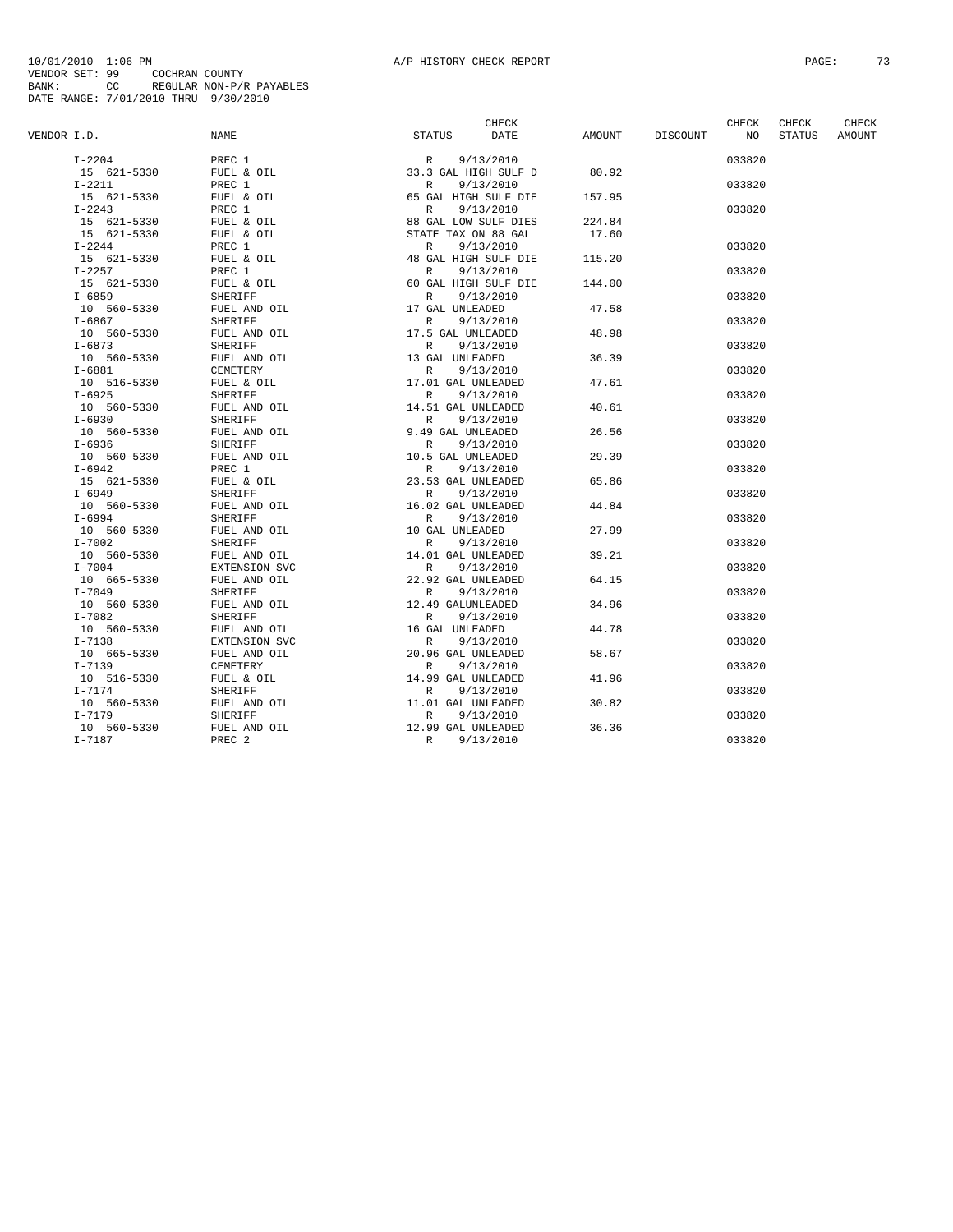10/01/2010 1:06 PM A/P HISTORY CHECK REPORT

VENDOR SET: 99 COCHRAN COUNTY
BANK: CC REGULAR NON-P/R PAYABLES
DATE RANGE: 7/01/2010 THRU 9/30/2010

| VENDOR I.D. | NAME | STATUS | CHECK DATE | AMOUNT | DISCOUNT | CHECK NO | CHECK STATUS | CHECK AMOUNT |
|---|---|---|---|---|---|---|---|---|
| I-2204 | PREC 1 | R | 9/13/2010 | | | 033820 | | |
| 15 621-5330 | FUEL & OIL | 33.3 GAL HIGH SULF D | | 80.92 | | | | |
| I-2211 | PREC 1 | R | 9/13/2010 | | | 033820 | | |
| 15 621-5330 | FUEL & OIL | 65 GAL HIGH SULF DIE | | 157.95 | | | | |
| I-2243 | PREC 1 | R | 9/13/2010 | | | 033820 | | |
| 15 621-5330 | FUEL & OIL | 88 GAL LOW SULF DIES | | 224.84 | | | | |
| 15 621-5330 | FUEL & OIL | STATE TAX ON 88 GAL | | 17.60 | | | | |
| I-2244 | PREC 1 | R | 9/13/2010 | | | 033820 | | |
| 15 621-5330 | FUEL & OIL | 48 GAL HIGH SULF DIE | | 115.20 | | | | |
| I-2257 | PREC 1 | R | 9/13/2010 | | | 033820 | | |
| 15 621-5330 | FUEL & OIL | 60 GAL HIGH SULF DIE | | 144.00 | | | | |
| I-6859 | SHERIFF | R | 9/13/2010 | | | 033820 | | |
| 10 560-5330 | FUEL AND OIL | 17 GAL UNLEADED | | 47.58 | | | | |
| I-6867 | SHERIFF | R | 9/13/2010 | | | 033820 | | |
| 10 560-5330 | FUEL AND OIL | 17.5 GAL UNLEADED | | 48.98 | | | | |
| I-6873 | SHERIFF | R | 9/13/2010 | | | 033820 | | |
| 10 560-5330 | FUEL AND OIL | 13 GAL UNLEADED | | 36.39 | | | | |
| I-6881 | CEMETERY | R | 9/13/2010 | | | 033820 | | |
| 10 516-5330 | FUEL & OIL | 17.01 GAL UNLEADED | | 47.61 | | | | |
| I-6925 | SHERIFF | R | 9/13/2010 | | | 033820 | | |
| 10 560-5330 | FUEL AND OIL | 14.51 GAL UNLEADED | | 40.61 | | | | |
| I-6930 | SHERIFF | R | 9/13/2010 | | | 033820 | | |
| 10 560-5330 | FUEL AND OIL | 9.49 GAL UNLEADED | | 26.56 | | | | |
| I-6936 | SHERIFF | R | 9/13/2010 | | | 033820 | | |
| 10 560-5330 | FUEL AND OIL | 10.5 GAL UNLEADED | | 29.39 | | | | |
| I-6942 | PREC 1 | R | 9/13/2010 | | | 033820 | | |
| 15 621-5330 | FUEL & OIL | 23.53 GAL UNLEADED | | 65.86 | | | | |
| I-6949 | SHERIFF | R | 9/13/2010 | | | 033820 | | |
| 10 560-5330 | FUEL AND OIL | 16.02 GAL UNLEADED | | 44.84 | | | | |
| I-6994 | SHERIFF | R | 9/13/2010 | | | 033820 | | |
| 10 560-5330 | FUEL AND OIL | 10 GAL UNLEADED | | 27.99 | | | | |
| I-7002 | SHERIFF | R | 9/13/2010 | | | 033820 | | |
| 10 560-5330 | FUEL AND OIL | 14.01 GAL UNLEADED | | 39.21 | | | | |
| I-7004 | EXTENSION SVC | R | 9/13/2010 | | | 033820 | | |
| 10 665-5330 | FUEL AND OIL | 22.92 GAL UNLEADED | | 64.15 | | | | |
| I-7049 | SHERIFF | R | 9/13/2010 | | | 033820 | | |
| 10 560-5330 | FUEL AND OIL | 12.49 GALUNLEADED | | 34.96 | | | | |
| I-7082 | SHERIFF | R | 9/13/2010 | | | 033820 | | |
| 10 560-5330 | FUEL AND OIL | 16 GAL UNLEADED | | 44.78 | | | | |
| I-7138 | EXTENSION SVC | R | 9/13/2010 | | | 033820 | | |
| 10 665-5330 | FUEL AND OIL | 20.96 GAL UNLEADED | | 58.67 | | | | |
| I-7139 | CEMETERY | R | 9/13/2010 | | | 033820 | | |
| 10 516-5330 | FUEL & OIL | 14.99 GAL UNLEADED | | 41.96 | | | | |
| I-7174 | SHERIFF | R | 9/13/2010 | | | 033820 | | |
| 10 560-5330 | FUEL AND OIL | 11.01 GAL UNLEADED | | 30.82 | | | | |
| I-7179 | SHERIFF | R | 9/13/2010 | | | 033820 | | |
| 10 560-5330 | FUEL AND OIL | 12.99 GAL UNLEADED | | 36.36 | | | | |
| I-7187 | PREC 2 | R | 9/13/2010 | | | 033820 | | |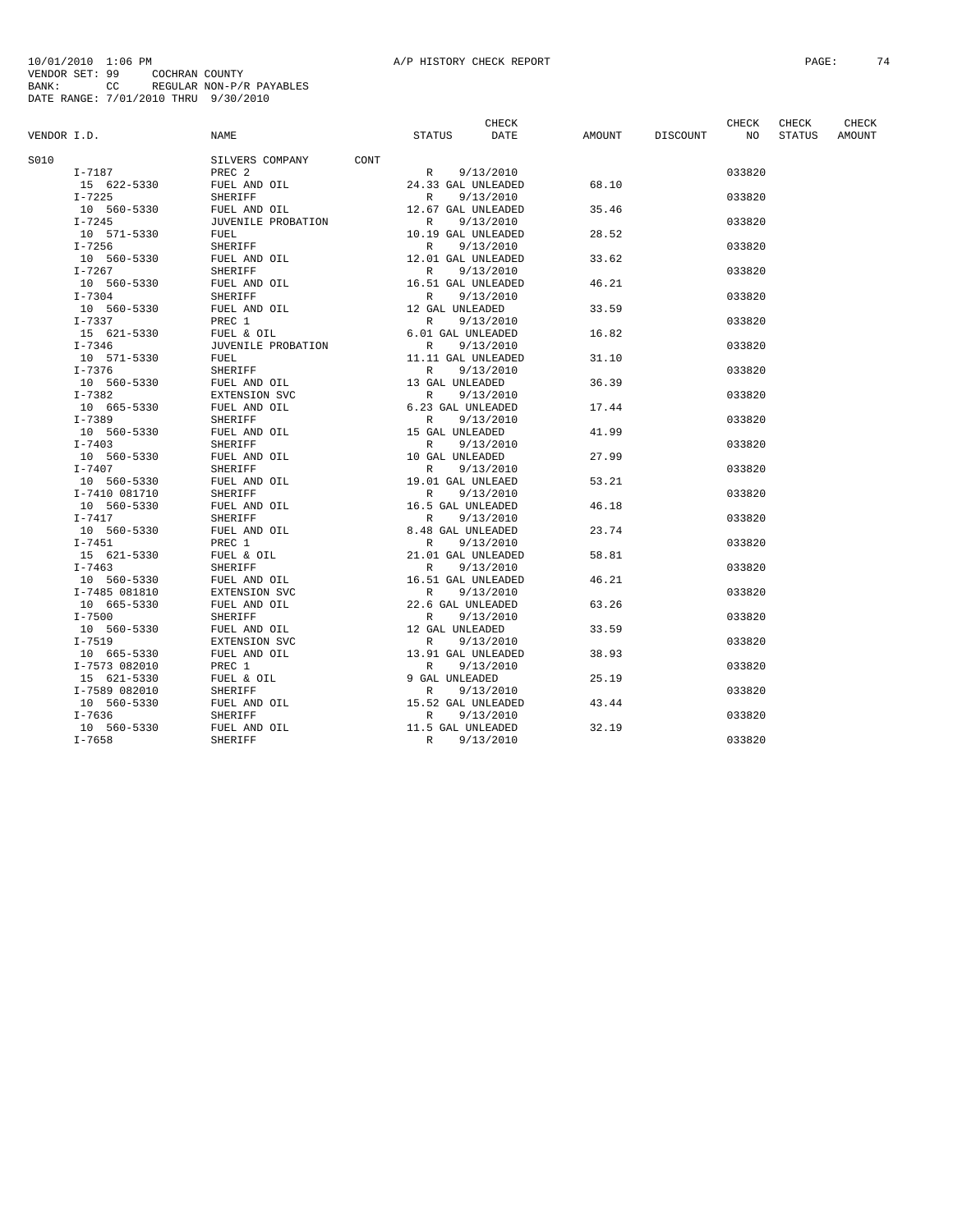10/01/2010 1:06 PM A/P HISTORY CHECK REPORT
VENDOR SET: 99 COCHRAN COUNTY
BANK: CC REGULAR NON-P/R PAYABLES
DATE RANGE: 7/01/2010 THRU 9/30/2010

| VENDOR I.D. | NAME | STATUS | CHECK DATE | AMOUNT | DISCOUNT | CHECK NO | CHECK STATUS | CHECK AMOUNT |
|---|---|---|---|---|---|---|---|---|
| S010 | SILVERS COMPANY CONT | | | | | | | |
| I-7187 | PREC 2 | R | 9/13/2010 | | | 033820 | | |
| 15 622-5330 | FUEL AND OIL | 24.33 GAL UNLEADED | | 68.10 | | | | |
| I-7225 | SHERIFF | R | 9/13/2010 | | | 033820 | | |
| 10 560-5330 | FUEL AND OIL | 12.67 GAL UNLEADED | | 35.46 | | | | |
| I-7245 | JUVENILE PROBATION | R | 9/13/2010 | | | 033820 | | |
| 10 571-5330 | FUEL | 10.19 GAL UNLEADED | | 28.52 | | | | |
| I-7256 | SHERIFF | R | 9/13/2010 | | | 033820 | | |
| 10 560-5330 | FUEL AND OIL | 12.01 GAL UNLEADED | | 33.62 | | | | |
| I-7267 | SHERIFF | R | 9/13/2010 | | | 033820 | | |
| 10 560-5330 | FUEL AND OIL | 16.51 GAL UNLEADED | | 46.21 | | | | |
| I-7304 | SHERIFF | R | 9/13/2010 | | | 033820 | | |
| 10 560-5330 | FUEL AND OIL | 12 GAL UNLEADED | | 33.59 | | | | |
| I-7337 | PREC 1 | R | 9/13/2010 | | | 033820 | | |
| 15 621-5330 | FUEL & OIL | 6.01 GAL UNLEADED | | 16.82 | | | | |
| I-7346 | JUVENILE PROBATION | R | 9/13/2010 | | | 033820 | | |
| 10 571-5330 | FUEL | 11.11 GAL UNLEADED | | 31.10 | | | | |
| I-7376 | SHERIFF | R | 9/13/2010 | | | 033820 | | |
| 10 560-5330 | FUEL AND OIL | 13 GAL UNLEADED | | 36.39 | | | | |
| I-7382 | EXTENSION SVC | R | 9/13/2010 | | | 033820 | | |
| 10 665-5330 | FUEL AND OIL | 6.23 GAL UNLEADED | | 17.44 | | | | |
| I-7389 | SHERIFF | R | 9/13/2010 | | | 033820 | | |
| 10 560-5330 | FUEL AND OIL | 15 GAL UNLEADED | | 41.99 | | | | |
| I-7403 | SHERIFF | R | 9/13/2010 | | | 033820 | | |
| 10 560-5330 | FUEL AND OIL | 10 GAL UNLEADED | | 27.99 | | | | |
| I-7407 | SHERIFF | R | 9/13/2010 | | | 033820 | | |
| 10 560-5330 | FUEL AND OIL | 19.01 GAL UNLEAED | | 53.21 | | | | |
| I-7410 081710 | SHERIFF | R | 9/13/2010 | | | 033820 | | |
| 10 560-5330 | FUEL AND OIL | 16.5 GAL UNLEADED | | 46.18 | | | | |
| I-7417 | SHERIFF | R | 9/13/2010 | | | 033820 | | |
| 10 560-5330 | FUEL AND OIL | 8.48 GAL UNLEADED | | 23.74 | | | | |
| I-7451 | PREC 1 | R | 9/13/2010 | | | 033820 | | |
| 15 621-5330 | FUEL & OIL | 21.01 GAL UNLEADED | | 58.81 | | | | |
| I-7463 | SHERIFF | R | 9/13/2010 | | | 033820 | | |
| 10 560-5330 | FUEL AND OIL | 16.51 GAL UNLEADED | | 46.21 | | | | |
| I-7485 081810 | EXTENSION SVC | R | 9/13/2010 | | | 033820 | | |
| 10 665-5330 | FUEL AND OIL | 22.6 GAL UNLEADED | | 63.26 | | | | |
| I-7500 | SHERIFF | R | 9/13/2010 | | | 033820 | | |
| 10 560-5330 | FUEL AND OIL | 12 GAL UNLEADED | | 33.59 | | | | |
| I-7519 | EXTENSION SVC | R | 9/13/2010 | | | 033820 | | |
| 10 665-5330 | FUEL AND OIL | 13.91 GAL UNLEADED | | 38.93 | | | | |
| I-7573 082010 | PREC 1 | R | 9/13/2010 | | | 033820 | | |
| 15 621-5330 | FUEL & OIL | 9 GAL UNLEADED | | 25.19 | | | | |
| I-7589 082010 | SHERIFF | R | 9/13/2010 | | | 033820 | | |
| 10 560-5330 | FUEL AND OIL | 15.52 GAL UNLEADED | | 43.44 | | | | |
| I-7636 | SHERIFF | R | 9/13/2010 | | | 033820 | | |
| 10 560-5330 | FUEL AND OIL | 11.5 GAL UNLEADED | | 32.19 | | | | |
| I-7658 | SHERIFF | R | 9/13/2010 | | | 033820 | | |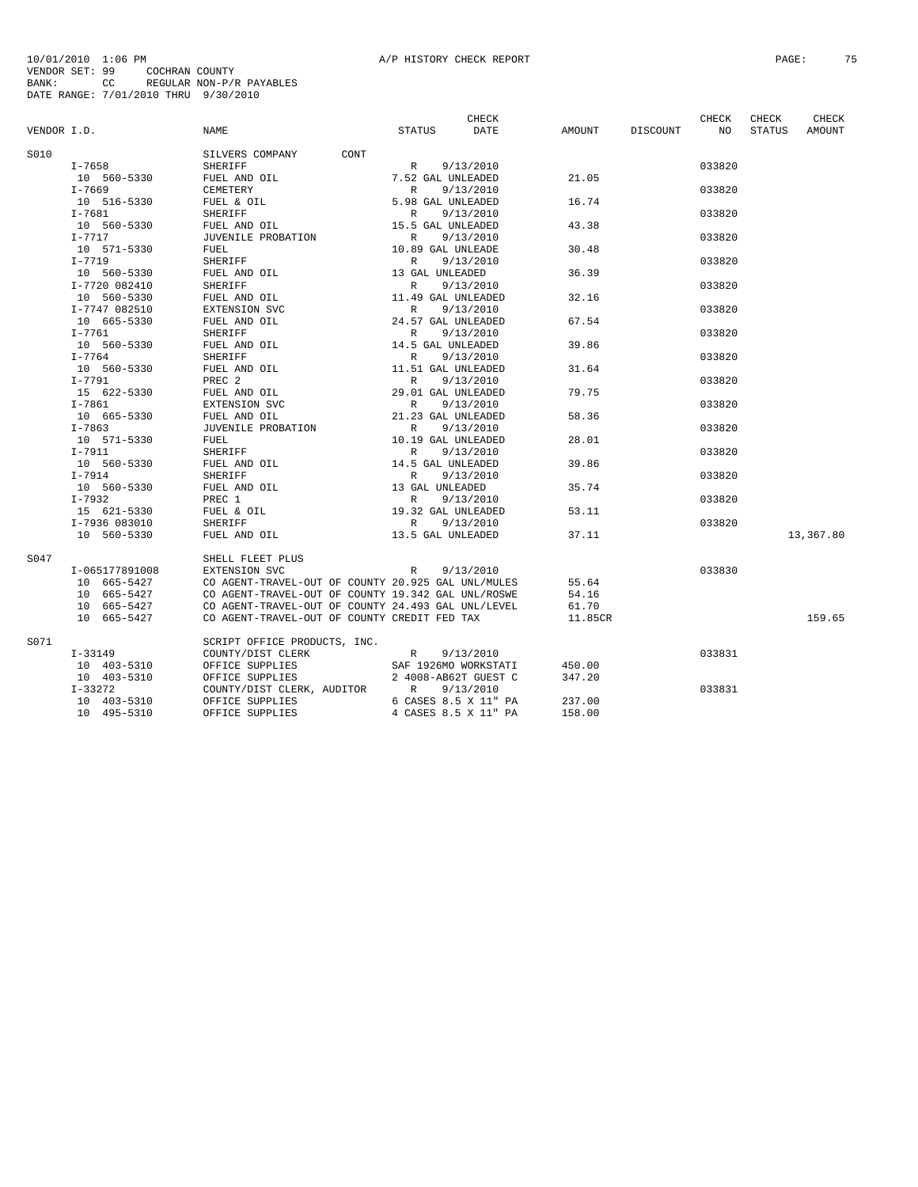10/01/2010 1:06 PM A/P HISTORY CHECK REPORT
VENDOR SET: 99 COCHRAN COUNTY
BANK: CC REGULAR NON-P/R PAYABLES
DATE RANGE: 7/01/2010 THRU 9/30/2010

| VENDOR I.D. | NAME | STATUS | CHECK DATE | AMOUNT | DISCOUNT | CHECK NO | CHECK STATUS | CHECK AMOUNT |
|---|---|---|---|---|---|---|---|---|
| S010 | SILVERS COMPANY CONT | | | | | | | |
| I-7658 | SHERIFF | R | 9/13/2010 | | | 033820 | | |
| 10 560-5330 | FUEL AND OIL | 7.52 GAL UNLEADED | | 21.05 | | | | |
| I-7669 | CEMETERY | R | 9/13/2010 | | | 033820 | | |
| 10 516-5330 | FUEL & OIL | 5.98 GAL UNLEADED | | 16.74 | | | | |
| I-7681 | SHERIFF | R | 9/13/2010 | | | 033820 | | |
| 10 560-5330 | FUEL AND OIL | 15.5 GAL UNLEADED | | 43.38 | | | | |
| I-7717 | JUVENILE PROBATION | R | 9/13/2010 | | | 033820 | | |
| 10 571-5330 | FUEL | 10.89 GAL UNLEADE | | 30.48 | | | | |
| I-7719 | SHERIFF | R | 9/13/2010 | | | 033820 | | |
| 10 560-5330 | FUEL AND OIL | 13 GAL UNLEADED | | 36.39 | | | | |
| I-7720 082410 | SHERIFF | R | 9/13/2010 | | | 033820 | | |
| 10 560-5330 | FUEL AND OIL | 11.49 GAL UNLEADED | | 32.16 | | | | |
| I-7747 082510 | EXTENSION SVC | R | 9/13/2010 | | | 033820 | | |
| 10 665-5330 | FUEL AND OIL | 24.57 GAL UNLEADED | | 67.54 | | | | |
| I-7761 | SHERIFF | R | 9/13/2010 | | | 033820 | | |
| 10 560-5330 | FUEL AND OIL | 14.5 GAL UNLEADED | | 39.86 | | | | |
| I-7764 | SHERIFF | R | 9/13/2010 | | | 033820 | | |
| 10 560-5330 | FUEL AND OIL | 11.51 GAL UNLEADED | | 31.64 | | | | |
| I-7791 | PREC 2 | R | 9/13/2010 | | | 033820 | | |
| 15 622-5330 | FUEL AND OIL | 29.01 GAL UNLEADED | | 79.75 | | | | |
| I-7861 | EXTENSION SVC | R | 9/13/2010 | | | 033820 | | |
| 10 665-5330 | FUEL AND OIL | 21.23 GAL UNLEADED | | 58.36 | | | | |
| I-7863 | JUVENILE PROBATION | R | 9/13/2010 | | | 033820 | | |
| 10 571-5330 | FUEL | 10.19 GAL UNLEADED | | 28.01 | | | | |
| I-7911 | SHERIFF | R | 9/13/2010 | | | 033820 | | |
| 10 560-5330 | FUEL AND OIL | 14.5 GAL UNLEADED | | 39.86 | | | | |
| I-7914 | SHERIFF | R | 9/13/2010 | | | 033820 | | |
| 10 560-5330 | FUEL AND OIL | 13 GAL UNLEADED | | 35.74 | | | | |
| I-7932 | PREC 1 | R | 9/13/2010 | | | 033820 | | |
| 15 621-5330 | FUEL & OIL | 19.32 GAL UNLEADED | | 53.11 | | | | |
| I-7936 083010 | SHERIFF | R | 9/13/2010 | | | 033820 | | |
| 10 560-5330 | FUEL AND OIL | 13.5 GAL UNLEADED | | 37.11 | | | | 13,367.80 |
| S047 | SHELL FLEET PLUS | | | | | | | |
| I-065177891008 | EXTENSION SVC | R | 9/13/2010 | | | 033830 | | |
| 10 665-5427 | CO AGENT-TRAVEL-OUT OF COUNTY 20.925 GAL UNL/MULES | | | 55.64 | | | | |
| 10 665-5427 | CO AGENT-TRAVEL-OUT OF COUNTY 19.342 GAL UNL/ROSWE | | | 54.16 | | | | |
| 10 665-5427 | CO AGENT-TRAVEL-OUT OF COUNTY 24.493 GAL UNL/LEVEL | | | 61.70 | | | | |
| 10 665-5427 | CO AGENT-TRAVEL-OUT OF COUNTY CREDIT FED TAX | | | 11.85CR | | | | 159.65 |
| S071 | SCRIPT OFFICE PRODUCTS, INC. | | | | | | | |
| I-33149 | COUNTY/DIST CLERK | R | 9/13/2010 | | | 033831 | | |
| 10 403-5310 | OFFICE SUPPLIES | SAF 1926MO WORKSTATI | | 450.00 | | | | |
| 10 403-5310 | OFFICE SUPPLIES | 2 4008-AB62T GUEST C | | 347.20 | | | | |
| I-33272 | COUNTY/DIST CLERK, AUDITOR | R | 9/13/2010 | | | 033831 | | |
| 10 403-5310 | OFFICE SUPPLIES | 6 CASES 8.5 X 11" PA | | 237.00 | | | | |
| 10 495-5310 | OFFICE SUPPLIES | 4 CASES 8.5 X 11" PA | | 158.00 | | | | |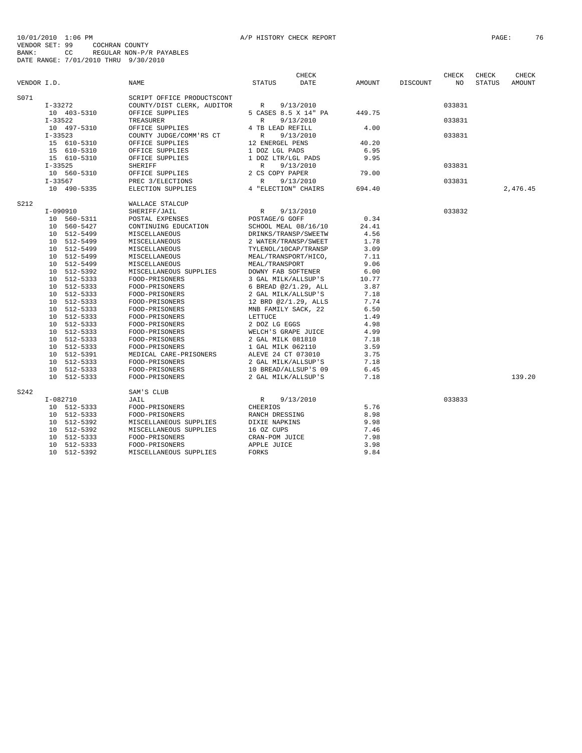10/01/2010 1:06 PM A/P HISTORY CHECK REPORT
VENDOR SET: 99 COCHRAN COUNTY
BANK: CC REGULAR NON-P/R PAYABLES
DATE RANGE: 7/01/2010 THRU 9/30/2010

| VENDOR I.D. | NAME | STATUS | CHECK DATE | AMOUNT | DISCOUNT | CHECK NO | CHECK STATUS | CHECK AMOUNT |
|---|---|---|---|---|---|---|---|---|
| S071 | SCRIPT OFFICE PRODUCTSCONT | | | | | | | |
| I-33272 | COUNTY/DIST CLERK, AUDITOR | R | 9/13/2010 | | | 033831 | | |
| 10 403-5310 | OFFICE SUPPLIES | 5 CASES 8.5 X 14" PA | | 449.75 | | | | |
| I-33522 | TREASURER | R | 9/13/2010 | | | 033831 | | |
| 10 497-5310 | OFFICE SUPPLIES | 4 TB LEAD REFILL | | 4.00 | | | | |
| I-33523 | COUNTY JUDGE/COMM'RS CT | R | 9/13/2010 | | | 033831 | | |
| 15 610-5310 | OFFICE SUPPLIES | 12 ENERGEL PENS | | 40.20 | | | | |
| 15 610-5310 | OFFICE SUPPLIES | 1 DOZ LGL PADS | | 6.95 | | | | |
| 15 610-5310 | OFFICE SUPPLIES | 1 DOZ LTR/LGL PADS | | 9.95 | | | | |
| I-33525 | SHERIFF | R | 9/13/2010 | | | 033831 | | |
| 10 560-5310 | OFFICE SUPPLIES | 2 CS COPY PAPER | | 79.00 | | | | |
| I-33567 | PREC 3/ELECTIONS | R | 9/13/2010 | | | 033831 | | |
| 10 490-5335 | ELECTION SUPPLIES | 4 "ELECTION" CHAIRS | | 694.40 | | | | 2,476.45 |
| S212 | WALLACE STALCUP | | | | | | | |
| I-090910 | SHERIFF/JAIL | R | 9/13/2010 | | | 033832 | | |
| 10 560-5311 | POSTAL EXPENSES | POSTAGE/G GOFF | | 0.34 | | | | |
| 10 560-5427 | CONTINUING EDUCATION | SCHOOL MEAL 08/16/10 | | 24.41 | | | | |
| 10 512-5499 | MISCELLANEOUS | DRINKS/TRANSP/SWEETW | | 4.56 | | | | |
| 10 512-5499 | MISCELLANEOUS | 2 WATER/TRANSP/SWEET | | 1.78 | | | | |
| 10 512-5499 | MISCELLANEOUS | TYLENOL/10CAP/TRANSP | | 3.09 | | | | |
| 10 512-5499 | MISCELLANEOUS | MEAL/TRANSPORT/HICO, | | 7.11 | | | | |
| 10 512-5499 | MISCELLANEOUS | MEAL/TRANSPORT | | 9.06 | | | | |
| 10 512-5392 | MISCELLANEOUS SUPPLIES | DOWNY FAB SOFTENER | | 6.00 | | | | |
| 10 512-5333 | FOOD-PRISONERS | 3 GAL MILK/ALLSUP'S | | 10.77 | | | | |
| 10 512-5333 | FOOD-PRISONERS | 6 BREAD @2/1.29, ALL | | 3.87 | | | | |
| 10 512-5333 | FOOD-PRISONERS | 2 GAL MILK/ALLSUP'S | | 7.18 | | | | |
| 10 512-5333 | FOOD-PRISONERS | 12 BRD @2/1.29, ALLS | | 7.74 | | | | |
| 10 512-5333 | FOOD-PRISONERS | MNB FAMILY SACK, 22 | | 6.50 | | | | |
| 10 512-5333 | FOOD-PRISONERS | LETTUCE | | 1.49 | | | | |
| 10 512-5333 | FOOD-PRISONERS | 2 DOZ LG EGGS | | 4.98 | | | | |
| 10 512-5333 | FOOD-PRISONERS | WELCH'S GRAPE JUICE | | 4.99 | | | | |
| 10 512-5333 | FOOD-PRISONERS | 2 GAL MILK 081810 | | 7.18 | | | | |
| 10 512-5333 | FOOD-PRISONERS | 1 GAL MILK 062110 | | 3.59 | | | | |
| 10 512-5391 | MEDICAL CARE-PRISONERS | ALEVE 24 CT 073010 | | 3.75 | | | | |
| 10 512-5333 | FOOD-PRISONERS | 2 GAL MILK/ALLSUP'S | | 7.18 | | | | |
| 10 512-5333 | FOOD-PRISONERS | 10 BREAD/ALLSUP'S 09 | | 6.45 | | | | |
| 10 512-5333 | FOOD-PRISONERS | 2 GAL MILK/ALLSUP'S | | 7.18 | | | | 139.20 |
| S242 | SAM'S CLUB | | | | | | | |
| I-082710 | JAIL | R | 9/13/2010 | | | 033833 | | |
| 10 512-5333 | FOOD-PRISONERS | CHEERIOS | | 5.76 | | | | |
| 10 512-5333 | FOOD-PRISONERS | RANCH DRESSING | | 8.98 | | | | |
| 10 512-5392 | MISCELLANEOUS SUPPLIES | DIXIE NAPKINS | | 9.98 | | | | |
| 10 512-5392 | MISCELLANEOUS SUPPLIES | 16 OZ CUPS | | 7.46 | | | | |
| 10 512-5333 | FOOD-PRISONERS | CRAN-POM JUICE | | 7.98 | | | | |
| 10 512-5333 | FOOD-PRISONERS | APPLE JUICE | | 3.98 | | | | |
| 10 512-5392 | MISCELLANEOUS SUPPLIES | FORKS | | 9.84 | | | | |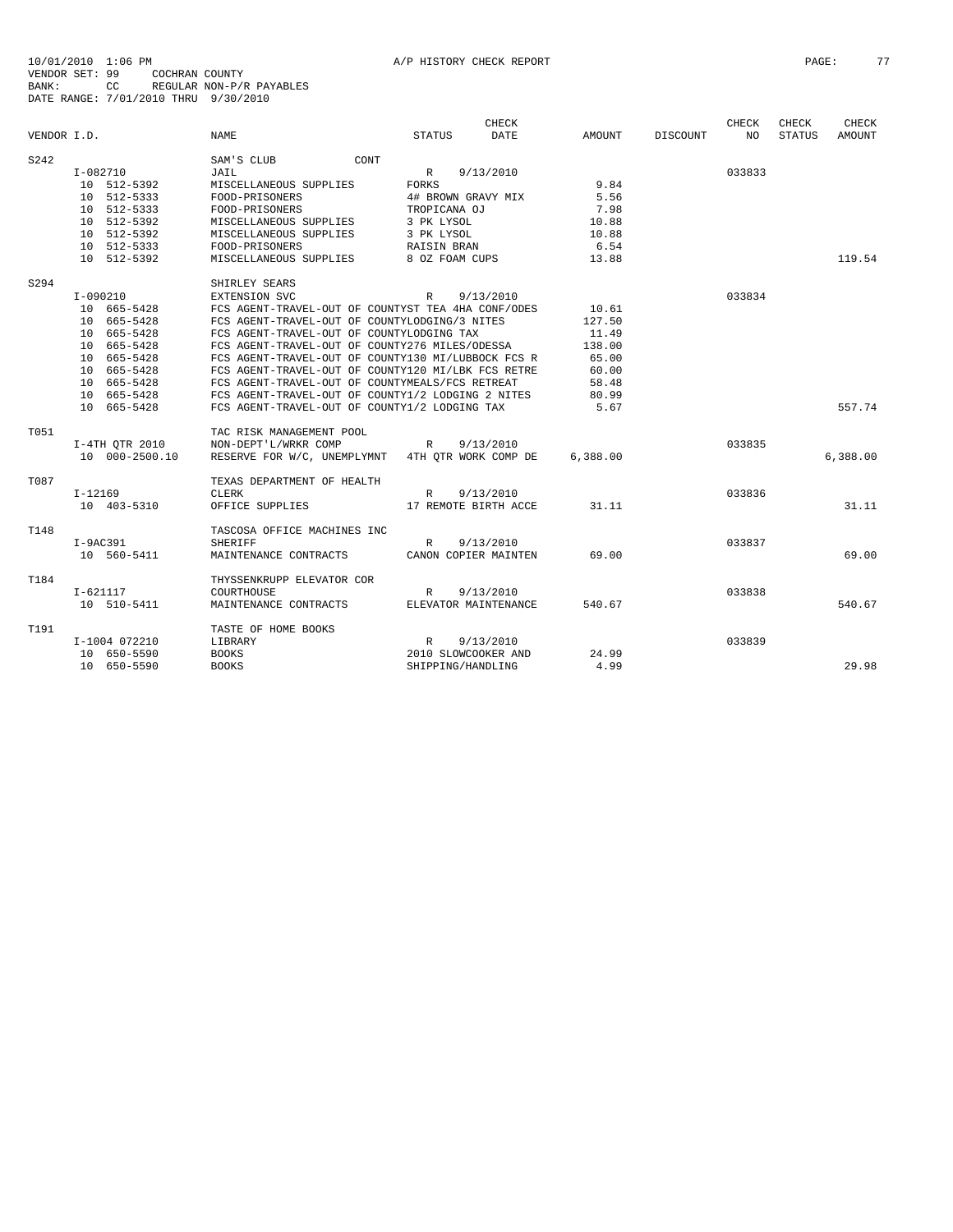10/01/2010 1:06 PM A/P HISTORY CHECK REPORT

VENDOR SET: 99 COCHRAN COUNTY
BANK: CC REGULAR NON-P/R PAYABLES
DATE RANGE: 7/01/2010 THRU 9/30/2010

| VENDOR I.D. | NAME | STATUS | CHECK DATE | AMOUNT | DISCOUNT | CHECK NO | CHECK STATUS | CHECK AMOUNT |
|---|---|---|---|---|---|---|---|---|
| S242 | SAM'S CLUB CONT | | | | | | | |
| I-082710 | JAIL | R | 9/13/2010 | | | 033833 | | |
| 10 512-5392 | MISCELLANEOUS SUPPLIES | FORKS | | 9.84 | | | | |
| 10 512-5333 | FOOD-PRISONERS | 4# BROWN GRAVY MIX | | 5.56 | | | | |
| 10 512-5333 | FOOD-PRISONERS | TROPICANA OJ | | 7.98 | | | | |
| 10 512-5392 | MISCELLANEOUS SUPPLIES | 3 PK LYSOL | | 10.88 | | | | |
| 10 512-5392 | MISCELLANEOUS SUPPLIES | 3 PK LYSOL | | 10.88 | | | | |
| 10 512-5333 | FOOD-PRISONERS | RAISIN BRAN | | 6.54 | | | | |
| 10 512-5392 | MISCELLANEOUS SUPPLIES | 8 OZ FOAM CUPS | | 13.88 | | | | 119.54 |
| S294 | SHIRLEY SEARS | | | | | | | |
| I-090210 | EXTENSION SVC | R | 9/13/2010 | | | 033834 | | |
| 10 665-5428 | FCS AGENT-TRAVEL-OUT OF COUNTYST TEA 4HA CONF/ODES | | | 10.61 | | | | |
| 10 665-5428 | FCS AGENT-TRAVEL-OUT OF COUNTYLODGING/3 NITES | | | 127.50 | | | | |
| 10 665-5428 | FCS AGENT-TRAVEL-OUT OF COUNTYLODGING TAX | | | 11.49 | | | | |
| 10 665-5428 | FCS AGENT-TRAVEL-OUT OF COUNTY276 MILES/ODESSA | | | 138.00 | | | | |
| 10 665-5428 | FCS AGENT-TRAVEL-OUT OF COUNTY130 MI/LUBBOCK FCS R | | | 65.00 | | | | |
| 10 665-5428 | FCS AGENT-TRAVEL-OUT OF COUNTY120 MI/LBK FCS RETRE | | | 60.00 | | | | |
| 10 665-5428 | FCS AGENT-TRAVEL-OUT OF COUNTYMEALS/FCS RETREAT | | | 58.48 | | | | |
| 10 665-5428 | FCS AGENT-TRAVEL-OUT OF COUNTY1/2 LODGING 2 NITES | | | 80.99 | | | | |
| 10 665-5428 | FCS AGENT-TRAVEL-OUT OF COUNTY1/2 LODGING TAX | | | 5.67 | | | | 557.74 |
| T051 | TAC RISK MANAGEMENT POOL | | | | | | | |
| I-4TH QTR 2010 | NON-DEPT'L/WRKR COMP | R | 9/13/2010 | | | 033835 | | |
| 10 000-2500.10 | RESERVE FOR W/C, UNEMPLYMNT | 4TH QTR WORK COMP DE | | 6,388.00 | | | | 6,388.00 |
| T087 | TEXAS DEPARTMENT OF HEALTH | | | | | | | |
| I-12169 | CLERK | R | 9/13/2010 | | | 033836 | | |
| 10 403-5310 | OFFICE SUPPLIES | 17 REMOTE BIRTH ACCE | | 31.11 | | | | 31.11 |
| T148 | TASCOSA OFFICE MACHINES INC | | | | | | | |
| I-9AC391 | SHERIFF | R | 9/13/2010 | | | 033837 | | |
| 10 560-5411 | MAINTENANCE CONTRACTS | CANON COPIER MAINTEN | | 69.00 | | | | 69.00 |
| T184 | THYSSENKRUPP ELEVATOR COR | | | | | | | |
| I-621117 | COURTHOUSE | R | 9/13/2010 | | | 033838 | | |
| 10 510-5411 | MAINTENANCE CONTRACTS | ELEVATOR MAINTENANCE | | 540.67 | | | | 540.67 |
| T191 | TASTE OF HOME BOOKS | | | | | | | |
| I-1004 072210 | LIBRARY | R | 9/13/2010 | | | 033839 | | |
| 10 650-5590 | BOOKS | 2010 SLOWCOOKER AND | | 24.99 | | | | |
| 10 650-5590 | BOOKS | SHIPPING/HANDLING | | 4.99 | | | | 29.98 |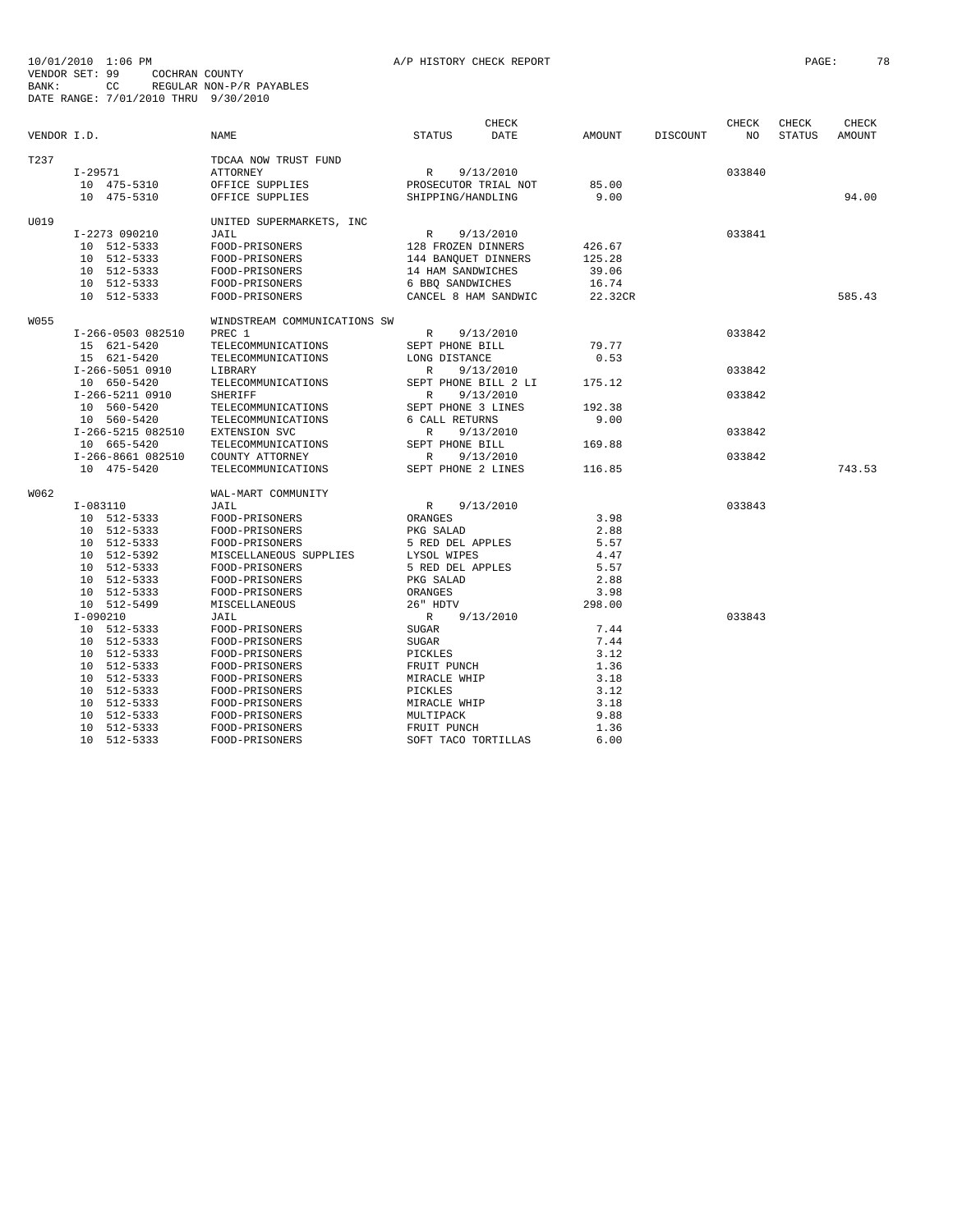10/01/2010 1:06 PM A/P HISTORY CHECK REPORT

VENDOR SET: 99 COCHRAN COUNTY
BANK: CC REGULAR NON-P/R PAYABLES
DATE RANGE: 7/01/2010 THRU 9/30/2010

| VENDOR I.D. | NAME | STATUS | CHECK DATE | AMOUNT | DISCOUNT | CHECK NO | CHECK STATUS | CHECK AMOUNT |
|---|---|---|---|---|---|---|---|---|
| T237 | TDCAA NOW TRUST FUND | | | | | | | |
| I-29571 | ATTORNEY | R | 9/13/2010 | | | 033840 | | |
| 10 475-5310 | OFFICE SUPPLIES | PROSECUTOR TRIAL NOT | | 85.00 | | | | |
| 10 475-5310 | OFFICE SUPPLIES | SHIPPING/HANDLING | | 9.00 | | | | 94.00 |
| U019 | UNITED SUPERMARKETS, INC | | | | | | | |
| I-2273 090210 | JAIL | R | 9/13/2010 | | | 033841 | | |
| 10 512-5333 | FOOD-PRISONERS | 128 FROZEN DINNERS | | 426.67 | | | | |
| 10 512-5333 | FOOD-PRISONERS | 144 BANQUET DINNERS | | 125.28 | | | | |
| 10 512-5333 | FOOD-PRISONERS | 14 HAM SANDWICHES | | 39.06 | | | | |
| 10 512-5333 | FOOD-PRISONERS | 6 BBQ SANDWICHES | | 16.74 | | | | |
| 10 512-5333 | FOOD-PRISONERS | CANCEL 8 HAM SANDWIC | | 22.32CR | | | | 585.43 |
| W055 | WINDSTREAM COMMUNICATIONS SW | | | | | | | |
| I-266-0503 082510 | PREC 1 | R | 9/13/2010 | | | 033842 | | |
| 15 621-5420 | TELECOMMUNICATIONS | SEPT PHONE BILL | | 79.77 | | | | |
| 15 621-5420 | TELECOMMUNICATIONS | LONG DISTANCE | | 0.53 | | | | |
| I-266-5051 0910 | LIBRARY | R | 9/13/2010 | | | 033842 | | |
| 10 650-5420 | TELECOMMUNICATIONS | SEPT PHONE BILL 2 LI | | 175.12 | | | | |
| I-266-5211 0910 | SHERIFF | R | 9/13/2010 | | | 033842 | | |
| 10 560-5420 | TELECOMMUNICATIONS | SEPT PHONE 3 LINES | | 192.38 | | | | |
| 10 560-5420 | TELECOMMUNICATIONS | 6 CALL RETURNS | | 9.00 | | | | |
| I-266-5215 082510 | EXTENSION SVC | R | 9/13/2010 | | | 033842 | | |
| 10 665-5420 | TELECOMMUNICATIONS | SEPT PHONE BILL | | 169.88 | | | | |
| I-266-8661 082510 | COUNTY ATTORNEY | R | 9/13/2010 | | | 033842 | | |
| 10 475-5420 | TELECOMMUNICATIONS | SEPT PHONE 2 LINES | | 116.85 | | | | 743.53 |
| W062 | WAL-MART COMMUNITY | | | | | | | |
| I-083110 | JAIL | R | 9/13/2010 | | | 033843 | | |
| 10 512-5333 | FOOD-PRISONERS | ORANGES | | 3.98 | | | | |
| 10 512-5333 | FOOD-PRISONERS | PKG SALAD | | 2.88 | | | | |
| 10 512-5333 | FOOD-PRISONERS | 5 RED DEL APPLES | | 5.57 | | | | |
| 10 512-5392 | MISCELLANEOUS SUPPLIES | LYSOL WIPES | | 4.47 | | | | |
| 10 512-5333 | FOOD-PRISONERS | 5 RED DEL APPLES | | 5.57 | | | | |
| 10 512-5333 | FOOD-PRISONERS | PKG SALAD | | 2.88 | | | | |
| 10 512-5333 | FOOD-PRISONERS | ORANGES | | 3.98 | | | | |
| 10 512-5499 | MISCELLANEOUS | 26" HDTV | | 298.00 | | | | |
| I-090210 | JAIL | R | 9/13/2010 | | | 033843 | | |
| 10 512-5333 | FOOD-PRISONERS | SUGAR | | 7.44 | | | | |
| 10 512-5333 | FOOD-PRISONERS | SUGAR | | 7.44 | | | | |
| 10 512-5333 | FOOD-PRISONERS | PICKLES | | 3.12 | | | | |
| 10 512-5333 | FOOD-PRISONERS | FRUIT PUNCH | | 1.36 | | | | |
| 10 512-5333 | FOOD-PRISONERS | MIRACLE WHIP | | 3.18 | | | | |
| 10 512-5333 | FOOD-PRISONERS | PICKLES | | 3.12 | | | | |
| 10 512-5333 | FOOD-PRISONERS | MIRACLE WHIP | | 3.18 | | | | |
| 10 512-5333 | FOOD-PRISONERS | MULTIPACK | | 9.88 | | | | |
| 10 512-5333 | FOOD-PRISONERS | FRUIT PUNCH | | 1.36 | | | | |
| 10 512-5333 | FOOD-PRISONERS | SOFT TACO TORTILLAS | | 6.00 | | | | |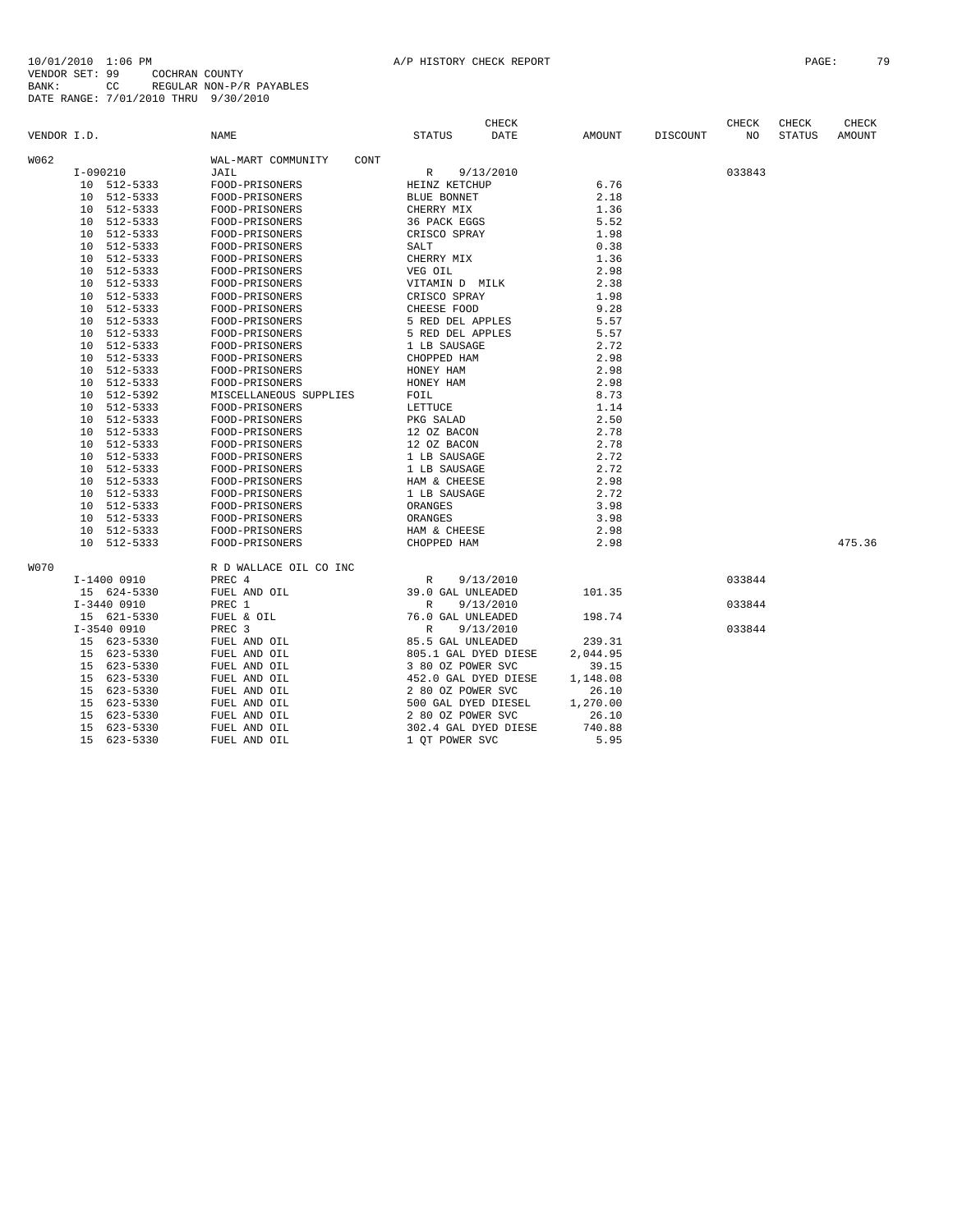10/01/2010 1:06 PM A/P HISTORY CHECK REPORT

VENDOR SET: 99 COCHRAN COUNTY
BANK: CC REGULAR NON-P/R PAYABLES
DATE RANGE: 7/01/2010 THRU 9/30/2010

| VENDOR I.D. | NAME | STATUS | CHECK DATE | AMOUNT | DISCOUNT | CHECK NO | CHECK STATUS | CHECK AMOUNT |
|---|---|---|---|---|---|---|---|---|
| W062 | WAL-MART COMMUNITY CONT | | | | | | | |
| I-090210 | JAIL | R | 9/13/2010 | | | 033843 | | |
| 10 512-5333 | FOOD-PRISONERS | HEINZ KETCHUP | | 6.76 | | | | |
| 10 512-5333 | FOOD-PRISONERS | BLUE BONNET | | 2.18 | | | | |
| 10 512-5333 | FOOD-PRISONERS | CHERRY MIX | | 1.36 | | | | |
| 10 512-5333 | FOOD-PRISONERS | 36 PACK EGGS | | 5.52 | | | | |
| 10 512-5333 | FOOD-PRISONERS | CRISCO SPRAY | | 1.98 | | | | |
| 10 512-5333 | FOOD-PRISONERS | SALT | | 0.38 | | | | |
| 10 512-5333 | FOOD-PRISONERS | CHERRY MIX | | 1.36 | | | | |
| 10 512-5333 | FOOD-PRISONERS | VEG OIL | | 2.98 | | | | |
| 10 512-5333 | FOOD-PRISONERS | VITAMIN D MILK | | 2.38 | | | | |
| 10 512-5333 | FOOD-PRISONERS | CRISCO SPRAY | | 1.98 | | | | |
| 10 512-5333 | FOOD-PRISONERS | CHEESE FOOD | | 9.28 | | | | |
| 10 512-5333 | FOOD-PRISONERS | 5 RED DEL APPLES | | 5.57 | | | | |
| 10 512-5333 | FOOD-PRISONERS | 5 RED DEL APPLES | | 5.57 | | | | |
| 10 512-5333 | FOOD-PRISONERS | 1 LB SAUSAGE | | 2.72 | | | | |
| 10 512-5333 | FOOD-PRISONERS | CHOPPED HAM | | 2.98 | | | | |
| 10 512-5333 | FOOD-PRISONERS | HONEY HAM | | 2.98 | | | | |
| 10 512-5333 | FOOD-PRISONERS | HONEY HAM | | 2.98 | | | | |
| 10 512-5392 | MISCELLANEOUS SUPPLIES | FOIL | | 8.73 | | | | |
| 10 512-5333 | FOOD-PRISONERS | LETTUCE | | 1.14 | | | | |
| 10 512-5333 | FOOD-PRISONERS | PKG SALAD | | 2.50 | | | | |
| 10 512-5333 | FOOD-PRISONERS | 12 OZ BACON | | 2.78 | | | | |
| 10 512-5333 | FOOD-PRISONERS | 12 OZ BACON | | 2.78 | | | | |
| 10 512-5333 | FOOD-PRISONERS | 1 LB SAUSAGE | | 2.72 | | | | |
| 10 512-5333 | FOOD-PRISONERS | 1 LB SAUSAGE | | 2.72 | | | | |
| 10 512-5333 | FOOD-PRISONERS | HAM & CHEESE | | 2.98 | | | | |
| 10 512-5333 | FOOD-PRISONERS | 1 LB SAUSAGE | | 2.72 | | | | |
| 10 512-5333 | FOOD-PRISONERS | ORANGES | | 3.98 | | | | |
| 10 512-5333 | FOOD-PRISONERS | ORANGES | | 3.98 | | | | |
| 10 512-5333 | FOOD-PRISONERS | HAM & CHEESE | | 2.98 | | | | |
| 10 512-5333 | FOOD-PRISONERS | CHOPPED HAM | | 2.98 | | | | 475.36 |
| W070 | R D WALLACE OIL CO INC | | | | | | | |
| I-1400 0910 | PREC 4 | R | 9/13/2010 | | | 033844 | | |
| 15 624-5330 | FUEL AND OIL | 39.0 GAL UNLEADED | | 101.35 | | | | |
| I-3440 0910 | PREC 1 | R | 9/13/2010 | | | 033844 | | |
| 15 621-5330 | FUEL & OIL | 76.0 GAL UNLEADED | | 198.74 | | | | |
| I-3540 0910 | PREC 3 | R | 9/13/2010 | | | 033844 | | |
| 15 623-5330 | FUEL AND OIL | 85.5 GAL UNLEADED | | 239.31 | | | | |
| 15 623-5330 | FUEL AND OIL | 805.1 GAL DYED DIESE | | 2,044.95 | | | | |
| 15 623-5330 | FUEL AND OIL | 3 80 OZ POWER SVC | | 39.15 | | | | |
| 15 623-5330 | FUEL AND OIL | 452.0 GAL DYED DIESE | | 1,148.08 | | | | |
| 15 623-5330 | FUEL AND OIL | 2 80 OZ POWER SVC | | 26.10 | | | | |
| 15 623-5330 | FUEL AND OIL | 500 GAL DYED DIESEL | | 1,270.00 | | | | |
| 15 623-5330 | FUEL AND OIL | 2 80 OZ POWER SVC | | 26.10 | | | | |
| 15 623-5330 | FUEL AND OIL | 302.4 GAL DYED DIESE | | 740.88 | | | | |
| 15 623-5330 | FUEL AND OIL | 1 QT POWER SVC | | 5.95 | | | | |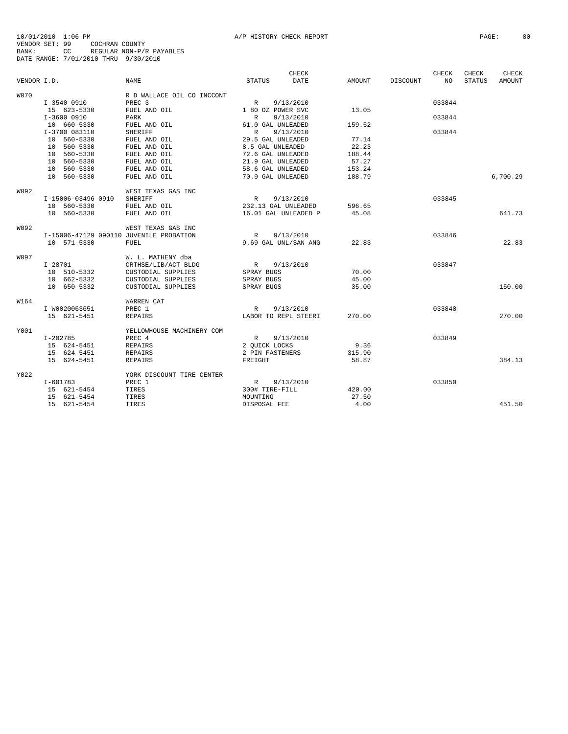10/01/2010 1:06 PM A/P HISTORY CHECK REPORT
VENDOR SET: 99 COCHRAN COUNTY
BANK: CC REGULAR NON-P/R PAYABLES
DATE RANGE: 7/01/2010 THRU 9/30/2010

| VENDOR I.D. | NAME | STATUS | CHECK DATE | AMOUNT | DISCOUNT | CHECK NO | CHECK STATUS | CHECK AMOUNT |
|---|---|---|---|---|---|---|---|---|
| W070 | R D WALLACE OIL CO INCCONT | | | | | | | |
| I-3540 0910 | PREC 3 | R | 9/13/2010 | | | 033844 | | |
| 15 623-5330 | FUEL AND OIL | 1 80 OZ POWER SVC | | 13.05 | | | | |
| I-3600 0910 | PARK | R | 9/13/2010 | | | 033844 | | |
| 10 660-5330 | FUEL AND OIL | 61.0 GAL UNLEADED | | 159.52 | | | | |
| I-3700 083110 | SHERIFF | R | 9/13/2010 | | | 033844 | | |
| 10 560-5330 | FUEL AND OIL | 29.5 GAL UNLEADED | | 77.14 | | | | |
| 10 560-5330 | FUEL AND OIL | 8.5 GAL UNLEADED | | 22.23 | | | | |
| 10 560-5330 | FUEL AND OIL | 72.6 GAL UNLEADED | | 188.44 | | | | |
| 10 560-5330 | FUEL AND OIL | 21.9 GAL UNLEADED | | 57.27 | | | | |
| 10 560-5330 | FUEL AND OIL | 58.6 GAL UNLEADED | | 153.24 | | | | |
| 10 560-5330 | FUEL AND OIL | 70.9 GAL UNLEADED | | 188.79 | | | | 6,700.29 |
| W092 | WEST TEXAS GAS INC | | | | | | | |
| I-15006-03496 0910 | SHERIFF | R | 9/13/2010 | | | 033845 | | |
| 10 560-5330 | FUEL AND OIL | 232.13 GAL UNLEADED | | 596.65 | | | | |
| 10 560-5330 | FUEL AND OIL | 16.01 GAL UNLEADED P | | 45.08 | | | | 641.73 |
| W092 | WEST TEXAS GAS INC | | | | | | | |
| I-15006-47129 090110 | JUVENILE PROBATION | R | 9/13/2010 | | | 033846 | | |
| 10 571-5330 | FUEL | 9.69 GAL UNL/SAN ANG | | 22.83 | | | | 22.83 |
| W097 | W. L. MATHENY dba | | | | | | | |
| I-28701 | CRTHSE/LIB/ACT BLDG | R | 9/13/2010 | | | 033847 | | |
| 10 510-5332 | CUSTODIAL SUPPLIES | SPRAY BUGS | | 70.00 | | | | |
| 10 662-5332 | CUSTODIAL SUPPLIES | SPRAY BUGS | | 45.00 | | | | |
| 10 650-5332 | CUSTODIAL SUPPLIES | SPRAY BUGS | | 35.00 | | | | 150.00 |
| W164 | WARREN CAT | | | | | | | |
| I-W0020063651 | PREC 1 | R | 9/13/2010 | | | 033848 | | |
| 15 621-5451 | REPAIRS | LABOR TO REPL STEERI | | 270.00 | | | | 270.00 |
| Y001 | YELLOWHOUSE MACHINERY COM | | | | | | | |
| I-202785 | PREC 4 | R | 9/13/2010 | | | 033849 | | |
| 15 624-5451 | REPAIRS | 2 QUICK LOCKS | | 9.36 | | | | |
| 15 624-5451 | REPAIRS | 2 PIN FASTENERS | | 315.90 | | | | |
| 15 624-5451 | REPAIRS | FREIGHT | | 58.87 | | | | 384.13 |
| Y022 | YORK DISCOUNT TIRE CENTER | | | | | | | |
| I-601783 | PREC 1 | R | 9/13/2010 | | | 033850 | | |
| 15 621-5454 | TIRES | 300# TIRE-FILL | | 420.00 | | | | |
| 15 621-5454 | TIRES | MOUNTING | | 27.50 | | | | |
| 15 621-5454 | TIRES | DISPOSAL FEE | | 4.00 | | | | 451.50 |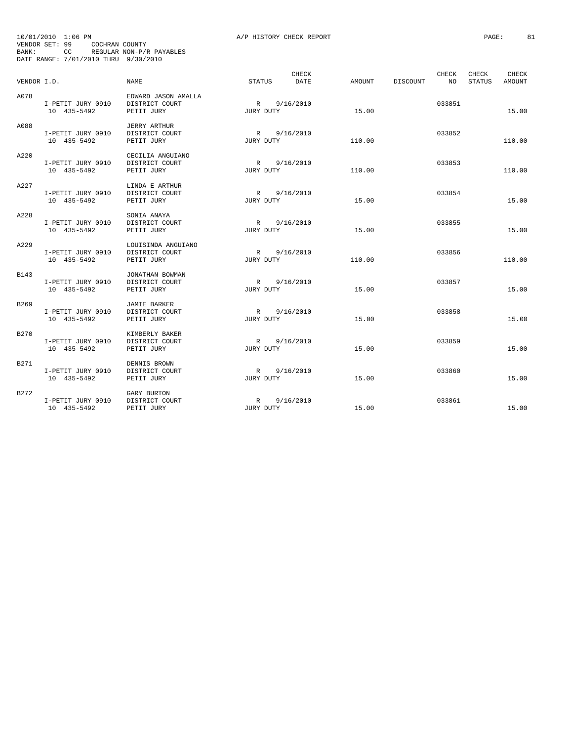10/01/2010 1:06 PM A/P HISTORY CHECK REPORT

VENDOR SET: 99 COCHRAN COUNTY
BANK: CC REGULAR NON-P/R PAYABLES
DATE RANGE: 7/01/2010 THRU 9/30/2010

| VENDOR I.D. | NAME | STATUS | CHECK DATE | AMOUNT | DISCOUNT | CHECK NO | CHECK STATUS | CHECK AMOUNT |
|---|---|---|---|---|---|---|---|---|
| A078 | EDWARD JASON AMALLA | | | | | | | |
| I-PETIT JURY 0910 | DISTRICT COURT | R | 9/16/2010 | | | 033851 | | |
| 10 435-5492 | PETIT JURY | JURY DUTY | | 15.00 | | | | 15.00 |
| A088 | JERRY ARTHUR | | | | | | | |
| I-PETIT JURY 0910 | DISTRICT COURT | R | 9/16/2010 | | | 033852 | | |
| 10 435-5492 | PETIT JURY | JURY DUTY | | 110.00 | | | | 110.00 |
| A220 | CECILIA ANGUIANO | | | | | | | |
| I-PETIT JURY 0910 | DISTRICT COURT | R | 9/16/2010 | | | 033853 | | |
| 10 435-5492 | PETIT JURY | JURY DUTY | | 110.00 | | | | 110.00 |
| A227 | LINDA E ARTHUR | | | | | | | |
| I-PETIT JURY 0910 | DISTRICT COURT | R | 9/16/2010 | | | 033854 | | |
| 10 435-5492 | PETIT JURY | JURY DUTY | | 15.00 | | | | 15.00 |
| A228 | SONIA ANAYA | | | | | | | |
| I-PETIT JURY 0910 | DISTRICT COURT | R | 9/16/2010 | | | 033855 | | |
| 10 435-5492 | PETIT JURY | JURY DUTY | | 15.00 | | | | 15.00 |
| A229 | LOUISINDA ANGUIANO | | | | | | | |
| I-PETIT JURY 0910 | DISTRICT COURT | R | 9/16/2010 | | | 033856 | | |
| 10 435-5492 | PETIT JURY | JURY DUTY | | 110.00 | | | | 110.00 |
| B143 | JONATHAN BOWMAN | | | | | | | |
| I-PETIT JURY 0910 | DISTRICT COURT | R | 9/16/2010 | | | 033857 | | |
| 10 435-5492 | PETIT JURY | JURY DUTY | | 15.00 | | | | 15.00 |
| B269 | JAMIE BARKER | | | | | | | |
| I-PETIT JURY 0910 | DISTRICT COURT | R | 9/16/2010 | | | 033858 | | |
| 10 435-5492 | PETIT JURY | JURY DUTY | | 15.00 | | | | 15.00 |
| B270 | KIMBERLY BAKER | | | | | | | |
| I-PETIT JURY 0910 | DISTRICT COURT | R | 9/16/2010 | | | 033859 | | |
| 10 435-5492 | PETIT JURY | JURY DUTY | | 15.00 | | | | 15.00 |
| B271 | DENNIS BROWN | | | | | | | |
| I-PETIT JURY 0910 | DISTRICT COURT | R | 9/16/2010 | | | 033860 | | |
| 10 435-5492 | PETIT JURY | JURY DUTY | | 15.00 | | | | 15.00 |
| B272 | GARY BURTON | | | | | | | |
| I-PETIT JURY 0910 | DISTRICT COURT | R | 9/16/2010 | | | 033861 | | |
| 10 435-5492 | PETIT JURY | JURY DUTY | | 15.00 | | | | 15.00 |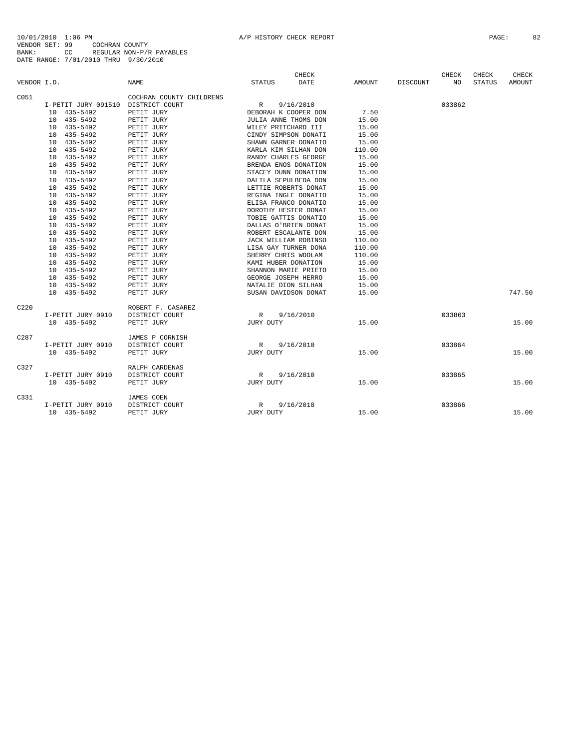10/01/2010 1:06 PM A/P HISTORY CHECK REPORT
VENDOR SET: 99 COCHRAN COUNTY
BANK: CC REGULAR NON-P/R PAYABLES
DATE RANGE: 7/01/2010 THRU 9/30/2010

| VENDOR I.D. | NAME | STATUS | CHECK DATE | AMOUNT | DISCOUNT | CHECK NO | CHECK STATUS | CHECK AMOUNT |
|---|---|---|---|---|---|---|---|---|
| C051 | COCHRAN COUNTY CHILDRENS | | | | | | | |
| I-PETIT JURY 091510 | DISTRICT COURT | R | 9/16/2010 | | | 033862 | | |
| 10 435-5492 | PETIT JURY | DEBORAH K COOPER DON | | 7.50 | | | | |
| 10 435-5492 | PETIT JURY | JULIA ANNE THOMS DON | | 15.00 | | | | |
| 10 435-5492 | PETIT JURY | WILEY PRITCHARD III | | 15.00 | | | | |
| 10 435-5492 | PETIT JURY | CINDY SIMPSON DONATI | | 15.00 | | | | |
| 10 435-5492 | PETIT JURY | SHAWN GARNER DONATIO | | 15.00 | | | | |
| 10 435-5492 | PETIT JURY | KARLA KIM SILHAN DON | | 110.00 | | | | |
| 10 435-5492 | PETIT JURY | RANDY CHARLES GEORGE | | 15.00 | | | | |
| 10 435-5492 | PETIT JURY | BRENDA ENOS DONATION | | 15.00 | | | | |
| 10 435-5492 | PETIT JURY | STACEY DUNN DONATION | | 15.00 | | | | |
| 10 435-5492 | PETIT JURY | DALILA SEPULBEDA DON | | 15.00 | | | | |
| 10 435-5492 | PETIT JURY | LETTIE ROBERTS DONAT | | 15.00 | | | | |
| 10 435-5492 | PETIT JURY | REGINA INGLE DONATIO | | 15.00 | | | | |
| 10 435-5492 | PETIT JURY | ELISA FRANCO DONATIO | | 15.00 | | | | |
| 10 435-5492 | PETIT JURY | DOROTHY HESTER DONAT | | 15.00 | | | | |
| 10 435-5492 | PETIT JURY | TOBIE GATTIS DONATIO | | 15.00 | | | | |
| 10 435-5492 | PETIT JURY | DALLAS O'BRIEN DONAT | | 15.00 | | | | |
| 10 435-5492 | PETIT JURY | ROBERT ESCALANTE DON | | 15.00 | | | | |
| 10 435-5492 | PETIT JURY | JACK WILLIAM ROBINSO | | 110.00 | | | | |
| 10 435-5492 | PETIT JURY | LISA GAY TURNER DONA | | 110.00 | | | | |
| 10 435-5492 | PETIT JURY | SHERRY CHRIS WOOLAM | | 110.00 | | | | |
| 10 435-5492 | PETIT JURY | KAMI HUBER DONATION | | 15.00 | | | | |
| 10 435-5492 | PETIT JURY | SHANNON MARIE PRIETO | | 15.00 | | | | |
| 10 435-5492 | PETIT JURY | GEORGE JOSEPH HERRO | | 15.00 | | | | |
| 10 435-5492 | PETIT JURY | NATALIE DION SILHAN | | 15.00 | | | | |
| 10 435-5492 | PETIT JURY | SUSAN DAVIDSON DONAT | | 15.00 | | | | 747.50 |
| C220 | ROBERT F. CASAREZ | | | | | | | |
| I-PETIT JURY 0910 | DISTRICT COURT | R | 9/16/2010 | | | 033863 | | |
| 10 435-5492 | PETIT JURY | JURY DUTY | | 15.00 | | | | 15.00 |
| C287 | JAMES P CORNISH | | | | | | | |
| I-PETIT JURY 0910 | DISTRICT COURT | R | 9/16/2010 | | | 033864 | | |
| 10 435-5492 | PETIT JURY | JURY DUTY | | 15.00 | | | | 15.00 |
| C327 | RALPH CARDENAS | | | | | | | |
| I-PETIT JURY 0910 | DISTRICT COURT | R | 9/16/2010 | | | 033865 | | |
| 10 435-5492 | PETIT JURY | JURY DUTY | | 15.00 | | | | 15.00 |
| C331 | JAMES COEN | | | | | | | |
| I-PETIT JURY 0910 | DISTRICT COURT | R | 9/16/2010 | | | 033866 | | |
| 10 435-5492 | PETIT JURY | JURY DUTY | | 15.00 | | | | 15.00 |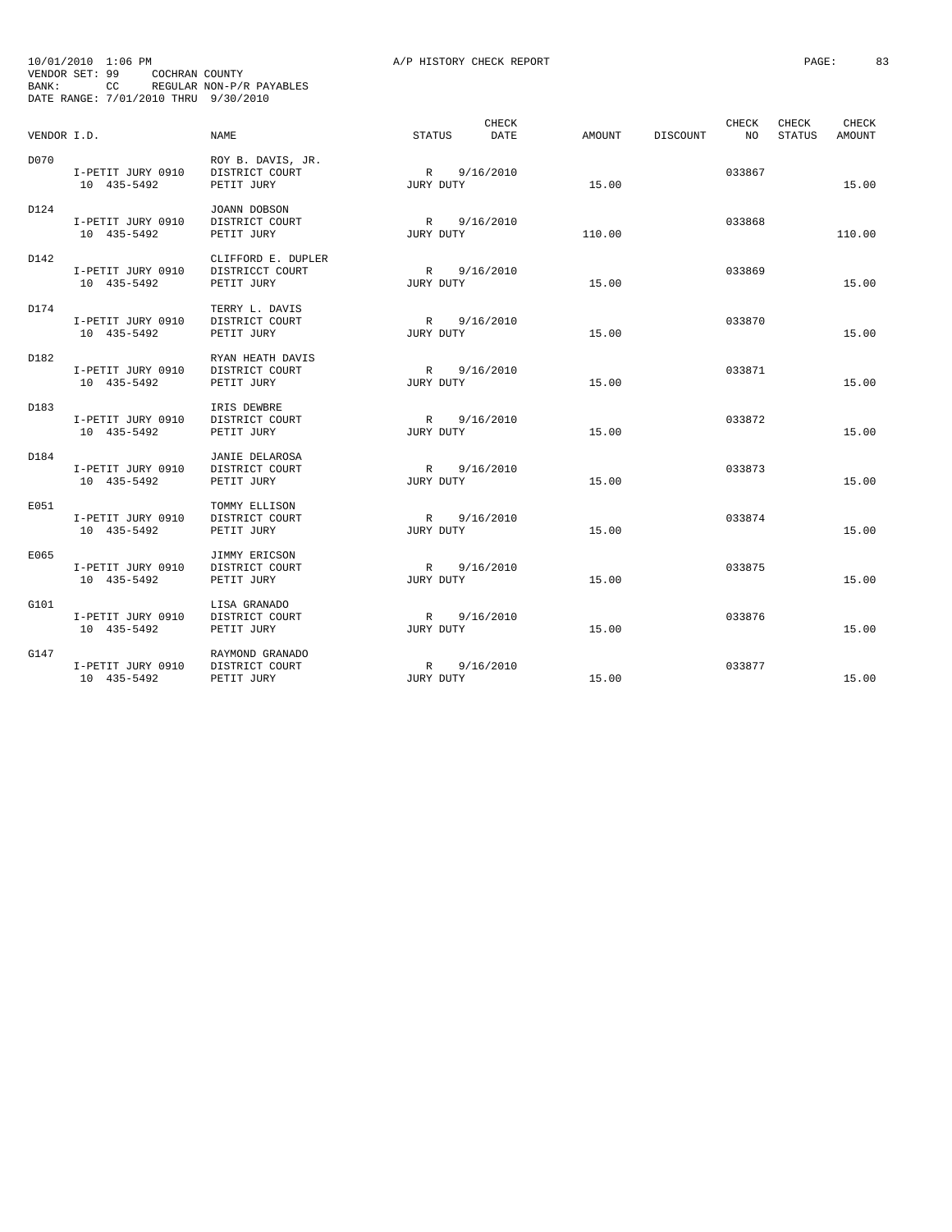10/01/2010 1:06 PM A/P HISTORY CHECK REPORT

VENDOR SET: 99 COCHRAN COUNTY
BANK: CC REGULAR NON-P/R PAYABLES
DATE RANGE: 7/01/2010 THRU 9/30/2010

| VENDOR I.D. | NAME | STATUS | CHECK DATE | AMOUNT | DISCOUNT | CHECK NO | CHECK STATUS | CHECK AMOUNT |
|---|---|---|---|---|---|---|---|---|
| D070 | ROY B. DAVIS, JR. | | | | | | | |
| I-PETIT JURY 0910 | DISTRICT COURT | R | 9/16/2010 | | | 033867 | | |
| 10 435-5492 | PETIT JURY | JURY DUTY | | 15.00 | | | | 15.00 |
| D124 | JOANN DOBSON | | | | | | | |
| I-PETIT JURY 0910 | DISTRICT COURT | R | 9/16/2010 | | | 033868 | | |
| 10 435-5492 | PETIT JURY | JURY DUTY | | 110.00 | | | | 110.00 |
| D142 | CLIFFORD E. DUPLER | | | | | | | |
| I-PETIT JURY 0910 | DISTRICCT COURT | R | 9/16/2010 | | | 033869 | | |
| 10 435-5492 | PETIT JURY | JURY DUTY | | 15.00 | | | | 15.00 |
| D174 | TERRY L. DAVIS | | | | | | | |
| I-PETIT JURY 0910 | DISTRICT COURT | R | 9/16/2010 | | | 033870 | | |
| 10 435-5492 | PETIT JURY | JURY DUTY | | 15.00 | | | | 15.00 |
| D182 | RYAN HEATH DAVIS | | | | | | | |
| I-PETIT JURY 0910 | DISTRICT COURT | R | 9/16/2010 | | | 033871 | | |
| 10 435-5492 | PETIT JURY | JURY DUTY | | 15.00 | | | | 15.00 |
| D183 | IRIS DEWBRE | | | | | | | |
| I-PETIT JURY 0910 | DISTRICT COURT | R | 9/16/2010 | | | 033872 | | |
| 10 435-5492 | PETIT JURY | JURY DUTY | | 15.00 | | | | 15.00 |
| D184 | JANIE DELAROSA | | | | | | | |
| I-PETIT JURY 0910 | DISTRICT COURT | R | 9/16/2010 | | | 033873 | | |
| 10 435-5492 | PETIT JURY | JURY DUTY | | 15.00 | | | | 15.00 |
| E051 | TOMMY ELLISON | | | | | | | |
| I-PETIT JURY 0910 | DISTRICT COURT | R | 9/16/2010 | | | 033874 | | |
| 10 435-5492 | PETIT JURY | JURY DUTY | | 15.00 | | | | 15.00 |
| E065 | JIMMY ERICSON | | | | | | | |
| I-PETIT JURY 0910 | DISTRICT COURT | R | 9/16/2010 | | | 033875 | | |
| 10 435-5492 | PETIT JURY | JURY DUTY | | 15.00 | | | | 15.00 |
| G101 | LISA GRANADO | | | | | | | |
| I-PETIT JURY 0910 | DISTRICT COURT | R | 9/16/2010 | | | 033876 | | |
| 10 435-5492 | PETIT JURY | JURY DUTY | | 15.00 | | | | 15.00 |
| G147 | RAYMOND GRANADO | | | | | | | |
| I-PETIT JURY 0910 | DISTRICT COURT | R | 9/16/2010 | | | 033877 | | |
| 10 435-5492 | PETIT JURY | JURY DUTY | | 15.00 | | | | 15.00 |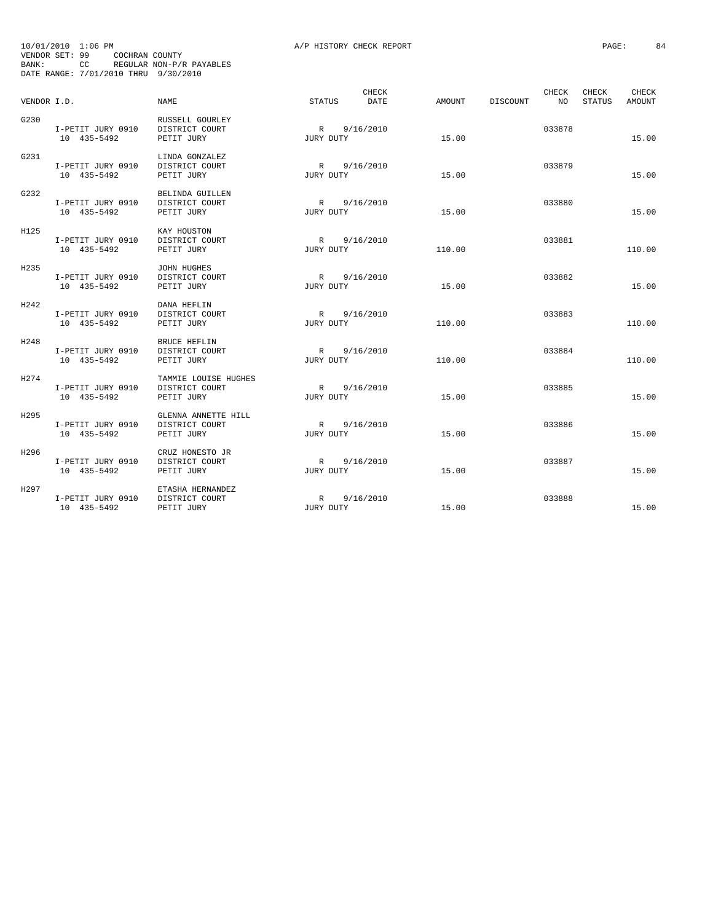10/01/2010 1:06 PM A/P HISTORY CHECK REPORT
VENDOR SET: 99 COCHRAN COUNTY
BANK: CC REGULAR NON-P/R PAYABLES
DATE RANGE: 7/01/2010 THRU 9/30/2010

| VENDOR I.D. | NAME | STATUS | CHECK DATE | AMOUNT | DISCOUNT | CHECK NO | CHECK STATUS | CHECK AMOUNT |
|---|---|---|---|---|---|---|---|---|
| G230 | RUSSELL GOURLEY | | | | | | | |
| I-PETIT JURY 0910 | DISTRICT COURT | R | 9/16/2010 | | | 033878 | | |
| 10 435-5492 | PETIT JURY | JURY DUTY | | 15.00 | | | | 15.00 |
| G231 | LINDA GONZALEZ | | | | | | | |
| I-PETIT JURY 0910 | DISTRICT COURT | R | 9/16/2010 | | | 033879 | | |
| 10 435-5492 | PETIT JURY | JURY DUTY | | 15.00 | | | | 15.00 |
| G232 | BELINDA GUILLEN | | | | | | | |
| I-PETIT JURY 0910 | DISTRICT COURT | R | 9/16/2010 | | | 033880 | | |
| 10 435-5492 | PETIT JURY | JURY DUTY | | 15.00 | | | | 15.00 |
| H125 | KAY HOUSTON | | | | | | | |
| I-PETIT JURY 0910 | DISTRICT COURT | R | 9/16/2010 | | | 033881 | | |
| 10 435-5492 | PETIT JURY | JURY DUTY | | 110.00 | | | | 110.00 |
| H235 | JOHN HUGHES | | | | | | | |
| I-PETIT JURY 0910 | DISTRICT COURT | R | 9/16/2010 | | | 033882 | | |
| 10 435-5492 | PETIT JURY | JURY DUTY | | 15.00 | | | | 15.00 |
| H242 | DANA HEFLIN | | | | | | | |
| I-PETIT JURY 0910 | DISTRICT COURT | R | 9/16/2010 | | | 033883 | | |
| 10 435-5492 | PETIT JURY | JURY DUTY | | 110.00 | | | | 110.00 |
| H248 | BRUCE HEFLIN | | | | | | | |
| I-PETIT JURY 0910 | DISTRICT COURT | R | 9/16/2010 | | | 033884 | | |
| 10 435-5492 | PETIT JURY | JURY DUTY | | 110.00 | | | | 110.00 |
| H274 | TAMMIE LOUISE HUGHES | | | | | | | |
| I-PETIT JURY 0910 | DISTRICT COURT | R | 9/16/2010 | | | 033885 | | |
| 10 435-5492 | PETIT JURY | JURY DUTY | | 15.00 | | | | 15.00 |
| H295 | GLENNA ANNETTE HILL | | | | | | | |
| I-PETIT JURY 0910 | DISTRICT COURT | R | 9/16/2010 | | | 033886 | | |
| 10 435-5492 | PETIT JURY | JURY DUTY | | 15.00 | | | | 15.00 |
| H296 | CRUZ HONESTO JR | | | | | | | |
| I-PETIT JURY 0910 | DISTRICT COURT | R | 9/16/2010 | | | 033887 | | |
| 10 435-5492 | PETIT JURY | JURY DUTY | | 15.00 | | | | 15.00 |
| H297 | ETASHA HERNANDEZ | | | | | | | |
| I-PETIT JURY 0910 | DISTRICT COURT | R | 9/16/2010 | | | 033888 | | |
| 10 435-5492 | PETIT JURY | JURY DUTY | | 15.00 | | | | 15.00 |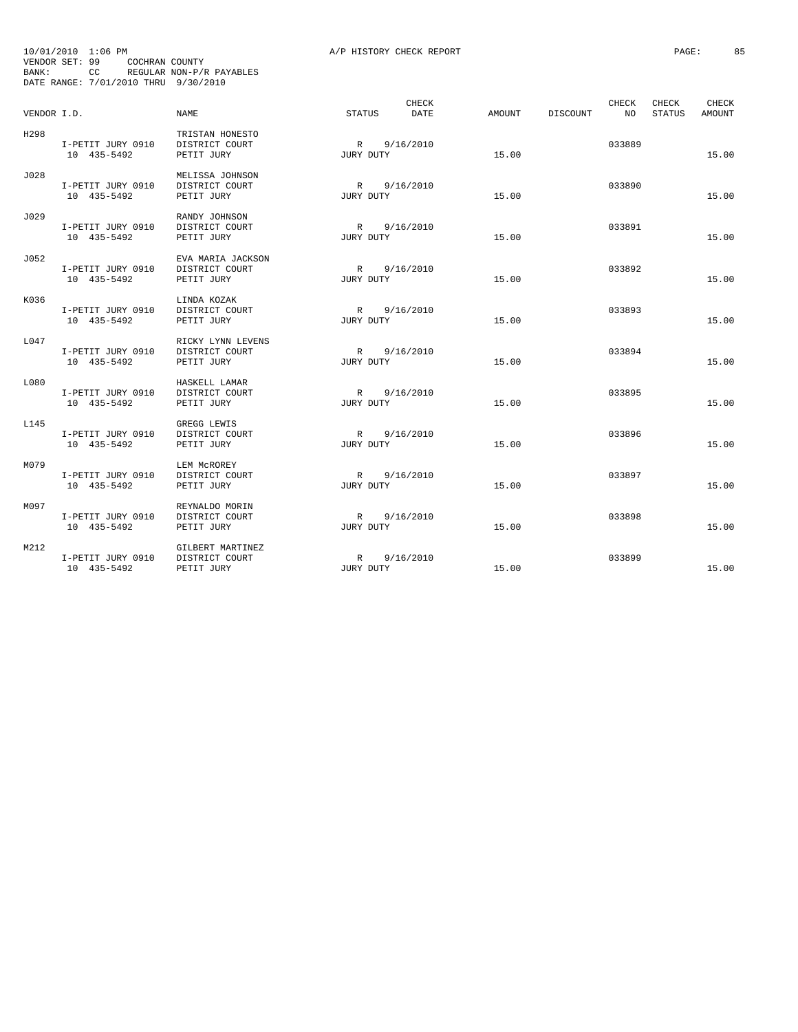10/01/2010 1:06 PM A/P HISTORY CHECK REPORT
VENDOR SET: 99 COCHRAN COUNTY
BANK: CC REGULAR NON-P/R PAYABLES
DATE RANGE: 7/01/2010 THRU 9/30/2010

| VENDOR I.D. | NAME | STATUS | CHECK DATE | AMOUNT | DISCOUNT | CHECK NO | CHECK STATUS | CHECK AMOUNT |
|---|---|---|---|---|---|---|---|---|
| H298 | TRISTAN HONESTO | | | | | | | |
| I-PETIT JURY 0910 | DISTRICT COURT | R | 9/16/2010 | | | 033889 | | |
| 10 435-5492 | PETIT JURY | JURY DUTY | | 15.00 | | | | 15.00 |
| J028 | MELISSA JOHNSON | | | | | | | |
| I-PETIT JURY 0910 | DISTRICT COURT | R | 9/16/2010 | | | 033890 | | |
| 10 435-5492 | PETIT JURY | JURY DUTY | | 15.00 | | | | 15.00 |
| J029 | RANDY JOHNSON | | | | | | | |
| I-PETIT JURY 0910 | DISTRICT COURT | R | 9/16/2010 | | | 033891 | | |
| 10 435-5492 | PETIT JURY | JURY DUTY | | 15.00 | | | | 15.00 |
| J052 | EVA MARIA JACKSON | | | | | | | |
| I-PETIT JURY 0910 | DISTRICT COURT | R | 9/16/2010 | | | 033892 | | |
| 10 435-5492 | PETIT JURY | JURY DUTY | | 15.00 | | | | 15.00 |
| K036 | LINDA KOZAK | | | | | | | |
| I-PETIT JURY 0910 | DISTRICT COURT | R | 9/16/2010 | | | 033893 | | |
| 10 435-5492 | PETIT JURY | JURY DUTY | | 15.00 | | | | 15.00 |
| L047 | RICKY LYNN LEVENS | | | | | | | |
| I-PETIT JURY 0910 | DISTRICT COURT | R | 9/16/2010 | | | 033894 | | |
| 10 435-5492 | PETIT JURY | JURY DUTY | | 15.00 | | | | 15.00 |
| L080 | HASKELL LAMAR | | | | | | | |
| I-PETIT JURY 0910 | DISTRICT COURT | R | 9/16/2010 | | | 033895 | | |
| 10 435-5492 | PETIT JURY | JURY DUTY | | 15.00 | | | | 15.00 |
| L145 | GREGG LEWIS | | | | | | | |
| I-PETIT JURY 0910 | DISTRICT COURT | R | 9/16/2010 | | | 033896 | | |
| 10 435-5492 | PETIT JURY | JURY DUTY | | 15.00 | | | | 15.00 |
| M079 | LEM McROREY | | | | | | | |
| I-PETIT JURY 0910 | DISTRICT COURT | R | 9/16/2010 | | | 033897 | | |
| 10 435-5492 | PETIT JURY | JURY DUTY | | 15.00 | | | | 15.00 |
| M097 | REYNALDO MORIN | | | | | | | |
| I-PETIT JURY 0910 | DISTRICT COURT | R | 9/16/2010 | | | 033898 | | |
| 10 435-5492 | PETIT JURY | JURY DUTY | | 15.00 | | | | 15.00 |
| M212 | GILBERT MARTINEZ | | | | | | | |
| I-PETIT JURY 0910 | DISTRICT COURT | R | 9/16/2010 | | | 033899 | | |
| 10 435-5492 | PETIT JURY | JURY DUTY | | 15.00 | | | | 15.00 |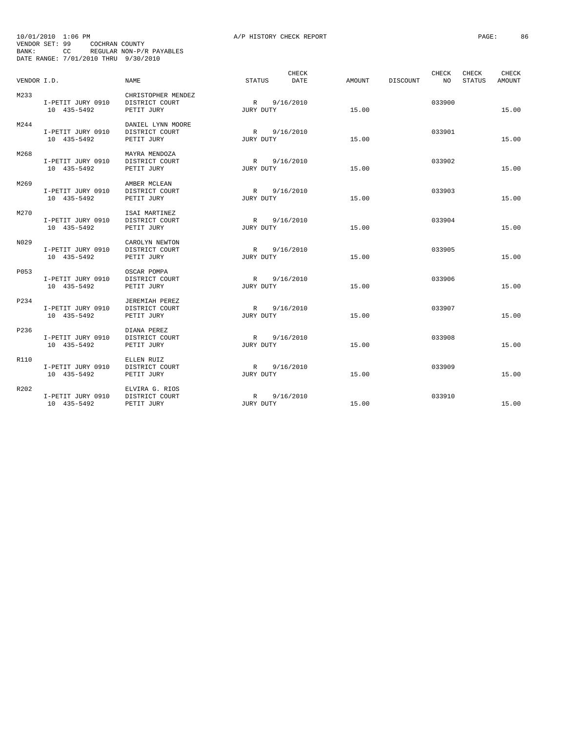10/01/2010 1:06 PM A/P HISTORY CHECK REPORT
VENDOR SET: 99 COCHRAN COUNTY
BANK: CC REGULAR NON-P/R PAYABLES
DATE RANGE: 7/01/2010 THRU 9/30/2010

| VENDOR I.D. | NAME | STATUS | CHECK DATE | AMOUNT | DISCOUNT | CHECK NO | CHECK STATUS | CHECK AMOUNT |
|---|---|---|---|---|---|---|---|---|
| M233 | CHRISTOPHER MENDEZ | | | | | | | |
| I-PETIT JURY 0910 | DISTRICT COURT | R | 9/16/2010 | | | 033900 | | |
| 10 435-5492 | PETIT JURY | JURY DUTY | | 15.00 | | | | 15.00 |
| M244 | DANIEL LYNN MOORE | | | | | | | |
| I-PETIT JURY 0910 | DISTRICT COURT | R | 9/16/2010 | | | 033901 | | |
| 10 435-5492 | PETIT JURY | JURY DUTY | | 15.00 | | | | 15.00 |
| M268 | MAYRA MENDOZA | | | | | | | |
| I-PETIT JURY 0910 | DISTRICT COURT | R | 9/16/2010 | | | 033902 | | |
| 10 435-5492 | PETIT JURY | JURY DUTY | | 15.00 | | | | 15.00 |
| M269 | AMBER MCLEAN | | | | | | | |
| I-PETIT JURY 0910 | DISTRICT COURT | R | 9/16/2010 | | | 033903 | | |
| 10 435-5492 | PETIT JURY | JURY DUTY | | 15.00 | | | | 15.00 |
| M270 | ISAI MARTINEZ | | | | | | | |
| I-PETIT JURY 0910 | DISTRICT COURT | R | 9/16/2010 | | | 033904 | | |
| 10 435-5492 | PETIT JURY | JURY DUTY | | 15.00 | | | | 15.00 |
| N029 | CAROLYN NEWTON | | | | | | | |
| I-PETIT JURY 0910 | DISTRICT COURT | R | 9/16/2010 | | | 033905 | | |
| 10 435-5492 | PETIT JURY | JURY DUTY | | 15.00 | | | | 15.00 |
| P053 | OSCAR POMPA | | | | | | | |
| I-PETIT JURY 0910 | DISTRICT COURT | R | 9/16/2010 | | | 033906 | | |
| 10 435-5492 | PETIT JURY | JURY DUTY | | 15.00 | | | | 15.00 |
| P234 | JEREMIAH PEREZ | | | | | | | |
| I-PETIT JURY 0910 | DISTRICT COURT | R | 9/16/2010 | | | 033907 | | |
| 10 435-5492 | PETIT JURY | JURY DUTY | | 15.00 | | | | 15.00 |
| P236 | DIANA PEREZ | | | | | | | |
| I-PETIT JURY 0910 | DISTRICT COURT | R | 9/16/2010 | | | 033908 | | |
| 10 435-5492 | PETIT JURY | JURY DUTY | | 15.00 | | | | 15.00 |
| R110 | ELLEN RUIZ | | | | | | | |
| I-PETIT JURY 0910 | DISTRICT COURT | R | 9/16/2010 | | | 033909 | | |
| 10 435-5492 | PETIT JURY | JURY DUTY | | 15.00 | | | | 15.00 |
| R202 | ELVIRA G. RIOS | | | | | | | |
| I-PETIT JURY 0910 | DISTRICT COURT | R | 9/16/2010 | | | 033910 | | |
| 10 435-5492 | PETIT JURY | JURY DUTY | | 15.00 | | | | 15.00 |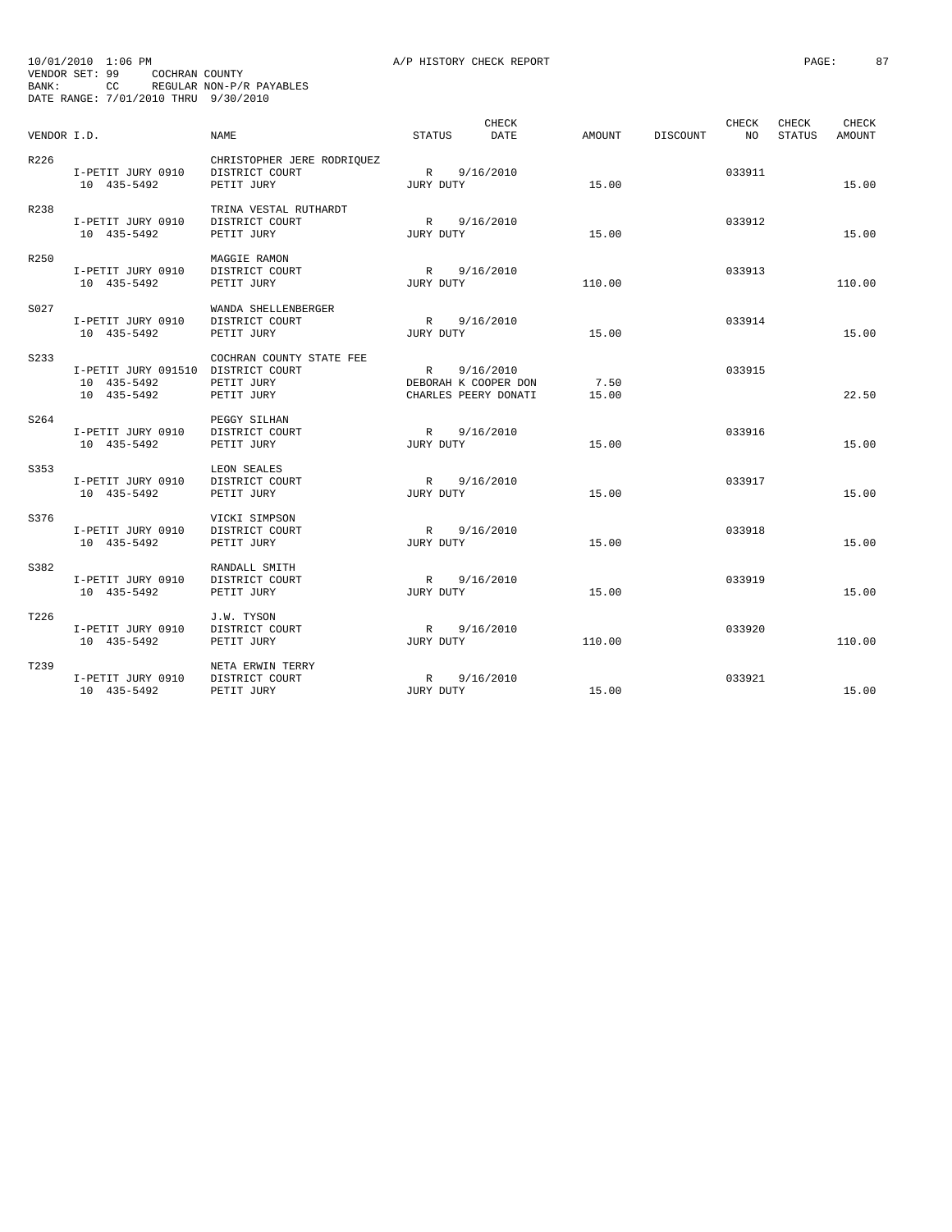10/01/2010 1:06 PM A/P HISTORY CHECK REPORT

VENDOR SET: 99 COCHRAN COUNTY
BANK: CC REGULAR NON-P/R PAYABLES
DATE RANGE: 7/01/2010 THRU 9/30/2010

| VENDOR I.D. | NAME | STATUS | CHECK DATE | AMOUNT | DISCOUNT | CHECK NO | CHECK STATUS | CHECK AMOUNT |
|---|---|---|---|---|---|---|---|---|
| R226 | CHRISTOPHER JERE RODRIQUEZ | | | | | | | |
| I-PETIT JURY 0910 | DISTRICT COURT | R | 9/16/2010 | | | 033911 | | |
| 10 435-5492 | PETIT JURY | JURY DUTY | | 15.00 | | | | 15.00 |
| R238 | TRINA VESTAL RUTHARDT | | | | | | | |
| I-PETIT JURY 0910 | DISTRICT COURT | R | 9/16/2010 | | | 033912 | | |
| 10 435-5492 | PETIT JURY | JURY DUTY | | 15.00 | | | | 15.00 |
| R250 | MAGGIE RAMON | | | | | | | |
| I-PETIT JURY 0910 | DISTRICT COURT | R | 9/16/2010 | | | 033913 | | |
| 10 435-5492 | PETIT JURY | JURY DUTY | | 110.00 | | | | 110.00 |
| S027 | WANDA SHELLENBERGER | | | | | | | |
| I-PETIT JURY 0910 | DISTRICT COURT | R | 9/16/2010 | | | 033914 | | |
| 10 435-5492 | PETIT JURY | JURY DUTY | | 15.00 | | | | 15.00 |
| S233 | COCHRAN COUNTY STATE FEE | | | | | | | |
| I-PETIT JURY 091510 | DISTRICT COURT | R | 9/16/2010 | | | 033915 | | |
| 10 435-5492 | PETIT JURY | DEBORAH K COOPER DON | | 7.50 | | | | |
| 10 435-5492 | PETIT JURY | CHARLES PEERY DONATI | | 15.00 | | | | 22.50 |
| S264 | PEGGY SILHAN | | | | | | | |
| I-PETIT JURY 0910 | DISTRICT COURT | R | 9/16/2010 | | | 033916 | | |
| 10 435-5492 | PETIT JURY | JURY DUTY | | 15.00 | | | | 15.00 |
| S353 | LEON SEALES | | | | | | | |
| I-PETIT JURY 0910 | DISTRICT COURT | R | 9/16/2010 | | | 033917 | | |
| 10 435-5492 | PETIT JURY | JURY DUTY | | 15.00 | | | | 15.00 |
| S376 | VICKI SIMPSON | | | | | | | |
| I-PETIT JURY 0910 | DISTRICT COURT | R | 9/16/2010 | | | 033918 | | |
| 10 435-5492 | PETIT JURY | JURY DUTY | | 15.00 | | | | 15.00 |
| S382 | RANDALL SMITH | | | | | | | |
| I-PETIT JURY 0910 | DISTRICT COURT | R | 9/16/2010 | | | 033919 | | |
| 10 435-5492 | PETIT JURY | JURY DUTY | | 15.00 | | | | 15.00 |
| T226 | J.W. TYSON | | | | | | | |
| I-PETIT JURY 0910 | DISTRICT COURT | R | 9/16/2010 | | | 033920 | | |
| 10 435-5492 | PETIT JURY | JURY DUTY | | 110.00 | | | | 110.00 |
| T239 | NETA ERWIN TERRY | | | | | | | |
| I-PETIT JURY 0910 | DISTRICT COURT | R | 9/16/2010 | | | 033921 | | |
| 10 435-5492 | PETIT JURY | JURY DUTY | | 15.00 | | | | 15.00 |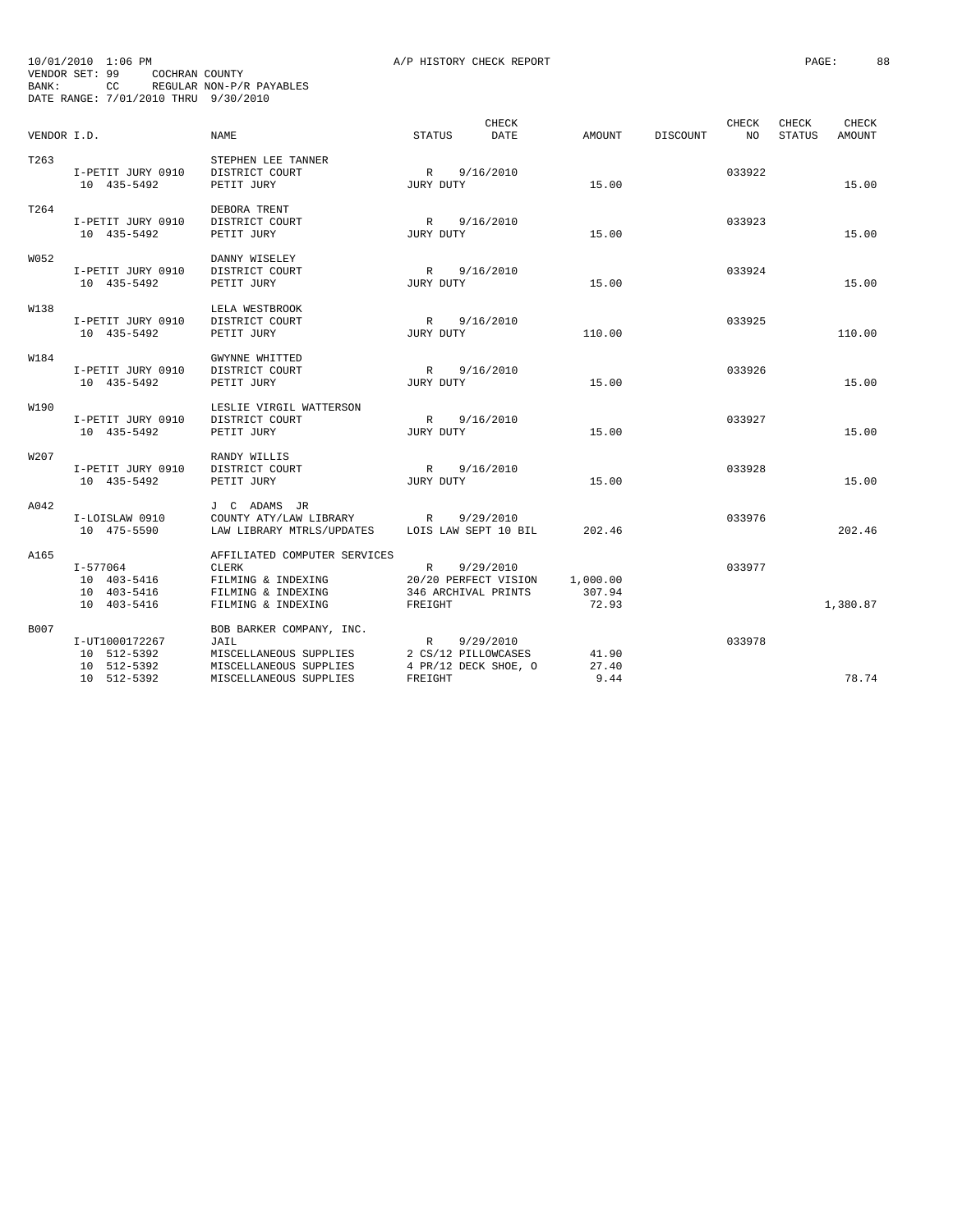10/01/2010 1:06 PM A/P HISTORY CHECK REPORT
VENDOR SET: 99 COCHRAN COUNTY
BANK: CC REGULAR NON-P/R PAYABLES
DATE RANGE: 7/01/2010 THRU 9/30/2010

| VENDOR I.D. | NAME | STATUS | CHECK DATE | AMOUNT | DISCOUNT | CHECK NO | CHECK STATUS | CHECK AMOUNT |
|---|---|---|---|---|---|---|---|---|
| T263 | STEPHEN LEE TANNER | | | | | | | |
| I-PETIT JURY 0910 | DISTRICT COURT | R | 9/16/2010 | | | 033922 | | |
| 10 435-5492 | PETIT JURY | JURY DUTY | | 15.00 | | | | 15.00 |
| T264 | DEBORA TRENT | | | | | | | |
| I-PETIT JURY 0910 | DISTRICT COURT | R | 9/16/2010 | | | 033923 | | |
| 10 435-5492 | PETIT JURY | JURY DUTY | | 15.00 | | | | 15.00 |
| W052 | DANNY WISELEY | | | | | | | |
| I-PETIT JURY 0910 | DISTRICT COURT | R | 9/16/2010 | | | 033924 | | |
| 10 435-5492 | PETIT JURY | JURY DUTY | | 15.00 | | | | 15.00 |
| W138 | LELA WESTBROOK | | | | | | | |
| I-PETIT JURY 0910 | DISTRICT COURT | R | 9/16/2010 | | | 033925 | | |
| 10 435-5492 | PETIT JURY | JURY DUTY | | 110.00 | | | | 110.00 |
| W184 | GWYNNE WHITTED | | | | | | | |
| I-PETIT JURY 0910 | DISTRICT COURT | R | 9/16/2010 | | | 033926 | | |
| 10 435-5492 | PETIT JURY | JURY DUTY | | 15.00 | | | | 15.00 |
| W190 | LESLIE VIRGIL WATTERSON | | | | | | | |
| I-PETIT JURY 0910 | DISTRICT COURT | R | 9/16/2010 | | | 033927 | | |
| 10 435-5492 | PETIT JURY | JURY DUTY | | 15.00 | | | | 15.00 |
| W207 | RANDY WILLIS | | | | | | | |
| I-PETIT JURY 0910 | DISTRICT COURT | R | 9/16/2010 | | | 033928 | | |
| 10 435-5492 | PETIT JURY | JURY DUTY | | 15.00 | | | | 15.00 |
| A042 | J C ADAMS JR | | | | | | | |
| I-LOISLAW 0910 | COUNTY ATY/LAW LIBRARY | R | 9/29/2010 | | | 033976 | | |
| 10 475-5590 | LAW LIBRARY MTRLS/UPDATES | LOIS LAW SEPT 10 BIL | | 202.46 | | | | 202.46 |
| A165 | AFFILIATED COMPUTER SERVICES | | | | | | | |
| I-577064 | CLERK | R | 9/29/2010 | | | 033977 | | |
| 10 403-5416 | FILMING & INDEXING | 20/20 PERFECT VISION | | 1,000.00 | | | | |
| 10 403-5416 | FILMING & INDEXING | 346 ARCHIVAL PRINTS | | 307.94 | | | | |
| 10 403-5416 | FILMING & INDEXING | FREIGHT | | 72.93 | | | | 1,380.87 |
| B007 | BOB BARKER COMPANY, INC. | | | | | | | |
| I-UT1000172267 | JAIL | R | 9/29/2010 | | | 033978 | | |
| 10 512-5392 | MISCELLANEOUS SUPPLIES | 2 CS/12 PILLOWCASES | | 41.90 | | | | |
| 10 512-5392 | MISCELLANEOUS SUPPLIES | 4 PR/12 DECK SHOE, O | | 27.40 | | | | |
| 10 512-5392 | MISCELLANEOUS SUPPLIES | FREIGHT | | 9.44 | | | | 78.74 |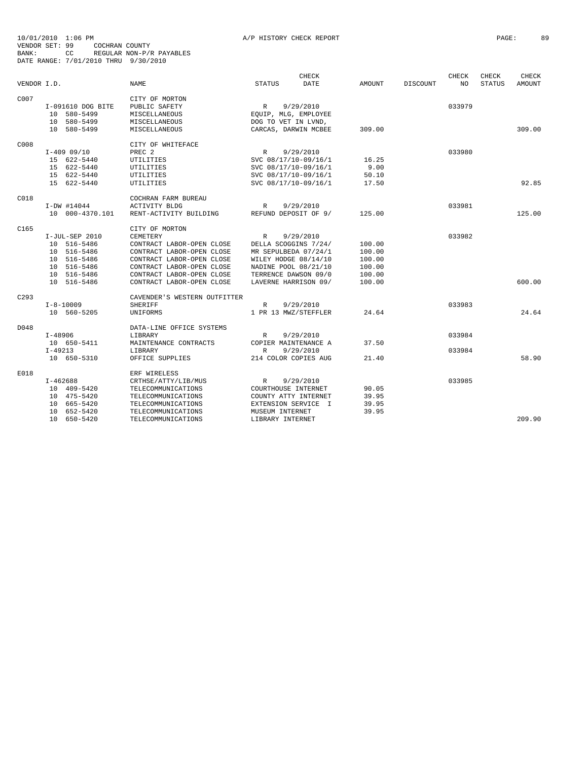10/01/2010 1:06 PM A/P HISTORY CHECK REPORT
VENDOR SET: 99 COCHRAN COUNTY
BANK: CC REGULAR NON-P/R PAYABLES
DATE RANGE: 7/01/2010 THRU 9/30/2010

| VENDOR I.D. | NAME | STATUS | CHECK DATE | AMOUNT | DISCOUNT | CHECK NO | CHECK STATUS | CHECK AMOUNT |
|---|---|---|---|---|---|---|---|---|
| C007 | CITY OF MORTON | | | | | | | |
| I-091610 DOG BITE | PUBLIC SAFETY | R | 9/29/2010 | | | 033979 | | |
| 10 580-5499 | MISCELLANEOUS | EQUIP, MLG, EMPLOYEE | | | | | | |
| 10 580-5499 | MISCELLANEOUS | DOG TO VET IN LVND, | | | | | | |
| 10 580-5499 | MISCELLANEOUS | CARCAS, DARWIN MCBEE | | 309.00 | | | | 309.00 |
| C008 | CITY OF WHITEFACE | | | | | | | |
| I-409 09/10 | PREC 2 | R | 9/29/2010 | | | 033980 | | |
| 15 622-5440 | UTILITIES | SVC 08/17/10-09/16/1 | | 16.25 | | | | |
| 15 622-5440 | UTILITIES | SVC 08/17/10-09/16/1 | | 9.00 | | | | |
| 15 622-5440 | UTILITIES | SVC 08/17/10-09/16/1 | | 50.10 | | | | |
| 15 622-5440 | UTILITIES | SVC 08/17/10-09/16/1 | | 17.50 | | | | 92.85 |
| C018 | COCHRAN FARM BUREAU | | | | | | | |
| I-DW #14044 | ACTIVITY BLDG | R | 9/29/2010 | | | 033981 | | |
| 10 000-4370.101 | RENT-ACTIVITY BUILDING | REFUND DEPOSIT OF 9/ | | 125.00 | | | | 125.00 |
| C165 | CITY OF MORTON | | | | | | | |
| I-JUL-SEP 2010 | CEMETERY | R | 9/29/2010 | | | 033982 | | |
| 10 516-5486 | CONTRACT LABOR-OPEN CLOSE | DELLA SCOGGINS 7/24/ | | 100.00 | | | | |
| 10 516-5486 | CONTRACT LABOR-OPEN CLOSE | MR SEPULBEDA 07/24/1 | | 100.00 | | | | |
| 10 516-5486 | CONTRACT LABOR-OPEN CLOSE | WILEY HODGE 08/14/10 | | 100.00 | | | | |
| 10 516-5486 | CONTRACT LABOR-OPEN CLOSE | NADINE POOL 08/21/10 | | 100.00 | | | | |
| 10 516-5486 | CONTRACT LABOR-OPEN CLOSE | TERRENCE DAWSON 09/0 | | 100.00 | | | | |
| 10 516-5486 | CONTRACT LABOR-OPEN CLOSE | LAVERNE HARRISON 09/ | | 100.00 | | | | 600.00 |
| C293 | CAVENDER'S WESTERN OUTFITTER | | | | | | | |
| I-8-10009 | SHERIFF | R | 9/29/2010 | | | 033983 | | |
| 10 560-5205 | UNIFORMS | 1 PR 13 MWZ/STEFFLER | | 24.64 | | | | 24.64 |
| D048 | DATA-LINE OFFICE SYSTEMS | | | | | | | |
| I-48906 | LIBRARY | R | 9/29/2010 | | | 033984 | | |
| 10 650-5411 | MAINTENANCE CONTRACTS | COPIER MAINTENANCE A | | 37.50 | | | | |
| I-49213 | LIBRARY | R | 9/29/2010 | | | 033984 | | |
| 10 650-5310 | OFFICE SUPPLIES | 214 COLOR COPIES AUG | | 21.40 | | | | 58.90 |
| E018 | ERF WIRELESS | | | | | | | |
| I-462688 | CRTHSE/ATTY/LIB/MUS | R | 9/29/2010 | | | 033985 | | |
| 10 409-5420 | TELECOMMUNICATIONS | COURTHOUSE INTERNET | | 90.05 | | | | |
| 10 475-5420 | TELECOMMUNICATIONS | COUNTY ATTY INTERNET | | 39.95 | | | | |
| 10 665-5420 | TELECOMMUNICATIONS | EXTENSION SERVICE I | | 39.95 | | | | |
| 10 652-5420 | TELECOMMUNICATIONS | MUSEUM INTERNET | | 39.95 | | | | |
| 10 650-5420 | TELECOMMUNICATIONS | LIBRARY INTERNET | | | | | | 209.90 |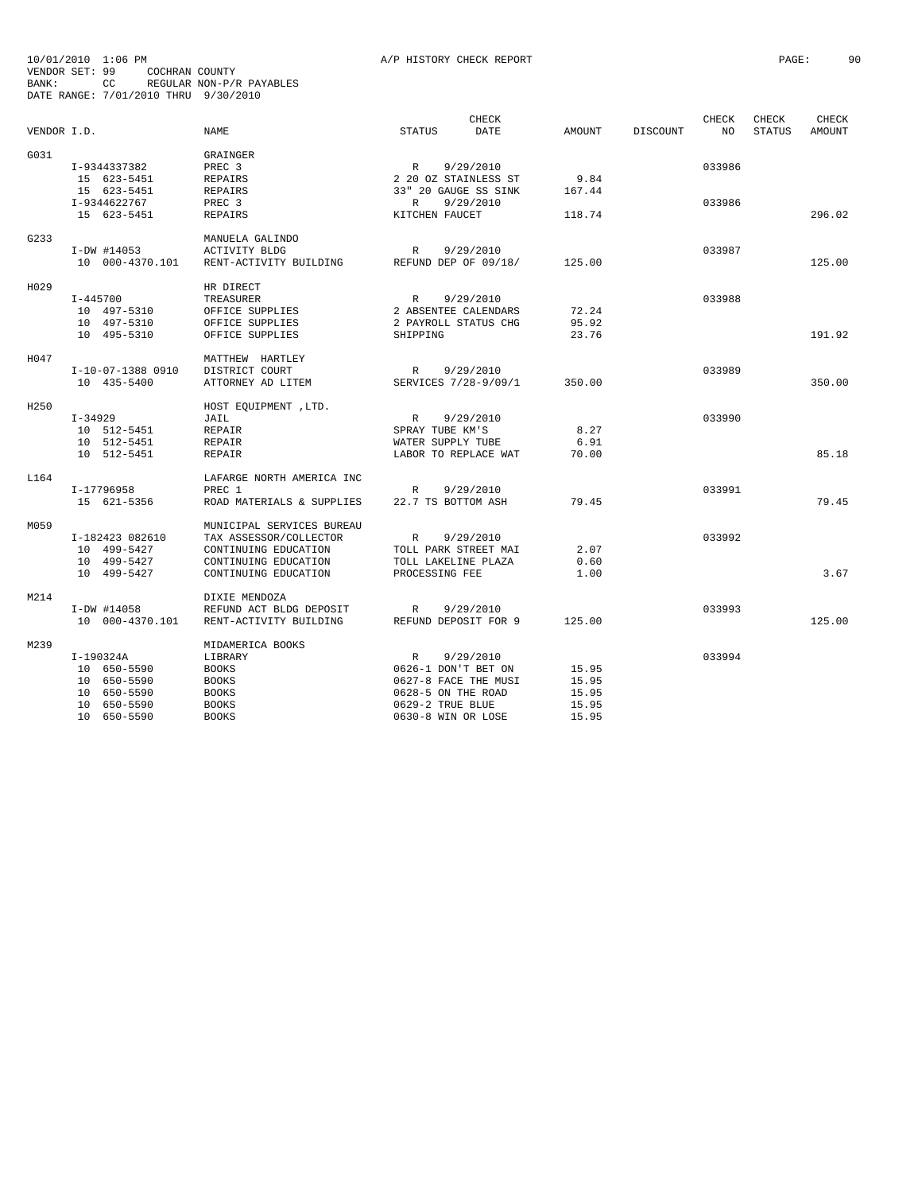10/01/2010 1:06 PM A/P HISTORY CHECK REPORT

VENDOR SET: 99 COCHRAN COUNTY
BANK: CC REGULAR NON-P/R PAYABLES
DATE RANGE: 7/01/2010 THRU 9/30/2010

| VENDOR I.D. | | NAME | STATUS | CHECK DATE | AMOUNT | DISCOUNT | CHECK NO | CHECK STATUS | CHECK AMOUNT |
|---|---|---|---|---|---|---|---|---|---|
| G031 | | GRAINGER | | | | | | | |
| | I-9344337382 | PREC 3 | R | 9/29/2010 | | | 033986 | | |
| | 15 623-5451 | REPAIRS | 2 20 OZ STAINLESS ST | | 9.84 | | | | |
| | 15 623-5451 | REPAIRS | 33" 20 GAUGE SS SINK | | 167.44 | | | | |
| | I-9344622767 | PREC 3 | R | 9/29/2010 | | | 033986 | | |
| | 15 623-5451 | REPAIRS | KITCHEN FAUCET | | 118.74 | | | | 296.02 |
| G233 | | MANUELA GALINDO | | | | | | | |
| | I-DW #14053 | ACTIVITY BLDG | R | 9/29/2010 | | | 033987 | | |
| | 10 000-4370.101 | RENT-ACTIVITY BUILDING | REFUND DEP OF 09/18/ | | 125.00 | | | | 125.00 |
| H029 | | HR DIRECT | | | | | | | |
| | I-445700 | TREASURER | R | 9/29/2010 | | | 033988 | | |
| | 10 497-5310 | OFFICE SUPPLIES | 2 ABSENTEE CALENDARS | | 72.24 | | | | |
| | 10 497-5310 | OFFICE SUPPLIES | 2 PAYROLL STATUS CHG | | 95.92 | | | | |
| | 10 495-5310 | OFFICE SUPPLIES | SHIPPING | | 23.76 | | | | 191.92 |
| H047 | | MATTHEW HARTLEY | | | | | | | |
| | I-10-07-1388 0910 | DISTRICT COURT | R | 9/29/2010 | | | 033989 | | |
| | 10 435-5400 | ATTORNEY AD LITEM | SERVICES 7/28-9/09/1 | | 350.00 | | | | 350.00 |
| H250 | | HOST EQUIPMENT ,LTD. | | | | | | | |
| | I-34929 | JAIL | R | 9/29/2010 | | | 033990 | | |
| | 10 512-5451 | REPAIR | SPRAY TUBE KM'S | | 8.27 | | | | |
| | 10 512-5451 | REPAIR | WATER SUPPLY TUBE | | 6.91 | | | | |
| | 10 512-5451 | REPAIR | LABOR TO REPLACE WAT | | 70.00 | | | | 85.18 |
| L164 | | LAFARGE NORTH AMERICA INC | | | | | | | |
| | I-17796958 | PREC 1 | R | 9/29/2010 | | | 033991 | | |
| | 15 621-5356 | ROAD MATERIALS & SUPPLIES | 22.7 TS BOTTOM ASH | | 79.45 | | | | 79.45 |
| M059 | | MUNICIPAL SERVICES BUREAU | | | | | | | |
| | I-182423 082610 | TAX ASSESSOR/COLLECTOR | R | 9/29/2010 | | | 033992 | | |
| | 10 499-5427 | CONTINUING EDUCATION | TOLL PARK STREET MAI | | 2.07 | | | | |
| | 10 499-5427 | CONTINUING EDUCATION | TOLL LAKELINE PLAZA | | 0.60 | | | | |
| | 10 499-5427 | CONTINUING EDUCATION | PROCESSING FEE | | 1.00 | | | | 3.67 |
| M214 | | DIXIE MENDOZA | | | | | | | |
| | I-DW #14058 | REFUND ACT BLDG DEPOSIT | R | 9/29/2010 | | | 033993 | | |
| | 10 000-4370.101 | RENT-ACTIVITY BUILDING | REFUND DEPOSIT FOR 9 | | 125.00 | | | | 125.00 |
| M239 | | MIDAMERICA BOOKS | | | | | | | |
| | I-190324A | LIBRARY | R | 9/29/2010 | | | 033994 | | |
| | 10 650-5590 | BOOKS | 0626-1 DON'T BET ON | | 15.95 | | | | |
| | 10 650-5590 | BOOKS | 0627-8 FACE THE MUSI | | 15.95 | | | | |
| | 10 650-5590 | BOOKS | 0628-5 ON THE ROAD | | 15.95 | | | | |
| | 10 650-5590 | BOOKS | 0629-2 TRUE BLUE | | 15.95 | | | | |
| | 10 650-5590 | BOOKS | 0630-8 WIN OR LOSE | | 15.95 | | | | |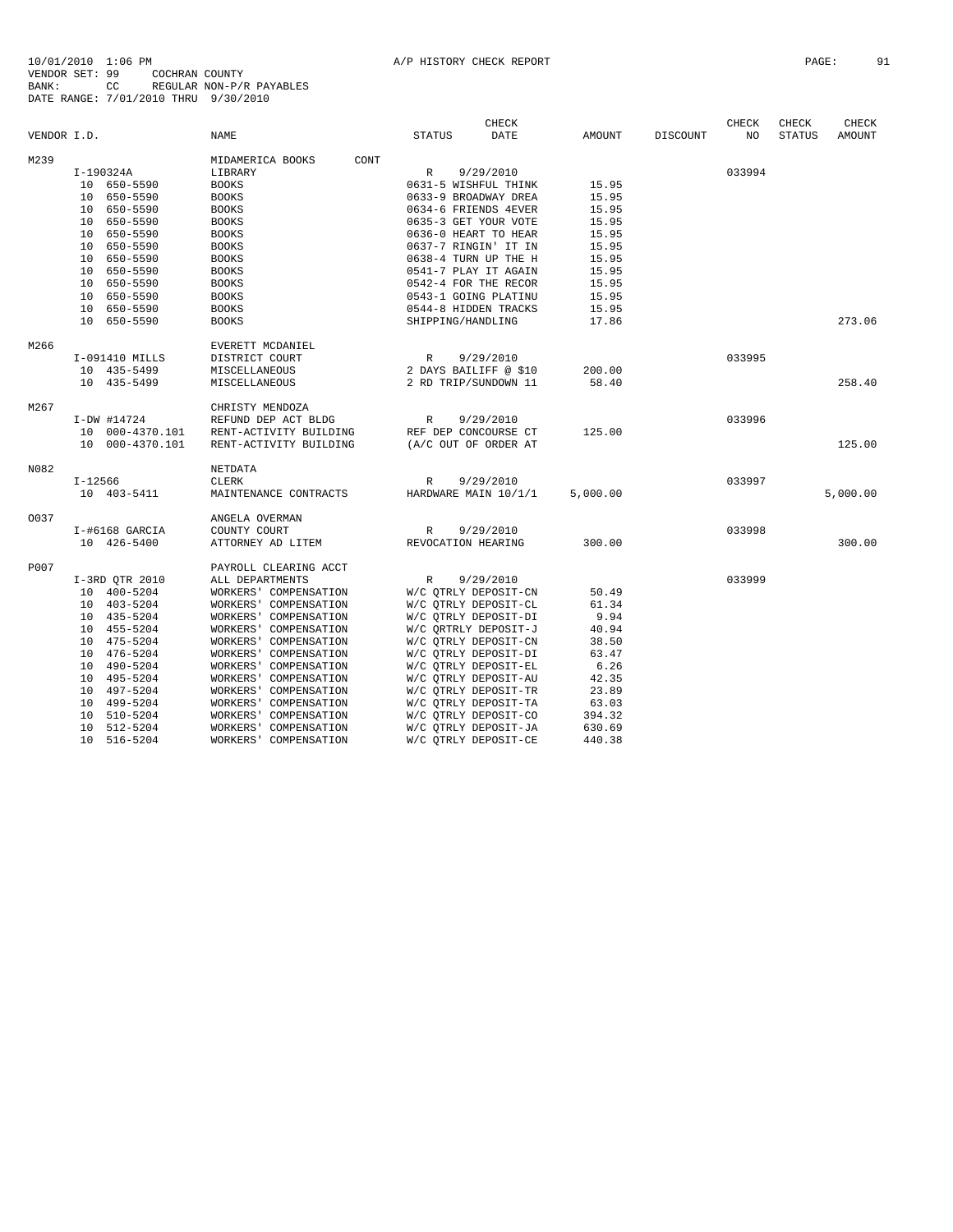10/01/2010 1:06 PM A/P HISTORY CHECK REPORT

VENDOR SET: 99 COCHRAN COUNTY
BANK: CC REGULAR NON-P/R PAYABLES
DATE RANGE: 7/01/2010 THRU 9/30/2010

| VENDOR I.D. | NAME | STATUS | CHECK DATE | AMOUNT | DISCOUNT | CHECK NO | CHECK STATUS | CHECK AMOUNT |
|---|---|---|---|---|---|---|---|---|
| M239 | MIDAMERICA BOOKS CONT | | | | | | | |
| I-190324A | LIBRARY | R | 9/29/2010 | | | 033994 | | |
| 10 650-5590 | BOOKS | 0631-5 WISHFUL THINK | | 15.95 | | | | |
| 10 650-5590 | BOOKS | 0633-9 BROADWAY DREA | | 15.95 | | | | |
| 10 650-5590 | BOOKS | 0634-6 FRIENDS 4EVER | | 15.95 | | | | |
| 10 650-5590 | BOOKS | 0635-3 GET YOUR VOTE | | 15.95 | | | | |
| 10 650-5590 | BOOKS | 0636-0 HEART TO HEAR | | 15.95 | | | | |
| 10 650-5590 | BOOKS | 0637-7 RINGIN' IT IN | | 15.95 | | | | |
| 10 650-5590 | BOOKS | 0638-4 TURN UP THE H | | 15.95 | | | | |
| 10 650-5590 | BOOKS | 0541-7 PLAY IT AGAIN | | 15.95 | | | | |
| 10 650-5590 | BOOKS | 0542-4 FOR THE RECOR | | 15.95 | | | | |
| 10 650-5590 | BOOKS | 0543-1 GOING PLATINU | | 15.95 | | | | |
| 10 650-5590 | BOOKS | 0544-8 HIDDEN TRACKS | | 15.95 | | | | |
| 10 650-5590 | BOOKS | SHIPPING/HANDLING | | 17.86 | | | | 273.06 |
| M266 | EVERETT MCDANIEL | | | | | | | |
| I-091410 MILLS | DISTRICT COURT | R | 9/29/2010 | | | 033995 | | |
| 10 435-5499 | MISCELLANEOUS | 2 DAYS BAILIFF @ $10 | | 200.00 | | | | |
| 10 435-5499 | MISCELLANEOUS | 2 RD TRIP/SUNDOWN 11 | | 58.40 | | | | 258.40 |
| M267 | CHRISTY MENDOZA | | | | | | | |
| I-DW #14724 | REFUND DEP ACT BLDG | R | 9/29/2010 | | | 033996 | | |
| 10 000-4370.101 | RENT-ACTIVITY BUILDING | REF DEP CONCOURSE CT | | 125.00 | | | | |
| 10 000-4370.101 | RENT-ACTIVITY BUILDING | (A/C OUT OF ORDER AT | | | | | | 125.00 |
| N082 | NETDATA | | | | | | | |
| I-12566 | CLERK | R | 9/29/2010 | | | 033997 | | |
| 10 403-5411 | MAINTENANCE CONTRACTS | HARDWARE MAIN 10/1/1 | | 5,000.00 | | | | 5,000.00 |
| O037 | ANGELA OVERMAN | | | | | | | |
| I-#6168 GARCIA | COUNTY COURT | R | 9/29/2010 | | | 033998 | | |
| 10 426-5400 | ATTORNEY AD LITEM | REVOCATION HEARING | | 300.00 | | | | 300.00 |
| P007 | PAYROLL CLEARING ACCT | | | | | | | |
| I-3RD QTR 2010 | ALL DEPARTMENTS | R | 9/29/2010 | | | 033999 | | |
| 10 400-5204 | WORKERS' COMPENSATION | W/C QTRLY DEPOSIT-CN | | 50.49 | | | | |
| 10 403-5204 | WORKERS' COMPENSATION | W/C QTRLY DEPOSIT-CL | | 61.34 | | | | |
| 10 435-5204 | WORKERS' COMPENSATION | W/C QTRLY DEPOSIT-DI | | 9.94 | | | | |
| 10 455-5204 | WORKERS' COMPENSATION | W/C QRTRLY DEPOSIT-J | | 40.94 | | | | |
| 10 475-5204 | WORKERS' COMPENSATION | W/C QTRLY DEPOSIT-CN | | 38.50 | | | | |
| 10 476-5204 | WORKERS' COMPENSATION | W/C QTRLY DEPOSIT-DI | | 63.47 | | | | |
| 10 490-5204 | WORKERS' COMPENSATION | W/C QTRLY DEPOSIT-EL | | 6.26 | | | | |
| 10 495-5204 | WORKERS' COMPENSATION | W/C QTRLY DEPOSIT-AU | | 42.35 | | | | |
| 10 497-5204 | WORKERS' COMPENSATION | W/C QTRLY DEPOSIT-TR | | 23.89 | | | | |
| 10 499-5204 | WORKERS' COMPENSATION | W/C QTRLY DEPOSIT-TA | | 63.03 | | | | |
| 10 510-5204 | WORKERS' COMPENSATION | W/C QTRLY DEPOSIT-CO | | 394.32 | | | | |
| 10 512-5204 | WORKERS' COMPENSATION | W/C QTRLY DEPOSIT-JA | | 630.69 | | | | |
| 10 516-5204 | WORKERS' COMPENSATION | W/C QTRLY DEPOSIT-CE | | 440.38 | | | | |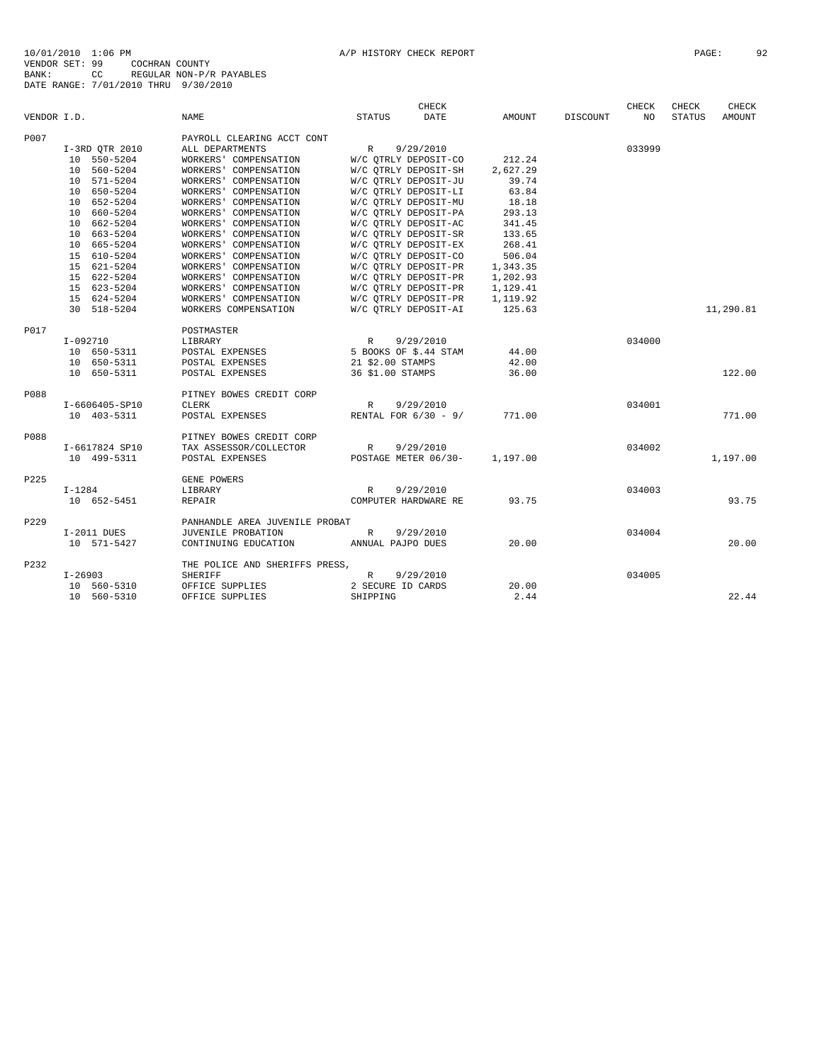10/01/2010 1:06 PM A/P HISTORY CHECK REPORT

VENDOR SET: 99 COCHRAN COUNTY
BANK: CC REGULAR NON-P/R PAYABLES
DATE RANGE: 7/01/2010 THRU 9/30/2010

| VENDOR I.D. | | NAME | STATUS | CHECK DATE | AMOUNT | DISCOUNT | CHECK NO | CHECK STATUS | CHECK AMOUNT |
|---|---|---|---|---|---|---|---|---|---|
| P007 | | PAYROLL CLEARING ACCT CONT | | | | | | | |
| | I-3RD QTR 2010 | ALL DEPARTMENTS | R | 9/29/2010 | | | 033999 | | |
| | 10 550-5204 | WORKERS' COMPENSATION | W/C QTRLY DEPOSIT-CO | | 212.24 | | | | |
| | 10 560-5204 | WORKERS' COMPENSATION | W/C QTRLY DEPOSIT-SH | | 2,627.29 | | | | |
| | 10 571-5204 | WORKERS' COMPENSATION | W/C QTRLY DEPOSIT-JU | | 39.74 | | | | |
| | 10 650-5204 | WORKERS' COMPENSATION | W/C QTRLY DEPOSIT-LI | | 63.84 | | | | |
| | 10 652-5204 | WORKERS' COMPENSATION | W/C QTRLY DEPOSIT-MU | | 18.18 | | | | |
| | 10 660-5204 | WORKERS' COMPENSATION | W/C QTRLY DEPOSIT-PA | | 293.13 | | | | |
| | 10 662-5204 | WORKERS' COMPENSATION | W/C QTRLY DEPOSIT-AC | | 341.45 | | | | |
| | 10 663-5204 | WORKERS' COMPENSATION | W/C QTRLY DEPOSIT-SR | | 133.65 | | | | |
| | 10 665-5204 | WORKERS' COMPENSATION | W/C QTRLY DEPOSIT-EX | | 268.41 | | | | |
| | 15 610-5204 | WORKERS' COMPENSATION | W/C QTRLY DEPOSIT-CO | | 506.04 | | | | |
| | 15 621-5204 | WORKERS' COMPENSATION | W/C QTRLY DEPOSIT-PR | | 1,343.35 | | | | |
| | 15 622-5204 | WORKERS' COMPENSATION | W/C QTRLY DEPOSIT-PR | | 1,202.93 | | | | |
| | 15 623-5204 | WORKERS' COMPENSATION | W/C QTRLY DEPOSIT-PR | | 1,129.41 | | | | |
| | 15 624-5204 | WORKERS' COMPENSATION | W/C QTRLY DEPOSIT-PR | | 1,119.92 | | | | |
| | 30 518-5204 | WORKERS COMPENSATION | W/C QTRLY DEPOSIT-AI | | 125.63 | | | | 11,290.81 |
| P017 | | POSTMASTER | | | | | | | |
| | I-092710 | LIBRARY | R | 9/29/2010 | | | 034000 | | |
| | 10 650-5311 | POSTAL EXPENSES | 5 BOOKS OF $.44 STAM | | 44.00 | | | | |
| | 10 650-5311 | POSTAL EXPENSES | 21 $2.00 STAMPS | | 42.00 | | | | |
| | 10 650-5311 | POSTAL EXPENSES | 36 $1.00 STAMPS | | 36.00 | | | | 122.00 |
| P088 | | PITNEY BOWES CREDIT CORP | | | | | | | |
| | I-6606405-SP10 | CLERK | R | 9/29/2010 | | | 034001 | | |
| | 10 403-5311 | POSTAL EXPENSES | RENTAL FOR 6/30 - 9/ | | 771.00 | | | | 771.00 |
| P088 | | PITNEY BOWES CREDIT CORP | | | | | | | |
| | I-6617824 SP10 | TAX ASSESSOR/COLLECTOR | R | 9/29/2010 | | | 034002 | | |
| | 10 499-5311 | POSTAL EXPENSES | POSTAGE METER 06/30- | | 1,197.00 | | | | 1,197.00 |
| P225 | | GENE POWERS | | | | | | | |
| | I-1284 | LIBRARY | R | 9/29/2010 | | | 034003 | | |
| | 10 652-5451 | REPAIR | COMPUTER HARDWARE RE | | 93.75 | | | | 93.75 |
| P229 | | PANHANDLE AREA JUVENILE PROBAT | | | | | | | |
| | I-2011 DUES | JUVENILE PROBATION | R | 9/29/2010 | | | 034004 | | |
| | 10 571-5427 | CONTINUING EDUCATION | ANNUAL PAJPO DUES | | 20.00 | | | | 20.00 |
| P232 | | THE POLICE AND SHERIFFS PRESS, | | | | | | | |
| | I-26903 | SHERIFF | R | 9/29/2010 | | | 034005 | | |
| | 10 560-5310 | OFFICE SUPPLIES | 2 SECURE ID CARDS | | 20.00 | | | | |
| | 10 560-5310 | OFFICE SUPPLIES | SHIPPING | | 2.44 | | | | 22.44 |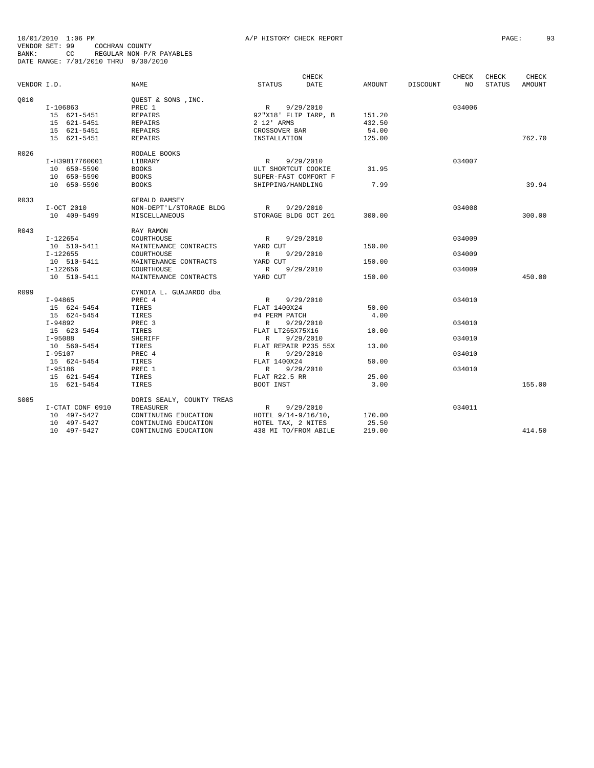10/01/2010 1:06 PM A/P HISTORY CHECK REPORT
VENDOR SET: 99 COCHRAN COUNTY
BANK: CC REGULAR NON-P/R PAYABLES
DATE RANGE: 7/01/2010 THRU 9/30/2010

| VENDOR I.D. | NAME | STATUS | CHECK DATE | AMOUNT | DISCOUNT | CHECK NO | CHECK STATUS | CHECK AMOUNT |
|---|---|---|---|---|---|---|---|---|
| Q010 | QUEST & SONS ,INC. | | | | | | | |
| I-106863 | PREC 1 | R | 9/29/2010 | | | 034006 | | |
| 15 621-5451 | REPAIRS | 92"X18' FLIP TARP, B | | 151.20 | | | | |
| 15 621-5451 | REPAIRS | 2 12' ARMS | | 432.50 | | | | |
| 15 621-5451 | REPAIRS | CROSSOVER BAR | | 54.00 | | | | |
| 15 621-5451 | REPAIRS | INSTALLATION | | 125.00 | | | | 762.70 |
| R026 | RODALE BOOKS | | | | | | | |
| I-H39817760001 | LIBRARY | R | 9/29/2010 | | | 034007 | | |
| 10 650-5590 | BOOKS | ULT SHORTCUT COOKIE | | 31.95 | | | | |
| 10 650-5590 | BOOKS | SUPER-FAST COMFORT F | | | | | | |
| 10 650-5590 | BOOKS | SHIPPING/HANDLING | | 7.99 | | | | 39.94 |
| R033 | GERALD RAMSEY | | | | | | | |
| I-OCT 2010 | NON-DEPT'L/STORAGE BLDG | R | 9/29/2010 | | | 034008 | | |
| 10 409-5499 | MISCELLANEOUS | STORAGE BLDG OCT 201 | | 300.00 | | | | 300.00 |
| R043 | RAY RAMON | | | | | | | |
| I-122654 | COURTHOUSE | R | 9/29/2010 | | | 034009 | | |
| 10 510-5411 | MAINTENANCE CONTRACTS | YARD CUT | | 150.00 | | | | |
| I-122655 | COURTHOUSE | R | 9/29/2010 | | | 034009 | | |
| 10 510-5411 | MAINTENANCE CONTRACTS | YARD CUT | | 150.00 | | | | |
| I-122656 | COURTHOUSE | R | 9/29/2010 | | | 034009 | | |
| 10 510-5411 | MAINTENANCE CONTRACTS | YARD CUT | | 150.00 | | | | 450.00 |
| R099 | CYNDIA L. GUAJARDO dba | | | | | | | |
| I-94865 | PREC 4 | R | 9/29/2010 | | | 034010 | | |
| 15 624-5454 | TIRES | FLAT 1400X24 | | 50.00 | | | | |
| 15 624-5454 | TIRES | #4 PERM PATCH | | 4.00 | | | | |
| I-94892 | PREC 3 | R | 9/29/2010 | | | 034010 | | |
| 15 623-5454 | TIRES | FLAT LT265X75X16 | | 10.00 | | | | |
| I-95088 | SHERIFF | R | 9/29/2010 | | | 034010 | | |
| 10 560-5454 | TIRES | FLAT REPAIR P235 55X | | 13.00 | | | | |
| I-95107 | PREC 4 | R | 9/29/2010 | | | 034010 | | |
| 15 624-5454 | TIRES | FLAT 1400X24 | | 50.00 | | | | |
| I-95186 | PREC 1 | R | 9/29/2010 | | | 034010 | | |
| 15 621-5454 | TIRES | FLAT R22.5 RR | | 25.00 | | | | |
| 15 621-5454 | TIRES | BOOT INST | | 3.00 | | | | 155.00 |
| S005 | DORIS SEALY, COUNTY TREAS | | | | | | | |
| I-CTAT CONF 0910 | TREASURER | R | 9/29/2010 | | | 034011 | | |
| 10 497-5427 | CONTINUING EDUCATION | HOTEL 9/14-9/16/10, | | 170.00 | | | | |
| 10 497-5427 | CONTINUING EDUCATION | HOTEL TAX, 2 NITES | | 25.50 | | | | |
| 10 497-5427 | CONTINUING EDUCATION | 438 MI TO/FROM ABILE | | 219.00 | | | | 414.50 |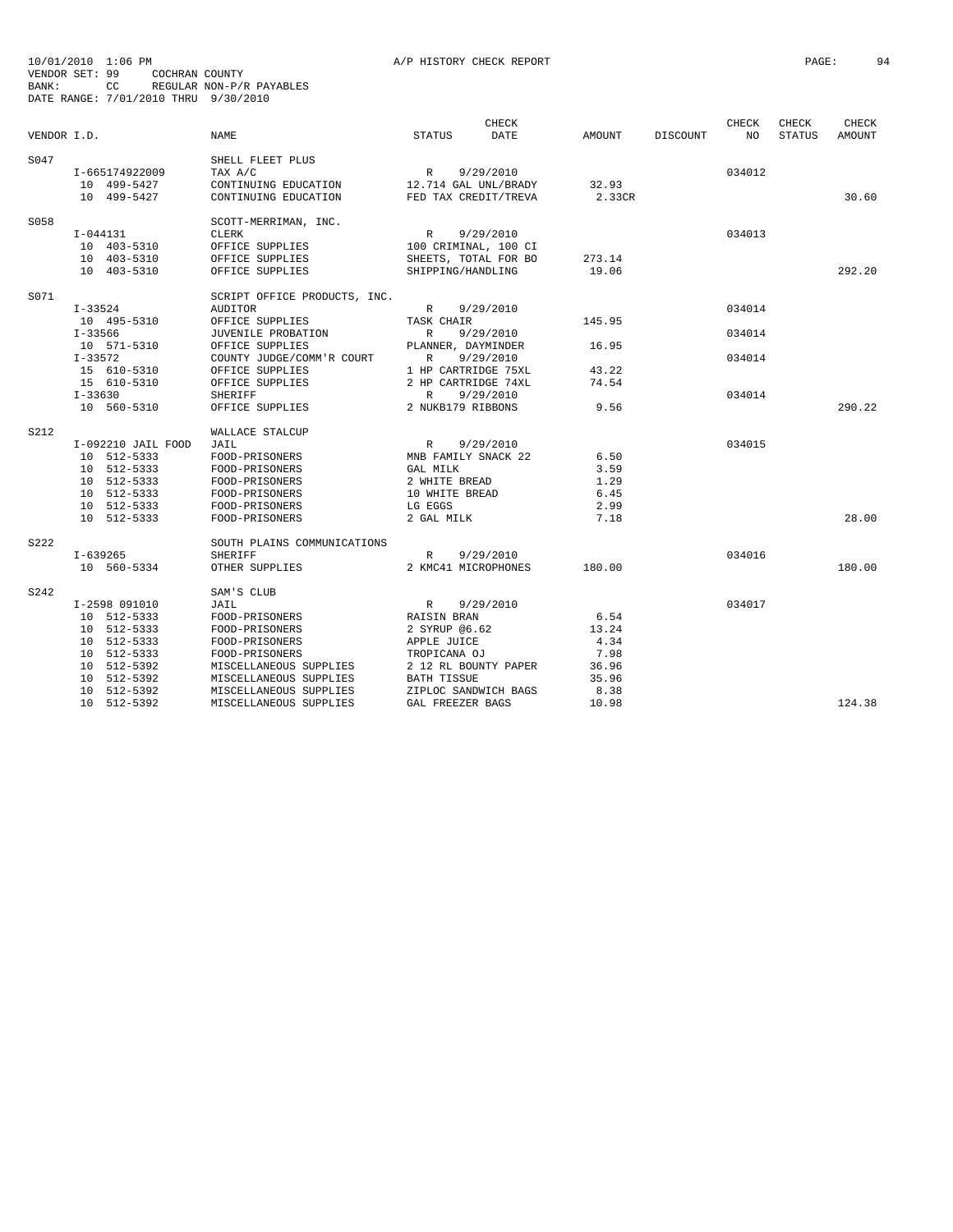10/01/2010 1:06 PM A/P HISTORY CHECK REPORT
VENDOR SET: 99 COCHRAN COUNTY
BANK: CC REGULAR NON-P/R PAYABLES
DATE RANGE: 7/01/2010 THRU 9/30/2010

| VENDOR I.D. | NAME | STATUS | CHECK DATE | AMOUNT | DISCOUNT | CHECK NO | CHECK STATUS | CHECK AMOUNT |
|---|---|---|---|---|---|---|---|---|
| S047 | SHELL FLEET PLUS | | | | | | | |
| I-665174922009 | TAX A/C | R | 9/29/2010 | | | 034012 | | |
| 10 499-5427 | CONTINUING EDUCATION | 12.714 GAL UNL/BRADY | | 32.93 | | | | |
| 10 499-5427 | CONTINUING EDUCATION | FED TAX CREDIT/TREVA | | 2.33CR | | | | 30.60 |
| S058 | SCOTT-MERRIMAN, INC. | | | | | | | |
| I-044131 | CLERK | R | 9/29/2010 | | | 034013 | | |
| 10 403-5310 | OFFICE SUPPLIES | 100 CRIMINAL, 100 CI | | | | | | |
| 10 403-5310 | OFFICE SUPPLIES | SHEETS, TOTAL FOR BO | | 273.14 | | | | |
| 10 403-5310 | OFFICE SUPPLIES | SHIPPING/HANDLING | | 19.06 | | | | 292.20 |
| S071 | SCRIPT OFFICE PRODUCTS, INC. | | | | | | | |
| I-33524 | AUDITOR | R | 9/29/2010 | | | 034014 | | |
| 10 495-5310 | OFFICE SUPPLIES | TASK CHAIR | | 145.95 | | | | |
| I-33566 | JUVENILE PROBATION | R | 9/29/2010 | | | 034014 | | |
| 10 571-5310 | OFFICE SUPPLIES | PLANNER, DAYMINDER | | 16.95 | | | | |
| I-33572 | COUNTY JUDGE/COMM'R COURT | R | 9/29/2010 | | | 034014 | | |
| 15 610-5310 | OFFICE SUPPLIES | 1 HP CARTRIDGE 75XL | | 43.22 | | | | |
| 15 610-5310 | OFFICE SUPPLIES | 2 HP CARTRIDGE 74XL | | 74.54 | | | | |
| I-33630 | SHERIFF | R | 9/29/2010 | | | 034014 | | |
| 10 560-5310 | OFFICE SUPPLIES | 2 NUKB179 RIBBONS | | 9.56 | | | | 290.22 |
| S212 | WALLACE STALCUP | | | | | | | |
| I-092210 JAIL FOOD | JAIL | R | 9/29/2010 | | | 034015 | | |
| 10 512-5333 | FOOD-PRISONERS | MNB FAMILY SNACK 22 | | 6.50 | | | | |
| 10 512-5333 | FOOD-PRISONERS | GAL MILK | | 3.59 | | | | |
| 10 512-5333 | FOOD-PRISONERS | 2 WHITE BREAD | | 1.29 | | | | |
| 10 512-5333 | FOOD-PRISONERS | 10 WHITE BREAD | | 6.45 | | | | |
| 10 512-5333 | FOOD-PRISONERS | LG EGGS | | 2.99 | | | | |
| 10 512-5333 | FOOD-PRISONERS | 2 GAL MILK | | 7.18 | | | | 28.00 |
| S222 | SOUTH PLAINS COMMUNICATIONS | | | | | | | |
| I-639265 | SHERIFF | R | 9/29/2010 | | | 034016 | | |
| 10 560-5334 | OTHER SUPPLIES | 2 KMC41 MICROPHONES | | 180.00 | | | | 180.00 |
| S242 | SAM'S CLUB | | | | | | | |
| I-2598 091010 | JAIL | R | 9/29/2010 | | | 034017 | | |
| 10 512-5333 | FOOD-PRISONERS | RAISIN BRAN | | 6.54 | | | | |
| 10 512-5333 | FOOD-PRISONERS | 2 SYRUP @6.62 | | 13.24 | | | | |
| 10 512-5333 | FOOD-PRISONERS | APPLE JUICE | | 4.34 | | | | |
| 10 512-5333 | FOOD-PRISONERS | TROPICANA OJ | | 7.98 | | | | |
| 10 512-5392 | MISCELLANEOUS SUPPLIES | 2 12 RL BOUNTY PAPER | | 36.96 | | | | |
| 10 512-5392 | MISCELLANEOUS SUPPLIES | BATH TISSUE | | 35.96 | | | | |
| 10 512-5392 | MISCELLANEOUS SUPPLIES | ZIPLOC SANDWICH BAGS | | 8.38 | | | | |
| 10 512-5392 | MISCELLANEOUS SUPPLIES | GAL FREEZER BAGS | | 10.98 | | | | 124.38 |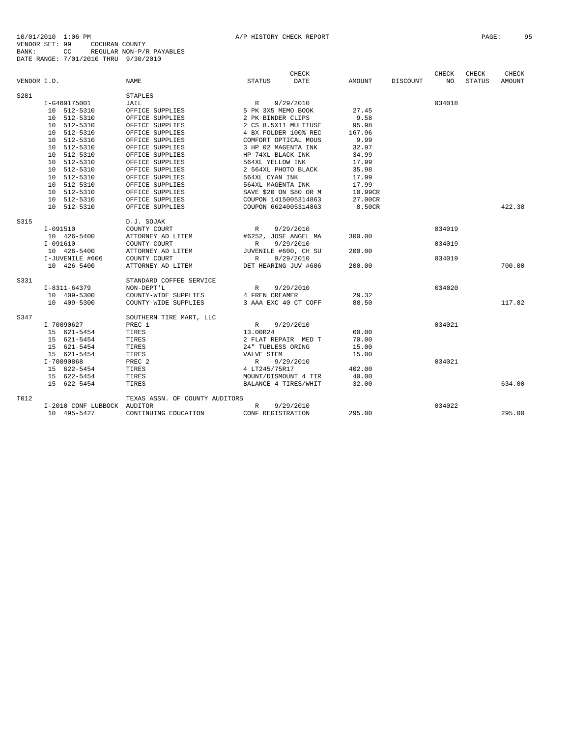10/01/2010 1:06 PM A/P HISTORY CHECK REPORT
VENDOR SET: 99 COCHRAN COUNTY
BANK: CC REGULAR NON-P/R PAYABLES
DATE RANGE: 7/01/2010 THRU 9/30/2010

| VENDOR I.D. | NAME | STATUS | CHECK DATE | AMOUNT | DISCOUNT | CHECK NO | CHECK STATUS | CHECK AMOUNT |
|---|---|---|---|---|---|---|---|---|
| S281 | STAPLES | | | | | | | |
| I-G469175001 | JAIL | R | 9/29/2010 | | | 034018 | | |
| 10 512-5310 | OFFICE SUPPLIES | 5 PK 3X5 MEMO BOOK | | 27.45 | | | | |
| 10 512-5310 | OFFICE SUPPLIES | 2 PK BINDER CLIPS | | 9.58 | | | | |
| 10 512-5310 | OFFICE SUPPLIES | 2 CS 8.5X11 MULTIUSE | | 95.98 | | | | |
| 10 512-5310 | OFFICE SUPPLIES | 4 BX FOLDER 100% REC | | 167.96 | | | | |
| 10 512-5310 | OFFICE SUPPLIES | COMFORT OPTICAL MOUS | | 9.99 | | | | |
| 10 512-5310 | OFFICE SUPPLIES | 3 HP 02 MAGENTA INK | | 32.97 | | | | |
| 10 512-5310 | OFFICE SUPPLIES | HP 74XL BLACK INK | | 34.99 | | | | |
| 10 512-5310 | OFFICE SUPPLIES | 564XL YELLOW INK | | 17.99 | | | | |
| 10 512-5310 | OFFICE SUPPLIES | 2 564XL PHOTO BLACK | | 35.98 | | | | |
| 10 512-5310 | OFFICE SUPPLIES | 564XL CYAN INK | | 17.99 | | | | |
| 10 512-5310 | OFFICE SUPPLIES | 564XL MAGENTA INK | | 17.99 | | | | |
| 10 512-5310 | OFFICE SUPPLIES | SAVE $20 ON $80 OR M | | 10.99CR | | | | |
| 10 512-5310 | OFFICE SUPPLIES | COUPON 1415005314863 | | 27.00CR | | | | |
| 10 512-5310 | OFFICE SUPPLIES | COUPON 6624005314863 | | 8.50CR | | | | 422.38 |
| S315 | D.J. SOJAK | | | | | | | |
| I-091510 | COUNTY COURT | R | 9/29/2010 | | | 034019 | | |
| 10 426-5400 | ATTORNEY AD LITEM | #6252, JOSE ANGEL MA | | 300.00 | | | | |
| I-091610 | COUNTY COURT | R | 9/29/2010 | | | 034019 | | |
| 10 426-5400 | ATTORNEY AD LITEM | JUVENILE #600, CH SU | | 200.00 | | | | |
| I-JUVENILE #606 | COUNTY COURT | R | 9/29/2010 | | | 034019 | | |
| 10 426-5400 | ATTORNEY AD LITEM | DET HEARING JUV #606 | | 200.00 | | | | 700.00 |
| S331 | STANDARD COFFEE SERVICE | | | | | | | |
| I-8311-64379 | NON-DEPT'L | R | 9/29/2010 | | | 034020 | | |
| 10 409-5300 | COUNTY-WIDE SUPPLIES | 4 FREN CREAMER | | 29.32 | | | | |
| 10 409-5300 | COUNTY-WIDE SUPPLIES | 3 AAA EXC 40 CT COFF | | 88.50 | | | | 117.82 |
| S347 | SOUTHERN TIRE MART, LLC | | | | | | | |
| I-70090627 | PREC 1 | R | 9/29/2010 | | | 034021 | | |
| 15 621-5454 | TIRES | 13.00R24 | | 60.00 | | | | |
| 15 621-5454 | TIRES | 2 FLAT REPAIR MED T | | 70.00 | | | | |
| 15 621-5454 | TIRES | 24" TUBLESS ORING | | 15.00 | | | | |
| 15 621-5454 | TIRES | VALVE STEM | | 15.00 | | | | |
| I-70090868 | PREC 2 | R | 9/29/2010 | | | 034021 | | |
| 15 622-5454 | TIRES | 4 LT245/75R17 | | 402.00 | | | | |
| 15 622-5454 | TIRES | MOUNT/DISMOUNT 4 TIR | | 40.00 | | | | |
| 15 622-5454 | TIRES | BALANCE 4 TIRES/WHIT | | 32.00 | | | | 634.00 |
| T012 | TEXAS ASSN. OF COUNTY AUDITORS | | | | | | | |
| I-2010 CONF LUBBOCK | AUDITOR | R | 9/29/2010 | | | 034022 | | |
| 10 495-5427 | CONTINUING EDUCATION | CONF REGISTRATION | | 295.00 | | | | 295.00 |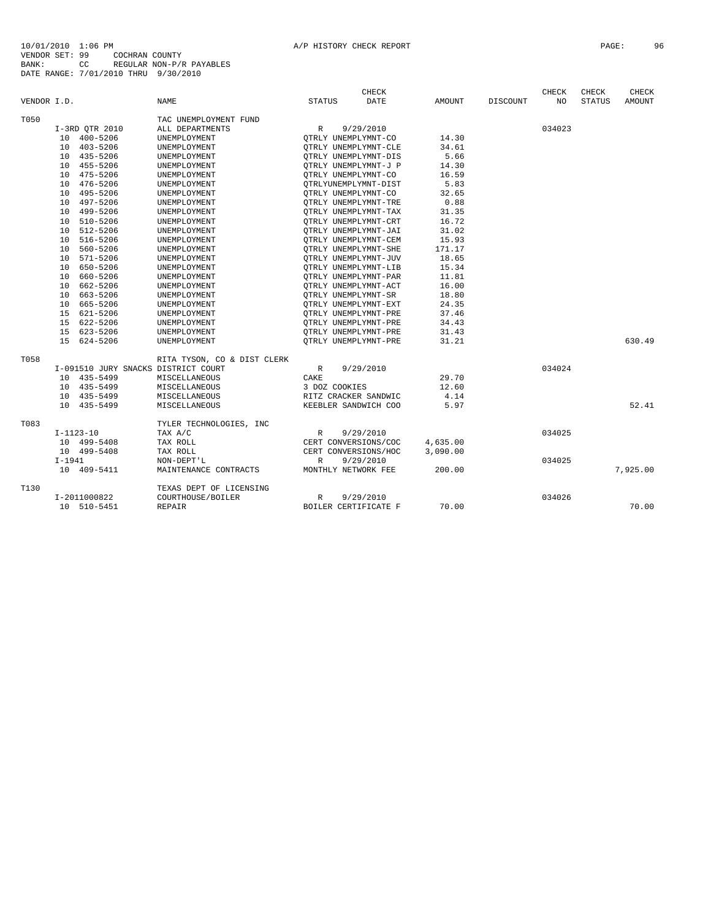10/01/2010 1:06 PM A/P HISTORY CHECK REPORT

VENDOR SET: 99 COCHRAN COUNTY
BANK: CC REGULAR NON-P/R PAYABLES
DATE RANGE: 7/01/2010 THRU 9/30/2010

| VENDOR I.D. | NAME | STATUS | CHECK DATE | AMOUNT | DISCOUNT | CHECK NO | CHECK STATUS | CHECK AMOUNT |
|---|---|---|---|---|---|---|---|---|
| T050 | TAC UNEMPLOYMENT FUND | | | | | | | |
| I-3RD QTR 2010 | ALL DEPARTMENTS | R | 9/29/2010 | | | 034023 | | |
| 10 400-5206 | UNEMPLOYMENT | QTRLY UNEMPLYMNT-CO | | 14.30 | | | | |
| 10 403-5206 | UNEMPLOYMENT | QTRLY UNEMPLYMNT-CLE | | 34.61 | | | | |
| 10 435-5206 | UNEMPLOYMENT | QTRLY UNEMPLYMNT-DIS | | 5.66 | | | | |
| 10 455-5206 | UNEMPLOYMENT | QTRLY UNEMPLYMNT-J P | | 14.30 | | | | |
| 10 475-5206 | UNEMPLOYMENT | QTRLY UNEMPLYMNT-CO | | 16.59 | | | | |
| 10 476-5206 | UNEMPLOYMENT | QTRLYUNEMPLYMNT-DIST | | 5.83 | | | | |
| 10 495-5206 | UNEMPLOYMENT | QTRLY UNEMPLYMNT-CO | | 32.65 | | | | |
| 10 497-5206 | UNEMPLOYMENT | QTRLY UNEMPLYMNT-TRE | | 0.88 | | | | |
| 10 499-5206 | UNEMPLOYMENT | QTRLY UNEMPLYMNT-TAX | | 31.35 | | | | |
| 10 510-5206 | UNEMPLOYMENT | QTRLY UNEMPLYMNT-CRT | | 16.72 | | | | |
| 10 512-5206 | UNEMPLOYMENT | QTRLY UNEMPLYMNT-JAI | | 31.02 | | | | |
| 10 516-5206 | UNEMPLOYMENT | QTRLY UNEMPLYMNT-CEM | | 15.93 | | | | |
| 10 560-5206 | UNEMPLOYMENT | QTRLY UNEMPLYMNT-SHE | | 171.17 | | | | |
| 10 571-5206 | UNEMPLOYMENT | QTRLY UNEMPLYMNT-JUV | | 18.65 | | | | |
| 10 650-5206 | UNEMPLOYMENT | QTRLY UNEMPLYMNT-LIB | | 15.34 | | | | |
| 10 660-5206 | UNEMPLOYMENT | QTRLY UNEMPLYMNT-PAR | | 11.81 | | | | |
| 10 662-5206 | UNEMPLOYMENT | QTRLY UNEMPLYMNT-ACT | | 16.00 | | | | |
| 10 663-5206 | UNEMPLOYMENT | QTRLY UNEMPLYMNT-SR | | 18.80 | | | | |
| 10 665-5206 | UNEMPLOYMENT | QTRLY UNEMPLYMNT-EXT | | 24.35 | | | | |
| 15 621-5206 | UNEMPLOYMENT | QTRLY UNEMPLYMNT-PRE | | 37.46 | | | | |
| 15 622-5206 | UNEMPLOYMENT | QTRLY UNEMPLYMNT-PRE | | 34.43 | | | | |
| 15 623-5206 | UNEMPLOYMENT | QTRLY UNEMPLYMNT-PRE | | 31.43 | | | | |
| 15 624-5206 | UNEMPLOYMENT | QTRLY UNEMPLYMNT-PRE | | 31.21 | | | | 630.49 |
| T058 | RITA TYSON, CO & DIST CLERK | | | | | | | |
| I-091510 JURY SNACKS | DISTRICT COURT | R | 9/29/2010 | | | 034024 | | |
| 10 435-5499 | MISCELLANEOUS | CAKE | | 29.70 | | | | |
| 10 435-5499 | MISCELLANEOUS | 3 DOZ COOKIES | | 12.60 | | | | |
| 10 435-5499 | MISCELLANEOUS | RITZ CRACKER SANDWIC | | 4.14 | | | | |
| 10 435-5499 | MISCELLANEOUS | KEEBLER SANDWICH COO | | 5.97 | | | | 52.41 |
| T083 | TYLER TECHNOLOGIES, INC | | | | | | | |
| I-1123-10 | TAX A/C | R | 9/29/2010 | | | 034025 | | |
| 10 499-5408 | TAX ROLL | CERT CONVERSIONS/COC | | 4,635.00 | | | | |
| 10 499-5408 | TAX ROLL | CERT CONVERSIONS/HOC | | 3,090.00 | | | | |
| I-1941 | NON-DEPT'L | R | 9/29/2010 | | | 034025 | | |
| 10 409-5411 | MAINTENANCE CONTRACTS | MONTHLY NETWORK FEE | | 200.00 | | | | 7,925.00 |
| T130 | TEXAS DEPT OF LICENSING | | | | | | | |
| I-2011000822 | COURTHOUSE/BOILER | R | 9/29/2010 | | | 034026 | | |
| 10 510-5451 | REPAIR | BOILER CERTIFICATE F | | 70.00 | | | | 70.00 |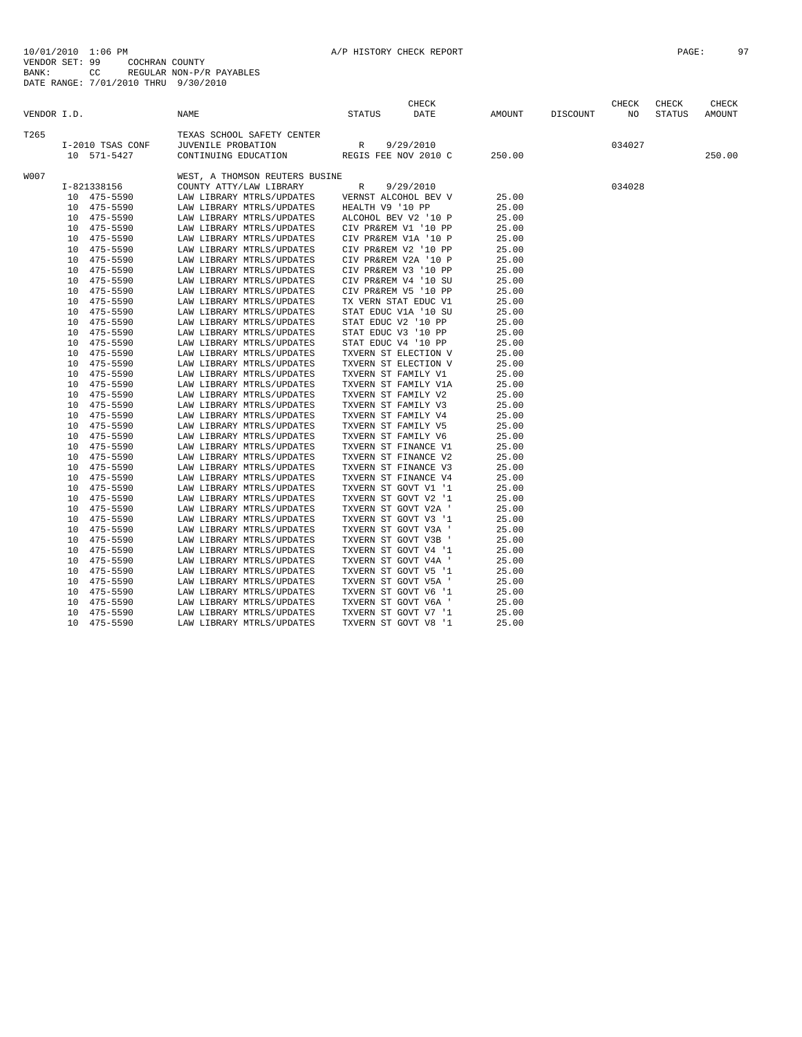10/01/2010 1:06 PM A/P HISTORY CHECK REPORT
VENDOR SET: 99 COCHRAN COUNTY
BANK: CC REGULAR NON-P/R PAYABLES
DATE RANGE: 7/01/2010 THRU 9/30/2010

| VENDOR I.D. | NAME | STATUS | CHECK DATE | AMOUNT | DISCOUNT | CHECK NO | CHECK STATUS | CHECK AMOUNT |
|---|---|---|---|---|---|---|---|---|
| T265 | TEXAS SCHOOL SAFETY CENTER | | | | | | | |
| I-2010 TSAS CONF | JUVENILE PROBATION | R | 9/29/2010 | | | 034027 | | |
| 10 571-5427 | CONTINUING EDUCATION | REGIS FEE NOV 2010 C | | 250.00 | | | | 250.00 |
| W007 | WEST, A THOMSON REUTERS BUSINE | | | | | | | |
| I-821338156 | COUNTY ATTY/LAW LIBRARY | R | 9/29/2010 | | | 034028 | | |
| 10 475-5590 | LAW LIBRARY MTRLS/UPDATES | VERNST ALCOHOL BEV V | | 25.00 | | | | |
| 10 475-5590 | LAW LIBRARY MTRLS/UPDATES | HEALTH V9 '10 PP | | 25.00 | | | | |
| 10 475-5590 | LAW LIBRARY MTRLS/UPDATES | ALCOHOL BEV V2 '10 P | | 25.00 | | | | |
| 10 475-5590 | LAW LIBRARY MTRLS/UPDATES | CIV PR&REM V1 '10 PP | | 25.00 | | | | |
| 10 475-5590 | LAW LIBRARY MTRLS/UPDATES | CIV PR&REM V1A '10 P | | 25.00 | | | | |
| 10 475-5590 | LAW LIBRARY MTRLS/UPDATES | CIV PR&REM V2 '10 PP | | 25.00 | | | | |
| 10 475-5590 | LAW LIBRARY MTRLS/UPDATES | CIV PR&REM V2A '10 P | | 25.00 | | | | |
| 10 475-5590 | LAW LIBRARY MTRLS/UPDATES | CIV PR&REM V3 '10 PP | | 25.00 | | | | |
| 10 475-5590 | LAW LIBRARY MTRLS/UPDATES | CIV PR&REM V4 '10 SU | | 25.00 | | | | |
| 10 475-5590 | LAW LIBRARY MTRLS/UPDATES | CIV PR&REM V5 '10 PP | | 25.00 | | | | |
| 10 475-5590 | LAW LIBRARY MTRLS/UPDATES | TX VERN STAT EDUC V1 | | 25.00 | | | | |
| 10 475-5590 | LAW LIBRARY MTRLS/UPDATES | STAT EDUC V1A '10 SU | | 25.00 | | | | |
| 10 475-5590 | LAW LIBRARY MTRLS/UPDATES | STAT EDUC V2 '10 PP | | 25.00 | | | | |
| 10 475-5590 | LAW LIBRARY MTRLS/UPDATES | STAT EDUC V3 '10 PP | | 25.00 | | | | |
| 10 475-5590 | LAW LIBRARY MTRLS/UPDATES | STAT EDUC V4 '10 PP | | 25.00 | | | | |
| 10 475-5590 | LAW LIBRARY MTRLS/UPDATES | TXVERN ST ELECTION V | | 25.00 | | | | |
| 10 475-5590 | LAW LIBRARY MTRLS/UPDATES | TXVERN ST ELECTION V | | 25.00 | | | | |
| 10 475-5590 | LAW LIBRARY MTRLS/UPDATES | TXVERN ST FAMILY V1 | | 25.00 | | | | |
| 10 475-5590 | LAW LIBRARY MTRLS/UPDATES | TXVERN ST FAMILY V1A | | 25.00 | | | | |
| 10 475-5590 | LAW LIBRARY MTRLS/UPDATES | TXVERN ST FAMILY V2 | | 25.00 | | | | |
| 10 475-5590 | LAW LIBRARY MTRLS/UPDATES | TXVERN ST FAMILY V3 | | 25.00 | | | | |
| 10 475-5590 | LAW LIBRARY MTRLS/UPDATES | TXVERN ST FAMILY V4 | | 25.00 | | | | |
| 10 475-5590 | LAW LIBRARY MTRLS/UPDATES | TXVERN ST FAMILY V5 | | 25.00 | | | | |
| 10 475-5590 | LAW LIBRARY MTRLS/UPDATES | TXVERN ST FAMILY V6 | | 25.00 | | | | |
| 10 475-5590 | LAW LIBRARY MTRLS/UPDATES | TXVERN ST FINANCE V1 | | 25.00 | | | | |
| 10 475-5590 | LAW LIBRARY MTRLS/UPDATES | TXVERN ST FINANCE V2 | | 25.00 | | | | |
| 10 475-5590 | LAW LIBRARY MTRLS/UPDATES | TXVERN ST FINANCE V3 | | 25.00 | | | | |
| 10 475-5590 | LAW LIBRARY MTRLS/UPDATES | TXVERN ST FINANCE V4 | | 25.00 | | | | |
| 10 475-5590 | LAW LIBRARY MTRLS/UPDATES | TXVERN ST GOVT V1 '1 | | 25.00 | | | | |
| 10 475-5590 | LAW LIBRARY MTRLS/UPDATES | TXVERN ST GOVT V2 '1 | | 25.00 | | | | |
| 10 475-5590 | LAW LIBRARY MTRLS/UPDATES | TXVERN ST GOVT V2A ' | | 25.00 | | | | |
| 10 475-5590 | LAW LIBRARY MTRLS/UPDATES | TXVERN ST GOVT V3 '1 | | 25.00 | | | | |
| 10 475-5590 | LAW LIBRARY MTRLS/UPDATES | TXVERN ST GOVT V3A ' | | 25.00 | | | | |
| 10 475-5590 | LAW LIBRARY MTRLS/UPDATES | TXVERN ST GOVT V3B ' | | 25.00 | | | | |
| 10 475-5590 | LAW LIBRARY MTRLS/UPDATES | TXVERN ST GOVT V4 '1 | | 25.00 | | | | |
| 10 475-5590 | LAW LIBRARY MTRLS/UPDATES | TXVERN ST GOVT V4A ' | | 25.00 | | | | |
| 10 475-5590 | LAW LIBRARY MTRLS/UPDATES | TXVERN ST GOVT V5 '1 | | 25.00 | | | | |
| 10 475-5590 | LAW LIBRARY MTRLS/UPDATES | TXVERN ST GOVT V5A ' | | 25.00 | | | | |
| 10 475-5590 | LAW LIBRARY MTRLS/UPDATES | TXVERN ST GOVT V6 '1 | | 25.00 | | | | |
| 10 475-5590 | LAW LIBRARY MTRLS/UPDATES | TXVERN ST GOVT V6A ' | | 25.00 | | | | |
| 10 475-5590 | LAW LIBRARY MTRLS/UPDATES | TXVERN ST GOVT V7 '1 | | 25.00 | | | | |
| 10 475-5590 | LAW LIBRARY MTRLS/UPDATES | TXVERN ST GOVT V8 '1 | | 25.00 | | | | |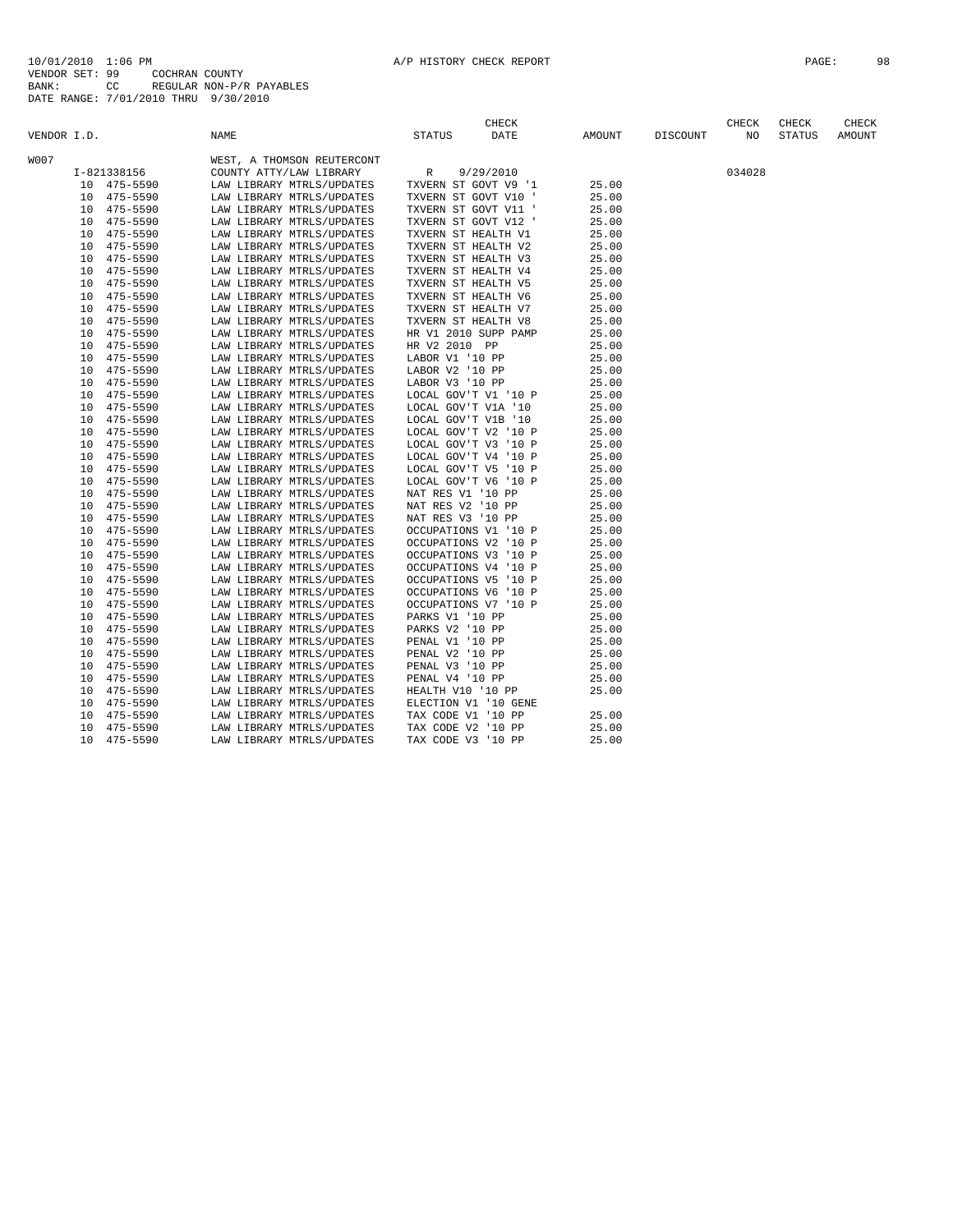10/01/2010 1:06 PM A/P HISTORY CHECK REPORT

VENDOR SET: 99 COCHRAN COUNTY
BANK: CC REGULAR NON-P/R PAYABLES
DATE RANGE: 7/01/2010 THRU 9/30/2010

| VENDOR I.D. | NAME | STATUS | CHECK DATE | AMOUNT | DISCOUNT | CHECK NO | CHECK STATUS | CHECK AMOUNT |
|---|---|---|---|---|---|---|---|---|
| W007 | WEST, A THOMSON REUTERCONT | | | | | | | |
| I-821338156 | COUNTY ATTY/LAW LIBRARY | R | 9/29/2010 | | | 034028 | | |
| 10 475-5590 | LAW LIBRARY MTRLS/UPDATES | TXVERN ST GOVT V9 '1 | | 25.00 | | | | |
| 10 475-5590 | LAW LIBRARY MTRLS/UPDATES | TXVERN ST GOVT V10 ' | | 25.00 | | | | |
| 10 475-5590 | LAW LIBRARY MTRLS/UPDATES | TXVERN ST GOVT V11 ' | | 25.00 | | | | |
| 10 475-5590 | LAW LIBRARY MTRLS/UPDATES | TXVERN ST GOVT V12 ' | | 25.00 | | | | |
| 10 475-5590 | LAW LIBRARY MTRLS/UPDATES | TXVERN ST HEALTH V1 | | 25.00 | | | | |
| 10 475-5590 | LAW LIBRARY MTRLS/UPDATES | TXVERN ST HEALTH V2 | | 25.00 | | | | |
| 10 475-5590 | LAW LIBRARY MTRLS/UPDATES | TXVERN ST HEALTH V3 | | 25.00 | | | | |
| 10 475-5590 | LAW LIBRARY MTRLS/UPDATES | TXVERN ST HEALTH V4 | | 25.00 | | | | |
| 10 475-5590 | LAW LIBRARY MTRLS/UPDATES | TXVERN ST HEALTH V5 | | 25.00 | | | | |
| 10 475-5590 | LAW LIBRARY MTRLS/UPDATES | TXVERN ST HEALTH V6 | | 25.00 | | | | |
| 10 475-5590 | LAW LIBRARY MTRLS/UPDATES | TXVERN ST HEALTH V7 | | 25.00 | | | | |
| 10 475-5590 | LAW LIBRARY MTRLS/UPDATES | TXVERN ST HEALTH V8 | | 25.00 | | | | |
| 10 475-5590 | LAW LIBRARY MTRLS/UPDATES | HR V1 2010 SUPP PAMP | | 25.00 | | | | |
| 10 475-5590 | LAW LIBRARY MTRLS/UPDATES | HR V2 2010 PP | | 25.00 | | | | |
| 10 475-5590 | LAW LIBRARY MTRLS/UPDATES | LABOR V1 '10 PP | | 25.00 | | | | |
| 10 475-5590 | LAW LIBRARY MTRLS/UPDATES | LABOR V2 '10 PP | | 25.00 | | | | |
| 10 475-5590 | LAW LIBRARY MTRLS/UPDATES | LABOR V3 '10 PP | | 25.00 | | | | |
| 10 475-5590 | LAW LIBRARY MTRLS/UPDATES | LOCAL GOV'T V1 '10 P | | 25.00 | | | | |
| 10 475-5590 | LAW LIBRARY MTRLS/UPDATES | LOCAL GOV'T V1A '10 | | 25.00 | | | | |
| 10 475-5590 | LAW LIBRARY MTRLS/UPDATES | LOCAL GOV'T V1B '10 | | 25.00 | | | | |
| 10 475-5590 | LAW LIBRARY MTRLS/UPDATES | LOCAL GOV'T V2 '10 P | | 25.00 | | | | |
| 10 475-5590 | LAW LIBRARY MTRLS/UPDATES | LOCAL GOV'T V3 '10 P | | 25.00 | | | | |
| 10 475-5590 | LAW LIBRARY MTRLS/UPDATES | LOCAL GOV'T V4 '10 P | | 25.00 | | | | |
| 10 475-5590 | LAW LIBRARY MTRLS/UPDATES | LOCAL GOV'T V5 '10 P | | 25.00 | | | | |
| 10 475-5590 | LAW LIBRARY MTRLS/UPDATES | LOCAL GOV'T V6 '10 P | | 25.00 | | | | |
| 10 475-5590 | LAW LIBRARY MTRLS/UPDATES | NAT RES V1 '10 PP | | 25.00 | | | | |
| 10 475-5590 | LAW LIBRARY MTRLS/UPDATES | NAT RES V2 '10 PP | | 25.00 | | | | |
| 10 475-5590 | LAW LIBRARY MTRLS/UPDATES | NAT RES V3 '10 PP | | 25.00 | | | | |
| 10 475-5590 | LAW LIBRARY MTRLS/UPDATES | OCCUPATIONS V1 '10 P | | 25.00 | | | | |
| 10 475-5590 | LAW LIBRARY MTRLS/UPDATES | OCCUPATIONS V2 '10 P | | 25.00 | | | | |
| 10 475-5590 | LAW LIBRARY MTRLS/UPDATES | OCCUPATIONS V3 '10 P | | 25.00 | | | | |
| 10 475-5590 | LAW LIBRARY MTRLS/UPDATES | OCCUPATIONS V4 '10 P | | 25.00 | | | | |
| 10 475-5590 | LAW LIBRARY MTRLS/UPDATES | OCCUPATIONS V5 '10 P | | 25.00 | | | | |
| 10 475-5590 | LAW LIBRARY MTRLS/UPDATES | OCCUPATIONS V6 '10 P | | 25.00 | | | | |
| 10 475-5590 | LAW LIBRARY MTRLS/UPDATES | OCCUPATIONS V7 '10 P | | 25.00 | | | | |
| 10 475-5590 | LAW LIBRARY MTRLS/UPDATES | PARKS V1 '10 PP | | 25.00 | | | | |
| 10 475-5590 | LAW LIBRARY MTRLS/UPDATES | PARKS V2 '10 PP | | 25.00 | | | | |
| 10 475-5590 | LAW LIBRARY MTRLS/UPDATES | PENAL V1 '10 PP | | 25.00 | | | | |
| 10 475-5590 | LAW LIBRARY MTRLS/UPDATES | PENAL V2 '10 PP | | 25.00 | | | | |
| 10 475-5590 | LAW LIBRARY MTRLS/UPDATES | PENAL V3 '10 PP | | 25.00 | | | | |
| 10 475-5590 | LAW LIBRARY MTRLS/UPDATES | PENAL V4 '10 PP | | 25.00 | | | | |
| 10 475-5590 | LAW LIBRARY MTRLS/UPDATES | HEALTH V10 '10 PP | | 25.00 | | | | |
| 10 475-5590 | LAW LIBRARY MTRLS/UPDATES | ELECTION V1 '10 GENE | | | | | | |
| 10 475-5590 | LAW LIBRARY MTRLS/UPDATES | TAX CODE V1 '10 PP | | 25.00 | | | | |
| 10 475-5590 | LAW LIBRARY MTRLS/UPDATES | TAX CODE V2 '10 PP | | 25.00 | | | | |
| 10 475-5590 | LAW LIBRARY MTRLS/UPDATES | TAX CODE V3 '10 PP | | 25.00 | | | | |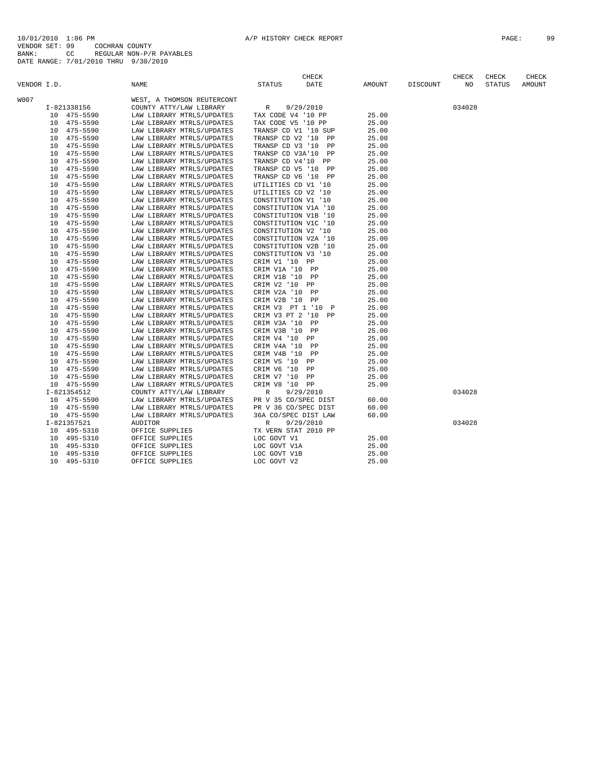10/01/2010 1:06 PM A/P HISTORY CHECK REPORT

VENDOR SET: 99 COCHRAN COUNTY
BANK: CC REGULAR NON-P/R PAYABLES
DATE RANGE: 7/01/2010 THRU 9/30/2010

| VENDOR I.D. | NAME | STATUS | CHECK DATE | AMOUNT | DISCOUNT | CHECK NO | CHECK STATUS | CHECK AMOUNT |
|---|---|---|---|---|---|---|---|---|
| W007 | WEST, A THOMSON REUTERCONT | | | | | | | |
| I-821338156 | COUNTY ATTY/LAW LIBRARY | R | 9/29/2010 | | | 034028 | | |
| 10 475-5590 | LAW LIBRARY MTRLS/UPDATES | TAX CODE V4 '10 PP | | 25.00 | | | | |
| 10 475-5590 | LAW LIBRARY MTRLS/UPDATES | TAX CODE V5 '10 PP | | 25.00 | | | | |
| 10 475-5590 | LAW LIBRARY MTRLS/UPDATES | TRANSP CD V1 '10 SUP | | 25.00 | | | | |
| 10 475-5590 | LAW LIBRARY MTRLS/UPDATES | TRANSP CD V2 '10 PP | | 25.00 | | | | |
| 10 475-5590 | LAW LIBRARY MTRLS/UPDATES | TRANSP CD V3 '10 PP | | 25.00 | | | | |
| 10 475-5590 | LAW LIBRARY MTRLS/UPDATES | TRANSP CD V3A'10 PP | | 25.00 | | | | |
| 10 475-5590 | LAW LIBRARY MTRLS/UPDATES | TRANSP CD V4'10 PP | | 25.00 | | | | |
| 10 475-5590 | LAW LIBRARY MTRLS/UPDATES | TRANSP CD V5 '10 PP | | 25.00 | | | | |
| 10 475-5590 | LAW LIBRARY MTRLS/UPDATES | TRANSP CD V6 '10 PP | | 25.00 | | | | |
| 10 475-5590 | LAW LIBRARY MTRLS/UPDATES | UTILITIES CD V1 '10 | | 25.00 | | | | |
| 10 475-5590 | LAW LIBRARY MTRLS/UPDATES | UTILITIES CD V2 '10 | | 25.00 | | | | |
| 10 475-5590 | LAW LIBRARY MTRLS/UPDATES | CONSTITUTION V1 '10 | | 25.00 | | | | |
| 10 475-5590 | LAW LIBRARY MTRLS/UPDATES | CONSTITUTION V1A '10 | | 25.00 | | | | |
| 10 475-5590 | LAW LIBRARY MTRLS/UPDATES | CONSTITUTION V1B '10 | | 25.00 | | | | |
| 10 475-5590 | LAW LIBRARY MTRLS/UPDATES | CONSTITUTION V1C '10 | | 25.00 | | | | |
| 10 475-5590 | LAW LIBRARY MTRLS/UPDATES | CONSTITUTION V2 '10 | | 25.00 | | | | |
| 10 475-5590 | LAW LIBRARY MTRLS/UPDATES | CONSTITUTION V2A '10 | | 25.00 | | | | |
| 10 475-5590 | LAW LIBRARY MTRLS/UPDATES | CONSTITUTION V2B '10 | | 25.00 | | | | |
| 10 475-5590 | LAW LIBRARY MTRLS/UPDATES | CONSTITUTION V3 '10 | | 25.00 | | | | |
| 10 475-5590 | LAW LIBRARY MTRLS/UPDATES | CRIM V1 '10 PP | | 25.00 | | | | |
| 10 475-5590 | LAW LIBRARY MTRLS/UPDATES | CRIM V1A '10 PP | | 25.00 | | | | |
| 10 475-5590 | LAW LIBRARY MTRLS/UPDATES | CRIM V1B '10 PP | | 25.00 | | | | |
| 10 475-5590 | LAW LIBRARY MTRLS/UPDATES | CRIM V2 '10 PP | | 25.00 | | | | |
| 10 475-5590 | LAW LIBRARY MTRLS/UPDATES | CRIM V2A '10 PP | | 25.00 | | | | |
| 10 475-5590 | LAW LIBRARY MTRLS/UPDATES | CRIM V2B '10 PP | | 25.00 | | | | |
| 10 475-5590 | LAW LIBRARY MTRLS/UPDATES | CRIM V3 PT 1 '10 P | | 25.00 | | | | |
| 10 475-5590 | LAW LIBRARY MTRLS/UPDATES | CRIM V3 PT 2 '10 PP | | 25.00 | | | | |
| 10 475-5590 | LAW LIBRARY MTRLS/UPDATES | CRIM V3A '10 PP | | 25.00 | | | | |
| 10 475-5590 | LAW LIBRARY MTRLS/UPDATES | CRIM V3B '10 PP | | 25.00 | | | | |
| 10 475-5590 | LAW LIBRARY MTRLS/UPDATES | CRIM V4 '10 PP | | 25.00 | | | | |
| 10 475-5590 | LAW LIBRARY MTRLS/UPDATES | CRIM V4A '10 PP | | 25.00 | | | | |
| 10 475-5590 | LAW LIBRARY MTRLS/UPDATES | CRIM V4B '10 PP | | 25.00 | | | | |
| 10 475-5590 | LAW LIBRARY MTRLS/UPDATES | CRIM V5 '10 PP | | 25.00 | | | | |
| 10 475-5590 | LAW LIBRARY MTRLS/UPDATES | CRIM V6 '10 PP | | 25.00 | | | | |
| 10 475-5590 | LAW LIBRARY MTRLS/UPDATES | CRIM V7 '10 PP | | 25.00 | | | | |
| 10 475-5590 | LAW LIBRARY MTRLS/UPDATES | CRIM V8 '10 PP | | 25.00 | | | | |
| I-821354512 | COUNTY ATTY/LAW LIBRARY | R | 9/29/2010 | | | 034028 | | |
| 10 475-5590 | LAW LIBRARY MTRLS/UPDATES | PR V 35 CO/SPEC DIST | | 60.00 | | | | |
| 10 475-5590 | LAW LIBRARY MTRLS/UPDATES | PR V 36 CO/SPEC DIST | | 60.00 | | | | |
| 10 475-5590 | LAW LIBRARY MTRLS/UPDATES | 36A CO/SPEC DIST LAW | | 60.00 | | | | |
| I-821357521 | AUDITOR | R | 9/29/2010 | | | 034028 | | |
| 10 495-5310 | OFFICE SUPPLIES | TX VERN STAT 2010 PP | | | | | | |
| 10 495-5310 | OFFICE SUPPLIES | LOC GOVT V1 | | 25.00 | | | | |
| 10 495-5310 | OFFICE SUPPLIES | LOC GOVT V1A | | 25.00 | | | | |
| 10 495-5310 | OFFICE SUPPLIES | LOC GOVT V1B | | 25.00 | | | | |
| 10 495-5310 | OFFICE SUPPLIES | LOC GOVT V2 | | 25.00 | | | | |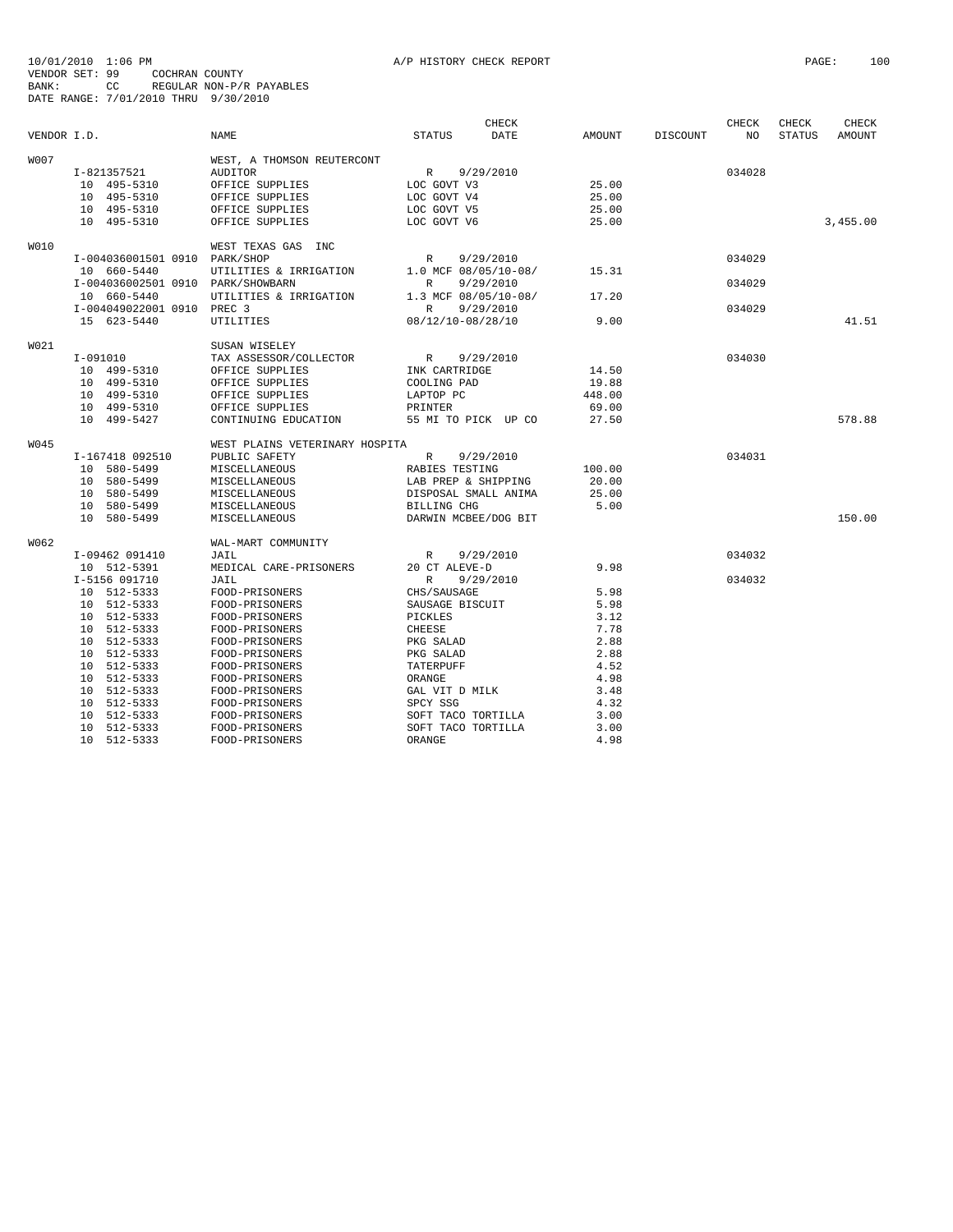10/01/2010 1:06 PM A/P HISTORY CHECK REPORT
VENDOR SET: 99 COCHRAN COUNTY
BANK: CC REGULAR NON-P/R PAYABLES
DATE RANGE: 7/01/2010 THRU 9/30/2010

| VENDOR I.D. | NAME | STATUS | CHECK DATE | AMOUNT | DISCOUNT | CHECK NO | CHECK STATUS | CHECK AMOUNT |
|---|---|---|---|---|---|---|---|---|
| W007 | WEST, A THOMSON REUTERCONT | | | | | | | |
| I-821357521 | AUDITOR | R | 9/29/2010 | | | 034028 | | |
| 10 495-5310 | OFFICE SUPPLIES | LOC GOVT V3 | | 25.00 | | | | |
| 10 495-5310 | OFFICE SUPPLIES | LOC GOVT V4 | | 25.00 | | | | |
| 10 495-5310 | OFFICE SUPPLIES | LOC GOVT V5 | | 25.00 | | | | |
| 10 495-5310 | OFFICE SUPPLIES | LOC GOVT V6 | | 25.00 | | | | 3,455.00 |
| W010 | WEST TEXAS GAS INC | | | | | | | |
| I-004036001501 0910 | PARK/SHOP | R | 9/29/2010 | | | 034029 | | |
| 10 660-5440 | UTILITIES & IRRIGATION | 1.0 MCF 08/05/10-08/ | | 15.31 | | | | |
| I-004036002501 0910 | PARK/SHOWBARN | R | 9/29/2010 | | | 034029 | | |
| 10 660-5440 | UTILITIES & IRRIGATION | 1.3 MCF 08/05/10-08/ | | 17.20 | | | | |
| I-004049022001 0910 | PREC 3 | R | 9/29/2010 | | | 034029 | | |
| 15 623-5440 | UTILITIES | 08/12/10-08/28/10 | | 9.00 | | | | 41.51 |
| W021 | SUSAN WISELEY | | | | | | | |
| I-091010 | TAX ASSESSOR/COLLECTOR | R | 9/29/2010 | | | 034030 | | |
| 10 499-5310 | OFFICE SUPPLIES | INK CARTRIDGE | | 14.50 | | | | |
| 10 499-5310 | OFFICE SUPPLIES | COOLING PAD | | 19.88 | | | | |
| 10 499-5310 | OFFICE SUPPLIES | LAPTOP PC | | 448.00 | | | | |
| 10 499-5310 | OFFICE SUPPLIES | PRINTER | | 69.00 | | | | |
| 10 499-5427 | CONTINUING EDUCATION | 55 MI TO PICK UP CO | | 27.50 | | | | 578.88 |
| W045 | WEST PLAINS VETERINARY HOSPITA | | | | | | | |
| I-167418 092510 | PUBLIC SAFETY | R | 9/29/2010 | | | 034031 | | |
| 10 580-5499 | MISCELLANEOUS | RABIES TESTING | | 100.00 | | | | |
| 10 580-5499 | MISCELLANEOUS | LAB PREP & SHIPPING | | 20.00 | | | | |
| 10 580-5499 | MISCELLANEOUS | DISPOSAL SMALL ANIMA | | 25.00 | | | | |
| 10 580-5499 | MISCELLANEOUS | BILLING CHG | | 5.00 | | | | |
| 10 580-5499 | MISCELLANEOUS | DARWIN MCBEE/DOG BIT | | | | | | 150.00 |
| W062 | WAL-MART COMMUNITY | | | | | | | |
| I-09462 091410 | JAIL | R | 9/29/2010 | | | 034032 | | |
| 10 512-5391 | MEDICAL CARE-PRISONERS | 20 CT ALEVE-D | | 9.98 | | | | |
| I-5156 091710 | JAIL | R | 9/29/2010 | | | 034032 | | |
| 10 512-5333 | FOOD-PRISONERS | CHS/SAUSAGE | | 5.98 | | | | |
| 10 512-5333 | FOOD-PRISONERS | SAUSAGE BISCUIT | | 5.98 | | | | |
| 10 512-5333 | FOOD-PRISONERS | PICKLES | | 3.12 | | | | |
| 10 512-5333 | FOOD-PRISONERS | CHEESE | | 7.78 | | | | |
| 10 512-5333 | FOOD-PRISONERS | PKG SALAD | | 2.88 | | | | |
| 10 512-5333 | FOOD-PRISONERS | PKG SALAD | | 2.88 | | | | |
| 10 512-5333 | FOOD-PRISONERS | TATERPUFF | | 4.52 | | | | |
| 10 512-5333 | FOOD-PRISONERS | ORANGE | | 4.98 | | | | |
| 10 512-5333 | FOOD-PRISONERS | GAL VIT D MILK | | 3.48 | | | | |
| 10 512-5333 | FOOD-PRISONERS | SPCY SSG | | 4.32 | | | | |
| 10 512-5333 | FOOD-PRISONERS | SOFT TACO TORTILLA | | 3.00 | | | | |
| 10 512-5333 | FOOD-PRISONERS | SOFT TACO TORTILLA | | 3.00 | | | | |
| 10 512-5333 | FOOD-PRISONERS | ORANGE | | 4.98 | | | | |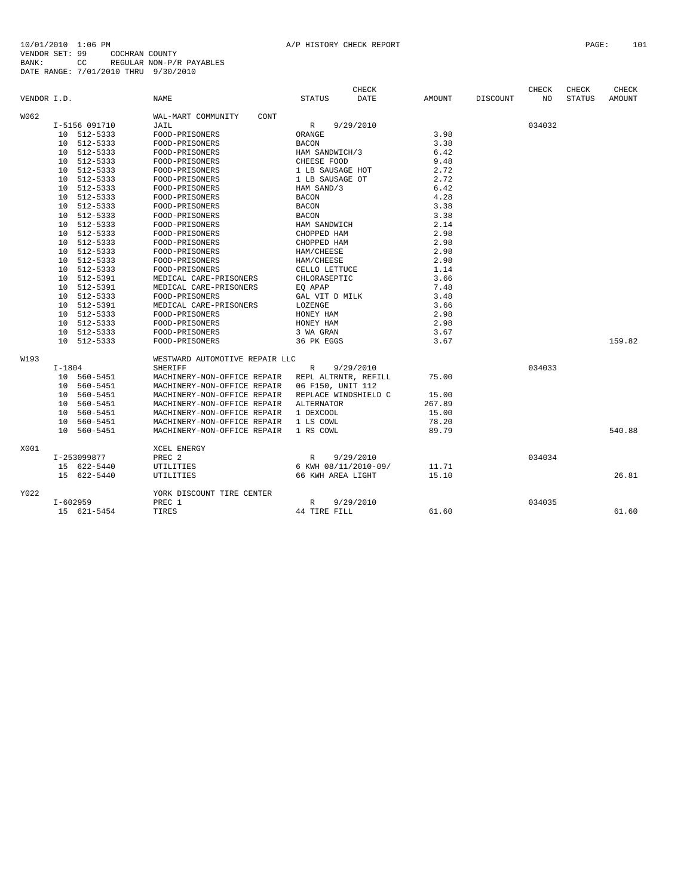10/01/2010 1:06 PM A/P HISTORY CHECK REPORT
VENDOR SET: 99 COCHRAN COUNTY
BANK: CC REGULAR NON-P/R PAYABLES
DATE RANGE: 7/01/2010 THRU 9/30/2010

| VENDOR I.D. | NAME | STATUS | CHECK DATE | AMOUNT | DISCOUNT | CHECK NO | CHECK STATUS | CHECK AMOUNT |
|---|---|---|---|---|---|---|---|---|
| W062 | WAL-MART COMMUNITY CONT | | | | | | | |
| I-5156 091710 | JAIL | R | 9/29/2010 | | | 034032 | | |
| 10 512-5333 | FOOD-PRISONERS | ORANGE | | 3.98 | | | | |
| 10 512-5333 | FOOD-PRISONERS | BACON | | 3.38 | | | | |
| 10 512-5333 | FOOD-PRISONERS | HAM SANDWICH/3 | | 6.42 | | | | |
| 10 512-5333 | FOOD-PRISONERS | CHEESE FOOD | | 9.48 | | | | |
| 10 512-5333 | FOOD-PRISONERS | 1 LB SAUSAGE HOT | | 2.72 | | | | |
| 10 512-5333 | FOOD-PRISONERS | 1 LB SAUSAGE OT | | 2.72 | | | | |
| 10 512-5333 | FOOD-PRISONERS | HAM SAND/3 | | 6.42 | | | | |
| 10 512-5333 | FOOD-PRISONERS | BACON | | 4.28 | | | | |
| 10 512-5333 | FOOD-PRISONERS | BACON | | 3.38 | | | | |
| 10 512-5333 | FOOD-PRISONERS | BACON | | 3.38 | | | | |
| 10 512-5333 | FOOD-PRISONERS | HAM SANDWICH | | 2.14 | | | | |
| 10 512-5333 | FOOD-PRISONERS | CHOPPED HAM | | 2.98 | | | | |
| 10 512-5333 | FOOD-PRISONERS | CHOPPED HAM | | 2.98 | | | | |
| 10 512-5333 | FOOD-PRISONERS | HAM/CHEESE | | 2.98 | | | | |
| 10 512-5333 | FOOD-PRISONERS | HAM/CHEESE | | 2.98 | | | | |
| 10 512-5333 | FOOD-PRISONERS | CELLO LETTUCE | | 1.14 | | | | |
| 10 512-5391 | MEDICAL CARE-PRISONERS | CHLORASEPTIC | | 3.66 | | | | |
| 10 512-5391 | MEDICAL CARE-PRISONERS | EQ APAP | | 7.48 | | | | |
| 10 512-5333 | FOOD-PRISONERS | GAL VIT D MILK | | 3.48 | | | | |
| 10 512-5391 | MEDICAL CARE-PRISONERS | LOZENGE | | 3.66 | | | | |
| 10 512-5333 | FOOD-PRISONERS | HONEY HAM | | 2.98 | | | | |
| 10 512-5333 | FOOD-PRISONERS | HONEY HAM | | 2.98 | | | | |
| 10 512-5333 | FOOD-PRISONERS | 3 WA GRAN | | 3.67 | | | | |
| 10 512-5333 | FOOD-PRISONERS | 36 PK EGGS | | 3.67 | | | | 159.82 |
| W193 | WESTWARD AUTOMOTIVE REPAIR LLC | | | | | | | |
| I-1804 | SHERIFF | R | 9/29/2010 | | | 034033 | | |
| 10 560-5451 | MACHINERY-NON-OFFICE REPAIR | REPL ALTRNTR, REFILL | | 75.00 | | | | |
| 10 560-5451 | MACHINERY-NON-OFFICE REPAIR | 06 F150, UNIT 112 | | | | | | |
| 10 560-5451 | MACHINERY-NON-OFFICE REPAIR | REPLACE WINDSHIELD C | | 15.00 | | | | |
| 10 560-5451 | MACHINERY-NON-OFFICE REPAIR | ALTERNATOR | | 267.89 | | | | |
| 10 560-5451 | MACHINERY-NON-OFFICE REPAIR | 1 DEXCOOL | | 15.00 | | | | |
| 10 560-5451 | MACHINERY-NON-OFFICE REPAIR | 1 LS COWL | | 78.20 | | | | |
| 10 560-5451 | MACHINERY-NON-OFFICE REPAIR | 1 RS COWL | | 89.79 | | | | 540.88 |
| X001 | XCEL ENERGY | | | | | | | |
| I-253099877 | PREC 2 | R | 9/29/2010 | | | 034034 | | |
| 15 622-5440 | UTILITIES | 6 KWH 08/11/2010-09/ | | 11.71 | | | | |
| 15 622-5440 | UTILITIES | 66 KWH AREA LIGHT | | 15.10 | | | | 26.81 |
| Y022 | YORK DISCOUNT TIRE CENTER | | | | | | | |
| I-602959 | PREC 1 | R | 9/29/2010 | | | 034035 | | |
| 15 621-5454 | TIRES | 44 TIRE FILL | | 61.60 | | | | 61.60 |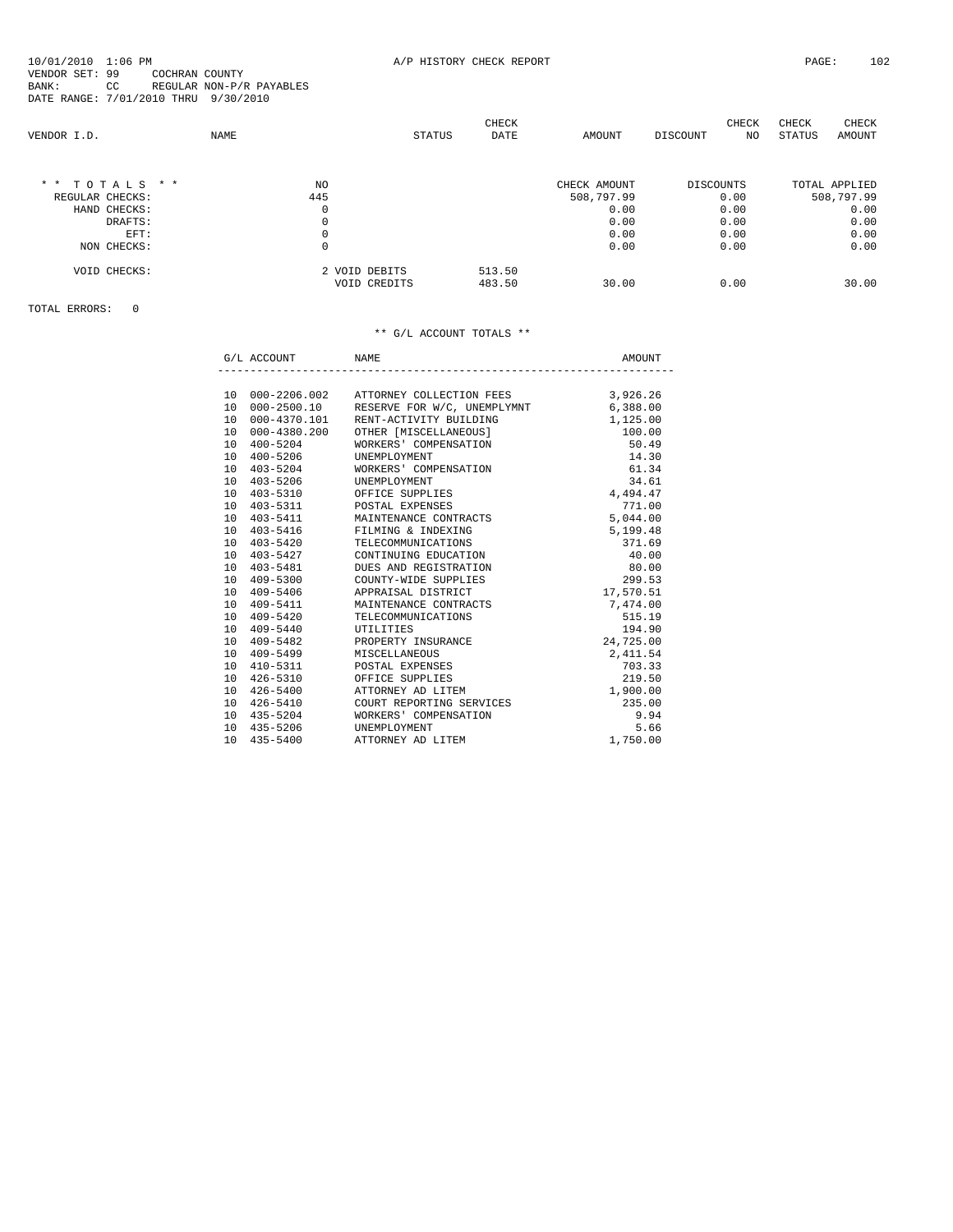10/01/2010 1:06 PM A/P HISTORY CHECK REPORT

VENDOR SET: 99 COCHRAN COUNTY
BANK: CC REGULAR NON-P/R PAYABLES
DATE RANGE: 7/01/2010 THRU 9/30/2010

| VENDOR I.D. | NAME | STATUS | CHECK DATE | AMOUNT | DISCOUNT | CHECK NO | CHECK STATUS | CHECK AMOUNT |
|---|---|---|---|---|---|---|---|---|

| * * T O T A L S * * | NO | | | CHECK AMOUNT | DISCOUNTS | TOTAL APPLIED |
|---|---|---|---|---|---|---|
| REGULAR CHECKS: | 445 | | | 508,797.99 | 0.00 | 508,797.99 |
| HAND CHECKS: | 0 | | | 0.00 | 0.00 | 0.00 |
| DRAFTS: | 0 | | | 0.00 | 0.00 | 0.00 |
| EFT: | 0 | | | 0.00 | 0.00 | 0.00 |
| NON CHECKS: | 0 | | | 0.00 | 0.00 | 0.00 |
| VOID CHECKS: | 2 | VOID DEBITS | 513.50 | | | |
| | | VOID CREDITS | 483.50 | 30.00 | 0.00 | 30.00 |

TOTAL ERRORS: 0

** G/L ACCOUNT TOTALS **

| G/L ACCOUNT | | NAME | AMOUNT |
|---|---|---|---|
| 10 | 000-2206.002 | ATTORNEY COLLECTION FEES | 3,926.26 |
| 10 | 000-2500.10 | RESERVE FOR W/C, UNEMPLYMNT | 6,388.00 |
| 10 | 000-4370.101 | RENT-ACTIVITY BUILDING | 1,125.00 |
| 10 | 000-4380.200 | OTHER [MISCELLANEOUS] | 100.00 |
| 10 | 400-5204 | WORKERS' COMPENSATION | 50.49 |
| 10 | 400-5206 | UNEMPLOYMENT | 14.30 |
| 10 | 403-5204 | WORKERS' COMPENSATION | 61.34 |
| 10 | 403-5206 | UNEMPLOYMENT | 34.61 |
| 10 | 403-5310 | OFFICE SUPPLIES | 4,494.47 |
| 10 | 403-5311 | POSTAL EXPENSES | 771.00 |
| 10 | 403-5411 | MAINTENANCE CONTRACTS | 5,044.00 |
| 10 | 403-5416 | FILMING & INDEXING | 5,199.48 |
| 10 | 403-5420 | TELECOMMUNICATIONS | 371.69 |
| 10 | 403-5427 | CONTINUING EDUCATION | 40.00 |
| 10 | 403-5481 | DUES AND REGISTRATION | 80.00 |
| 10 | 409-5300 | COUNTY-WIDE SUPPLIES | 299.53 |
| 10 | 409-5406 | APPRAISAL DISTRICT | 17,570.51 |
| 10 | 409-5411 | MAINTENANCE CONTRACTS | 7,474.00 |
| 10 | 409-5420 | TELECOMMUNICATIONS | 515.19 |
| 10 | 409-5440 | UTILITIES | 194.90 |
| 10 | 409-5482 | PROPERTY INSURANCE | 24,725.00 |
| 10 | 409-5499 | MISCELLANEOUS | 2,411.54 |
| 10 | 410-5311 | POSTAL EXPENSES | 703.33 |
| 10 | 426-5310 | OFFICE SUPPLIES | 219.50 |
| 10 | 426-5400 | ATTORNEY AD LITEM | 1,900.00 |
| 10 | 426-5410 | COURT REPORTING SERVICES | 235.00 |
| 10 | 435-5204 | WORKERS' COMPENSATION | 9.94 |
| 10 | 435-5206 | UNEMPLOYMENT | 5.66 |
| 10 | 435-5400 | ATTORNEY AD LITEM | 1,750.00 |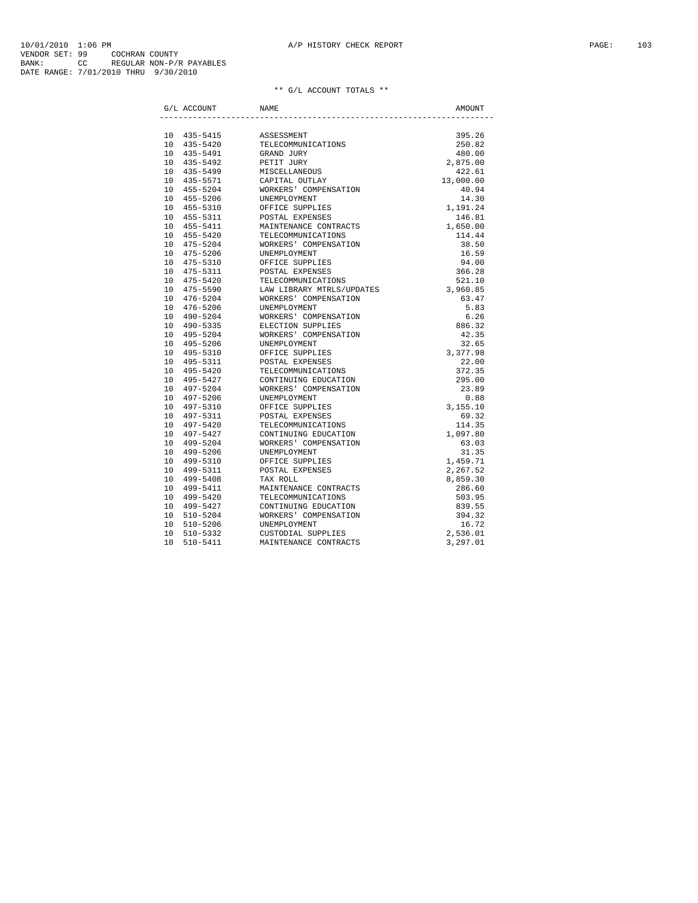10/01/2010 1:06 PM A/P HISTORY CHECK REPORT
VENDOR SET: 99 COCHRAN COUNTY
BANK: CC REGULAR NON-P/R PAYABLES
DATE RANGE: 7/01/2010 THRU 9/30/2010

** G/L ACCOUNT TOTALS **

| G/L ACCOUNT | NAME | AMOUNT |
|---|---|---|
| 10 435-5415 | ASSESSMENT | 395.26 |
| 10 435-5420 | TELECOMMUNICATIONS | 250.82 |
| 10 435-5491 | GRAND JURY | 480.00 |
| 10 435-5492 | PETIT JURY | 2,875.00 |
| 10 435-5499 | MISCELLANEOUS | 422.61 |
| 10 435-5571 | CAPITAL OUTLAY | 13,000.00 |
| 10 455-5204 | WORKERS' COMPENSATION | 40.94 |
| 10 455-5206 | UNEMPLOYMENT | 14.30 |
| 10 455-5310 | OFFICE SUPPLIES | 1,191.24 |
| 10 455-5311 | POSTAL EXPENSES | 146.81 |
| 10 455-5411 | MAINTENANCE CONTRACTS | 1,650.00 |
| 10 455-5420 | TELECOMMUNICATIONS | 114.44 |
| 10 475-5204 | WORKERS' COMPENSATION | 38.50 |
| 10 475-5206 | UNEMPLOYMENT | 16.59 |
| 10 475-5310 | OFFICE SUPPLIES | 94.00 |
| 10 475-5311 | POSTAL EXPENSES | 366.28 |
| 10 475-5420 | TELECOMMUNICATIONS | 521.10 |
| 10 475-5590 | LAW LIBRARY MTRLS/UPDATES | 3,960.85 |
| 10 476-5204 | WORKERS' COMPENSATION | 63.47 |
| 10 476-5206 | UNEMPLOYMENT | 5.83 |
| 10 490-5204 | WORKERS' COMPENSATION | 6.26 |
| 10 490-5335 | ELECTION SUPPLIES | 886.32 |
| 10 495-5204 | WORKERS' COMPENSATION | 42.35 |
| 10 495-5206 | UNEMPLOYMENT | 32.65 |
| 10 495-5310 | OFFICE SUPPLIES | 3,377.98 |
| 10 495-5311 | POSTAL EXPENSES | 22.00 |
| 10 495-5420 | TELECOMMUNICATIONS | 372.35 |
| 10 495-5427 | CONTINUING EDUCATION | 295.00 |
| 10 497-5204 | WORKERS' COMPENSATION | 23.89 |
| 10 497-5206 | UNEMPLOYMENT | 0.88 |
| 10 497-5310 | OFFICE SUPPLIES | 3,155.10 |
| 10 497-5311 | POSTAL EXPENSES | 69.32 |
| 10 497-5420 | TELECOMMUNICATIONS | 114.35 |
| 10 497-5427 | CONTINUING EDUCATION | 1,097.80 |
| 10 499-5204 | WORKERS' COMPENSATION | 63.03 |
| 10 499-5206 | UNEMPLOYMENT | 31.35 |
| 10 499-5310 | OFFICE SUPPLIES | 1,459.71 |
| 10 499-5311 | POSTAL EXPENSES | 2,267.52 |
| 10 499-5408 | TAX ROLL | 8,859.30 |
| 10 499-5411 | MAINTENANCE CONTRACTS | 286.60 |
| 10 499-5420 | TELECOMMUNICATIONS | 503.95 |
| 10 499-5427 | CONTINUING EDUCATION | 839.55 |
| 10 510-5204 | WORKERS' COMPENSATION | 394.32 |
| 10 510-5206 | UNEMPLOYMENT | 16.72 |
| 10 510-5332 | CUSTODIAL SUPPLIES | 2,536.01 |
| 10 510-5411 | MAINTENANCE CONTRACTS | 3,297.01 |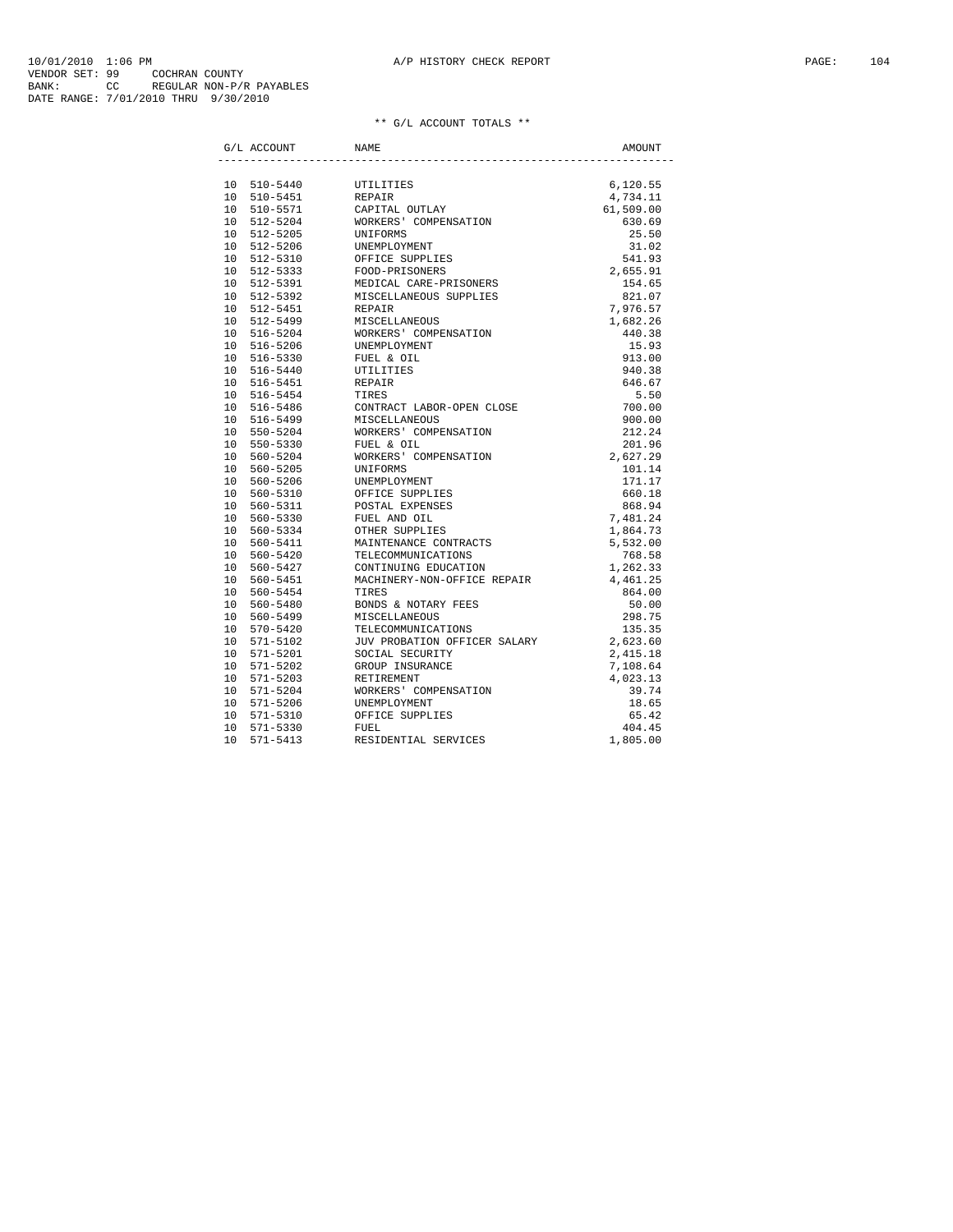10/01/2010 1:06 PM A/P HISTORY CHECK REPORT

VENDOR SET: 99 COCHRAN COUNTY
BANK: CC REGULAR NON-P/R PAYABLES
DATE RANGE: 7/01/2010 THRU 9/30/2010

** G/L ACCOUNT TOTALS **

| G/L ACCOUNT | NAME | AMOUNT |
|---|---|---|
| 10 510-5440 | UTILITIES | 6,120.55 |
| 10 510-5451 | REPAIR | 4,734.11 |
| 10 510-5571 | CAPITAL OUTLAY | 61,509.00 |
| 10 512-5204 | WORKERS' COMPENSATION | 630.69 |
| 10 512-5205 | UNIFORMS | 25.50 |
| 10 512-5206 | UNEMPLOYMENT | 31.02 |
| 10 512-5310 | OFFICE SUPPLIES | 541.93 |
| 10 512-5333 | FOOD-PRISONERS | 2,655.91 |
| 10 512-5391 | MEDICAL CARE-PRISONERS | 154.65 |
| 10 512-5392 | MISCELLANEOUS SUPPLIES | 821.07 |
| 10 512-5451 | REPAIR | 7,976.57 |
| 10 512-5499 | MISCELLANEOUS | 1,682.26 |
| 10 516-5204 | WORKERS' COMPENSATION | 440.38 |
| 10 516-5206 | UNEMPLOYMENT | 15.93 |
| 10 516-5330 | FUEL & OIL | 913.00 |
| 10 516-5440 | UTILITIES | 940.38 |
| 10 516-5451 | REPAIR | 646.67 |
| 10 516-5454 | TIRES | 5.50 |
| 10 516-5486 | CONTRACT LABOR-OPEN CLOSE | 700.00 |
| 10 516-5499 | MISCELLANEOUS | 900.00 |
| 10 550-5204 | WORKERS' COMPENSATION | 212.24 |
| 10 550-5330 | FUEL & OIL | 201.96 |
| 10 560-5204 | WORKERS' COMPENSATION | 2,627.29 |
| 10 560-5205 | UNIFORMS | 101.14 |
| 10 560-5206 | UNEMPLOYMENT | 171.17 |
| 10 560-5310 | OFFICE SUPPLIES | 660.18 |
| 10 560-5311 | POSTAL EXPENSES | 868.94 |
| 10 560-5330 | FUEL AND OIL | 7,481.24 |
| 10 560-5334 | OTHER SUPPLIES | 1,864.73 |
| 10 560-5411 | MAINTENANCE CONTRACTS | 5,532.00 |
| 10 560-5420 | TELECOMMUNICATIONS | 768.58 |
| 10 560-5427 | CONTINUING EDUCATION | 1,262.33 |
| 10 560-5451 | MACHINERY-NON-OFFICE REPAIR | 4,461.25 |
| 10 560-5454 | TIRES | 864.00 |
| 10 560-5480 | BONDS & NOTARY FEES | 50.00 |
| 10 560-5499 | MISCELLANEOUS | 298.75 |
| 10 570-5420 | TELECOMMUNICATIONS | 135.35 |
| 10 571-5102 | JUV PROBATION OFFICER SALARY | 2,623.60 |
| 10 571-5201 | SOCIAL SECURITY | 2,415.18 |
| 10 571-5202 | GROUP INSURANCE | 7,108.64 |
| 10 571-5203 | RETIREMENT | 4,023.13 |
| 10 571-5204 | WORKERS' COMPENSATION | 39.74 |
| 10 571-5206 | UNEMPLOYMENT | 18.65 |
| 10 571-5310 | OFFICE SUPPLIES | 65.42 |
| 10 571-5330 | FUEL | 404.45 |
| 10 571-5413 | RESIDENTIAL SERVICES | 1,805.00 |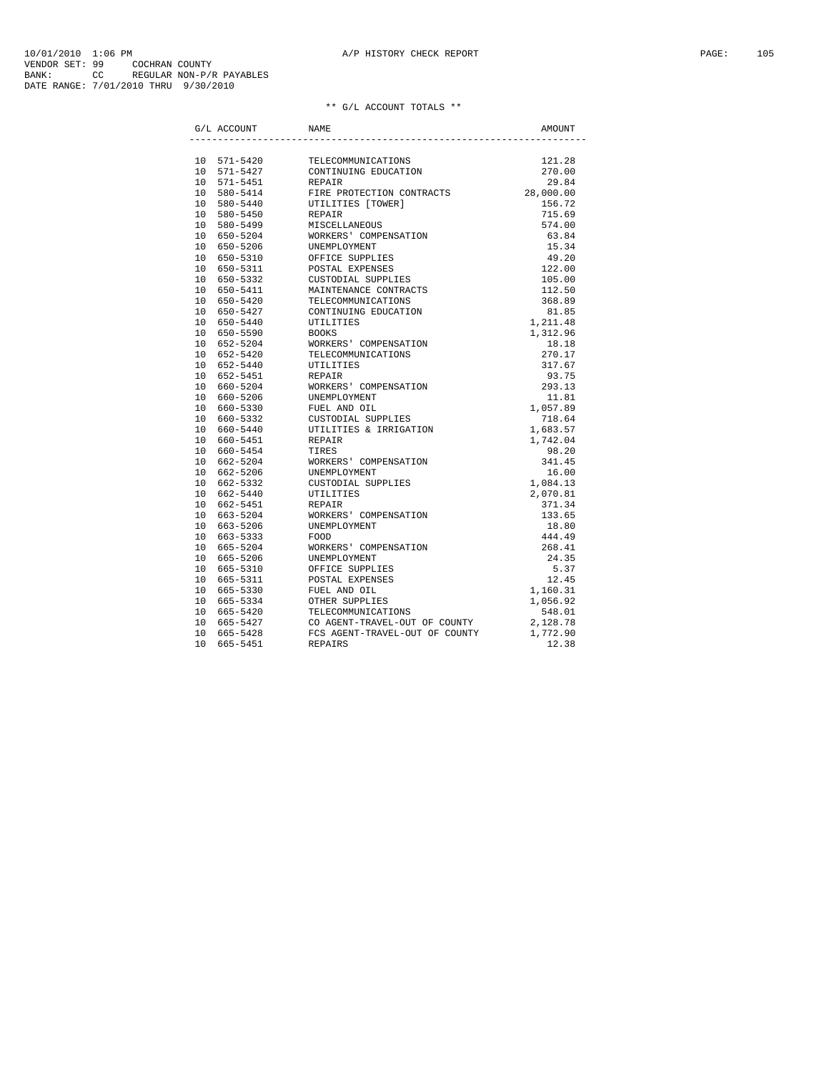10/01/2010 1:06 PM A/P HISTORY CHECK REPORT

VENDOR SET: 99 COCHRAN COUNTY
BANK: CC REGULAR NON-P/R PAYABLES
DATE RANGE: 7/01/2010 THRU 9/30/2010

** G/L ACCOUNT TOTALS **

| G/L ACCOUNT | NAME | AMOUNT |
|---|---|---|
| 10 571-5420 | TELECOMMUNICATIONS | 121.28 |
| 10 571-5427 | CONTINUING EDUCATION | 270.00 |
| 10 571-5451 | REPAIR | 29.84 |
| 10 580-5414 | FIRE PROTECTION CONTRACTS | 28,000.00 |
| 10 580-5440 | UTILITIES [TOWER] | 156.72 |
| 10 580-5450 | REPAIR | 715.69 |
| 10 580-5499 | MISCELLANEOUS | 574.00 |
| 10 650-5204 | WORKERS' COMPENSATION | 63.84 |
| 10 650-5206 | UNEMPLOYMENT | 15.34 |
| 10 650-5310 | OFFICE SUPPLIES | 49.20 |
| 10 650-5311 | POSTAL EXPENSES | 122.00 |
| 10 650-5332 | CUSTODIAL SUPPLIES | 105.00 |
| 10 650-5411 | MAINTENANCE CONTRACTS | 112.50 |
| 10 650-5420 | TELECOMMUNICATIONS | 368.89 |
| 10 650-5427 | CONTINUING EDUCATION | 81.85 |
| 10 650-5440 | UTILITIES | 1,211.48 |
| 10 650-5590 | BOOKS | 1,312.96 |
| 10 652-5204 | WORKERS' COMPENSATION | 18.18 |
| 10 652-5420 | TELECOMMUNICATIONS | 270.17 |
| 10 652-5440 | UTILITIES | 317.67 |
| 10 652-5451 | REPAIR | 93.75 |
| 10 660-5204 | WORKERS' COMPENSATION | 293.13 |
| 10 660-5206 | UNEMPLOYMENT | 11.81 |
| 10 660-5330 | FUEL AND OIL | 1,057.89 |
| 10 660-5332 | CUSTODIAL SUPPLIES | 718.64 |
| 10 660-5440 | UTILITIES & IRRIGATION | 1,683.57 |
| 10 660-5451 | REPAIR | 1,742.04 |
| 10 660-5454 | TIRES | 98.20 |
| 10 662-5204 | WORKERS' COMPENSATION | 341.45 |
| 10 662-5206 | UNEMPLOYMENT | 16.00 |
| 10 662-5332 | CUSTODIAL SUPPLIES | 1,084.13 |
| 10 662-5440 | UTILITIES | 2,070.81 |
| 10 662-5451 | REPAIR | 371.34 |
| 10 663-5204 | WORKERS' COMPENSATION | 133.65 |
| 10 663-5206 | UNEMPLOYMENT | 18.80 |
| 10 663-5333 | FOOD | 444.49 |
| 10 665-5204 | WORKERS' COMPENSATION | 268.41 |
| 10 665-5206 | UNEMPLOYMENT | 24.35 |
| 10 665-5310 | OFFICE SUPPLIES | 5.37 |
| 10 665-5311 | POSTAL EXPENSES | 12.45 |
| 10 665-5330 | FUEL AND OIL | 1,160.31 |
| 10 665-5334 | OTHER SUPPLIES | 1,056.92 |
| 10 665-5420 | TELECOMMUNICATIONS | 548.01 |
| 10 665-5427 | CO AGENT-TRAVEL-OUT OF COUNTY | 2,128.78 |
| 10 665-5428 | FCS AGENT-TRAVEL-OUT OF COUNTY | 1,772.90 |
| 10 665-5451 | REPAIRS | 12.38 |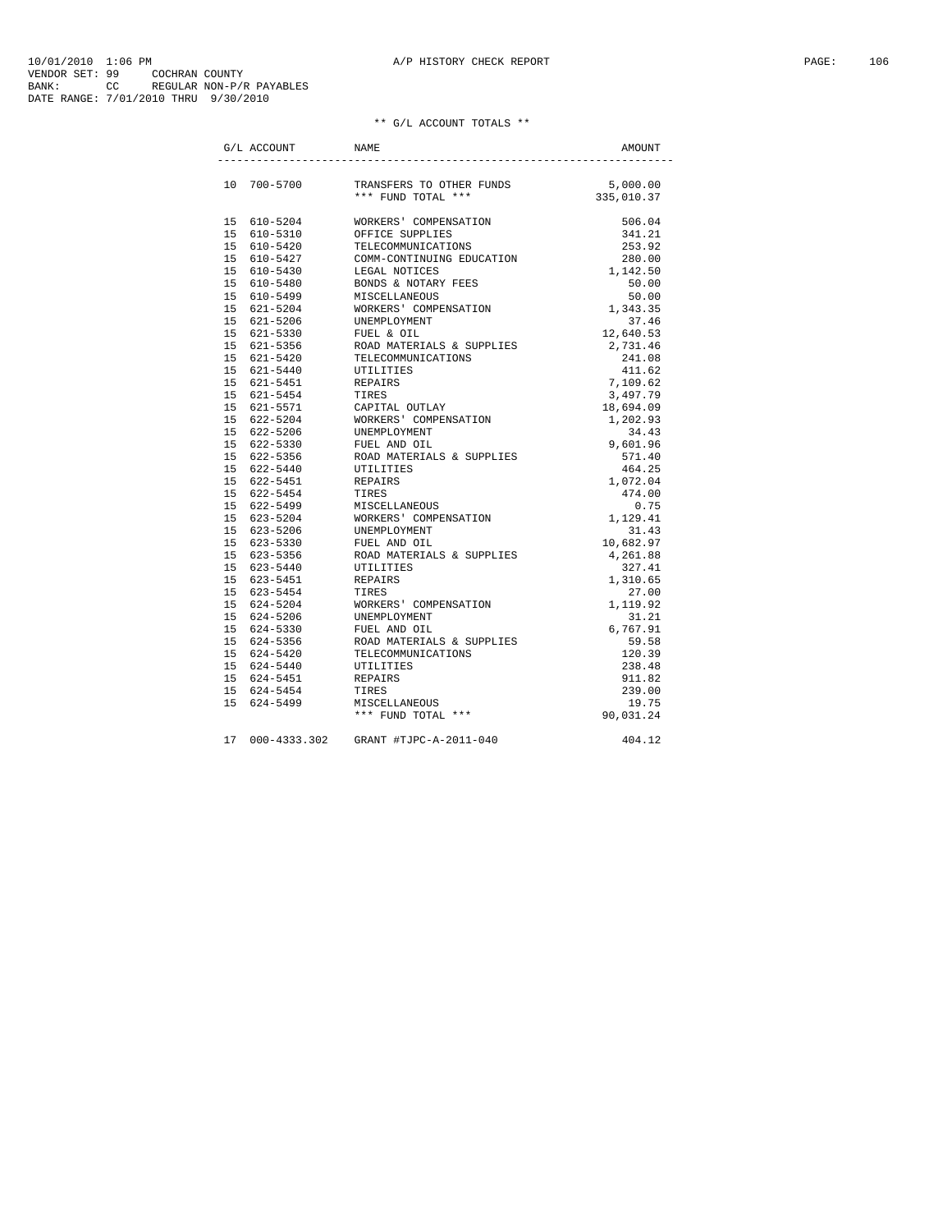10/01/2010 1:06 PM A/P HISTORY CHECK REPORT
VENDOR SET: 99 COCHRAN COUNTY
BANK: CC REGULAR NON-P/R PAYABLES
DATE RANGE: 7/01/2010 THRU 9/30/2010

** G/L ACCOUNT TOTALS **

| G/L ACCOUNT | | NAME | AMOUNT |
|---|---|---|---|
| 10 | 700-5700 | TRANSFERS TO OTHER FUNDS | 5,000.00 |
| | | *** FUND TOTAL *** | 335,010.37 |
| 15 | 610-5204 | WORKERS' COMPENSATION | 506.04 |
| 15 | 610-5310 | OFFICE SUPPLIES | 341.21 |
| 15 | 610-5420 | TELECOMMUNICATIONS | 253.92 |
| 15 | 610-5427 | COMM-CONTINUING EDUCATION | 280.00 |
| 15 | 610-5430 | LEGAL NOTICES | 1,142.50 |
| 15 | 610-5480 | BONDS & NOTARY FEES | 50.00 |
| 15 | 610-5499 | MISCELLANEOUS | 50.00 |
| 15 | 621-5204 | WORKERS' COMPENSATION | 1,343.35 |
| 15 | 621-5206 | UNEMPLOYMENT | 37.46 |
| 15 | 621-5330 | FUEL & OIL | 12,640.53 |
| 15 | 621-5356 | ROAD MATERIALS & SUPPLIES | 2,731.46 |
| 15 | 621-5420 | TELECOMMUNICATIONS | 241.08 |
| 15 | 621-5440 | UTILITIES | 411.62 |
| 15 | 621-5451 | REPAIRS | 7,109.62 |
| 15 | 621-5454 | TIRES | 3,497.79 |
| 15 | 621-5571 | CAPITAL OUTLAY | 18,694.09 |
| 15 | 622-5204 | WORKERS' COMPENSATION | 1,202.93 |
| 15 | 622-5206 | UNEMPLOYMENT | 34.43 |
| 15 | 622-5330 | FUEL AND OIL | 9,601.96 |
| 15 | 622-5356 | ROAD MATERIALS & SUPPLIES | 571.40 |
| 15 | 622-5440 | UTILITIES | 464.25 |
| 15 | 622-5451 | REPAIRS | 1,072.04 |
| 15 | 622-5454 | TIRES | 474.00 |
| 15 | 622-5499 | MISCELLANEOUS | 0.75 |
| 15 | 623-5204 | WORKERS' COMPENSATION | 1,129.41 |
| 15 | 623-5206 | UNEMPLOYMENT | 31.43 |
| 15 | 623-5330 | FUEL AND OIL | 10,682.97 |
| 15 | 623-5356 | ROAD MATERIALS & SUPPLIES | 4,261.88 |
| 15 | 623-5440 | UTILITIES | 327.41 |
| 15 | 623-5451 | REPAIRS | 1,310.65 |
| 15 | 623-5454 | TIRES | 27.00 |
| 15 | 624-5204 | WORKERS' COMPENSATION | 1,119.92 |
| 15 | 624-5206 | UNEMPLOYMENT | 31.21 |
| 15 | 624-5330 | FUEL AND OIL | 6,767.91 |
| 15 | 624-5356 | ROAD MATERIALS & SUPPLIES | 59.58 |
| 15 | 624-5420 | TELECOMMUNICATIONS | 120.39 |
| 15 | 624-5440 | UTILITIES | 238.48 |
| 15 | 624-5451 | REPAIRS | 911.82 |
| 15 | 624-5454 | TIRES | 239.00 |
| 15 | 624-5499 | MISCELLANEOUS | 19.75 |
| | | *** FUND TOTAL *** | 90,031.24 |
| 17 | 000-4333.302 | GRANT #TJPC-A-2011-040 | 404.12 |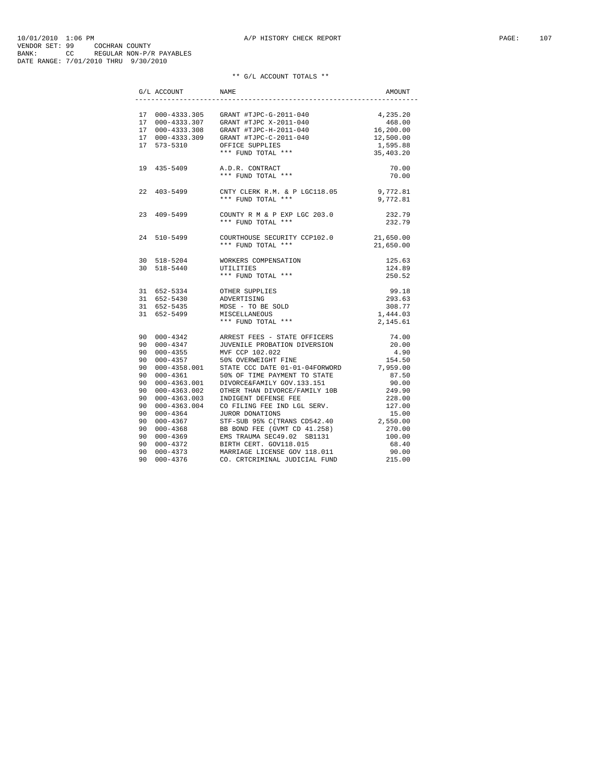10/01/2010 1:06 PM A/P HISTORY CHECK REPORT
VENDOR SET: 99 COCHRAN COUNTY
BANK: CC REGULAR NON-P/R PAYABLES
DATE RANGE: 7/01/2010 THRU 9/30/2010

** G/L ACCOUNT TOTALS **

| G/L ACCOUNT | NAME | AMOUNT |
|---|---|---|
| 17 000-4333.305 | GRANT #TJPC-G-2011-040 | 4,235.20 |
| 17 000-4333.307 | GRANT #TJPC X-2011-040 | 468.00 |
| 17 000-4333.308 | GRANT #TJPC-H-2011-040 | 16,200.00 |
| 17 000-4333.309 | GRANT #TJPC-C-2011-040 | 12,500.00 |
| 17 573-5310 | OFFICE SUPPLIES | 1,595.88 |
| | *** FUND TOTAL *** | 35,403.20 |
| 19 435-5409 | A.D.R. CONTRACT | 70.00 |
| | *** FUND TOTAL *** | 70.00 |
| 22 403-5499 | CNTY CLERK R.M. & P LGC118.05 | 9,772.81 |
| | *** FUND TOTAL *** | 9,772.81 |
| 23 409-5499 | COUNTY R M & P EXP LGC 203.0 | 232.79 |
| | *** FUND TOTAL *** | 232.79 |
| 24 510-5499 | COURTHOUSE SECURITY CCP102.0 | 21,650.00 |
| | *** FUND TOTAL *** | 21,650.00 |
| 30 518-5204 | WORKERS COMPENSATION | 125.63 |
| 30 518-5440 | UTILITIES | 124.89 |
| | *** FUND TOTAL *** | 250.52 |
| 31 652-5334 | OTHER SUPPLIES | 99.18 |
| 31 652-5430 | ADVERTISING | 293.63 |
| 31 652-5435 | MDSE - TO BE SOLD | 308.77 |
| 31 652-5499 | MISCELLANEOUS | 1,444.03 |
| | *** FUND TOTAL *** | 2,145.61 |
| 90 000-4342 | ARREST FEES - STATE OFFICERS | 74.00 |
| 90 000-4347 | JUVENILE PROBATION DIVERSION | 20.00 |
| 90 000-4355 | MVF CCP 102.022 | 4.90 |
| 90 000-4357 | 50% OVERWEIGHT FINE | 154.50 |
| 90 000-4358.001 | STATE CCC DATE 01-01-04FORWORD | 7,959.00 |
| 90 000-4361 | 50% OF TIME PAYMENT TO STATE | 87.50 |
| 90 000-4363.001 | DIVORCE&FAMILY GOV.133.151 | 90.00 |
| 90 000-4363.002 | OTHER THAN DIVORCE/FAMILY 10B | 249.90 |
| 90 000-4363.003 | INDIGENT DEFENSE FEE | 228.00 |
| 90 000-4363.004 | CO FILING FEE IND LGL SERV. | 127.00 |
| 90 000-4364 | JUROR DONATIONS | 15.00 |
| 90 000-4367 | STF-SUB 95% C(TRANS CD542.40 | 2,550.00 |
| 90 000-4368 | BB BOND FEE (GVMT CD 41.258) | 270.00 |
| 90 000-4369 | EMS TRAUMA SEC49.02 SB1131 | 100.00 |
| 90 000-4372 | BIRTH CERT. GOV118.015 | 68.40 |
| 90 000-4373 | MARRIAGE LICENSE GOV 118.011 | 90.00 |
| 90 000-4376 | CO. CRTCRIMINAL JUDICIAL FUND | 215.00 |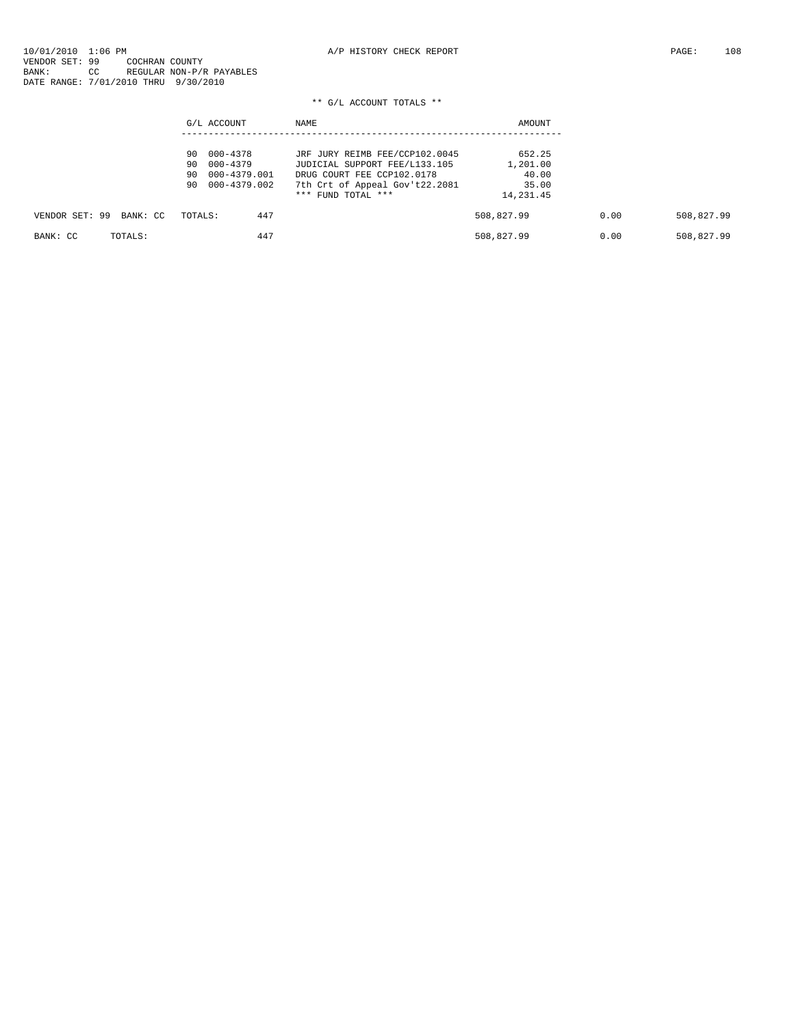10/01/2010 1:06 PM A/P HISTORY CHECK REPORT
VENDOR SET: 99 COCHRAN COUNTY
BANK: CC REGULAR NON-P/R PAYABLES
DATE RANGE: 7/01/2010 THRU 9/30/2010

** G/L ACCOUNT TOTALS **

| G/L ACCOUNT | NAME | AMOUNT |
|---|---|---|
| 90 000-4378 | JRF JURY REIMB FEE/CCP102.0045 | 652.25 |
| 90 000-4379 | JUDICIAL SUPPORT FEE/L133.105 | 1,201.00 |
| 90 000-4379.001 | DRUG COURT FEE CCP102.0178 | 40.00 |
| 90 000-4379.002 | 7th Crt of Appeal Gov't22.2081 | 35.00 |
| | *** FUND TOTAL *** | 14,231.45 |

| | | | | |
|---|---|---|---|---|
| VENDOR SET: 99 BANK: CC TOTALS: | 447 | 508,827.99 | 0.00 | 508,827.99 |
| BANK: CC TOTALS: | 447 | 508,827.99 | 0.00 | 508,827.99 |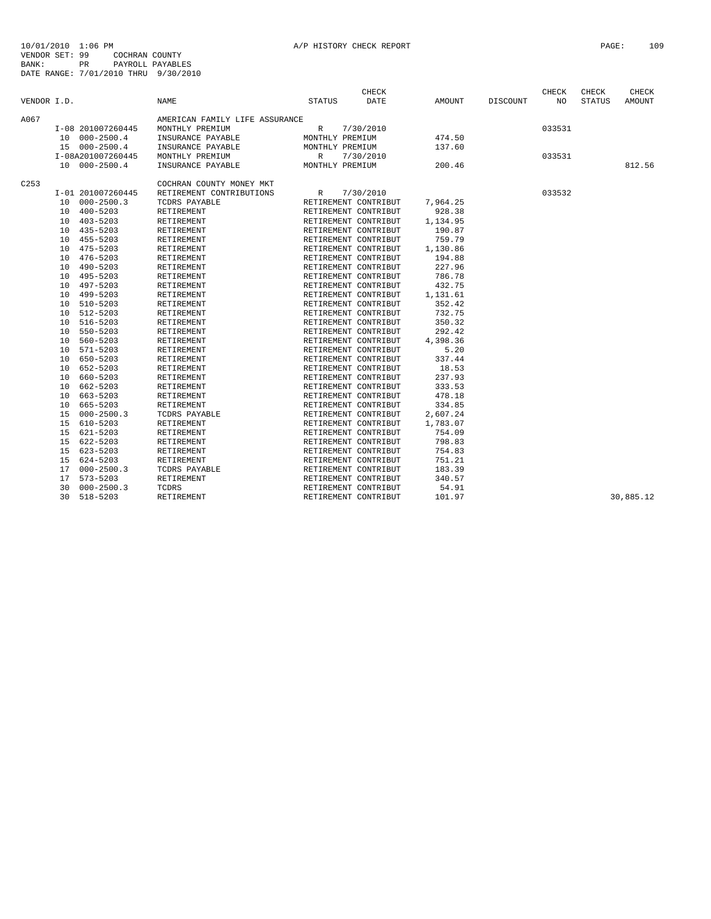10/01/2010 1:06 PM A/P HISTORY CHECK REPORT

VENDOR SET: 99 COCHRAN COUNTY
BANK: PR PAYROLL PAYABLES
DATE RANGE: 7/01/2010 THRU 9/30/2010

| VENDOR I.D. | NAME | STATUS | CHECK DATE | AMOUNT | DISCOUNT | CHECK NO | CHECK STATUS | CHECK AMOUNT |
|---|---|---|---|---|---|---|---|---|
| A067 | AMERICAN FAMILY LIFE ASSURANCE | | | | | | | |
| I-08 201007260445 | MONTHLY PREMIUM | R | 7/30/2010 | | | 033531 | | |
| 10 000-2500.4 | INSURANCE PAYABLE | MONTHLY PREMIUM | | 474.50 | | | | |
| 15 000-2500.4 | INSURANCE PAYABLE | MONTHLY PREMIUM | | 137.60 | | | | |
| I-08A201007260445 | MONTHLY PREMIUM | R | 7/30/2010 | | | 033531 | | |
| 10 000-2500.4 | INSURANCE PAYABLE | MONTHLY PREMIUM | | 200.46 | | | | 812.56 |
| C253 | COCHRAN COUNTY MONEY MKT | | | | | | | |
| I-01 201007260445 | RETIREMENT CONTRIBUTIONS | R | 7/30/2010 | | | 033532 | | |
| 10 000-2500.3 | TCDRS PAYABLE | RETIREMENT CONTRIBUT | | 7,964.25 | | | | |
| 10 400-5203 | RETIREMENT | RETIREMENT CONTRIBUT | | 928.38 | | | | |
| 10 403-5203 | RETIREMENT | RETIREMENT CONTRIBUT | | 1,134.95 | | | | |
| 10 435-5203 | RETIREMENT | RETIREMENT CONTRIBUT | | 190.87 | | | | |
| 10 455-5203 | RETIREMENT | RETIREMENT CONTRIBUT | | 759.79 | | | | |
| 10 475-5203 | RETIREMENT | RETIREMENT CONTRIBUT | | 1,130.86 | | | | |
| 10 476-5203 | RETIREMENT | RETIREMENT CONTRIBUT | | 194.88 | | | | |
| 10 490-5203 | RETIREMENT | RETIREMENT CONTRIBUT | | 227.96 | | | | |
| 10 495-5203 | RETIREMENT | RETIREMENT CONTRIBUT | | 786.78 | | | | |
| 10 497-5203 | RETIREMENT | RETIREMENT CONTRIBUT | | 432.75 | | | | |
| 10 499-5203 | RETIREMENT | RETIREMENT CONTRIBUT | | 1,131.61 | | | | |
| 10 510-5203 | RETIREMENT | RETIREMENT CONTRIBUT | | 352.42 | | | | |
| 10 512-5203 | RETIREMENT | RETIREMENT CONTRIBUT | | 732.75 | | | | |
| 10 516-5203 | RETIREMENT | RETIREMENT CONTRIBUT | | 350.32 | | | | |
| 10 550-5203 | RETIREMENT | RETIREMENT CONTRIBUT | | 292.42 | | | | |
| 10 560-5203 | RETIREMENT | RETIREMENT CONTRIBUT | | 4,398.36 | | | | |
| 10 571-5203 | RETIREMENT | RETIREMENT CONTRIBUT | | 5.20 | | | | |
| 10 650-5203 | RETIREMENT | RETIREMENT CONTRIBUT | | 337.44 | | | | |
| 10 652-5203 | RETIREMENT | RETIREMENT CONTRIBUT | | 18.53 | | | | |
| 10 660-5203 | RETIREMENT | RETIREMENT CONTRIBUT | | 237.93 | | | | |
| 10 662-5203 | RETIREMENT | RETIREMENT CONTRIBUT | | 333.53 | | | | |
| 10 663-5203 | RETIREMENT | RETIREMENT CONTRIBUT | | 478.18 | | | | |
| 10 665-5203 | RETIREMENT | RETIREMENT CONTRIBUT | | 334.85 | | | | |
| 15 000-2500.3 | TCDRS PAYABLE | RETIREMENT CONTRIBUT | | 2,607.24 | | | | |
| 15 610-5203 | RETIREMENT | RETIREMENT CONTRIBUT | | 1,783.07 | | | | |
| 15 621-5203 | RETIREMENT | RETIREMENT CONTRIBUT | | 754.09 | | | | |
| 15 622-5203 | RETIREMENT | RETIREMENT CONTRIBUT | | 798.83 | | | | |
| 15 623-5203 | RETIREMENT | RETIREMENT CONTRIBUT | | 754.83 | | | | |
| 15 624-5203 | RETIREMENT | RETIREMENT CONTRIBUT | | 751.21 | | | | |
| 17 000-2500.3 | TCDRS PAYABLE | RETIREMENT CONTRIBUT | | 183.39 | | | | |
| 17 573-5203 | RETIREMENT | RETIREMENT CONTRIBUT | | 340.57 | | | | |
| 30 000-2500.3 | TCDRS | RETIREMENT CONTRIBUT | | 54.91 | | | | |
| 30 518-5203 | RETIREMENT | RETIREMENT CONTRIBUT | | 101.97 | | | | 30,885.12 |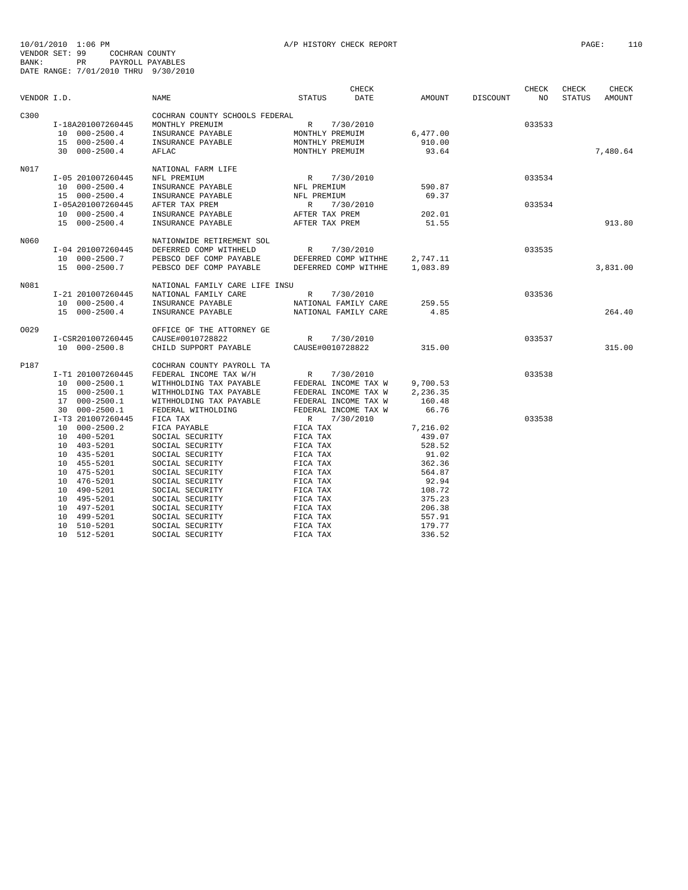10/01/2010 1:06 PM A/P HISTORY CHECK REPORT
VENDOR SET: 99 COCHRAN COUNTY
BANK: PR PAYROLL PAYABLES
DATE RANGE: 7/01/2010 THRU 9/30/2010

| VENDOR I.D. | NAME | STATUS | CHECK DATE | AMOUNT | DISCOUNT | CHECK NO | CHECK STATUS | CHECK AMOUNT |
|---|---|---|---|---|---|---|---|---|
| C300 | COCHRAN COUNTY SCHOOLS FEDERAL | | | | | | | |
| I-18A201007260445 | MONTHLY PREMUIM | R | 7/30/2010 | | | 033533 | | |
| 10 000-2500.4 | INSURANCE PAYABLE | MONTHLY PREMUIM | | 6,477.00 | | | | |
| 15 000-2500.4 | INSURANCE PAYABLE | MONTHLY PREMUIM | | 910.00 | | | | |
| 30 000-2500.4 | AFLAC | MONTHLY PREMUIM | | 93.64 | | | | 7,480.64 |
| N017 | NATIONAL FARM LIFE | | | | | | | |
| I-05 201007260445 | NFL PREMIUM | R | 7/30/2010 | | | 033534 | | |
| 10 000-2500.4 | INSURANCE PAYABLE | NFL PREMIUM | | 590.87 | | | | |
| 15 000-2500.4 | INSURANCE PAYABLE | NFL PREMIUM | | 69.37 | | | | |
| I-05A201007260445 | AFTER TAX PREM | R | 7/30/2010 | | | 033534 | | |
| 10 000-2500.4 | INSURANCE PAYABLE | AFTER TAX PREM | | 202.01 | | | | |
| 15 000-2500.4 | INSURANCE PAYABLE | AFTER TAX PREM | | 51.55 | | | | 913.80 |
| N060 | NATIONWIDE RETIREMENT SOL | | | | | | | |
| I-04 201007260445 | DEFERRED COMP WITHHELD | R | 7/30/2010 | | | 033535 | | |
| 10 000-2500.7 | PEBSCO DEF COMP PAYABLE | DEFERRED COMP WITHHE | | 2,747.11 | | | | |
| 15 000-2500.7 | PEBSCO DEF COMP PAYABLE | DEFERRED COMP WITHHE | | 1,083.89 | | | | 3,831.00 |
| N081 | NATIONAL FAMILY CARE LIFE INSU | | | | | | | |
| I-21 201007260445 | NATIONAL FAMILY CARE | R | 7/30/2010 | | | 033536 | | |
| 10 000-2500.4 | INSURANCE PAYABLE | NATIONAL FAMILY CARE | | 259.55 | | | | |
| 15 000-2500.4 | INSURANCE PAYABLE | NATIONAL FAMILY CARE | | 4.85 | | | | 264.40 |
| O029 | OFFICE OF THE ATTORNEY GE | | | | | | | |
| I-CSR201007260445 | CAUSE#0010728822 | R | 7/30/2010 | | | 033537 | | |
| 10 000-2500.8 | CHILD SUPPORT PAYABLE | CAUSE#0010728822 | | 315.00 | | | | 315.00 |
| P187 | COCHRAN COUNTY PAYROLL TA | | | | | | | |
| I-T1 201007260445 | FEDERAL INCOME TAX W/H | R | 7/30/2010 | | | 033538 | | |
| 10 000-2500.1 | WITHHOLDING TAX PAYABLE | FEDERAL INCOME TAX W | | 9,700.53 | | | | |
| 15 000-2500.1 | WITHHOLDING TAX PAYABLE | FEDERAL INCOME TAX W | | 2,236.35 | | | | |
| 17 000-2500.1 | WITHHOLDING TAX PAYABLE | FEDERAL INCOME TAX W | | 160.48 | | | | |
| 30 000-2500.1 | FEDERAL WITHOLDING | FEDERAL INCOME TAX W | | 66.76 | | | | |
| I-T3 201007260445 | FICA TAX | R | 7/30/2010 | | | 033538 | | |
| 10 000-2500.2 | FICA PAYABLE | FICA TAX | | 7,216.02 | | | | |
| 10 400-5201 | SOCIAL SECURITY | FICA TAX | | 439.07 | | | | |
| 10 403-5201 | SOCIAL SECURITY | FICA TAX | | 528.52 | | | | |
| 10 435-5201 | SOCIAL SECURITY | FICA TAX | | 91.02 | | | | |
| 10 455-5201 | SOCIAL SECURITY | FICA TAX | | 362.36 | | | | |
| 10 475-5201 | SOCIAL SECURITY | FICA TAX | | 564.87 | | | | |
| 10 476-5201 | SOCIAL SECURITY | FICA TAX | | 92.94 | | | | |
| 10 490-5201 | SOCIAL SECURITY | FICA TAX | | 108.72 | | | | |
| 10 495-5201 | SOCIAL SECURITY | FICA TAX | | 375.23 | | | | |
| 10 497-5201 | SOCIAL SECURITY | FICA TAX | | 206.38 | | | | |
| 10 499-5201 | SOCIAL SECURITY | FICA TAX | | 557.91 | | | | |
| 10 510-5201 | SOCIAL SECURITY | FICA TAX | | 179.77 | | | | |
| 10 512-5201 | SOCIAL SECURITY | FICA TAX | | 336.52 | | | | |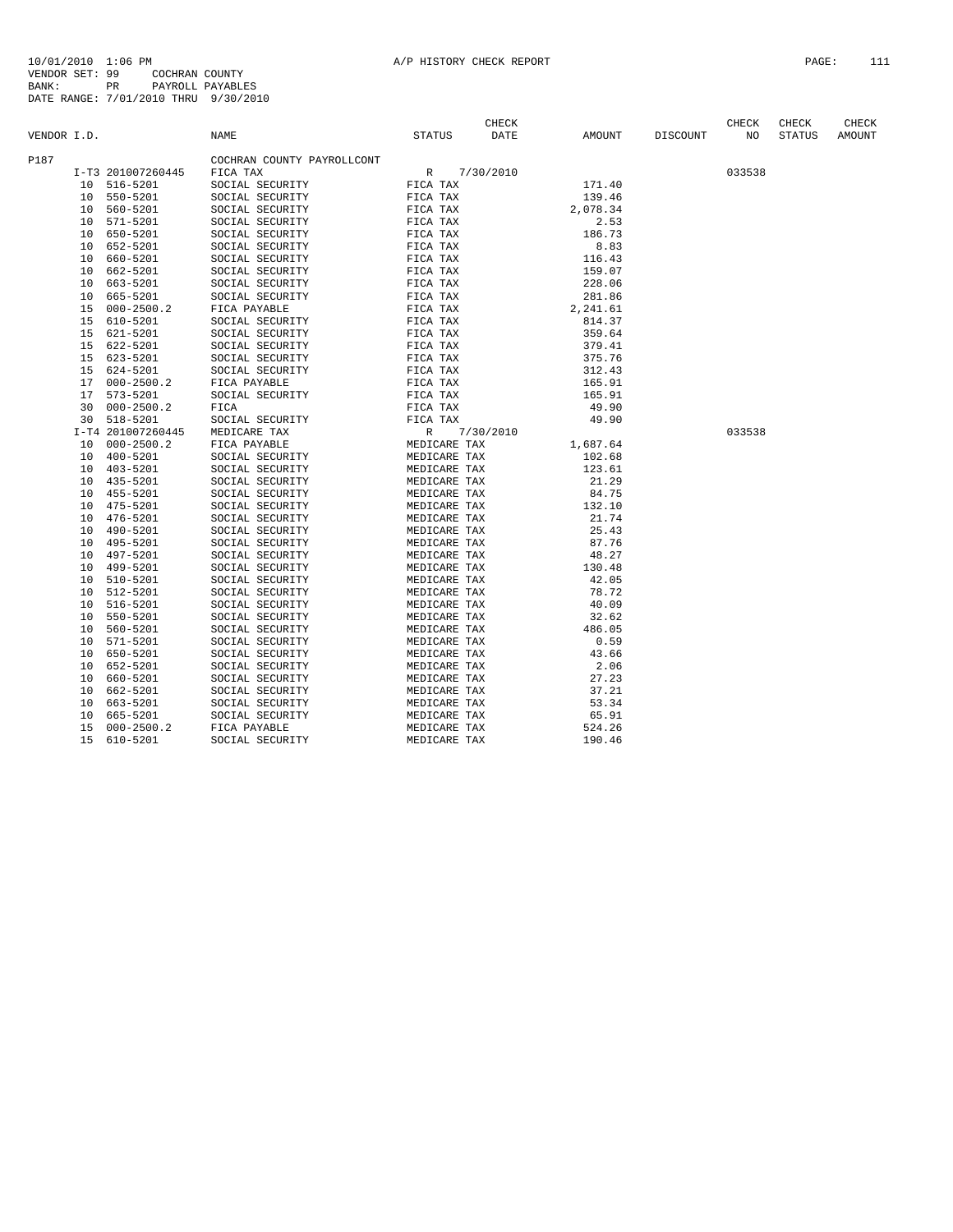10/01/2010 1:06 PM A/P HISTORY CHECK REPORT

VENDOR SET: 99 COCHRAN COUNTY
BANK: PR PAYROLL PAYABLES
DATE RANGE: 7/01/2010 THRU 9/30/2010

| VENDOR I.D. | | NAME | STATUS | CHECK DATE | AMOUNT | DISCOUNT | CHECK NO | CHECK STATUS | CHECK AMOUNT |
|---|---|---|---|---|---|---|---|---|---|
| P187 | | COCHRAN COUNTY PAYROLLCONT | | | | | | | |
| | I-T3 201007260445 | FICA TAX | R | 7/30/2010 | | | 033538 | | |
| | 10 516-5201 | SOCIAL SECURITY | FICA TAX | | 171.40 | | | | |
| | 10 550-5201 | SOCIAL SECURITY | FICA TAX | | 139.46 | | | | |
| | 10 560-5201 | SOCIAL SECURITY | FICA TAX | | 2,078.34 | | | | |
| | 10 571-5201 | SOCIAL SECURITY | FICA TAX | | 2.53 | | | | |
| | 10 650-5201 | SOCIAL SECURITY | FICA TAX | | 186.73 | | | | |
| | 10 652-5201 | SOCIAL SECURITY | FICA TAX | | 8.83 | | | | |
| | 10 660-5201 | SOCIAL SECURITY | FICA TAX | | 116.43 | | | | |
| | 10 662-5201 | SOCIAL SECURITY | FICA TAX | | 159.07 | | | | |
| | 10 663-5201 | SOCIAL SECURITY | FICA TAX | | 228.06 | | | | |
| | 10 665-5201 | SOCIAL SECURITY | FICA TAX | | 281.86 | | | | |
| | 15 000-2500.2 | FICA PAYABLE | FICA TAX | | 2,241.61 | | | | |
| | 15 610-5201 | SOCIAL SECURITY | FICA TAX | | 814.37 | | | | |
| | 15 621-5201 | SOCIAL SECURITY | FICA TAX | | 359.64 | | | | |
| | 15 622-5201 | SOCIAL SECURITY | FICA TAX | | 379.41 | | | | |
| | 15 623-5201 | SOCIAL SECURITY | FICA TAX | | 375.76 | | | | |
| | 15 624-5201 | SOCIAL SECURITY | FICA TAX | | 312.43 | | | | |
| | 17 000-2500.2 | FICA PAYABLE | FICA TAX | | 165.91 | | | | |
| | 17 573-5201 | SOCIAL SECURITY | FICA TAX | | 165.91 | | | | |
| | 30 000-2500.2 | FICA | FICA TAX | | 49.90 | | | | |
| | 30 518-5201 | SOCIAL SECURITY | FICA TAX | | 49.90 | | | | |
| | I-T4 201007260445 | MEDICARE TAX | R | 7/30/2010 | | | 033538 | | |
| | 10 000-2500.2 | FICA PAYABLE | MEDICARE TAX | | 1,687.64 | | | | |
| | 10 400-5201 | SOCIAL SECURITY | MEDICARE TAX | | 102.68 | | | | |
| | 10 403-5201 | SOCIAL SECURITY | MEDICARE TAX | | 123.61 | | | | |
| | 10 435-5201 | SOCIAL SECURITY | MEDICARE TAX | | 21.29 | | | | |
| | 10 455-5201 | SOCIAL SECURITY | MEDICARE TAX | | 84.75 | | | | |
| | 10 475-5201 | SOCIAL SECURITY | MEDICARE TAX | | 132.10 | | | | |
| | 10 476-5201 | SOCIAL SECURITY | MEDICARE TAX | | 21.74 | | | | |
| | 10 490-5201 | SOCIAL SECURITY | MEDICARE TAX | | 25.43 | | | | |
| | 10 495-5201 | SOCIAL SECURITY | MEDICARE TAX | | 87.76 | | | | |
| | 10 497-5201 | SOCIAL SECURITY | MEDICARE TAX | | 48.27 | | | | |
| | 10 499-5201 | SOCIAL SECURITY | MEDICARE TAX | | 130.48 | | | | |
| | 10 510-5201 | SOCIAL SECURITY | MEDICARE TAX | | 42.05 | | | | |
| | 10 512-5201 | SOCIAL SECURITY | MEDICARE TAX | | 78.72 | | | | |
| | 10 516-5201 | SOCIAL SECURITY | MEDICARE TAX | | 40.09 | | | | |
| | 10 550-5201 | SOCIAL SECURITY | MEDICARE TAX | | 32.62 | | | | |
| | 10 560-5201 | SOCIAL SECURITY | MEDICARE TAX | | 486.05 | | | | |
| | 10 571-5201 | SOCIAL SECURITY | MEDICARE TAX | | 0.59 | | | | |
| | 10 650-5201 | SOCIAL SECURITY | MEDICARE TAX | | 43.66 | | | | |
| | 10 652-5201 | SOCIAL SECURITY | MEDICARE TAX | | 2.06 | | | | |
| | 10 660-5201 | SOCIAL SECURITY | MEDICARE TAX | | 27.23 | | | | |
| | 10 662-5201 | SOCIAL SECURITY | MEDICARE TAX | | 37.21 | | | | |
| | 10 663-5201 | SOCIAL SECURITY | MEDICARE TAX | | 53.34 | | | | |
| | 10 665-5201 | SOCIAL SECURITY | MEDICARE TAX | | 65.91 | | | | |
| | 15 000-2500.2 | FICA PAYABLE | MEDICARE TAX | | 524.26 | | | | |
| | 15 610-5201 | SOCIAL SECURITY | MEDICARE TAX | | 190.46 | | | | |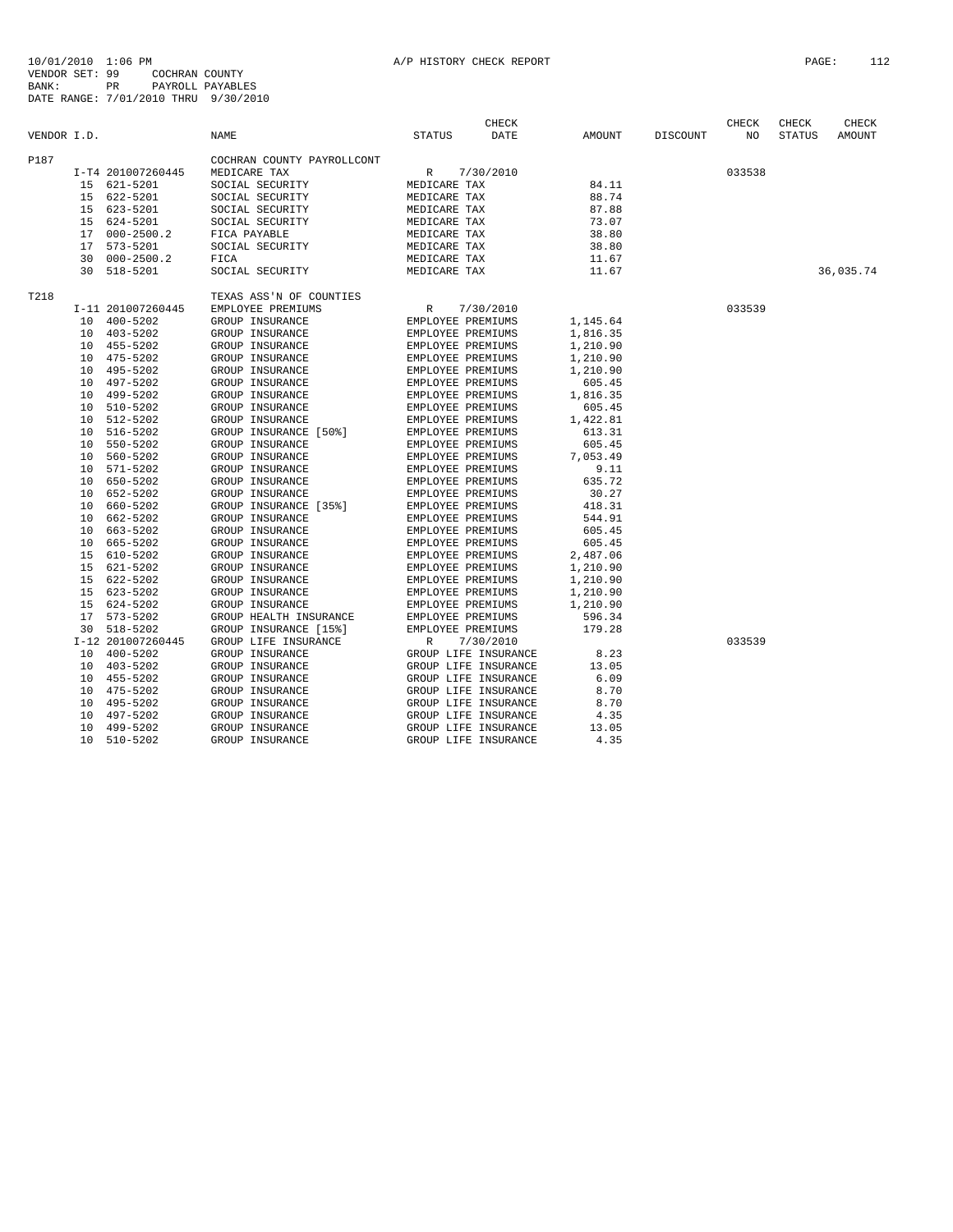10/01/2010 1:06 PM A/P HISTORY CHECK REPORT PAGE: 112
VENDOR SET: 99 COCHRAN COUNTY
BANK: PR PAYROLL PAYABLES
DATE RANGE: 7/01/2010 THRU 9/30/2010

| VENDOR I.D. | | NAME | STATUS | CHECK DATE | AMOUNT | DISCOUNT | CHECK NO | CHECK STATUS | CHECK AMOUNT |
|---|---|---|---|---|---|---|---|---|---|
| P187 | | COCHRAN COUNTY PAYROLLCONT | | | | | | | |
| | I-T4 201007260445 | MEDICARE TAX | R | 7/30/2010 | | | 033538 | | |
| | 15 621-5201 | SOCIAL SECURITY | MEDICARE TAX | | 84.11 | | | | |
| | 15 622-5201 | SOCIAL SECURITY | MEDICARE TAX | | 88.74 | | | | |
| | 15 623-5201 | SOCIAL SECURITY | MEDICARE TAX | | 87.88 | | | | |
| | 15 624-5201 | SOCIAL SECURITY | MEDICARE TAX | | 73.07 | | | | |
| | 17 000-2500.2 | FICA PAYABLE | MEDICARE TAX | | 38.80 | | | | |
| | 17 573-5201 | SOCIAL SECURITY | MEDICARE TAX | | 38.80 | | | | |
| | 30 000-2500.2 | FICA | MEDICARE TAX | | 11.67 | | | | |
| | 30 518-5201 | SOCIAL SECURITY | MEDICARE TAX | | 11.67 | | | | 36,035.74 |
| T218 | | TEXAS ASS'N OF COUNTIES | | | | | | | |
| | I-11 201007260445 | EMPLOYEE PREMIUMS | R | 7/30/2010 | | | 033539 | | |
| | 10 400-5202 | GROUP INSURANCE | EMPLOYEE PREMIUMS | | 1,145.64 | | | | |
| | 10 403-5202 | GROUP INSURANCE | EMPLOYEE PREMIUMS | | 1,816.35 | | | | |
| | 10 455-5202 | GROUP INSURANCE | EMPLOYEE PREMIUMS | | 1,210.90 | | | | |
| | 10 475-5202 | GROUP INSURANCE | EMPLOYEE PREMIUMS | | 1,210.90 | | | | |
| | 10 495-5202 | GROUP INSURANCE | EMPLOYEE PREMIUMS | | 1,210.90 | | | | |
| | 10 497-5202 | GROUP INSURANCE | EMPLOYEE PREMIUMS | | 605.45 | | | | |
| | 10 499-5202 | GROUP INSURANCE | EMPLOYEE PREMIUMS | | 1,816.35 | | | | |
| | 10 510-5202 | GROUP INSURANCE | EMPLOYEE PREMIUMS | | 605.45 | | | | |
| | 10 512-5202 | GROUP INSURANCE | EMPLOYEE PREMIUMS | | 1,422.81 | | | | |
| | 10 516-5202 | GROUP INSURANCE [50%] | EMPLOYEE PREMIUMS | | 613.31 | | | | |
| | 10 550-5202 | GROUP INSURANCE | EMPLOYEE PREMIUMS | | 605.45 | | | | |
| | 10 560-5202 | GROUP INSURANCE | EMPLOYEE PREMIUMS | | 7,053.49 | | | | |
| | 10 571-5202 | GROUP INSURANCE | EMPLOYEE PREMIUMS | | 9.11 | | | | |
| | 10 650-5202 | GROUP INSURANCE | EMPLOYEE PREMIUMS | | 635.72 | | | | |
| | 10 652-5202 | GROUP INSURANCE | EMPLOYEE PREMIUMS | | 30.27 | | | | |
| | 10 660-5202 | GROUP INSURANCE [35%] | EMPLOYEE PREMIUMS | | 418.31 | | | | |
| | 10 662-5202 | GROUP INSURANCE | EMPLOYEE PREMIUMS | | 544.91 | | | | |
| | 10 663-5202 | GROUP INSURANCE | EMPLOYEE PREMIUMS | | 605.45 | | | | |
| | 10 665-5202 | GROUP INSURANCE | EMPLOYEE PREMIUMS | | 605.45 | | | | |
| | 15 610-5202 | GROUP INSURANCE | EMPLOYEE PREMIUMS | | 2,487.06 | | | | |
| | 15 621-5202 | GROUP INSURANCE | EMPLOYEE PREMIUMS | | 1,210.90 | | | | |
| | 15 622-5202 | GROUP INSURANCE | EMPLOYEE PREMIUMS | | 1,210.90 | | | | |
| | 15 623-5202 | GROUP INSURANCE | EMPLOYEE PREMIUMS | | 1,210.90 | | | | |
| | 15 624-5202 | GROUP INSURANCE | EMPLOYEE PREMIUMS | | 1,210.90 | | | | |
| | 17 573-5202 | GROUP HEALTH INSURANCE | EMPLOYEE PREMIUMS | | 596.34 | | | | |
| | 30 518-5202 | GROUP INSURANCE [15%] | EMPLOYEE PREMIUMS | | 179.28 | | | | |
| | I-12 201007260445 | GROUP LIFE INSURANCE | R | 7/30/2010 | | | 033539 | | |
| | 10 400-5202 | GROUP INSURANCE | GROUP LIFE INSURANCE | | 8.23 | | | | |
| | 10 403-5202 | GROUP INSURANCE | GROUP LIFE INSURANCE | | 13.05 | | | | |
| | 10 455-5202 | GROUP INSURANCE | GROUP LIFE INSURANCE | | 6.09 | | | | |
| | 10 475-5202 | GROUP INSURANCE | GROUP LIFE INSURANCE | | 8.70 | | | | |
| | 10 495-5202 | GROUP INSURANCE | GROUP LIFE INSURANCE | | 8.70 | | | | |
| | 10 497-5202 | GROUP INSURANCE | GROUP LIFE INSURANCE | | 4.35 | | | | |
| | 10 499-5202 | GROUP INSURANCE | GROUP LIFE INSURANCE | | 13.05 | | | | |
| | 10 510-5202 | GROUP INSURANCE | GROUP LIFE INSURANCE | | 4.35 | | | | |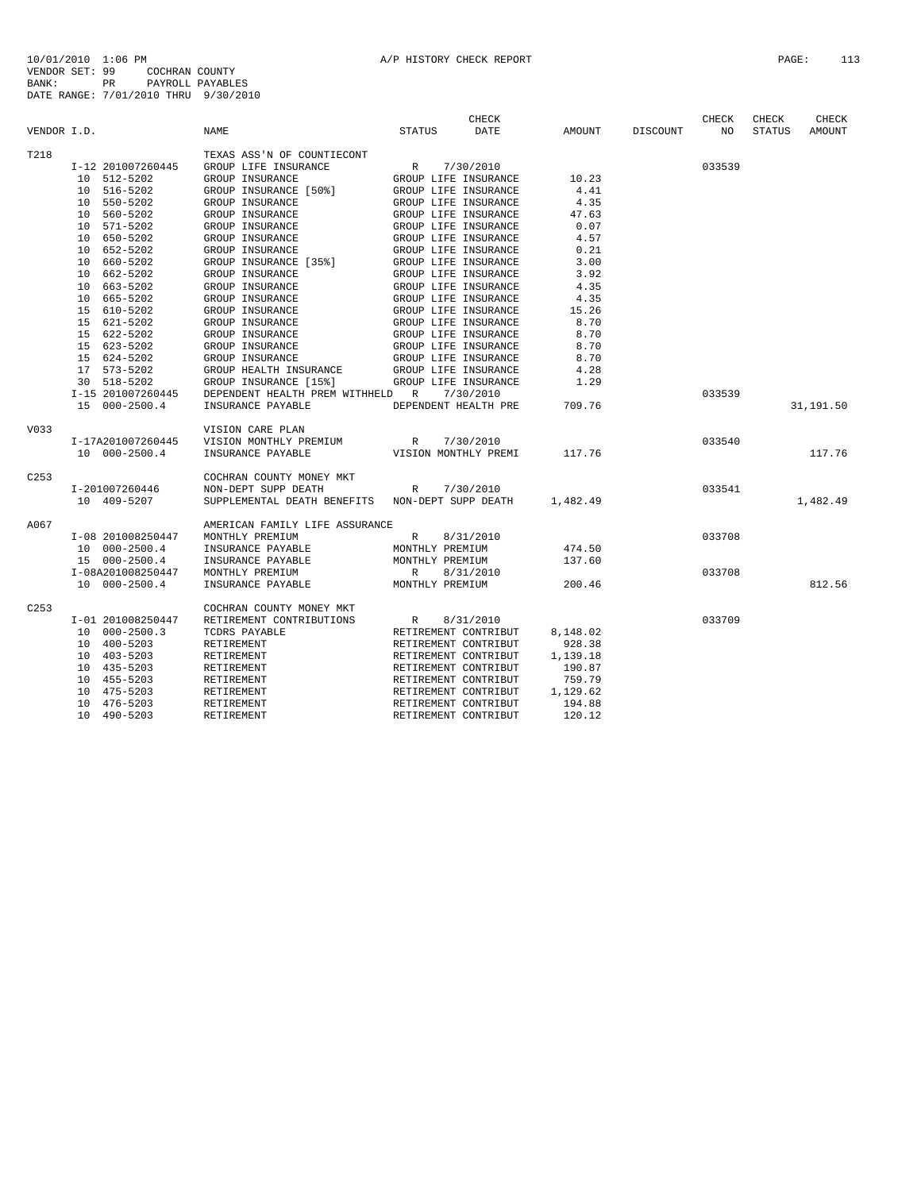10/01/2010 1:06 PM A/P HISTORY CHECK REPORT
VENDOR SET: 99 COCHRAN COUNTY
BANK: PR PAYROLL PAYABLES
DATE RANGE: 7/01/2010 THRU 9/30/2010

| VENDOR I.D. | | NAME | STATUS | CHECK DATE | AMOUNT | DISCOUNT | CHECK NO | CHECK STATUS | CHECK AMOUNT |
|---|---|---|---|---|---|---|---|---|---|
| T218 | | TEXAS ASS'N OF COUNTIECONT | | | | | | | |
| | I-12 201007260445 | GROUP LIFE INSURANCE | R | 7/30/2010 | | | 033539 | | |
| | 10 512-5202 | GROUP INSURANCE | GROUP LIFE INSURANCE | | 10.23 | | | | |
| | 10 516-5202 | GROUP INSURANCE [50%] | GROUP LIFE INSURANCE | | 4.41 | | | | |
| | 10 550-5202 | GROUP INSURANCE | GROUP LIFE INSURANCE | | 4.35 | | | | |
| | 10 560-5202 | GROUP INSURANCE | GROUP LIFE INSURANCE | | 47.63 | | | | |
| | 10 571-5202 | GROUP INSURANCE | GROUP LIFE INSURANCE | | 0.07 | | | | |
| | 10 650-5202 | GROUP INSURANCE | GROUP LIFE INSURANCE | | 4.57 | | | | |
| | 10 652-5202 | GROUP INSURANCE | GROUP LIFE INSURANCE | | 0.21 | | | | |
| | 10 660-5202 | GROUP INSURANCE [35%] | GROUP LIFE INSURANCE | | 3.00 | | | | |
| | 10 662-5202 | GROUP INSURANCE | GROUP LIFE INSURANCE | | 3.92 | | | | |
| | 10 663-5202 | GROUP INSURANCE | GROUP LIFE INSURANCE | | 4.35 | | | | |
| | 10 665-5202 | GROUP INSURANCE | GROUP LIFE INSURANCE | | 4.35 | | | | |
| | 15 610-5202 | GROUP INSURANCE | GROUP LIFE INSURANCE | | 15.26 | | | | |
| | 15 621-5202 | GROUP INSURANCE | GROUP LIFE INSURANCE | | 8.70 | | | | |
| | 15 622-5202 | GROUP INSURANCE | GROUP LIFE INSURANCE | | 8.70 | | | | |
| | 15 623-5202 | GROUP INSURANCE | GROUP LIFE INSURANCE | | 8.70 | | | | |
| | 15 624-5202 | GROUP INSURANCE | GROUP LIFE INSURANCE | | 8.70 | | | | |
| | 17 573-5202 | GROUP HEALTH INSURANCE | GROUP LIFE INSURANCE | | 4.28 | | | | |
| | 30 518-5202 | GROUP INSURANCE [15%] | GROUP LIFE INSURANCE | | 1.29 | | | | |
| | I-15 201007260445 | DEPENDENT HEALTH PREM WITHHELD | R | 7/30/2010 | | | 033539 | | |
| | 15 000-2500.4 | INSURANCE PAYABLE | DEPENDENT HEALTH PRE | | 709.76 | | | | 31,191.50 |
| V033 | | VISION CARE PLAN | | | | | | | |
| | I-17A201007260445 | VISION MONTHLY PREMIUM | R | 7/30/2010 | | | 033540 | | |
| | 10 000-2500.4 | INSURANCE PAYABLE | VISION MONTHLY PREMI | | 117.76 | | | | 117.76 |
| C253 | | COCHRAN COUNTY MONEY MKT | | | | | | | |
| | I-201007260446 | NON-DEPT SUPP DEATH | R | 7/30/2010 | | | 033541 | | |
| | 10 409-5207 | SUPPLEMENTAL DEATH BENEFITS | NON-DEPT SUPP DEATH | | 1,482.49 | | | | 1,482.49 |
| A067 | | AMERICAN FAMILY LIFE ASSURANCE | | | | | | | |
| | I-08 201008250447 | MONTHLY PREMIUM | R | 8/31/2010 | | | 033708 | | |
| | 10 000-2500.4 | INSURANCE PAYABLE | MONTHLY PREMIUM | | 474.50 | | | | |
| | 15 000-2500.4 | INSURANCE PAYABLE | MONTHLY PREMIUM | | 137.60 | | | | |
| | I-08A201008250447 | MONTHLY PREMIUM | R | 8/31/2010 | | | 033708 | | |
| | 10 000-2500.4 | INSURANCE PAYABLE | MONTHLY PREMIUM | | 200.46 | | | | 812.56 |
| C253 | | COCHRAN COUNTY MONEY MKT | | | | | | | |
| | I-01 201008250447 | RETIREMENT CONTRIBUTIONS | R | 8/31/2010 | | | 033709 | | |
| | 10 000-2500.3 | TCDRS PAYABLE | RETIREMENT CONTRIBUT | | 8,148.02 | | | | |
| | 10 400-5203 | RETIREMENT | RETIREMENT CONTRIBUT | | 928.38 | | | | |
| | 10 403-5203 | RETIREMENT | RETIREMENT CONTRIBUT | | 1,139.18 | | | | |
| | 10 435-5203 | RETIREMENT | RETIREMENT CONTRIBUT | | 190.87 | | | | |
| | 10 455-5203 | RETIREMENT | RETIREMENT CONTRIBUT | | 759.79 | | | | |
| | 10 475-5203 | RETIREMENT | RETIREMENT CONTRIBUT | | 1,129.62 | | | | |
| | 10 476-5203 | RETIREMENT | RETIREMENT CONTRIBUT | | 194.88 | | | | |
| | 10 490-5203 | RETIREMENT | RETIREMENT CONTRIBUT | | 120.12 | | | | |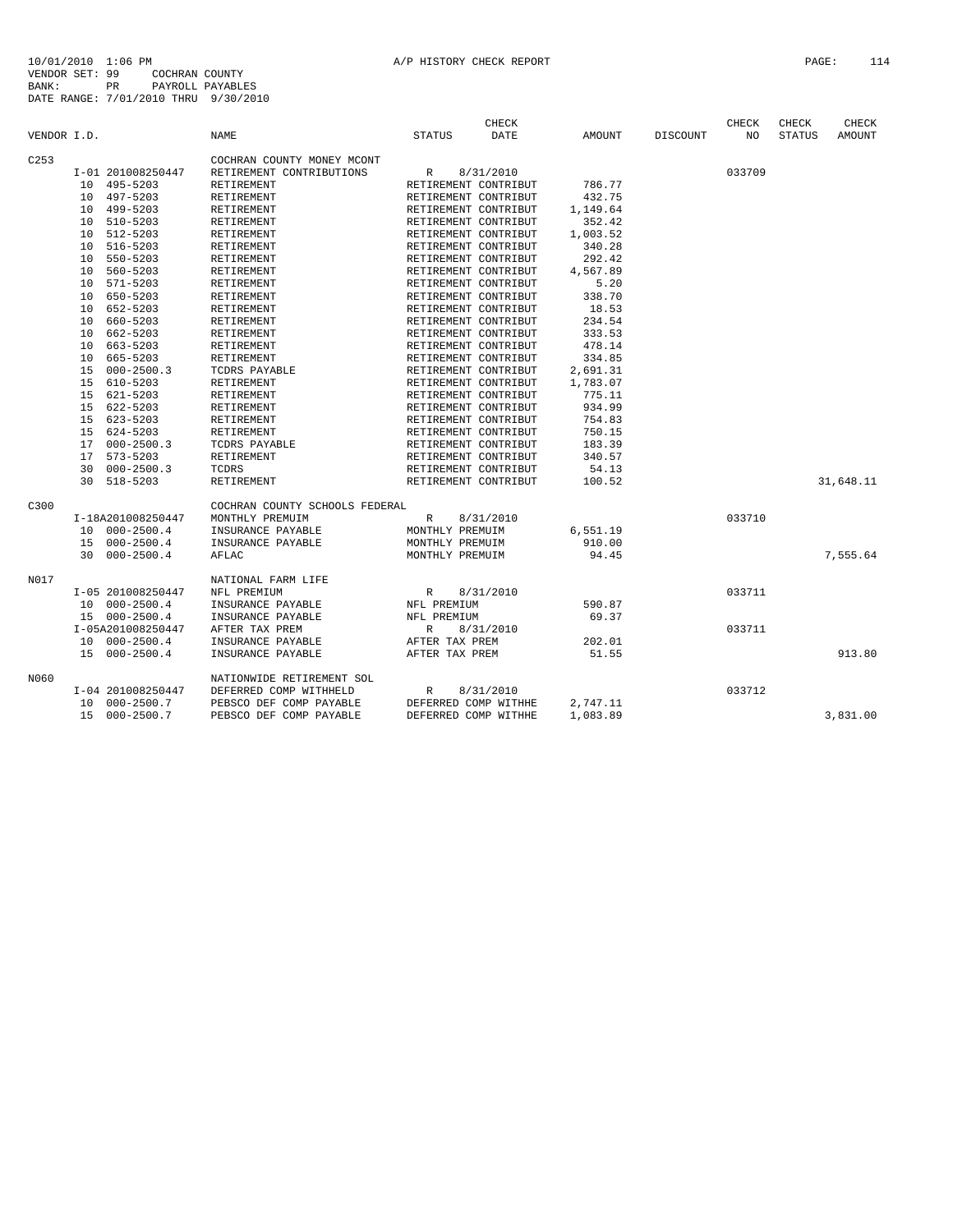10/01/2010 1:06 PM A/P HISTORY CHECK REPORT

VENDOR SET: 99 COCHRAN COUNTY
BANK: PR PAYROLL PAYABLES
DATE RANGE: 7/01/2010 THRU 9/30/2010

| VENDOR I.D. | NAME | STATUS | CHECK DATE | AMOUNT | DISCOUNT | CHECK NO | CHECK STATUS | CHECK AMOUNT |
|---|---|---|---|---|---|---|---|---|
| C253 | COCHRAN COUNTY MONEY MCONT | | | | | | | |
| I-01 201008250447 | RETIREMENT CONTRIBUTIONS | R | 8/31/2010 | | | 033709 | | |
| 10 495-5203 | RETIREMENT | RETIREMENT CONTRIBUT | | 786.77 | | | | |
| 10 497-5203 | RETIREMENT | RETIREMENT CONTRIBUT | | 432.75 | | | | |
| 10 499-5203 | RETIREMENT | RETIREMENT CONTRIBUT | | 1,149.64 | | | | |
| 10 510-5203 | RETIREMENT | RETIREMENT CONTRIBUT | | 352.42 | | | | |
| 10 512-5203 | RETIREMENT | RETIREMENT CONTRIBUT | | 1,003.52 | | | | |
| 10 516-5203 | RETIREMENT | RETIREMENT CONTRIBUT | | 340.28 | | | | |
| 10 550-5203 | RETIREMENT | RETIREMENT CONTRIBUT | | 292.42 | | | | |
| 10 560-5203 | RETIREMENT | RETIREMENT CONTRIBUT | | 4,567.89 | | | | |
| 10 571-5203 | RETIREMENT | RETIREMENT CONTRIBUT | | 5.20 | | | | |
| 10 650-5203 | RETIREMENT | RETIREMENT CONTRIBUT | | 338.70 | | | | |
| 10 652-5203 | RETIREMENT | RETIREMENT CONTRIBUT | | 18.53 | | | | |
| 10 660-5203 | RETIREMENT | RETIREMENT CONTRIBUT | | 234.54 | | | | |
| 10 662-5203 | RETIREMENT | RETIREMENT CONTRIBUT | | 333.53 | | | | |
| 10 663-5203 | RETIREMENT | RETIREMENT CONTRIBUT | | 478.14 | | | | |
| 10 665-5203 | RETIREMENT | RETIREMENT CONTRIBUT | | 334.85 | | | | |
| 15 000-2500.3 | TCDRS PAYABLE | RETIREMENT CONTRIBUT | | 2,691.31 | | | | |
| 15 610-5203 | RETIREMENT | RETIREMENT CONTRIBUT | | 1,783.07 | | | | |
| 15 621-5203 | RETIREMENT | RETIREMENT CONTRIBUT | | 775.11 | | | | |
| 15 622-5203 | RETIREMENT | RETIREMENT CONTRIBUT | | 934.99 | | | | |
| 15 623-5203 | RETIREMENT | RETIREMENT CONTRIBUT | | 754.83 | | | | |
| 15 624-5203 | RETIREMENT | RETIREMENT CONTRIBUT | | 750.15 | | | | |
| 17 000-2500.3 | TCDRS PAYABLE | RETIREMENT CONTRIBUT | | 183.39 | | | | |
| 17 573-5203 | RETIREMENT | RETIREMENT CONTRIBUT | | 340.57 | | | | |
| 30 000-2500.3 | TCDRS | RETIREMENT CONTRIBUT | | 54.13 | | | | |
| 30 518-5203 | RETIREMENT | RETIREMENT CONTRIBUT | | 100.52 | | | | 31,648.11 |
| C300 | COCHRAN COUNTY SCHOOLS FEDERAL | | | | | | | |
| I-18A201008250447 | MONTHLY PREMUIM | R | 8/31/2010 | | | 033710 | | |
| 10 000-2500.4 | INSURANCE PAYABLE | MONTHLY PREMUIM | | 6,551.19 | | | | |
| 15 000-2500.4 | INSURANCE PAYABLE | MONTHLY PREMUIM | | 910.00 | | | | |
| 30 000-2500.4 | AFLAC | MONTHLY PREMUIM | | 94.45 | | | | 7,555.64 |
| N017 | NATIONAL FARM LIFE | | | | | | | |
| I-05 201008250447 | NFL PREMIUM | R | 8/31/2010 | | | 033711 | | |
| 10 000-2500.4 | INSURANCE PAYABLE | NFL PREMIUM | | 590.87 | | | | |
| 15 000-2500.4 | INSURANCE PAYABLE | NFL PREMIUM | | 69.37 | | | | |
| I-05A201008250447 | AFTER TAX PREM | R | 8/31/2010 | | | 033711 | | |
| 10 000-2500.4 | INSURANCE PAYABLE | AFTER TAX PREM | | 202.01 | | | | |
| 15 000-2500.4 | INSURANCE PAYABLE | AFTER TAX PREM | | 51.55 | | | | 913.80 |
| N060 | NATIONWIDE RETIREMENT SOL | | | | | | | |
| I-04 201008250447 | DEFERRED COMP WITHHELD | R | 8/31/2010 | | | 033712 | | |
| 10 000-2500.7 | PEBSCO DEF COMP PAYABLE | DEFERRED COMP WITHHE | | 2,747.11 | | | | |
| 15 000-2500.7 | PEBSCO DEF COMP PAYABLE | DEFERRED COMP WITHHE | | 1,083.89 | | | | 3,831.00 |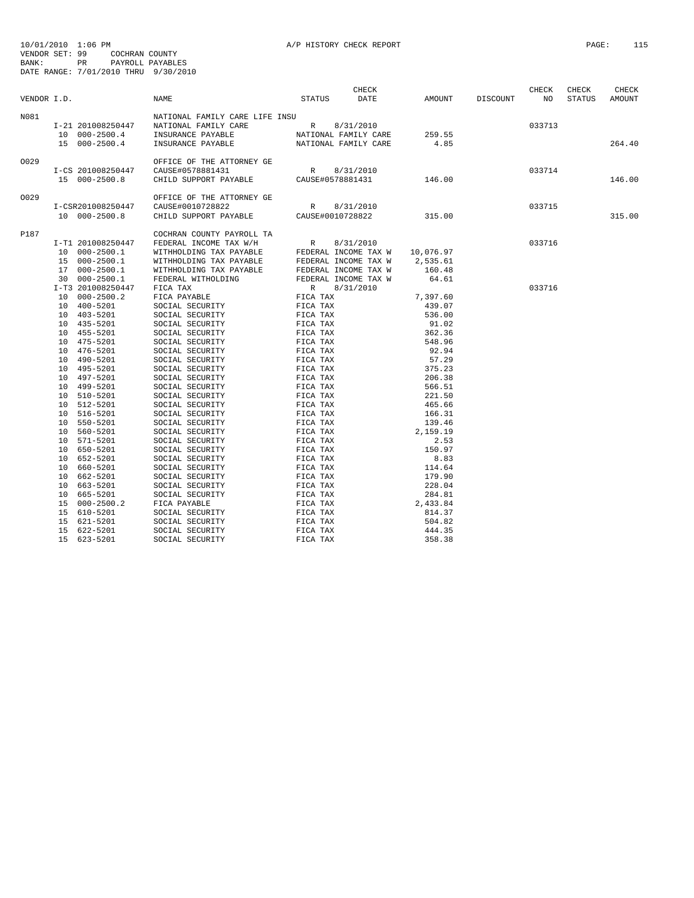10/01/2010 1:06 PM A/P HISTORY CHECK REPORT
VENDOR SET: 99 COCHRAN COUNTY
BANK: PR PAYROLL PAYABLES
DATE RANGE: 7/01/2010 THRU 9/30/2010

| VENDOR I.D. | | NAME | STATUS | CHECK DATE | AMOUNT | DISCOUNT | CHECK NO | CHECK STATUS | CHECK AMOUNT |
|---|---|---|---|---|---|---|---|---|---|
| N081 | | NATIONAL FAMILY CARE LIFE INSU | | | | | | | |
| | I-21 201008250447 | NATIONAL FAMILY CARE | R | 8/31/2010 | | | 033713 | | |
| | 10 000-2500.4 | INSURANCE PAYABLE | NATIONAL FAMILY CARE | | 259.55 | | | | |
| | 15 000-2500.4 | INSURANCE PAYABLE | NATIONAL FAMILY CARE | | 4.85 | | | | 264.40 |
| O029 | | OFFICE OF THE ATTORNEY GE | | | | | | | |
| | I-CS 201008250447 | CAUSE#0578881431 | R | 8/31/2010 | | | 033714 | | |
| | 15 000-2500.8 | CHILD SUPPORT PAYABLE | CAUSE#0578881431 | | 146.00 | | | | 146.00 |
| O029 | | OFFICE OF THE ATTORNEY GE | | | | | | | |
| | I-CSR201008250447 | CAUSE#0010728822 | R | 8/31/2010 | | | 033715 | | |
| | 10 000-2500.8 | CHILD SUPPORT PAYABLE | CAUSE#0010728822 | | 315.00 | | | | 315.00 |
| P187 | | COCHRAN COUNTY PAYROLL TA | | | | | | | |
| | I-T1 201008250447 | FEDERAL INCOME TAX W/H | R | 8/31/2010 | | | 033716 | | |
| | 10 000-2500.1 | WITHHOLDING TAX PAYABLE | FEDERAL INCOME TAX W | | 10,076.97 | | | | |
| | 15 000-2500.1 | WITHHOLDING TAX PAYABLE | FEDERAL INCOME TAX W | | 2,535.61 | | | | |
| | 17 000-2500.1 | WITHHOLDING TAX PAYABLE | FEDERAL INCOME TAX W | | 160.48 | | | | |
| | 30 000-2500.1 | FEDERAL WITHOLDING | FEDERAL INCOME TAX W | | 64.61 | | | | |
| | I-T3 201008250447 | FICA TAX | R | 8/31/2010 | | | 033716 | | |
| | 10 000-2500.2 | FICA PAYABLE | FICA TAX | | 7,397.60 | | | | |
| | 10 400-5201 | SOCIAL SECURITY | FICA TAX | | 439.07 | | | | |
| | 10 403-5201 | SOCIAL SECURITY | FICA TAX | | 536.00 | | | | |
| | 10 435-5201 | SOCIAL SECURITY | FICA TAX | | 91.02 | | | | |
| | 10 455-5201 | SOCIAL SECURITY | FICA TAX | | 362.36 | | | | |
| | 10 475-5201 | SOCIAL SECURITY | FICA TAX | | 548.96 | | | | |
| | 10 476-5201 | SOCIAL SECURITY | FICA TAX | | 92.94 | | | | |
| | 10 490-5201 | SOCIAL SECURITY | FICA TAX | | 57.29 | | | | |
| | 10 495-5201 | SOCIAL SECURITY | FICA TAX | | 375.23 | | | | |
| | 10 497-5201 | SOCIAL SECURITY | FICA TAX | | 206.38 | | | | |
| | 10 499-5201 | SOCIAL SECURITY | FICA TAX | | 566.51 | | | | |
| | 10 510-5201 | SOCIAL SECURITY | FICA TAX | | 221.50 | | | | |
| | 10 512-5201 | SOCIAL SECURITY | FICA TAX | | 465.66 | | | | |
| | 10 516-5201 | SOCIAL SECURITY | FICA TAX | | 166.31 | | | | |
| | 10 550-5201 | SOCIAL SECURITY | FICA TAX | | 139.46 | | | | |
| | 10 560-5201 | SOCIAL SECURITY | FICA TAX | | 2,159.19 | | | | |
| | 10 571-5201 | SOCIAL SECURITY | FICA TAX | | 2.53 | | | | |
| | 10 650-5201 | SOCIAL SECURITY | FICA TAX | | 150.97 | | | | |
| | 10 652-5201 | SOCIAL SECURITY | FICA TAX | | 8.83 | | | | |
| | 10 660-5201 | SOCIAL SECURITY | FICA TAX | | 114.64 | | | | |
| | 10 662-5201 | SOCIAL SECURITY | FICA TAX | | 179.90 | | | | |
| | 10 663-5201 | SOCIAL SECURITY | FICA TAX | | 228.04 | | | | |
| | 10 665-5201 | SOCIAL SECURITY | FICA TAX | | 284.81 | | | | |
| | 15 000-2500.2 | FICA PAYABLE | FICA TAX | | 2,433.84 | | | | |
| | 15 610-5201 | SOCIAL SECURITY | FICA TAX | | 814.37 | | | | |
| | 15 621-5201 | SOCIAL SECURITY | FICA TAX | | 504.82 | | | | |
| | 15 622-5201 | SOCIAL SECURITY | FICA TAX | | 444.35 | | | | |
| | 15 623-5201 | SOCIAL SECURITY | FICA TAX | | 358.38 | | | | |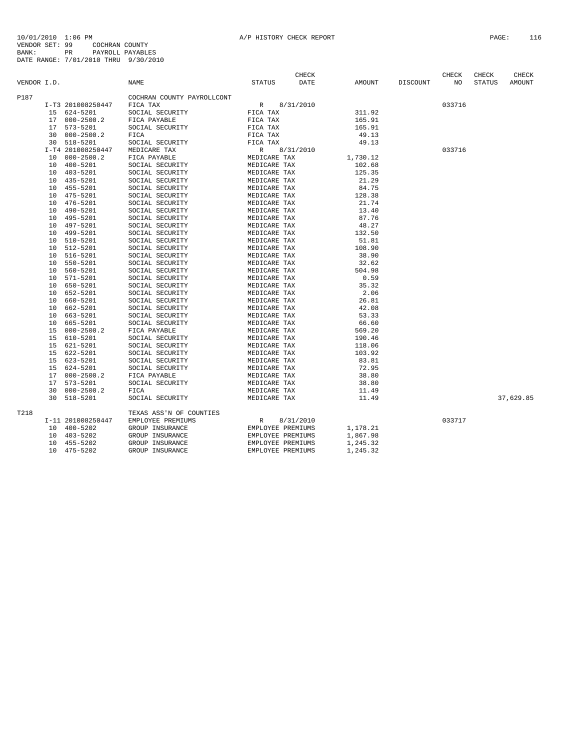10/01/2010 1:06 PM A/P HISTORY CHECK REPORT PAGE: 116
VENDOR SET: 99 COCHRAN COUNTY
BANK: PR PAYROLL PAYABLES
DATE RANGE: 7/01/2010 THRU 9/30/2010

| VENDOR I.D. | | NAME | STATUS | CHECK DATE | AMOUNT | DISCOUNT | CHECK NO | CHECK STATUS | CHECK AMOUNT |
|---|---|---|---|---|---|---|---|---|---|
| P187 | | COCHRAN COUNTY PAYROLLCONT | | | | | | | |
| | I-T3 201008250447 | FICA TAX | R | 8/31/2010 | | | 033716 | | |
| | 15 624-5201 | SOCIAL SECURITY | FICA TAX | | 311.92 | | | | |
| | 17 000-2500.2 | FICA PAYABLE | FICA TAX | | 165.91 | | | | |
| | 17 573-5201 | SOCIAL SECURITY | FICA TAX | | 165.91 | | | | |
| | 30 000-2500.2 | FICA | FICA TAX | | 49.13 | | | | |
| | 30 518-5201 | SOCIAL SECURITY | FICA TAX | | 49.13 | | | | |
| | I-T4 201008250447 | MEDICARE TAX | R | 8/31/2010 | | | 033716 | | |
| | 10 000-2500.2 | FICA PAYABLE | MEDICARE TAX | | 1,730.12 | | | | |
| | 10 400-5201 | SOCIAL SECURITY | MEDICARE TAX | | 102.68 | | | | |
| | 10 403-5201 | SOCIAL SECURITY | MEDICARE TAX | | 125.35 | | | | |
| | 10 435-5201 | SOCIAL SECURITY | MEDICARE TAX | | 21.29 | | | | |
| | 10 455-5201 | SOCIAL SECURITY | MEDICARE TAX | | 84.75 | | | | |
| | 10 475-5201 | SOCIAL SECURITY | MEDICARE TAX | | 128.38 | | | | |
| | 10 476-5201 | SOCIAL SECURITY | MEDICARE TAX | | 21.74 | | | | |
| | 10 490-5201 | SOCIAL SECURITY | MEDICARE TAX | | 13.40 | | | | |
| | 10 495-5201 | SOCIAL SECURITY | MEDICARE TAX | | 87.76 | | | | |
| | 10 497-5201 | SOCIAL SECURITY | MEDICARE TAX | | 48.27 | | | | |
| | 10 499-5201 | SOCIAL SECURITY | MEDICARE TAX | | 132.50 | | | | |
| | 10 510-5201 | SOCIAL SECURITY | MEDICARE TAX | | 51.81 | | | | |
| | 10 512-5201 | SOCIAL SECURITY | MEDICARE TAX | | 108.90 | | | | |
| | 10 516-5201 | SOCIAL SECURITY | MEDICARE TAX | | 38.90 | | | | |
| | 10 550-5201 | SOCIAL SECURITY | MEDICARE TAX | | 32.62 | | | | |
| | 10 560-5201 | SOCIAL SECURITY | MEDICARE TAX | | 504.98 | | | | |
| | 10 571-5201 | SOCIAL SECURITY | MEDICARE TAX | | 0.59 | | | | |
| | 10 650-5201 | SOCIAL SECURITY | MEDICARE TAX | | 35.32 | | | | |
| | 10 652-5201 | SOCIAL SECURITY | MEDICARE TAX | | 2.06 | | | | |
| | 10 660-5201 | SOCIAL SECURITY | MEDICARE TAX | | 26.81 | | | | |
| | 10 662-5201 | SOCIAL SECURITY | MEDICARE TAX | | 42.08 | | | | |
| | 10 663-5201 | SOCIAL SECURITY | MEDICARE TAX | | 53.33 | | | | |
| | 10 665-5201 | SOCIAL SECURITY | MEDICARE TAX | | 66.60 | | | | |
| | 15 000-2500.2 | FICA PAYABLE | MEDICARE TAX | | 569.20 | | | | |
| | 15 610-5201 | SOCIAL SECURITY | MEDICARE TAX | | 190.46 | | | | |
| | 15 621-5201 | SOCIAL SECURITY | MEDICARE TAX | | 118.06 | | | | |
| | 15 622-5201 | SOCIAL SECURITY | MEDICARE TAX | | 103.92 | | | | |
| | 15 623-5201 | SOCIAL SECURITY | MEDICARE TAX | | 83.81 | | | | |
| | 15 624-5201 | SOCIAL SECURITY | MEDICARE TAX | | 72.95 | | | | |
| | 17 000-2500.2 | FICA PAYABLE | MEDICARE TAX | | 38.80 | | | | |
| | 17 573-5201 | SOCIAL SECURITY | MEDICARE TAX | | 38.80 | | | | |
| | 30 000-2500.2 | FICA | MEDICARE TAX | | 11.49 | | | | |
| | 30 518-5201 | SOCIAL SECURITY | MEDICARE TAX | | 11.49 | | | | 37,629.85 |
| T218 | | TEXAS ASS'N OF COUNTIES | | | | | | | |
| | I-11 201008250447 | EMPLOYEE PREMIUMS | R | 8/31/2010 | | | 033717 | | |
| | 10 400-5202 | GROUP INSURANCE | EMPLOYEE PREMIUMS | | 1,178.21 | | | | |
| | 10 403-5202 | GROUP INSURANCE | EMPLOYEE PREMIUMS | | 1,867.98 | | | | |
| | 10 455-5202 | GROUP INSURANCE | EMPLOYEE PREMIUMS | | 1,245.32 | | | | |
| | 10 475-5202 | GROUP INSURANCE | EMPLOYEE PREMIUMS | | 1,245.32 | | | | |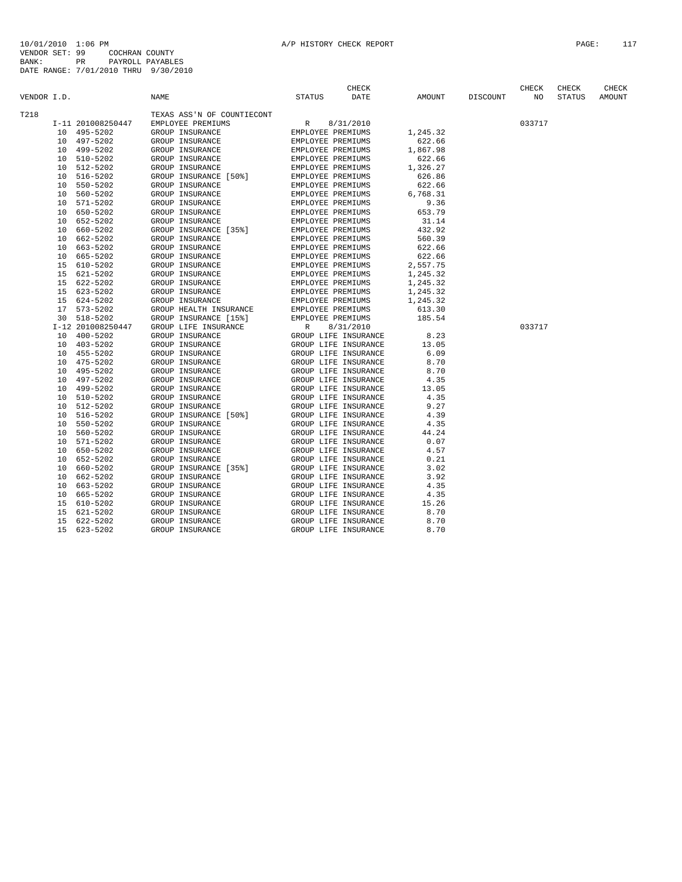10/01/2010 1:06 PM A/P HISTORY CHECK REPORT

VENDOR SET: 99 COCHRAN COUNTY
BANK: PR PAYROLL PAYABLES
DATE RANGE: 7/01/2010 THRU 9/30/2010

| VENDOR I.D. | | NAME | STATUS | CHECK DATE | AMOUNT | DISCOUNT | CHECK NO | CHECK STATUS | CHECK AMOUNT |
|---|---|---|---|---|---|---|---|---|---|
| T218 | | TEXAS ASS'N OF COUNTIECONT | | | | | | | |
| | I-11 201008250447 | EMPLOYEE PREMIUMS | R | 8/31/2010 | | | 033717 | | |
| 10 | 495-5202 | GROUP INSURANCE | EMPLOYEE PREMIUMS | | 1,245.32 | | | | |
| 10 | 497-5202 | GROUP INSURANCE | EMPLOYEE PREMIUMS | | 622.66 | | | | |
| 10 | 499-5202 | GROUP INSURANCE | EMPLOYEE PREMIUMS | | 1,867.98 | | | | |
| 10 | 510-5202 | GROUP INSURANCE | EMPLOYEE PREMIUMS | | 622.66 | | | | |
| 10 | 512-5202 | GROUP INSURANCE | EMPLOYEE PREMIUMS | | 1,326.27 | | | | |
| 10 | 516-5202 | GROUP INSURANCE [50%] | EMPLOYEE PREMIUMS | | 626.86 | | | | |
| 10 | 550-5202 | GROUP INSURANCE | EMPLOYEE PREMIUMS | | 622.66 | | | | |
| 10 | 560-5202 | GROUP INSURANCE | EMPLOYEE PREMIUMS | | 6,768.31 | | | | |
| 10 | 571-5202 | GROUP INSURANCE | EMPLOYEE PREMIUMS | | 9.36 | | | | |
| 10 | 650-5202 | GROUP INSURANCE | EMPLOYEE PREMIUMS | | 653.79 | | | | |
| 10 | 652-5202 | GROUP INSURANCE | EMPLOYEE PREMIUMS | | 31.14 | | | | |
| 10 | 660-5202 | GROUP INSURANCE [35%] | EMPLOYEE PREMIUMS | | 432.92 | | | | |
| 10 | 662-5202 | GROUP INSURANCE | EMPLOYEE PREMIUMS | | 560.39 | | | | |
| 10 | 663-5202 | GROUP INSURANCE | EMPLOYEE PREMIUMS | | 622.66 | | | | |
| 10 | 665-5202 | GROUP INSURANCE | EMPLOYEE PREMIUMS | | 622.66 | | | | |
| 15 | 610-5202 | GROUP INSURANCE | EMPLOYEE PREMIUMS | | 2,557.75 | | | | |
| 15 | 621-5202 | GROUP INSURANCE | EMPLOYEE PREMIUMS | | 1,245.32 | | | | |
| 15 | 622-5202 | GROUP INSURANCE | EMPLOYEE PREMIUMS | | 1,245.32 | | | | |
| 15 | 623-5202 | GROUP INSURANCE | EMPLOYEE PREMIUMS | | 1,245.32 | | | | |
| 15 | 624-5202 | GROUP INSURANCE | EMPLOYEE PREMIUMS | | 1,245.32 | | | | |
| 17 | 573-5202 | GROUP HEALTH INSURANCE | EMPLOYEE PREMIUMS | | 613.30 | | | | |
| 30 | 518-5202 | GROUP INSURANCE [15%] | EMPLOYEE PREMIUMS | | 185.54 | | | | |
| | I-12 201008250447 | GROUP LIFE INSURANCE | R | 8/31/2010 | | | 033717 | | |
| 10 | 400-5202 | GROUP INSURANCE | GROUP LIFE INSURANCE | | 8.23 | | | | |
| 10 | 403-5202 | GROUP INSURANCE | GROUP LIFE INSURANCE | | 13.05 | | | | |
| 10 | 455-5202 | GROUP INSURANCE | GROUP LIFE INSURANCE | | 6.09 | | | | |
| 10 | 475-5202 | GROUP INSURANCE | GROUP LIFE INSURANCE | | 8.70 | | | | |
| 10 | 495-5202 | GROUP INSURANCE | GROUP LIFE INSURANCE | | 8.70 | | | | |
| 10 | 497-5202 | GROUP INSURANCE | GROUP LIFE INSURANCE | | 4.35 | | | | |
| 10 | 499-5202 | GROUP INSURANCE | GROUP LIFE INSURANCE | | 13.05 | | | | |
| 10 | 510-5202 | GROUP INSURANCE | GROUP LIFE INSURANCE | | 4.35 | | | | |
| 10 | 512-5202 | GROUP INSURANCE | GROUP LIFE INSURANCE | | 9.27 | | | | |
| 10 | 516-5202 | GROUP INSURANCE [50%] | GROUP LIFE INSURANCE | | 4.39 | | | | |
| 10 | 550-5202 | GROUP INSURANCE | GROUP LIFE INSURANCE | | 4.35 | | | | |
| 10 | 560-5202 | GROUP INSURANCE | GROUP LIFE INSURANCE | | 44.24 | | | | |
| 10 | 571-5202 | GROUP INSURANCE | GROUP LIFE INSURANCE | | 0.07 | | | | |
| 10 | 650-5202 | GROUP INSURANCE | GROUP LIFE INSURANCE | | 4.57 | | | | |
| 10 | 652-5202 | GROUP INSURANCE | GROUP LIFE INSURANCE | | 0.21 | | | | |
| 10 | 660-5202 | GROUP INSURANCE [35%] | GROUP LIFE INSURANCE | | 3.02 | | | | |
| 10 | 662-5202 | GROUP INSURANCE | GROUP LIFE INSURANCE | | 3.92 | | | | |
| 10 | 663-5202 | GROUP INSURANCE | GROUP LIFE INSURANCE | | 4.35 | | | | |
| 10 | 665-5202 | GROUP INSURANCE | GROUP LIFE INSURANCE | | 4.35 | | | | |
| 15 | 610-5202 | GROUP INSURANCE | GROUP LIFE INSURANCE | | 15.26 | | | | |
| 15 | 621-5202 | GROUP INSURANCE | GROUP LIFE INSURANCE | | 8.70 | | | | |
| 15 | 622-5202 | GROUP INSURANCE | GROUP LIFE INSURANCE | | 8.70 | | | | |
| 15 | 623-5202 | GROUP INSURANCE | GROUP LIFE INSURANCE | | 8.70 | | | | |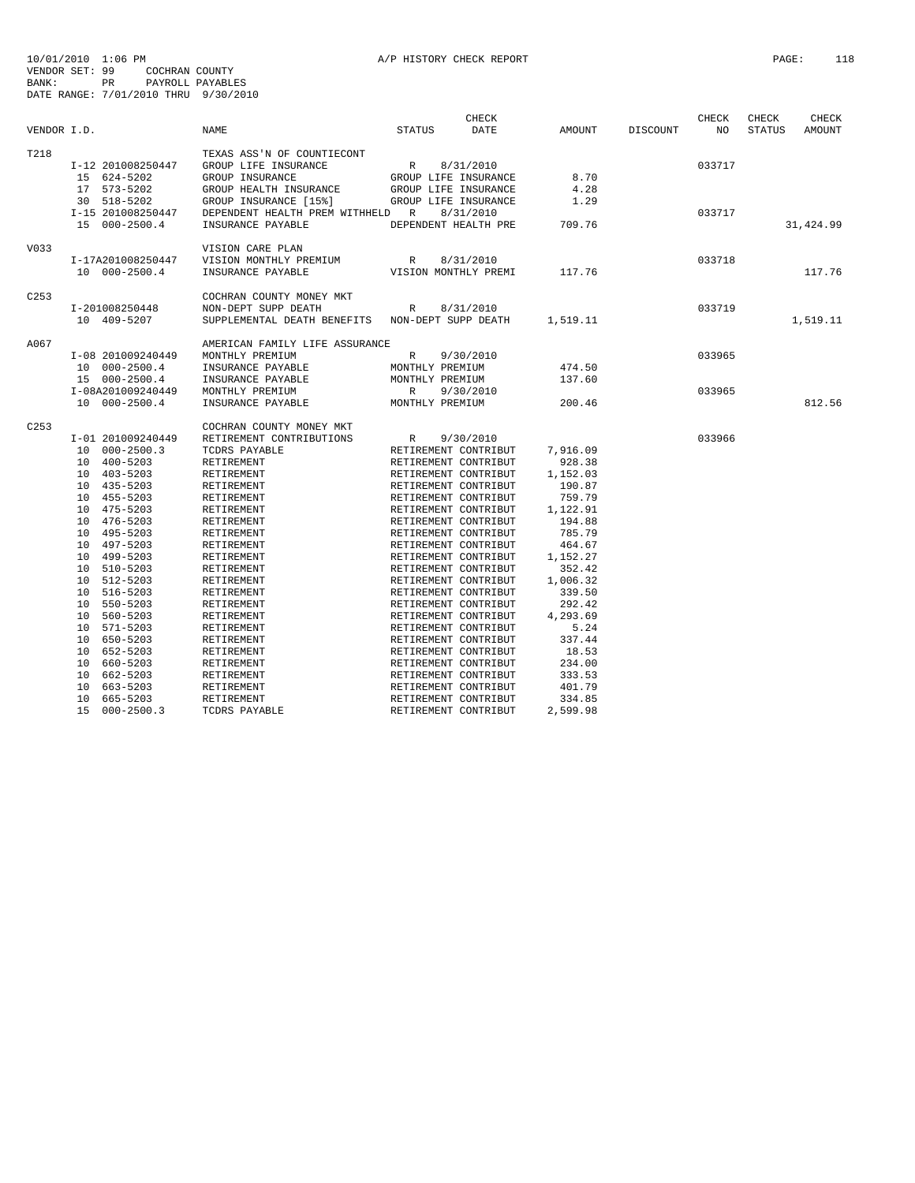10/01/2010 1:06 PM A/P HISTORY CHECK REPORT
VENDOR SET: 99 COCHRAN COUNTY
BANK: PR PAYROLL PAYABLES
DATE RANGE: 7/01/2010 THRU 9/30/2010

| VENDOR I.D. | NAME | STATUS | CHECK DATE | AMOUNT | DISCOUNT | CHECK NO | CHECK STATUS | CHECK AMOUNT |
|---|---|---|---|---|---|---|---|---|
| T218 | TEXAS ASS'N OF COUNTIECONT | | | | | | | |
| I-12 201008250447 | GROUP LIFE INSURANCE | R | 8/31/2010 | | | 033717 | | |
| 15 624-5202 | GROUP INSURANCE | GROUP LIFE INSURANCE | | 8.70 | | | | |
| 17 573-5202 | GROUP HEALTH INSURANCE | GROUP LIFE INSURANCE | | 4.28 | | | | |
| 30 518-5202 | GROUP INSURANCE [15%] | GROUP LIFE INSURANCE | | 1.29 | | | | |
| I-15 201008250447 | DEPENDENT HEALTH PREM WITHHELD | R | 8/31/2010 | | | 033717 | | |
| 15 000-2500.4 | INSURANCE PAYABLE | DEPENDENT HEALTH PRE | | 709.76 | | | | 31,424.99 |
| V033 | VISION CARE PLAN | | | | | | | |
| I-17A201008250447 | VISION MONTHLY PREMIUM | R | 8/31/2010 | | | 033718 | | |
| 10 000-2500.4 | INSURANCE PAYABLE | VISION MONTHLY PREMI | | 117.76 | | | | 117.76 |
| C253 | COCHRAN COUNTY MONEY MKT | | | | | | | |
| I-201008250448 | NON-DEPT SUPP DEATH | R | 8/31/2010 | | | 033719 | | |
| 10 409-5207 | SUPPLEMENTAL DEATH BENEFITS | NON-DEPT SUPP DEATH | | 1,519.11 | | | | 1,519.11 |
| A067 | AMERICAN FAMILY LIFE ASSURANCE | | | | | | | |
| I-08 201009240449 | MONTHLY PREMIUM | R | 9/30/2010 | | | 033965 | | |
| 10 000-2500.4 | INSURANCE PAYABLE | MONTHLY PREMIUM | | 474.50 | | | | |
| 15 000-2500.4 | INSURANCE PAYABLE | MONTHLY PREMIUM | | 137.60 | | | | |
| I-08A201009240449 | MONTHLY PREMIUM | R | 9/30/2010 | | | 033965 | | |
| 10 000-2500.4 | INSURANCE PAYABLE | MONTHLY PREMIUM | | 200.46 | | | | 812.56 |
| C253 | COCHRAN COUNTY MONEY MKT | | | | | | | |
| I-01 201009240449 | RETIREMENT CONTRIBUTIONS | R | 9/30/2010 | | | 033966 | | |
| 10 000-2500.3 | TCDRS PAYABLE | RETIREMENT CONTRIBUT | | 7,916.09 | | | | |
| 10 400-5203 | RETIREMENT | RETIREMENT CONTRIBUT | | 928.38 | | | | |
| 10 403-5203 | RETIREMENT | RETIREMENT CONTRIBUT | | 1,152.03 | | | | |
| 10 435-5203 | RETIREMENT | RETIREMENT CONTRIBUT | | 190.87 | | | | |
| 10 455-5203 | RETIREMENT | RETIREMENT CONTRIBUT | | 759.79 | | | | |
| 10 475-5203 | RETIREMENT | RETIREMENT CONTRIBUT | | 1,122.91 | | | | |
| 10 476-5203 | RETIREMENT | RETIREMENT CONTRIBUT | | 194.88 | | | | |
| 10 495-5203 | RETIREMENT | RETIREMENT CONTRIBUT | | 785.79 | | | | |
| 10 497-5203 | RETIREMENT | RETIREMENT CONTRIBUT | | 464.67 | | | | |
| 10 499-5203 | RETIREMENT | RETIREMENT CONTRIBUT | | 1,152.27 | | | | |
| 10 510-5203 | RETIREMENT | RETIREMENT CONTRIBUT | | 352.42 | | | | |
| 10 512-5203 | RETIREMENT | RETIREMENT CONTRIBUT | | 1,006.32 | | | | |
| 10 516-5203 | RETIREMENT | RETIREMENT CONTRIBUT | | 339.50 | | | | |
| 10 550-5203 | RETIREMENT | RETIREMENT CONTRIBUT | | 292.42 | | | | |
| 10 560-5203 | RETIREMENT | RETIREMENT CONTRIBUT | | 4,293.69 | | | | |
| 10 571-5203 | RETIREMENT | RETIREMENT CONTRIBUT | | 5.24 | | | | |
| 10 650-5203 | RETIREMENT | RETIREMENT CONTRIBUT | | 337.44 | | | | |
| 10 652-5203 | RETIREMENT | RETIREMENT CONTRIBUT | | 18.53 | | | | |
| 10 660-5203 | RETIREMENT | RETIREMENT CONTRIBUT | | 234.00 | | | | |
| 10 662-5203 | RETIREMENT | RETIREMENT CONTRIBUT | | 333.53 | | | | |
| 10 663-5203 | RETIREMENT | RETIREMENT CONTRIBUT | | 401.79 | | | | |
| 10 665-5203 | RETIREMENT | RETIREMENT CONTRIBUT | | 334.85 | | | | |
| 15 000-2500.3 | TCDRS PAYABLE | RETIREMENT CONTRIBUT | | 2,599.98 | | | | |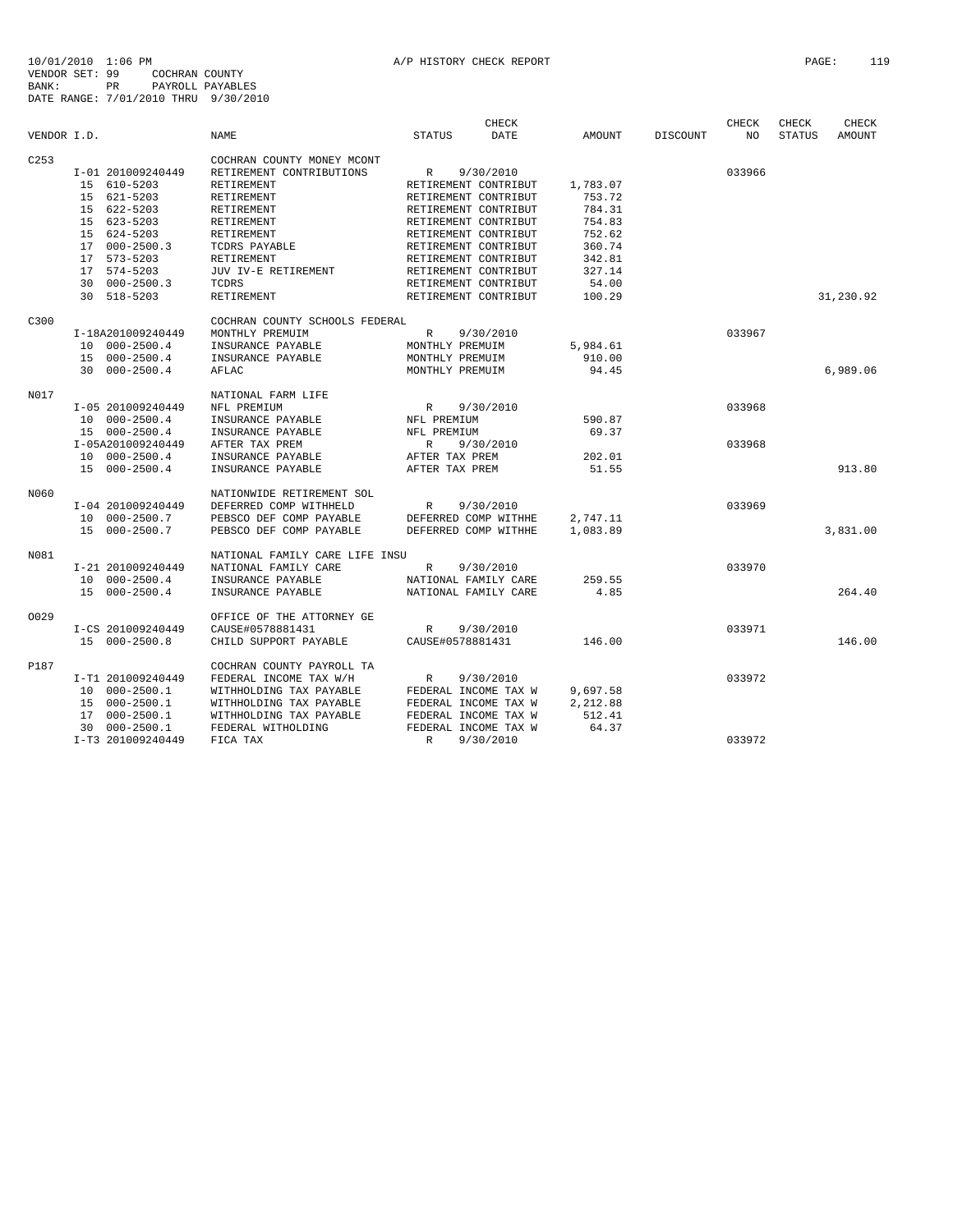10/01/2010 1:06 PM A/P HISTORY CHECK REPORT

VENDOR SET: 99 COCHRAN COUNTY
BANK: PR PAYROLL PAYABLES
DATE RANGE: 7/01/2010 THRU 9/30/2010

| VENDOR I.D. | | NAME | STATUS | CHECK DATE | AMOUNT | DISCOUNT | CHECK NO | CHECK STATUS | CHECK AMOUNT |
|---|---|---|---|---|---|---|---|---|---|
| C253 | | COCHRAN COUNTY MONEY MCONT | | | | | | | |
| | I-01 201009240449 | RETIREMENT CONTRIBUTIONS | R | 9/30/2010 | | | 033966 | | |
| | 15 610-5203 | RETIREMENT | RETIREMENT CONTRIBUT | | 1,783.07 | | | | |
| | 15 621-5203 | RETIREMENT | RETIREMENT CONTRIBUT | | 753.72 | | | | |
| | 15 622-5203 | RETIREMENT | RETIREMENT CONTRIBUT | | 784.31 | | | | |
| | 15 623-5203 | RETIREMENT | RETIREMENT CONTRIBUT | | 754.83 | | | | |
| | 15 624-5203 | RETIREMENT | RETIREMENT CONTRIBUT | | 752.62 | | | | |
| | 17 000-2500.3 | TCDRS PAYABLE | RETIREMENT CONTRIBUT | | 360.74 | | | | |
| | 17 573-5203 | RETIREMENT | RETIREMENT CONTRIBUT | | 342.81 | | | | |
| | 17 574-5203 | JUV IV-E RETIREMENT | RETIREMENT CONTRIBUT | | 327.14 | | | | |
| | 30 000-2500.3 | TCDRS | RETIREMENT CONTRIBUT | | 54.00 | | | | |
| | 30 518-5203 | RETIREMENT | RETIREMENT CONTRIBUT | | 100.29 | | | | 31,230.92 |
| C300 | | COCHRAN COUNTY SCHOOLS FEDERAL | | | | | | | |
| | I-18A201009240449 | MONTHLY PREMUIM | R | 9/30/2010 | | | 033967 | | |
| | 10 000-2500.4 | INSURANCE PAYABLE | MONTHLY PREMUIM | | 5,984.61 | | | | |
| | 15 000-2500.4 | INSURANCE PAYABLE | MONTHLY PREMUIM | | 910.00 | | | | |
| | 30 000-2500.4 | AFLAC | MONTHLY PREMUIM | | 94.45 | | | | 6,989.06 |
| N017 | | NATIONAL FARM LIFE | | | | | | | |
| | I-05 201009240449 | NFL PREMIUM | R | 9/30/2010 | | | 033968 | | |
| | 10 000-2500.4 | INSURANCE PAYABLE | NFL PREMIUM | | 590.87 | | | | |
| | 15 000-2500.4 | INSURANCE PAYABLE | NFL PREMIUM | | 69.37 | | | | |
| | I-05A201009240449 | AFTER TAX PREM | R | 9/30/2010 | | | 033968 | | |
| | 10 000-2500.4 | INSURANCE PAYABLE | AFTER TAX PREM | | 202.01 | | | | |
| | 15 000-2500.4 | INSURANCE PAYABLE | AFTER TAX PREM | | 51.55 | | | | 913.80 |
| N060 | | NATIONWIDE RETIREMENT SOL | | | | | | | |
| | I-04 201009240449 | DEFERRED COMP WITHHELD | R | 9/30/2010 | | | 033969 | | |
| | 10 000-2500.7 | PEBSCO DEF COMP PAYABLE | DEFERRED COMP WITHHE | | 2,747.11 | | | | |
| | 15 000-2500.7 | PEBSCO DEF COMP PAYABLE | DEFERRED COMP WITHHE | | 1,083.89 | | | | 3,831.00 |
| N081 | | NATIONAL FAMILY CARE LIFE INSU | | | | | | | |
| | I-21 201009240449 | NATIONAL FAMILY CARE | R | 9/30/2010 | | | 033970 | | |
| | 10 000-2500.4 | INSURANCE PAYABLE | NATIONAL FAMILY CARE | | 259.55 | | | | |
| | 15 000-2500.4 | INSURANCE PAYABLE | NATIONAL FAMILY CARE | | 4.85 | | | | 264.40 |
| O029 | | OFFICE OF THE ATTORNEY GE | | | | | | | |
| | I-CS 201009240449 | CAUSE#0578881431 | R | 9/30/2010 | | | 033971 | | |
| | 15 000-2500.8 | CHILD SUPPORT PAYABLE | CAUSE#0578881431 | | 146.00 | | | | 146.00 |
| P187 | | COCHRAN COUNTY PAYROLL TA | | | | | | | |
| | I-T1 201009240449 | FEDERAL INCOME TAX W/H | R | 9/30/2010 | | | 033972 | | |
| | 10 000-2500.1 | WITHHOLDING TAX PAYABLE | FEDERAL INCOME TAX W | | 9,697.58 | | | | |
| | 15 000-2500.1 | WITHHOLDING TAX PAYABLE | FEDERAL INCOME TAX W | | 2,212.88 | | | | |
| | 17 000-2500.1 | WITHHOLDING TAX PAYABLE | FEDERAL INCOME TAX W | | 512.41 | | | | |
| | 30 000-2500.1 | FEDERAL WITHOLDING | FEDERAL INCOME TAX W | | 64.37 | | | | |
| | I-T3 201009240449 | FICA TAX | R | 9/30/2010 | | | 033972 | | |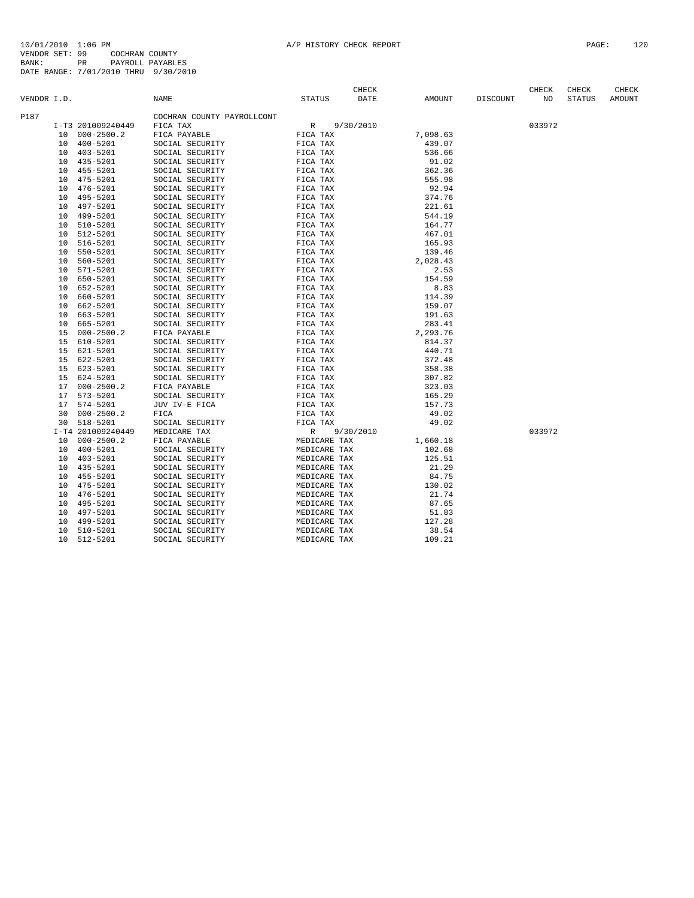10/01/2010 1:06 PM A/P HISTORY CHECK REPORT
VENDOR SET: 99 COCHRAN COUNTY
BANK: PR PAYROLL PAYABLES
DATE RANGE: 7/01/2010 THRU 9/30/2010

| VENDOR I.D. | | NAME | STATUS | CHECK DATE | AMOUNT | DISCOUNT | CHECK NO | CHECK STATUS | CHECK AMOUNT |
|---|---|---|---|---|---|---|---|---|---|
| P187 | | COCHRAN COUNTY PAYROLLCONT | | | | | | | |
| | I-T3 201009240449 | FICA TAX | R | 9/30/2010 | | | 033972 | | |
| | 10 000-2500.2 | FICA PAYABLE | FICA TAX | | 7,098.63 | | | | |
| | 10 400-5201 | SOCIAL SECURITY | FICA TAX | | 439.07 | | | | |
| | 10 403-5201 | SOCIAL SECURITY | FICA TAX | | 536.66 | | | | |
| | 10 435-5201 | SOCIAL SECURITY | FICA TAX | | 91.02 | | | | |
| | 10 455-5201 | SOCIAL SECURITY | FICA TAX | | 362.36 | | | | |
| | 10 475-5201 | SOCIAL SECURITY | FICA TAX | | 555.98 | | | | |
| | 10 476-5201 | SOCIAL SECURITY | FICA TAX | | 92.94 | | | | |
| | 10 495-5201 | SOCIAL SECURITY | FICA TAX | | 374.76 | | | | |
| | 10 497-5201 | SOCIAL SECURITY | FICA TAX | | 221.61 | | | | |
| | 10 499-5201 | SOCIAL SECURITY | FICA TAX | | 544.19 | | | | |
| | 10 510-5201 | SOCIAL SECURITY | FICA TAX | | 164.77 | | | | |
| | 10 512-5201 | SOCIAL SECURITY | FICA TAX | | 467.01 | | | | |
| | 10 516-5201 | SOCIAL SECURITY | FICA TAX | | 165.93 | | | | |
| | 10 550-5201 | SOCIAL SECURITY | FICA TAX | | 139.46 | | | | |
| | 10 560-5201 | SOCIAL SECURITY | FICA TAX | | 2,028.43 | | | | |
| | 10 571-5201 | SOCIAL SECURITY | FICA TAX | | 2.53 | | | | |
| | 10 650-5201 | SOCIAL SECURITY | FICA TAX | | 154.59 | | | | |
| | 10 652-5201 | SOCIAL SECURITY | FICA TAX | | 8.83 | | | | |
| | 10 660-5201 | SOCIAL SECURITY | FICA TAX | | 114.39 | | | | |
| | 10 662-5201 | SOCIAL SECURITY | FICA TAX | | 159.07 | | | | |
| | 10 663-5201 | SOCIAL SECURITY | FICA TAX | | 191.63 | | | | |
| | 10 665-5201 | SOCIAL SECURITY | FICA TAX | | 283.41 | | | | |
| | 15 000-2500.2 | FICA PAYABLE | FICA TAX | | 2,293.76 | | | | |
| | 15 610-5201 | SOCIAL SECURITY | FICA TAX | | 814.37 | | | | |
| | 15 621-5201 | SOCIAL SECURITY | FICA TAX | | 440.71 | | | | |
| | 15 622-5201 | SOCIAL SECURITY | FICA TAX | | 372.48 | | | | |
| | 15 623-5201 | SOCIAL SECURITY | FICA TAX | | 358.38 | | | | |
| | 15 624-5201 | SOCIAL SECURITY | FICA TAX | | 307.82 | | | | |
| | 17 000-2500.2 | FICA PAYABLE | FICA TAX | | 323.03 | | | | |
| | 17 573-5201 | SOCIAL SECURITY | FICA TAX | | 165.29 | | | | |
| | 17 574-5201 | JUV IV-E FICA | FICA TAX | | 157.73 | | | | |
| | 30 000-2500.2 | FICA | FICA TAX | | 49.02 | | | | |
| | 30 518-5201 | SOCIAL SECURITY | FICA TAX | | 49.02 | | | | |
| | I-T4 201009240449 | MEDICARE TAX | R | 9/30/2010 | | | 033972 | | |
| | 10 000-2500.2 | FICA PAYABLE | MEDICARE TAX | | 1,660.18 | | | | |
| | 10 400-5201 | SOCIAL SECURITY | MEDICARE TAX | | 102.68 | | | | |
| | 10 403-5201 | SOCIAL SECURITY | MEDICARE TAX | | 125.51 | | | | |
| | 10 435-5201 | SOCIAL SECURITY | MEDICARE TAX | | 21.29 | | | | |
| | 10 455-5201 | SOCIAL SECURITY | MEDICARE TAX | | 84.75 | | | | |
| | 10 475-5201 | SOCIAL SECURITY | MEDICARE TAX | | 130.02 | | | | |
| | 10 476-5201 | SOCIAL SECURITY | MEDICARE TAX | | 21.74 | | | | |
| | 10 495-5201 | SOCIAL SECURITY | MEDICARE TAX | | 87.65 | | | | |
| | 10 497-5201 | SOCIAL SECURITY | MEDICARE TAX | | 51.83 | | | | |
| | 10 499-5201 | SOCIAL SECURITY | MEDICARE TAX | | 127.28 | | | | |
| | 10 510-5201 | SOCIAL SECURITY | MEDICARE TAX | | 38.54 | | | | |
| | 10 512-5201 | SOCIAL SECURITY | MEDICARE TAX | | 109.21 | | | | |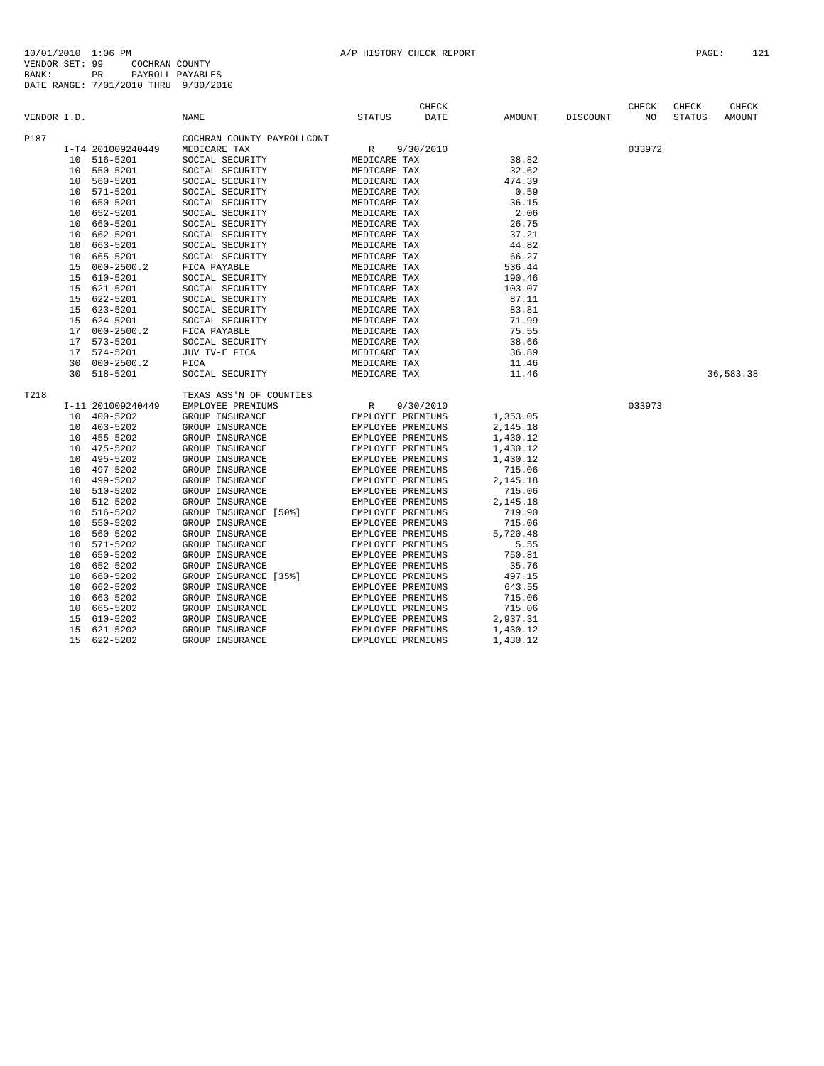10/01/2010 1:06 PM A/P HISTORY CHECK REPORT

VENDOR SET: 99 COCHRAN COUNTY
BANK: PR PAYROLL PAYABLES
DATE RANGE: 7/01/2010 THRU 9/30/2010

| VENDOR I.D. | | NAME | STATUS | CHECK DATE | AMOUNT | DISCOUNT | CHECK NO | CHECK STATUS | CHECK AMOUNT |
|---|---|---|---|---|---|---|---|---|---|
| P187 | | COCHRAN COUNTY PAYROLLCONT | | | | | | | |
| | I-T4 201009240449 | MEDICARE TAX | R | 9/30/2010 | | | 033972 | | |
| 10 | 516-5201 | SOCIAL SECURITY | MEDICARE TAX | | 38.82 | | | | |
| 10 | 550-5201 | SOCIAL SECURITY | MEDICARE TAX | | 32.62 | | | | |
| 10 | 560-5201 | SOCIAL SECURITY | MEDICARE TAX | | 474.39 | | | | |
| 10 | 571-5201 | SOCIAL SECURITY | MEDICARE TAX | | 0.59 | | | | |
| 10 | 650-5201 | SOCIAL SECURITY | MEDICARE TAX | | 36.15 | | | | |
| 10 | 652-5201 | SOCIAL SECURITY | MEDICARE TAX | | 2.06 | | | | |
| 10 | 660-5201 | SOCIAL SECURITY | MEDICARE TAX | | 26.75 | | | | |
| 10 | 662-5201 | SOCIAL SECURITY | MEDICARE TAX | | 37.21 | | | | |
| 10 | 663-5201 | SOCIAL SECURITY | MEDICARE TAX | | 44.82 | | | | |
| 10 | 665-5201 | SOCIAL SECURITY | MEDICARE TAX | | 66.27 | | | | |
| 15 | 000-2500.2 | FICA PAYABLE | MEDICARE TAX | | 536.44 | | | | |
| 15 | 610-5201 | SOCIAL SECURITY | MEDICARE TAX | | 190.46 | | | | |
| 15 | 621-5201 | SOCIAL SECURITY | MEDICARE TAX | | 103.07 | | | | |
| 15 | 622-5201 | SOCIAL SECURITY | MEDICARE TAX | | 87.11 | | | | |
| 15 | 623-5201 | SOCIAL SECURITY | MEDICARE TAX | | 83.81 | | | | |
| 15 | 624-5201 | SOCIAL SECURITY | MEDICARE TAX | | 71.99 | | | | |
| 17 | 000-2500.2 | FICA PAYABLE | MEDICARE TAX | | 75.55 | | | | |
| 17 | 573-5201 | SOCIAL SECURITY | MEDICARE TAX | | 38.66 | | | | |
| 17 | 574-5201 | JUV IV-E FICA | MEDICARE TAX | | 36.89 | | | | |
| 30 | 000-2500.2 | FICA | MEDICARE TAX | | 11.46 | | | | |
| 30 | 518-5201 | SOCIAL SECURITY | MEDICARE TAX | | 11.46 | | | | 36,583.38 |
| T218 | | TEXAS ASS'N OF COUNTIES | | | | | | | |
| | I-11 201009240449 | EMPLOYEE PREMIUMS | R | 9/30/2010 | | | 033973 | | |
| 10 | 400-5202 | GROUP INSURANCE | EMPLOYEE PREMIUMS | | 1,353.05 | | | | |
| 10 | 403-5202 | GROUP INSURANCE | EMPLOYEE PREMIUMS | | 2,145.18 | | | | |
| 10 | 455-5202 | GROUP INSURANCE | EMPLOYEE PREMIUMS | | 1,430.12 | | | | |
| 10 | 475-5202 | GROUP INSURANCE | EMPLOYEE PREMIUMS | | 1,430.12 | | | | |
| 10 | 495-5202 | GROUP INSURANCE | EMPLOYEE PREMIUMS | | 1,430.12 | | | | |
| 10 | 497-5202 | GROUP INSURANCE | EMPLOYEE PREMIUMS | | 715.06 | | | | |
| 10 | 499-5202 | GROUP INSURANCE | EMPLOYEE PREMIUMS | | 2,145.18 | | | | |
| 10 | 510-5202 | GROUP INSURANCE | EMPLOYEE PREMIUMS | | 715.06 | | | | |
| 10 | 512-5202 | GROUP INSURANCE | EMPLOYEE PREMIUMS | | 2,145.18 | | | | |
| 10 | 516-5202 | GROUP INSURANCE [50%] | EMPLOYEE PREMIUMS | | 719.90 | | | | |
| 10 | 550-5202 | GROUP INSURANCE | EMPLOYEE PREMIUMS | | 715.06 | | | | |
| 10 | 560-5202 | GROUP INSURANCE | EMPLOYEE PREMIUMS | | 5,720.48 | | | | |
| 10 | 571-5202 | GROUP INSURANCE | EMPLOYEE PREMIUMS | | 5.55 | | | | |
| 10 | 650-5202 | GROUP INSURANCE | EMPLOYEE PREMIUMS | | 750.81 | | | | |
| 10 | 652-5202 | GROUP INSURANCE | EMPLOYEE PREMIUMS | | 35.76 | | | | |
| 10 | 660-5202 | GROUP INSURANCE [35%] | EMPLOYEE PREMIUMS | | 497.15 | | | | |
| 10 | 662-5202 | GROUP INSURANCE | EMPLOYEE PREMIUMS | | 643.55 | | | | |
| 10 | 663-5202 | GROUP INSURANCE | EMPLOYEE PREMIUMS | | 715.06 | | | | |
| 10 | 665-5202 | GROUP INSURANCE | EMPLOYEE PREMIUMS | | 715.06 | | | | |
| 15 | 610-5202 | GROUP INSURANCE | EMPLOYEE PREMIUMS | | 2,937.31 | | | | |
| 15 | 621-5202 | GROUP INSURANCE | EMPLOYEE PREMIUMS | | 1,430.12 | | | | |
| 15 | 622-5202 | GROUP INSURANCE | EMPLOYEE PREMIUMS | | 1,430.12 | | | | |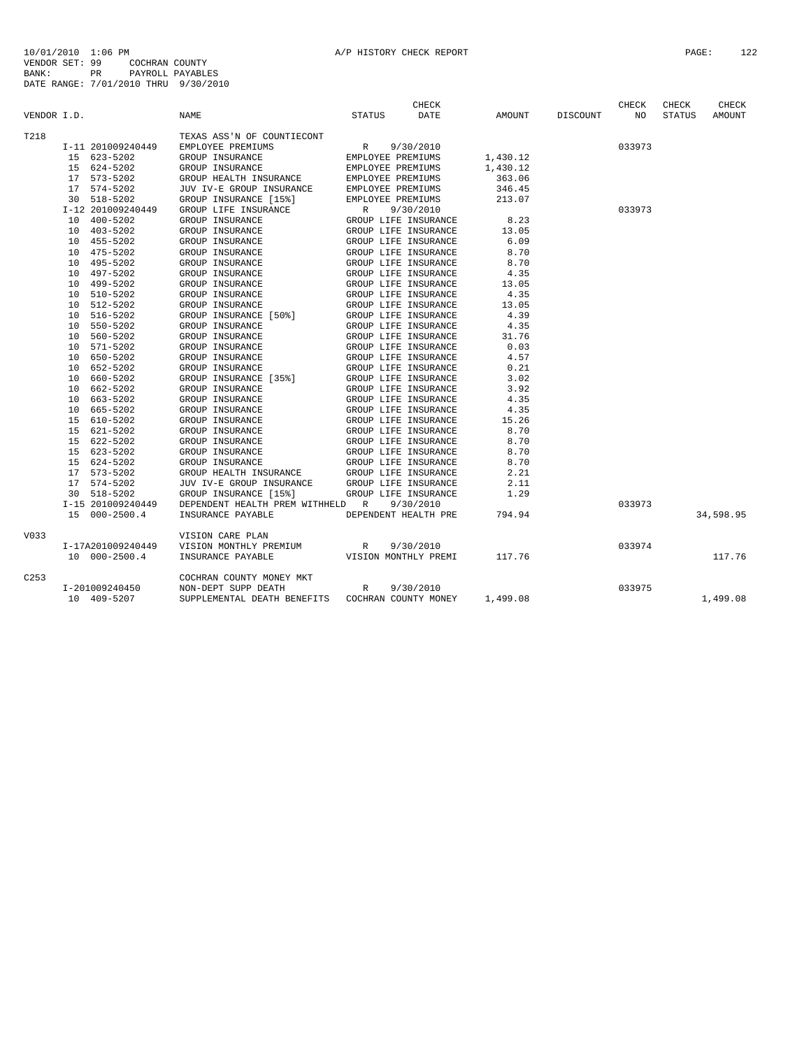10/01/2010 1:06 PM A/P HISTORY CHECK REPORT
VENDOR SET: 99 COCHRAN COUNTY
BANK: PR PAYROLL PAYABLES
DATE RANGE: 7/01/2010 THRU 9/30/2010

| VENDOR I.D. | | NAME | STATUS | CHECK DATE | AMOUNT | DISCOUNT | CHECK NO | CHECK STATUS | CHECK AMOUNT |
|---|---|---|---|---|---|---|---|---|---|
| T218 | | TEXAS ASS'N OF COUNTIECONT | | | | | | | |
| | I-11 201009240449 | EMPLOYEE PREMIUMS | R | 9/30/2010 | | | 033973 | | |
| | 15 623-5202 | GROUP INSURANCE | EMPLOYEE PREMIUMS | | 1,430.12 | | | | |
| | 15 624-5202 | GROUP INSURANCE | EMPLOYEE PREMIUMS | | 1,430.12 | | | | |
| | 17 573-5202 | GROUP HEALTH INSURANCE | EMPLOYEE PREMIUMS | | 363.06 | | | | |
| | 17 574-5202 | JUV IV-E GROUP INSURANCE | EMPLOYEE PREMIUMS | | 346.45 | | | | |
| | 30 518-5202 | GROUP INSURANCE [15%] | EMPLOYEE PREMIUMS | | 213.07 | | | | |
| | I-12 201009240449 | GROUP LIFE INSURANCE | R | 9/30/2010 | | | 033973 | | |
| | 10 400-5202 | GROUP INSURANCE | GROUP LIFE INSURANCE | | 8.23 | | | | |
| | 10 403-5202 | GROUP INSURANCE | GROUP LIFE INSURANCE | | 13.05 | | | | |
| | 10 455-5202 | GROUP INSURANCE | GROUP LIFE INSURANCE | | 6.09 | | | | |
| | 10 475-5202 | GROUP INSURANCE | GROUP LIFE INSURANCE | | 8.70 | | | | |
| | 10 495-5202 | GROUP INSURANCE | GROUP LIFE INSURANCE | | 8.70 | | | | |
| | 10 497-5202 | GROUP INSURANCE | GROUP LIFE INSURANCE | | 4.35 | | | | |
| | 10 499-5202 | GROUP INSURANCE | GROUP LIFE INSURANCE | | 13.05 | | | | |
| | 10 510-5202 | GROUP INSURANCE | GROUP LIFE INSURANCE | | 4.35 | | | | |
| | 10 512-5202 | GROUP INSURANCE | GROUP LIFE INSURANCE | | 13.05 | | | | |
| | 10 516-5202 | GROUP INSURANCE [50%] | GROUP LIFE INSURANCE | | 4.39 | | | | |
| | 10 550-5202 | GROUP INSURANCE | GROUP LIFE INSURANCE | | 4.35 | | | | |
| | 10 560-5202 | GROUP INSURANCE | GROUP LIFE INSURANCE | | 31.76 | | | | |
| | 10 571-5202 | GROUP INSURANCE | GROUP LIFE INSURANCE | | 0.03 | | | | |
| | 10 650-5202 | GROUP INSURANCE | GROUP LIFE INSURANCE | | 4.57 | | | | |
| | 10 652-5202 | GROUP INSURANCE | GROUP LIFE INSURANCE | | 0.21 | | | | |
| | 10 660-5202 | GROUP INSURANCE [35%] | GROUP LIFE INSURANCE | | 3.02 | | | | |
| | 10 662-5202 | GROUP INSURANCE | GROUP LIFE INSURANCE | | 3.92 | | | | |
| | 10 663-5202 | GROUP INSURANCE | GROUP LIFE INSURANCE | | 4.35 | | | | |
| | 10 665-5202 | GROUP INSURANCE | GROUP LIFE INSURANCE | | 4.35 | | | | |
| | 15 610-5202 | GROUP INSURANCE | GROUP LIFE INSURANCE | | 15.26 | | | | |
| | 15 621-5202 | GROUP INSURANCE | GROUP LIFE INSURANCE | | 8.70 | | | | |
| | 15 622-5202 | GROUP INSURANCE | GROUP LIFE INSURANCE | | 8.70 | | | | |
| | 15 623-5202 | GROUP INSURANCE | GROUP LIFE INSURANCE | | 8.70 | | | | |
| | 15 624-5202 | GROUP INSURANCE | GROUP LIFE INSURANCE | | 8.70 | | | | |
| | 17 573-5202 | GROUP HEALTH INSURANCE | GROUP LIFE INSURANCE | | 2.21 | | | | |
| | 17 574-5202 | JUV IV-E GROUP INSURANCE | GROUP LIFE INSURANCE | | 2.11 | | | | |
| | 30 518-5202 | GROUP INSURANCE [15%] | GROUP LIFE INSURANCE | | 1.29 | | | | |
| | I-15 201009240449 | DEPENDENT HEALTH PREM WITHHELD | R | 9/30/2010 | | | 033973 | | |
| | 15 000-2500.4 | INSURANCE PAYABLE | DEPENDENT HEALTH PRE | | 794.94 | | | | 34,598.95 |
| V033 | | VISION CARE PLAN | | | | | | | |
| | I-17A201009240449 | VISION MONTHLY PREMIUM | R | 9/30/2010 | | | 033974 | | |
| | 10 000-2500.4 | INSURANCE PAYABLE | VISION MONTHLY PREMI | | 117.76 | | | | 117.76 |
| C253 | | COCHRAN COUNTY MONEY MKT | | | | | | | |
| | I-201009240450 | NON-DEPT SUPP DEATH | R | 9/30/2010 | | | 033975 | | |
| | 10 409-5207 | SUPPLEMENTAL DEATH BENEFITS | COCHRAN COUNTY MONEY | | 1,499.08 | | | | 1,499.08 |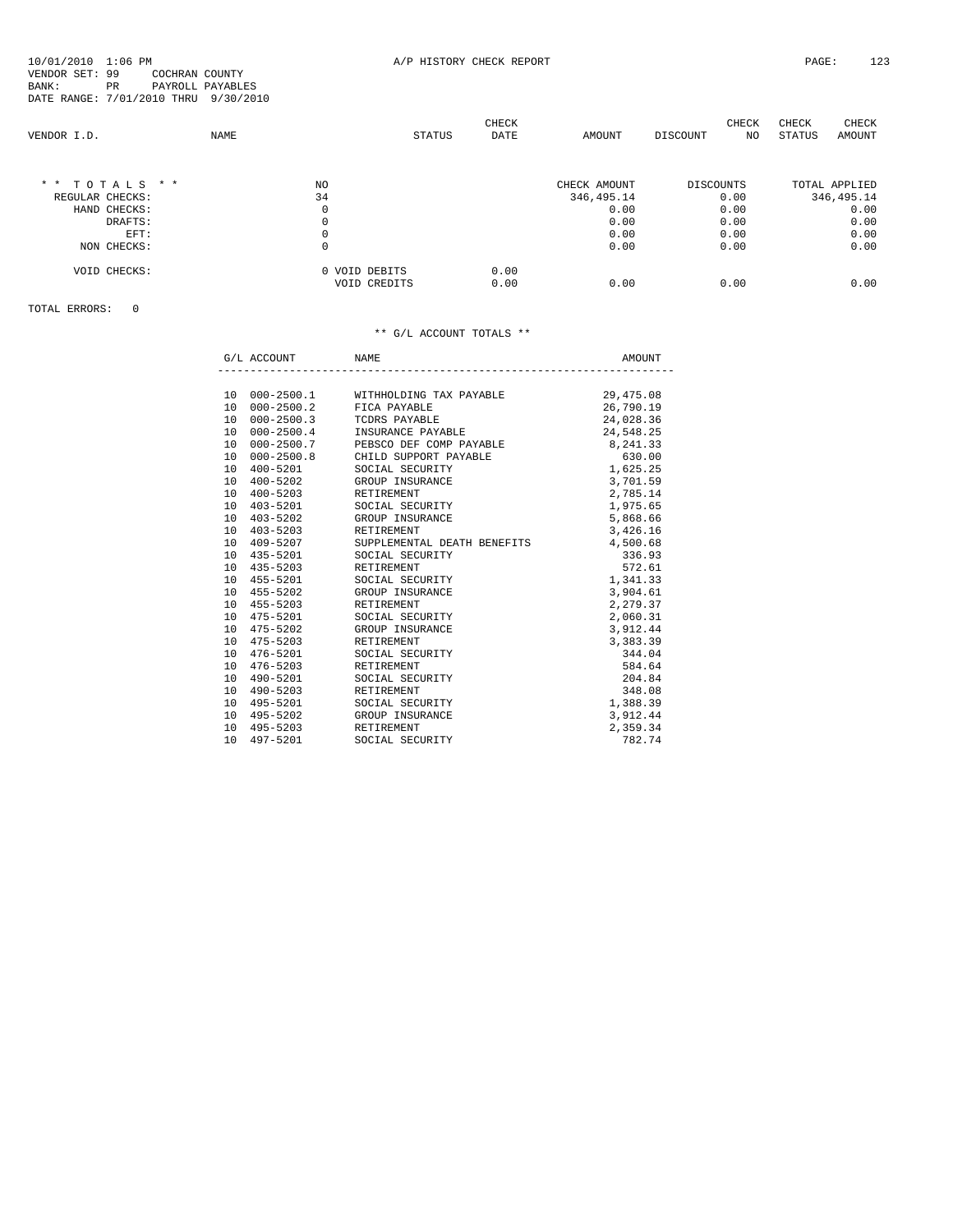10/01/2010 1:06 PM A/P HISTORY CHECK REPORT
VENDOR SET: 99 COCHRAN COUNTY
BANK: PR PAYROLL PAYABLES
DATE RANGE: 7/01/2010 THRU 9/30/2010

| VENDOR I.D. | NAME | STATUS | CHECK DATE | AMOUNT | DISCOUNT | CHECK NO | CHECK STATUS | CHECK AMOUNT |
|---|---|---|---|---|---|---|---|---|

| * * T O T A L S * * | NO | | CHECK AMOUNT | DISCOUNTS | TOTAL APPLIED |
|---|---|---|---|---|---|
| REGULAR CHECKS: | 34 | | 346,495.14 | 0.00 | 346,495.14 |
| HAND CHECKS: | 0 | | 0.00 | 0.00 | 0.00 |
| DRAFTS: | 0 | | 0.00 | 0.00 | 0.00 |
| EFT: | 0 | | 0.00 | 0.00 | 0.00 |
| NON CHECKS: | 0 | | 0.00 | 0.00 | 0.00 |
| VOID CHECKS: | 0 VOID DEBITS | 0.00 | | | |
| | VOID CREDITS | 0.00 | 0.00 | 0.00 | 0.00 |

TOTAL ERRORS: 0

** G/L ACCOUNT TOTALS **

| | G/L ACCOUNT | NAME | AMOUNT |
|---|---|---|---|
| 10 | 000-2500.1 | WITHHOLDING TAX PAYABLE | 29,475.08 |
| 10 | 000-2500.2 | FICA PAYABLE | 26,790.19 |
| 10 | 000-2500.3 | TCDRS PAYABLE | 24,028.36 |
| 10 | 000-2500.4 | INSURANCE PAYABLE | 24,548.25 |
| 10 | 000-2500.7 | PEBSCO DEF COMP PAYABLE | 8,241.33 |
| 10 | 000-2500.8 | CHILD SUPPORT PAYABLE | 630.00 |
| 10 | 400-5201 | SOCIAL SECURITY | 1,625.25 |
| 10 | 400-5202 | GROUP INSURANCE | 3,701.59 |
| 10 | 400-5203 | RETIREMENT | 2,785.14 |
| 10 | 403-5201 | SOCIAL SECURITY | 1,975.65 |
| 10 | 403-5202 | GROUP INSURANCE | 5,868.66 |
| 10 | 403-5203 | RETIREMENT | 3,426.16 |
| 10 | 409-5207 | SUPPLEMENTAL DEATH BENEFITS | 4,500.68 |
| 10 | 435-5201 | SOCIAL SECURITY | 336.93 |
| 10 | 435-5203 | RETIREMENT | 572.61 |
| 10 | 455-5201 | SOCIAL SECURITY | 1,341.33 |
| 10 | 455-5202 | GROUP INSURANCE | 3,904.61 |
| 10 | 455-5203 | RETIREMENT | 2,279.37 |
| 10 | 475-5201 | SOCIAL SECURITY | 2,060.31 |
| 10 | 475-5202 | GROUP INSURANCE | 3,912.44 |
| 10 | 475-5203 | RETIREMENT | 3,383.39 |
| 10 | 476-5201 | SOCIAL SECURITY | 344.04 |
| 10 | 476-5203 | RETIREMENT | 584.64 |
| 10 | 490-5201 | SOCIAL SECURITY | 204.84 |
| 10 | 490-5203 | RETIREMENT | 348.08 |
| 10 | 495-5201 | SOCIAL SECURITY | 1,388.39 |
| 10 | 495-5202 | GROUP INSURANCE | 3,912.44 |
| 10 | 495-5203 | RETIREMENT | 2,359.34 |
| 10 | 497-5201 | SOCIAL SECURITY | 782.74 |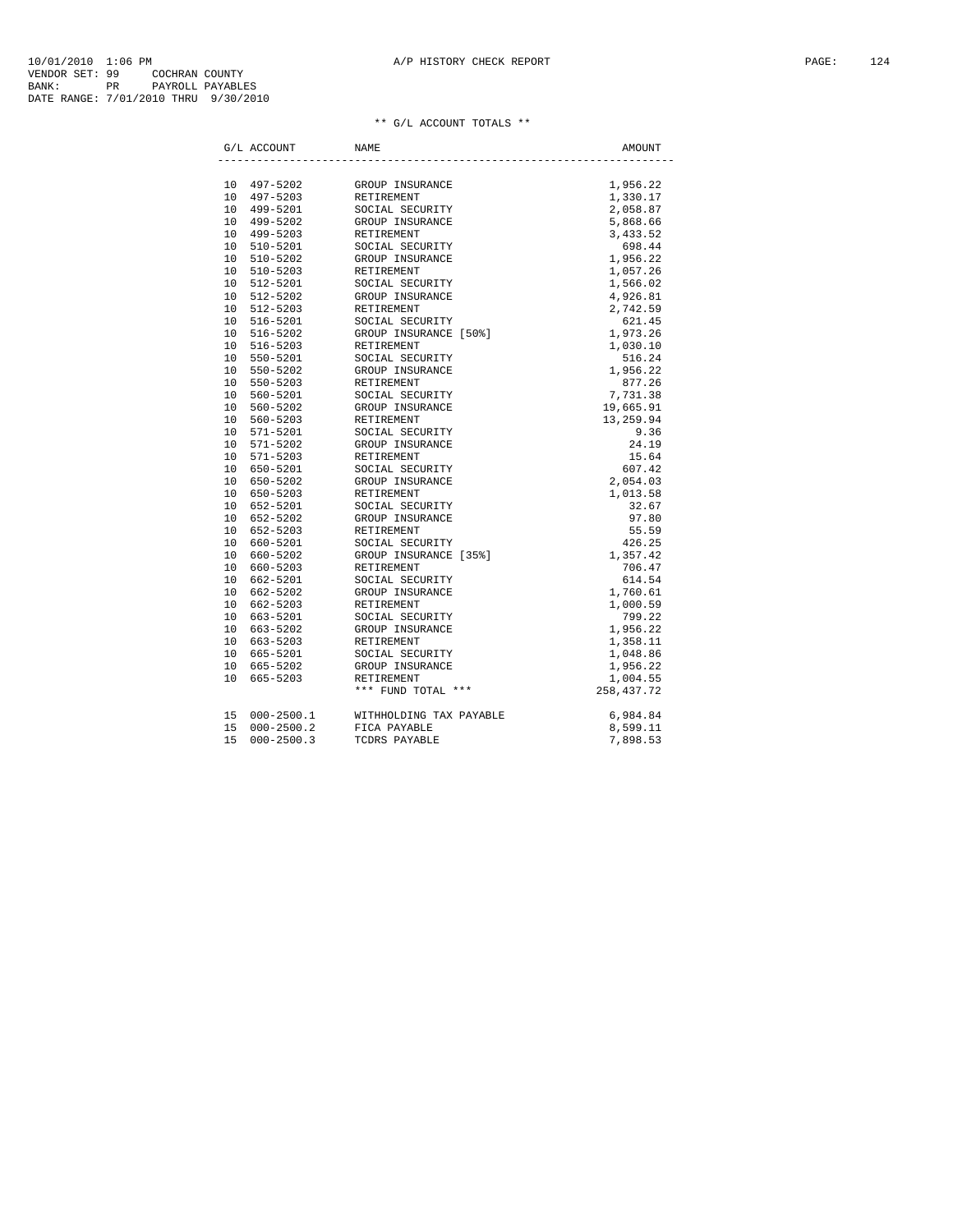10/01/2010 1:06 PM A/P HISTORY CHECK REPORT
VENDOR SET: 99 COCHRAN COUNTY
BANK: PR PAYROLL PAYABLES
DATE RANGE: 7/01/2010 THRU 9/30/2010

** G/L ACCOUNT TOTALS **

| G/L ACCOUNT | | NAME | AMOUNT |
|---|---|---|---|
| 10 | 497-5202 | GROUP INSURANCE | 1,956.22 |
| 10 | 497-5203 | RETIREMENT | 1,330.17 |
| 10 | 499-5201 | SOCIAL SECURITY | 2,058.87 |
| 10 | 499-5202 | GROUP INSURANCE | 5,868.66 |
| 10 | 499-5203 | RETIREMENT | 3,433.52 |
| 10 | 510-5201 | SOCIAL SECURITY | 698.44 |
| 10 | 510-5202 | GROUP INSURANCE | 1,956.22 |
| 10 | 510-5203 | RETIREMENT | 1,057.26 |
| 10 | 512-5201 | SOCIAL SECURITY | 1,566.02 |
| 10 | 512-5202 | GROUP INSURANCE | 4,926.81 |
| 10 | 512-5203 | RETIREMENT | 2,742.59 |
| 10 | 516-5201 | SOCIAL SECURITY | 621.45 |
| 10 | 516-5202 | GROUP INSURANCE [50%] | 1,973.26 |
| 10 | 516-5203 | RETIREMENT | 1,030.10 |
| 10 | 550-5201 | SOCIAL SECURITY | 516.24 |
| 10 | 550-5202 | GROUP INSURANCE | 1,956.22 |
| 10 | 550-5203 | RETIREMENT | 877.26 |
| 10 | 560-5201 | SOCIAL SECURITY | 7,731.38 |
| 10 | 560-5202 | GROUP INSURANCE | 19,665.91 |
| 10 | 560-5203 | RETIREMENT | 13,259.94 |
| 10 | 571-5201 | SOCIAL SECURITY | 9.36 |
| 10 | 571-5202 | GROUP INSURANCE | 24.19 |
| 10 | 571-5203 | RETIREMENT | 15.64 |
| 10 | 650-5201 | SOCIAL SECURITY | 607.42 |
| 10 | 650-5202 | GROUP INSURANCE | 2,054.03 |
| 10 | 650-5203 | RETIREMENT | 1,013.58 |
| 10 | 652-5201 | SOCIAL SECURITY | 32.67 |
| 10 | 652-5202 | GROUP INSURANCE | 97.80 |
| 10 | 652-5203 | RETIREMENT | 55.59 |
| 10 | 660-5201 | SOCIAL SECURITY | 426.25 |
| 10 | 660-5202 | GROUP INSURANCE [35%] | 1,357.42 |
| 10 | 660-5203 | RETIREMENT | 706.47 |
| 10 | 662-5201 | SOCIAL SECURITY | 614.54 |
| 10 | 662-5202 | GROUP INSURANCE | 1,760.61 |
| 10 | 662-5203 | RETIREMENT | 1,000.59 |
| 10 | 663-5201 | SOCIAL SECURITY | 799.22 |
| 10 | 663-5202 | GROUP INSURANCE | 1,956.22 |
| 10 | 663-5203 | RETIREMENT | 1,358.11 |
| 10 | 665-5201 | SOCIAL SECURITY | 1,048.86 |
| 10 | 665-5202 | GROUP INSURANCE | 1,956.22 |
| 10 | 665-5203 | RETIREMENT | 1,004.55 |
| | | *** FUND TOTAL *** | 258,437.72 |
| 15 | 000-2500.1 | WITHHOLDING TAX PAYABLE | 6,984.84 |
| 15 | 000-2500.2 | FICA PAYABLE | 8,599.11 |
| 15 | 000-2500.3 | TCDRS PAYABLE | 7,898.53 |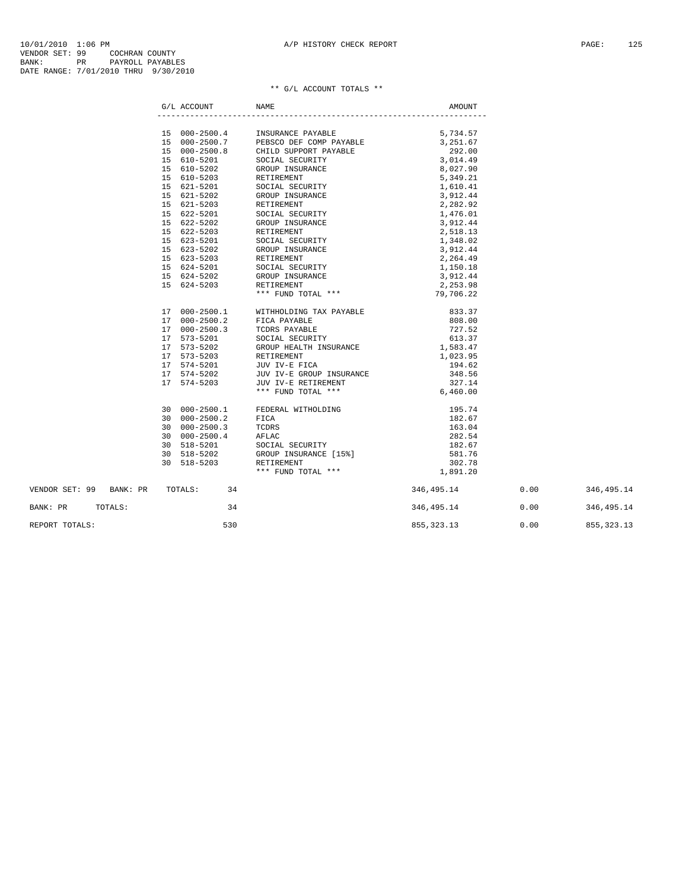10/01/2010 1:06 PM A/P HISTORY CHECK REPORT
VENDOR SET: 99 COCHRAN COUNTY
BANK: PR PAYROLL PAYABLES
DATE RANGE: 7/01/2010 THRU 9/30/2010

** G/L ACCOUNT TOTALS **

| G/L ACCOUNT | NAME | AMOUNT |
|---|---|---|
| 15 000-2500.4 | INSURANCE PAYABLE | 5,734.57 |
| 15 000-2500.7 | PEBSCO DEF COMP PAYABLE | 3,251.67 |
| 15 000-2500.8 | CHILD SUPPORT PAYABLE | 292.00 |
| 15 610-5201 | SOCIAL SECURITY | 3,014.49 |
| 15 610-5202 | GROUP INSURANCE | 8,027.90 |
| 15 610-5203 | RETIREMENT | 5,349.21 |
| 15 621-5201 | SOCIAL SECURITY | 1,610.41 |
| 15 621-5202 | GROUP INSURANCE | 3,912.44 |
| 15 621-5203 | RETIREMENT | 2,282.92 |
| 15 622-5201 | SOCIAL SECURITY | 1,476.01 |
| 15 622-5202 | GROUP INSURANCE | 3,912.44 |
| 15 622-5203 | RETIREMENT | 2,518.13 |
| 15 623-5201 | SOCIAL SECURITY | 1,348.02 |
| 15 623-5202 | GROUP INSURANCE | 3,912.44 |
| 15 623-5203 | RETIREMENT | 2,264.49 |
| 15 624-5201 | SOCIAL SECURITY | 1,150.18 |
| 15 624-5202 | GROUP INSURANCE | 3,912.44 |
| 15 624-5203 | RETIREMENT | 2,253.98 |
| | *** FUND TOTAL *** | 79,706.22 |
| 17 000-2500.1 | WITHHOLDING TAX PAYABLE | 833.37 |
| 17 000-2500.2 | FICA PAYABLE | 808.00 |
| 17 000-2500.3 | TCDRS PAYABLE | 727.52 |
| 17 573-5201 | SOCIAL SECURITY | 613.37 |
| 17 573-5202 | GROUP HEALTH INSURANCE | 1,583.47 |
| 17 573-5203 | RETIREMENT | 1,023.95 |
| 17 574-5201 | JUV IV-E FICA | 194.62 |
| 17 574-5202 | JUV IV-E GROUP INSURANCE | 348.56 |
| 17 574-5203 | JUV IV-E RETIREMENT | 327.14 |
| | *** FUND TOTAL *** | 6,460.00 |
| 30 000-2500.1 | FEDERAL WITHOLDING | 195.74 |
| 30 000-2500.2 | FICA | 182.67 |
| 30 000-2500.3 | TCDRS | 163.04 |
| 30 000-2500.4 | AFLAC | 282.54 |
| 30 518-5201 | SOCIAL SECURITY | 182.67 |
| 30 518-5202 | GROUP INSURANCE [15%] | 581.76 |
| 30 518-5203 | RETIREMENT | 302.78 |
| | *** FUND TOTAL *** | 1,891.20 |

| | | | | |
|---|---|---|---|---|
| VENDOR SET: 99 BANK: PR TOTALS: | 34 | 346,495.14 | 0.00 | 346,495.14 |
| BANK: PR TOTALS: | 34 | 346,495.14 | 0.00 | 346,495.14 |
| REPORT TOTALS: | 530 | 855,323.13 | 0.00 | 855,323.13 |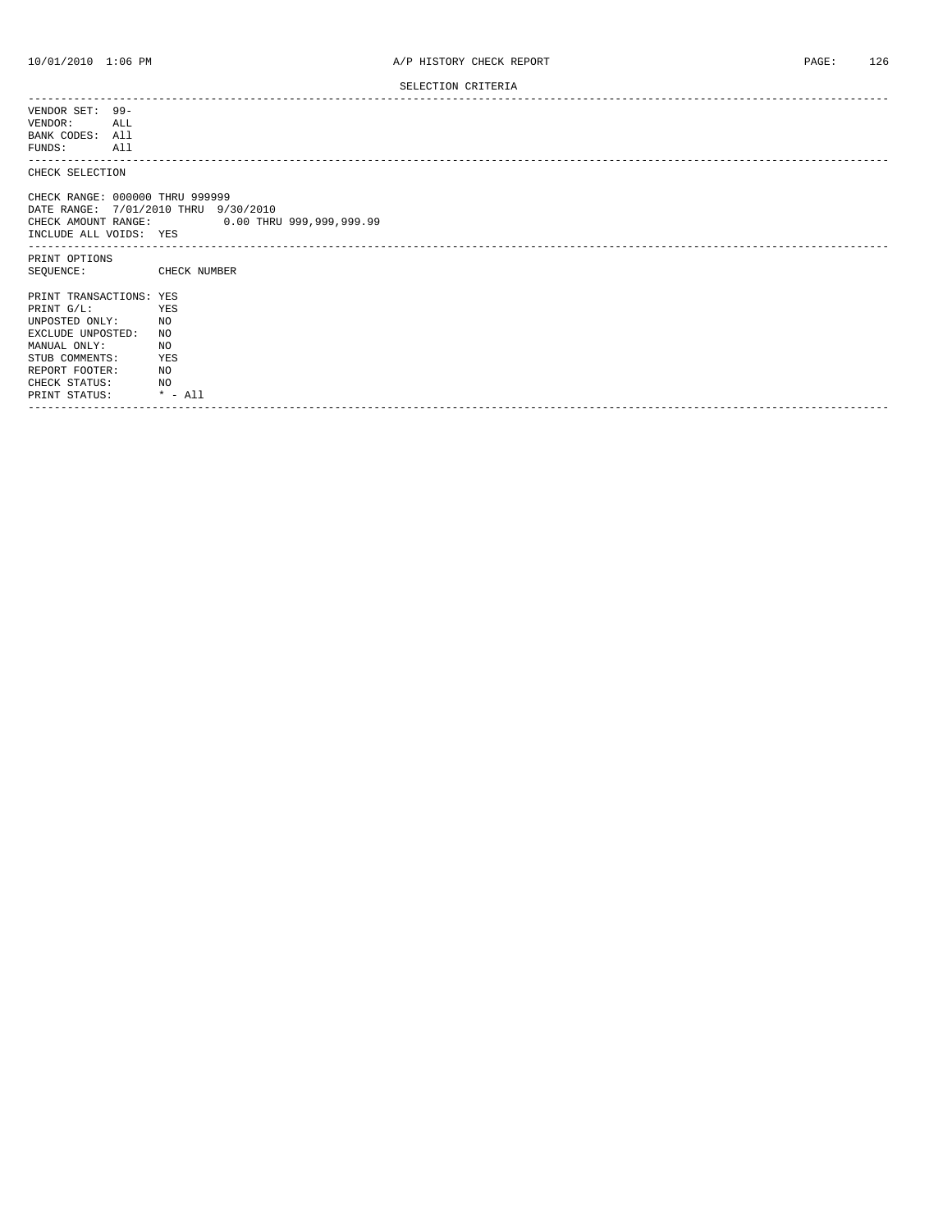A/P HISTORY CHECK REPORT

SELECTION CRITERIA

VENDOR SET: 99-
VENDOR: ALL
BANK CODES: All
FUNDS: All

CHECK SELECTION

CHECK RANGE: 000000 THRU 999999
DATE RANGE: 7/01/2010 THRU 9/30/2010
CHECK AMOUNT RANGE: 0.00 THRU 999,999,999.99
INCLUDE ALL VOIDS: YES

PRINT OPTIONS
SEQUENCE: CHECK NUMBER

PRINT TRANSACTIONS: YES
PRINT G/L: YES
UNPOSTED ONLY: NO
EXCLUDE UNPOSTED: NO
MANUAL ONLY: NO
STUB COMMENTS: YES
REPORT FOOTER: NO
CHECK STATUS: NO
PRINT STATUS: * - All